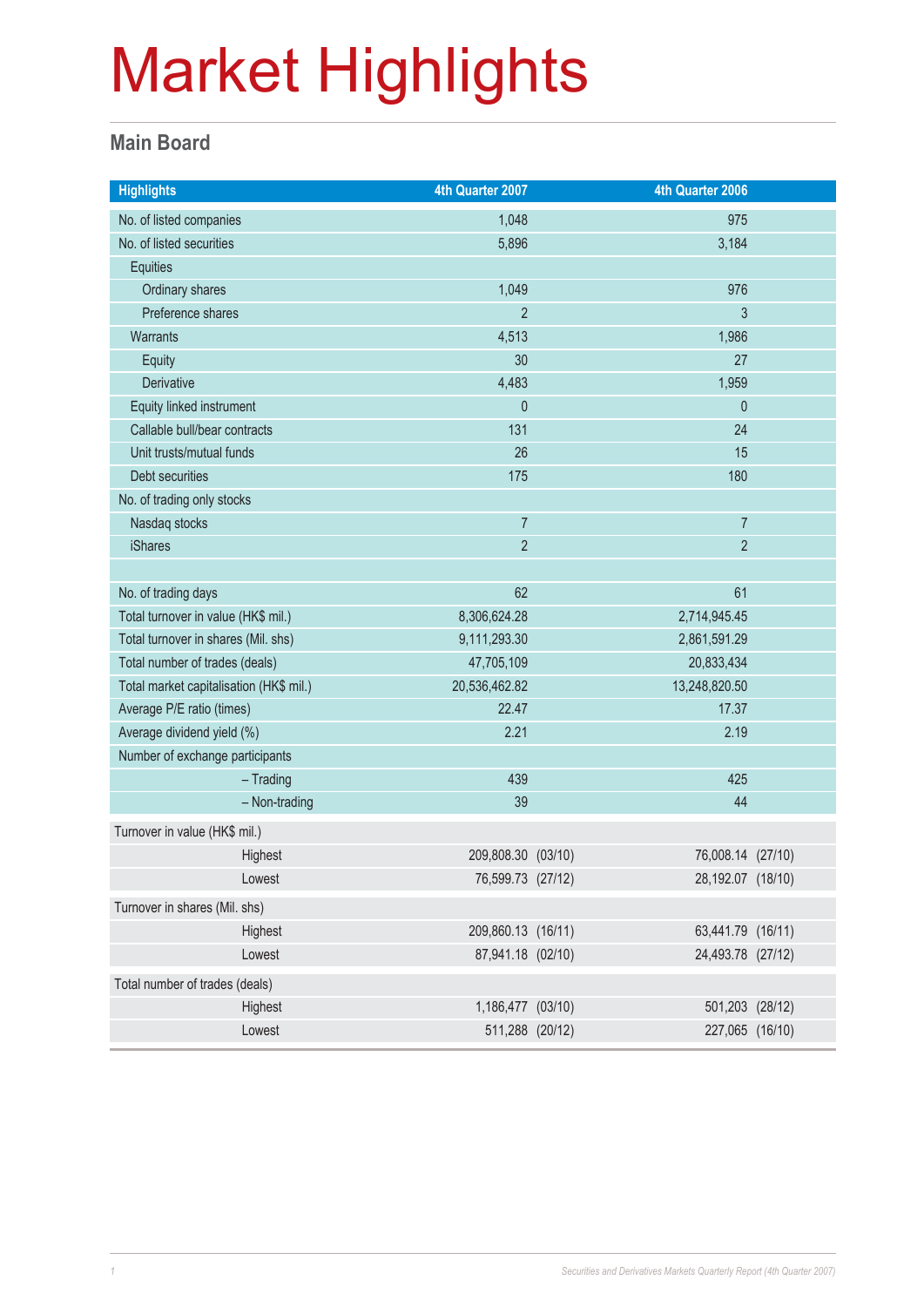# Market Highlights

## Main Board

| Highlights | 4th Quarter 2007 | 4th Quarter 2006 |
|---|---|---|
| No. of listed companies | 1,048 | 975 |
| No. of listed securities | 5,896 | 3,184 |
| Equities | | |
| Ordinary shares | 1,049 | 976 |
| Preference shares | 2 | 3 |
| Warrants | 4,513 | 1,986 |
| Equity | 30 | 27 |
| Derivative | 4,483 | 1,959 |
| Equity linked instrument | 0 | 0 |
| Callable bull/bear contracts | 131 | 24 |
| Unit trusts/mutual funds | 26 | 15 |
| Debt securities | 175 | 180 |
| No. of trading only stocks | | |
| Nasdaq stocks | 7 | 7 |
| iShares | 2 | 2 |
| | | |
| No. of trading days | 62 | 61 |
| Total turnover in value (HK$ mil.) | 8,306,624.28 | 2,714,945.45 |
| Total turnover in shares (Mil. shs) | 9,111,293.30 | 2,861,591.29 |
| Total number of trades (deals) | 47,705,109 | 20,833,434 |
| Total market capitalisation (HK$ mil.) | 20,536,462.82 | 13,248,820.50 |
| Average P/E ratio (times) | 22.47 | 17.37 |
| Average dividend yield (%) | 2.21 | 2.19 |
| Number of exchange participants | | |
| – Trading | 439 | 425 |
| – Non-trading | 39 | 44 |
| Turnover in value (HK$ mil.) | | |
| Highest | 209,808.30 (03/10) | 76,008.14 (27/10) |
| Lowest | 76,599.73 (27/12) | 28,192.07 (18/10) |
| Turnover in shares (Mil. shs) | | |
| Highest | 209,860.13 (16/11) | 63,441.79 (16/11) |
| Lowest | 87,941.18 (02/10) | 24,493.78 (27/12) |
| Total number of trades (deals) | | |
| Highest | 1,186,477 (03/10) | 501,203 (28/12) |
| Lowest | 511,288 (20/12) | 227,065 (16/10) |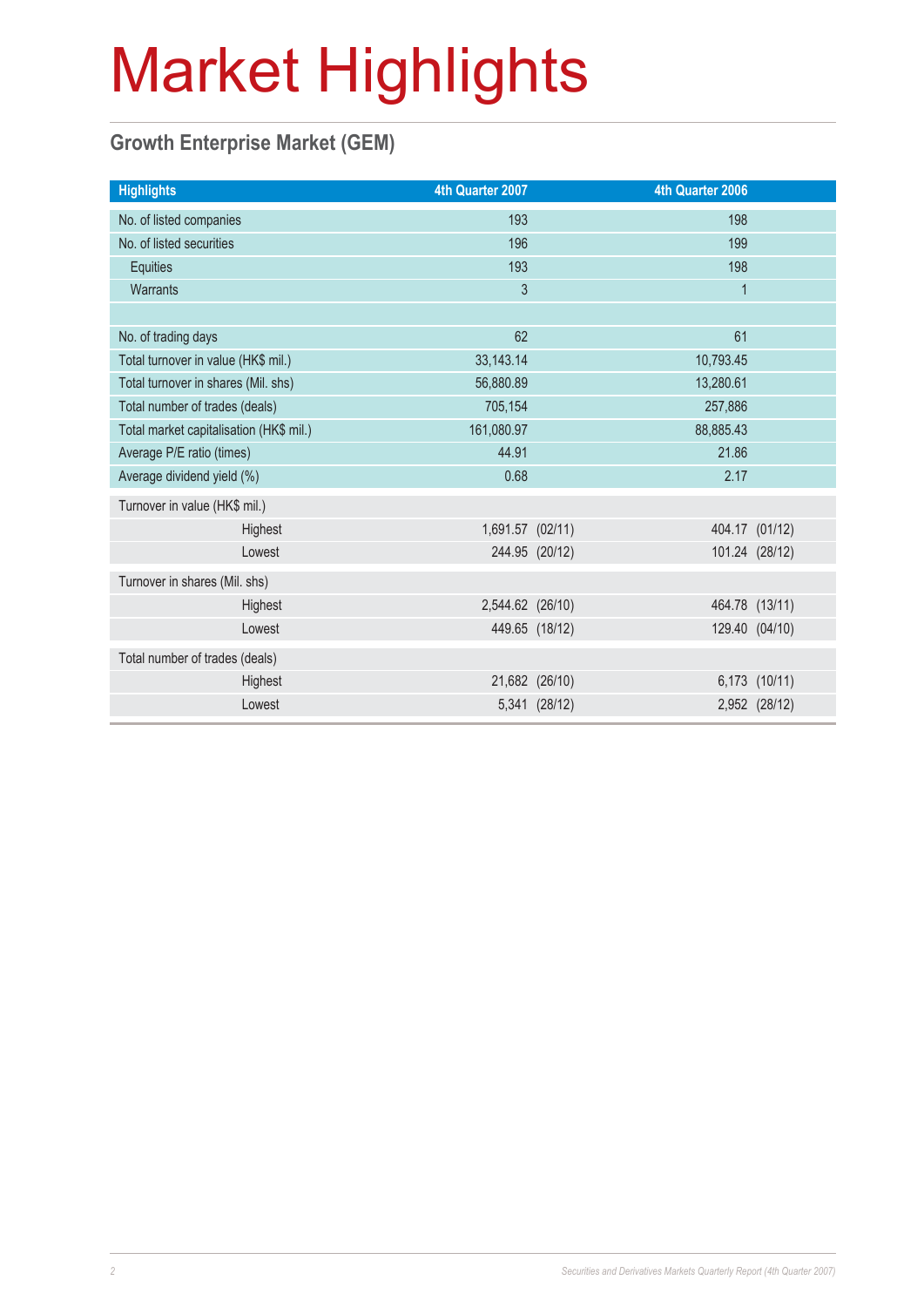# Market Highlights

## Growth Enterprise Market (GEM)

| Highlights | 4th Quarter 2007 | 4th Quarter 2006 |
|---|---|---|
| No. of listed companies | 193 | 198 |
| No. of listed securities | 196 | 199 |
| Equities | 193 | 198 |
| Warrants | 3 | 1 |
| | | |
| No. of trading days | 62 | 61 |
| Total turnover in value (HK$ mil.) | 33,143.14 | 10,793.45 |
| Total turnover in shares (Mil. shs) | 56,880.89 | 13,280.61 |
| Total number of trades (deals) | 705,154 | 257,886 |
| Total market capitalisation (HK$ mil.) | 161,080.97 | 88,885.43 |
| Average P/E ratio (times) | 44.91 | 21.86 |
| Average dividend yield (%) | 0.68 | 2.17 |
| Turnover in value (HK$ mil.) | | |
| Highest | 1,691.57 (02/11) | 404.17 (01/12) |
| Lowest | 244.95 (20/12) | 101.24 (28/12) |
| Turnover in shares (Mil. shs) | | |
| Highest | 2,544.62 (26/10) | 464.78 (13/11) |
| Lowest | 449.65 (18/12) | 129.40 (04/10) |
| Total number of trades (deals) | | |
| Highest | 21,682 (26/10) | 6,173 (10/11) |
| Lowest | 5,341 (28/12) | 2,952 (28/12) |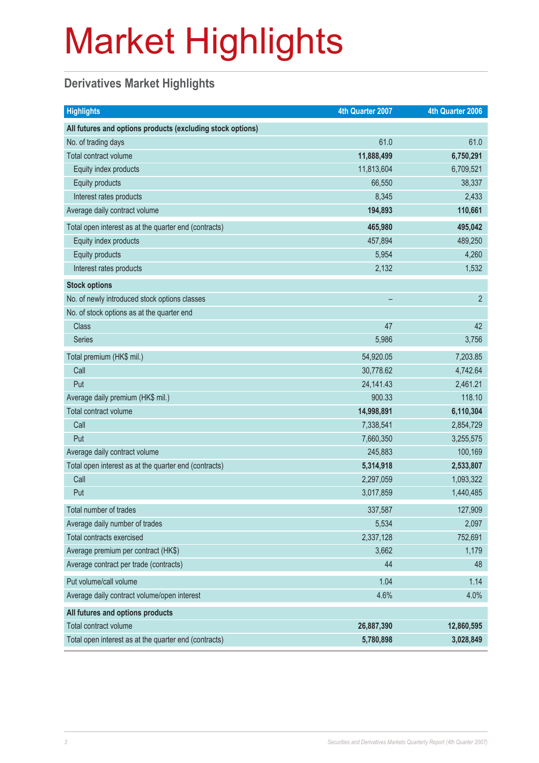# Market Highlights

## Derivatives Market Highlights

| Highlights | 4th Quarter 2007 | 4th Quarter 2006 |
|---|---|---|
| **All futures and options products (excluding stock options)** | | |
| No. of trading days | 61.0 | 61.0 |
| Total contract volume | **11,888,499** | **6,750,291** |
| Equity index products | 11,813,604 | 6,709,521 |
| Equity products | 66,550 | 38,337 |
| Interest rates products | 8,345 | 2,433 |
| Average daily contract volume | **194,893** | **110,661** |
| Total open interest as at the quarter end (contracts) | **465,980** | **495,042** |
| Equity index products | 457,894 | 489,250 |
| Equity products | 5,954 | 4,260 |
| Interest rates products | 2,132 | 1,532 |
| **Stock options** | | |
| No. of newly introduced stock options classes | – | 2 |
| No. of stock options as at the quarter end | | |
| Class | 47 | 42 |
| Series | 5,986 | 3,756 |
| Total premium (HK$ mil.) | 54,920.05 | 7,203.85 |
| Call | 30,778.62 | 4,742.64 |
| Put | 24,141.43 | 2,461.21 |
| Average daily premium (HK$ mil.) | 900.33 | 118.10 |
| Total contract volume | **14,998,891** | **6,110,304** |
| Call | 7,338,541 | 2,854,729 |
| Put | 7,660,350 | 3,255,575 |
| Average daily contract volume | 245,883 | 100,169 |
| Total open interest as at the quarter end (contracts) | **5,314,918** | **2,533,807** |
| Call | 2,297,059 | 1,093,322 |
| Put | 3,017,859 | 1,440,485 |
| Total number of trades | 337,587 | 127,909 |
| Average daily number of trades | 5,534 | 2,097 |
| Total contracts exercised | 2,337,128 | 752,691 |
| Average premium per contract (HK$) | 3,662 | 1,179 |
| Average contract per trade (contracts) | 44 | 48 |
| Put volume/call volume | 1.04 | 1.14 |
| Average daily contract volume/open interest | 4.6% | 4.0% |
| **All futures and options products** | | |
| Total contract volume | **26,887,390** | **12,860,595** |
| Total open interest as at the quarter end (contracts) | **5,780,898** | **3,028,849** |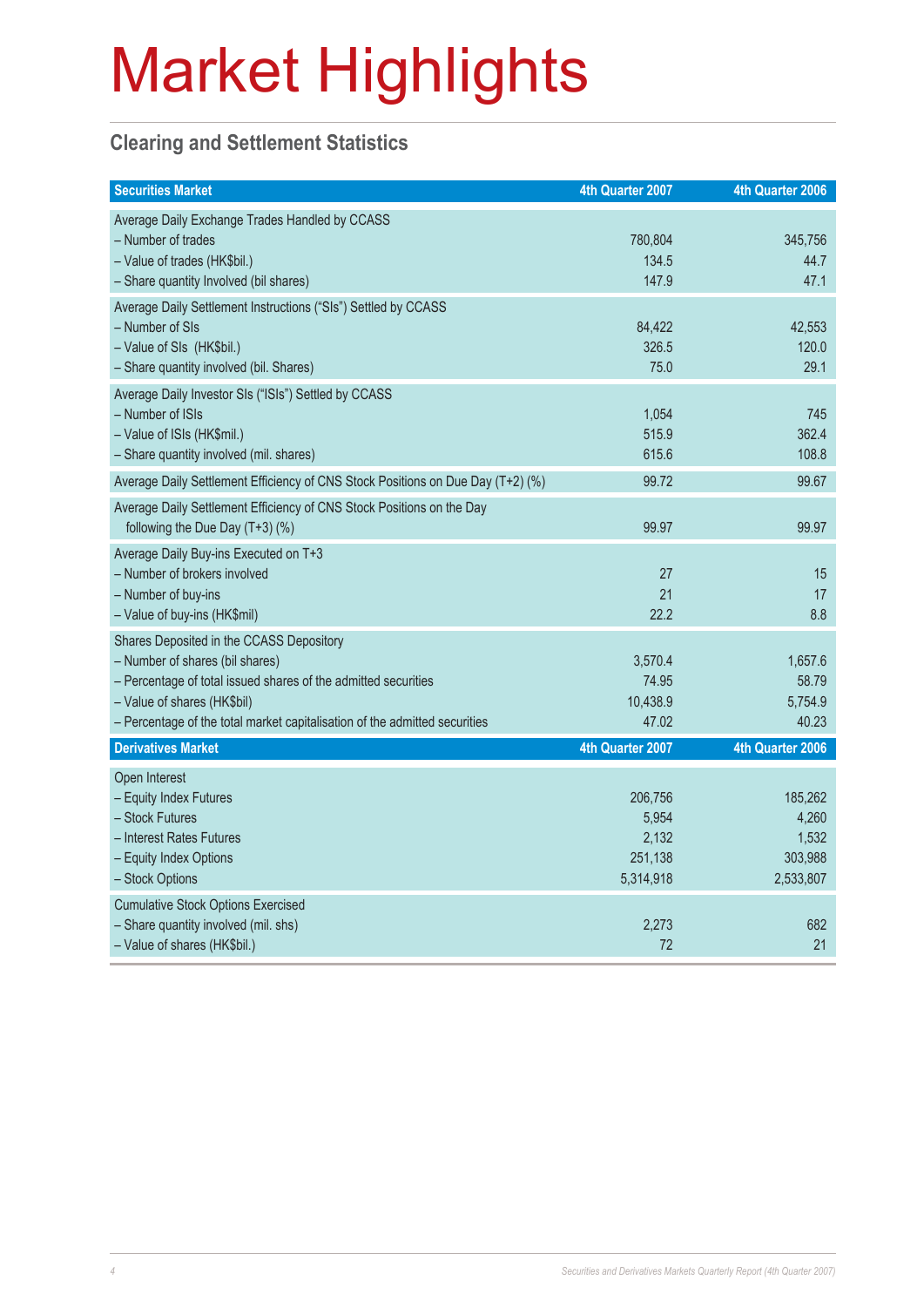# Market Highlights

## Clearing and Settlement Statistics

| Securities Market | 4th Quarter 2007 | 4th Quarter 2006 |
|---|---|---|
| Average Daily Exchange Trades Handled by CCASS | | |
| – Number of trades | 780,804 | 345,756 |
| – Value of trades (HK$bil.) | 134.5 | 44.7 |
| – Share quantity Involved (bil shares) | 147.9 | 47.1 |
| Average Daily Settlement Instructions ("SIs") Settled by CCASS | | |
| – Number of SIs | 84,422 | 42,553 |
| – Value of SIs (HK$bil.) | 326.5 | 120.0 |
| – Share quantity involved (bil. Shares) | 75.0 | 29.1 |
| Average Daily Investor SIs ("ISIs") Settled by CCASS | | |
| – Number of ISIs | 1,054 | 745 |
| – Value of ISIs (HK$mil.) | 515.9 | 362.4 |
| – Share quantity involved (mil. shares) | 615.6 | 108.8 |
| Average Daily Settlement Efficiency of CNS Stock Positions on Due Day (T+2) (%) | 99.72 | 99.67 |
| Average Daily Settlement Efficiency of CNS Stock Positions on the Day following the Due Day (T+3) (%) | 99.97 | 99.97 |
| Average Daily Buy-ins Executed on T+3 | | |
| – Number of brokers involved | 27 | 15 |
| – Number of buy-ins | 21 | 17 |
| – Value of buy-ins (HK$mil) | 22.2 | 8.8 |
| Shares Deposited in the CCASS Depository | | |
| – Number of shares (bil shares) | 3,570.4 | 1,657.6 |
| – Percentage of total issued shares of the admitted securities | 74.95 | 58.79 |
| – Value of shares (HK$bil) | 10,438.9 | 5,754.9 |
| – Percentage of the total market capitalisation of the admitted securities | 47.02 | 40.23 |
| **Derivatives Market** | **4th Quarter 2007** | **4th Quarter 2006** |
| Open Interest | | |
| – Equity Index Futures | 206,756 | 185,262 |
| – Stock Futures | 5,954 | 4,260 |
| – Interest Rates Futures | 2,132 | 1,532 |
| – Equity Index Options | 251,138 | 303,988 |
| – Stock Options | 5,314,918 | 2,533,807 |
| Cumulative Stock Options Exercised | | |
| – Share quantity involved (mil. shs) | 2,273 | 682 |
| – Value of shares (HK$bil.) | 72 | 21 |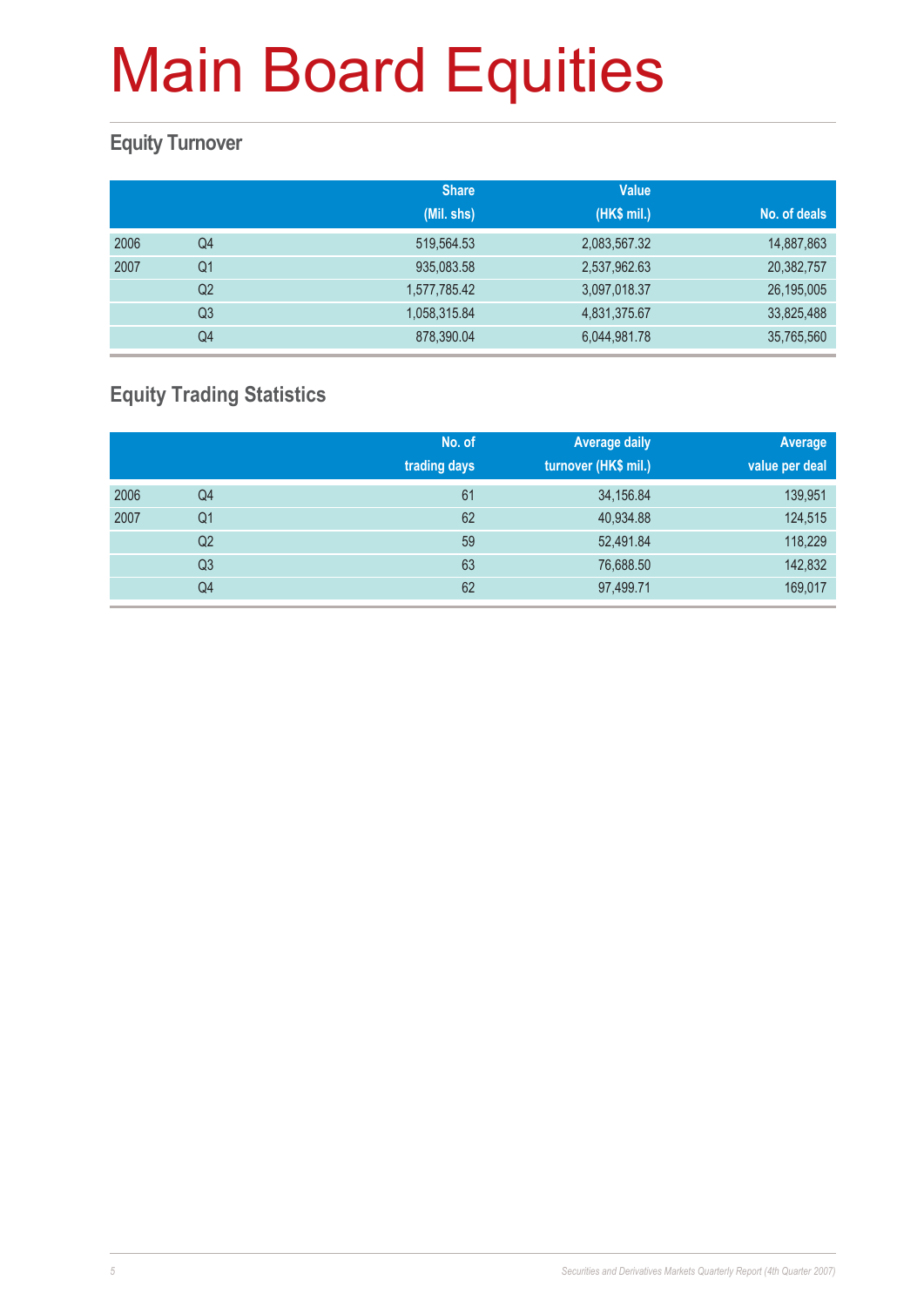# Main Board Equities

## Equity Turnover

| | | Share (Mil. shs) | Value (HK$ mil.) | No. of deals |
|---|---|---|---|---|
| 2006 | Q4 | 519,564.53 | 2,083,567.32 | 14,887,863 |
| 2007 | Q1 | 935,083.58 | 2,537,962.63 | 20,382,757 |
| | Q2 | 1,577,785.42 | 3,097,018.37 | 26,195,005 |
| | Q3 | 1,058,315.84 | 4,831,375.67 | 33,825,488 |
| | Q4 | 878,390.04 | 6,044,981.78 | 35,765,560 |

## Equity Trading Statistics

| | | No. of trading days | Average daily turnover (HK$ mil.) | Average value per deal |
|---|---|---|---|---|
| 2006 | Q4 | 61 | 34,156.84 | 139,951 |
| 2007 | Q1 | 62 | 40,934.88 | 124,515 |
| | Q2 | 59 | 52,491.84 | 118,229 |
| | Q3 | 63 | 76,688.50 | 142,832 |
| | Q4 | 62 | 97,499.71 | 169,017 |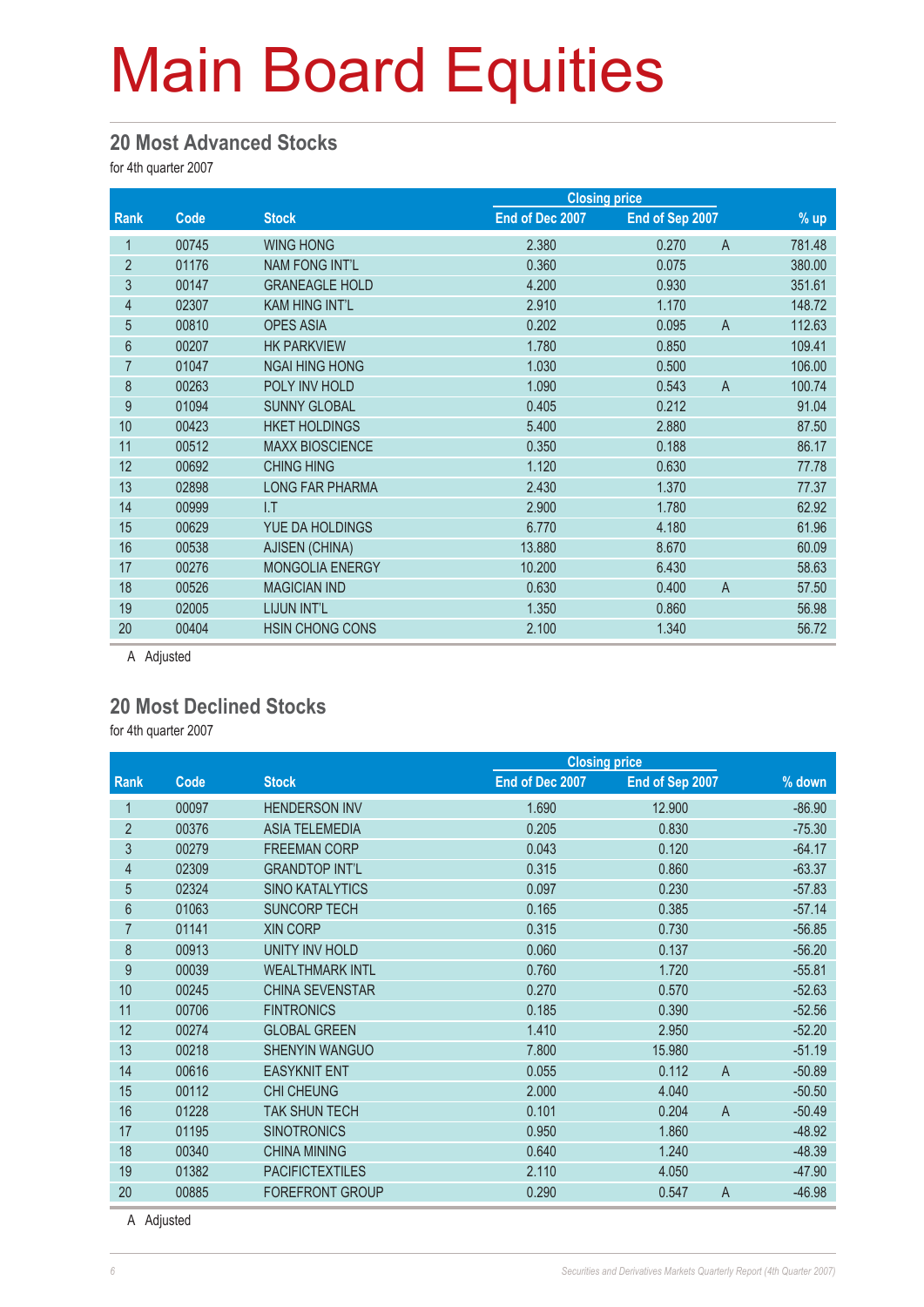# Main Board Equities

## 20 Most Advanced Stocks

for 4th quarter 2007

| Rank | Code | Stock | Closing price End of Dec 2007 | Closing price End of Sep 2007 | | % up |
|---|---|---|---|---|---|---|
| 1 | 00745 | WING HONG | 2.380 | 0.270 | A | 781.48 |
| 2 | 01176 | NAM FONG INT'L | 0.360 | 0.075 | | 380.00 |
| 3 | 00147 | GRANEAGLE HOLD | 4.200 | 0.930 | | 351.61 |
| 4 | 02307 | KAM HING INT'L | 2.910 | 1.170 | | 148.72 |
| 5 | 00810 | OPES ASIA | 0.202 | 0.095 | A | 112.63 |
| 6 | 00207 | HK PARKVIEW | 1.780 | 0.850 | | 109.41 |
| 7 | 01047 | NGAI HING HONG | 1.030 | 0.500 | | 106.00 |
| 8 | 00263 | POLY INV HOLD | 1.090 | 0.543 | A | 100.74 |
| 9 | 01094 | SUNNY GLOBAL | 0.405 | 0.212 | | 91.04 |
| 10 | 00423 | HKET HOLDINGS | 5.400 | 2.880 | | 87.50 |
| 11 | 00512 | MAXX BIOSCIENCE | 0.350 | 0.188 | | 86.17 |
| 12 | 00692 | CHING HING | 1.120 | 0.630 | | 77.78 |
| 13 | 02898 | LONG FAR PHARMA | 2.430 | 1.370 | | 77.37 |
| 14 | 00999 | I.T | 2.900 | 1.780 | | 62.92 |
| 15 | 00629 | YUE DA HOLDINGS | 6.770 | 4.180 | | 61.96 |
| 16 | 00538 | AJISEN (CHINA) | 13.880 | 8.670 | | 60.09 |
| 17 | 00276 | MONGOLIA ENERGY | 10.200 | 6.430 | | 58.63 |
| 18 | 00526 | MAGICIAN IND | 0.630 | 0.400 | A | 57.50 |
| 19 | 02005 | LIJUN INT'L | 1.350 | 0.860 | | 56.98 |
| 20 | 00404 | HSIN CHONG CONS | 2.100 | 1.340 | | 56.72 |

A Adjusted

## 20 Most Declined Stocks

for 4th quarter 2007

| Rank | Code | Stock | Closing price End of Dec 2007 | Closing price End of Sep 2007 | | % down |
|---|---|---|---|---|---|---|
| 1 | 00097 | HENDERSON INV | 1.690 | 12.900 | | -86.90 |
| 2 | 00376 | ASIA TELEMEDIA | 0.205 | 0.830 | | -75.30 |
| 3 | 00279 | FREEMAN CORP | 0.043 | 0.120 | | -64.17 |
| 4 | 02309 | GRANDTOP INT'L | 0.315 | 0.860 | | -63.37 |
| 5 | 02324 | SINO KATALYTICS | 0.097 | 0.230 | | -57.83 |
| 6 | 01063 | SUNCORP TECH | 0.165 | 0.385 | | -57.14 |
| 7 | 01141 | XIN CORP | 0.315 | 0.730 | | -56.85 |
| 8 | 00913 | UNITY INV HOLD | 0.060 | 0.137 | | -56.20 |
| 9 | 00039 | WEALTHMARK INTL | 0.760 | 1.720 | | -55.81 |
| 10 | 00245 | CHINA SEVENSTAR | 0.270 | 0.570 | | -52.63 |
| 11 | 00706 | FINTRONICS | 0.185 | 0.390 | | -52.56 |
| 12 | 00274 | GLOBAL GREEN | 1.410 | 2.950 | | -52.20 |
| 13 | 00218 | SHENYIN WANGUO | 7.800 | 15.980 | | -51.19 |
| 14 | 00616 | EASYKNIT ENT | 0.055 | 0.112 | A | -50.89 |
| 15 | 00112 | CHI CHEUNG | 2.000 | 4.040 | | -50.50 |
| 16 | 01228 | TAK SHUN TECH | 0.101 | 0.204 | A | -50.49 |
| 17 | 01195 | SINOTRONICS | 0.950 | 1.860 | | -48.92 |
| 18 | 00340 | CHINA MINING | 0.640 | 1.240 | | -48.39 |
| 19 | 01382 | PACIFICTEXTILES | 2.110 | 4.050 | | -47.90 |
| 20 | 00885 | FOREFRONT GROUP | 0.290 | 0.547 | A | -46.98 |

A Adjusted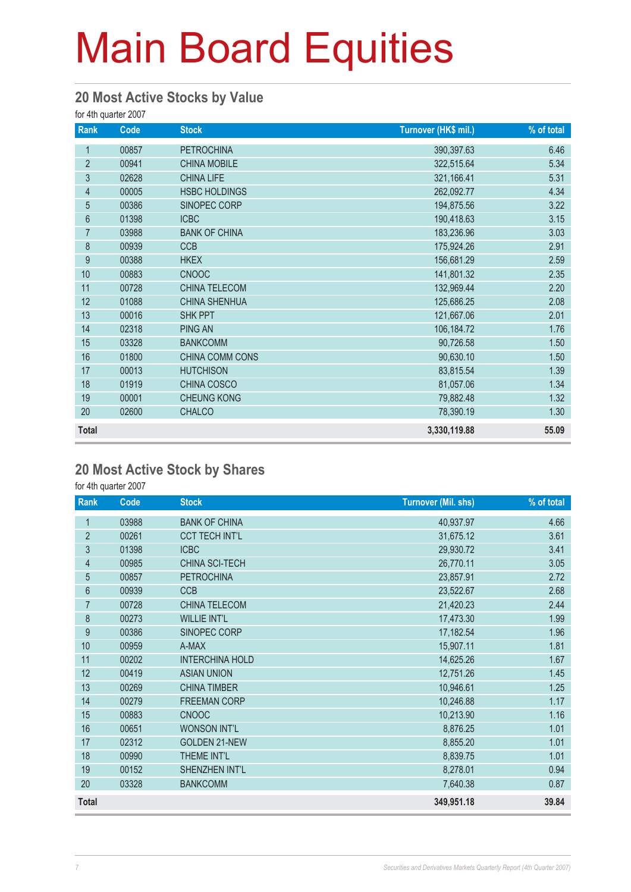# Main Board Equities

## 20 Most Active Stocks by Value

for 4th quarter 2007

| Rank | Code | Stock | Turnover (HK$ mil.) | % of total |
|---|---|---|---|---|
| 1 | 00857 | PETROCHINA | 390,397.63 | 6.46 |
| 2 | 00941 | CHINA MOBILE | 322,515.64 | 5.34 |
| 3 | 02628 | CHINA LIFE | 321,166.41 | 5.31 |
| 4 | 00005 | HSBC HOLDINGS | 262,092.77 | 4.34 |
| 5 | 00386 | SINOPEC CORP | 194,875.56 | 3.22 |
| 6 | 01398 | ICBC | 190,418.63 | 3.15 |
| 7 | 03988 | BANK OF CHINA | 183,236.96 | 3.03 |
| 8 | 00939 | CCB | 175,924.26 | 2.91 |
| 9 | 00388 | HKEX | 156,681.29 | 2.59 |
| 10 | 00883 | CNOOC | 141,801.32 | 2.35 |
| 11 | 00728 | CHINA TELECOM | 132,969.44 | 2.20 |
| 12 | 01088 | CHINA SHENHUA | 125,686.25 | 2.08 |
| 13 | 00016 | SHK PPT | 121,667.06 | 2.01 |
| 14 | 02318 | PING AN | 106,184.72 | 1.76 |
| 15 | 03328 | BANKCOMM | 90,726.58 | 1.50 |
| 16 | 01800 | CHINA COMM CONS | 90,630.10 | 1.50 |
| 17 | 00013 | HUTCHISON | 83,815.54 | 1.39 |
| 18 | 01919 | CHINA COSCO | 81,057.06 | 1.34 |
| 19 | 00001 | CHEUNG KONG | 79,882.48 | 1.32 |
| 20 | 02600 | CHALCO | 78,390.19 | 1.30 |
| **Total** | | | **3,330,119.88** | **55.09** |

## 20 Most Active Stock by Shares

for 4th quarter 2007

| Rank | Code | Stock | Turnover (Mil. shs) | % of total |
|---|---|---|---|---|
| 1 | 03988 | BANK OF CHINA | 40,937.97 | 4.66 |
| 2 | 00261 | CCT TECH INT'L | 31,675.12 | 3.61 |
| 3 | 01398 | ICBC | 29,930.72 | 3.41 |
| 4 | 00985 | CHINA SCI-TECH | 26,770.11 | 3.05 |
| 5 | 00857 | PETROCHINA | 23,857.91 | 2.72 |
| 6 | 00939 | CCB | 23,522.67 | 2.68 |
| 7 | 00728 | CHINA TELECOM | 21,420.23 | 2.44 |
| 8 | 00273 | WILLIE INT'L | 17,473.30 | 1.99 |
| 9 | 00386 | SINOPEC CORP | 17,182.54 | 1.96 |
| 10 | 00959 | A-MAX | 15,907.11 | 1.81 |
| 11 | 00202 | INTERCHINA HOLD | 14,625.26 | 1.67 |
| 12 | 00419 | ASIAN UNION | 12,751.26 | 1.45 |
| 13 | 00269 | CHINA TIMBER | 10,946.61 | 1.25 |
| 14 | 00279 | FREEMAN CORP | 10,246.88 | 1.17 |
| 15 | 00883 | CNOOC | 10,213.90 | 1.16 |
| 16 | 00651 | WONSON INT'L | 8,876.25 | 1.01 |
| 17 | 02312 | GOLDEN 21-NEW | 8,855.20 | 1.01 |
| 18 | 00990 | THEME INT'L | 8,839.75 | 1.01 |
| 19 | 00152 | SHENZHEN INT'L | 8,278.01 | 0.94 |
| 20 | 03328 | BANKCOMM | 7,640.38 | 0.87 |
| **Total** | | | **349,951.18** | **39.84** |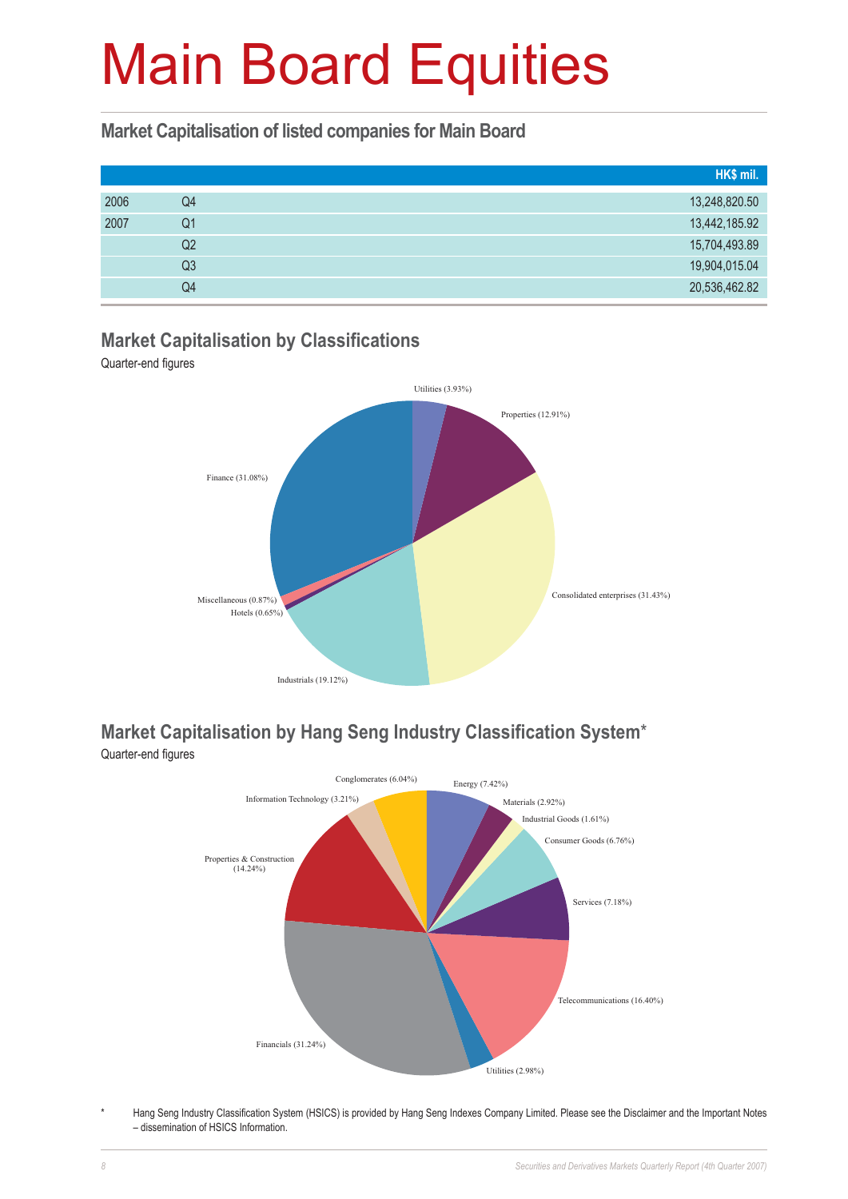# Main Board Equities

## Market Capitalisation of listed companies for Main Board

| | | HK$ mil. |
|---|---|---|
| 2006 | Q4 | 13,248,820.50 |
| 2007 | Q1 | 13,442,185.92 |
| | Q2 | 15,704,493.89 |
| | Q3 | 19,904,015.04 |
| | Q4 | 20,536,462.82 |

## Market Capitalisation by Classifications

Quarter-end figures

Utilities (3.93%)
Properties (12.91%)
Consolidated enterprises (31.43%)
Industrials (19.12%)
Hotels (0.65%)
Miscellaneous (0.87%)
Finance (31.08%)

## Market Capitalisation by Hang Seng Industry Classification System*

Quarter-end figures

Energy (7.42%)
Materials (2.92%)
Industrial Goods (1.61%)
Consumer Goods (6.76%)
Services (7.18%)
Telecommunications (16.40%)
Utilities (2.98%)
Financials (31.24%)
Properties & Construction (14.24%)
Information Technology (3.21%)
Conglomerates (6.04%)

* Hang Seng Industry Classification System (HSICS) is provided by Hang Seng Indexes Company Limited. Please see the Disclaimer and the Important Notes – dissemination of HSICS Information.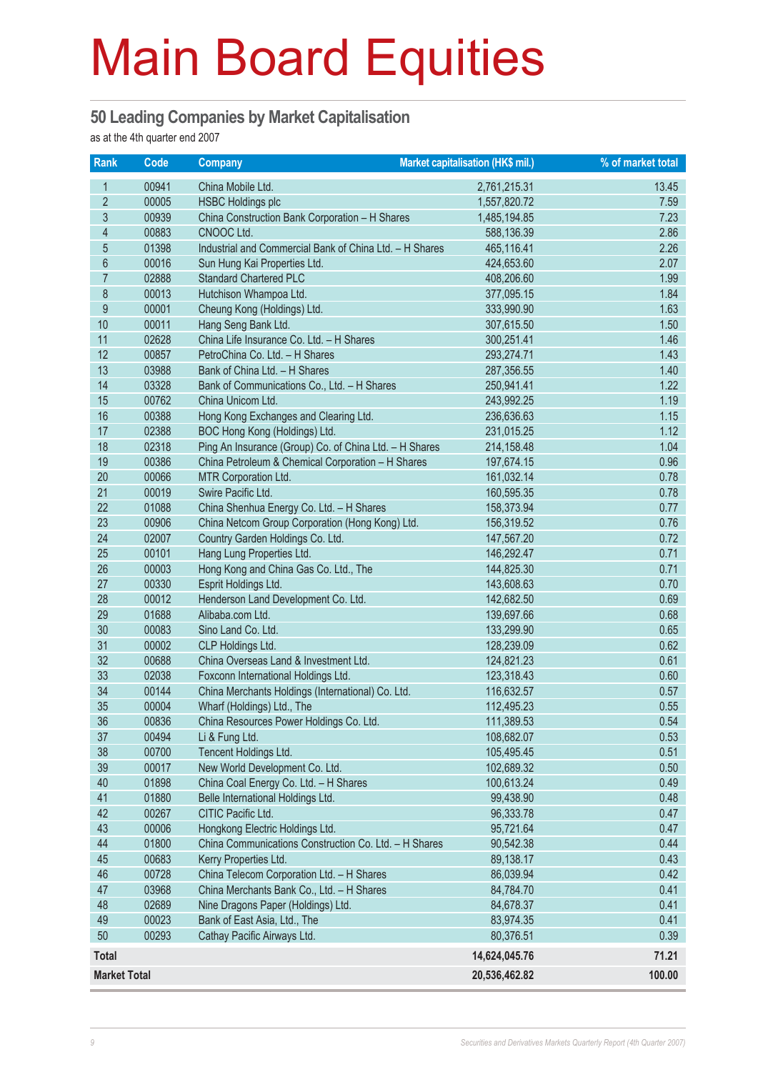# Main Board Equities

## 50 Leading Companies by Market Capitalisation

as at the 4th quarter end 2007

| Rank | Code | Company | Market capitalisation (HK$ mil.) | % of market total |
|---|---|---|---|---|
| 1 | 00941 | China Mobile Ltd. | 2,761,215.31 | 13.45 |
| 2 | 00005 | HSBC Holdings plc | 1,557,820.72 | 7.59 |
| 3 | 00939 | China Construction Bank Corporation – H Shares | 1,485,194.85 | 7.23 |
| 4 | 00883 | CNOOC Ltd. | 588,136.39 | 2.86 |
| 5 | 01398 | Industrial and Commercial Bank of China Ltd. – H Shares | 465,116.41 | 2.26 |
| 6 | 00016 | Sun Hung Kai Properties Ltd. | 424,653.60 | 2.07 |
| 7 | 02888 | Standard Chartered PLC | 408,206.60 | 1.99 |
| 8 | 00013 | Hutchison Whampoa Ltd. | 377,095.15 | 1.84 |
| 9 | 00001 | Cheung Kong (Holdings) Ltd. | 333,990.90 | 1.63 |
| 10 | 00011 | Hang Seng Bank Ltd. | 307,615.50 | 1.50 |
| 11 | 02628 | China Life Insurance Co. Ltd. – H Shares | 300,251.41 | 1.46 |
| 12 | 00857 | PetroChina Co. Ltd. – H Shares | 293,274.71 | 1.43 |
| 13 | 03988 | Bank of China Ltd. – H Shares | 287,356.55 | 1.40 |
| 14 | 03328 | Bank of Communications Co., Ltd. – H Shares | 250,941.41 | 1.22 |
| 15 | 00762 | China Unicom Ltd. | 243,992.25 | 1.19 |
| 16 | 00388 | Hong Kong Exchanges and Clearing Ltd. | 236,636.63 | 1.15 |
| 17 | 02388 | BOC Hong Kong (Holdings) Ltd. | 231,015.25 | 1.12 |
| 18 | 02318 | Ping An Insurance (Group) Co. of China Ltd. – H Shares | 214,158.48 | 1.04 |
| 19 | 00386 | China Petroleum & Chemical Corporation – H Shares | 197,674.15 | 0.96 |
| 20 | 00066 | MTR Corporation Ltd. | 161,032.14 | 0.78 |
| 21 | 00019 | Swire Pacific Ltd. | 160,595.35 | 0.78 |
| 22 | 01088 | China Shenhua Energy Co. Ltd. – H Shares | 158,373.94 | 0.77 |
| 23 | 00906 | China Netcom Group Corporation (Hong Kong) Ltd. | 156,319.52 | 0.76 |
| 24 | 02007 | Country Garden Holdings Co. Ltd. | 147,567.20 | 0.72 |
| 25 | 00101 | Hang Lung Properties Ltd. | 146,292.47 | 0.71 |
| 26 | 00003 | Hong Kong and China Gas Co. Ltd., The | 144,825.30 | 0.71 |
| 27 | 00330 | Esprit Holdings Ltd. | 143,608.63 | 0.70 |
| 28 | 00012 | Henderson Land Development Co. Ltd. | 142,682.50 | 0.69 |
| 29 | 01688 | Alibaba.com Ltd. | 139,697.66 | 0.68 |
| 30 | 00083 | Sino Land Co. Ltd. | 133,299.90 | 0.65 |
| 31 | 00002 | CLP Holdings Ltd. | 128,239.09 | 0.62 |
| 32 | 00688 | China Overseas Land & Investment Ltd. | 124,821.23 | 0.61 |
| 33 | 02038 | Foxconn International Holdings Ltd. | 123,318.43 | 0.60 |
| 34 | 00144 | China Merchants Holdings (International) Co. Ltd. | 116,632.57 | 0.57 |
| 35 | 00004 | Wharf (Holdings) Ltd., The | 112,495.23 | 0.55 |
| 36 | 00836 | China Resources Power Holdings Co. Ltd. | 111,389.53 | 0.54 |
| 37 | 00494 | Li & Fung Ltd. | 108,682.07 | 0.53 |
| 38 | 00700 | Tencent Holdings Ltd. | 105,495.45 | 0.51 |
| 39 | 00017 | New World Development Co. Ltd. | 102,689.32 | 0.50 |
| 40 | 01898 | China Coal Energy Co. Ltd. – H Shares | 100,613.24 | 0.49 |
| 41 | 01880 | Belle International Holdings Ltd. | 99,438.90 | 0.48 |
| 42 | 00267 | CITIC Pacific Ltd. | 96,333.78 | 0.47 |
| 43 | 00006 | Hongkong Electric Holdings Ltd. | 95,721.64 | 0.47 |
| 44 | 01800 | China Communications Construction Co. Ltd. – H Shares | 90,542.38 | 0.44 |
| 45 | 00683 | Kerry Properties Ltd. | 89,138.17 | 0.43 |
| 46 | 00728 | China Telecom Corporation Ltd. – H Shares | 86,039.94 | 0.42 |
| 47 | 03968 | China Merchants Bank Co., Ltd. – H Shares | 84,784.70 | 0.41 |
| 48 | 02689 | Nine Dragons Paper (Holdings) Ltd. | 84,678.37 | 0.41 |
| 49 | 00023 | Bank of East Asia, Ltd., The | 83,974.35 | 0.41 |
| 50 | 00293 | Cathay Pacific Airways Ltd. | 80,376.51 | 0.39 |
| **Total** | | | **14,624,045.76** | **71.21** |
| **Market Total** | | | **20,536,462.82** | **100.00** |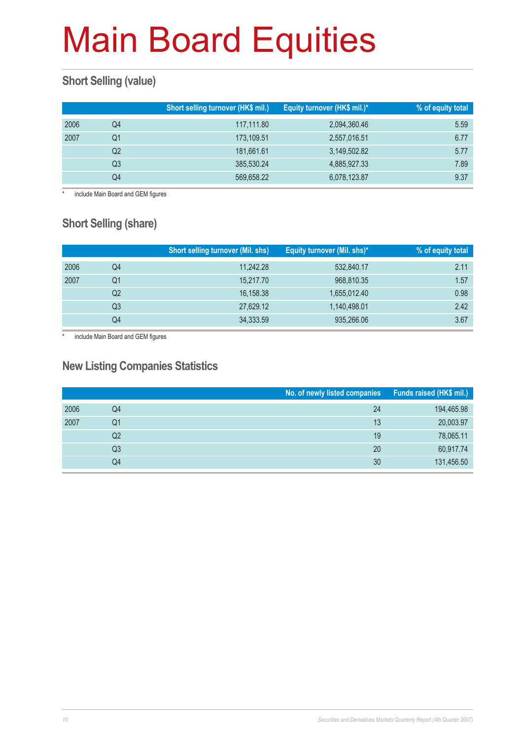# Main Board Equities

## Short Selling (value)

| | | Short selling turnover (HK$ mil.) | Equity turnover (HK$ mil.)* | % of equity total |
|---|---|---|---|---|
| 2006 | Q4 | 117,111.80 | 2,094,360.46 | 5.59 |
| 2007 | Q1 | 173,109.51 | 2,557,016.51 | 6.77 |
| | Q2 | 181,661.61 | 3,149,502.82 | 5.77 |
| | Q3 | 385,530.24 | 4,885,927.33 | 7.89 |
| | Q4 | 569,658.22 | 6,078,123.87 | 9.37 |

* include Main Board and GEM figures

## Short Selling (share)

| | | Short selling turnover (Mil. shs) | Equity turnover (Mil. shs)* | % of equity total |
|---|---|---|---|---|
| 2006 | Q4 | 11,242.28 | 532,840.17 | 2.11 |
| 2007 | Q1 | 15,217.70 | 968,810.35 | 1.57 |
| | Q2 | 16,158.38 | 1,655,012.40 | 0.98 |
| | Q3 | 27,629.12 | 1,140,498.01 | 2.42 |
| | Q4 | 34,333.59 | 935,266.06 | 3.67 |

* include Main Board and GEM figures

## New Listing Companies Statistics

| | | No. of newly listed companies | Funds raised (HK$ mil.) |
|---|---|---|---|
| 2006 | Q4 | 24 | 194,465.98 |
| 2007 | Q1 | 13 | 20,003.97 |
| | Q2 | 19 | 78,065.11 |
| | Q3 | 20 | 60,917.74 |
| | Q4 | 30 | 131,456.50 |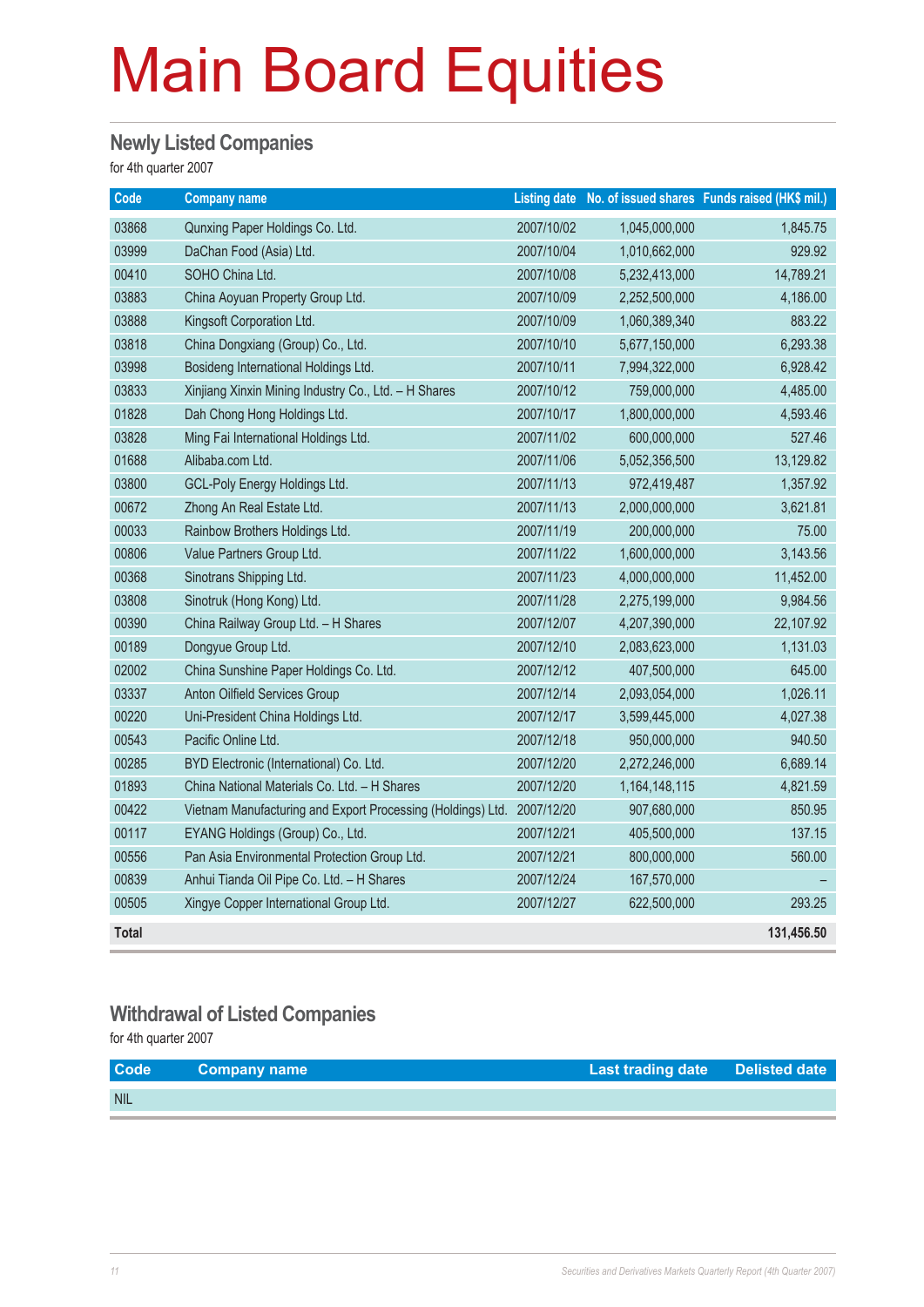# Main Board Equities

## Newly Listed Companies

for 4th quarter 2007

| Code | Company name | Listing date | No. of issued shares | Funds raised (HK$ mil.) |
|---|---|---|---|---|
| 03868 | Qunxing Paper Holdings Co. Ltd. | 2007/10/02 | 1,045,000,000 | 1,845.75 |
| 03999 | DaChan Food (Asia) Ltd. | 2007/10/04 | 1,010,662,000 | 929.92 |
| 00410 | SOHO China Ltd. | 2007/10/08 | 5,232,413,000 | 14,789.21 |
| 03883 | China Aoyuan Property Group Ltd. | 2007/10/09 | 2,252,500,000 | 4,186.00 |
| 03888 | Kingsoft Corporation Ltd. | 2007/10/09 | 1,060,389,340 | 883.22 |
| 03818 | China Dongxiang (Group) Co., Ltd. | 2007/10/10 | 5,677,150,000 | 6,293.38 |
| 03998 | Bosideng International Holdings Ltd. | 2007/10/11 | 7,994,322,000 | 6,928.42 |
| 03833 | Xinjiang Xinxin Mining Industry Co., Ltd. – H Shares | 2007/10/12 | 759,000,000 | 4,485.00 |
| 01828 | Dah Chong Hong Holdings Ltd. | 2007/10/17 | 1,800,000,000 | 4,593.46 |
| 03828 | Ming Fai International Holdings Ltd. | 2007/11/02 | 600,000,000 | 527.46 |
| 01688 | Alibaba.com Ltd. | 2007/11/06 | 5,052,356,500 | 13,129.82 |
| 03800 | GCL-Poly Energy Holdings Ltd. | 2007/11/13 | 972,419,487 | 1,357.92 |
| 00672 | Zhong An Real Estate Ltd. | 2007/11/13 | 2,000,000,000 | 3,621.81 |
| 00033 | Rainbow Brothers Holdings Ltd. | 2007/11/19 | 200,000,000 | 75.00 |
| 00806 | Value Partners Group Ltd. | 2007/11/22 | 1,600,000,000 | 3,143.56 |
| 00368 | Sinotrans Shipping Ltd. | 2007/11/23 | 4,000,000,000 | 11,452.00 |
| 03808 | Sinotruk (Hong Kong) Ltd. | 2007/11/28 | 2,275,199,000 | 9,984.56 |
| 00390 | China Railway Group Ltd. – H Shares | 2007/12/07 | 4,207,390,000 | 22,107.92 |
| 00189 | Dongyue Group Ltd. | 2007/12/10 | 2,083,623,000 | 1,131.03 |
| 02002 | China Sunshine Paper Holdings Co. Ltd. | 2007/12/12 | 407,500,000 | 645.00 |
| 03337 | Anton Oilfield Services Group | 2007/12/14 | 2,093,054,000 | 1,026.11 |
| 00220 | Uni-President China Holdings Ltd. | 2007/12/17 | 3,599,445,000 | 4,027.38 |
| 00543 | Pacific Online Ltd. | 2007/12/18 | 950,000,000 | 940.50 |
| 00285 | BYD Electronic (International) Co. Ltd. | 2007/12/20 | 2,272,246,000 | 6,689.14 |
| 01893 | China National Materials Co. Ltd. – H Shares | 2007/12/20 | 1,164,148,115 | 4,821.59 |
| 00422 | Vietnam Manufacturing and Export Processing (Holdings) Ltd. | 2007/12/20 | 907,680,000 | 850.95 |
| 00117 | EYANG Holdings (Group) Co., Ltd. | 2007/12/21 | 405,500,000 | 137.15 |
| 00556 | Pan Asia Environmental Protection Group Ltd. | 2007/12/21 | 800,000,000 | 560.00 |
| 00839 | Anhui Tianda Oil Pipe Co. Ltd. – H Shares | 2007/12/24 | 167,570,000 | – |
| 00505 | Xingye Copper International Group Ltd. | 2007/12/27 | 622,500,000 | 293.25 |
| **Total** | | | | **131,456.50** |

## Withdrawal of Listed Companies

for 4th quarter 2007

| Code | Company name | Last trading date | Delisted date |
|---|---|---|---|
| NIL | | | |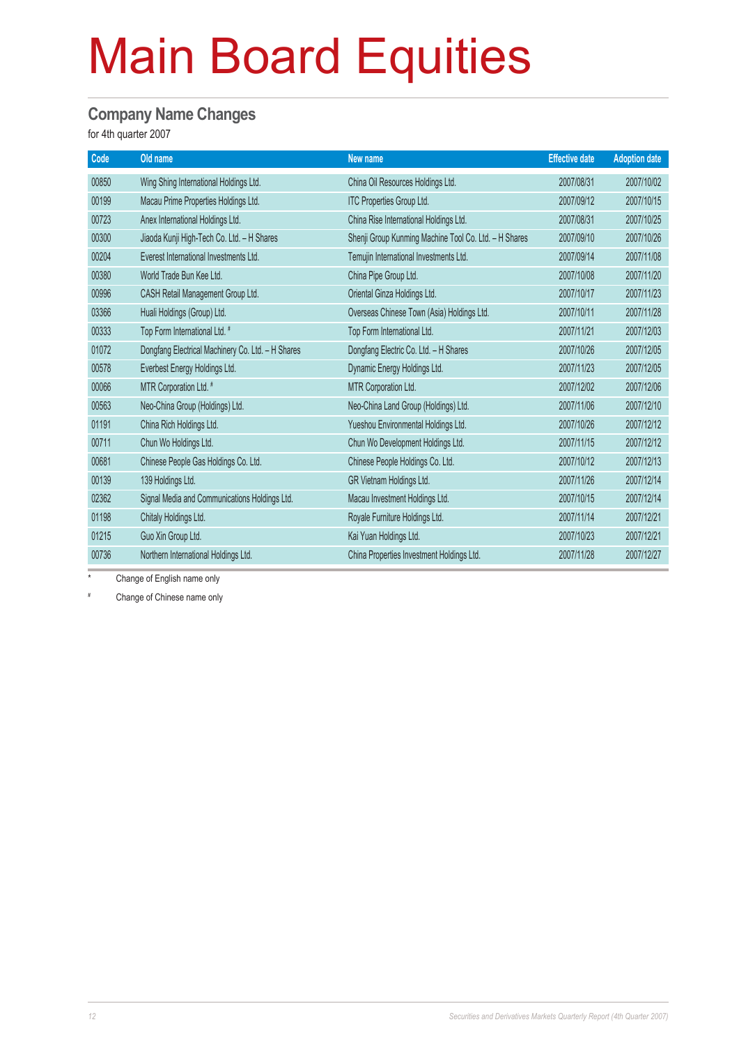# Main Board Equities

## Company Name Changes

for 4th quarter 2007

| Code | Old name | New name | Effective date | Adoption date |
|---|---|---|---|---|
| 00850 | Wing Shing International Holdings Ltd. | China Oil Resources Holdings Ltd. | 2007/08/31 | 2007/10/02 |
| 00199 | Macau Prime Properties Holdings Ltd. | ITC Properties Group Ltd. | 2007/09/12 | 2007/10/15 |
| 00723 | Anex International Holdings Ltd. | China Rise International (Holdings) Ltd. | 2007/08/31 | 2007/10/25 |
| 00300 | Jiaoda Kunji High-Tech Co. Ltd. – H Shares | Shenji Group Kunming Machine Tool Co. Ltd. – H Shares | 2007/09/10 | 2007/10/26 |
| 00204 | Everest International Investments Ltd. | Temujin International Investments Ltd. | 2007/09/14 | 2007/11/08 |
| 00380 | World Trade Bun Kee Ltd. | China Pipe Group Ltd. | 2007/10/08 | 2007/11/20 |
| 00996 | CASH Retail Management Group Ltd. | Oriental Ginza Holdings Ltd. | 2007/10/17 | 2007/11/23 |
| 03366 | Huali Holdings (Group) Ltd. | Overseas Chinese Town (Asia) Holdings Ltd. | 2007/10/11 | 2007/11/28 |
| 00333 | Top Form International Ltd. # | Top Form International Ltd. | 2007/11/21 | 2007/12/03 |
| 01072 | Dongfang Electrical Machinery Co. Ltd. – H Shares | Dongfang Electric Co. Ltd. – H Shares | 2007/10/26 | 2007/12/05 |
| 00578 | Everbest Energy Holdings Ltd. | Dynamic Energy Holdings Ltd. | 2007/11/23 | 2007/12/05 |
| 00066 | MTR Corporation Ltd. # | MTR Corporation Ltd. | 2007/12/02 | 2007/12/06 |
| 00563 | Neo-China Group (Holdings) Ltd. | Neo-China Land Group (Holdings) Ltd. | 2007/11/06 | 2007/12/10 |
| 01191 | China Rich Holdings Ltd. | Yueshou Environmental Holdings Ltd. | 2007/10/26 | 2007/12/12 |
| 00711 | Chun Wo Holdings Ltd. | Chun Wo Development Holdings Ltd. | 2007/11/15 | 2007/12/12 |
| 00681 | Chinese People Gas Holdings Co. Ltd. | Chinese People Holdings Co. Ltd. | 2007/10/12 | 2007/12/13 |
| 00139 | 139 Holdings Ltd. | GR Vietnam Holdings Ltd. | 2007/11/26 | 2007/12/14 |
| 02362 | Signal Media and Communications Holdings Ltd. | Macau Investment Holdings Ltd. | 2007/10/15 | 2007/12/14 |
| 01198 | Chitaly Holdings Ltd. | Royale Furniture Holdings Ltd. | 2007/11/14 | 2007/12/21 |
| 01215 | Guo Xin Group Ltd. | Kai Yuan Holdings Ltd. | 2007/10/23 | 2007/12/21 |
| 00736 | Northern International Holdings Ltd. | China Properties Investment Holdings Ltd. | 2007/11/28 | 2007/12/27 |

\* Change of English name only

\# Change of Chinese name only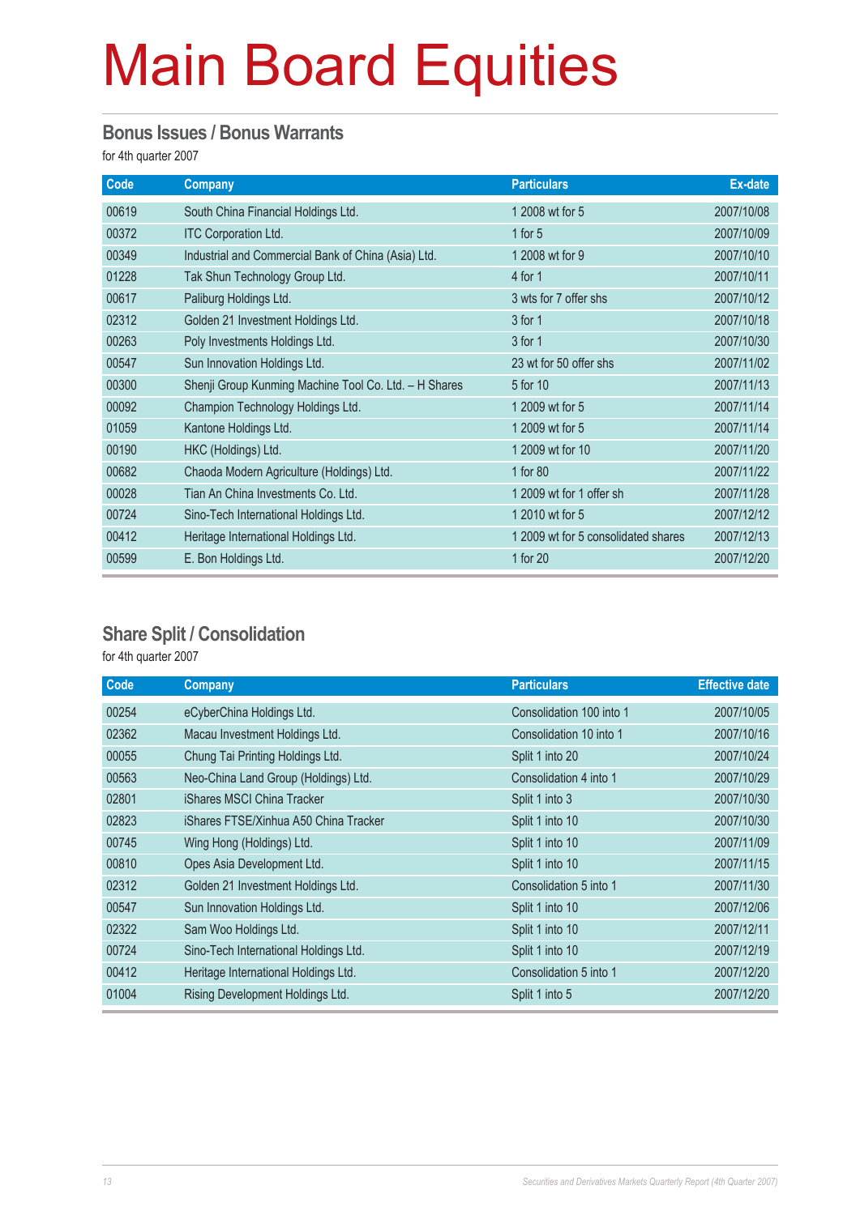# Main Board Equities

## Bonus Issues / Bonus Warrants

for 4th quarter 2007

| Code | Company | Particulars | Ex-date |
|---|---|---|---|
| 00619 | South China Financial Holdings Ltd. | 1 2008 wt for 5 | 2007/10/08 |
| 00372 | ITC Corporation Ltd. | 1 for 5 | 2007/10/09 |
| 00349 | Industrial and Commercial Bank of China (Asia) Ltd. | 1 2008 wt for 9 | 2007/10/10 |
| 01228 | Tak Shun Technology Group Ltd. | 4 for 1 | 2007/10/11 |
| 00617 | Paliburg Holdings Ltd. | 3 wts for 7 offer shs | 2007/10/12 |
| 02312 | Golden 21 Investment Holdings Ltd. | 3 for 1 | 2007/10/18 |
| 00263 | Poly Investments Holdings Ltd. | 3 for 1 | 2007/10/30 |
| 00547 | Sun Innovation Holdings Ltd. | 23 wt for 50 offer shs | 2007/11/02 |
| 00300 | Shenji Group Kunming Machine Tool Co. Ltd. – H Shares | 5 for 10 | 2007/11/13 |
| 00092 | Champion Technology Holdings Ltd. | 1 2009 wt for 5 | 2007/11/14 |
| 01059 | Kantone Holdings Ltd. | 1 2009 wt for 5 | 2007/11/14 |
| 00190 | HKC (Holdings) Ltd. | 1 2009 wt for 10 | 2007/11/20 |
| 00682 | Chaoda Modern Agriculture (Holdings) Ltd. | 1 for 80 | 2007/11/22 |
| 00028 | Tian An China Investments Co. Ltd. | 1 2009 wt for 1 offer sh | 2007/11/28 |
| 00724 | Sino-Tech International Holdings Ltd. | 1 2010 wt for 5 | 2007/12/12 |
| 00412 | Heritage International Holdings Ltd. | 1 2009 wt for 5 consolidated shares | 2007/12/13 |
| 00599 | E. Bon Holdings Ltd. | 1 for 20 | 2007/12/20 |

## Share Split / Consolidation

for 4th quarter 2007

| Code | Company | Particulars | Effective date |
|---|---|---|---|
| 00254 | eCyberChina Holdings Ltd. | Consolidation 100 into 1 | 2007/10/05 |
| 02362 | Macau Investment Holdings Ltd. | Consolidation 10 into 1 | 2007/10/16 |
| 00055 | Chung Tai Printing Holdings Ltd. | Split 1 into 20 | 2007/10/24 |
| 00563 | Neo-China Land Group (Holdings) Ltd. | Consolidation 4 into 1 | 2007/10/29 |
| 02801 | iShares MSCI China Tracker | Split 1 into 3 | 2007/10/30 |
| 02823 | iShares FTSE/Xinhua A50 China Tracker | Split 1 into 10 | 2007/10/30 |
| 00745 | Wing Hong (Holdings) Ltd. | Split 1 into 10 | 2007/11/09 |
| 00810 | Opes Asia Development Ltd. | Split 1 into 10 | 2007/11/15 |
| 02312 | Golden 21 Investment Holdings Ltd. | Consolidation 5 into 1 | 2007/11/30 |
| 00547 | Sun Innovation Holdings Ltd. | Split 1 into 10 | 2007/12/06 |
| 02322 | Sam Woo Holdings Ltd. | Split 1 into 10 | 2007/12/11 |
| 00724 | Sino-Tech International Holdings Ltd. | Split 1 into 10 | 2007/12/19 |
| 00412 | Heritage International Holdings Ltd. | Consolidation 5 into 1 | 2007/12/20 |
| 01004 | Rising Development Holdings Ltd. | Split 1 into 5 | 2007/12/20 |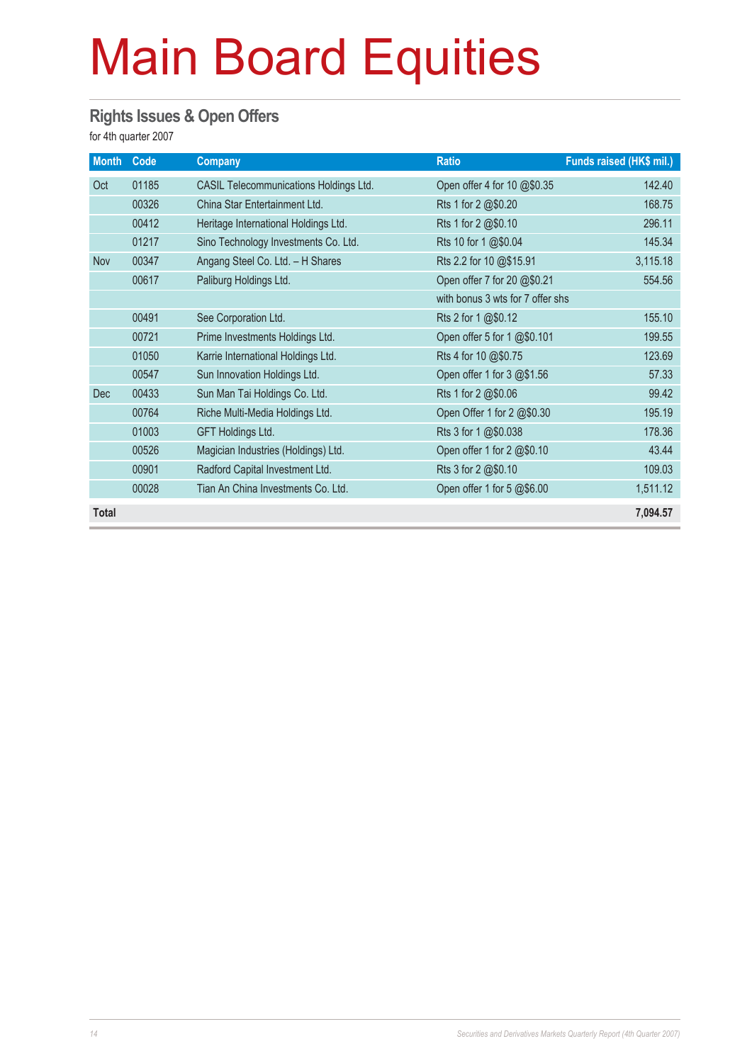# Main Board Equities

## Rights Issues & Open Offers

for 4th quarter 2007

| Month | Code | Company | Ratio | Funds raised (HK$ mil.) |
|---|---|---|---|---|
| Oct | 01185 | CASIL Telecommunications Holdings Ltd. | Open offer 4 for 10 @$0.35 | 142.40 |
| | 00326 | China Star Entertainment Ltd. | Rts 1 for 2 @$0.20 | 168.75 |
| | 00412 | Heritage International Holdings Ltd. | Rts 1 for 2 @$0.10 | 296.11 |
| | 01217 | Sino Technology Investments Co. Ltd. | Rts 10 for 1 @$0.04 | 145.34 |
| Nov | 00347 | Angang Steel Co. Ltd. – H Shares | Rts 2.2 for 10 @$15.91 | 3,115.18 |
| | 00617 | Paliburg Holdings Ltd. | Open offer 7 for 20 @$0.21 | 554.56 |
| | | | with bonus 3 wts for 7 offer shs | |
| | 00491 | See Corporation Ltd. | Rts 2 for 1 @$0.12 | 155.10 |
| | 00721 | Prime Investments Holdings Ltd. | Open offer 5 for 1 @$0.101 | 199.55 |
| | 01050 | Karrie International Holdings Ltd. | Rts 4 for 10 @$0.75 | 123.69 |
| | 00547 | Sun Innovation Holdings Ltd. | Open offer 1 for 3 @$1.56 | 57.33 |
| Dec | 00433 | Sun Man Tai Holdings Co. Ltd. | Rts 1 for 2 @$0.06 | 99.42 |
| | 00764 | Riche Multi-Media Holdings Ltd. | Open Offer 1 for 2 @$0.30 | 195.19 |
| | 01003 | GFT Holdings Ltd. | Rts 3 for 1 @$0.038 | 178.36 |
| | 00526 | Magician Industries (Holdings) Ltd. | Open offer 1 for 2 @$0.10 | 43.44 |
| | 00901 | Radford Capital Investment Ltd. | Rts 3 for 2 @$0.10 | 109.03 |
| | 00028 | Tian An China Investments Co. Ltd. | Open offer 1 for 5 @$6.00 | 1,511.12 |
| **Total** | | | | **7,094.57** |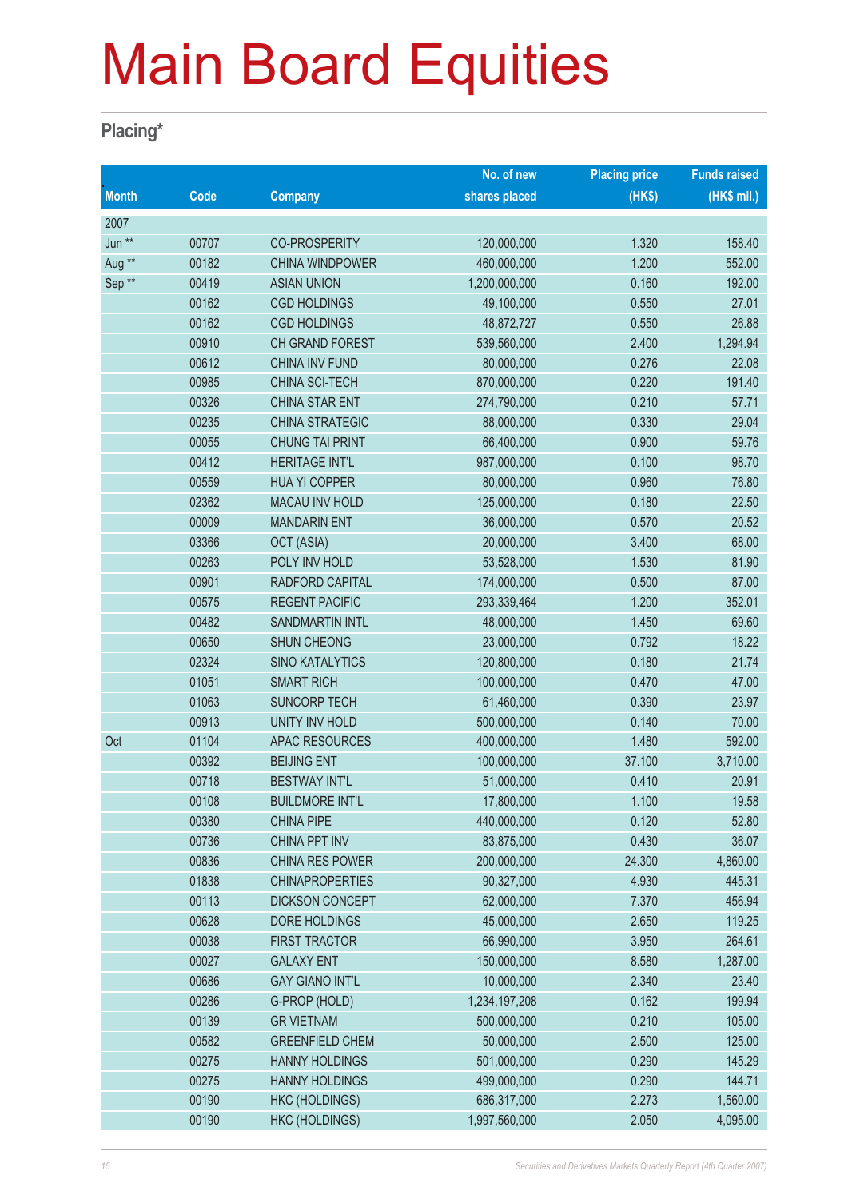# Main Board Equities

## Placing*

| Month | Code | Company | No. of new shares placed | Placing price (HK$) | Funds raised (HK$ mil.) |
|---|---|---|---|---|---|
| 2007 | | | | | |
| Jun ** | 00707 | CO-PROSPERITY | 120,000,000 | 1.320 | 158.40 |
| Aug ** | 00182 | CHINA WINDPOWER | 460,000,000 | 1.200 | 552.00 |
| Sep ** | 00419 | ASIAN UNION | 1,200,000,000 | 0.160 | 192.00 |
| | 00162 | CGD HOLDINGS | 49,100,000 | 0.550 | 27.01 |
| | 00162 | CGD HOLDINGS | 48,872,727 | 0.550 | 26.88 |
| | 00910 | CH GRAND FOREST | 539,560,000 | 2.400 | 1,294.94 |
| | 00612 | CHINA INV FUND | 80,000,000 | 0.276 | 22.08 |
| | 00985 | CHINA SCI-TECH | 870,000,000 | 0.220 | 191.40 |
| | 00326 | CHINA STAR ENT | 274,790,000 | 0.210 | 57.71 |
| | 00235 | CHINA STRATEGIC | 88,000,000 | 0.330 | 29.04 |
| | 00055 | CHUNG TAI PRINT | 66,400,000 | 0.900 | 59.76 |
| | 00412 | HERITAGE INT'L | 987,000,000 | 0.100 | 98.70 |
| | 00559 | HUA YI COPPER | 80,000,000 | 0.960 | 76.80 |
| | 02362 | MACAU INV HOLD | 125,000,000 | 0.180 | 22.50 |
| | 00009 | MANDARIN ENT | 36,000,000 | 0.570 | 20.52 |
| | 03366 | OCT (ASIA) | 20,000,000 | 3.400 | 68.00 |
| | 00263 | POLY INV HOLD | 53,528,000 | 1.530 | 81.90 |
| | 00901 | RADFORD CAPITAL | 174,000,000 | 0.500 | 87.00 |
| | 00575 | REGENT PACIFIC | 293,339,464 | 1.200 | 352.01 |
| | 00482 | SANDMARTIN INTL | 48,000,000 | 1.450 | 69.60 |
| | 00650 | SHUN CHEONG | 23,000,000 | 0.792 | 18.22 |
| | 02324 | SINO KATALYTICS | 120,800,000 | 0.180 | 21.74 |
| | 01051 | SMART RICH | 100,000,000 | 0.470 | 47.00 |
| | 01063 | SUNCORP TECH | 61,460,000 | 0.390 | 23.97 |
| | 00913 | UNITY INV HOLD | 500,000,000 | 0.140 | 70.00 |
| Oct | 01104 | APAC RESOURCES | 400,000,000 | 1.480 | 592.00 |
| | 00392 | BEIJING ENT | 100,000,000 | 37.100 | 3,710.00 |
| | 00718 | BESTWAY INT'L | 51,000,000 | 0.410 | 20.91 |
| | 00108 | BUILDMORE INT'L | 17,800,000 | 1.100 | 19.58 |
| | 00380 | CHINA PIPE | 440,000,000 | 0.120 | 52.80 |
| | 00736 | CHINA PPT INV | 83,875,000 | 0.430 | 36.07 |
| | 00836 | CHINA RES POWER | 200,000,000 | 24.300 | 4,860.00 |
| | 01838 | CHINAPROPERTIES | 90,327,000 | 4.930 | 445.31 |
| | 00113 | DICKSON CONCEPT | 62,000,000 | 7.370 | 456.94 |
| | 00628 | DORE HOLDINGS | 45,000,000 | 2.650 | 119.25 |
| | 00038 | FIRST TRACTOR | 66,990,000 | 3.950 | 264.61 |
| | 00027 | GALAXY ENT | 150,000,000 | 8.580 | 1,287.00 |
| | 00686 | GAY GIANO INT'L | 10,000,000 | 2.340 | 23.40 |
| | 00286 | G-PROP (HOLD) | 1,234,197,208 | 0.162 | 199.94 |
| | 00139 | GR VIETNAM | 500,000,000 | 0.210 | 105.00 |
| | 00582 | GREENFIELD CHEM | 50,000,000 | 2.500 | 125.00 |
| | 00275 | HANNY HOLDINGS | 501,000,000 | 0.290 | 145.29 |
| | 00275 | HANNY HOLDINGS | 499,000,000 | 0.290 | 144.71 |
| | 00190 | HKC (HOLDINGS) | 686,317,000 | 2.273 | 1,560.00 |
| | 00190 | HKC (HOLDINGS) | 1,997,560,000 | 2.050 | 4,095.00 |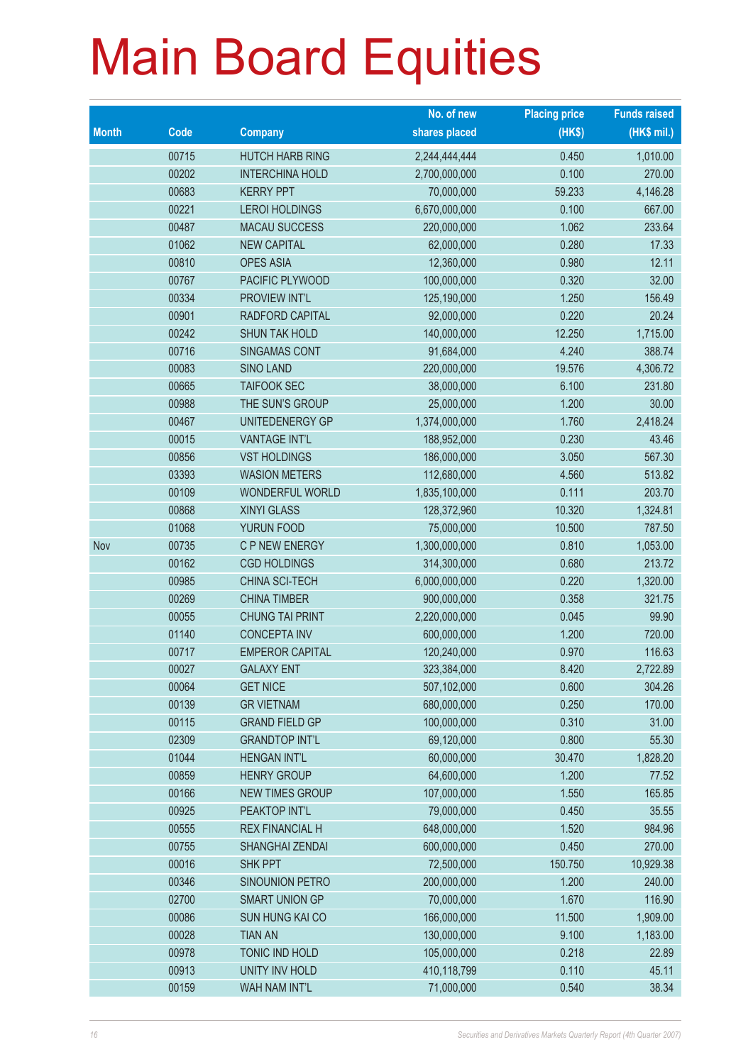# Main Board Equities

| Month | Code | Company | No. of new shares placed | Placing price (HK$) | Funds raised (HK$ mil.) |
|---|---|---|---|---|---|
| | 00715 | HUTCH HARB RING | 2,244,444,444 | 0.450 | 1,010.00 |
| | 00202 | INTERCHINA HOLD | 2,700,000,000 | 0.100 | 270.00 |
| | 00683 | KERRY PPT | 70,000,000 | 59.233 | 4,146.28 |
| | 00221 | LEROI HOLDINGS | 6,670,000,000 | 0.100 | 667.00 |
| | 00487 | MACAU SUCCESS | 220,000,000 | 1.062 | 233.64 |
| | 01062 | NEW CAPITAL | 62,000,000 | 0.280 | 17.33 |
| | 00810 | OPES ASIA | 12,360,000 | 0.980 | 12.11 |
| | 00767 | PACIFIC PLYWOOD | 100,000,000 | 0.320 | 32.00 |
| | 00334 | PROVIEW INT'L | 125,190,000 | 1.250 | 156.49 |
| | 00901 | RADFORD CAPITAL | 92,000,000 | 0.220 | 20.24 |
| | 00242 | SHUN TAK HOLD | 140,000,000 | 12.250 | 1,715.00 |
| | 00716 | SINGAMAS CONT | 91,684,000 | 4.240 | 388.74 |
| | 00083 | SINO LAND | 220,000,000 | 19.576 | 4,306.72 |
| | 00665 | TAIFOOK SEC | 38,000,000 | 6.100 | 231.80 |
| | 00988 | THE SUN'S GROUP | 25,000,000 | 1.200 | 30.00 |
| | 00467 | UNITEDENERGY GP | 1,374,000,000 | 1.760 | 2,418.24 |
| | 00015 | VANTAGE INT'L | 188,952,000 | 0.230 | 43.46 |
| | 00856 | VST HOLDINGS | 186,000,000 | 3.050 | 567.30 |
| | 03393 | WASION METERS | 112,680,000 | 4.560 | 513.82 |
| | 00109 | WONDERFUL WORLD | 1,835,100,000 | 0.111 | 203.70 |
| | 00868 | XINYI GLASS | 128,372,960 | 10.320 | 1,324.81 |
| | 01068 | YURUN FOOD | 75,000,000 | 10.500 | 787.50 |
| Nov | 00735 | C P NEW ENERGY | 1,300,000,000 | 0.810 | 1,053.00 |
| | 00162 | CGD HOLDINGS | 314,300,000 | 0.680 | 213.72 |
| | 00985 | CHINA SCI-TECH | 6,000,000,000 | 0.220 | 1,320.00 |
| | 00269 | CHINA TIMBER | 900,000,000 | 0.358 | 321.75 |
| | 00055 | CHUNG TAI PRINT | 2,220,000,000 | 0.045 | 99.90 |
| | 01140 | CONCEPTA INV | 600,000,000 | 1.200 | 720.00 |
| | 00717 | EMPEROR CAPITAL | 120,240,000 | 0.970 | 116.63 |
| | 00027 | GALAXY ENT | 323,384,000 | 8.420 | 2,722.89 |
| | 00064 | GET NICE | 507,102,000 | 0.600 | 304.26 |
| | 00139 | GR VIETNAM | 680,000,000 | 0.250 | 170.00 |
| | 00115 | GRAND FIELD GP | 100,000,000 | 0.310 | 31.00 |
| | 02309 | GRANDTOP INT'L | 69,120,000 | 0.800 | 55.30 |
| | 01044 | HENGAN INT'L | 60,000,000 | 30.470 | 1,828.20 |
| | 00859 | HENRY GROUP | 64,600,000 | 1.200 | 77.52 |
| | 00166 | NEW TIMES GROUP | 107,000,000 | 1.550 | 165.85 |
| | 00925 | PEAKTOP INT'L | 79,000,000 | 0.450 | 35.55 |
| | 00555 | REX FINANCIAL H | 648,000,000 | 1.520 | 984.96 |
| | 00755 | SHANGHAI ZENDAI | 600,000,000 | 0.450 | 270.00 |
| | 00016 | SHK PPT | 72,500,000 | 150.750 | 10,929.38 |
| | 00346 | SINOUNION PETRO | 200,000,000 | 1.200 | 240.00 |
| | 02700 | SMART UNION GP | 70,000,000 | 1.670 | 116.90 |
| | 00086 | SUN HUNG KAI CO | 166,000,000 | 11.500 | 1,909.00 |
| | 00028 | TIAN AN | 130,000,000 | 9.100 | 1,183.00 |
| | 00978 | TONIC IND HOLD | 105,000,000 | 0.218 | 22.89 |
| | 00913 | UNITY INV HOLD | 410,118,799 | 0.110 | 45.11 |
| | 00159 | WAH NAM INT'L | 71,000,000 | 0.540 | 38.34 |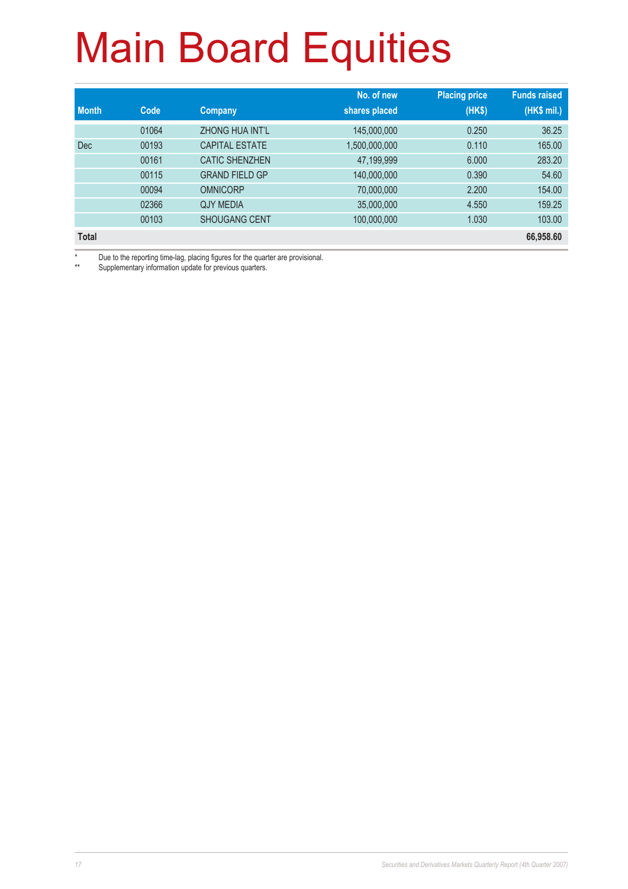# Main Board Equities

| Month | Code | Company | No. of new shares placed | Placing price (HK$) | Funds raised (HK$ mil.) |
|---|---|---|---|---|---|
| | 01064 | ZHONG HUA INT'L | 145,000,000 | 0.250 | 36.25 |
| Dec | 00193 | CAPITAL ESTATE | 1,500,000,000 | 0.110 | 165.00 |
| | 00161 | CATIC SHENZHEN | 47,199,999 | 6.000 | 283.20 |
| | 00115 | GRAND FIELD GP | 140,000,000 | 0.390 | 54.60 |
| | 00094 | OMNICORP | 70,000,000 | 2.200 | 154.00 |
| | 02366 | QJY MEDIA | 35,000,000 | 4.550 | 159.25 |
| | 00103 | SHOUGANG CENT | 100,000,000 | 1.030 | 103.00 |
| **Total** | | | | | **66,958.60** |

\* Due to the reporting time-lag, placing figures for the quarter are provisional.

\** Supplementary information update for previous quarters.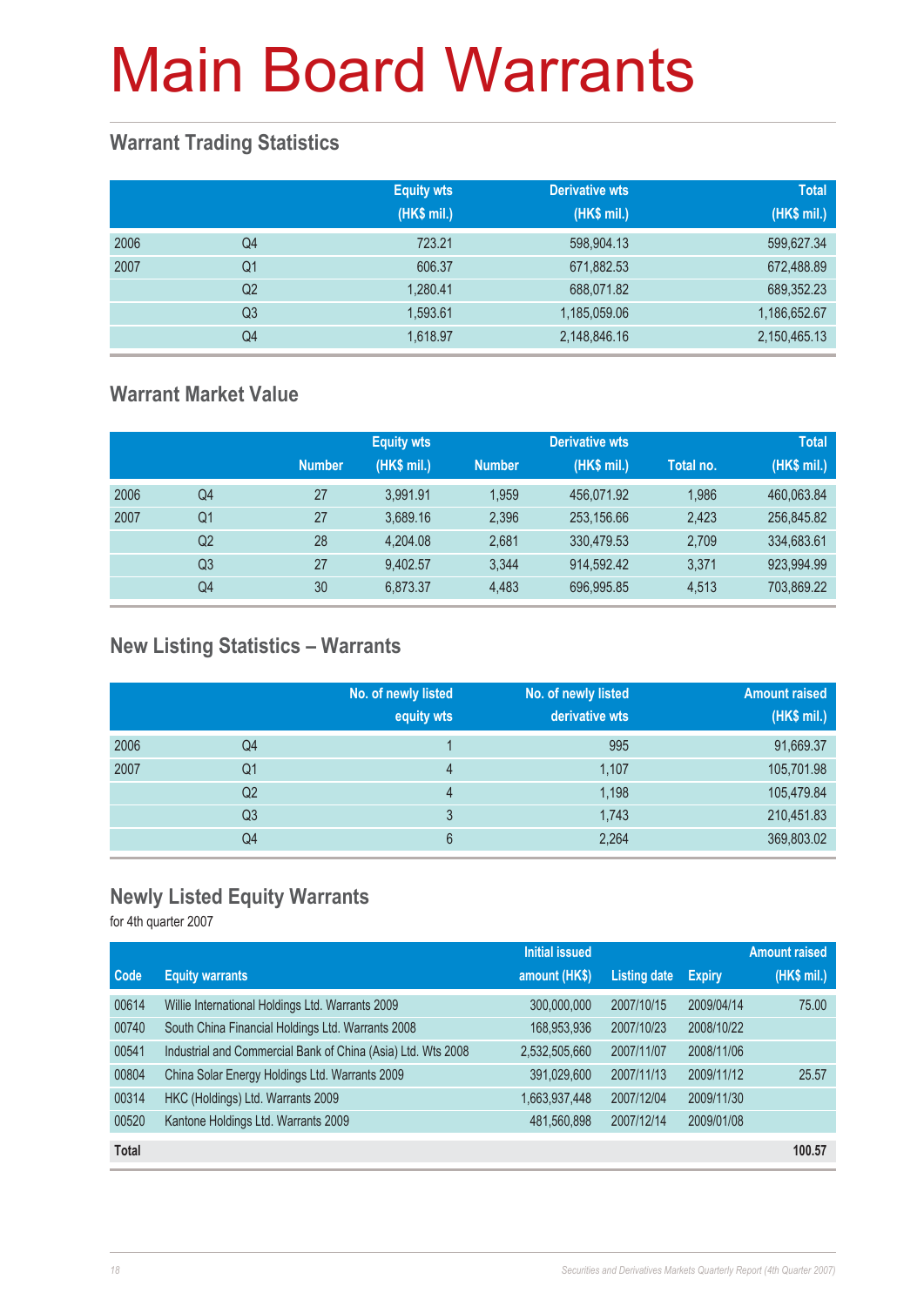# Main Board Warrants

## Warrant Trading Statistics

| | | Equity wts (HK$ mil.) | Derivative wts (HK$ mil.) | Total (HK$ mil.) |
|---|---|---|---|---|
| 2006 | Q4 | 723.21 | 598,904.13 | 599,627.34 |
| 2007 | Q1 | 606.37 | 671,882.53 | 672,488.89 |
| | Q2 | 1,280.41 | 688,071.82 | 689,352.23 |
| | Q3 | 1,593.61 | 1,185,059.06 | 1,186,652.67 |
| | Q4 | 1,618.97 | 2,148,846.16 | 2,150,465.13 |

## Warrant Market Value

| | | Equity wts | | Derivative wts | | | Total |
|---|---|---|---|---|---|---|---|
| | | Number | (HK$ mil.) | Number | (HK$ mil.) | Total no. | (HK$ mil.) |
| 2006 | Q4 | 27 | 3,991.91 | 1,959 | 456,071.92 | 1,986 | 460,063.84 |
| 2007 | Q1 | 27 | 3,689.16 | 2,396 | 253,156.66 | 2,423 | 256,845.82 |
| | Q2 | 28 | 4,204.08 | 2,681 | 330,479.53 | 2,709 | 334,683.61 |
| | Q3 | 27 | 9,402.57 | 3,344 | 914,592.42 | 3,371 | 923,994.99 |
| | Q4 | 30 | 6,873.37 | 4,483 | 696,995.85 | 4,513 | 703,869.22 |

## New Listing Statistics – Warrants

| | | No. of newly listed equity wts | No. of newly listed derivative wts | Amount raised (HK$ mil.) |
|---|---|---|---|---|
| 2006 | Q4 | 1 | 995 | 91,669.37 |
| 2007 | Q1 | 4 | 1,107 | 105,701.98 |
| | Q2 | 4 | 1,198 | 105,479.84 |
| | Q3 | 3 | 1,743 | 210,451.83 |
| | Q4 | 6 | 2,264 | 369,803.02 |

## Newly Listed Equity Warrants

for 4th quarter 2007

| Code | Equity warrants | Initial issued amount (HK$) | Listing date | Expiry | Amount raised (HK$ mil.) |
|---|---|---|---|---|---|
| 00614 | Willie International Holdings Ltd. Warrants 2009 | 300,000,000 | 2007/10/15 | 2009/04/14 | 75.00 |
| 00740 | South China Financial Holdings Ltd. Warrants 2008 | 168,953,936 | 2007/10/23 | 2008/10/22 | |
| 00541 | Industrial and Commercial Bank of China (Asia) Ltd. Wts 2008 | 2,532,505,660 | 2007/11/07 | 2008/11/06 | |
| 00804 | China Solar Energy Holdings Ltd. Warrants 2009 | 391,029,600 | 2007/11/13 | 2009/11/12 | 25.57 |
| 00314 | HKC (Holdings) Ltd. Warrants 2009 | 1,663,937,448 | 2007/12/04 | 2009/11/30 | |
| 00520 | Kantone Holdings Ltd. Warrants 2009 | 481,560,898 | 2007/12/14 | 2009/01/08 | |
| **Total** | | | | | **100.57** |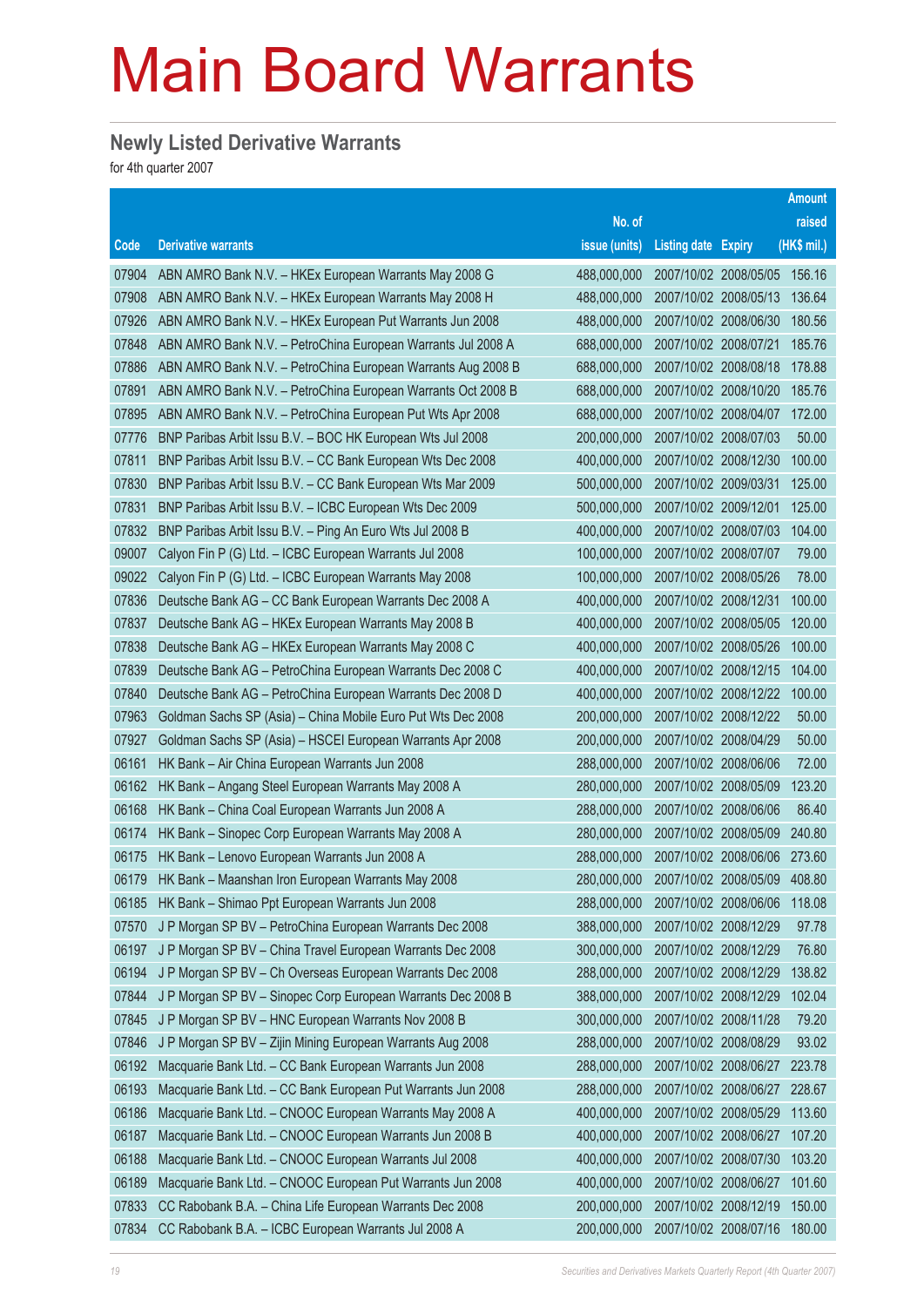# Main Board Warrants

## Newly Listed Derivative Warrants

for 4th quarter 2007

| Code | Derivative warrants | No. of issue (units) | Listing date | Expiry | Amount raised (HK$ mil.) |
|---|---|---|---|---|---|
| 07904 | ABN AMRO Bank N.V. – HKEx European Warrants May 2008 G | 488,000,000 | 2007/10/02 | 2008/05/05 | 156.16 |
| 07908 | ABN AMRO Bank N.V. – HKEx European Warrants May 2008 H | 488,000,000 | 2007/10/02 | 2008/05/13 | 136.64 |
| 07926 | ABN AMRO Bank N.V. – HKEx European Put Warrants Jun 2008 | 488,000,000 | 2007/10/02 | 2008/06/30 | 180.56 |
| 07848 | ABN AMRO Bank N.V. – PetroChina European Warrants Jul 2008 A | 688,000,000 | 2007/10/02 | 2008/07/21 | 185.76 |
| 07886 | ABN AMRO Bank N.V. – PetroChina European Warrants Aug 2008 B | 688,000,000 | 2007/10/02 | 2008/08/18 | 178.88 |
| 07891 | ABN AMRO Bank N.V. – PetroChina European Warrants Oct 2008 B | 688,000,000 | 2007/10/02 | 2008/10/20 | 185.76 |
| 07895 | ABN AMRO Bank N.V. – PetroChina European Put Wts Apr 2008 | 688,000,000 | 2007/10/02 | 2008/04/07 | 172.00 |
| 07776 | BNP Paribas Arbit Issu B.V. – BOC HK European Wts Jul 2008 | 200,000,000 | 2007/10/02 | 2008/07/03 | 50.00 |
| 07811 | BNP Paribas Arbit Issu B.V. – CC Bank European Wts Dec 2008 | 400,000,000 | 2007/10/02 | 2008/12/30 | 100.00 |
| 07830 | BNP Paribas Arbit Issu B.V. – CC Bank European Wts Mar 2009 | 500,000,000 | 2007/10/02 | 2009/03/31 | 125.00 |
| 07831 | BNP Paribas Arbit Issu B.V. – ICBC European Wts Dec 2009 | 500,000,000 | 2007/10/02 | 2009/12/01 | 125.00 |
| 07832 | BNP Paribas Arbit Issu B.V. – Ping An Euro Wts Jul 2008 B | 400,000,000 | 2007/10/02 | 2008/07/03 | 104.00 |
| 09007 | Calyon Fin P (G) Ltd. – ICBC European Warrants Jul 2008 | 100,000,000 | 2007/10/02 | 2008/07/07 | 79.00 |
| 09022 | Calyon Fin P (G) Ltd. – ICBC European Warrants May 2008 | 100,000,000 | 2007/10/02 | 2008/05/26 | 78.00 |
| 07836 | Deutsche Bank AG – CC Bank European Warrants Dec 2008 A | 400,000,000 | 2007/10/02 | 2008/12/31 | 100.00 |
| 07837 | Deutsche Bank AG – HKEx European Warrants May 2008 B | 400,000,000 | 2007/10/02 | 2008/05/05 | 120.00 |
| 07838 | Deutsche Bank AG – HKEx European Warrants May 2008 C | 400,000,000 | 2007/10/02 | 2008/05/26 | 100.00 |
| 07839 | Deutsche Bank AG – PetroChina European Warrants Dec 2008 C | 400,000,000 | 2007/10/02 | 2008/12/15 | 104.00 |
| 07840 | Deutsche Bank AG – PetroChina European Warrants Dec 2008 D | 400,000,000 | 2007/10/02 | 2008/12/22 | 100.00 |
| 07963 | Goldman Sachs SP (Asia) – China Mobile Euro Put Wts Dec 2008 | 200,000,000 | 2007/10/02 | 2008/12/22 | 50.00 |
| 07927 | Goldman Sachs SP (Asia) – HSCEI European Warrants Apr 2008 | 200,000,000 | 2007/10/02 | 2008/04/29 | 50.00 |
| 06161 | HK Bank – Air China European Warrants Jun 2008 | 288,000,000 | 2007/10/02 | 2008/06/06 | 72.00 |
| 06162 | HK Bank – Angang Steel European Warrants May 2008 A | 280,000,000 | 2007/10/02 | 2008/05/09 | 123.20 |
| 06168 | HK Bank – China Coal European Warrants Jun 2008 A | 288,000,000 | 2007/10/02 | 2008/06/06 | 86.40 |
| 06174 | HK Bank – Sinopec Corp European Warrants May 2008 A | 280,000,000 | 2007/10/02 | 2008/05/09 | 240.80 |
| 06175 | HK Bank – Lenovo European Warrants Jun 2008 A | 288,000,000 | 2007/10/02 | 2008/06/06 | 273.60 |
| 06179 | HK Bank – Maanshan Iron European Warrants May 2008 | 280,000,000 | 2007/10/02 | 2008/05/09 | 408.80 |
| 06185 | HK Bank – Shimao Ppt European Warrants Jun 2008 | 288,000,000 | 2007/10/02 | 2008/06/06 | 118.08 |
| 07570 | J P Morgan SP BV – PetroChina European Warrants Dec 2008 | 388,000,000 | 2007/10/02 | 2008/12/29 | 97.78 |
| 06197 | J P Morgan SP BV – China Travel European Warrants Dec 2008 | 300,000,000 | 2007/10/02 | 2008/12/29 | 76.80 |
| 06194 | J P Morgan SP BV – Ch Overseas European Warrants Dec 2008 | 288,000,000 | 2007/10/02 | 2008/12/29 | 138.82 |
| 07844 | J P Morgan SP BV – Sinopec Corp European Warrants Dec 2008 B | 388,000,000 | 2007/10/02 | 2008/12/29 | 102.04 |
| 07845 | J P Morgan SP BV – HNC European Warrants Nov 2008 B | 300,000,000 | 2007/10/02 | 2008/11/28 | 79.20 |
| 07846 | J P Morgan SP BV – Zijin Mining European Warrants Aug 2008 | 288,000,000 | 2007/10/02 | 2008/08/29 | 93.02 |
| 06192 | Macquarie Bank Ltd. – CC Bank European Warrants Jun 2008 | 288,000,000 | 2007/10/02 | 2008/06/27 | 223.78 |
| 06193 | Macquarie Bank Ltd. – CC Bank European Put Warrants Jun 2008 | 288,000,000 | 2007/10/02 | 2008/06/27 | 228.67 |
| 06186 | Macquarie Bank Ltd. – CNOOC European Warrants May 2008 A | 400,000,000 | 2007/10/02 | 2008/05/29 | 113.60 |
| 06187 | Macquarie Bank Ltd. – CNOOC European Warrants Jun 2008 B | 400,000,000 | 2007/10/02 | 2008/06/27 | 107.20 |
| 06188 | Macquarie Bank Ltd. – CNOOC European Warrants Jul 2008 | 400,000,000 | 2007/10/02 | 2008/07/30 | 103.20 |
| 06189 | Macquarie Bank Ltd. – CNOOC European Put Warrants Jun 2008 | 400,000,000 | 2007/10/02 | 2008/06/27 | 101.60 |
| 07833 | CC Rabobank B.A. – China Life European Warrants Dec 2008 | 200,000,000 | 2007/10/02 | 2008/12/19 | 150.00 |
| 07834 | CC Rabobank B.A. – ICBC European Warrants Jul 2008 A | 200,000,000 | 2007/10/02 | 2008/07/16 | 180.00 |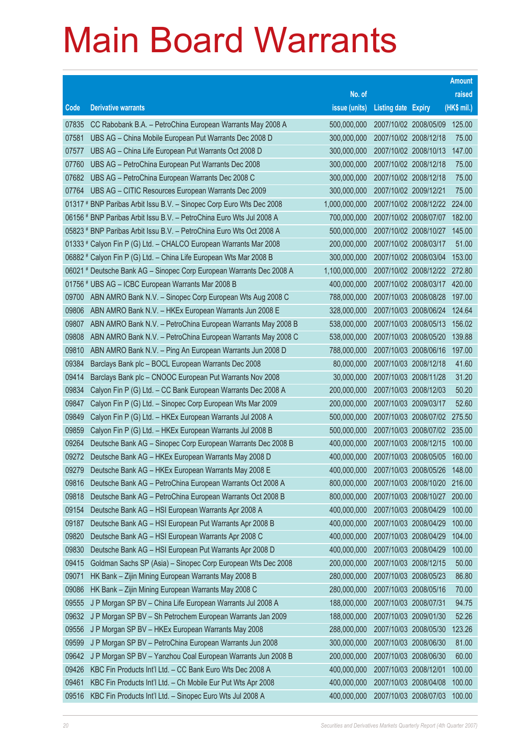# Main Board Warrants

| Code | Derivative warrants | No. of issue (units) | Listing date | Expiry | Amount raised (HK$ mil.) |
|---|---|---|---|---|---|
| 07835 | CC Rabobank B.A. – PetroChina European Warrants May 2008 A | 500,000,000 | 2007/10/02 | 2008/05/09 | 125.00 |
| 07581 | UBS AG – China Mobile European Put Warrants Dec 2008 D | 300,000,000 | 2007/10/02 | 2008/12/18 | 75.00 |
| 07577 | UBS AG – China Life European Put Warrants Oct 2008 D | 300,000,000 | 2007/10/02 | 2008/10/13 | 147.00 |
| 07760 | UBS AG – PetroChina European Put Warrants Dec 2008 | 300,000,000 | 2007/10/02 | 2008/12/18 | 75.00 |
| 07682 | UBS AG – PetroChina European Warrants Dec 2008 C | 300,000,000 | 2007/10/02 | 2008/12/18 | 75.00 |
| 07764 | UBS AG – CITIC Resources European Warrants Dec 2009 | 300,000,000 | 2007/10/02 | 2009/12/21 | 75.00 |
| 01317 # | BNP Paribas Arbit Issu B.V. – Sinopec Corp Euro Wts Dec 2008 | 1,000,000,000 | 2007/10/02 | 2008/12/22 | 224.00 |
| 06156 # | BNP Paribas Arbit Issu B.V. – PetroChina Euro Wts Jul 2008 A | 700,000,000 | 2007/10/02 | 2008/07/07 | 182.00 |
| 05823 # | BNP Paribas Arbit Issu B.V. – PetroChina Euro Wts Oct 2008 A | 500,000,000 | 2007/10/02 | 2008/10/27 | 145.00 |
| 01333 # | Calyon Fin P (G) Ltd. – CHALCO European Warrants Mar 2008 | 200,000,000 | 2007/10/02 | 2008/03/17 | 51.00 |
| 06882 # | Calyon Fin P (G) Ltd. – China Life European Wts Mar 2008 B | 300,000,000 | 2007/10/02 | 2008/03/04 | 153.00 |
| 06021 # | Deutsche Bank AG – Sinopec Corp European Warrants Dec 2008 A | 1,100,000,000 | 2007/10/02 | 2008/12/22 | 272.80 |
| 01756 # | UBS AG – ICBC European Warrants Mar 2008 B | 400,000,000 | 2007/10/02 | 2008/03/17 | 420.00 |
| 09700 | ABN AMRO Bank N.V. – Sinopec Corp European Wts Aug 2008 C | 788,000,000 | 2007/10/03 | 2008/08/28 | 197.00 |
| 09806 | ABN AMRO Bank N.V. – HKEx European Warrants Jun 2008 E | 328,000,000 | 2007/10/03 | 2008/06/24 | 124.64 |
| 09807 | ABN AMRO Bank N.V. – PetroChina European Warrants May 2008 B | 538,000,000 | 2007/10/03 | 2008/05/13 | 156.02 |
| 09808 | ABN AMRO Bank N.V. – PetroChina European Warrants May 2008 C | 538,000,000 | 2007/10/03 | 2008/05/20 | 139.88 |
| 09810 | ABN AMRO Bank N.V. – Ping An European Warrants Jun 2008 D | 788,000,000 | 2007/10/03 | 2008/06/16 | 197.00 |
| 09384 | Barclays Bank plc – BOCL European Warrants Dec 2008 | 80,000,000 | 2007/10/03 | 2008/12/18 | 41.60 |
| 09414 | Barclays Bank plc – CNOOC European Put Warrants Nov 2008 | 30,000,000 | 2007/10/03 | 2008/11/28 | 31.20 |
| 09834 | Calyon Fin P (G) Ltd. – CC Bank European Warrants Dec 2008 A | 200,000,000 | 2007/10/03 | 2008/12/03 | 50.20 |
| 09847 | Calyon Fin P (G) Ltd. – Sinopec Corp European Wts Mar 2009 | 200,000,000 | 2007/10/03 | 2009/03/17 | 52.60 |
| 09849 | Calyon Fin P (G) Ltd. – HKEx European Warrants Jul 2008 A | 500,000,000 | 2007/10/03 | 2008/07/02 | 275.50 |
| 09859 | Calyon Fin P (G) Ltd. – HKEx European Warrants Jul 2008 B | 500,000,000 | 2007/10/03 | 2008/07/02 | 235.00 |
| 09264 | Deutsche Bank AG – Sinopec Corp European Warrants Dec 2008 B | 400,000,000 | 2007/10/03 | 2008/12/15 | 100.00 |
| 09272 | Deutsche Bank AG – HKEx European Warrants May 2008 D | 400,000,000 | 2007/10/03 | 2008/05/05 | 160.00 |
| 09279 | Deutsche Bank AG – HKEx European Warrants May 2008 E | 400,000,000 | 2007/10/03 | 2008/05/26 | 148.00 |
| 09816 | Deutsche Bank AG – PetroChina European Warrants Oct 2008 A | 800,000,000 | 2007/10/03 | 2008/10/20 | 216.00 |
| 09818 | Deutsche Bank AG – PetroChina European Warrants Oct 2008 B | 800,000,000 | 2007/10/03 | 2008/10/27 | 200.00 |
| 09154 | Deutsche Bank AG – HSI European Warrants Apr 2008 A | 400,000,000 | 2007/10/03 | 2008/04/29 | 100.00 |
| 09187 | Deutsche Bank AG – HSI European Put Warrants Apr 2008 B | 400,000,000 | 2007/10/03 | 2008/04/29 | 100.00 |
| 09820 | Deutsche Bank AG – HSI European Warrants Apr 2008 C | 400,000,000 | 2007/10/03 | 2008/04/29 | 104.00 |
| 09830 | Deutsche Bank AG – HSI European Put Warrants Apr 2008 D | 400,000,000 | 2007/10/03 | 2008/04/29 | 100.00 |
| 09415 | Goldman Sachs SP (Asia) – Sinopec Corp European Wts Dec 2008 | 200,000,000 | 2007/10/03 | 2008/12/15 | 50.00 |
| 09071 | HK Bank – Zijin Mining European Warrants May 2008 B | 280,000,000 | 2007/10/03 | 2008/05/23 | 86.80 |
| 09086 | HK Bank – Zijin Mining European Warrants May 2008 C | 280,000,000 | 2007/10/03 | 2008/05/16 | 70.00 |
| 09555 | J P Morgan SP BV – China Life European Warrants Jul 2008 A | 188,000,000 | 2007/10/03 | 2008/07/31 | 94.75 |
| 09632 | J P Morgan SP BV – Sh Petrochem European Warrants Jan 2009 | 188,000,000 | 2007/10/03 | 2009/01/30 | 52.26 |
| 09556 | J P Morgan SP BV – HKEx European Warrants May 2008 | 288,000,000 | 2007/10/03 | 2008/05/30 | 123.26 |
| 09599 | J P Morgan SP BV – PetroChina European Warrants Jun 2008 | 300,000,000 | 2007/10/03 | 2008/06/30 | 81.00 |
| 09642 | J P Morgan SP BV – Yanzhou Coal European Warrants Jun 2008 B | 200,000,000 | 2007/10/03 | 2008/06/30 | 60.00 |
| 09426 | KBC Fin Products Int'l Ltd. – CC Bank Euro Wts Dec 2008 A | 400,000,000 | 2007/10/03 | 2008/12/01 | 100.00 |
| 09461 | KBC Fin Products Int'l Ltd. – Ch Mobile Eur Put Wts Apr 2008 | 400,000,000 | 2007/10/03 | 2008/04/08 | 100.00 |
| 09516 | KBC Fin Products Int'l Ltd. – Sinopec Euro Wts Jul 2008 A | 400,000,000 | 2007/10/03 | 2008/07/03 | 100.00 |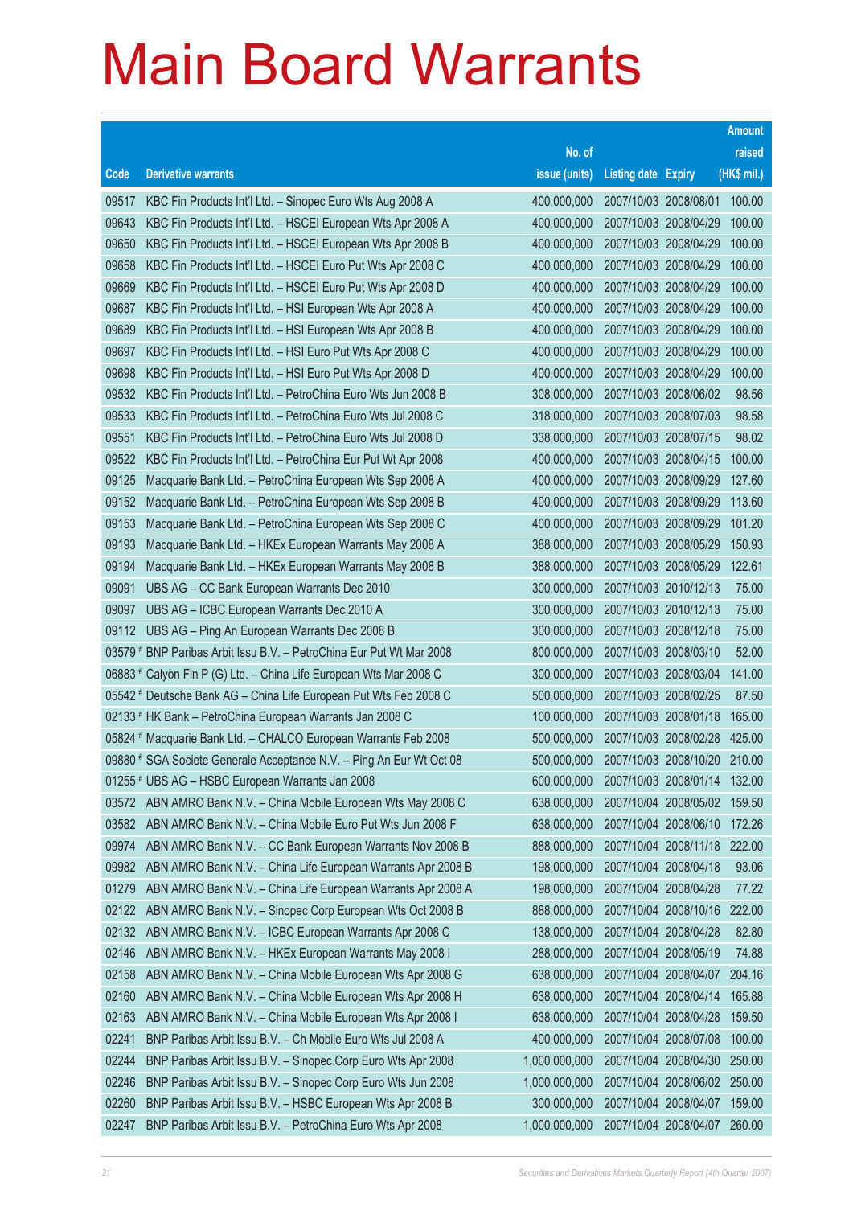# Main Board Warrants

| Code | Derivative warrants | No. of issue (units) | Listing date | Expiry | Amount raised (HK$ mil.) |
|---|---|---|---|---|---|
| 09517 | KBC Fin Products Int'l Ltd. – Sinopec Euro Wts Aug 2008 A | 400,000,000 | 2007/10/03 | 2008/08/01 | 100.00 |
| 09643 | KBC Fin Products Int'l Ltd. – HSCEI European Wts Apr 2008 A | 400,000,000 | 2007/10/03 | 2008/04/29 | 100.00 |
| 09650 | KBC Fin Products Int'l Ltd. – HSCEI European Wts Apr 2008 B | 400,000,000 | 2007/10/03 | 2008/04/29 | 100.00 |
| 09658 | KBC Fin Products Int'l Ltd. – HSCEI Euro Put Wts Apr 2008 C | 400,000,000 | 2007/10/03 | 2008/04/29 | 100.00 |
| 09669 | KBC Fin Products Int'l Ltd. – HSCEI Euro Put Wts Apr 2008 D | 400,000,000 | 2007/10/03 | 2008/04/29 | 100.00 |
| 09687 | KBC Fin Products Int'l Ltd. – HSI European Wts Apr 2008 A | 400,000,000 | 2007/10/03 | 2008/04/29 | 100.00 |
| 09689 | KBC Fin Products Int'l Ltd. – HSI European Wts Apr 2008 B | 400,000,000 | 2007/10/03 | 2008/04/29 | 100.00 |
| 09697 | KBC Fin Products Int'l Ltd. – HSI Euro Put Wts Apr 2008 C | 400,000,000 | 2007/10/03 | 2008/04/29 | 100.00 |
| 09698 | KBC Fin Products Int'l Ltd. – HSI Euro Put Wts Apr 2008 D | 400,000,000 | 2007/10/03 | 2008/04/29 | 100.00 |
| 09532 | KBC Fin Products Int'l Ltd. – PetroChina Euro Wts Jun 2008 B | 308,000,000 | 2007/10/03 | 2008/06/02 | 98.56 |
| 09533 | KBC Fin Products Int'l Ltd. – PetroChina Euro Wts Jul 2008 C | 318,000,000 | 2007/10/03 | 2008/07/03 | 98.58 |
| 09551 | KBC Fin Products Int'l Ltd. – PetroChina Euro Wts Jul 2008 D | 338,000,000 | 2007/10/03 | 2008/07/15 | 98.02 |
| 09522 | KBC Fin Products Int'l Ltd. – PetroChina Eur Put Wt Apr 2008 | 400,000,000 | 2007/10/03 | 2008/04/15 | 100.00 |
| 09125 | Macquarie Bank Ltd. – PetroChina European Wts Sep 2008 A | 400,000,000 | 2007/10/03 | 2008/09/29 | 127.60 |
| 09152 | Macquarie Bank Ltd. – PetroChina European Wts Sep 2008 B | 400,000,000 | 2007/10/03 | 2008/09/29 | 113.60 |
| 09153 | Macquarie Bank Ltd. – PetroChina European Wts Sep 2008 C | 400,000,000 | 2007/10/03 | 2008/09/29 | 101.20 |
| 09193 | Macquarie Bank Ltd. – HKEx European Warrants May 2008 A | 388,000,000 | 2007/10/03 | 2008/05/29 | 150.93 |
| 09194 | Macquarie Bank Ltd. – HKEx European Warrants May 2008 B | 388,000,000 | 2007/10/03 | 2008/05/29 | 122.61 |
| 09091 | UBS AG – CC Bank European Warrants Dec 2010 | 300,000,000 | 2007/10/03 | 2010/12/13 | 75.00 |
| 09097 | UBS AG – ICBC European Warrants Dec 2010 A | 300,000,000 | 2007/10/03 | 2010/12/13 | 75.00 |
| 09112 | UBS AG – Ping An European Warrants Dec 2008 B | 300,000,000 | 2007/10/03 | 2008/12/18 | 75.00 |
| 03579 # | BNP Paribas Arbit Issu B.V. – PetroChina Eur Put Wt Mar 2008 | 800,000,000 | 2007/10/03 | 2008/03/10 | 52.00 |
| 06883 # | Calyon Fin P (G) Ltd. – China Life European Wts Mar 2008 C | 300,000,000 | 2007/10/03 | 2008/03/04 | 141.00 |
| 05542 # | Deutsche Bank AG – China Life European Put Wts Feb 2008 C | 500,000,000 | 2007/10/03 | 2008/02/25 | 87.50 |
| 02133 # | HK Bank – PetroChina European Warrants Jan 2008 C | 100,000,000 | 2007/10/03 | 2008/01/18 | 165.00 |
| 05824 # | Macquarie Bank Ltd. – CHALCO European Warrants Feb 2008 | 500,000,000 | 2007/10/03 | 2008/02/28 | 425.00 |
| 09880 # | SGA Societe Generale Acceptance N.V. – Ping An Eur Wt Oct 08 | 500,000,000 | 2007/10/03 | 2008/10/20 | 210.00 |
| 01255 # | UBS AG – HSBC European Warrants Jan 2008 | 600,000,000 | 2007/10/03 | 2008/01/14 | 132.00 |
| 03572 | ABN AMRO Bank N.V. – China Mobile European Wts May 2008 C | 638,000,000 | 2007/10/04 | 2008/05/02 | 159.50 |
| 03582 | ABN AMRO Bank N.V. – China Mobile Euro Put Wts Jun 2008 F | 638,000,000 | 2007/10/04 | 2008/06/10 | 172.26 |
| 09974 | ABN AMRO Bank N.V. – CC Bank European Warrants Nov 2008 B | 888,000,000 | 2007/10/04 | 2008/11/18 | 222.00 |
| 09982 | ABN AMRO Bank N.V. – China Life European Warrants Apr 2008 B | 198,000,000 | 2007/10/04 | 2008/04/18 | 93.06 |
| 01279 | ABN AMRO Bank N.V. – China Life European Warrants Apr 2008 A | 198,000,000 | 2007/10/04 | 2008/04/28 | 77.22 |
| 02122 | ABN AMRO Bank N.V. – Sinopec Corp European Wts Oct 2008 B | 888,000,000 | 2007/10/04 | 2008/10/16 | 222.00 |
| 02132 | ABN AMRO Bank N.V. – ICBC European Warrants Apr 2008 C | 138,000,000 | 2007/10/04 | 2008/04/28 | 82.80 |
| 02146 | ABN AMRO Bank N.V. – HKEx European Warrants May 2008 I | 288,000,000 | 2007/10/04 | 2008/05/19 | 74.88 |
| 02158 | ABN AMRO Bank N.V. – China Mobile European Wts Apr 2008 G | 638,000,000 | 2007/10/04 | 2008/04/07 | 204.16 |
| 02160 | ABN AMRO Bank N.V. – China Mobile European Wts Apr 2008 H | 638,000,000 | 2007/10/04 | 2008/04/14 | 165.88 |
| 02163 | ABN AMRO Bank N.V. – China Mobile European Wts Apr 2008 I | 638,000,000 | 2007/10/04 | 2008/04/28 | 159.50 |
| 02241 | BNP Paribas Arbit Issu B.V. – Ch Mobile Euro Wts Jul 2008 A | 400,000,000 | 2007/10/04 | 2008/07/08 | 100.00 |
| 02244 | BNP Paribas Arbit Issu B.V. – Sinopec Corp Euro Wts Apr 2008 | 1,000,000,000 | 2007/10/04 | 2008/04/30 | 250.00 |
| 02246 | BNP Paribas Arbit Issu B.V. – Sinopec Corp Euro Wts Jun 2008 | 1,000,000,000 | 2007/10/04 | 2008/06/02 | 250.00 |
| 02260 | BNP Paribas Arbit Issu B.V. – HSBC European Wts Apr 2008 B | 300,000,000 | 2007/10/04 | 2008/04/07 | 159.00 |
| 02247 | BNP Paribas Arbit Issu B.V. – PetroChina Euro Wts Apr 2008 | 1,000,000,000 | 2007/10/04 | 2008/04/07 | 260.00 |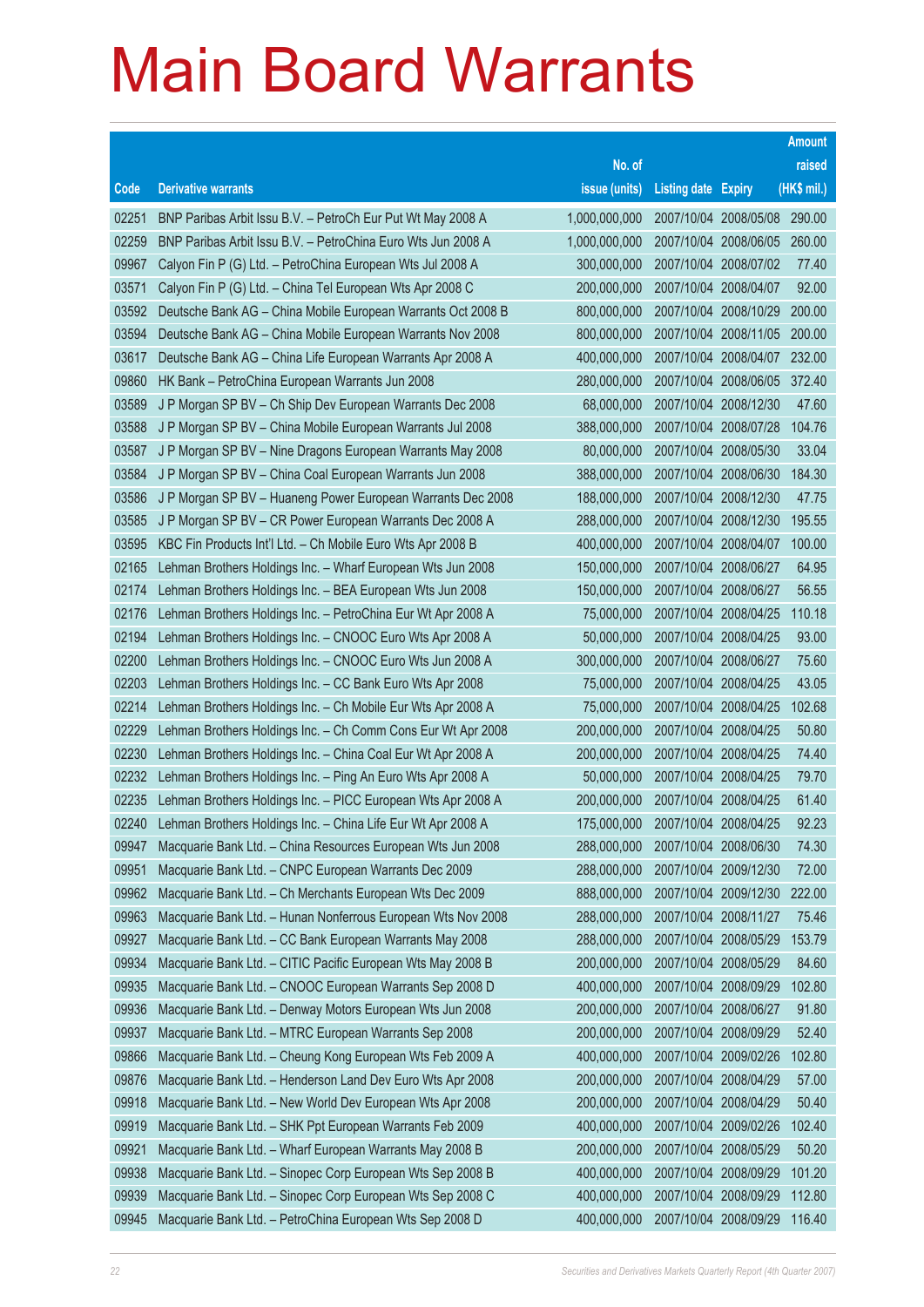# Main Board Warrants

| Code | Derivative warrants | No. of issue (units) | Listing date | Expiry | Amount raised (HK$ mil.) |
|---|---|---|---|---|---|
| 02251 | BNP Paribas Arbit Issu B.V. – PetroCh Eur Put Wt May 2008 A | 1,000,000,000 | 2007/10/04 | 2008/05/08 | 290.00 |
| 02259 | BNP Paribas Arbit Issu B.V. – PetroChina Euro Wts Jun 2008 A | 1,000,000,000 | 2007/10/04 | 2008/06/05 | 260.00 |
| 09967 | Calyon Fin P (G) Ltd. – PetroChina European Wts Jul 2008 A | 300,000,000 | 2007/10/04 | 2008/07/02 | 77.40 |
| 03571 | Calyon Fin P (G) Ltd. – China Tel European Wts Apr 2008 C | 200,000,000 | 2007/10/04 | 2008/04/07 | 92.00 |
| 03592 | Deutsche Bank AG – China Mobile European Warrants Oct 2008 B | 800,000,000 | 2007/10/04 | 2008/10/29 | 200.00 |
| 03594 | Deutsche Bank AG – China Mobile European Warrants Nov 2008 | 800,000,000 | 2007/10/04 | 2008/11/05 | 200.00 |
| 03617 | Deutsche Bank AG – China Life European Warrants Apr 2008 A | 400,000,000 | 2007/10/04 | 2008/04/07 | 232.00 |
| 09860 | HK Bank – PetroChina European Warrants Jun 2008 | 280,000,000 | 2007/10/04 | 2008/06/05 | 372.40 |
| 03589 | J P Morgan SP BV – Ch Ship Dev European Warrants Dec 2008 | 68,000,000 | 2007/10/04 | 2008/12/30 | 47.60 |
| 03588 | J P Morgan SP BV – China Mobile European Warrants Jul 2008 | 388,000,000 | 2007/10/04 | 2008/07/28 | 104.76 |
| 03587 | J P Morgan SP BV – Nine Dragons European Warrants May 2008 | 80,000,000 | 2007/10/04 | 2008/05/30 | 33.04 |
| 03584 | J P Morgan SP BV – China Coal European Warrants Jun 2008 | 388,000,000 | 2007/10/04 | 2008/06/30 | 184.30 |
| 03586 | J P Morgan SP BV – Huaneng Power European Warrants Dec 2008 | 188,000,000 | 2007/10/04 | 2008/12/30 | 47.75 |
| 03585 | J P Morgan SP BV – CR Power European Warrants Dec 2008 A | 288,000,000 | 2007/10/04 | 2008/12/30 | 195.55 |
| 03595 | KBC Fin Products Int'l Ltd. – Ch Mobile Euro Wts Apr 2008 B | 400,000,000 | 2007/10/04 | 2008/04/07 | 100.00 |
| 02165 | Lehman Brothers Holdings Inc. – Wharf European Wts Jun 2008 | 150,000,000 | 2007/10/04 | 2008/06/27 | 64.95 |
| 02174 | Lehman Brothers Holdings Inc. – BEA European Wts Jun 2008 | 150,000,000 | 2007/10/04 | 2008/06/27 | 56.55 |
| 02176 | Lehman Brothers Holdings Inc. – PetroChina Eur Wt Apr 2008 A | 75,000,000 | 2007/10/04 | 2008/04/25 | 110.18 |
| 02194 | Lehman Brothers Holdings Inc. – CNOOC Euro Wts Apr 2008 A | 50,000,000 | 2007/10/04 | 2008/04/25 | 93.00 |
| 02200 | Lehman Brothers Holdings Inc. – CNOOC Euro Wts Jun 2008 A | 300,000,000 | 2007/10/04 | 2008/06/27 | 75.60 |
| 02203 | Lehman Brothers Holdings Inc. – CC Bank Euro Wts Apr 2008 | 75,000,000 | 2007/10/04 | 2008/04/25 | 43.05 |
| 02214 | Lehman Brothers Holdings Inc. – Ch Mobile Eur Wts Apr 2008 A | 75,000,000 | 2007/10/04 | 2008/04/25 | 102.68 |
| 02229 | Lehman Brothers Holdings Inc. – Ch Comm Cons Eur Wt Apr 2008 | 200,000,000 | 2007/10/04 | 2008/04/25 | 50.80 |
| 02230 | Lehman Brothers Holdings Inc. – China Coal Eur Wt Apr 2008 A | 200,000,000 | 2007/10/04 | 2008/04/25 | 74.40 |
| 02232 | Lehman Brothers Holdings Inc. – Ping An Euro Wts Apr 2008 A | 50,000,000 | 2007/10/04 | 2008/04/25 | 79.70 |
| 02235 | Lehman Brothers Holdings Inc. – PICC European Wts Apr 2008 A | 200,000,000 | 2007/10/04 | 2008/04/25 | 61.40 |
| 02240 | Lehman Brothers Holdings Inc. – China Life Eur Wt Apr 2008 A | 175,000,000 | 2007/10/04 | 2008/04/25 | 92.23 |
| 09947 | Macquarie Bank Ltd. – China Resources European Wts Jun 2008 | 288,000,000 | 2007/10/04 | 2008/06/30 | 74.30 |
| 09951 | Macquarie Bank Ltd. – CNPC European Warrants Dec 2009 | 288,000,000 | 2007/10/04 | 2009/12/30 | 72.00 |
| 09962 | Macquarie Bank Ltd. – Ch Merchants European Wts Dec 2009 | 888,000,000 | 2007/10/04 | 2009/12/30 | 222.00 |
| 09963 | Macquarie Bank Ltd. – Hunan Nonferrous European Wts Nov 2008 | 288,000,000 | 2007/10/04 | 2008/11/27 | 75.46 |
| 09927 | Macquarie Bank Ltd. – CC Bank European Warrants May 2008 | 288,000,000 | 2007/10/04 | 2008/05/29 | 153.79 |
| 09934 | Macquarie Bank Ltd. – CITIC Pacific European Wts May 2008 B | 200,000,000 | 2007/10/04 | 2008/05/29 | 84.60 |
| 09935 | Macquarie Bank Ltd. – CNOOC European Warrants Sep 2008 D | 400,000,000 | 2007/10/04 | 2008/09/29 | 102.80 |
| 09936 | Macquarie Bank Ltd. – Denway Motors European Wts Jun 2008 | 200,000,000 | 2007/10/04 | 2008/06/27 | 91.80 |
| 09937 | Macquarie Bank Ltd. – MTRC European Warrants Sep 2008 | 200,000,000 | 2007/10/04 | 2008/09/29 | 52.40 |
| 09866 | Macquarie Bank Ltd. – Cheung Kong European Wts Feb 2009 A | 400,000,000 | 2007/10/04 | 2009/02/26 | 102.80 |
| 09876 | Macquarie Bank Ltd. – Henderson Land Dev Euro Wts Apr 2008 | 200,000,000 | 2007/10/04 | 2008/04/29 | 57.00 |
| 09918 | Macquarie Bank Ltd. – New World Dev European Wts Apr 2008 | 200,000,000 | 2007/10/04 | 2008/04/29 | 50.40 |
| 09919 | Macquarie Bank Ltd. – SHK Ppt European Warrants Feb 2009 | 400,000,000 | 2007/10/04 | 2009/02/26 | 102.40 |
| 09921 | Macquarie Bank Ltd. – Wharf European Warrants May 2008 B | 200,000,000 | 2007/10/04 | 2008/05/29 | 50.20 |
| 09938 | Macquarie Bank Ltd. – Sinopec Corp European Wts Sep 2008 B | 400,000,000 | 2007/10/04 | 2008/09/29 | 101.20 |
| 09939 | Macquarie Bank Ltd. – Sinopec Corp European Wts Sep 2008 C | 400,000,000 | 2007/10/04 | 2008/09/29 | 112.80 |
| 09945 | Macquarie Bank Ltd. – PetroChina European Wts Sep 2008 D | 400,000,000 | 2007/10/04 | 2008/09/29 | 116.40 |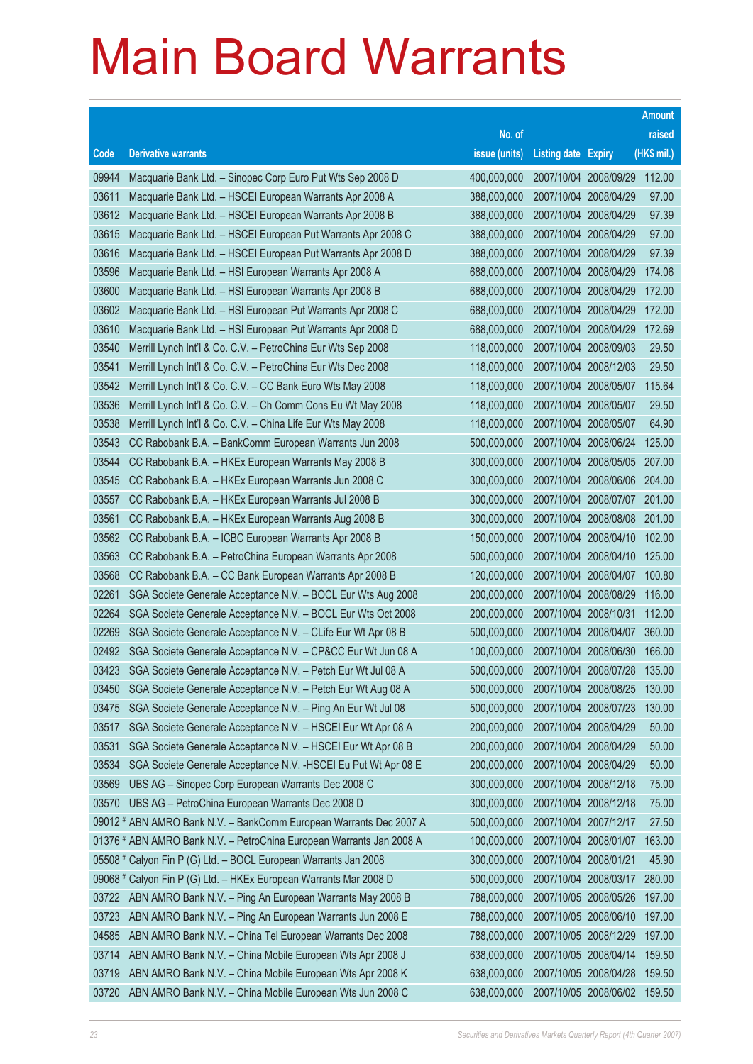# Main Board Warrants

| Code | Derivative warrants | No. of issue (units) | Listing date | Expiry | Amount raised (HK$ mil.) |
|---|---|---|---|---|---|
| 09944 | Macquarie Bank Ltd. – Sinopec Corp Euro Put Wts Sep 2008 D | 400,000,000 | 2007/10/04 | 2008/09/29 | 112.00 |
| 03611 | Macquarie Bank Ltd. – HSCEI European Warrants Apr 2008 A | 388,000,000 | 2007/10/04 | 2008/04/29 | 97.00 |
| 03612 | Macquarie Bank Ltd. – HSCEI European Warrants Apr 2008 B | 388,000,000 | 2007/10/04 | 2008/04/29 | 97.39 |
| 03615 | Macquarie Bank Ltd. – HSCEI European Put Warrants Apr 2008 C | 388,000,000 | 2007/10/04 | 2008/04/29 | 97.00 |
| 03616 | Macquarie Bank Ltd. – HSCEI European Put Warrants Apr 2008 D | 388,000,000 | 2007/10/04 | 2008/04/29 | 97.39 |
| 03596 | Macquarie Bank Ltd. – HSI European Warrants Apr 2008 A | 688,000,000 | 2007/10/04 | 2008/04/29 | 174.06 |
| 03600 | Macquarie Bank Ltd. – HSI European Warrants Apr 2008 B | 688,000,000 | 2007/10/04 | 2008/04/29 | 172.00 |
| 03602 | Macquarie Bank Ltd. – HSI European Put Warrants Apr 2008 C | 688,000,000 | 2007/10/04 | 2008/04/29 | 172.00 |
| 03610 | Macquarie Bank Ltd. – HSI European Put Warrants Apr 2008 D | 688,000,000 | 2007/10/04 | 2008/04/29 | 172.69 |
| 03540 | Merrill Lynch Int'l & Co. C.V. – PetroChina Eur Wts Sep 2008 | 118,000,000 | 2007/10/04 | 2008/09/03 | 29.50 |
| 03541 | Merrill Lynch Int'l & Co. C.V. – PetroChina Eur Wts Dec 2008 | 118,000,000 | 2007/10/04 | 2008/12/03 | 29.50 |
| 03542 | Merrill Lynch Int'l & Co. C.V. – CC Bank Euro Wts May 2008 | 118,000,000 | 2007/10/04 | 2008/05/07 | 115.64 |
| 03536 | Merrill Lynch Int'l & Co. C.V. – Ch Comm Cons Eu Wt May 2008 | 118,000,000 | 2007/10/04 | 2008/05/07 | 29.50 |
| 03538 | Merrill Lynch Int'l & Co. C.V. – China Life Eur Wts May 2008 | 118,000,000 | 2007/10/04 | 2008/05/07 | 64.90 |
| 03543 | CC Rabobank B.A. – BankComm European Warrants Jun 2008 | 500,000,000 | 2007/10/04 | 2008/06/24 | 125.00 |
| 03544 | CC Rabobank B.A. – HKEx European Warrants May 2008 B | 300,000,000 | 2007/10/04 | 2008/05/05 | 207.00 |
| 03545 | CC Rabobank B.A. – HKEx European Warrants Jun 2008 C | 300,000,000 | 2007/10/04 | 2008/06/06 | 204.00 |
| 03557 | CC Rabobank B.A. – HKEx European Warrants Jul 2008 B | 300,000,000 | 2007/10/04 | 2008/07/07 | 201.00 |
| 03561 | CC Rabobank B.A. – HKEx European Warrants Aug 2008 B | 300,000,000 | 2007/10/04 | 2008/08/08 | 201.00 |
| 03562 | CC Rabobank B.A. – ICBC European Warrants Apr 2008 B | 150,000,000 | 2007/10/04 | 2008/04/10 | 102.00 |
| 03563 | CC Rabobank B.A. – PetroChina European Warrants Apr 2008 | 500,000,000 | 2007/10/04 | 2008/04/10 | 125.00 |
| 03568 | CC Rabobank B.A. – CC Bank European Warrants Apr 2008 B | 120,000,000 | 2007/10/04 | 2008/04/07 | 100.80 |
| 02261 | SGA Societe Generale Acceptance N.V. – BOCL Eur Wts Aug 2008 | 200,000,000 | 2007/10/04 | 2008/08/29 | 116.00 |
| 02264 | SGA Societe Generale Acceptance N.V. – BOCL Eur Wts Oct 2008 | 200,000,000 | 2007/10/04 | 2008/10/31 | 112.00 |
| 02269 | SGA Societe Generale Acceptance N.V. – CLife Eur Wt Apr 08 B | 500,000,000 | 2007/10/04 | 2008/04/07 | 360.00 |
| 02492 | SGA Societe Generale Acceptance N.V. – CP&CC Eur Wt Jun 08 A | 100,000,000 | 2007/10/04 | 2008/06/30 | 166.00 |
| 03423 | SGA Societe Generale Acceptance N.V. – Petch Eur Wt Jul 08 A | 500,000,000 | 2007/10/04 | 2008/07/28 | 135.00 |
| 03450 | SGA Societe Generale Acceptance N.V. – Petch Eur Wt Aug 08 A | 500,000,000 | 2007/10/04 | 2008/08/25 | 130.00 |
| 03475 | SGA Societe Generale Acceptance N.V. – Ping An Eur Wt Jul 08 | 500,000,000 | 2007/10/04 | 2008/07/23 | 130.00 |
| 03517 | SGA Societe Generale Acceptance N.V. – HSCEI Eur Wt Apr 08 A | 200,000,000 | 2007/10/04 | 2008/04/29 | 50.00 |
| 03531 | SGA Societe Generale Acceptance N.V. – HSCEI Eur Wt Apr 08 B | 200,000,000 | 2007/10/04 | 2008/04/29 | 50.00 |
| 03534 | SGA Societe Generale Acceptance N.V. -HSCEI Eu Put Wt Apr 08 E | 200,000,000 | 2007/10/04 | 2008/04/29 | 50.00 |
| 03569 | UBS AG – Sinopec Corp European Warrants Dec 2008 C | 300,000,000 | 2007/10/04 | 2008/12/18 | 75.00 |
| 03570 | UBS AG – PetroChina European Warrants Dec 2008 D | 300,000,000 | 2007/10/04 | 2008/12/18 | 75.00 |
| 09012 # | ABN AMRO Bank N.V. – BankComm European Warrants Dec 2007 A | 500,000,000 | 2007/10/04 | 2007/12/17 | 27.50 |
| 01376 # | ABN AMRO Bank N.V. – PetroChina European Warrants Jan 2008 A | 100,000,000 | 2007/10/04 | 2008/01/07 | 163.00 |
| 05508 # | Calyon Fin P (G) Ltd. – BOCL European Warrants Jan 2008 | 300,000,000 | 2007/10/04 | 2008/01/21 | 45.90 |
| 09068 # | Calyon Fin P (G) Ltd. – HKEx European Warrants Mar 2008 D | 500,000,000 | 2007/10/04 | 2008/03/17 | 280.00 |
| 03722 | ABN AMRO Bank N.V. – Ping An European Warrants May 2008 B | 788,000,000 | 2007/10/05 | 2008/05/26 | 197.00 |
| 03723 | ABN AMRO Bank N.V. – Ping An European Warrants Jun 2008 E | 788,000,000 | 2007/10/05 | 2008/06/10 | 197.00 |
| 04585 | ABN AMRO Bank N.V. – China Tel European Warrants Dec 2008 | 788,000,000 | 2007/10/05 | 2008/12/29 | 197.00 |
| 03714 | ABN AMRO Bank N.V. – China Mobile European Wts Apr 2008 J | 638,000,000 | 2007/10/05 | 2008/04/14 | 159.50 |
| 03719 | ABN AMRO Bank N.V. – China Mobile European Wts Apr 2008 K | 638,000,000 | 2007/10/05 | 2008/04/28 | 159.50 |
| 03720 | ABN AMRO Bank N.V. – China Mobile European Wts Jun 2008 C | 638,000,000 | 2007/10/05 | 2008/06/02 | 159.50 |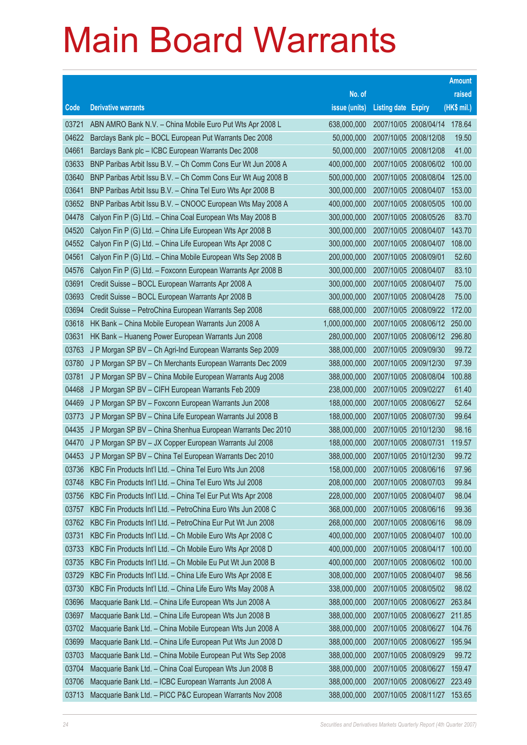# Main Board Warrants

| Code | Derivative warrants | No. of issue (units) | Listing date | Expiry | Amount raised (HK$ mil.) |
|---|---|---|---|---|---|
| 03721 | ABN AMRO Bank N.V. – China Mobile Euro Put Wts Apr 2008 L | 638,000,000 | 2007/10/05 | 2008/04/14 | 178.64 |
| 04622 | Barclays Bank plc – BOCL European Put Warrants Dec 2008 | 50,000,000 | 2007/10/05 | 2008/12/08 | 19.50 |
| 04661 | Barclays Bank plc – ICBC European Warrants Dec 2008 | 50,000,000 | 2007/10/05 | 2008/12/08 | 41.00 |
| 03633 | BNP Paribas Arbit Issu B.V. – Ch Comm Cons Eur Wt Jun 2008 A | 400,000,000 | 2007/10/05 | 2008/06/02 | 100.00 |
| 03640 | BNP Paribas Arbit Issu B.V. – Ch Comm Cons Eur Wt Aug 2008 B | 500,000,000 | 2007/10/05 | 2008/08/04 | 125.00 |
| 03641 | BNP Paribas Arbit Issu B.V. – China Tel Euro Wts Apr 2008 B | 300,000,000 | 2007/10/05 | 2008/04/07 | 153.00 |
| 03652 | BNP Paribas Arbit Issu B.V. – CNOOC European Wts May 2008 A | 400,000,000 | 2007/10/05 | 2008/05/05 | 100.00 |
| 04478 | Calyon Fin P (G) Ltd. – China Coal European Wts May 2008 B | 300,000,000 | 2007/10/05 | 2008/05/26 | 83.70 |
| 04520 | Calyon Fin P (G) Ltd. – China Life European Wts Apr 2008 B | 300,000,000 | 2007/10/05 | 2008/04/07 | 143.70 |
| 04552 | Calyon Fin P (G) Ltd. – China Life European Wts Apr 2008 C | 300,000,000 | 2007/10/05 | 2008/04/07 | 108.00 |
| 04561 | Calyon Fin P (G) Ltd. – China Mobile European Wts Sep 2008 B | 200,000,000 | 2007/10/05 | 2008/09/01 | 52.60 |
| 04576 | Calyon Fin P (G) Ltd. – Foxconn European Warrants Apr 2008 B | 300,000,000 | 2007/10/05 | 2008/04/07 | 83.10 |
| 03691 | Credit Suisse – BOCL European Warrants Apr 2008 A | 300,000,000 | 2007/10/05 | 2008/04/07 | 75.00 |
| 03693 | Credit Suisse – BOCL European Warrants Apr 2008 B | 300,000,000 | 2007/10/05 | 2008/04/28 | 75.00 |
| 03694 | Credit Suisse – PetroChina European Warrants Sep 2008 | 688,000,000 | 2007/10/05 | 2008/09/22 | 172.00 |
| 03618 | HK Bank – China Mobile European Warrants Jun 2008 A | 1,000,000,000 | 2007/10/05 | 2008/06/12 | 250.00 |
| 03631 | HK Bank – Huaneng Power European Warrants Jun 2008 | 280,000,000 | 2007/10/05 | 2008/06/12 | 296.80 |
| 03763 | J P Morgan SP BV – Ch Agri-Ind European Warrants Sep 2009 | 388,000,000 | 2007/10/05 | 2009/09/30 | 99.72 |
| 03780 | J P Morgan SP BV – Ch Merchants European Warrants Dec 2009 | 388,000,000 | 2007/10/05 | 2009/12/30 | 97.39 |
| 03781 | J P Morgan SP BV – China Mobile European Warrants Aug 2008 | 388,000,000 | 2007/10/05 | 2008/08/04 | 100.88 |
| 04468 | J P Morgan SP BV – CIFH European Warrants Feb 2009 | 238,000,000 | 2007/10/05 | 2009/02/27 | 61.40 |
| 04469 | J P Morgan SP BV – Foxconn European Warrants Jun 2008 | 188,000,000 | 2007/10/05 | 2008/06/27 | 52.64 |
| 03773 | J P Morgan SP BV – China Life European Warrants Jul 2008 B | 188,000,000 | 2007/10/05 | 2008/07/30 | 99.64 |
| 04435 | J P Morgan SP BV – China Shenhua European Warrants Dec 2010 | 388,000,000 | 2007/10/05 | 2010/12/30 | 98.16 |
| 04470 | J P Morgan SP BV – JX Copper European Warrants Jul 2008 | 188,000,000 | 2007/10/05 | 2008/07/31 | 119.57 |
| 04453 | J P Morgan SP BV – China Tel European Warrants Dec 2010 | 388,000,000 | 2007/10/05 | 2010/12/30 | 99.72 |
| 03736 | KBC Fin Products Int'l Ltd. – China Tel Euro Wts Jun 2008 | 158,000,000 | 2007/10/05 | 2008/06/16 | 97.96 |
| 03748 | KBC Fin Products Int'l Ltd. – China Tel Euro Wts Jul 2008 | 208,000,000 | 2007/10/05 | 2008/07/03 | 99.84 |
| 03756 | KBC Fin Products Int'l Ltd. – China Tel Eur Put Wts Apr 2008 | 228,000,000 | 2007/10/05 | 2008/04/07 | 98.04 |
| 03757 | KBC Fin Products Int'l Ltd. – PetroChina Euro Wts Jun 2008 C | 368,000,000 | 2007/10/05 | 2008/06/16 | 99.36 |
| 03762 | KBC Fin Products Int'l Ltd. – PetroChina Eur Put Wt Jun 2008 | 268,000,000 | 2007/10/05 | 2008/06/16 | 98.09 |
| 03731 | KBC Fin Products Int'l Ltd. – Ch Mobile Euro Wts Apr 2008 C | 400,000,000 | 2007/10/05 | 2008/04/07 | 100.00 |
| 03733 | KBC Fin Products Int'l Ltd. – Ch Mobile Euro Wts Apr 2008 D | 400,000,000 | 2007/10/05 | 2008/04/17 | 100.00 |
| 03735 | KBC Fin Products Int'l Ltd. – Ch Mobile Eu Put Wt Jun 2008 B | 400,000,000 | 2007/10/05 | 2008/06/02 | 100.00 |
| 03729 | KBC Fin Products Int'l Ltd. – China Life Euro Wts Apr 2008 E | 308,000,000 | 2007/10/05 | 2008/04/07 | 98.56 |
| 03730 | KBC Fin Products Int'l Ltd. – China Life Euro Wts May 2008 A | 338,000,000 | 2007/10/05 | 2008/05/02 | 98.02 |
| 03696 | Macquarie Bank Ltd. – China Life European Wts Jun 2008 A | 388,000,000 | 2007/10/05 | 2008/06/27 | 263.84 |
| 03697 | Macquarie Bank Ltd. – China Life European Wts Jun 2008 B | 388,000,000 | 2007/10/05 | 2008/06/27 | 211.85 |
| 03702 | Macquarie Bank Ltd. – China Mobile European Wts Jun 2008 A | 388,000,000 | 2007/10/05 | 2008/06/27 | 104.76 |
| 03699 | Macquarie Bank Ltd. – China Life European Put Wts Jun 2008 D | 388,000,000 | 2007/10/05 | 2008/06/27 | 195.94 |
| 03703 | Macquarie Bank Ltd. – China Mobile European Put Wts Sep 2008 | 388,000,000 | 2007/10/05 | 2008/09/29 | 99.72 |
| 03704 | Macquarie Bank Ltd. – China Coal European Wts Jun 2008 B | 388,000,000 | 2007/10/05 | 2008/06/27 | 159.47 |
| 03706 | Macquarie Bank Ltd. – ICBC European Warrants Jun 2008 A | 388,000,000 | 2007/10/05 | 2008/06/27 | 223.49 |
| 03713 | Macquarie Bank Ltd. – PICC P&C European Warrants Nov 2008 | 388,000,000 | 2007/10/05 | 2008/11/27 | 153.65 |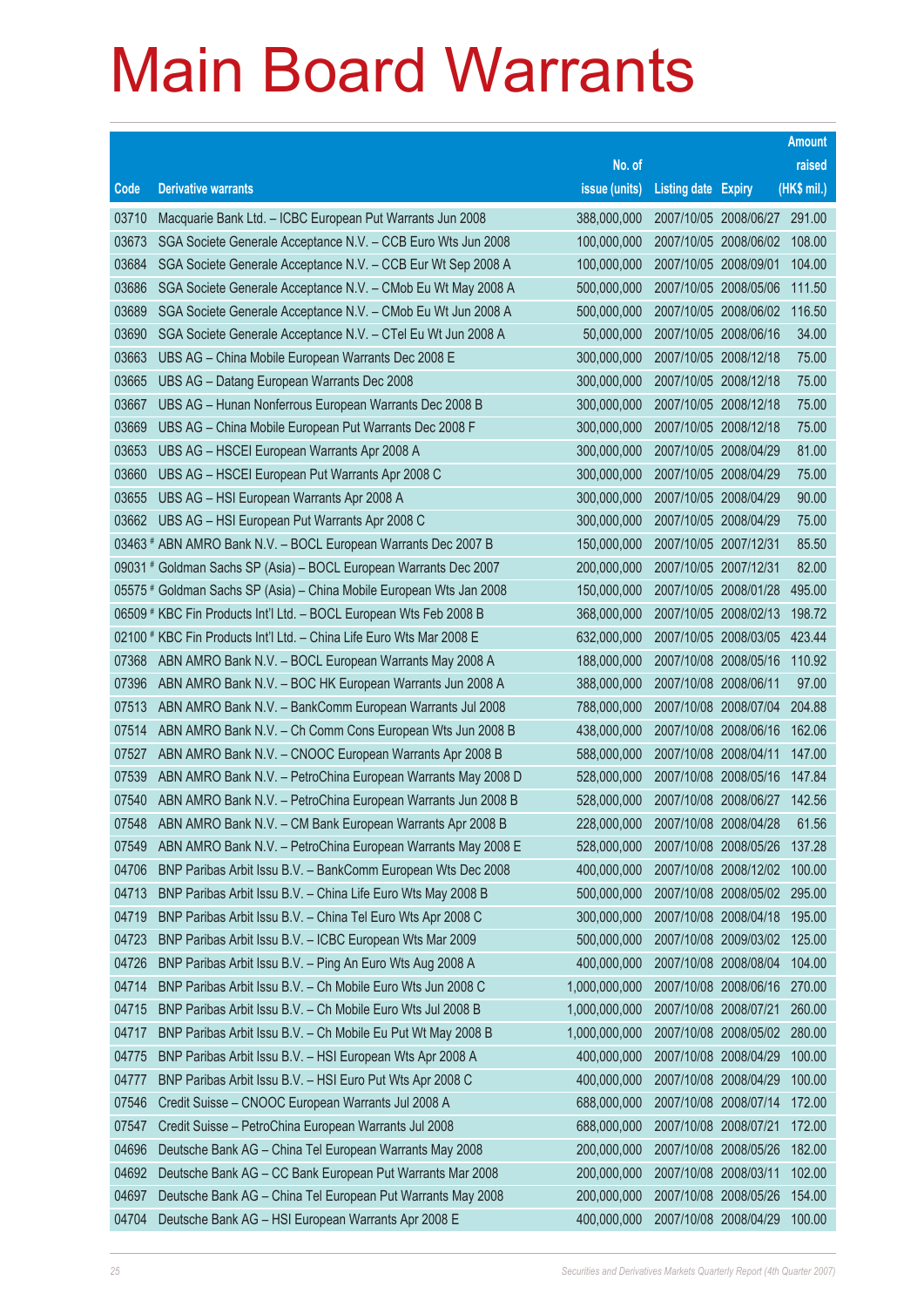# Main Board Warrants

| Code | Derivative warrants | No. of issue (units) | Listing date | Expiry | Amount raised (HK$ mil.) |
|---|---|---|---|---|---|
| 03710 | Macquarie Bank Ltd. – ICBC European Put Warrants Jun 2008 | 388,000,000 | 2007/10/05 | 2008/06/27 | 291.00 |
| 03673 | SGA Societe Generale Acceptance N.V. – CCB Euro Wts Jun 2008 | 100,000,000 | 2007/10/05 | 2008/06/02 | 108.00 |
| 03684 | SGA Societe Generale Acceptance N.V. – CCB Eur Wt Sep 2008 A | 100,000,000 | 2007/10/05 | 2008/09/01 | 104.00 |
| 03686 | SGA Societe Generale Acceptance N.V. – CMob Eu Wt May 2008 A | 500,000,000 | 2007/10/05 | 2008/05/06 | 111.50 |
| 03689 | SGA Societe Generale Acceptance N.V. – CMob Eu Wt Jun 2008 A | 500,000,000 | 2007/10/05 | 2008/06/02 | 116.50 |
| 03690 | SGA Societe Generale Acceptance N.V. – CTel Eu Wt Jun 2008 A | 50,000,000 | 2007/10/05 | 2008/06/16 | 34.00 |
| 03663 | UBS AG – China Mobile European Warrants Dec 2008 E | 300,000,000 | 2007/10/05 | 2008/12/18 | 75.00 |
| 03665 | UBS AG – Datang European Warrants Dec 2008 | 300,000,000 | 2007/10/05 | 2008/12/18 | 75.00 |
| 03667 | UBS AG – Hunan Nonferrous European Warrants Dec 2008 B | 300,000,000 | 2007/10/05 | 2008/12/18 | 75.00 |
| 03669 | UBS AG – China Mobile European Put Warrants Dec 2008 F | 300,000,000 | 2007/10/05 | 2008/12/18 | 75.00 |
| 03653 | UBS AG – HSCEI European Warrants Apr 2008 A | 300,000,000 | 2007/10/05 | 2008/04/29 | 81.00 |
| 03660 | UBS AG – HSCEI European Put Warrants Apr 2008 C | 300,000,000 | 2007/10/05 | 2008/04/29 | 75.00 |
| 03655 | UBS AG – HSI European Warrants Apr 2008 A | 300,000,000 | 2007/10/05 | 2008/04/29 | 90.00 |
| 03662 | UBS AG – HSI European Put Warrants Apr 2008 C | 300,000,000 | 2007/10/05 | 2008/04/29 | 75.00 |
| 03463 # | ABN AMRO Bank N.V. – BOCL European Warrants Dec 2007 B | 150,000,000 | 2007/10/05 | 2007/12/31 | 85.50 |
| 09031 # | Goldman Sachs SP (Asia) – BOCL European Warrants Dec 2007 | 200,000,000 | 2007/10/05 | 2007/12/31 | 82.00 |
| 05575 # | Goldman Sachs SP (Asia) – China Mobile European Wts Jan 2008 | 150,000,000 | 2007/10/05 | 2008/01/28 | 495.00 |
| 06509 # | KBC Fin Products Int'l Ltd. – BOCL European Wts Feb 2008 B | 368,000,000 | 2007/10/05 | 2008/02/13 | 198.72 |
| 02100 # | KBC Fin Products Int'l Ltd. – China Life Euro Wts Mar 2008 E | 632,000,000 | 2007/10/05 | 2008/03/05 | 423.44 |
| 07368 | ABN AMRO Bank N.V. – BOCL European Warrants May 2008 A | 188,000,000 | 2007/10/08 | 2008/05/16 | 110.92 |
| 07396 | ABN AMRO Bank N.V. – BOC HK European Warrants Jun 2008 A | 388,000,000 | 2007/10/08 | 2008/06/11 | 97.00 |
| 07513 | ABN AMRO Bank N.V. – BankComm European Warrants Jul 2008 | 788,000,000 | 2007/10/08 | 2008/07/04 | 204.88 |
| 07514 | ABN AMRO Bank N.V. – Ch Comm Cons European Wts Jun 2008 B | 438,000,000 | 2007/10/08 | 2008/06/16 | 162.06 |
| 07527 | ABN AMRO Bank N.V. – CNOOC European Warrants Apr 2008 B | 588,000,000 | 2007/10/08 | 2008/04/11 | 147.00 |
| 07539 | ABN AMRO Bank N.V. – PetroChina European Warrants May 2008 D | 528,000,000 | 2007/10/08 | 2008/05/16 | 147.84 |
| 07540 | ABN AMRO Bank N.V. – PetroChina European Warrants Jun 2008 B | 528,000,000 | 2007/10/08 | 2008/06/27 | 142.56 |
| 07548 | ABN AMRO Bank N.V. – CM Bank European Warrants Apr 2008 B | 228,000,000 | 2007/10/08 | 2008/04/28 | 61.56 |
| 07549 | ABN AMRO Bank N.V. – PetroChina European Warrants May 2008 E | 528,000,000 | 2007/10/08 | 2008/05/26 | 137.28 |
| 04706 | BNP Paribas Arbit Issu B.V. – BankComm European Wts Dec 2008 | 400,000,000 | 2007/10/08 | 2008/12/02 | 100.00 |
| 04713 | BNP Paribas Arbit Issu B.V. – China Life Euro Wts May 2008 B | 500,000,000 | 2007/10/08 | 2008/05/02 | 295.00 |
| 04719 | BNP Paribas Arbit Issu B.V. – China Tel Euro Wts Apr 2008 C | 300,000,000 | 2007/10/08 | 2008/04/18 | 195.00 |
| 04723 | BNP Paribas Arbit Issu B.V. – ICBC European Wts Mar 2009 | 500,000,000 | 2007/10/08 | 2009/03/02 | 125.00 |
| 04726 | BNP Paribas Arbit Issu B.V. – Ping An Euro Wts Aug 2008 A | 400,000,000 | 2007/10/08 | 2008/08/04 | 104.00 |
| 04714 | BNP Paribas Arbit Issu B.V. – Ch Mobile Euro Wts Jun 2008 C | 1,000,000,000 | 2007/10/08 | 2008/06/16 | 270.00 |
| 04715 | BNP Paribas Arbit Issu B.V. – Ch Mobile Euro Wts Jul 2008 B | 1,000,000,000 | 2007/10/08 | 2008/07/21 | 260.00 |
| 04717 | BNP Paribas Arbit Issu B.V. – Ch Mobile Eu Put Wt May 2008 B | 1,000,000,000 | 2007/10/08 | 2008/05/02 | 280.00 |
| 04775 | BNP Paribas Arbit Issu B.V. – HSI European Wts Apr 2008 A | 400,000,000 | 2007/10/08 | 2008/04/29 | 100.00 |
| 04777 | BNP Paribas Arbit Issu B.V. – HSI Euro Put Wts Apr 2008 C | 400,000,000 | 2007/10/08 | 2008/04/29 | 100.00 |
| 07546 | Credit Suisse – CNOOC European Warrants Jul 2008 A | 688,000,000 | 2007/10/08 | 2008/07/14 | 172.00 |
| 07547 | Credit Suisse – PetroChina European Warrants Jul 2008 | 688,000,000 | 2007/10/08 | 2008/07/21 | 172.00 |
| 04696 | Deutsche Bank AG – China Tel European Warrants May 2008 | 200,000,000 | 2007/10/08 | 2008/05/26 | 182.00 |
| 04692 | Deutsche Bank AG – CC Bank European Put Warrants Mar 2008 | 200,000,000 | 2007/10/08 | 2008/03/11 | 102.00 |
| 04697 | Deutsche Bank AG – China Tel European Put Warrants May 2008 | 200,000,000 | 2007/10/08 | 2008/05/26 | 154.00 |
| 04704 | Deutsche Bank AG – HSI European Warrants Apr 2008 E | 400,000,000 | 2007/10/08 | 2008/04/29 | 100.00 |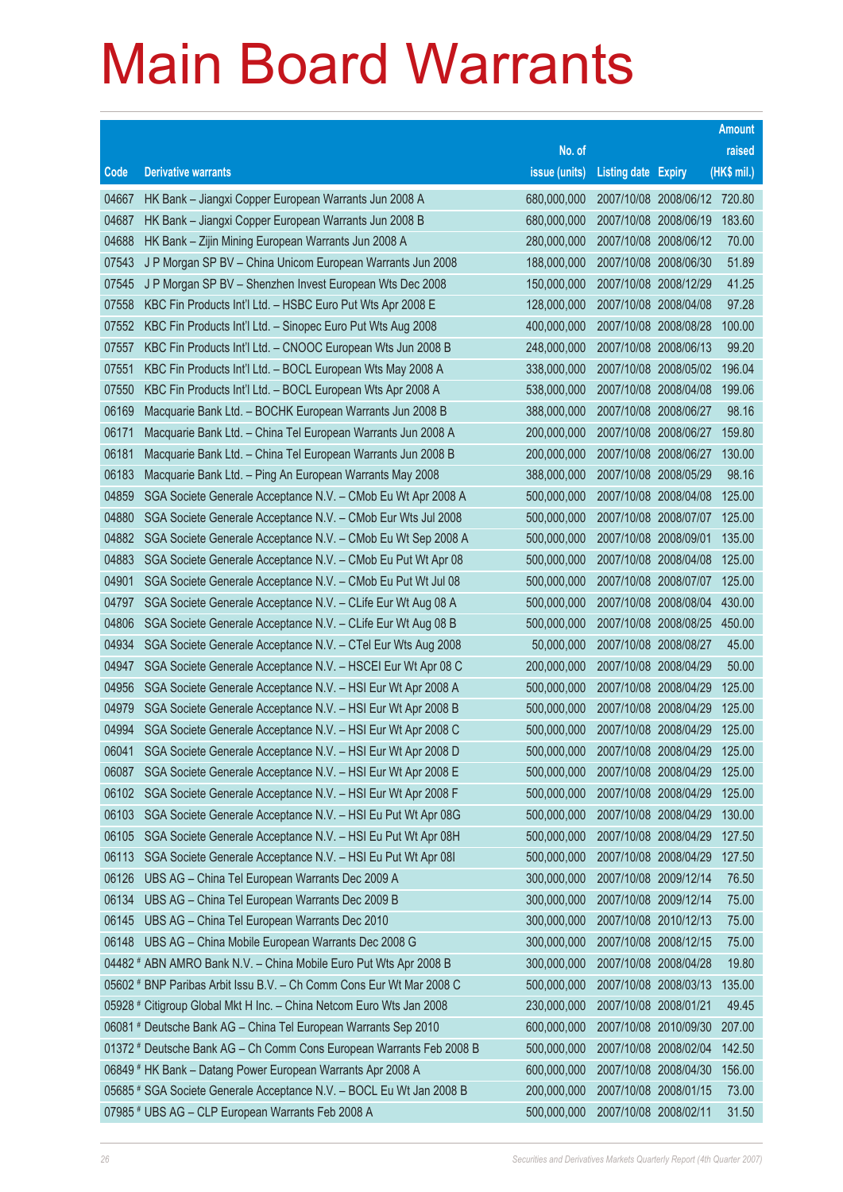# Main Board Warrants

| Code | Derivative warrants | No. of issue (units) | Listing date | Expiry | Amount raised (HK$ mil.) |
|---|---|---|---|---|---|
| 04667 | HK Bank – Jiangxi Copper European Warrants Jun 2008 A | 680,000,000 | 2007/10/08 | 2008/06/12 | 720.80 |
| 04687 | HK Bank – Jiangxi Copper European Warrants Jun 2008 B | 680,000,000 | 2007/10/08 | 2008/06/19 | 183.60 |
| 04688 | HK Bank – Zijin Mining European Warrants Jun 2008 A | 280,000,000 | 2007/10/08 | 2008/06/12 | 70.00 |
| 07543 | J P Morgan SP BV – China Unicom European Warrants Jun 2008 | 188,000,000 | 2007/10/08 | 2008/06/30 | 51.89 |
| 07545 | J P Morgan SP BV – Shenzhen Invest European Wts Dec 2008 | 150,000,000 | 2007/10/08 | 2008/12/29 | 41.25 |
| 07558 | KBC Fin Products Int'l Ltd. – HSBC Euro Put Wts Apr 2008 E | 128,000,000 | 2007/10/08 | 2008/04/08 | 97.28 |
| 07552 | KBC Fin Products Int'l Ltd. – Sinopec Euro Put Wts Aug 2008 | 400,000,000 | 2007/10/08 | 2008/08/28 | 100.00 |
| 07557 | KBC Fin Products Int'l Ltd. – CNOOC European Wts Jun 2008 B | 248,000,000 | 2007/10/08 | 2008/06/13 | 99.20 |
| 07551 | KBC Fin Products Int'l Ltd. – BOCL European Wts May 2008 A | 338,000,000 | 2007/10/08 | 2008/05/02 | 196.04 |
| 07550 | KBC Fin Products Int'l Ltd. – BOCL European Wts Apr 2008 A | 538,000,000 | 2007/10/08 | 2008/04/08 | 199.06 |
| 06169 | Macquarie Bank Ltd. – BOCHK European Warrants Jun 2008 B | 388,000,000 | 2007/10/08 | 2008/06/27 | 98.16 |
| 06171 | Macquarie Bank Ltd. – China Tel European Warrants Jun 2008 A | 200,000,000 | 2007/10/08 | 2008/06/27 | 159.80 |
| 06181 | Macquarie Bank Ltd. – China Tel European Warrants Jun 2008 B | 200,000,000 | 2007/10/08 | 2008/06/27 | 130.00 |
| 06183 | Macquarie Bank Ltd. – Ping An European Warrants May 2008 | 388,000,000 | 2007/10/08 | 2008/05/29 | 98.16 |
| 04859 | SGA Societe Generale Acceptance N.V. – CMob Eu Wt Apr 2008 A | 500,000,000 | 2007/10/08 | 2008/04/08 | 125.00 |
| 04880 | SGA Societe Generale Acceptance N.V. – CMob Eur Wts Jul 2008 | 500,000,000 | 2007/10/08 | 2008/07/07 | 125.00 |
| 04882 | SGA Societe Generale Acceptance N.V. – CMob Eu Wt Sep 2008 A | 500,000,000 | 2007/10/08 | 2008/09/01 | 135.00 |
| 04883 | SGA Societe Generale Acceptance N.V. – CMob Eu Put Wt Apr 08 | 500,000,000 | 2007/10/08 | 2008/04/08 | 125.00 |
| 04901 | SGA Societe Generale Acceptance N.V. – CMob Eu Put Wt Jul 08 | 500,000,000 | 2007/10/08 | 2008/07/07 | 125.00 |
| 04797 | SGA Societe Generale Acceptance N.V. – CLife Eur Wt Aug 08 A | 500,000,000 | 2007/10/08 | 2008/08/04 | 430.00 |
| 04806 | SGA Societe Generale Acceptance N.V. – CLife Eur Wt Aug 08 B | 500,000,000 | 2007/10/08 | 2008/08/25 | 450.00 |
| 04934 | SGA Societe Generale Acceptance N.V. – CTel Eur Wts Aug 2008 | 50,000,000 | 2007/10/08 | 2008/08/27 | 45.00 |
| 04947 | SGA Societe Generale Acceptance N.V. – HSCEI Eur Wt Apr 08 C | 200,000,000 | 2007/10/08 | 2008/04/29 | 50.00 |
| 04956 | SGA Societe Generale Acceptance N.V. – HSI Eur Wt Apr 2008 A | 500,000,000 | 2007/10/08 | 2008/04/29 | 125.00 |
| 04979 | SGA Societe Generale Acceptance N.V. – HSI Eur Wt Apr 2008 B | 500,000,000 | 2007/10/08 | 2008/04/29 | 125.00 |
| 04994 | SGA Societe Generale Acceptance N.V. – HSI Eur Wt Apr 2008 C | 500,000,000 | 2007/10/08 | 2008/04/29 | 125.00 |
| 06041 | SGA Societe Generale Acceptance N.V. – HSI Eur Wt Apr 2008 D | 500,000,000 | 2007/10/08 | 2008/04/29 | 125.00 |
| 06087 | SGA Societe Generale Acceptance N.V. – HSI Eur Wt Apr 2008 E | 500,000,000 | 2007/10/08 | 2008/04/29 | 125.00 |
| 06102 | SGA Societe Generale Acceptance N.V. – HSI Eur Wt Apr 2008 F | 500,000,000 | 2007/10/08 | 2008/04/29 | 125.00 |
| 06103 | SGA Societe Generale Acceptance N.V. – HSI Eu Put Wt Apr 08G | 500,000,000 | 2007/10/08 | 2008/04/29 | 130.00 |
| 06105 | SGA Societe Generale Acceptance N.V. – HSI Eu Put Wt Apr 08H | 500,000,000 | 2007/10/08 | 2008/04/29 | 127.50 |
| 06113 | SGA Societe Generale Acceptance N.V. – HSI Eu Put Wt Apr 08I | 500,000,000 | 2007/10/08 | 2008/04/29 | 127.50 |
| 06126 | UBS AG – China Tel European Warrants Dec 2009 A | 300,000,000 | 2007/10/08 | 2009/12/14 | 76.50 |
| 06134 | UBS AG – China Tel European Warrants Dec 2009 B | 300,000,000 | 2007/10/08 | 2009/12/14 | 75.00 |
| 06145 | UBS AG – China Tel European Warrants Dec 2010 | 300,000,000 | 2007/10/08 | 2010/12/13 | 75.00 |
| 06148 | UBS AG – China Mobile European Warrants Dec 2008 G | 300,000,000 | 2007/10/08 | 2008/12/15 | 75.00 |
| 04482 # | ABN AMRO Bank N.V. – China Mobile Euro Put Wts Apr 2008 B | 300,000,000 | 2007/10/08 | 2008/04/28 | 19.80 |
| 05602 # | BNP Paribas Arbit Issu B.V. – Ch Comm Cons Eur Wt Mar 2008 C | 500,000,000 | 2007/10/08 | 2008/03/13 | 135.00 |
| 05928 # | Citigroup Global Mkt H Inc. – China Netcom Euro Wts Jan 2008 | 230,000,000 | 2007/10/08 | 2008/01/21 | 49.45 |
| 06081 # | Deutsche Bank AG – China Tel European Warrants Sep 2010 | 600,000,000 | 2007/10/08 | 2010/09/30 | 207.00 |
| 01372 # | Deutsche Bank AG – Ch Comm Cons European Warrants Feb 2008 B | 500,000,000 | 2007/10/08 | 2008/02/04 | 142.50 |
| 06849 # | HK Bank – Datang Power European Warrants Apr 2008 A | 600,000,000 | 2007/10/08 | 2008/04/30 | 156.00 |
| 05685 # | SGA Societe Generale Acceptance N.V. – BOCL Eu Wt Jan 2008 B | 200,000,000 | 2007/10/08 | 2008/01/15 | 73.00 |
| 07985 # | UBS AG – CLP European Warrants Feb 2008 A | 500,000,000 | 2007/10/08 | 2008/02/11 | 31.50 |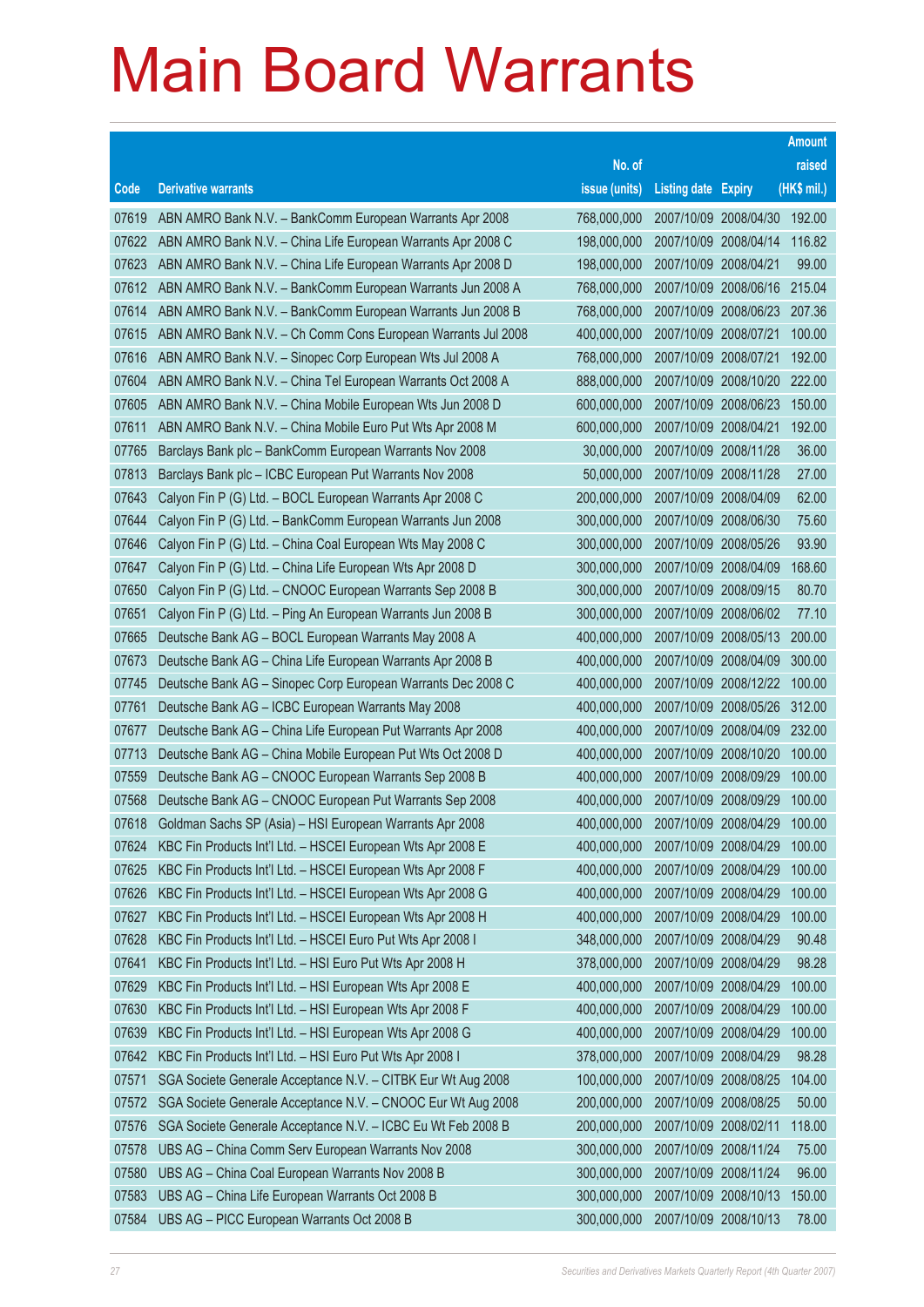# Main Board Warrants

| Code | Derivative warrants | No. of issue (units) | Listing date | Expiry | Amount raised (HK$ mil.) |
|---|---|---|---|---|---|
| 07619 | ABN AMRO Bank N.V. – BankComm European Warrants Apr 2008 | 768,000,000 | 2007/10/09 | 2008/04/30 | 192.00 |
| 07622 | ABN AMRO Bank N.V. – China Life European Warrants Apr 2008 C | 198,000,000 | 2007/10/09 | 2008/04/14 | 116.82 |
| 07623 | ABN AMRO Bank N.V. – China Life European Warrants Apr 2008 D | 198,000,000 | 2007/10/09 | 2008/04/21 | 99.00 |
| 07612 | ABN AMRO Bank N.V. – BankComm European Warrants Jun 2008 A | 768,000,000 | 2007/10/09 | 2008/06/16 | 215.04 |
| 07614 | ABN AMRO Bank N.V. – BankComm European Warrants Jun 2008 B | 768,000,000 | 2007/10/09 | 2008/06/23 | 207.36 |
| 07615 | ABN AMRO Bank N.V. – Ch Comm Cons European Warrants Jul 2008 | 400,000,000 | 2007/10/09 | 2008/07/21 | 100.00 |
| 07616 | ABN AMRO Bank N.V. – Sinopec Corp European Wts Jul 2008 A | 768,000,000 | 2007/10/09 | 2008/07/21 | 192.00 |
| 07604 | ABN AMRO Bank N.V. – China Tel European Warrants Oct 2008 A | 888,000,000 | 2007/10/09 | 2008/10/20 | 222.00 |
| 07605 | ABN AMRO Bank N.V. – China Mobile European Wts Jun 2008 D | 600,000,000 | 2007/10/09 | 2008/06/23 | 150.00 |
| 07611 | ABN AMRO Bank N.V. – China Mobile Euro Put Wts Apr 2008 M | 600,000,000 | 2007/10/09 | 2008/04/21 | 192.00 |
| 07765 | Barclays Bank plc – BankComm European Warrants Nov 2008 | 30,000,000 | 2007/10/09 | 2008/11/28 | 36.00 |
| 07813 | Barclays Bank plc – ICBC European Put Warrants Nov 2008 | 50,000,000 | 2007/10/09 | 2008/11/28 | 27.00 |
| 07643 | Calyon Fin P (G) Ltd. – BOCL European Warrants Apr 2008 C | 200,000,000 | 2007/10/09 | 2008/04/09 | 62.00 |
| 07644 | Calyon Fin P (G) Ltd. – BankComm European Warrants Jun 2008 | 300,000,000 | 2007/10/09 | 2008/06/30 | 75.60 |
| 07646 | Calyon Fin P (G) Ltd. – China Coal European Wts May 2008 C | 300,000,000 | 2007/10/09 | 2008/05/26 | 93.90 |
| 07647 | Calyon Fin P (G) Ltd. – China Life European Wts Apr 2008 D | 300,000,000 | 2007/10/09 | 2008/04/09 | 168.60 |
| 07650 | Calyon Fin P (G) Ltd. – CNOOC European Warrants Sep 2008 B | 300,000,000 | 2007/10/09 | 2008/09/15 | 80.70 |
| 07651 | Calyon Fin P (G) Ltd. – Ping An European Warrants Jun 2008 B | 300,000,000 | 2007/10/09 | 2008/06/02 | 77.10 |
| 07665 | Deutsche Bank AG – BOCL European Warrants May 2008 A | 400,000,000 | 2007/10/09 | 2008/05/13 | 200.00 |
| 07673 | Deutsche Bank AG – China Life European Warrants Apr 2008 B | 400,000,000 | 2007/10/09 | 2008/04/09 | 300.00 |
| 07745 | Deutsche Bank AG – Sinopec Corp European Warrants Dec 2008 C | 400,000,000 | 2007/10/09 | 2008/12/22 | 100.00 |
| 07761 | Deutsche Bank AG – ICBC European Warrants May 2008 | 400,000,000 | 2007/10/09 | 2008/05/26 | 312.00 |
| 07677 | Deutsche Bank AG – China Life European Put Warrants Apr 2008 | 400,000,000 | 2007/10/09 | 2008/04/09 | 232.00 |
| 07713 | Deutsche Bank AG – China Mobile European Put Wts Oct 2008 D | 400,000,000 | 2007/10/09 | 2008/10/20 | 100.00 |
| 07559 | Deutsche Bank AG – CNOOC European Warrants Sep 2008 B | 400,000,000 | 2007/10/09 | 2008/09/29 | 100.00 |
| 07568 | Deutsche Bank AG – CNOOC European Put Warrants Sep 2008 | 400,000,000 | 2007/10/09 | 2008/09/29 | 100.00 |
| 07618 | Goldman Sachs SP (Asia) – HSI European Warrants Apr 2008 | 400,000,000 | 2007/10/09 | 2008/04/29 | 100.00 |
| 07624 | KBC Fin Products Int'l Ltd. – HSCEI European Wts Apr 2008 E | 400,000,000 | 2007/10/09 | 2008/04/29 | 100.00 |
| 07625 | KBC Fin Products Int'l Ltd. – HSCEI European Wts Apr 2008 F | 400,000,000 | 2007/10/09 | 2008/04/29 | 100.00 |
| 07626 | KBC Fin Products Int'l Ltd. – HSCEI European Wts Apr 2008 G | 400,000,000 | 2007/10/09 | 2008/04/29 | 100.00 |
| 07627 | KBC Fin Products Int'l Ltd. – HSCEI European Wts Apr 2008 H | 400,000,000 | 2007/10/09 | 2008/04/29 | 100.00 |
| 07628 | KBC Fin Products Int'l Ltd. – HSCEI Euro Put Wts Apr 2008 I | 348,000,000 | 2007/10/09 | 2008/04/29 | 90.48 |
| 07641 | KBC Fin Products Int'l Ltd. – HSI Euro Put Wts Apr 2008 H | 378,000,000 | 2007/10/09 | 2008/04/29 | 98.28 |
| 07629 | KBC Fin Products Int'l Ltd. – HSI European Wts Apr 2008 E | 400,000,000 | 2007/10/09 | 2008/04/29 | 100.00 |
| 07630 | KBC Fin Products Int'l Ltd. – HSI European Wts Apr 2008 F | 400,000,000 | 2007/10/09 | 2008/04/29 | 100.00 |
| 07639 | KBC Fin Products Int'l Ltd. – HSI European Wts Apr 2008 G | 400,000,000 | 2007/10/09 | 2008/04/29 | 100.00 |
| 07642 | KBC Fin Products Int'l Ltd. – HSI Euro Put Wts Apr 2008 I | 378,000,000 | 2007/10/09 | 2008/04/29 | 98.28 |
| 07571 | SGA Societe Generale Acceptance N.V. – CITBK Eur Wt Aug 2008 | 100,000,000 | 2007/10/09 | 2008/08/25 | 104.00 |
| 07572 | SGA Societe Generale Acceptance N.V. – CNOOC Eur Wt Aug 2008 | 200,000,000 | 2007/10/09 | 2008/08/25 | 50.00 |
| 07576 | SGA Societe Generale Acceptance N.V. – ICBC Eu Wt Feb 2008 B | 200,000,000 | 2007/10/09 | 2008/02/11 | 118.00 |
| 07578 | UBS AG – China Comm Serv European Warrants Nov 2008 | 300,000,000 | 2007/10/09 | 2008/11/24 | 75.00 |
| 07580 | UBS AG – China Coal European Warrants Nov 2008 B | 300,000,000 | 2007/10/09 | 2008/11/24 | 96.00 |
| 07583 | UBS AG – China Life European Warrants Oct 2008 B | 300,000,000 | 2007/10/09 | 2008/10/13 | 150.00 |
| 07584 | UBS AG – PICC European Warrants Oct 2008 B | 300,000,000 | 2007/10/09 | 2008/10/13 | 78.00 |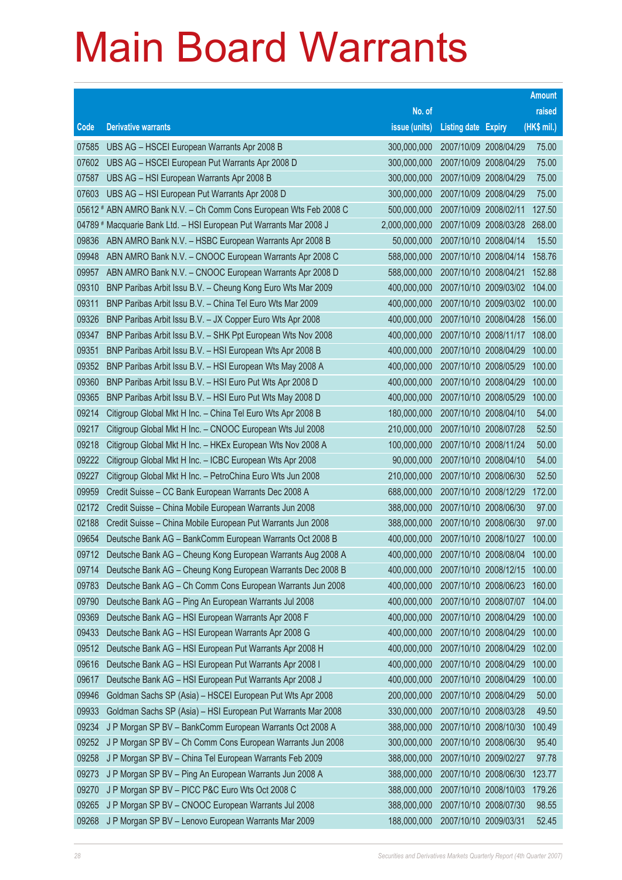# Main Board Warrants

| Code | Derivative warrants | No. of issue (units) | Listing date | Expiry | Amount raised (HK$ mil.) |
|---|---|---|---|---|---|
| 07585 | UBS AG – HSCEI European Warrants Apr 2008 B | 300,000,000 | 2007/10/09 | 2008/04/29 | 75.00 |
| 07602 | UBS AG – HSCEI European Put Warrants Apr 2008 D | 300,000,000 | 2007/10/09 | 2008/04/29 | 75.00 |
| 07587 | UBS AG – HSI European Warrants Apr 2008 B | 300,000,000 | 2007/10/09 | 2008/04/29 | 75.00 |
| 07603 | UBS AG – HSI European Put Warrants Apr 2008 D | 300,000,000 | 2007/10/09 | 2008/04/29 | 75.00 |
| 05612 # | ABN AMRO Bank N.V. – Ch Comm Cons European Wts Feb 2008 C | 500,000,000 | 2007/10/09 | 2008/02/11 | 127.50 |
| 04789 # | Macquarie Bank Ltd. – HSI European Put Warrants Mar 2008 J | 2,000,000,000 | 2007/10/09 | 2008/03/28 | 268.00 |
| 09836 | ABN AMRO Bank N.V. – HSBC European Warrants Apr 2008 B | 50,000,000 | 2007/10/10 | 2008/04/14 | 15.50 |
| 09948 | ABN AMRO Bank N.V. – CNOOC European Warrants Apr 2008 C | 588,000,000 | 2007/10/10 | 2008/04/14 | 158.76 |
| 09957 | ABN AMRO Bank N.V. – CNOOC European Warrants Apr 2008 D | 588,000,000 | 2007/10/10 | 2008/04/21 | 152.88 |
| 09310 | BNP Paribas Arbit Issu B.V. – Cheung Kong Euro Wts Mar 2009 | 400,000,000 | 2007/10/10 | 2009/03/02 | 104.00 |
| 09311 | BNP Paribas Arbit Issu B.V. – China Tel Euro Wts Mar 2009 | 400,000,000 | 2007/10/10 | 2009/03/02 | 100.00 |
| 09326 | BNP Paribas Arbit Issu B.V. – JX Copper Euro Wts Apr 2008 | 400,000,000 | 2007/10/10 | 2008/04/28 | 156.00 |
| 09347 | BNP Paribas Arbit Issu B.V. – SHK Ppt European Wts Nov 2008 | 400,000,000 | 2007/10/10 | 2008/11/17 | 108.00 |
| 09351 | BNP Paribas Arbit Issu B.V. – HSI European Wts Apr 2008 B | 400,000,000 | 2007/10/10 | 2008/04/29 | 100.00 |
| 09352 | BNP Paribas Arbit Issu B.V. – HSI European Wts May 2008 A | 400,000,000 | 2007/10/10 | 2008/05/29 | 100.00 |
| 09360 | BNP Paribas Arbit Issu B.V. – HSI Euro Put Wts Apr 2008 D | 400,000,000 | 2007/10/10 | 2008/04/29 | 100.00 |
| 09365 | BNP Paribas Arbit Issu B.V. – HSI Euro Put Wts May 2008 D | 400,000,000 | 2007/10/10 | 2008/05/29 | 100.00 |
| 09214 | Citigroup Global Mkt H Inc. – China Tel Euro Wts Apr 2008 B | 180,000,000 | 2007/10/10 | 2008/04/10 | 54.00 |
| 09217 | Citigroup Global Mkt H Inc. – CNOOC European Wts Jul 2008 | 210,000,000 | 2007/10/10 | 2008/07/28 | 52.50 |
| 09218 | Citigroup Global Mkt H Inc. – HKEx European Wts Nov 2008 A | 100,000,000 | 2007/10/10 | 2008/11/24 | 50.00 |
| 09222 | Citigroup Global Mkt H Inc. – ICBC European Wts Apr 2008 | 90,000,000 | 2007/10/10 | 2008/04/10 | 54.00 |
| 09227 | Citigroup Global Mkt H Inc. – PetroChina Euro Wts Jun 2008 | 210,000,000 | 2007/10/10 | 2008/06/30 | 52.50 |
| 09959 | Credit Suisse – CC Bank European Warrants Dec 2008 A | 688,000,000 | 2007/10/10 | 2008/12/29 | 172.00 |
| 02172 | Credit Suisse – China Mobile European Warrants Jun 2008 | 388,000,000 | 2007/10/10 | 2008/06/30 | 97.00 |
| 02188 | Credit Suisse – China Mobile European Put Warrants Jun 2008 | 388,000,000 | 2007/10/10 | 2008/06/30 | 97.00 |
| 09654 | Deutsche Bank AG – BankComm European Warrants Oct 2008 B | 400,000,000 | 2007/10/10 | 2008/10/27 | 100.00 |
| 09712 | Deutsche Bank AG – Cheung Kong European Warrants Aug 2008 A | 400,000,000 | 2007/10/10 | 2008/08/04 | 100.00 |
| 09714 | Deutsche Bank AG – Cheung Kong European Warrants Dec 2008 B | 400,000,000 | 2007/10/10 | 2008/12/15 | 100.00 |
| 09783 | Deutsche Bank AG – Ch Comm Cons European Warrants Jun 2008 | 400,000,000 | 2007/10/10 | 2008/06/23 | 160.00 |
| 09790 | Deutsche Bank AG – Ping An European Warrants Jul 2008 | 400,000,000 | 2007/10/10 | 2008/07/07 | 104.00 |
| 09369 | Deutsche Bank AG – HSI European Warrants Apr 2008 F | 400,000,000 | 2007/10/10 | 2008/04/29 | 100.00 |
| 09433 | Deutsche Bank AG – HSI European Warrants Apr 2008 G | 400,000,000 | 2007/10/10 | 2008/04/29 | 100.00 |
| 09512 | Deutsche Bank AG – HSI European Put Warrants Apr 2008 H | 400,000,000 | 2007/10/10 | 2008/04/29 | 102.00 |
| 09616 | Deutsche Bank AG – HSI European Put Warrants Apr 2008 I | 400,000,000 | 2007/10/10 | 2008/04/29 | 100.00 |
| 09617 | Deutsche Bank AG – HSI European Put Warrants Apr 2008 J | 400,000,000 | 2007/10/10 | 2008/04/29 | 100.00 |
| 09946 | Goldman Sachs SP (Asia) – HSCEI European Put Wts Apr 2008 | 200,000,000 | 2007/10/10 | 2008/04/29 | 50.00 |
| 09933 | Goldman Sachs SP (Asia) – HSI European Put Warrants Mar 2008 | 330,000,000 | 2007/10/10 | 2008/03/28 | 49.50 |
| 09234 | J P Morgan SP BV – BankComm European Warrants Oct 2008 A | 388,000,000 | 2007/10/10 | 2008/10/30 | 100.49 |
| 09252 | J P Morgan SP BV – Ch Comm Cons European Warrants Jun 2008 | 300,000,000 | 2007/10/10 | 2008/06/30 | 95.40 |
| 09258 | J P Morgan SP BV – China Tel European Warrants Feb 2009 | 388,000,000 | 2007/10/10 | 2009/02/27 | 97.78 |
| 09273 | J P Morgan SP BV – Ping An European Warrants Jun 2008 A | 388,000,000 | 2007/10/10 | 2008/06/30 | 123.77 |
| 09270 | J P Morgan SP BV – PICC P&C Euro Wts Oct 2008 C | 388,000,000 | 2007/10/10 | 2008/10/03 | 179.26 |
| 09265 | J P Morgan SP BV – CNOOC European Warrants Jul 2008 | 388,000,000 | 2007/10/10 | 2008/07/30 | 98.55 |
| 09268 | J P Morgan SP BV – Lenovo European Warrants Mar 2009 | 188,000,000 | 2007/10/10 | 2009/03/31 | 52.45 |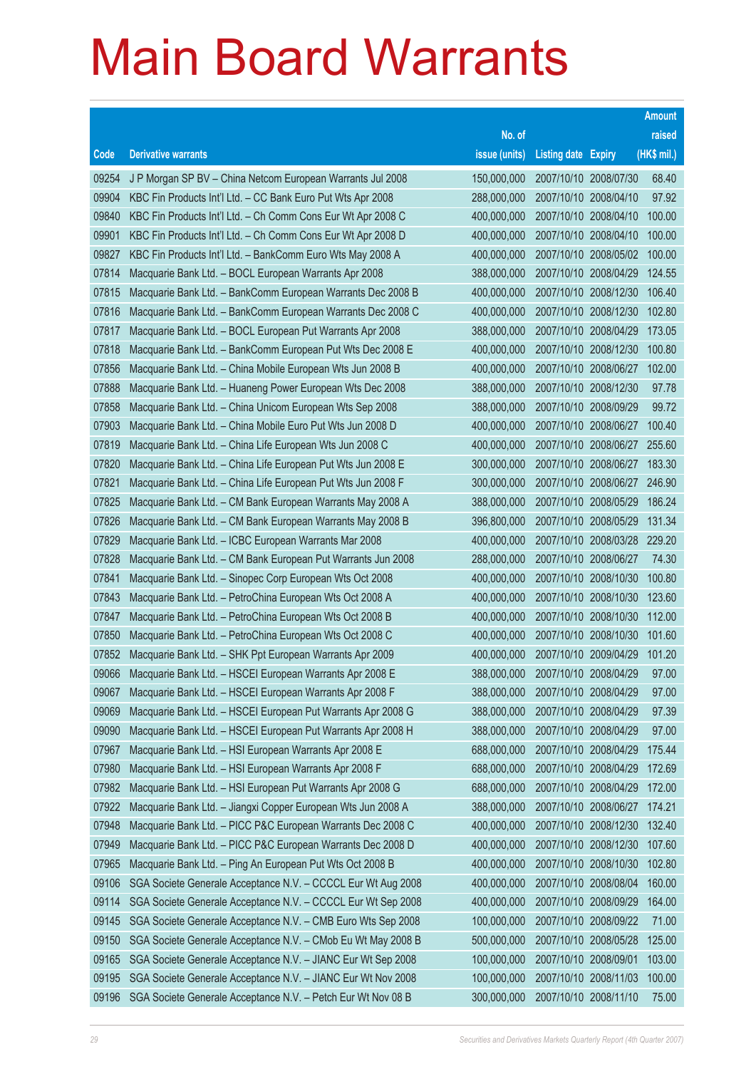# Main Board Warrants

| Code | Derivative warrants | No. of issue (units) | Listing date | Expiry | Amount raised (HK$ mil.) |
|---|---|---|---|---|---|
| 09254 | J P Morgan SP BV – China Netcom European Warrants Jul 2008 | 150,000,000 | 2007/10/10 | 2008/07/30 | 68.40 |
| 09904 | KBC Fin Products Int'l Ltd. – CC Bank Euro Put Wts Apr 2008 | 288,000,000 | 2007/10/10 | 2008/04/10 | 97.92 |
| 09840 | KBC Fin Products Int'l Ltd. – Ch Comm Cons Eur Wt Apr 2008 C | 400,000,000 | 2007/10/10 | 2008/04/10 | 100.00 |
| 09901 | KBC Fin Products Int'l Ltd. – Ch Comm Cons Eur Wt Apr 2008 D | 400,000,000 | 2007/10/10 | 2008/04/10 | 100.00 |
| 09827 | KBC Fin Products Int'l Ltd. – BankComm Euro Wts May 2008 A | 400,000,000 | 2007/10/10 | 2008/05/02 | 100.00 |
| 07814 | Macquarie Bank Ltd. – BOCL European Warrants Apr 2008 | 388,000,000 | 2007/10/10 | 2008/04/29 | 124.55 |
| 07815 | Macquarie Bank Ltd. – BankComm European Warrants Dec 2008 B | 400,000,000 | 2007/10/10 | 2008/12/30 | 106.40 |
| 07816 | Macquarie Bank Ltd. – BankComm European Warrants Dec 2008 C | 400,000,000 | 2007/10/10 | 2008/12/30 | 102.80 |
| 07817 | Macquarie Bank Ltd. – BOCL European Put Warrants Apr 2008 | 388,000,000 | 2007/10/10 | 2008/04/29 | 173.05 |
| 07818 | Macquarie Bank Ltd. – BankComm European Put Wts Dec 2008 E | 400,000,000 | 2007/10/10 | 2008/12/30 | 100.80 |
| 07856 | Macquarie Bank Ltd. – China Mobile European Wts Jun 2008 B | 400,000,000 | 2007/10/10 | 2008/06/27 | 102.00 |
| 07888 | Macquarie Bank Ltd. – Huaneng Power European Wts Dec 2008 | 388,000,000 | 2007/10/10 | 2008/12/30 | 97.78 |
| 07858 | Macquarie Bank Ltd. – China Unicom European Wts Sep 2008 | 388,000,000 | 2007/10/10 | 2008/09/29 | 99.72 |
| 07903 | Macquarie Bank Ltd. – China Mobile Euro Put Wts Jun 2008 D | 400,000,000 | 2007/10/10 | 2008/06/27 | 100.40 |
| 07819 | Macquarie Bank Ltd. – China Life European Wts Jun 2008 C | 400,000,000 | 2007/10/10 | 2008/06/27 | 255.60 |
| 07820 | Macquarie Bank Ltd. – China Life European Put Wts Jun 2008 E | 300,000,000 | 2007/10/10 | 2008/06/27 | 183.30 |
| 07821 | Macquarie Bank Ltd. – China Life European Put Wts Jun 2008 F | 300,000,000 | 2007/10/10 | 2008/06/27 | 246.90 |
| 07825 | Macquarie Bank Ltd. – CM Bank European Warrants May 2008 A | 388,000,000 | 2007/10/10 | 2008/05/29 | 186.24 |
| 07826 | Macquarie Bank Ltd. – CM Bank European Warrants May 2008 B | 396,800,000 | 2007/10/10 | 2008/05/29 | 131.34 |
| 07829 | Macquarie Bank Ltd. – ICBC European Warrants Mar 2008 | 400,000,000 | 2007/10/10 | 2008/03/28 | 229.20 |
| 07828 | Macquarie Bank Ltd. – CM Bank European Put Warrants Jun 2008 | 288,000,000 | 2007/10/10 | 2008/06/27 | 74.30 |
| 07841 | Macquarie Bank Ltd. – Sinopec Corp European Wts Oct 2008 | 400,000,000 | 2007/10/10 | 2008/10/30 | 100.80 |
| 07843 | Macquarie Bank Ltd. – PetroChina European Wts Oct 2008 A | 400,000,000 | 2007/10/10 | 2008/10/30 | 123.60 |
| 07847 | Macquarie Bank Ltd. – PetroChina European Wts Oct 2008 B | 400,000,000 | 2007/10/10 | 2008/10/30 | 112.00 |
| 07850 | Macquarie Bank Ltd. – PetroChina European Wts Oct 2008 C | 400,000,000 | 2007/10/10 | 2008/10/30 | 101.60 |
| 07852 | Macquarie Bank Ltd. – SHK Ppt European Warrants Apr 2009 | 400,000,000 | 2007/10/10 | 2009/04/29 | 101.20 |
| 09066 | Macquarie Bank Ltd. – HSCEI European Warrants Apr 2008 E | 388,000,000 | 2007/10/10 | 2008/04/29 | 97.00 |
| 09067 | Macquarie Bank Ltd. – HSCEI European Warrants Apr 2008 F | 388,000,000 | 2007/10/10 | 2008/04/29 | 97.00 |
| 09069 | Macquarie Bank Ltd. – HSCEI European Put Warrants Apr 2008 G | 388,000,000 | 2007/10/10 | 2008/04/29 | 97.39 |
| 09090 | Macquarie Bank Ltd. – HSCEI European Put Warrants Apr 2008 H | 388,000,000 | 2007/10/10 | 2008/04/29 | 97.00 |
| 07967 | Macquarie Bank Ltd. – HSI European Warrants Apr 2008 E | 688,000,000 | 2007/10/10 | 2008/04/29 | 175.44 |
| 07980 | Macquarie Bank Ltd. – HSI European Warrants Apr 2008 F | 688,000,000 | 2007/10/10 | 2008/04/29 | 172.69 |
| 07982 | Macquarie Bank Ltd. – HSI European Put Warrants Apr 2008 G | 688,000,000 | 2007/10/10 | 2008/04/29 | 172.00 |
| 07922 | Macquarie Bank Ltd. – Jiangxi Copper European Wts Jun 2008 A | 388,000,000 | 2007/10/10 | 2008/06/27 | 174.21 |
| 07948 | Macquarie Bank Ltd. – PICC P&C European Warrants Dec 2008 C | 400,000,000 | 2007/10/10 | 2008/12/30 | 132.40 |
| 07949 | Macquarie Bank Ltd. – PICC P&C European Warrants Dec 2008 D | 400,000,000 | 2007/10/10 | 2008/12/30 | 107.60 |
| 07965 | Macquarie Bank Ltd. – Ping An European Put Wts Oct 2008 B | 400,000,000 | 2007/10/10 | 2008/10/30 | 102.80 |
| 09106 | SGA Societe Generale Acceptance N.V. – CCCCL Eur Wt Aug 2008 | 400,000,000 | 2007/10/10 | 2008/08/04 | 160.00 |
| 09114 | SGA Societe Generale Acceptance N.V. – CCCCL Eur Wt Sep 2008 | 400,000,000 | 2007/10/10 | 2008/09/29 | 164.00 |
| 09145 | SGA Societe Generale Acceptance N.V. – CMB Euro Wts Sep 2008 | 100,000,000 | 2007/10/10 | 2008/09/22 | 71.00 |
| 09150 | SGA Societe Generale Acceptance N.V. – CMob Eu Wt May 2008 B | 500,000,000 | 2007/10/10 | 2008/05/28 | 125.00 |
| 09165 | SGA Societe Generale Acceptance N.V. – JIANC Eur Wt Sep 2008 | 100,000,000 | 2007/10/10 | 2008/09/01 | 103.00 |
| 09195 | SGA Societe Generale Acceptance N.V. – JIANC Eur Wt Nov 2008 | 100,000,000 | 2007/10/10 | 2008/11/03 | 100.00 |
| 09196 | SGA Societe Generale Acceptance N.V. – Petch Eur Wt Nov 08 B | 300,000,000 | 2007/10/10 | 2008/11/10 | 75.00 |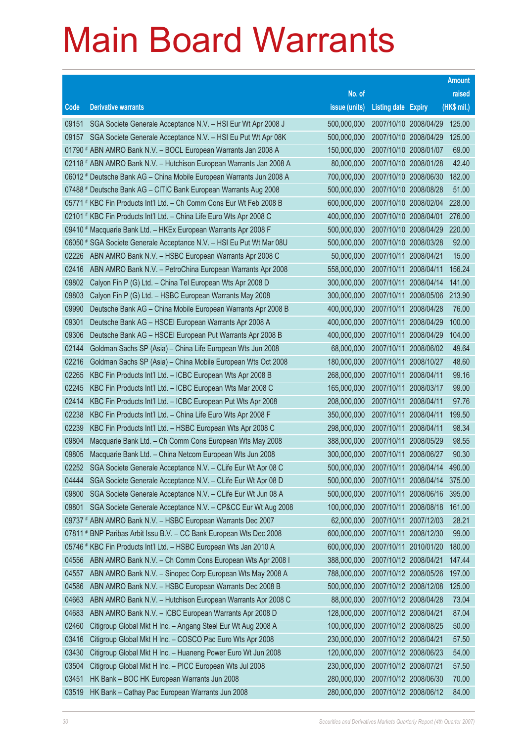# Main Board Warrants

| Code | Derivative warrants | No. of issue (units) | Listing date | Expiry | Amount raised (HK$ mil.) |
|---|---|---|---|---|---|
| 09151 | SGA Societe Generale Acceptance N.V. – HSI Eur Wt Apr 2008 J | 500,000,000 | 2007/10/10 | 2008/04/29 | 125.00 |
| 09157 | SGA Societe Generale Acceptance N.V. – HSI Eu Put Wt Apr 08K | 500,000,000 | 2007/10/10 | 2008/04/29 | 125.00 |
| 01790 # | ABN AMRO Bank N.V. – BOCL European Warrants Jan 2008 A | 150,000,000 | 2007/10/10 | 2008/01/07 | 69.00 |
| 02118 # | ABN AMRO Bank N.V. – Hutchison European Warrants Jan 2008 A | 80,000,000 | 2007/10/10 | 2008/01/28 | 42.40 |
| 06012 # | Deutsche Bank AG – China Mobile European Warrants Jun 2008 A | 700,000,000 | 2007/10/10 | 2008/06/30 | 182.00 |
| 07488 # | Deutsche Bank AG – CITIC Bank European Warrants Aug 2008 | 500,000,000 | 2007/10/10 | 2008/08/28 | 51.00 |
| 05771 # | KBC Fin Products Int'l Ltd. – Ch Comm Cons Eur Wt Feb 2008 B | 600,000,000 | 2007/10/10 | 2008/02/04 | 228.00 |
| 02101 # | KBC Fin Products Int'l Ltd. – China Life Euro Wts Apr 2008 C | 400,000,000 | 2007/10/10 | 2008/04/01 | 276.00 |
| 09410 # | Macquarie Bank Ltd. – HKEx European Warrants Apr 2008 F | 500,000,000 | 2007/10/10 | 2008/04/29 | 220.00 |
| 06050 # | SGA Societe Generale Acceptance N.V. – HSI Eu Put Wt Mar 08U | 500,000,000 | 2007/10/10 | 2008/03/28 | 92.00 |
| 02226 | ABN AMRO Bank N.V. – HSBC European Warrants Apr 2008 C | 50,000,000 | 2007/10/11 | 2008/04/21 | 15.00 |
| 02416 | ABN AMRO Bank N.V. – PetroChina European Warrants Apr 2008 | 558,000,000 | 2007/10/11 | 2008/04/11 | 156.24 |
| 09802 | Calyon Fin P (G) Ltd. – China Tel European Wts Apr 2008 D | 300,000,000 | 2007/10/11 | 2008/04/14 | 141.00 |
| 09803 | Calyon Fin P (G) Ltd. – HSBC European Warrants May 2008 | 300,000,000 | 2007/10/11 | 2008/05/06 | 213.90 |
| 09990 | Deutsche Bank AG – China Mobile European Warrants Apr 2008 B | 400,000,000 | 2007/10/11 | 2008/04/28 | 76.00 |
| 09301 | Deutsche Bank AG – HSCEI European Warrants Apr 2008 A | 400,000,000 | 2007/10/11 | 2008/04/29 | 100.00 |
| 09306 | Deutsche Bank AG – HSCEI European Put Warrants Apr 2008 B | 400,000,000 | 2007/10/11 | 2008/04/29 | 104.00 |
| 02144 | Goldman Sachs SP (Asia) – China Life European Wts Jun 2008 | 68,000,000 | 2007/10/11 | 2008/06/02 | 49.64 |
| 02216 | Goldman Sachs SP (Asia) – China Mobile European Wts Oct 2008 | 180,000,000 | 2007/10/11 | 2008/10/27 | 48.60 |
| 02265 | KBC Fin Products Int'l Ltd. – ICBC European Wts Apr 2008 B | 268,000,000 | 2007/10/11 | 2008/04/11 | 99.16 |
| 02245 | KBC Fin Products Int'l Ltd. – ICBC European Wts Mar 2008 C | 165,000,000 | 2007/10/11 | 2008/03/17 | 99.00 |
| 02414 | KBC Fin Products Int'l Ltd. – ICBC European Put Wts Apr 2008 | 208,000,000 | 2007/10/11 | 2008/04/11 | 97.76 |
| 02238 | KBC Fin Products Int'l Ltd. – China Life Euro Wts Apr 2008 F | 350,000,000 | 2007/10/11 | 2008/04/11 | 199.50 |
| 02239 | KBC Fin Products Int'l Ltd. – HSBC European Wts Apr 2008 C | 298,000,000 | 2007/10/11 | 2008/04/11 | 98.34 |
| 09804 | Macquarie Bank Ltd. – Ch Comm Cons European Wts May 2008 | 388,000,000 | 2007/10/11 | 2008/05/29 | 98.55 |
| 09805 | Macquarie Bank Ltd. – China Netcom European Wts Jun 2008 | 300,000,000 | 2007/10/11 | 2008/06/27 | 90.30 |
| 02252 | SGA Societe Generale Acceptance N.V. – CLife Eur Wt Apr 08 C | 500,000,000 | 2007/10/11 | 2008/04/14 | 490.00 |
| 04444 | SGA Societe Generale Acceptance N.V. – CLife Eur Wt Apr 08 D | 500,000,000 | 2007/10/11 | 2008/04/14 | 375.00 |
| 09800 | SGA Societe Generale Acceptance N.V. – CLife Eur Wt Jun 08 A | 500,000,000 | 2007/10/11 | 2008/06/16 | 395.00 |
| 09801 | SGA Societe Generale Acceptance N.V. – CP&CC Eur Wt Aug 2008 | 100,000,000 | 2007/10/11 | 2008/08/18 | 161.00 |
| 09737 # | ABN AMRO Bank N.V. – HSBC European Warrants Dec 2007 | 62,000,000 | 2007/10/11 | 2007/12/03 | 28.21 |
| 07811 # | BNP Paribas Arbit Issu B.V. – CC Bank European Wts Dec 2008 | 600,000,000 | 2007/10/11 | 2008/12/30 | 99.00 |
| 05746 # | KBC Fin Products Int'l Ltd. – HSBC European Wts Jan 2010 A | 600,000,000 | 2007/10/11 | 2010/01/20 | 180.00 |
| 04556 | ABN AMRO Bank N.V. – Ch Comm Cons European Wts Apr 2008 I | 388,000,000 | 2007/10/12 | 2008/04/21 | 147.44 |
| 04557 | ABN AMRO Bank N.V. – Sinopec Corp European Wts May 2008 A | 788,000,000 | 2007/10/12 | 2008/05/26 | 197.00 |
| 04586 | ABN AMRO Bank N.V. – HSBC European Warrants Dec 2008 B | 500,000,000 | 2007/10/12 | 2008/12/08 | 125.00 |
| 04663 | ABN AMRO Bank N.V. – Hutchison European Warrants Apr 2008 C | 88,000,000 | 2007/10/12 | 2008/04/28 | 73.04 |
| 04683 | ABN AMRO Bank N.V. – ICBC European Warrants Apr 2008 D | 128,000,000 | 2007/10/12 | 2008/04/21 | 87.04 |
| 02460 | Citigroup Global Mkt H Inc. – Angang Steel Eur Wt Aug 2008 A | 100,000,000 | 2007/10/12 | 2008/08/25 | 50.00 |
| 03416 | Citigroup Global Mkt H Inc. – COSCO Pac Euro Wts Apr 2008 | 230,000,000 | 2007/10/12 | 2008/04/21 | 57.50 |
| 03430 | Citigroup Global Mkt H Inc. – Huaneng Power Euro Wt Jun 2008 | 120,000,000 | 2007/10/12 | 2008/06/23 | 54.00 |
| 03504 | Citigroup Global Mkt H Inc. – PICC European Wts Jul 2008 | 230,000,000 | 2007/10/12 | 2008/07/21 | 57.50 |
| 03451 | HK Bank – BOC HK European Warrants Jun 2008 | 280,000,000 | 2007/10/12 | 2008/06/30 | 70.00 |
| 03519 | HK Bank – Cathay Pac European Warrants Jun 2008 | 280,000,000 | 2007/10/12 | 2008/06/12 | 84.00 |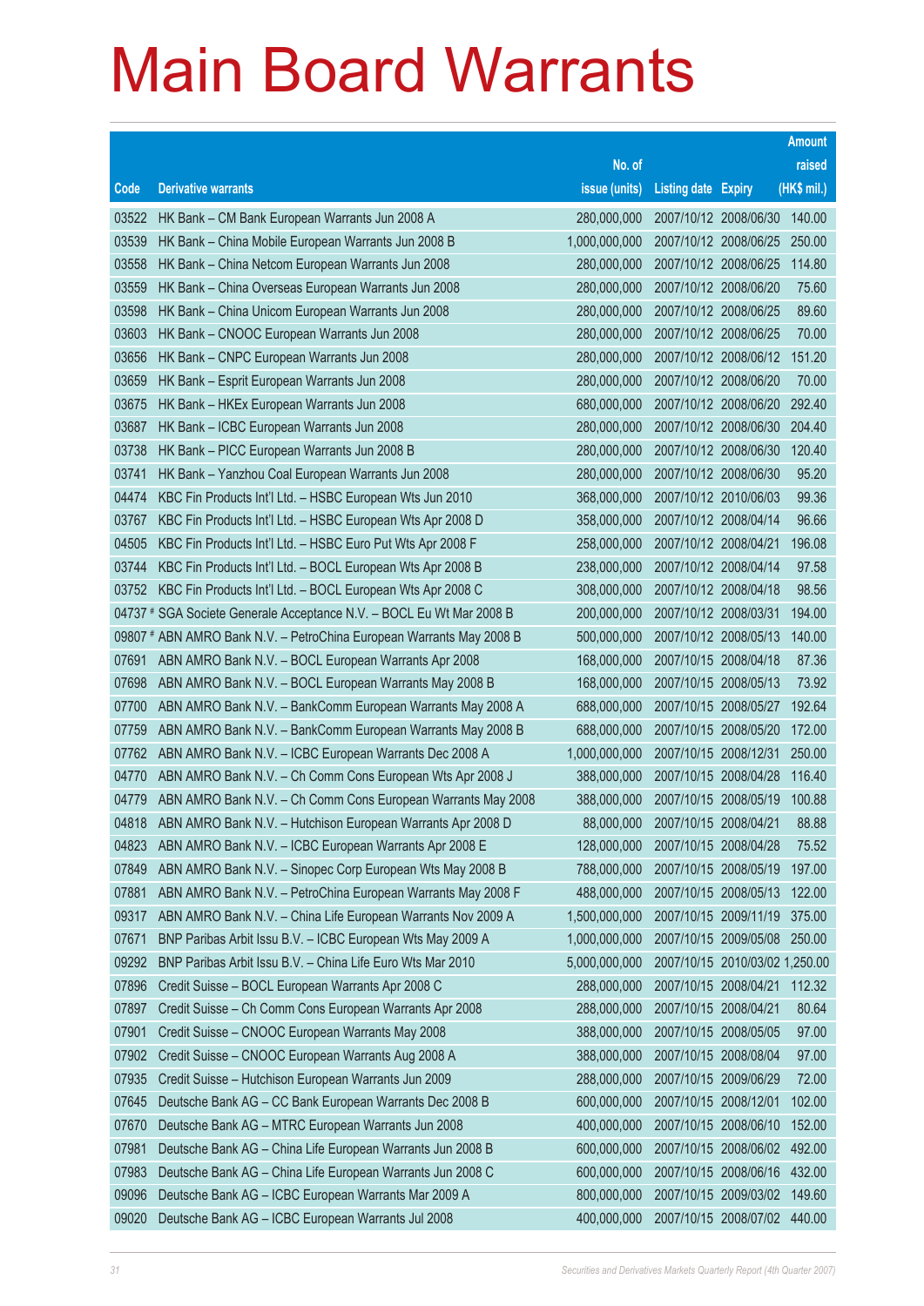# Main Board Warrants

| Code | Derivative warrants | No. of issue (units) | Listing date | Expiry | Amount raised (HK$ mil.) |
|---|---|---|---|---|---|
| 03522 | HK Bank – CM Bank European Warrants Jun 2008 A | 280,000,000 | 2007/10/12 | 2008/06/30 | 140.00 |
| 03539 | HK Bank – China Mobile European Warrants Jun 2008 B | 1,000,000,000 | 2007/10/12 | 2008/06/25 | 250.00 |
| 03558 | HK Bank – China Netcom European Warrants Jun 2008 | 280,000,000 | 2007/10/12 | 2008/06/25 | 114.80 |
| 03559 | HK Bank – China Overseas European Warrants Jun 2008 | 280,000,000 | 2007/10/12 | 2008/06/20 | 75.60 |
| 03598 | HK Bank – China Unicom European Warrants Jun 2008 | 280,000,000 | 2007/10/12 | 2008/06/25 | 89.60 |
| 03603 | HK Bank – CNOOC European Warrants Jun 2008 | 280,000,000 | 2007/10/12 | 2008/06/25 | 70.00 |
| 03656 | HK Bank – CNPC European Warrants Jun 2008 | 280,000,000 | 2007/10/12 | 2008/06/12 | 151.20 |
| 03659 | HK Bank – Esprit European Warrants Jun 2008 | 280,000,000 | 2007/10/12 | 2008/06/20 | 70.00 |
| 03675 | HK Bank – HKEx European Warrants Jun 2008 | 680,000,000 | 2007/10/12 | 2008/06/20 | 292.40 |
| 03687 | HK Bank – ICBC European Warrants Jun 2008 | 280,000,000 | 2007/10/12 | 2008/06/30 | 204.40 |
| 03738 | HK Bank – PICC European Warrants Jun 2008 B | 280,000,000 | 2007/10/12 | 2008/06/30 | 120.40 |
| 03741 | HK Bank – Yanzhou Coal European Warrants Jun 2008 | 280,000,000 | 2007/10/12 | 2008/06/30 | 95.20 |
| 04474 | KBC Fin Products Int'l Ltd. – HSBC European Wts Jun 2010 | 368,000,000 | 2007/10/12 | 2010/06/03 | 99.36 |
| 03767 | KBC Fin Products Int'l Ltd. – HSBC European Wts Apr 2008 D | 358,000,000 | 2007/10/12 | 2008/04/14 | 96.66 |
| 04505 | KBC Fin Products Int'l Ltd. – HSBC Euro Put Wts Apr 2008 F | 258,000,000 | 2007/10/12 | 2008/04/21 | 196.08 |
| 03744 | KBC Fin Products Int'l Ltd. – BOCL European Wts Apr 2008 B | 238,000,000 | 2007/10/12 | 2008/04/14 | 97.58 |
| 03752 | KBC Fin Products Int'l Ltd. – BOCL European Wts Apr 2008 C | 308,000,000 | 2007/10/12 | 2008/04/18 | 98.56 |
| 04737 # | SGA Societe Generale Acceptance N.V. – BOCL Eu Wt Mar 2008 B | 200,000,000 | 2007/10/12 | 2008/03/31 | 194.00 |
| 09807 # | ABN AMRO Bank N.V. – PetroChina European Warrants May 2008 B | 500,000,000 | 2007/10/12 | 2008/05/13 | 140.00 |
| 07691 | ABN AMRO Bank N.V. – BOCL European Warrants Apr 2008 | 168,000,000 | 2007/10/15 | 2008/04/18 | 87.36 |
| 07698 | ABN AMRO Bank N.V. – BOCL European Warrants May 2008 B | 168,000,000 | 2007/10/15 | 2008/05/13 | 73.92 |
| 07700 | ABN AMRO Bank N.V. – BankComm European Warrants May 2008 A | 688,000,000 | 2007/10/15 | 2008/05/27 | 192.64 |
| 07759 | ABN AMRO Bank N.V. – BankComm European Warrants May 2008 B | 688,000,000 | 2007/10/15 | 2008/05/20 | 172.00 |
| 07762 | ABN AMRO Bank N.V. – ICBC European Warrants Dec 2008 A | 1,000,000,000 | 2007/10/15 | 2008/12/31 | 250.00 |
| 04770 | ABN AMRO Bank N.V. – Ch Comm Cons European Wts Apr 2008 J | 388,000,000 | 2007/10/15 | 2008/04/28 | 116.40 |
| 04779 | ABN AMRO Bank N.V. – Ch Comm Cons European Warrants May 2008 | 388,000,000 | 2007/10/15 | 2008/05/19 | 100.88 |
| 04818 | ABN AMRO Bank N.V. – Hutchison European Warrants Apr 2008 D | 88,000,000 | 2007/10/15 | 2008/04/21 | 88.88 |
| 04823 | ABN AMRO Bank N.V. – ICBC European Warrants Apr 2008 E | 128,000,000 | 2007/10/15 | 2008/04/28 | 75.52 |
| 07849 | ABN AMRO Bank N.V. – Sinopec Corp European Wts May 2008 B | 788,000,000 | 2007/10/15 | 2008/05/19 | 197.00 |
| 07881 | ABN AMRO Bank N.V. – PetroChina European Warrants May 2008 F | 488,000,000 | 2007/10/15 | 2008/05/13 | 122.00 |
| 09317 | ABN AMRO Bank N.V. – China Life European Warrants Nov 2009 A | 1,500,000,000 | 2007/10/15 | 2009/11/19 | 375.00 |
| 07671 | BNP Paribas Arbit Issu B.V. – ICBC European Wts May 2009 A | 1,000,000,000 | 2007/10/15 | 2009/05/08 | 250.00 |
| 09292 | BNP Paribas Arbit Issu B.V. – China Life Euro Wts Mar 2010 | 5,000,000,000 | 2007/10/15 | 2010/03/02 | 1,250.00 |
| 07896 | Credit Suisse – BOCL European Warrants Apr 2008 C | 288,000,000 | 2007/10/15 | 2008/04/21 | 112.32 |
| 07897 | Credit Suisse – Ch Comm Cons European Warrants Apr 2008 | 288,000,000 | 2007/10/15 | 2008/04/21 | 80.64 |
| 07901 | Credit Suisse – CNOOC European Warrants May 2008 | 388,000,000 | 2007/10/15 | 2008/05/05 | 97.00 |
| 07902 | Credit Suisse – CNOOC European Warrants Aug 2008 A | 388,000,000 | 2007/10/15 | 2008/08/04 | 97.00 |
| 07935 | Credit Suisse – Hutchison European Warrants Jun 2009 | 288,000,000 | 2007/10/15 | 2009/06/29 | 72.00 |
| 07645 | Deutsche Bank AG – CC Bank European Warrants Dec 2008 B | 600,000,000 | 2007/10/15 | 2008/12/01 | 102.00 |
| 07670 | Deutsche Bank AG – MTRC European Warrants Jun 2008 | 400,000,000 | 2007/10/15 | 2008/06/10 | 152.00 |
| 07981 | Deutsche Bank AG – China Life European Warrants Jun 2008 B | 600,000,000 | 2007/10/15 | 2008/06/02 | 492.00 |
| 07983 | Deutsche Bank AG – China Life European Warrants Jun 2008 C | 600,000,000 | 2007/10/15 | 2008/06/16 | 432.00 |
| 09096 | Deutsche Bank AG – ICBC European Warrants Mar 2009 A | 800,000,000 | 2007/10/15 | 2009/03/02 | 149.60 |
| 09020 | Deutsche Bank AG – ICBC European Warrants Jul 2008 | 400,000,000 | 2007/10/15 | 2008/07/02 | 440.00 |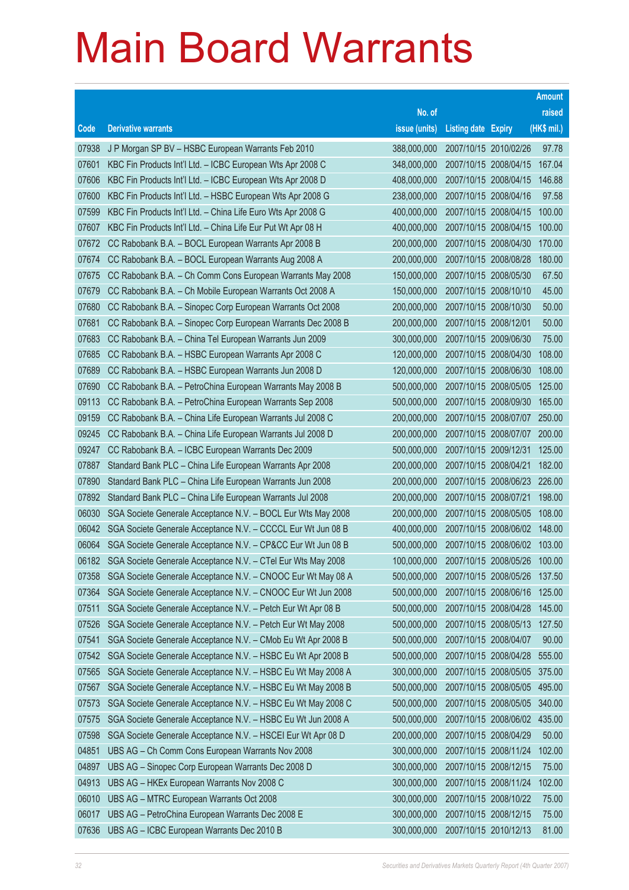# Main Board Warrants

| Code | Derivative warrants | No. of issue (units) | Listing date | Expiry | Amount raised (HK$ mil.) |
|---|---|---|---|---|---|
| 07938 | J P Morgan SP BV – HSBC European Warrants Feb 2010 | 388,000,000 | 2007/10/15 | 2010/02/26 | 97.78 |
| 07601 | KBC Fin Products Int'l Ltd. – ICBC European Wts Apr 2008 C | 348,000,000 | 2007/10/15 | 2008/04/15 | 167.04 |
| 07606 | KBC Fin Products Int'l Ltd. – ICBC European Wts Apr 2008 D | 408,000,000 | 2007/10/15 | 2008/04/15 | 146.88 |
| 07600 | KBC Fin Products Int'l Ltd. – HSBC European Wts Apr 2008 G | 238,000,000 | 2007/10/15 | 2008/04/16 | 97.58 |
| 07599 | KBC Fin Products Int'l Ltd. – China Life Euro Wts Apr 2008 G | 400,000,000 | 2007/10/15 | 2008/04/15 | 100.00 |
| 07607 | KBC Fin Products Int'l Ltd. – China Life Eur Put Wt Apr 08 H | 400,000,000 | 2007/10/15 | 2008/04/15 | 100.00 |
| 07672 | CC Rabobank B.A. – BOCL European Warrants Apr 2008 B | 200,000,000 | 2007/10/15 | 2008/04/30 | 170.00 |
| 07674 | CC Rabobank B.A. – BOCL European Warrants Aug 2008 A | 200,000,000 | 2007/10/15 | 2008/08/28 | 180.00 |
| 07675 | CC Rabobank B.A. – Ch Comm Cons European Warrants May 2008 | 150,000,000 | 2007/10/15 | 2008/05/30 | 67.50 |
| 07679 | CC Rabobank B.A. – Ch Mobile European Warrants Oct 2008 A | 150,000,000 | 2007/10/15 | 2008/10/10 | 45.00 |
| 07680 | CC Rabobank B.A. – Sinopec Corp European Warrants Oct 2008 | 200,000,000 | 2007/10/15 | 2008/10/30 | 50.00 |
| 07681 | CC Rabobank B.A. – Sinopec Corp European Warrants Dec 2008 B | 200,000,000 | 2007/10/15 | 2008/12/01 | 50.00 |
| 07683 | CC Rabobank B.A. – China Tel European Warrants Jun 2009 | 300,000,000 | 2007/10/15 | 2009/06/30 | 75.00 |
| 07685 | CC Rabobank B.A. – HSBC European Warrants Apr 2008 C | 120,000,000 | 2007/10/15 | 2008/04/30 | 108.00 |
| 07689 | CC Rabobank B.A. – HSBC European Warrants Jun 2008 D | 120,000,000 | 2007/10/15 | 2008/06/30 | 108.00 |
| 07690 | CC Rabobank B.A. – PetroChina European Warrants May 2008 B | 500,000,000 | 2007/10/15 | 2008/05/05 | 125.00 |
| 09113 | CC Rabobank B.A. – PetroChina European Warrants Sep 2008 | 500,000,000 | 2007/10/15 | 2008/09/30 | 165.00 |
| 09159 | CC Rabobank B.A. – China Life European Warrants Jul 2008 C | 200,000,000 | 2007/10/15 | 2008/07/07 | 250.00 |
| 09245 | CC Rabobank B.A. – China Life European Warrants Jul 2008 D | 200,000,000 | 2007/10/15 | 2008/07/07 | 200.00 |
| 09247 | CC Rabobank B.A. – ICBC European Warrants Dec 2009 | 500,000,000 | 2007/10/15 | 2009/12/31 | 125.00 |
| 07887 | Standard Bank PLC – China Life European Warrants Apr 2008 | 200,000,000 | 2007/10/15 | 2008/04/21 | 182.00 |
| 07890 | Standard Bank PLC – China Life European Warrants Jun 2008 | 200,000,000 | 2007/10/15 | 2008/06/23 | 226.00 |
| 07892 | Standard Bank PLC – China Life European Warrants Jul 2008 | 200,000,000 | 2007/10/15 | 2008/07/21 | 198.00 |
| 06030 | SGA Societe Generale Acceptance N.V. – BOCL Eur Wts May 2008 | 200,000,000 | 2007/10/15 | 2008/05/05 | 108.00 |
| 06042 | SGA Societe Generale Acceptance N.V. – CCCCL Eur Wt Jun 08 B | 400,000,000 | 2007/10/15 | 2008/06/02 | 148.00 |
| 06064 | SGA Societe Generale Acceptance N.V. – CP&CC Eur Wt Jun 08 B | 500,000,000 | 2007/10/15 | 2008/06/02 | 103.00 |
| 06182 | SGA Societe Generale Acceptance N.V. – CTel Eur Wts May 2008 | 100,000,000 | 2007/10/15 | 2008/05/26 | 100.00 |
| 07358 | SGA Societe Generale Acceptance N.V. – CNOOC Eur Wt May 08 A | 500,000,000 | 2007/10/15 | 2008/05/26 | 137.50 |
| 07364 | SGA Societe Generale Acceptance N.V. – CNOOC Eur Wt Jun 2008 | 500,000,000 | 2007/10/15 | 2008/06/16 | 125.00 |
| 07511 | SGA Societe Generale Acceptance N.V. – Petch Eur Wt Apr 08 B | 500,000,000 | 2007/10/15 | 2008/04/28 | 145.00 |
| 07526 | SGA Societe Generale Acceptance N.V. – Petch Eur Wt May 2008 | 500,000,000 | 2007/10/15 | 2008/05/13 | 127.50 |
| 07541 | SGA Societe Generale Acceptance N.V. – CMob Eu Wt Apr 2008 B | 500,000,000 | 2007/10/15 | 2008/04/07 | 90.00 |
| 07542 | SGA Societe Generale Acceptance N.V. – HSBC Eu Wt Apr 2008 B | 500,000,000 | 2007/10/15 | 2008/04/28 | 555.00 |
| 07565 | SGA Societe Generale Acceptance N.V. – HSBC Eu Wt May 2008 A | 300,000,000 | 2007/10/15 | 2008/05/05 | 375.00 |
| 07567 | SGA Societe Generale Acceptance N.V. – HSBC Eu Wt May 2008 B | 500,000,000 | 2007/10/15 | 2008/05/05 | 495.00 |
| 07573 | SGA Societe Generale Acceptance N.V. – HSBC Eu Wt May 2008 C | 500,000,000 | 2007/10/15 | 2008/05/05 | 340.00 |
| 07575 | SGA Societe Generale Acceptance N.V. – HSBC Eu Wt Jun 2008 A | 500,000,000 | 2007/10/15 | 2008/06/02 | 435.00 |
| 07598 | SGA Societe Generale Acceptance N.V. – HSCEI Eur Wt Apr 08 D | 200,000,000 | 2007/10/15 | 2008/04/29 | 50.00 |
| 04851 | UBS AG – Ch Comm Cons European Warrants Nov 2008 | 300,000,000 | 2007/10/15 | 2008/11/24 | 102.00 |
| 04897 | UBS AG – Sinopec Corp European Warrants Dec 2008 D | 300,000,000 | 2007/10/15 | 2008/12/15 | 75.00 |
| 04913 | UBS AG – HKEx European Warrants Nov 2008 C | 300,000,000 | 2007/10/15 | 2008/11/24 | 102.00 |
| 06010 | UBS AG – MTRC European Warrants Oct 2008 | 300,000,000 | 2007/10/15 | 2008/10/22 | 75.00 |
| 06017 | UBS AG – PetroChina European Warrants Dec 2008 E | 300,000,000 | 2007/10/15 | 2008/12/15 | 75.00 |
| 07636 | UBS AG – ICBC European Warrants Dec 2010 B | 300,000,000 | 2007/10/15 | 2010/12/13 | 81.00 |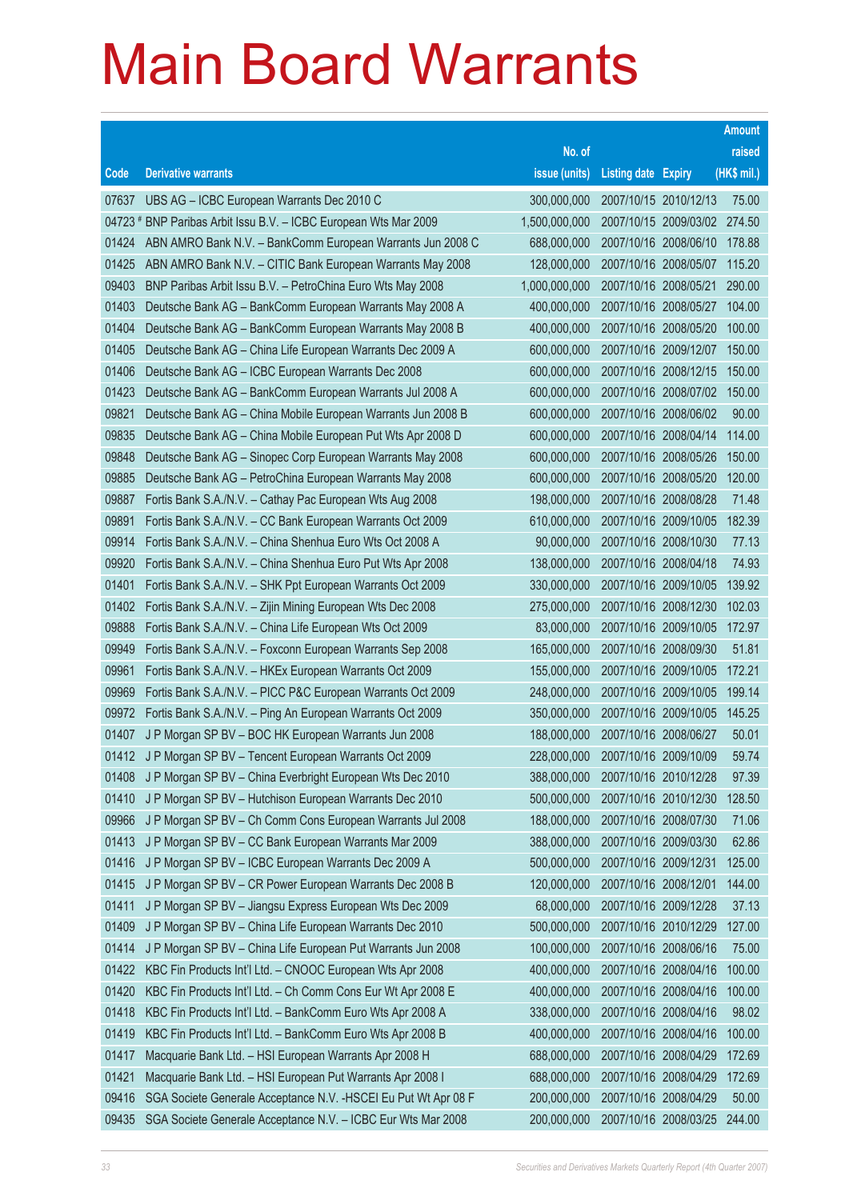# Main Board Warrants

| Code | Derivative warrants | No. of issue (units) | Listing date | Expiry | Amount raised (HK$ mil.) |
|---|---|---|---|---|---|
| 07637 | UBS AG – ICBC European Warrants Dec 2010 C | 300,000,000 | 2007/10/15 | 2010/12/13 | 75.00 |
| 04723 # | BNP Paribas Arbit Issu B.V. – ICBC European Wts Mar 2009 | 1,500,000,000 | 2007/10/15 | 2009/03/02 | 274.50 |
| 01424 | ABN AMRO Bank N.V. – BankComm European Warrants Jun 2008 C | 688,000,000 | 2007/10/16 | 2008/06/10 | 178.88 |
| 01425 | ABN AMRO Bank N.V. – CITIC Bank European Warrants May 2008 | 128,000,000 | 2007/10/16 | 2008/05/07 | 115.20 |
| 09403 | BNP Paribas Arbit Issu B.V. – PetroChina Euro Wts May 2008 | 1,000,000,000 | 2007/10/16 | 2008/05/21 | 290.00 |
| 01403 | Deutsche Bank AG – BankComm European Warrants May 2008 A | 400,000,000 | 2007/10/16 | 2008/05/27 | 104.00 |
| 01404 | Deutsche Bank AG – BankComm European Warrants May 2008 B | 400,000,000 | 2007/10/16 | 2008/05/20 | 100.00 |
| 01405 | Deutsche Bank AG – China Life European Warrants Dec 2009 A | 600,000,000 | 2007/10/16 | 2009/12/07 | 150.00 |
| 01406 | Deutsche Bank AG – ICBC European Warrants Dec 2008 | 600,000,000 | 2007/10/16 | 2008/12/15 | 150.00 |
| 01423 | Deutsche Bank AG – BankComm European Warrants Jul 2008 A | 600,000,000 | 2007/10/16 | 2008/07/02 | 150.00 |
| 09821 | Deutsche Bank AG – China Mobile European Warrants Jun 2008 B | 600,000,000 | 2007/10/16 | 2008/06/02 | 90.00 |
| 09835 | Deutsche Bank AG – China Mobile European Put Wts Apr 2008 D | 600,000,000 | 2007/10/16 | 2008/04/14 | 114.00 |
| 09848 | Deutsche Bank AG – Sinopec Corp European Warrants May 2008 | 600,000,000 | 2007/10/16 | 2008/05/26 | 150.00 |
| 09885 | Deutsche Bank AG – PetroChina European Warrants May 2008 | 600,000,000 | 2007/10/16 | 2008/05/20 | 120.00 |
| 09887 | Fortis Bank S.A./N.V. – Cathay Pac European Wts Aug 2008 | 198,000,000 | 2007/10/16 | 2008/08/28 | 71.48 |
| 09891 | Fortis Bank S.A./N.V. – CC Bank European Warrants Oct 2009 | 610,000,000 | 2007/10/16 | 2009/10/05 | 182.39 |
| 09914 | Fortis Bank S.A./N.V. – China Shenhua Euro Wts Oct 2008 A | 90,000,000 | 2007/10/16 | 2008/10/30 | 77.13 |
| 09920 | Fortis Bank S.A./N.V. – China Shenhua Euro Put Wts Apr 2008 | 138,000,000 | 2007/10/16 | 2008/04/18 | 74.93 |
| 01401 | Fortis Bank S.A./N.V. – SHK Ppt European Warrants Oct 2009 | 330,000,000 | 2007/10/16 | 2009/10/05 | 139.92 |
| 01402 | Fortis Bank S.A./N.V. – Zijin Mining European Wts Dec 2008 | 275,000,000 | 2007/10/16 | 2008/12/30 | 102.03 |
| 09888 | Fortis Bank S.A./N.V. – China Life European Wts Oct 2009 | 83,000,000 | 2007/10/16 | 2009/10/05 | 172.97 |
| 09949 | Fortis Bank S.A./N.V. – Foxconn European Warrants Sep 2008 | 165,000,000 | 2007/10/16 | 2008/09/30 | 51.81 |
| 09961 | Fortis Bank S.A./N.V. – HKEx European Warrants Oct 2009 | 155,000,000 | 2007/10/16 | 2009/10/05 | 172.21 |
| 09969 | Fortis Bank S.A./N.V. – PICC P&C European Warrants Oct 2009 | 248,000,000 | 2007/10/16 | 2009/10/05 | 199.14 |
| 09972 | Fortis Bank S.A./N.V. – Ping An European Warrants Oct 2009 | 350,000,000 | 2007/10/16 | 2009/10/05 | 145.25 |
| 01407 | J P Morgan SP BV – BOC HK European Warrants Jun 2008 | 188,000,000 | 2007/10/16 | 2008/06/27 | 50.01 |
| 01412 | J P Morgan SP BV – Tencent European Warrants Oct 2009 | 228,000,000 | 2007/10/16 | 2009/10/09 | 59.74 |
| 01408 | J P Morgan SP BV – China Everbright European Wts Dec 2010 | 388,000,000 | 2007/10/16 | 2010/12/28 | 97.39 |
| 01410 | J P Morgan SP BV – Hutchison European Warrants Dec 2010 | 500,000,000 | 2007/10/16 | 2010/12/30 | 128.50 |
| 09966 | J P Morgan SP BV – Ch Comm Cons European Warrants Jul 2008 | 188,000,000 | 2007/10/16 | 2008/07/30 | 71.06 |
| 01413 | J P Morgan SP BV – CC Bank European Warrants Mar 2009 | 388,000,000 | 2007/10/16 | 2009/03/30 | 62.86 |
| 01416 | J P Morgan SP BV – ICBC European Warrants Dec 2009 A | 500,000,000 | 2007/10/16 | 2009/12/31 | 125.00 |
| 01415 | J P Morgan SP BV – CR Power European Warrants Dec 2008 B | 120,000,000 | 2007/10/16 | 2008/12/01 | 144.00 |
| 01411 | J P Morgan SP BV – Jiangsu Express European Wts Dec 2009 | 68,000,000 | 2007/10/16 | 2009/12/28 | 37.13 |
| 01409 | J P Morgan SP BV – China Life European Warrants Dec 2010 | 500,000,000 | 2007/10/16 | 2010/12/29 | 127.00 |
| 01414 | J P Morgan SP BV – China Life European Put Warrants Jun 2008 | 100,000,000 | 2007/10/16 | 2008/06/16 | 75.00 |
| 01422 | KBC Fin Products Int'l Ltd. – CNOOC European Wts Apr 2008 | 400,000,000 | 2007/10/16 | 2008/04/16 | 100.00 |
| 01420 | KBC Fin Products Int'l Ltd. – Ch Comm Cons Eur Wt Apr 2008 E | 400,000,000 | 2007/10/16 | 2008/04/16 | 100.00 |
| 01418 | KBC Fin Products Int'l Ltd. – BankComm Euro Wts Apr 2008 A | 338,000,000 | 2007/10/16 | 2008/04/16 | 98.02 |
| 01419 | KBC Fin Products Int'l Ltd. – BankComm Euro Wts Apr 2008 B | 400,000,000 | 2007/10/16 | 2008/04/16 | 100.00 |
| 01417 | Macquarie Bank Ltd. – HSI European Warrants Apr 2008 H | 688,000,000 | 2007/10/16 | 2008/04/29 | 172.69 |
| 01421 | Macquarie Bank Ltd. – HSI European Put Warrants Apr 2008 I | 688,000,000 | 2007/10/16 | 2008/04/29 | 172.69 |
| 09416 | SGA Societe Generale Acceptance N.V. -HSCEI Eu Put Wt Apr 08 F | 200,000,000 | 2007/10/16 | 2008/04/29 | 50.00 |
| 09435 | SGA Societe Generale Acceptance N.V. – ICBC Eur Wts Mar 2008 | 200,000,000 | 2007/10/16 | 2008/03/25 | 244.00 |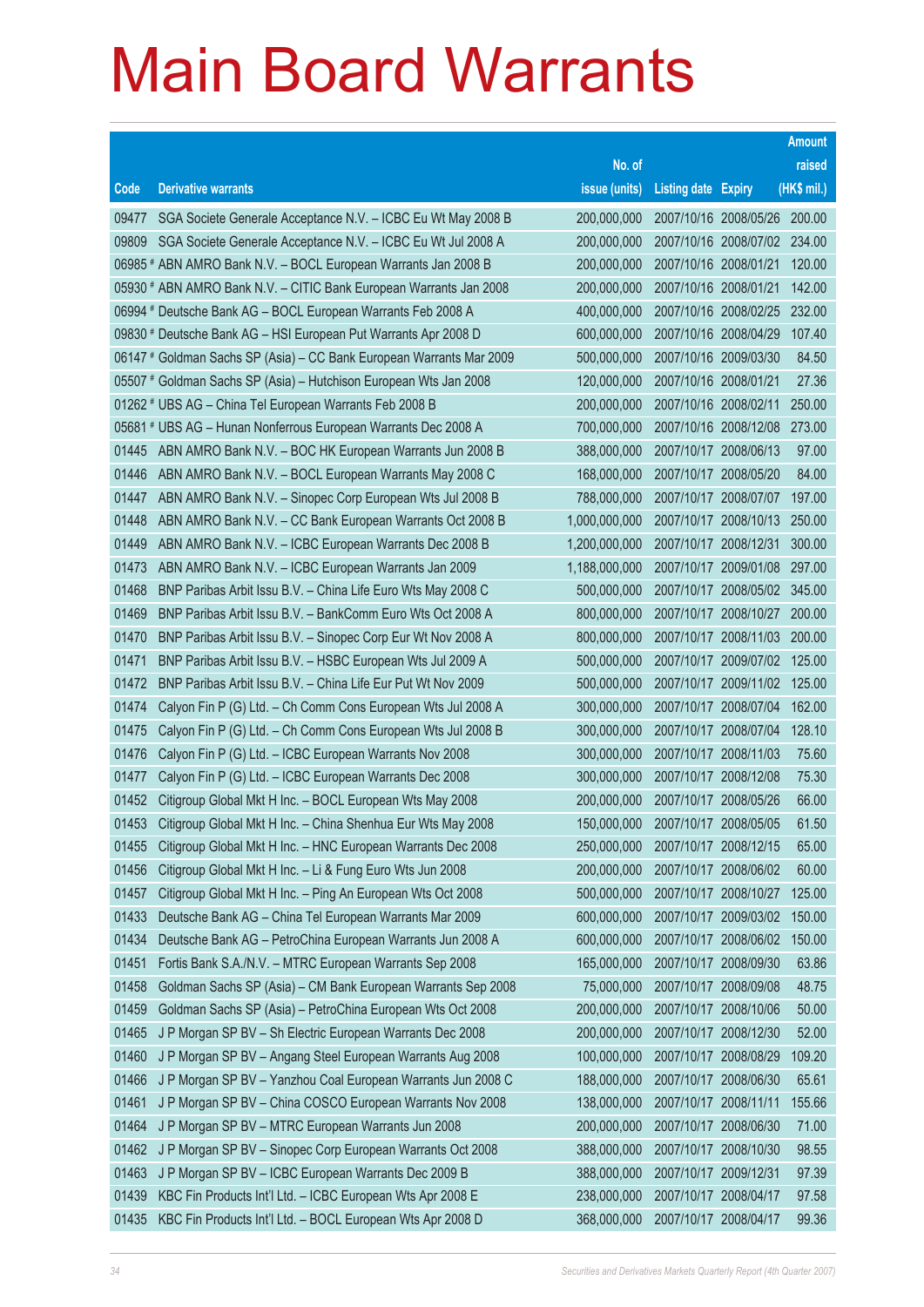# Main Board Warrants

| Code | Derivative warrants | No. of issue (units) | Listing date | Expiry | Amount raised (HK$ mil.) |
|---|---|---|---|---|---|
| 09477 | SGA Societe Generale Acceptance N.V. – ICBC Eu Wt May 2008 B | 200,000,000 | 2007/10/16 | 2008/05/26 | 200.00 |
| 09809 | SGA Societe Generale Acceptance N.V. – ICBC Eu Wt Jul 2008 A | 200,000,000 | 2007/10/16 | 2008/07/02 | 234.00 |
| 06985 # | ABN AMRO Bank N.V. – BOCL European Warrants Jan 2008 B | 200,000,000 | 2007/10/16 | 2008/01/21 | 120.00 |
| 05930 # | ABN AMRO Bank N.V. – CITIC Bank European Warrants Jan 2008 | 200,000,000 | 2007/10/16 | 2008/01/21 | 142.00 |
| 06994 # | Deutsche Bank AG – BOCL European Warrants Feb 2008 A | 400,000,000 | 2007/10/16 | 2008/02/25 | 232.00 |
| 09830 # | Deutsche Bank AG – HSI European Put Warrants Apr 2008 D | 600,000,000 | 2007/10/16 | 2008/04/29 | 107.40 |
| 06147 # | Goldman Sachs SP (Asia) – CC Bank European Warrants Mar 2009 | 500,000,000 | 2007/10/16 | 2009/03/30 | 84.50 |
| 05507 # | Goldman Sachs SP (Asia) – Hutchison European Wts Jan 2008 | 120,000,000 | 2007/10/16 | 2008/01/21 | 27.36 |
| 01262 # | UBS AG – China Tel European Warrants Feb 2008 B | 200,000,000 | 2007/10/16 | 2008/02/11 | 250.00 |
| 05681 # | UBS AG – Hunan Nonferrous European Warrants Dec 2008 A | 700,000,000 | 2007/10/16 | 2008/12/08 | 273.00 |
| 01445 | ABN AMRO Bank N.V. – BOC HK European Warrants Jun 2008 B | 388,000,000 | 2007/10/17 | 2008/06/13 | 97.00 |
| 01446 | ABN AMRO Bank N.V. – BOCL European Warrants May 2008 C | 168,000,000 | 2007/10/17 | 2008/05/20 | 84.00 |
| 01447 | ABN AMRO Bank N.V. – Sinopec Corp European Wts Jul 2008 B | 788,000,000 | 2007/10/17 | 2008/07/07 | 197.00 |
| 01448 | ABN AMRO Bank N.V. – CC Bank European Warrants Oct 2008 B | 1,000,000,000 | 2007/10/17 | 2008/10/13 | 250.00 |
| 01449 | ABN AMRO Bank N.V. – ICBC European Warrants Dec 2008 B | 1,200,000,000 | 2007/10/17 | 2008/12/31 | 300.00 |
| 01473 | ABN AMRO Bank N.V. – ICBC European Warrants Jan 2009 | 1,188,000,000 | 2007/10/17 | 2009/01/08 | 297.00 |
| 01468 | BNP Paribas Arbit Issu B.V. – China Life Euro Wts May 2008 C | 500,000,000 | 2007/10/17 | 2008/05/02 | 345.00 |
| 01469 | BNP Paribas Arbit Issu B.V. – BankComm Euro Wts Oct 2008 A | 800,000,000 | 2007/10/17 | 2008/10/27 | 200.00 |
| 01470 | BNP Paribas Arbit Issu B.V. – Sinopec Corp Eur Wt Nov 2008 A | 800,000,000 | 2007/10/17 | 2008/11/03 | 200.00 |
| 01471 | BNP Paribas Arbit Issu B.V. – HSBC European Wts Jul 2009 A | 500,000,000 | 2007/10/17 | 2009/07/02 | 125.00 |
| 01472 | BNP Paribas Arbit Issu B.V. – China Life Eur Put Wt Nov 2009 | 500,000,000 | 2007/10/17 | 2009/11/02 | 125.00 |
| 01474 | Calyon Fin P (G) Ltd. – Ch Comm Cons European Wts Jul 2008 A | 300,000,000 | 2007/10/17 | 2008/07/04 | 162.00 |
| 01475 | Calyon Fin P (G) Ltd. – Ch Comm Cons European Wts Jul 2008 B | 300,000,000 | 2007/10/17 | 2008/07/04 | 128.10 |
| 01476 | Calyon Fin P (G) Ltd. – ICBC European Warrants Nov 2008 | 300,000,000 | 2007/10/17 | 2008/11/03 | 75.60 |
| 01477 | Calyon Fin P (G) Ltd. – ICBC European Warrants Dec 2008 | 300,000,000 | 2007/10/17 | 2008/12/08 | 75.30 |
| 01452 | Citigroup Global Mkt H Inc. – BOCL European Wts May 2008 | 200,000,000 | 2007/10/17 | 2008/05/26 | 66.00 |
| 01453 | Citigroup Global Mkt H Inc. – China Shenhua Eur Wts May 2008 | 150,000,000 | 2007/10/17 | 2008/05/05 | 61.50 |
| 01455 | Citigroup Global Mkt H Inc. – HNC European Warrants Dec 2008 | 250,000,000 | 2007/10/17 | 2008/12/15 | 65.00 |
| 01456 | Citigroup Global Mkt H Inc. – Li & Fung Euro Wts Jun 2008 | 200,000,000 | 2007/10/17 | 2008/06/02 | 60.00 |
| 01457 | Citigroup Global Mkt H Inc. – Ping An European Wts Oct 2008 | 500,000,000 | 2007/10/17 | 2008/10/27 | 125.00 |
| 01433 | Deutsche Bank AG – China Tel European Warrants Mar 2009 | 600,000,000 | 2007/10/17 | 2009/03/02 | 150.00 |
| 01434 | Deutsche Bank AG – PetroChina European Warrants Jun 2008 A | 600,000,000 | 2007/10/17 | 2008/06/02 | 150.00 |
| 01451 | Fortis Bank S.A./N.V. – MTRC European Warrants Sep 2008 | 165,000,000 | 2007/10/17 | 2008/09/30 | 63.86 |
| 01458 | Goldman Sachs SP (Asia) – CM Bank European Warrants Sep 2008 | 75,000,000 | 2007/10/17 | 2008/09/08 | 48.75 |
| 01459 | Goldman Sachs SP (Asia) – PetroChina European Wts Oct 2008 | 200,000,000 | 2007/10/17 | 2008/10/06 | 50.00 |
| 01465 | J P Morgan SP BV – Sh Electric European Warrants Dec 2008 | 200,000,000 | 2007/10/17 | 2008/12/30 | 52.00 |
| 01460 | J P Morgan SP BV – Angang Steel European Warrants Aug 2008 | 100,000,000 | 2007/10/17 | 2008/08/29 | 109.20 |
| 01466 | J P Morgan SP BV – Yanzhou Coal European Warrants Jun 2008 C | 188,000,000 | 2007/10/17 | 2008/06/30 | 65.61 |
| 01461 | J P Morgan SP BV – China COSCO European Warrants Nov 2008 | 138,000,000 | 2007/10/17 | 2008/11/11 | 155.66 |
| 01464 | J P Morgan SP BV – MTRC European Warrants Jun 2008 | 200,000,000 | 2007/10/17 | 2008/06/30 | 71.00 |
| 01462 | J P Morgan SP BV – Sinopec Corp European Warrants Oct 2008 | 388,000,000 | 2007/10/17 | 2008/10/30 | 98.55 |
| 01463 | J P Morgan SP BV – ICBC European Warrants Dec 2009 B | 388,000,000 | 2007/10/17 | 2009/12/31 | 97.39 |
| 01439 | KBC Fin Products Int'l Ltd. – ICBC European Wts Apr 2008 E | 238,000,000 | 2007/10/17 | 2008/04/17 | 97.58 |
| 01435 | KBC Fin Products Int'l Ltd. – BOCL European Wts Apr 2008 D | 368,000,000 | 2007/10/17 | 2008/04/17 | 99.36 |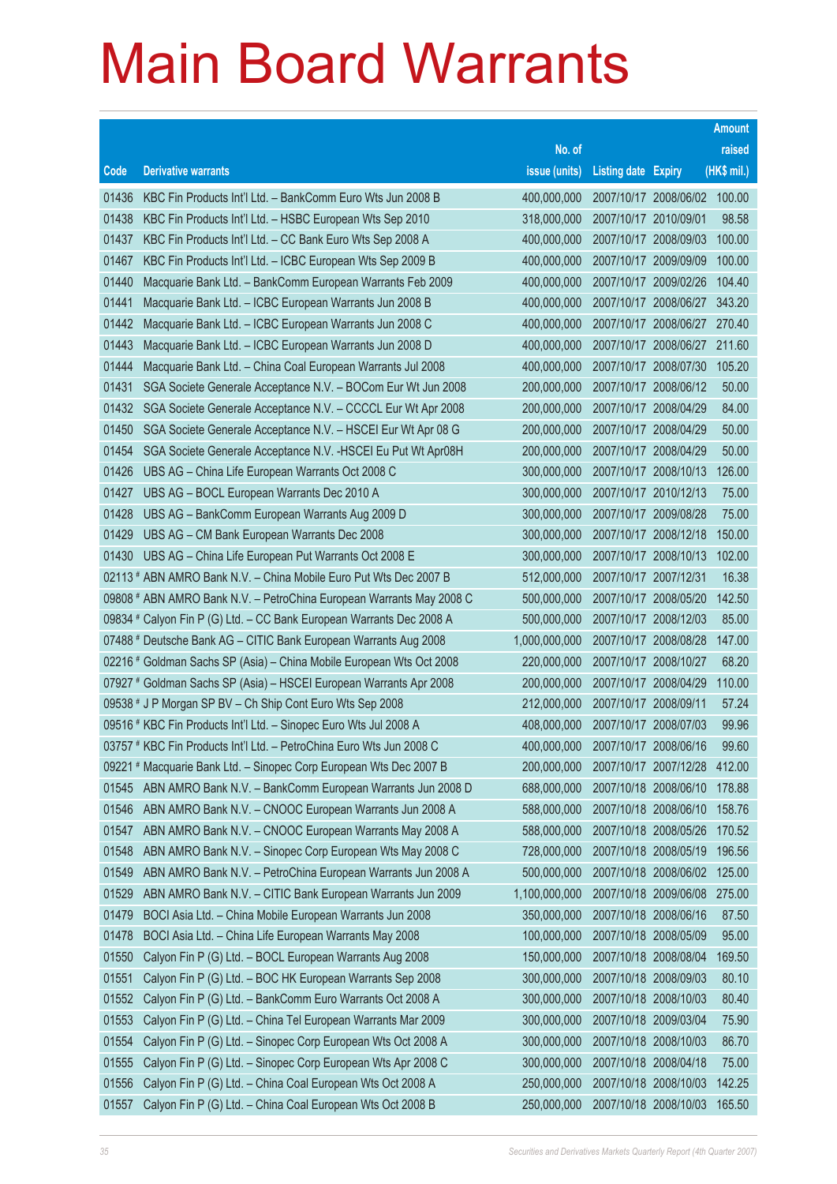# Main Board Warrants

| Code | Derivative warrants | No. of issue (units) | Listing date | Expiry | Amount raised (HK$ mil.) |
|---|---|---|---|---|---|
| 01436 | KBC Fin Products Int'l Ltd. – BankComm Euro Wts Jun 2008 B | 400,000,000 | 2007/10/17 | 2008/06/02 | 100.00 |
| 01438 | KBC Fin Products Int'l Ltd. – HSBC European Wts Sep 2010 | 318,000,000 | 2007/10/17 | 2010/09/01 | 98.58 |
| 01437 | KBC Fin Products Int'l Ltd. – CC Bank Euro Wts Sep 2008 A | 400,000,000 | 2007/10/17 | 2008/09/03 | 100.00 |
| 01467 | KBC Fin Products Int'l Ltd. – ICBC European Wts Sep 2009 B | 400,000,000 | 2007/10/17 | 2009/09/09 | 100.00 |
| 01440 | Macquarie Bank Ltd. – BankComm European Warrants Feb 2009 | 400,000,000 | 2007/10/17 | 2009/02/26 | 104.40 |
| 01441 | Macquarie Bank Ltd. – ICBC European Warrants Jun 2008 B | 400,000,000 | 2007/10/17 | 2008/06/27 | 343.20 |
| 01442 | Macquarie Bank Ltd. – ICBC European Warrants Jun 2008 C | 400,000,000 | 2007/10/17 | 2008/06/27 | 270.40 |
| 01443 | Macquarie Bank Ltd. – ICBC European Warrants Jun 2008 D | 400,000,000 | 2007/10/17 | 2008/06/27 | 211.60 |
| 01444 | Macquarie Bank Ltd. – China Coal European Warrants Jul 2008 | 400,000,000 | 2007/10/17 | 2008/07/30 | 105.20 |
| 01431 | SGA Societe Generale Acceptance N.V. – BOCom Eur Wt Jun 2008 | 200,000,000 | 2007/10/17 | 2008/06/12 | 50.00 |
| 01432 | SGA Societe Generale Acceptance N.V. – CCCCL Eur Wt Apr 2008 | 200,000,000 | 2007/10/17 | 2008/04/29 | 84.00 |
| 01450 | SGA Societe Generale Acceptance N.V. – HSCEI Eur Wt Apr 08 G | 200,000,000 | 2007/10/17 | 2008/04/29 | 50.00 |
| 01454 | SGA Societe Generale Acceptance N.V. -HSCEI Eu Put Wt Apr08H | 200,000,000 | 2007/10/17 | 2008/04/29 | 50.00 |
| 01426 | UBS AG – China Life European Warrants Oct 2008 C | 300,000,000 | 2007/10/17 | 2008/10/13 | 126.00 |
| 01427 | UBS AG – BOCL European Warrants Dec 2010 A | 300,000,000 | 2007/10/17 | 2010/12/13 | 75.00 |
| 01428 | UBS AG – BankComm European Warrants Aug 2009 D | 300,000,000 | 2007/10/17 | 2009/08/28 | 75.00 |
| 01429 | UBS AG – CM Bank European Warrants Dec 2008 | 300,000,000 | 2007/10/17 | 2008/12/18 | 150.00 |
| 01430 | UBS AG – China Life European Put Warrants Oct 2008 E | 300,000,000 | 2007/10/17 | 2008/10/13 | 102.00 |
| 02113 # | ABN AMRO Bank N.V. – China Mobile Euro Put Wts Dec 2007 B | 512,000,000 | 2007/10/17 | 2007/12/31 | 16.38 |
| 09808 # | ABN AMRO Bank N.V. – PetroChina European Warrants May 2008 C | 500,000,000 | 2007/10/17 | 2008/05/20 | 142.50 |
| 09834 # | Calyon Fin P (G) Ltd. – CC Bank European Warrants Dec 2008 A | 500,000,000 | 2007/10/17 | 2008/12/03 | 85.00 |
| 07488 # | Deutsche Bank AG – CITIC Bank European Warrants Aug 2008 | 1,000,000,000 | 2007/10/17 | 2008/08/28 | 147.00 |
| 02216 # | Goldman Sachs SP (Asia) – China Mobile European Wts Oct 2008 | 220,000,000 | 2007/10/17 | 2008/10/27 | 68.20 |
| 07927 # | Goldman Sachs SP (Asia) – HSCEI European Warrants Apr 2008 | 200,000,000 | 2007/10/17 | 2008/04/29 | 110.00 |
| 09538 # | J P Morgan SP BV – Ch Ship Cont Euro Wts Sep 2008 | 212,000,000 | 2007/10/17 | 2008/09/11 | 57.24 |
| 09516 # | KBC Fin Products Int'l Ltd. – Sinopec Euro Wts Jul 2008 A | 408,000,000 | 2007/10/17 | 2008/07/03 | 99.96 |
| 03757 # | KBC Fin Products Int'l Ltd. – PetroChina Euro Wts Jun 2008 C | 400,000,000 | 2007/10/17 | 2008/06/16 | 99.60 |
| 09221 # | Macquarie Bank Ltd. – Sinopec Corp European Wts Dec 2007 B | 200,000,000 | 2007/10/17 | 2007/12/28 | 412.00 |
| 01545 | ABN AMRO Bank N.V. – BankComm European Warrants Jun 2008 D | 688,000,000 | 2007/10/18 | 2008/06/10 | 178.88 |
| 01546 | ABN AMRO Bank N.V. – CNOOC European Warrants Jun 2008 A | 588,000,000 | 2007/10/18 | 2008/06/10 | 158.76 |
| 01547 | ABN AMRO Bank N.V. – CNOOC European Warrants May 2008 A | 588,000,000 | 2007/10/18 | 2008/05/26 | 170.52 |
| 01548 | ABN AMRO Bank N.V. – Sinopec Corp European Wts May 2008 C | 728,000,000 | 2007/10/18 | 2008/05/19 | 196.56 |
| 01549 | ABN AMRO Bank N.V. – PetroChina European Warrants Jun 2008 A | 500,000,000 | 2007/10/18 | 2008/06/02 | 125.00 |
| 01529 | ABN AMRO Bank N.V. – CITIC Bank European Warrants Jun 2009 | 1,100,000,000 | 2007/10/18 | 2009/06/08 | 275.00 |
| 01479 | BOCI Asia Ltd. – China Mobile European Warrants Jun 2008 | 350,000,000 | 2007/10/18 | 2008/06/16 | 87.50 |
| 01478 | BOCI Asia Ltd. – China Life European Warrants May 2008 | 100,000,000 | 2007/10/18 | 2008/05/09 | 95.00 |
| 01550 | Calyon Fin P (G) Ltd. – BOCL European Warrants Aug 2008 | 150,000,000 | 2007/10/18 | 2008/08/04 | 169.50 |
| 01551 | Calyon Fin P (G) Ltd. – BOC HK European Warrants Sep 2008 | 300,000,000 | 2007/10/18 | 2008/09/03 | 80.10 |
| 01552 | Calyon Fin P (G) Ltd. – BankComm Euro Warrants Oct 2008 A | 300,000,000 | 2007/10/18 | 2008/10/03 | 80.40 |
| 01553 | Calyon Fin P (G) Ltd. – China Tel European Warrants Mar 2009 | 300,000,000 | 2007/10/18 | 2009/03/04 | 75.90 |
| 01554 | Calyon Fin P (G) Ltd. – Sinopec Corp European Wts Oct 2008 A | 300,000,000 | 2007/10/18 | 2008/10/03 | 86.70 |
| 01555 | Calyon Fin P (G) Ltd. – Sinopec Corp European Wts Apr 2008 C | 300,000,000 | 2007/10/18 | 2008/04/18 | 75.00 |
| 01556 | Calyon Fin P (G) Ltd. – China Coal European Wts Oct 2008 A | 250,000,000 | 2007/10/18 | 2008/10/03 | 142.25 |
| 01557 | Calyon Fin P (G) Ltd. – China Coal European Wts Oct 2008 B | 250,000,000 | 2007/10/18 | 2008/10/03 | 165.50 |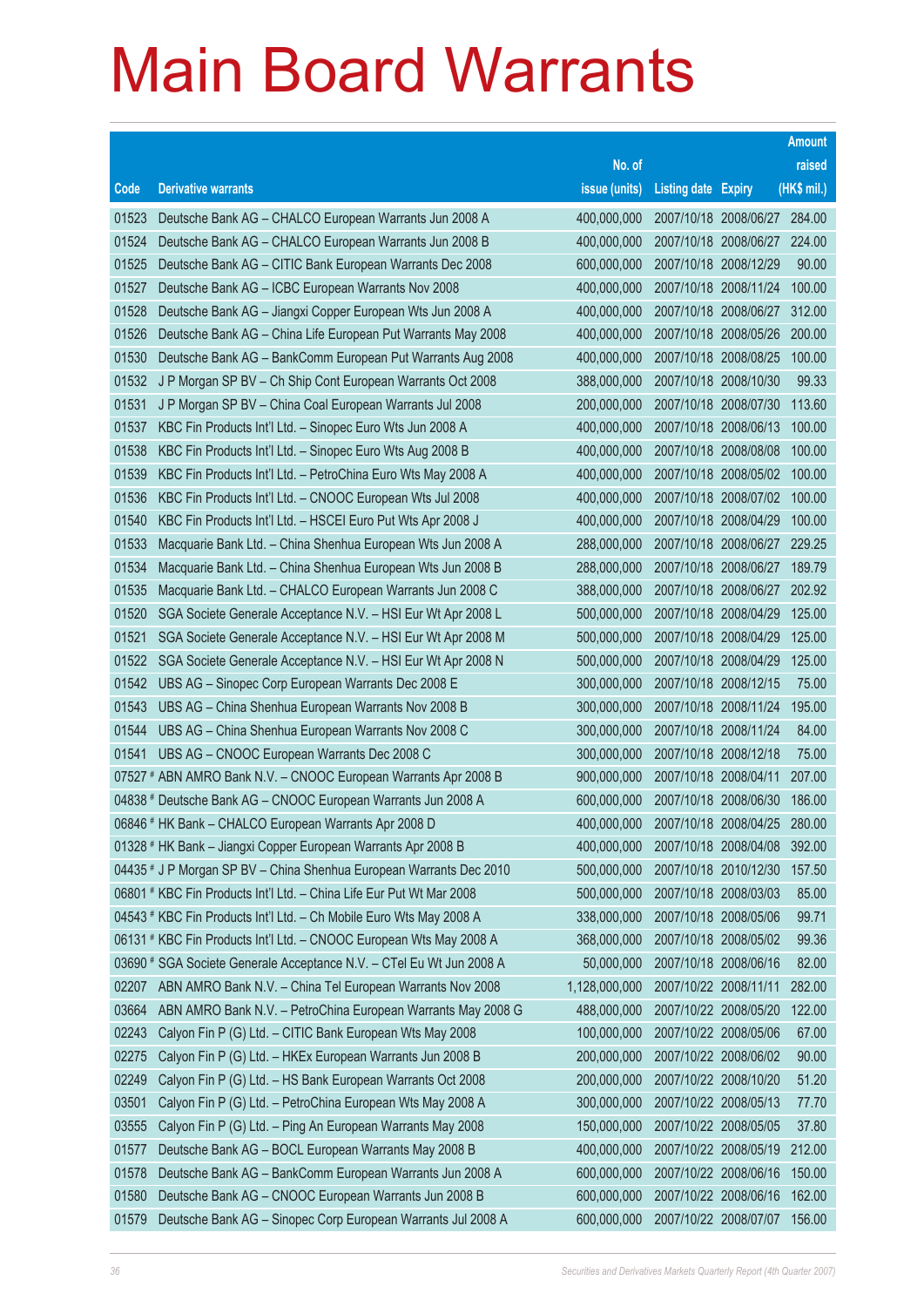# Main Board Warrants

| Code | Derivative warrants | No. of issue (units) | Listing date | Expiry | Amount raised (HK$ mil.) |
|---|---|---|---|---|---|
| 01523 | Deutsche Bank AG – CHALCO European Warrants Jun 2008 A | 400,000,000 | 2007/10/18 | 2008/06/27 | 284.00 |
| 01524 | Deutsche Bank AG – CHALCO European Warrants Jun 2008 B | 400,000,000 | 2007/10/18 | 2008/06/27 | 224.00 |
| 01525 | Deutsche Bank AG – CITIC Bank European Warrants Dec 2008 | 600,000,000 | 2007/10/18 | 2008/12/29 | 90.00 |
| 01527 | Deutsche Bank AG – ICBC European Warrants Nov 2008 | 400,000,000 | 2007/10/18 | 2008/11/24 | 100.00 |
| 01528 | Deutsche Bank AG – Jiangxi Copper European Wts Jun 2008 A | 400,000,000 | 2007/10/18 | 2008/06/27 | 312.00 |
| 01526 | Deutsche Bank AG – China Life European Put Warrants May 2008 | 400,000,000 | 2007/10/18 | 2008/05/26 | 200.00 |
| 01530 | Deutsche Bank AG – BankComm European Put Warrants Aug 2008 | 400,000,000 | 2007/10/18 | 2008/08/25 | 100.00 |
| 01532 | J P Morgan SP BV – Ch Ship Cont European Warrants Oct 2008 | 388,000,000 | 2007/10/18 | 2008/10/30 | 99.33 |
| 01531 | J P Morgan SP BV – China Coal European Warrants Jul 2008 | 200,000,000 | 2007/10/18 | 2008/07/30 | 113.60 |
| 01537 | KBC Fin Products Int'l Ltd. – Sinopec Euro Wts Jun 2008 A | 400,000,000 | 2007/10/18 | 2008/06/13 | 100.00 |
| 01538 | KBC Fin Products Int'l Ltd. – Sinopec Euro Wts Aug 2008 B | 400,000,000 | 2007/10/18 | 2008/08/08 | 100.00 |
| 01539 | KBC Fin Products Int'l Ltd. – PetroChina Euro Wts May 2008 A | 400,000,000 | 2007/10/18 | 2008/05/02 | 100.00 |
| 01536 | KBC Fin Products Int'l Ltd. – CNOOC European Wts Jul 2008 | 400,000,000 | 2007/10/18 | 2008/07/02 | 100.00 |
| 01540 | KBC Fin Products Int'l Ltd. – HSCEI Euro Put Wts Apr 2008 J | 400,000,000 | 2007/10/18 | 2008/04/29 | 100.00 |
| 01533 | Macquarie Bank Ltd. – China Shenhua European Wts Jun 2008 A | 288,000,000 | 2007/10/18 | 2008/06/27 | 229.25 |
| 01534 | Macquarie Bank Ltd. – China Shenhua European Wts Jun 2008 B | 288,000,000 | 2007/10/18 | 2008/06/27 | 189.79 |
| 01535 | Macquarie Bank Ltd. – CHALCO European Warrants Jun 2008 C | 388,000,000 | 2007/10/18 | 2008/06/27 | 202.92 |
| 01520 | SGA Societe Generale Acceptance N.V. – HSI Eur Wt Apr 2008 L | 500,000,000 | 2007/10/18 | 2008/04/29 | 125.00 |
| 01521 | SGA Societe Generale Acceptance N.V. – HSI Eur Wt Apr 2008 M | 500,000,000 | 2007/10/18 | 2008/04/29 | 125.00 |
| 01522 | SGA Societe Generale Acceptance N.V. – HSI Eur Wt Apr 2008 N | 500,000,000 | 2007/10/18 | 2008/04/29 | 125.00 |
| 01542 | UBS AG – Sinopec Corp European Warrants Dec 2008 E | 300,000,000 | 2007/10/18 | 2008/12/15 | 75.00 |
| 01543 | UBS AG – China Shenhua European Warrants Nov 2008 B | 300,000,000 | 2007/10/18 | 2008/11/24 | 195.00 |
| 01544 | UBS AG – China Shenhua European Warrants Nov 2008 C | 300,000,000 | 2007/10/18 | 2008/11/24 | 84.00 |
| 01541 | UBS AG – CNOOC European Warrants Dec 2008 C | 300,000,000 | 2007/10/18 | 2008/12/18 | 75.00 |
| 07527 # | ABN AMRO Bank N.V. – CNOOC European Warrants Apr 2008 B | 900,000,000 | 2007/10/18 | 2008/04/11 | 207.00 |
| 04838 # | Deutsche Bank AG – CNOOC European Warrants Jun 2008 A | 600,000,000 | 2007/10/18 | 2008/06/30 | 186.00 |
| 06846 # | HK Bank – CHALCO European Warrants Apr 2008 D | 400,000,000 | 2007/10/18 | 2008/04/25 | 280.00 |
| 01328 # | HK Bank – Jiangxi Copper European Warrants Apr 2008 B | 400,000,000 | 2007/10/18 | 2008/04/08 | 392.00 |
| 04435 # | J P Morgan SP BV – China Shenhua European Warrants Dec 2010 | 500,000,000 | 2007/10/18 | 2010/12/30 | 157.50 |
| 06801 # | KBC Fin Products Int'l Ltd. – China Life Eur Put Wt Mar 2008 | 500,000,000 | 2007/10/18 | 2008/03/03 | 85.00 |
| 04543 # | KBC Fin Products Int'l Ltd. – Ch Mobile Euro Wts May 2008 A | 338,000,000 | 2007/10/18 | 2008/05/06 | 99.71 |
| 06131 # | KBC Fin Products Int'l Ltd. – CNOOC European Wts May 2008 A | 368,000,000 | 2007/10/18 | 2008/05/02 | 99.36 |
| 03690 # | SGA Societe Generale Acceptance N.V. – CTel Eu Wt Jun 2008 A | 50,000,000 | 2007/10/18 | 2008/06/16 | 82.00 |
| 02207 | ABN AMRO Bank N.V. – China Tel European Warrants Nov 2008 | 1,128,000,000 | 2007/10/22 | 2008/11/11 | 282.00 |
| 03664 | ABN AMRO Bank N.V. – PetroChina European Warrants May 2008 G | 488,000,000 | 2007/10/22 | 2008/05/20 | 122.00 |
| 02243 | Calyon Fin P (G) Ltd. – CITIC Bank European Wts May 2008 | 100,000,000 | 2007/10/22 | 2008/05/06 | 67.00 |
| 02275 | Calyon Fin P (G) Ltd. – HKEx European Warrants Jun 2008 B | 200,000,000 | 2007/10/22 | 2008/06/02 | 90.00 |
| 02249 | Calyon Fin P (G) Ltd. – HS Bank European Warrants Oct 2008 | 200,000,000 | 2007/10/22 | 2008/10/20 | 51.20 |
| 03501 | Calyon Fin P (G) Ltd. – PetroChina European Wts May 2008 A | 300,000,000 | 2007/10/22 | 2008/05/13 | 77.70 |
| 03555 | Calyon Fin P (G) Ltd. – Ping An European Warrants May 2008 | 150,000,000 | 2007/10/22 | 2008/05/05 | 37.80 |
| 01577 | Deutsche Bank AG – BOCL European Warrants May 2008 B | 400,000,000 | 2007/10/22 | 2008/05/19 | 212.00 |
| 01578 | Deutsche Bank AG – BankComm European Warrants Jun 2008 A | 600,000,000 | 2007/10/22 | 2008/06/16 | 150.00 |
| 01580 | Deutsche Bank AG – CNOOC European Warrants Jun 2008 B | 600,000,000 | 2007/10/22 | 2008/06/16 | 162.00 |
| 01579 | Deutsche Bank AG – Sinopec Corp European Warrants Jul 2008 A | 600,000,000 | 2007/10/22 | 2008/07/07 | 156.00 |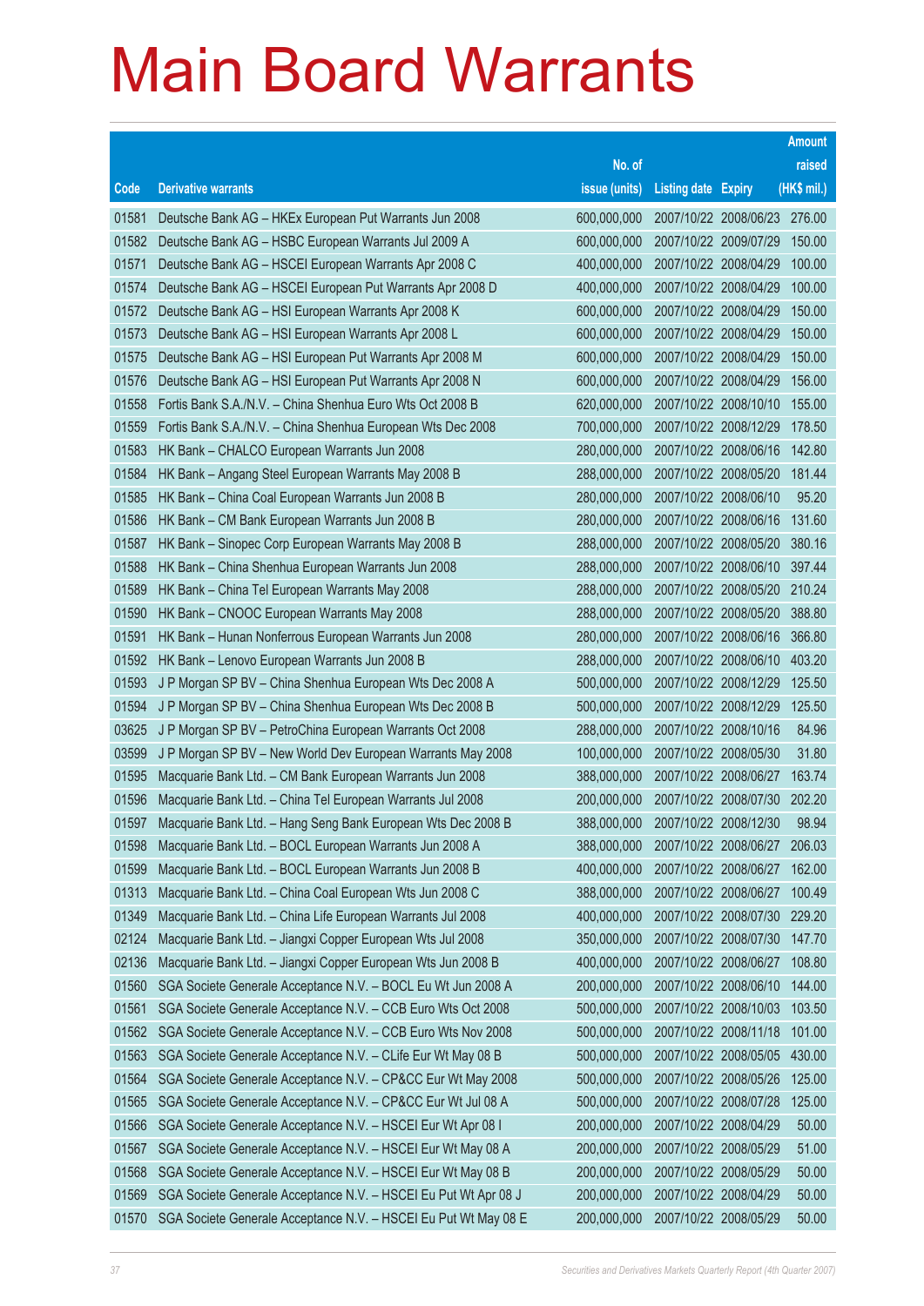# Main Board Warrants

| Code | Derivative warrants | No. of issue (units) | Listing date | Expiry | Amount raised (HK$ mil.) |
|---|---|---|---|---|---|
| 01581 | Deutsche Bank AG – HKEx European Put Warrants Jun 2008 | 600,000,000 | 2007/10/22 | 2008/06/23 | 276.00 |
| 01582 | Deutsche Bank AG – HSBC European Warrants Jul 2009 A | 600,000,000 | 2007/10/22 | 2009/07/29 | 150.00 |
| 01571 | Deutsche Bank AG – HSCEI European Warrants Apr 2008 C | 400,000,000 | 2007/10/22 | 2008/04/29 | 100.00 |
| 01574 | Deutsche Bank AG – HSCEI European Put Warrants Apr 2008 D | 400,000,000 | 2007/10/22 | 2008/04/29 | 100.00 |
| 01572 | Deutsche Bank AG – HSI European Warrants Apr 2008 K | 600,000,000 | 2007/10/22 | 2008/04/29 | 150.00 |
| 01573 | Deutsche Bank AG – HSI European Warrants Apr 2008 L | 600,000,000 | 2007/10/22 | 2008/04/29 | 150.00 |
| 01575 | Deutsche Bank AG – HSI European Put Warrants Apr 2008 M | 600,000,000 | 2007/10/22 | 2008/04/29 | 150.00 |
| 01576 | Deutsche Bank AG – HSI European Put Warrants Apr 2008 N | 600,000,000 | 2007/10/22 | 2008/04/29 | 156.00 |
| 01558 | Fortis Bank S.A./N.V. – China Shenhua Euro Wts Oct 2008 B | 620,000,000 | 2007/10/22 | 2008/10/10 | 155.00 |
| 01559 | Fortis Bank S.A./N.V. – China Shenhua European Wts Dec 2008 | 700,000,000 | 2007/10/22 | 2008/12/29 | 178.50 |
| 01583 | HK Bank – CHALCO European Warrants Jun 2008 | 280,000,000 | 2007/10/22 | 2008/06/16 | 142.80 |
| 01584 | HK Bank – Angang Steel European Warrants May 2008 B | 288,000,000 | 2007/10/22 | 2008/05/20 | 181.44 |
| 01585 | HK Bank – China Coal European Warrants Jun 2008 B | 280,000,000 | 2007/10/22 | 2008/06/10 | 95.20 |
| 01586 | HK Bank – CM Bank European Warrants Jun 2008 B | 280,000,000 | 2007/10/22 | 2008/06/16 | 131.60 |
| 01587 | HK Bank – Sinopec Corp European Warrants May 2008 B | 288,000,000 | 2007/10/22 | 2008/05/20 | 380.16 |
| 01588 | HK Bank – China Shenhua European Warrants Jun 2008 | 288,000,000 | 2007/10/22 | 2008/06/10 | 397.44 |
| 01589 | HK Bank – China Tel European Warrants May 2008 | 288,000,000 | 2007/10/22 | 2008/05/20 | 210.24 |
| 01590 | HK Bank – CNOOC European Warrants May 2008 | 288,000,000 | 2007/10/22 | 2008/05/20 | 388.80 |
| 01591 | HK Bank – Hunan Nonferrous European Warrants Jun 2008 | 280,000,000 | 2007/10/22 | 2008/06/16 | 366.80 |
| 01592 | HK Bank – Lenovo European Warrants Jun 2008 B | 288,000,000 | 2007/10/22 | 2008/06/10 | 403.20 |
| 01593 | J P Morgan SP BV – China Shenhua European Wts Dec 2008 A | 500,000,000 | 2007/10/22 | 2008/12/29 | 125.50 |
| 01594 | J P Morgan SP BV – China Shenhua European Wts Dec 2008 B | 500,000,000 | 2007/10/22 | 2008/12/29 | 125.50 |
| 03625 | J P Morgan SP BV – PetroChina European Warrants Oct 2008 | 288,000,000 | 2007/10/22 | 2008/10/16 | 84.96 |
| 03599 | J P Morgan SP BV – New World Dev European Warrants May 2008 | 100,000,000 | 2007/10/22 | 2008/05/30 | 31.80 |
| 01595 | Macquarie Bank Ltd. – CM Bank European Warrants Jun 2008 | 388,000,000 | 2007/10/22 | 2008/06/27 | 163.74 |
| 01596 | Macquarie Bank Ltd. – China Tel European Warrants Jul 2008 | 200,000,000 | 2007/10/22 | 2008/07/30 | 202.20 |
| 01597 | Macquarie Bank Ltd. – Hang Seng Bank European Wts Dec 2008 B | 388,000,000 | 2007/10/22 | 2008/12/30 | 98.94 |
| 01598 | Macquarie Bank Ltd. – BOCL European Warrants Jun 2008 A | 388,000,000 | 2007/10/22 | 2008/06/27 | 206.03 |
| 01599 | Macquarie Bank Ltd. – BOCL European Warrants Jun 2008 B | 400,000,000 | 2007/10/22 | 2008/06/27 | 162.00 |
| 01313 | Macquarie Bank Ltd. – China Coal European Wts Jun 2008 C | 388,000,000 | 2007/10/22 | 2008/06/27 | 100.49 |
| 01349 | Macquarie Bank Ltd. – China Life European Warrants Jul 2008 | 400,000,000 | 2007/10/22 | 2008/07/30 | 229.20 |
| 02124 | Macquarie Bank Ltd. – Jiangxi Copper European Wts Jul 2008 | 350,000,000 | 2007/10/22 | 2008/07/30 | 147.70 |
| 02136 | Macquarie Bank Ltd. – Jiangxi Copper European Wts Jun 2008 B | 400,000,000 | 2007/10/22 | 2008/06/27 | 108.80 |
| 01560 | SGA Societe Generale Acceptance N.V. – BOCL Eu Wt Jun 2008 A | 200,000,000 | 2007/10/22 | 2008/06/10 | 144.00 |
| 01561 | SGA Societe Generale Acceptance N.V. – CCB Euro Wts Oct 2008 | 500,000,000 | 2007/10/22 | 2008/10/03 | 103.50 |
| 01562 | SGA Societe Generale Acceptance N.V. – CCB Euro Wts Nov 2008 | 500,000,000 | 2007/10/22 | 2008/11/18 | 101.00 |
| 01563 | SGA Societe Generale Acceptance N.V. – CLife Eur Wt May 08 B | 500,000,000 | 2007/10/22 | 2008/05/05 | 430.00 |
| 01564 | SGA Societe Generale Acceptance N.V. – CP&CC Eur Wt May 2008 | 500,000,000 | 2007/10/22 | 2008/05/26 | 125.00 |
| 01565 | SGA Societe Generale Acceptance N.V. – CP&CC Eur Wt Jul 08 A | 500,000,000 | 2007/10/22 | 2008/07/28 | 125.00 |
| 01566 | SGA Societe Generale Acceptance N.V. – HSCEI Eur Wt Apr 08 I | 200,000,000 | 2007/10/22 | 2008/04/29 | 50.00 |
| 01567 | SGA Societe Generale Acceptance N.V. – HSCEI Eur Wt May 08 A | 200,000,000 | 2007/10/22 | 2008/05/29 | 51.00 |
| 01568 | SGA Societe Generale Acceptance N.V. – HSCEI Eur Wt May 08 B | 200,000,000 | 2007/10/22 | 2008/05/29 | 50.00 |
| 01569 | SGA Societe Generale Acceptance N.V. – HSCEI Eu Put Wt Apr 08 J | 200,000,000 | 2007/10/22 | 2008/04/29 | 50.00 |
| 01570 | SGA Societe Generale Acceptance N.V. – HSCEI Eu Put Wt May 08 E | 200,000,000 | 2007/10/22 | 2008/05/29 | 50.00 |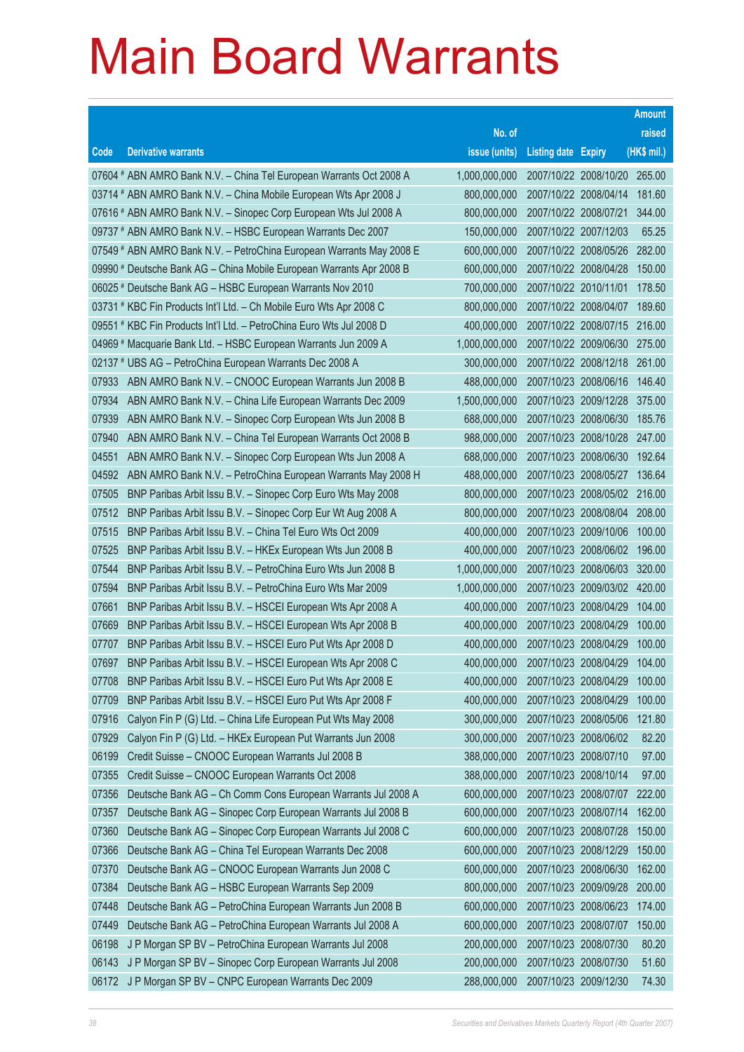# Main Board Warrants

| Code | Derivative warrants | No. of issue (units) | Listing date | Expiry | Amount raised (HK$ mil.) |
|---|---|---|---|---|---|
| 07604 # | ABN AMRO Bank N.V. – China Tel European Warrants Oct 2008 A | 1,000,000,000 | 2007/10/22 | 2008/10/20 | 265.00 |
| 03714 # | ABN AMRO Bank N.V. – China Mobile European Wts Apr 2008 J | 800,000,000 | 2007/10/22 | 2008/04/14 | 181.60 |
| 07616 # | ABN AMRO Bank N.V. – Sinopec Corp European Wts Jul 2008 A | 800,000,000 | 2007/10/22 | 2008/07/21 | 344.00 |
| 09737 # | ABN AMRO Bank N.V. – HSBC European Warrants Dec 2007 | 150,000,000 | 2007/10/22 | 2007/12/03 | 65.25 |
| 07549 # | ABN AMRO Bank N.V. – PetroChina European Warrants May 2008 E | 600,000,000 | 2007/10/22 | 2008/05/26 | 282.00 |
| 09990 # | Deutsche Bank AG – China Mobile European Warrants Apr 2008 B | 600,000,000 | 2007/10/22 | 2008/04/28 | 150.00 |
| 06025 # | Deutsche Bank AG – HSBC European Warrants Nov 2010 | 700,000,000 | 2007/10/22 | 2010/11/01 | 178.50 |
| 03731 # | KBC Fin Products Int'l Ltd. – Ch Mobile Euro Wts Apr 2008 C | 800,000,000 | 2007/10/22 | 2008/04/07 | 189.60 |
| 09551 # | KBC Fin Products Int'l Ltd. – PetroChina Euro Wts Jul 2008 D | 400,000,000 | 2007/10/22 | 2008/07/15 | 216.00 |
| 04969 # | Macquarie Bank Ltd. – HSBC European Warrants Jun 2009 A | 1,000,000,000 | 2007/10/22 | 2009/06/30 | 275.00 |
| 02137 # | UBS AG – PetroChina European Warrants Dec 2008 A | 300,000,000 | 2007/10/22 | 2008/12/18 | 261.00 |
| 07933 | ABN AMRO Bank N.V. – CNOOC European Warrants Jun 2008 B | 488,000,000 | 2007/10/23 | 2008/06/16 | 146.40 |
| 07934 | ABN AMRO Bank N.V. – China Life European Warrants Dec 2009 | 1,500,000,000 | 2007/10/23 | 2009/12/28 | 375.00 |
| 07939 | ABN AMRO Bank N.V. – Sinopec Corp European Wts Jun 2008 B | 688,000,000 | 2007/10/23 | 2008/06/30 | 185.76 |
| 07940 | ABN AMRO Bank N.V. – China Tel European Warrants Oct 2008 B | 988,000,000 | 2007/10/23 | 2008/10/28 | 247.00 |
| 04551 | ABN AMRO Bank N.V. – Sinopec Corp European Wts Jun 2008 A | 688,000,000 | 2007/10/23 | 2008/06/30 | 192.64 |
| 04592 | ABN AMRO Bank N.V. – PetroChina European Warrants May 2008 H | 488,000,000 | 2007/10/23 | 2008/05/27 | 136.64 |
| 07505 | BNP Paribas Arbit Issu B.V. – Sinopec Corp Euro Wts May 2008 | 800,000,000 | 2007/10/23 | 2008/05/02 | 216.00 |
| 07512 | BNP Paribas Arbit Issu B.V. – Sinopec Corp Eur Wt Aug 2008 A | 800,000,000 | 2007/10/23 | 2008/08/04 | 208.00 |
| 07515 | BNP Paribas Arbit Issu B.V. – China Tel Euro Wts Oct 2009 | 400,000,000 | 2007/10/23 | 2009/10/06 | 100.00 |
| 07525 | BNP Paribas Arbit Issu B.V. – HKEx European Wts Jun 2008 B | 400,000,000 | 2007/10/23 | 2008/06/02 | 196.00 |
| 07544 | BNP Paribas Arbit Issu B.V. – PetroChina Euro Wts Jun 2008 B | 1,000,000,000 | 2007/10/23 | 2008/06/03 | 320.00 |
| 07594 | BNP Paribas Arbit Issu B.V. – PetroChina Euro Wts Mar 2009 | 1,000,000,000 | 2007/10/23 | 2009/03/02 | 420.00 |
| 07661 | BNP Paribas Arbit Issu B.V. – HSCEI European Wts Apr 2008 A | 400,000,000 | 2007/10/23 | 2008/04/29 | 104.00 |
| 07669 | BNP Paribas Arbit Issu B.V. – HSCEI European Wts Apr 2008 B | 400,000,000 | 2007/10/23 | 2008/04/29 | 100.00 |
| 07707 | BNP Paribas Arbit Issu B.V. – HSCEI Euro Put Wts Apr 2008 D | 400,000,000 | 2007/10/23 | 2008/04/29 | 100.00 |
| 07697 | BNP Paribas Arbit Issu B.V. – HSCEI European Wts Apr 2008 C | 400,000,000 | 2007/10/23 | 2008/04/29 | 104.00 |
| 07708 | BNP Paribas Arbit Issu B.V. – HSCEI Euro Put Wts Apr 2008 E | 400,000,000 | 2007/10/23 | 2008/04/29 | 100.00 |
| 07709 | BNP Paribas Arbit Issu B.V. – HSCEI Euro Put Wts Apr 2008 F | 400,000,000 | 2007/10/23 | 2008/04/29 | 100.00 |
| 07916 | Calyon Fin P (G) Ltd. – China Life European Put Wts May 2008 | 300,000,000 | 2007/10/23 | 2008/05/06 | 121.80 |
| 07929 | Calyon Fin P (G) Ltd. – HKEx European Put Warrants Jun 2008 | 300,000,000 | 2007/10/23 | 2008/06/02 | 82.20 |
| 06199 | Credit Suisse – CNOOC European Warrants Jul 2008 B | 388,000,000 | 2007/10/23 | 2008/07/10 | 97.00 |
| 07355 | Credit Suisse – CNOOC European Warrants Oct 2008 | 388,000,000 | 2007/10/23 | 2008/10/14 | 97.00 |
| 07356 | Deutsche Bank AG – Ch Comm Cons European Warrants Jul 2008 A | 600,000,000 | 2007/10/23 | 2008/07/07 | 222.00 |
| 07357 | Deutsche Bank AG – Sinopec Corp European Warrants Jul 2008 B | 600,000,000 | 2007/10/23 | 2008/07/14 | 162.00 |
| 07360 | Deutsche Bank AG – Sinopec Corp European Warrants Jul 2008 C | 600,000,000 | 2007/10/23 | 2008/07/28 | 150.00 |
| 07366 | Deutsche Bank AG – China Tel European Warrants Dec 2008 | 600,000,000 | 2007/10/23 | 2008/12/29 | 150.00 |
| 07370 | Deutsche Bank AG – CNOOC European Warrants Jun 2008 C | 600,000,000 | 2007/10/23 | 2008/06/30 | 162.00 |
| 07384 | Deutsche Bank AG – HSBC European Warrants Sep 2009 | 800,000,000 | 2007/10/23 | 2009/09/28 | 200.00 |
| 07448 | Deutsche Bank AG – PetroChina European Warrants Jun 2008 B | 600,000,000 | 2007/10/23 | 2008/06/23 | 174.00 |
| 07449 | Deutsche Bank AG – PetroChina European Warrants Jul 2008 A | 600,000,000 | 2007/10/23 | 2008/07/07 | 150.00 |
| 06198 | J P Morgan SP BV – PetroChina European Warrants Jul 2008 | 200,000,000 | 2007/10/23 | 2008/07/30 | 80.20 |
| 06143 | J P Morgan SP BV – Sinopec Corp European Warrants Jul 2008 | 200,000,000 | 2007/10/23 | 2008/07/30 | 51.60 |
| 06172 | J P Morgan SP BV – CNPC European Warrants Dec 2009 | 288,000,000 | 2007/10/23 | 2009/12/30 | 74.30 |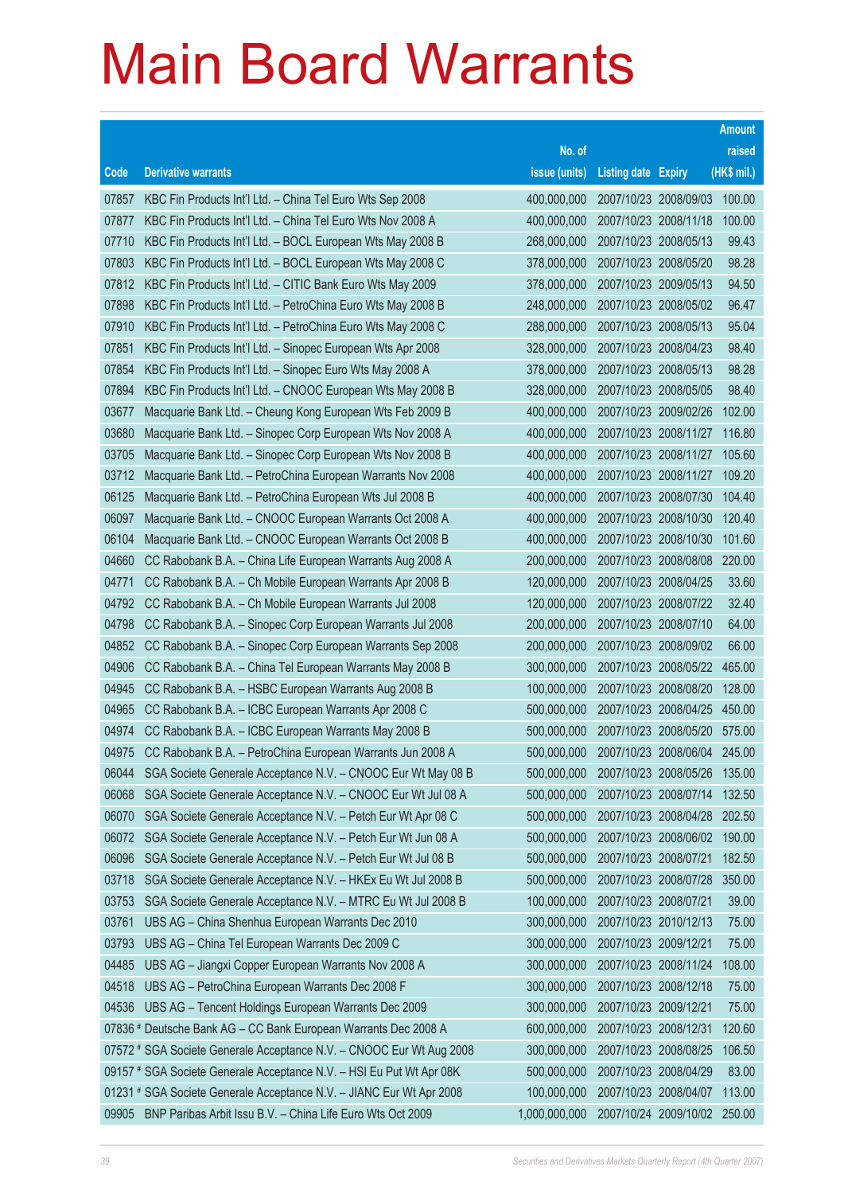# Main Board Warrants

| Code | Derivative warrants | No. of issue (units) | Listing date | Expiry | Amount raised (HK$ mil.) |
|---|---|---|---|---|---|
| 07857 | KBC Fin Products Int'l Ltd. – China Tel Euro Wts Sep 2008 | 400,000,000 | 2007/10/23 | 2008/09/03 | 100.00 |
| 07877 | KBC Fin Products Int'l Ltd. – China Tel Euro Wts Nov 2008 A | 400,000,000 | 2007/10/23 | 2008/11/18 | 100.00 |
| 07710 | KBC Fin Products Int'l Ltd. – BOCL European Wts May 2008 B | 268,000,000 | 2007/10/23 | 2008/05/13 | 99.43 |
| 07803 | KBC Fin Products Int'l Ltd. – BOCL European Wts May 2008 C | 378,000,000 | 2007/10/23 | 2008/05/20 | 98.28 |
| 07812 | KBC Fin Products Int'l Ltd. – CITIC Bank Euro Wts May 2009 | 378,000,000 | 2007/10/23 | 2009/05/13 | 94.50 |
| 07898 | KBC Fin Products Int'l Ltd. – PetroChina Euro Wts May 2008 B | 248,000,000 | 2007/10/23 | 2008/05/02 | 96.47 |
| 07910 | KBC Fin Products Int'l Ltd. – PetroChina Euro Wts May 2008 C | 288,000,000 | 2007/10/23 | 2008/05/13 | 95.04 |
| 07851 | KBC Fin Products Int'l Ltd. – Sinopec European Wts Apr 2008 | 328,000,000 | 2007/10/23 | 2008/04/23 | 98.40 |
| 07854 | KBC Fin Products Int'l Ltd. – Sinopec Euro Wts May 2008 A | 378,000,000 | 2007/10/23 | 2008/05/13 | 98.28 |
| 07894 | KBC Fin Products Int'l Ltd. – CNOOC European Wts May 2008 B | 328,000,000 | 2007/10/23 | 2008/05/05 | 98.40 |
| 03677 | Macquarie Bank Ltd. – Cheung Kong European Wts Feb 2009 B | 400,000,000 | 2007/10/23 | 2009/02/26 | 102.00 |
| 03680 | Macquarie Bank Ltd. – Sinopec Corp European Wts Nov 2008 A | 400,000,000 | 2007/10/23 | 2008/11/27 | 116.80 |
| 03705 | Macquarie Bank Ltd. – Sinopec Corp European Wts Nov 2008 B | 400,000,000 | 2007/10/23 | 2008/11/27 | 105.60 |
| 03712 | Macquarie Bank Ltd. – PetroChina European Warrants Nov 2008 | 400,000,000 | 2007/10/23 | 2008/11/27 | 109.20 |
| 06125 | Macquarie Bank Ltd. – PetroChina European Wts Jul 2008 B | 400,000,000 | 2007/10/23 | 2008/07/30 | 104.40 |
| 06097 | Macquarie Bank Ltd. – CNOOC European Warrants Oct 2008 A | 400,000,000 | 2007/10/23 | 2008/10/30 | 120.40 |
| 06104 | Macquarie Bank Ltd. – CNOOC European Warrants Oct 2008 B | 400,000,000 | 2007/10/23 | 2008/10/30 | 101.60 |
| 04660 | CC Rabobank B.A. – China Life European Warrants Aug 2008 A | 200,000,000 | 2007/10/23 | 2008/08/08 | 220.00 |
| 04771 | CC Rabobank B.A. – Ch Mobile European Warrants Apr 2008 B | 120,000,000 | 2007/10/23 | 2008/04/25 | 33.60 |
| 04792 | CC Rabobank B.A. – Ch Mobile European Warrants Jul 2008 | 120,000,000 | 2007/10/23 | 2008/07/22 | 32.40 |
| 04798 | CC Rabobank B.A. – Sinopec Corp European Warrants Jul 2008 | 200,000,000 | 2007/10/23 | 2008/07/10 | 64.00 |
| 04852 | CC Rabobank B.A. – Sinopec Corp European Warrants Sep 2008 | 200,000,000 | 2007/10/23 | 2008/09/02 | 66.00 |
| 04906 | CC Rabobank B.A. – China Tel European Warrants May 2008 B | 300,000,000 | 2007/10/23 | 2008/05/22 | 465.00 |
| 04945 | CC Rabobank B.A. – HSBC European Warrants Aug 2008 B | 100,000,000 | 2007/10/23 | 2008/08/20 | 128.00 |
| 04965 | CC Rabobank B.A. – ICBC European Warrants Apr 2008 C | 500,000,000 | 2007/10/23 | 2008/04/25 | 450.00 |
| 04974 | CC Rabobank B.A. – ICBC European Warrants May 2008 B | 500,000,000 | 2007/10/23 | 2008/05/20 | 575.00 |
| 04975 | CC Rabobank B.A. – PetroChina European Warrants Jun 2008 A | 500,000,000 | 2007/10/23 | 2008/06/04 | 245.00 |
| 06044 | SGA Societe Generale Acceptance N.V. – CNOOC Eur Wt May 08 B | 500,000,000 | 2007/10/23 | 2008/05/26 | 135.00 |
| 06068 | SGA Societe Generale Acceptance N.V. – CNOOC Eur Wt Jul 08 A | 500,000,000 | 2007/10/23 | 2008/07/14 | 132.50 |
| 06070 | SGA Societe Generale Acceptance N.V. – Petch Eur Wt Apr 08 C | 500,000,000 | 2007/10/23 | 2008/04/28 | 202.50 |
| 06072 | SGA Societe Generale Acceptance N.V. – Petch Eur Wt Jun 08 A | 500,000,000 | 2007/10/23 | 2008/06/02 | 190.00 |
| 06096 | SGA Societe Generale Acceptance N.V. – Petch Eur Wt Jul 08 B | 500,000,000 | 2007/10/23 | 2008/07/21 | 182.50 |
| 03718 | SGA Societe Generale Acceptance N.V. – HKEx Eu Wt Jul 2008 B | 500,000,000 | 2007/10/23 | 2008/07/28 | 350.00 |
| 03753 | SGA Societe Generale Acceptance N.V. – MTRC Eu Wt Jul 2008 B | 100,000,000 | 2007/10/23 | 2008/07/21 | 39.00 |
| 03761 | UBS AG – China Shenhua European Warrants Dec 2010 | 300,000,000 | 2007/10/23 | 2010/12/13 | 75.00 |
| 03793 | UBS AG – China Tel European Warrants Dec 2009 C | 300,000,000 | 2007/10/23 | 2009/12/21 | 75.00 |
| 04485 | UBS AG – Jiangxi Copper European Warrants Nov 2008 A | 300,000,000 | 2007/10/23 | 2008/11/24 | 108.00 |
| 04518 | UBS AG – PetroChina European Warrants Dec 2008 F | 300,000,000 | 2007/10/23 | 2008/12/18 | 75.00 |
| 04536 | UBS AG – Tencent Holdings European Warrants Dec 2009 | 300,000,000 | 2007/10/23 | 2009/12/21 | 75.00 |
| 07836 # | Deutsche Bank AG – CC Bank European Warrants Dec 2008 A | 600,000,000 | 2007/10/23 | 2008/12/31 | 120.60 |
| 07572 # | SGA Societe Generale Acceptance N.V. – CNOOC Eur Wt Aug 2008 | 300,000,000 | 2007/10/23 | 2008/08/25 | 106.50 |
| 09157 # | SGA Societe Generale Acceptance N.V. – HSI Eu Put Wt Apr 08K | 500,000,000 | 2007/10/23 | 2008/04/29 | 83.00 |
| 01231 # | SGA Societe Generale Acceptance N.V. – JIANC Eur Wt Apr 2008 | 100,000,000 | 2007/10/23 | 2008/04/07 | 113.00 |
| 09905 | BNP Paribas Arbit Issu B.V. – China Life Euro Wts Oct 2009 | 1,000,000,000 | 2007/10/24 | 2009/10/02 | 250.00 |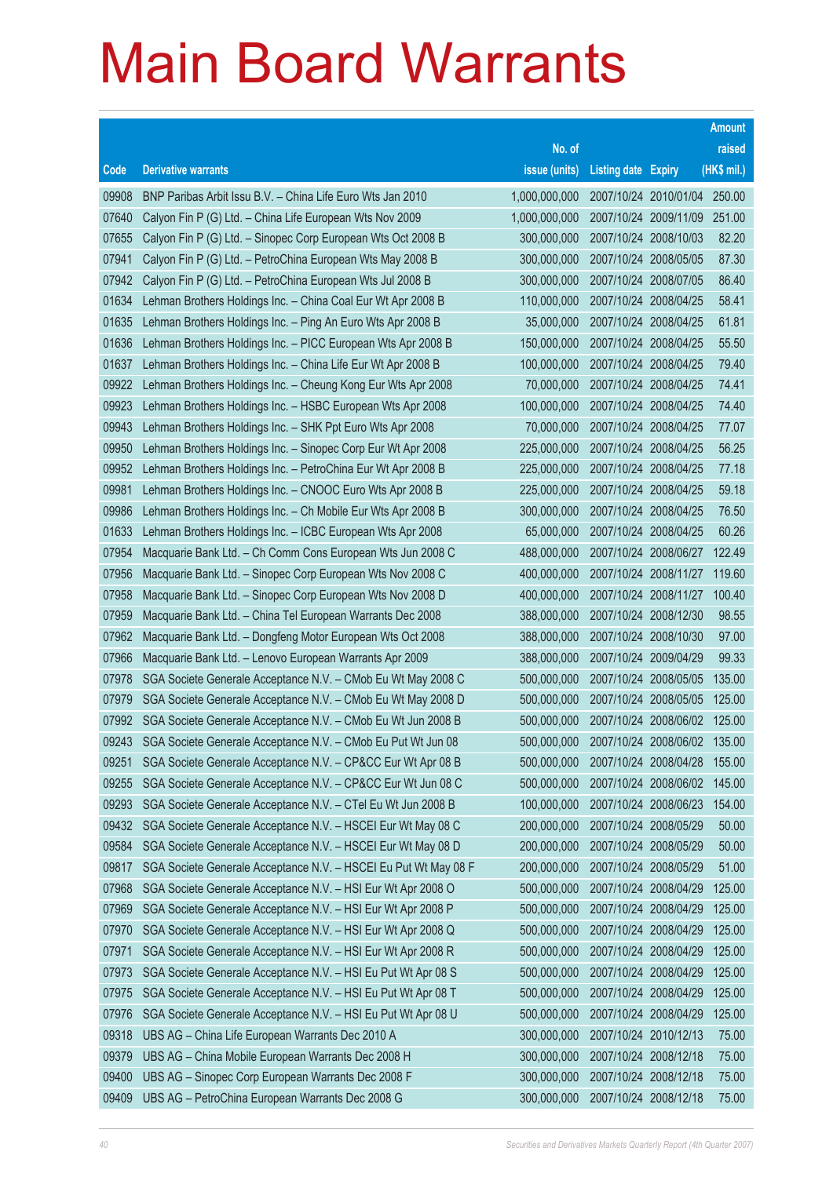# Main Board Warrants

| Code | Derivative warrants | No. of issue (units) | Listing date | Expiry | Amount raised (HK$ mil.) |
|---|---|---|---|---|---|
| 09908 | BNP Paribas Arbit Issu B.V. – China Life Euro Wts Jan 2010 | 1,000,000,000 | 2007/10/24 | 2010/01/04 | 250.00 |
| 07640 | Calyon Fin P (G) Ltd. – China Life European Wts Nov 2009 | 1,000,000,000 | 2007/10/24 | 2009/11/09 | 251.00 |
| 07655 | Calyon Fin P (G) Ltd. – Sinopec Corp European Wts Oct 2008 B | 300,000,000 | 2007/10/24 | 2008/10/03 | 82.20 |
| 07941 | Calyon Fin P (G) Ltd. – PetroChina European Wts May 2008 B | 300,000,000 | 2007/10/24 | 2008/05/05 | 87.30 |
| 07942 | Calyon Fin P (G) Ltd. – PetroChina European Wts Jul 2008 B | 300,000,000 | 2007/10/24 | 2008/07/05 | 86.40 |
| 01634 | Lehman Brothers Holdings Inc. – China Coal Eur Wt Apr 2008 B | 110,000,000 | 2007/10/24 | 2008/04/25 | 58.41 |
| 01635 | Lehman Brothers Holdings Inc. – Ping An Euro Wts Apr 2008 B | 35,000,000 | 2007/10/24 | 2008/04/25 | 61.81 |
| 01636 | Lehman Brothers Holdings Inc. – PICC European Wts Apr 2008 B | 150,000,000 | 2007/10/24 | 2008/04/25 | 55.50 |
| 01637 | Lehman Brothers Holdings Inc. – China Life Eur Wt Apr 2008 B | 100,000,000 | 2007/10/24 | 2008/04/25 | 79.40 |
| 09922 | Lehman Brothers Holdings Inc. – Cheung Kong Eur Wts Apr 2008 | 70,000,000 | 2007/10/24 | 2008/04/25 | 74.41 |
| 09923 | Lehman Brothers Holdings Inc. – HSBC European Wts Apr 2008 | 100,000,000 | 2007/10/24 | 2008/04/25 | 74.40 |
| 09943 | Lehman Brothers Holdings Inc. – SHK Ppt Euro Wts Apr 2008 | 70,000,000 | 2007/10/24 | 2008/04/25 | 77.07 |
| 09950 | Lehman Brothers Holdings Inc. – Sinopec Corp Eur Wt Apr 2008 | 225,000,000 | 2007/10/24 | 2008/04/25 | 56.25 |
| 09952 | Lehman Brothers Holdings Inc. – PetroChina Eur Wt Apr 2008 B | 225,000,000 | 2007/10/24 | 2008/04/25 | 77.18 |
| 09981 | Lehman Brothers Holdings Inc. – CNOOC Euro Wts Apr 2008 B | 225,000,000 | 2007/10/24 | 2008/04/25 | 59.18 |
| 09986 | Lehman Brothers Holdings Inc. – Ch Mobile Eur Wts Apr 2008 B | 300,000,000 | 2007/10/24 | 2008/04/25 | 76.50 |
| 01633 | Lehman Brothers Holdings Inc. – ICBC European Wts Apr 2008 | 65,000,000 | 2007/10/24 | 2008/04/25 | 60.26 |
| 07954 | Macquarie Bank Ltd. – Ch Comm Cons European Wts Jun 2008 C | 488,000,000 | 2007/10/24 | 2008/06/27 | 122.49 |
| 07956 | Macquarie Bank Ltd. – Sinopec Corp European Wts Nov 2008 C | 400,000,000 | 2007/10/24 | 2008/11/27 | 119.60 |
| 07958 | Macquarie Bank Ltd. – Sinopec Corp European Wts Nov 2008 D | 400,000,000 | 2007/10/24 | 2008/11/27 | 100.40 |
| 07959 | Macquarie Bank Ltd. – China Tel European Warrants Dec 2008 | 388,000,000 | 2007/10/24 | 2008/12/30 | 98.55 |
| 07962 | Macquarie Bank Ltd. – Dongfeng Motor European Wts Oct 2008 | 388,000,000 | 2007/10/24 | 2008/10/30 | 97.00 |
| 07966 | Macquarie Bank Ltd. – Lenovo European Warrants Apr 2009 | 388,000,000 | 2007/10/24 | 2009/04/29 | 99.33 |
| 07978 | SGA Societe Generale Acceptance N.V. – CMob Eu Wt May 2008 C | 500,000,000 | 2007/10/24 | 2008/05/05 | 135.00 |
| 07979 | SGA Societe Generale Acceptance N.V. – CMob Eu Wt May 2008 D | 500,000,000 | 2007/10/24 | 2008/05/05 | 125.00 |
| 07992 | SGA Societe Generale Acceptance N.V. – CMob Eu Wt Jun 2008 B | 500,000,000 | 2007/10/24 | 2008/06/02 | 125.00 |
| 09243 | SGA Societe Generale Acceptance N.V. – CMob Eu Put Wt Jun 08 | 500,000,000 | 2007/10/24 | 2008/06/02 | 135.00 |
| 09251 | SGA Societe Generale Acceptance N.V. – CP&CC Eur Wt Apr 08 B | 500,000,000 | 2007/10/24 | 2008/04/28 | 155.00 |
| 09255 | SGA Societe Generale Acceptance N.V. – CP&CC Eur Wt Jun 08 C | 500,000,000 | 2007/10/24 | 2008/06/02 | 145.00 |
| 09293 | SGA Societe Generale Acceptance N.V. – CTel Eu Wt Jun 2008 B | 100,000,000 | 2007/10/24 | 2008/06/23 | 154.00 |
| 09432 | SGA Societe Generale Acceptance N.V. – HSCEI Eur Wt May 08 C | 200,000,000 | 2007/10/24 | 2008/05/29 | 50.00 |
| 09584 | SGA Societe Generale Acceptance N.V. – HSCEI Eur Wt May 08 D | 200,000,000 | 2007/10/24 | 2008/05/29 | 50.00 |
| 09817 | SGA Societe Generale Acceptance N.V. – HSCEI Eu Put Wt May 08 F | 200,000,000 | 2007/10/24 | 2008/05/29 | 51.00 |
| 07968 | SGA Societe Generale Acceptance N.V. – HSI Eur Wt Apr 2008 O | 500,000,000 | 2007/10/24 | 2008/04/29 | 125.00 |
| 07969 | SGA Societe Generale Acceptance N.V. – HSI Eur Wt Apr 2008 P | 500,000,000 | 2007/10/24 | 2008/04/29 | 125.00 |
| 07970 | SGA Societe Generale Acceptance N.V. – HSI Eur Wt Apr 2008 Q | 500,000,000 | 2007/10/24 | 2008/04/29 | 125.00 |
| 07971 | SGA Societe Generale Acceptance N.V. – HSI Eur Wt Apr 2008 R | 500,000,000 | 2007/10/24 | 2008/04/29 | 125.00 |
| 07973 | SGA Societe Generale Acceptance N.V. – HSI Eu Put Wt Apr 08 S | 500,000,000 | 2007/10/24 | 2008/04/29 | 125.00 |
| 07975 | SGA Societe Generale Acceptance N.V. – HSI Eu Put Wt Apr 08 T | 500,000,000 | 2007/10/24 | 2008/04/29 | 125.00 |
| 07976 | SGA Societe Generale Acceptance N.V. – HSI Eu Put Wt Apr 08 U | 500,000,000 | 2007/10/24 | 2008/04/29 | 125.00 |
| 09318 | UBS AG – China Life European Warrants Dec 2010 A | 300,000,000 | 2007/10/24 | 2010/12/13 | 75.00 |
| 09379 | UBS AG – China Mobile European Warrants Dec 2008 H | 300,000,000 | 2007/10/24 | 2008/12/18 | 75.00 |
| 09400 | UBS AG – Sinopec Corp European Warrants Dec 2008 F | 300,000,000 | 2007/10/24 | 2008/12/18 | 75.00 |
| 09409 | UBS AG – PetroChina European Warrants Dec 2008 G | 300,000,000 | 2007/10/24 | 2008/12/18 | 75.00 |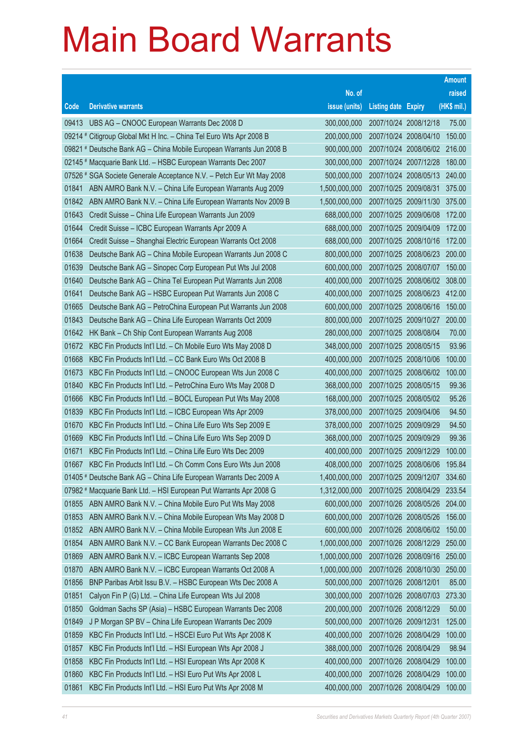# Main Board Warrants

| Code | Derivative warrants | No. of issue (units) | Listing date | Expiry | Amount raised (HK$ mil.) |
|---|---|---|---|---|---|
| 09413 | UBS AG – CNOOC European Warrants Dec 2008 D | 300,000,000 | 2007/10/24 | 2008/12/18 | 75.00 |
| 09214 # | Citigroup Global Mkt H Inc. – China Tel Euro Wts Apr 2008 B | 200,000,000 | 2007/10/24 | 2008/04/10 | 150.00 |
| 09821 # | Deutsche Bank AG – China Mobile European Warrants Jun 2008 B | 900,000,000 | 2007/10/24 | 2008/06/02 | 216.00 |
| 02145 # | Macquarie Bank Ltd. – HSBC European Warrants Dec 2007 | 300,000,000 | 2007/10/24 | 2007/12/28 | 180.00 |
| 07526 # | SGA Societe Generale Acceptance N.V. – Petch Eur Wt May 2008 | 500,000,000 | 2007/10/24 | 2008/05/13 | 240.00 |
| 01841 | ABN AMRO Bank N.V. – China Life European Warrants Aug 2009 | 1,500,000,000 | 2007/10/25 | 2009/08/31 | 375.00 |
| 01842 | ABN AMRO Bank N.V. – China Life European Warrants Nov 2009 B | 1,500,000,000 | 2007/10/25 | 2009/11/30 | 375.00 |
| 01643 | Credit Suisse – China Life European Warrants Jun 2009 | 688,000,000 | 2007/10/25 | 2009/06/08 | 172.00 |
| 01644 | Credit Suisse – ICBC European Warrants Apr 2009 A | 688,000,000 | 2007/10/25 | 2009/04/09 | 172.00 |
| 01664 | Credit Suisse – Shanghai Electric European Warrants Oct 2008 | 688,000,000 | 2007/10/25 | 2008/10/16 | 172.00 |
| 01638 | Deutsche Bank AG – China Mobile European Warrants Jun 2008 C | 800,000,000 | 2007/10/25 | 2008/06/23 | 200.00 |
| 01639 | Deutsche Bank AG – Sinopec Corp European Put Wts Jul 2008 | 600,000,000 | 2007/10/25 | 2008/07/07 | 150.00 |
| 01640 | Deutsche Bank AG – China Tel European Put Warrants Jun 2008 | 400,000,000 | 2007/10/25 | 2008/06/02 | 308.00 |
| 01641 | Deutsche Bank AG – HSBC European Put Warrants Jun 2008 C | 400,000,000 | 2007/10/25 | 2008/06/23 | 412.00 |
| 01665 | Deutsche Bank AG – PetroChina European Put Warrants Jun 2008 | 600,000,000 | 2007/10/25 | 2008/06/16 | 150.00 |
| 01843 | Deutsche Bank AG – China Life European Warrants Oct 2009 | 800,000,000 | 2007/10/25 | 2009/10/27 | 200.00 |
| 01642 | HK Bank – Ch Ship Cont European Warrants Aug 2008 | 280,000,000 | 2007/10/25 | 2008/08/04 | 70.00 |
| 01672 | KBC Fin Products Int'l Ltd. – Ch Mobile Euro Wts May 2008 D | 348,000,000 | 2007/10/25 | 2008/05/15 | 93.96 |
| 01668 | KBC Fin Products Int'l Ltd. – CC Bank Euro Wts Oct 2008 B | 400,000,000 | 2007/10/25 | 2008/10/06 | 100.00 |
| 01673 | KBC Fin Products Int'l Ltd. – CNOOC European Wts Jun 2008 C | 400,000,000 | 2007/10/25 | 2008/06/02 | 100.00 |
| 01840 | KBC Fin Products Int'l Ltd. – PetroChina Euro Wts May 2008 D | 368,000,000 | 2007/10/25 | 2008/05/15 | 99.36 |
| 01666 | KBC Fin Products Int'l Ltd. – BOCL European Put Wts May 2008 | 168,000,000 | 2007/10/25 | 2008/05/02 | 95.26 |
| 01839 | KBC Fin Products Int'l Ltd. – ICBC European Wts Apr 2009 | 378,000,000 | 2007/10/25 | 2009/04/06 | 94.50 |
| 01670 | KBC Fin Products Int'l Ltd. – China Life Euro Wts Sep 2009 E | 378,000,000 | 2007/10/25 | 2009/09/29 | 94.50 |
| 01669 | KBC Fin Products Int'l Ltd. – China Life Euro Wts Sep 2009 D | 368,000,000 | 2007/10/25 | 2009/09/29 | 99.36 |
| 01671 | KBC Fin Products Int'l Ltd. – China Life Euro Wts Dec 2009 | 400,000,000 | 2007/10/25 | 2009/12/29 | 100.00 |
| 01667 | KBC Fin Products Int'l Ltd. – Ch Comm Cons Euro Wts Jun 2008 | 408,000,000 | 2007/10/25 | 2008/06/06 | 195.84 |
| 01405 # | Deutsche Bank AG – China Life European Warrants Dec 2009 A | 1,400,000,000 | 2007/10/25 | 2009/12/07 | 334.60 |
| 07982 # | Macquarie Bank Ltd. – HSI European Put Warrants Apr 2008 G | 1,312,000,000 | 2007/10/25 | 2008/04/29 | 233.54 |
| 01855 | ABN AMRO Bank N.V. – China Mobile Euro Put Wts May 2008 | 600,000,000 | 2007/10/26 | 2008/05/26 | 204.00 |
| 01853 | ABN AMRO Bank N.V. – China Mobile European Wts May 2008 D | 600,000,000 | 2007/10/26 | 2008/05/26 | 156.00 |
| 01852 | ABN AMRO Bank N.V. – China Mobile European Wts Jun 2008 E | 600,000,000 | 2007/10/26 | 2008/06/02 | 150.00 |
| 01854 | ABN AMRO Bank N.V. – CC Bank European Warrants Dec 2008 C | 1,000,000,000 | 2007/10/26 | 2008/12/29 | 250.00 |
| 01869 | ABN AMRO Bank N.V. – ICBC European Warrants Sep 2008 | 1,000,000,000 | 2007/10/26 | 2008/09/16 | 250.00 |
| 01870 | ABN AMRO Bank N.V. – ICBC European Warrants Oct 2008 A | 1,000,000,000 | 2007/10/26 | 2008/10/30 | 250.00 |
| 01856 | BNP Paribas Arbit Issu B.V. – HSBC European Wts Dec 2008 A | 500,000,000 | 2007/10/26 | 2008/12/01 | 85.00 |
| 01851 | Calyon Fin P (G) Ltd. – China Life European Wts Jul 2008 | 300,000,000 | 2007/10/26 | 2008/07/03 | 273.30 |
| 01850 | Goldman Sachs SP (Asia) – HSBC European Warrants Dec 2008 | 200,000,000 | 2007/10/26 | 2008/12/29 | 50.00 |
| 01849 | J P Morgan SP BV – China Life European Warrants Dec 2009 | 500,000,000 | 2007/10/26 | 2009/12/31 | 125.00 |
| 01859 | KBC Fin Products Int'l Ltd. – HSCEI Euro Put Wts Apr 2008 K | 400,000,000 | 2007/10/26 | 2008/04/29 | 100.00 |
| 01857 | KBC Fin Products Int'l Ltd. – HSI European Wts Apr 2008 J | 388,000,000 | 2007/10/26 | 2008/04/29 | 98.94 |
| 01858 | KBC Fin Products Int'l Ltd. – HSI European Wts Apr 2008 K | 400,000,000 | 2007/10/26 | 2008/04/29 | 100.00 |
| 01860 | KBC Fin Products Int'l Ltd. – HSI Euro Put Wts Apr 2008 L | 400,000,000 | 2007/10/26 | 2008/04/29 | 100.00 |
| 01861 | KBC Fin Products Int'l Ltd. – HSI Euro Put Wts Apr 2008 M | 400,000,000 | 2007/10/26 | 2008/04/29 | 100.00 |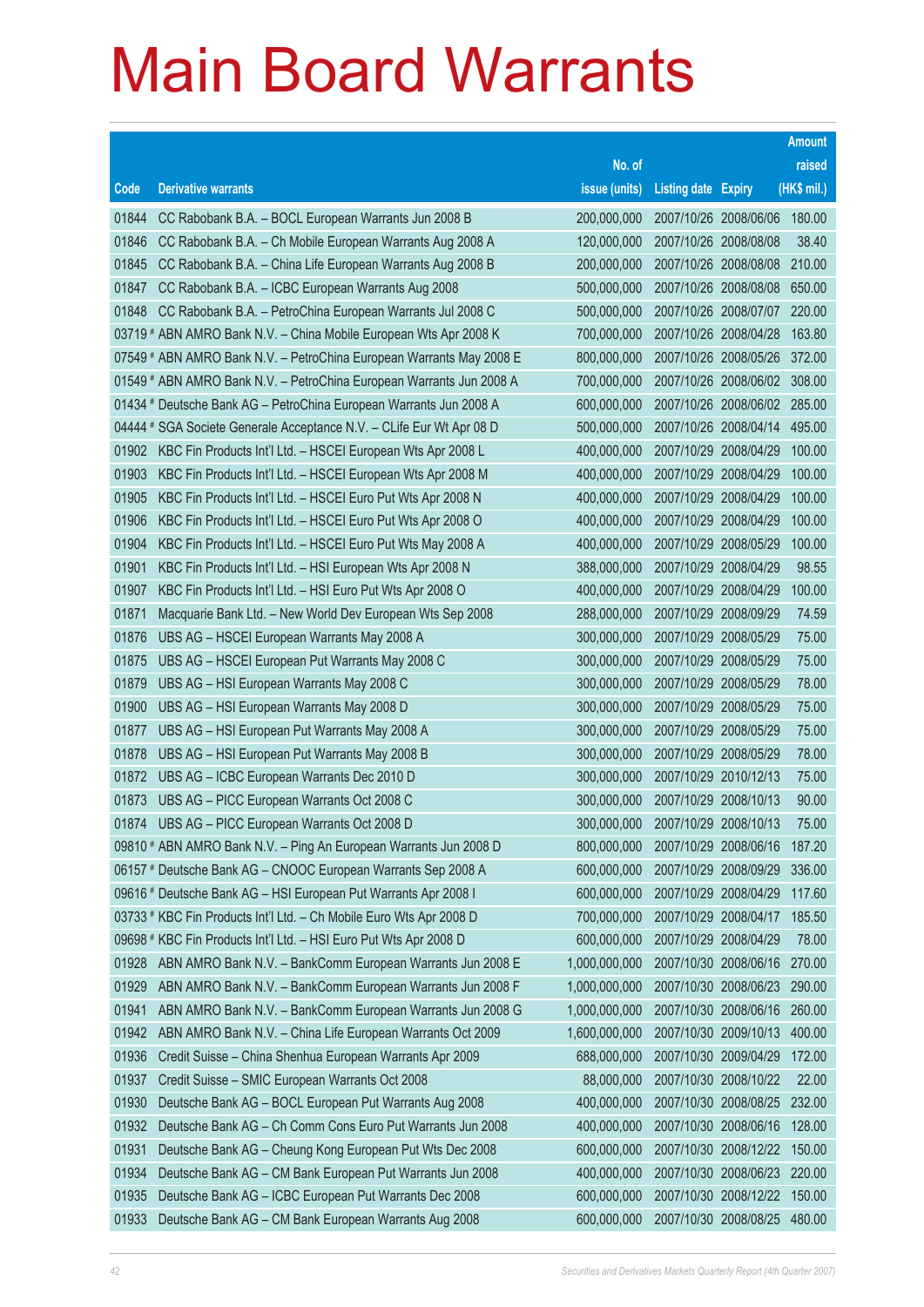# Main Board Warrants

| Code | Derivative warrants | No. of issue (units) | Listing date | Expiry | Amount raised (HK$ mil.) |
|---|---|---|---|---|---|
| 01844 | CC Rabobank B.A. – BOCL European Warrants Jun 2008 B | 200,000,000 | 2007/10/26 | 2008/06/06 | 180.00 |
| 01846 | CC Rabobank B.A. – Ch Mobile European Warrants Aug 2008 A | 120,000,000 | 2007/10/26 | 2008/08/08 | 38.40 |
| 01845 | CC Rabobank B.A. – China Life European Warrants Aug 2008 B | 200,000,000 | 2007/10/26 | 2008/08/08 | 210.00 |
| 01847 | CC Rabobank B.A. – ICBC European Warrants Aug 2008 | 500,000,000 | 2007/10/26 | 2008/08/08 | 650.00 |
| 01848 | CC Rabobank B.A. – PetroChina European Warrants Jul 2008 C | 500,000,000 | 2007/10/26 | 2008/07/07 | 220.00 |
| 03719 # | ABN AMRO Bank N.V. – China Mobile European Wts Apr 2008 K | 700,000,000 | 2007/10/26 | 2008/04/28 | 163.80 |
| 07549 # | ABN AMRO Bank N.V. – PetroChina European Warrants May 2008 E | 800,000,000 | 2007/10/26 | 2008/05/26 | 372.00 |
| 01549 # | ABN AMRO Bank N.V. – PetroChina European Warrants Jun 2008 A | 700,000,000 | 2007/10/26 | 2008/06/02 | 308.00 |
| 01434 # | Deutsche Bank AG – PetroChina European Warrants Jun 2008 A | 600,000,000 | 2007/10/26 | 2008/06/02 | 285.00 |
| 04444 # | SGA Societe Generale Acceptance N.V. – CLife Eur Wt Apr 08 D | 500,000,000 | 2007/10/26 | 2008/04/14 | 495.00 |
| 01902 | KBC Fin Products Int'l Ltd. – HSCEI European Wts Apr 2008 L | 400,000,000 | 2007/10/29 | 2008/04/29 | 100.00 |
| 01903 | KBC Fin Products Int'l Ltd. – HSCEI European Wts Apr 2008 M | 400,000,000 | 2007/10/29 | 2008/04/29 | 100.00 |
| 01905 | KBC Fin Products Int'l Ltd. – HSCEI Euro Put Wts Apr 2008 N | 400,000,000 | 2007/10/29 | 2008/04/29 | 100.00 |
| 01906 | KBC Fin Products Int'l Ltd. – HSCEI Euro Put Wts Apr 2008 O | 400,000,000 | 2007/10/29 | 2008/04/29 | 100.00 |
| 01904 | KBC Fin Products Int'l Ltd. – HSCEI Euro Put Wts May 2008 A | 400,000,000 | 2007/10/29 | 2008/05/29 | 100.00 |
| 01901 | KBC Fin Products Int'l Ltd. – HSI European Wts Apr 2008 N | 388,000,000 | 2007/10/29 | 2008/04/29 | 98.55 |
| 01907 | KBC Fin Products Int'l Ltd. – HSI Euro Put Wts Apr 2008 O | 400,000,000 | 2007/10/29 | 2008/04/29 | 100.00 |
| 01871 | Macquarie Bank Ltd. – New World Dev European Wts Sep 2008 | 288,000,000 | 2007/10/29 | 2008/09/29 | 74.59 |
| 01876 | UBS AG – HSCEI European Warrants May 2008 A | 300,000,000 | 2007/10/29 | 2008/05/29 | 75.00 |
| 01875 | UBS AG – HSCEI European Put Warrants May 2008 C | 300,000,000 | 2007/10/29 | 2008/05/29 | 75.00 |
| 01879 | UBS AG – HSI European Warrants May 2008 C | 300,000,000 | 2007/10/29 | 2008/05/29 | 78.00 |
| 01900 | UBS AG – HSI European Warrants May 2008 D | 300,000,000 | 2007/10/29 | 2008/05/29 | 75.00 |
| 01877 | UBS AG – HSI European Put Warrants May 2008 A | 300,000,000 | 2007/10/29 | 2008/05/29 | 75.00 |
| 01878 | UBS AG – HSI European Put Warrants May 2008 B | 300,000,000 | 2007/10/29 | 2008/05/29 | 78.00 |
| 01872 | UBS AG – ICBC European Warrants Dec 2010 D | 300,000,000 | 2007/10/29 | 2010/12/13 | 75.00 |
| 01873 | UBS AG – PICC European Warrants Oct 2008 C | 300,000,000 | 2007/10/29 | 2008/10/13 | 90.00 |
| 01874 | UBS AG – PICC European Warrants Oct 2008 D | 300,000,000 | 2007/10/29 | 2008/10/13 | 75.00 |
| 09810 # | ABN AMRO Bank N.V. – Ping An European Warrants Jun 2008 D | 800,000,000 | 2007/10/29 | 2008/06/16 | 187.20 |
| 06157 # | Deutsche Bank AG – CNOOC European Warrants Sep 2008 A | 600,000,000 | 2007/10/29 | 2008/09/29 | 336.00 |
| 09616 # | Deutsche Bank AG – HSI European Put Warrants Apr 2008 I | 600,000,000 | 2007/10/29 | 2008/04/29 | 117.60 |
| 03733 # | KBC Fin Products Int'l Ltd. – Ch Mobile Euro Wts Apr 2008 D | 700,000,000 | 2007/10/29 | 2008/04/17 | 185.50 |
| 09698 # | KBC Fin Products Int'l Ltd. – HSI Euro Put Wts Apr 2008 D | 600,000,000 | 2007/10/29 | 2008/04/29 | 78.00 |
| 01928 | ABN AMRO Bank N.V. – BankComm European Warrants Jun 2008 E | 1,000,000,000 | 2007/10/30 | 2008/06/16 | 270.00 |
| 01929 | ABN AMRO Bank N.V. – BankComm European Warrants Jun 2008 F | 1,000,000,000 | 2007/10/30 | 2008/06/23 | 290.00 |
| 01941 | ABN AMRO Bank N.V. – BankComm European Warrants Jun 2008 G | 1,000,000,000 | 2007/10/30 | 2008/06/16 | 260.00 |
| 01942 | ABN AMRO Bank N.V. – China Life European Warrants Oct 2009 | 1,600,000,000 | 2007/10/30 | 2009/10/13 | 400.00 |
| 01936 | Credit Suisse – China Shenhua European Warrants Apr 2009 | 688,000,000 | 2007/10/30 | 2009/04/29 | 172.00 |
| 01937 | Credit Suisse – SMIC European Warrants Oct 2008 | 88,000,000 | 2007/10/30 | 2008/10/22 | 22.00 |
| 01930 | Deutsche Bank AG – BOCL European Put Warrants Aug 2008 | 400,000,000 | 2007/10/30 | 2008/08/25 | 232.00 |
| 01932 | Deutsche Bank AG – Ch Comm Cons Euro Put Warrants Jun 2008 | 400,000,000 | 2007/10/30 | 2008/06/16 | 128.00 |
| 01931 | Deutsche Bank AG – Cheung Kong European Put Wts Dec 2008 | 600,000,000 | 2007/10/30 | 2008/12/22 | 150.00 |
| 01934 | Deutsche Bank AG – CM Bank European Put Warrants Jun 2008 | 400,000,000 | 2007/10/30 | 2008/06/23 | 220.00 |
| 01935 | Deutsche Bank AG – ICBC European Put Warrants Dec 2008 | 600,000,000 | 2007/10/30 | 2008/12/22 | 150.00 |
| 01933 | Deutsche Bank AG – CM Bank European Warrants Aug 2008 | 600,000,000 | 2007/10/30 | 2008/08/25 | 480.00 |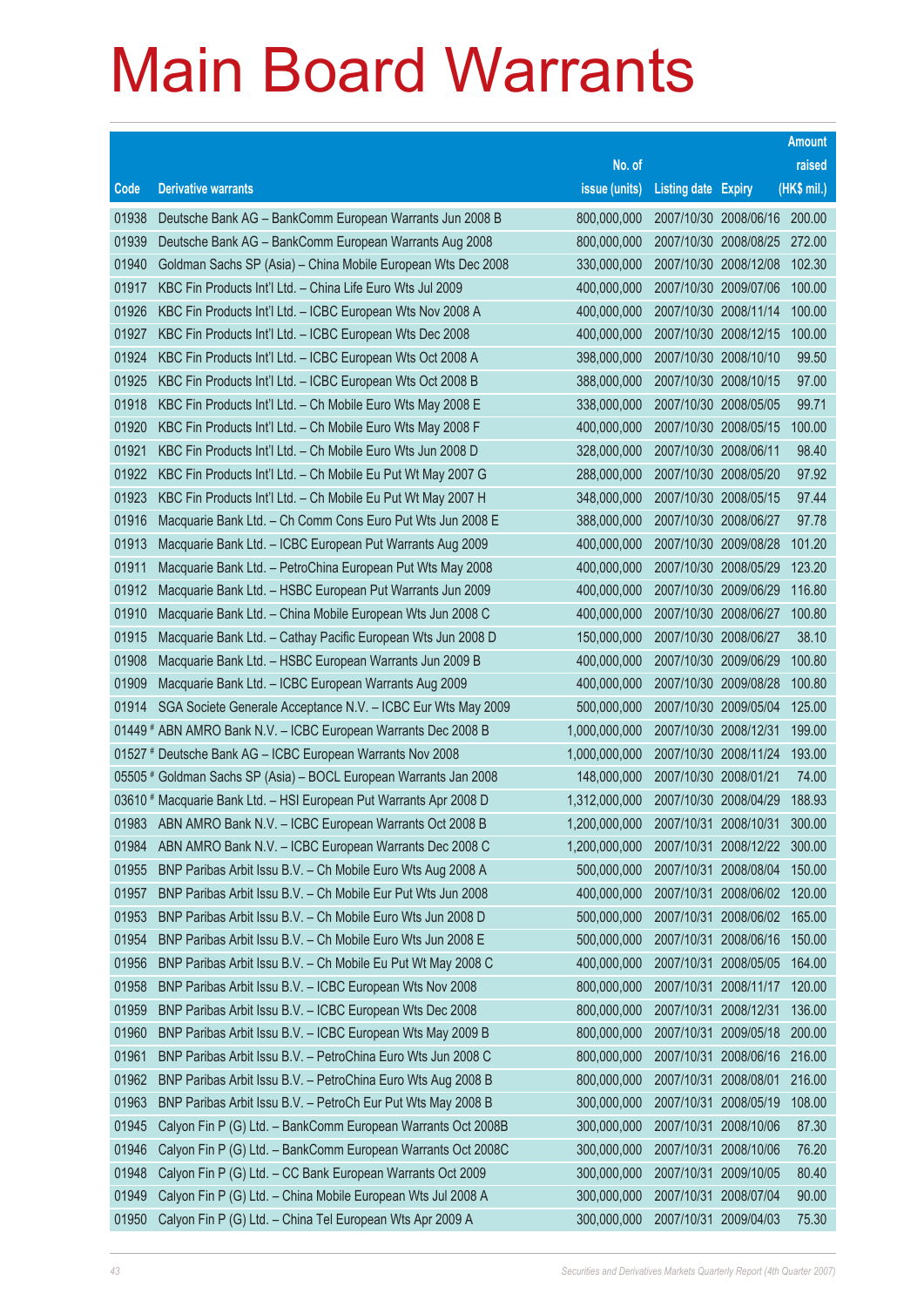# Main Board Warrants

| Code | Derivative warrants | No. of issue (units) | Listing date | Expiry | Amount raised (HK$ mil.) |
|---|---|---|---|---|---|
| 01938 | Deutsche Bank AG – BankComm European Warrants Jun 2008 B | 800,000,000 | 2007/10/30 | 2008/06/16 | 200.00 |
| 01939 | Deutsche Bank AG – BankComm European Warrants Aug 2008 | 800,000,000 | 2007/10/30 | 2008/08/25 | 272.00 |
| 01940 | Goldman Sachs SP (Asia) – China Mobile European Wts Dec 2008 | 330,000,000 | 2007/10/30 | 2008/12/08 | 102.30 |
| 01917 | KBC Fin Products Int'l Ltd. – China Life Euro Wts Jul 2009 | 400,000,000 | 2007/10/30 | 2009/07/06 | 100.00 |
| 01926 | KBC Fin Products Int'l Ltd. – ICBC European Wts Nov 2008 A | 400,000,000 | 2007/10/30 | 2008/11/14 | 100.00 |
| 01927 | KBC Fin Products Int'l Ltd. – ICBC European Wts Dec 2008 | 400,000,000 | 2007/10/30 | 2008/12/15 | 100.00 |
| 01924 | KBC Fin Products Int'l Ltd. – ICBC European Wts Oct 2008 A | 398,000,000 | 2007/10/30 | 2008/10/10 | 99.50 |
| 01925 | KBC Fin Products Int'l Ltd. – ICBC European Wts Oct 2008 B | 388,000,000 | 2007/10/30 | 2008/10/15 | 97.00 |
| 01918 | KBC Fin Products Int'l Ltd. – Ch Mobile Euro Wts May 2008 E | 338,000,000 | 2007/10/30 | 2008/05/05 | 99.71 |
| 01920 | KBC Fin Products Int'l Ltd. – Ch Mobile Euro Wts May 2008 F | 400,000,000 | 2007/10/30 | 2008/05/15 | 100.00 |
| 01921 | KBC Fin Products Int'l Ltd. – Ch Mobile Euro Wts Jun 2008 D | 328,000,000 | 2007/10/30 | 2008/06/11 | 98.40 |
| 01922 | KBC Fin Products Int'l Ltd. – Ch Mobile Eu Put Wt May 2007 G | 288,000,000 | 2007/10/30 | 2008/05/20 | 97.92 |
| 01923 | KBC Fin Products Int'l Ltd. – Ch Mobile Eu Put Wt May 2007 H | 348,000,000 | 2007/10/30 | 2008/05/15 | 97.44 |
| 01916 | Macquarie Bank Ltd. – Ch Comm Cons Euro Put Wts Jun 2008 E | 388,000,000 | 2007/10/30 | 2008/06/27 | 97.78 |
| 01913 | Macquarie Bank Ltd. – ICBC European Put Warrants Aug 2009 | 400,000,000 | 2007/10/30 | 2009/08/28 | 101.20 |
| 01911 | Macquarie Bank Ltd. – PetroChina European Put Wts May 2008 | 400,000,000 | 2007/10/30 | 2008/05/29 | 123.20 |
| 01912 | Macquarie Bank Ltd. – HSBC European Put Warrants Jun 2009 | 400,000,000 | 2007/10/30 | 2009/06/29 | 116.80 |
| 01910 | Macquarie Bank Ltd. – China Mobile European Wts Jun 2008 C | 400,000,000 | 2007/10/30 | 2008/06/27 | 100.80 |
| 01915 | Macquarie Bank Ltd. – Cathay Pacific European Wts Jun 2008 D | 150,000,000 | 2007/10/30 | 2008/06/27 | 38.10 |
| 01908 | Macquarie Bank Ltd. – HSBC European Warrants Jun 2009 B | 400,000,000 | 2007/10/30 | 2009/06/29 | 100.80 |
| 01909 | Macquarie Bank Ltd. – ICBC European Warrants Aug 2009 | 400,000,000 | 2007/10/30 | 2009/08/28 | 100.80 |
| 01914 | SGA Societe Generale Acceptance N.V. – ICBC Eur Wts May 2009 | 500,000,000 | 2007/10/30 | 2009/05/04 | 125.00 |
| 01449 # | ABN AMRO Bank N.V. – ICBC European Warrants Dec 2008 B | 1,000,000,000 | 2007/10/30 | 2008/12/31 | 199.00 |
| 01527 # | Deutsche Bank AG – ICBC European Warrants Nov 2008 | 1,000,000,000 | 2007/10/30 | 2008/11/24 | 193.00 |
| 05505 # | Goldman Sachs SP (Asia) – BOCL European Warrants Jan 2008 | 148,000,000 | 2007/10/30 | 2008/01/21 | 74.00 |
| 03610 # | Macquarie Bank Ltd. – HSI European Put Warrants Apr 2008 D | 1,312,000,000 | 2007/10/30 | 2008/04/29 | 188.93 |
| 01983 | ABN AMRO Bank N.V. – ICBC European Warrants Oct 2008 B | 1,200,000,000 | 2007/10/31 | 2008/10/31 | 300.00 |
| 01984 | ABN AMRO Bank N.V. – ICBC European Warrants Dec 2008 C | 1,200,000,000 | 2007/10/31 | 2008/12/22 | 300.00 |
| 01955 | BNP Paribas Arbit Issu B.V. – Ch Mobile Euro Wts Aug 2008 A | 500,000,000 | 2007/10/31 | 2008/08/04 | 150.00 |
| 01957 | BNP Paribas Arbit Issu B.V. – Ch Mobile Eur Put Wts Jun 2008 | 400,000,000 | 2007/10/31 | 2008/06/02 | 120.00 |
| 01953 | BNP Paribas Arbit Issu B.V. – Ch Mobile Euro Wts Jun 2008 D | 500,000,000 | 2007/10/31 | 2008/06/02 | 165.00 |
| 01954 | BNP Paribas Arbit Issu B.V. – Ch Mobile Euro Wts Jun 2008 E | 500,000,000 | 2007/10/31 | 2008/06/16 | 150.00 |
| 01956 | BNP Paribas Arbit Issu B.V. – Ch Mobile Eu Put Wt May 2008 C | 400,000,000 | 2007/10/31 | 2008/05/05 | 164.00 |
| 01958 | BNP Paribas Arbit Issu B.V. – ICBC European Wts Nov 2008 | 800,000,000 | 2007/10/31 | 2008/11/17 | 120.00 |
| 01959 | BNP Paribas Arbit Issu B.V. – ICBC European Wts Dec 2008 | 800,000,000 | 2007/10/31 | 2008/12/31 | 136.00 |
| 01960 | BNP Paribas Arbit Issu B.V. – ICBC European Wts May 2009 B | 800,000,000 | 2007/10/31 | 2009/05/18 | 200.00 |
| 01961 | BNP Paribas Arbit Issu B.V. – PetroChina Euro Wts Jun 2008 C | 800,000,000 | 2007/10/31 | 2008/06/16 | 216.00 |
| 01962 | BNP Paribas Arbit Issu B.V. – PetroChina Euro Wts Aug 2008 B | 800,000,000 | 2007/10/31 | 2008/08/01 | 216.00 |
| 01963 | BNP Paribas Arbit Issu B.V. – PetroCh Eur Put Wts May 2008 B | 300,000,000 | 2007/10/31 | 2008/05/19 | 108.00 |
| 01945 | Calyon Fin P (G) Ltd. – BankComm European Warrants Oct 2008B | 300,000,000 | 2007/10/31 | 2008/10/06 | 87.30 |
| 01946 | Calyon Fin P (G) Ltd. – BankComm European Warrants Oct 2008C | 300,000,000 | 2007/10/31 | 2008/10/06 | 76.20 |
| 01948 | Calyon Fin P (G) Ltd. – CC Bank European Warrants Oct 2009 | 300,000,000 | 2007/10/31 | 2009/10/05 | 80.40 |
| 01949 | Calyon Fin P (G) Ltd. – China Mobile European Wts Jul 2008 A | 300,000,000 | 2007/10/31 | 2008/07/04 | 90.00 |
| 01950 | Calyon Fin P (G) Ltd. – China Tel European Wts Apr 2009 A | 300,000,000 | 2007/10/31 | 2009/04/03 | 75.30 |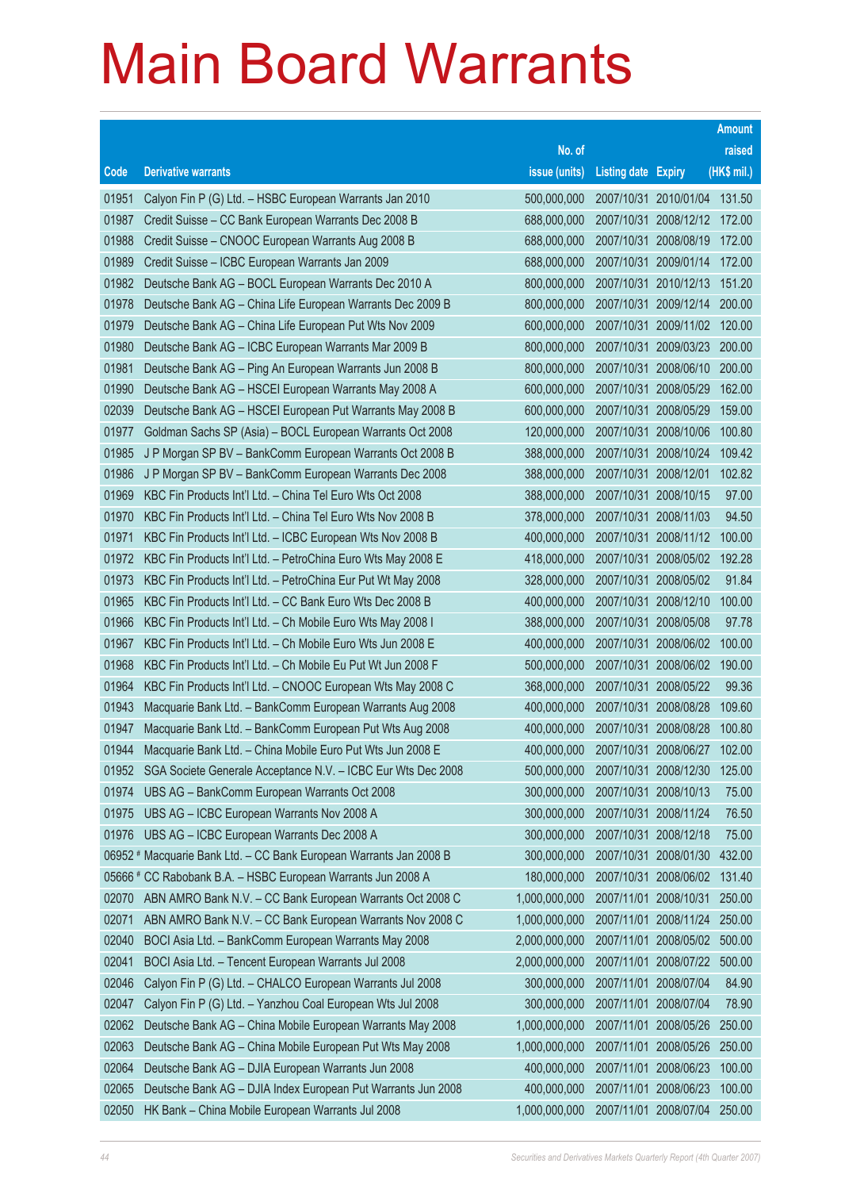# Main Board Warrants

| Code | Derivative warrants | No. of issue (units) | Listing date | Expiry | Amount raised (HK$ mil.) |
|---|---|---|---|---|---|
| 01951 | Calyon Fin P (G) Ltd. – HSBC European Warrants Jan 2010 | 500,000,000 | 2007/10/31 | 2010/01/04 | 131.50 |
| 01987 | Credit Suisse – CC Bank European Warrants Dec 2008 B | 688,000,000 | 2007/10/31 | 2008/12/12 | 172.00 |
| 01988 | Credit Suisse – CNOOC European Warrants Aug 2008 B | 688,000,000 | 2007/10/31 | 2008/08/19 | 172.00 |
| 01989 | Credit Suisse – ICBC European Warrants Jan 2009 | 688,000,000 | 2007/10/31 | 2009/01/14 | 172.00 |
| 01982 | Deutsche Bank AG – BOCL European Warrants Dec 2010 A | 800,000,000 | 2007/10/31 | 2010/12/13 | 151.20 |
| 01978 | Deutsche Bank AG – China Life European Warrants Dec 2009 B | 800,000,000 | 2007/10/31 | 2009/12/14 | 200.00 |
| 01979 | Deutsche Bank AG – China Life European Put Wts Nov 2009 | 600,000,000 | 2007/10/31 | 2009/11/02 | 120.00 |
| 01980 | Deutsche Bank AG – ICBC European Warrants Mar 2009 B | 800,000,000 | 2007/10/31 | 2009/03/23 | 200.00 |
| 01981 | Deutsche Bank AG – Ping An European Warrants Jun 2008 B | 800,000,000 | 2007/10/31 | 2008/06/10 | 200.00 |
| 01990 | Deutsche Bank AG – HSCEI European Warrants May 2008 A | 600,000,000 | 2007/10/31 | 2008/05/29 | 162.00 |
| 02039 | Deutsche Bank AG – HSCEI European Put Warrants May 2008 B | 600,000,000 | 2007/10/31 | 2008/05/29 | 159.00 |
| 01977 | Goldman Sachs SP (Asia) – BOCL European Warrants Oct 2008 | 120,000,000 | 2007/10/31 | 2008/10/06 | 100.80 |
| 01985 | J P Morgan SP BV – BankComm European Warrants Oct 2008 B | 388,000,000 | 2007/10/31 | 2008/10/24 | 109.42 |
| 01986 | J P Morgan SP BV – BankComm European Warrants Dec 2008 | 388,000,000 | 2007/10/31 | 2008/12/01 | 102.82 |
| 01969 | KBC Fin Products Int'l Ltd. – China Tel Euro Wts Oct 2008 | 388,000,000 | 2007/10/31 | 2008/10/15 | 97.00 |
| 01970 | KBC Fin Products Int'l Ltd. – China Tel Euro Wts Nov 2008 B | 378,000,000 | 2007/10/31 | 2008/11/03 | 94.50 |
| 01971 | KBC Fin Products Int'l Ltd. – ICBC European Wts Nov 2008 B | 400,000,000 | 2007/10/31 | 2008/11/12 | 100.00 |
| 01972 | KBC Fin Products Int'l Ltd. – PetroChina Euro Wts May 2008 E | 418,000,000 | 2007/10/31 | 2008/05/02 | 192.28 |
| 01973 | KBC Fin Products Int'l Ltd. – PetroChina Eur Put Wt May 2008 | 328,000,000 | 2007/10/31 | 2008/05/02 | 91.84 |
| 01965 | KBC Fin Products Int'l Ltd. – CC Bank Euro Wts Dec 2008 B | 400,000,000 | 2007/10/31 | 2008/12/10 | 100.00 |
| 01966 | KBC Fin Products Int'l Ltd. – Ch Mobile Euro Wts May 2008 I | 388,000,000 | 2007/10/31 | 2008/05/08 | 97.78 |
| 01967 | KBC Fin Products Int'l Ltd. – Ch Mobile Euro Wts Jun 2008 E | 400,000,000 | 2007/10/31 | 2008/06/02 | 100.00 |
| 01968 | KBC Fin Products Int'l Ltd. – Ch Mobile Eu Put Wt Jun 2008 F | 500,000,000 | 2007/10/31 | 2008/06/02 | 190.00 |
| 01964 | KBC Fin Products Int'l Ltd. – CNOOC European Wts May 2008 C | 368,000,000 | 2007/10/31 | 2008/05/22 | 99.36 |
| 01943 | Macquarie Bank Ltd. – BankComm European Warrants Aug 2008 | 400,000,000 | 2007/10/31 | 2008/08/28 | 109.60 |
| 01947 | Macquarie Bank Ltd. – BankComm European Put Wts Aug 2008 | 400,000,000 | 2007/10/31 | 2008/08/28 | 100.80 |
| 01944 | Macquarie Bank Ltd. – China Mobile Euro Put Wts Jun 2008 E | 400,000,000 | 2007/10/31 | 2008/06/27 | 102.00 |
| 01952 | SGA Societe Generale Acceptance N.V. – ICBC Eur Wts Dec 2008 | 500,000,000 | 2007/10/31 | 2008/12/30 | 125.00 |
| 01974 | UBS AG – BankComm European Warrants Oct 2008 | 300,000,000 | 2007/10/31 | 2008/10/13 | 75.00 |
| 01975 | UBS AG – ICBC European Warrants Nov 2008 A | 300,000,000 | 2007/10/31 | 2008/11/24 | 76.50 |
| 01976 | UBS AG – ICBC European Warrants Dec 2008 A | 300,000,000 | 2007/10/31 | 2008/12/18 | 75.00 |
| 06952 # | Macquarie Bank Ltd. – CC Bank European Warrants Jan 2008 B | 300,000,000 | 2007/10/31 | 2008/01/30 | 432.00 |
| 05666 # | CC Rabobank B.A. – HSBC European Warrants Jun 2008 A | 180,000,000 | 2007/10/31 | 2008/06/02 | 131.40 |
| 02070 | ABN AMRO Bank N.V. – CC Bank European Warrants Oct 2008 C | 1,000,000,000 | 2007/11/01 | 2008/10/31 | 250.00 |
| 02071 | ABN AMRO Bank N.V. – CC Bank European Warrants Nov 2008 C | 1,000,000,000 | 2007/11/01 | 2008/11/24 | 250.00 |
| 02040 | BOCI Asia Ltd. – BankComm European Warrants May 2008 | 2,000,000,000 | 2007/11/01 | 2008/05/02 | 500.00 |
| 02041 | BOCI Asia Ltd. – Tencent European Warrants Jul 2008 | 2,000,000,000 | 2007/11/01 | 2008/07/22 | 500.00 |
| 02046 | Calyon Fin P (G) Ltd. – CHALCO European Warrants Jul 2008 | 300,000,000 | 2007/11/01 | 2008/07/04 | 84.90 |
| 02047 | Calyon Fin P (G) Ltd. – Yanzhou Coal European Wts Jul 2008 | 300,000,000 | 2007/11/01 | 2008/07/04 | 78.90 |
| 02062 | Deutsche Bank AG – China Mobile European Warrants May 2008 | 1,000,000,000 | 2007/11/01 | 2008/05/26 | 250.00 |
| 02063 | Deutsche Bank AG – China Mobile European Put Wts May 2008 | 1,000,000,000 | 2007/11/01 | 2008/05/26 | 250.00 |
| 02064 | Deutsche Bank AG – DJIA European Warrants Jun 2008 | 400,000,000 | 2007/11/01 | 2008/06/23 | 100.00 |
| 02065 | Deutsche Bank AG – DJIA Index European Put Warrants Jun 2008 | 400,000,000 | 2007/11/01 | 2008/06/23 | 100.00 |
| 02050 | HK Bank – China Mobile European Warrants Jul 2008 | 1,000,000,000 | 2007/11/01 | 2008/07/04 | 250.00 |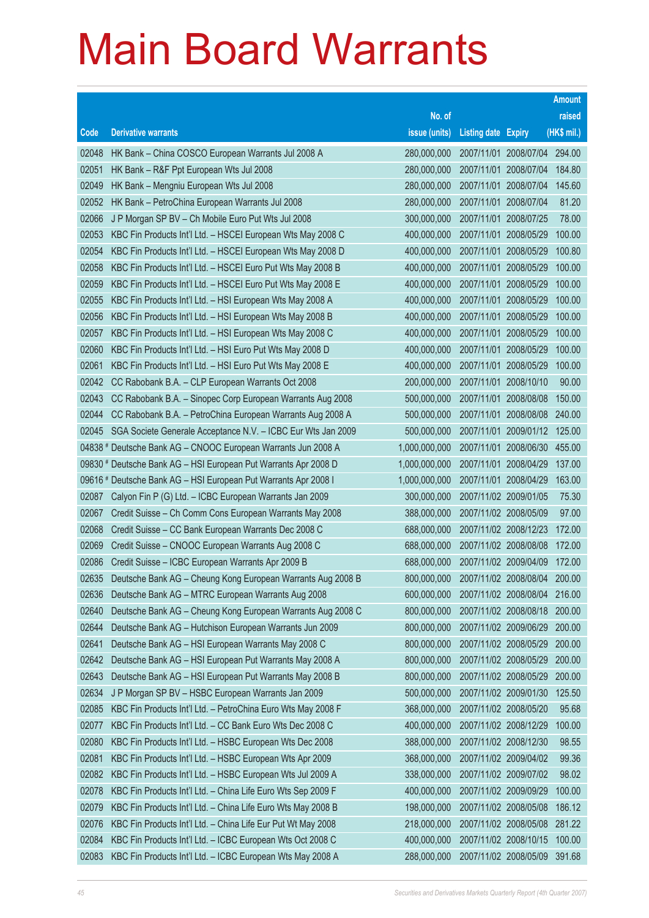# Main Board Warrants

| Code | Derivative warrants | No. of issue (units) | Listing date | Expiry | Amount raised (HK$ mil.) |
|---|---|---|---|---|---|
| 02048 | HK Bank – China COSCO European Warrants Jul 2008 A | 280,000,000 | 2007/11/01 | 2008/07/04 | 294.00 |
| 02051 | HK Bank – R&F Ppt European Wts Jul 2008 | 280,000,000 | 2007/11/01 | 2008/07/04 | 184.80 |
| 02049 | HK Bank – Mengniu European Wts Jul 2008 | 280,000,000 | 2007/11/01 | 2008/07/04 | 145.60 |
| 02052 | HK Bank – PetroChina European Warrants Jul 2008 | 280,000,000 | 2007/11/01 | 2008/07/04 | 81.20 |
| 02066 | J P Morgan SP BV – Ch Mobile Euro Put Wts Jul 2008 | 300,000,000 | 2007/11/01 | 2008/07/25 | 78.00 |
| 02053 | KBC Fin Products Int'l Ltd. – HSCEI European Wts May 2008 C | 400,000,000 | 2007/11/01 | 2008/05/29 | 100.00 |
| 02054 | KBC Fin Products Int'l Ltd. – HSCEI European Wts May 2008 D | 400,000,000 | 2007/11/01 | 2008/05/29 | 100.80 |
| 02058 | KBC Fin Products Int'l Ltd. – HSCEI Euro Put Wts May 2008 B | 400,000,000 | 2007/11/01 | 2008/05/29 | 100.00 |
| 02059 | KBC Fin Products Int'l Ltd. – HSCEI Euro Put Wts May 2008 E | 400,000,000 | 2007/11/01 | 2008/05/29 | 100.00 |
| 02055 | KBC Fin Products Int'l Ltd. – HSI European Wts May 2008 A | 400,000,000 | 2007/11/01 | 2008/05/29 | 100.00 |
| 02056 | KBC Fin Products Int'l Ltd. – HSI European Wts May 2008 B | 400,000,000 | 2007/11/01 | 2008/05/29 | 100.00 |
| 02057 | KBC Fin Products Int'l Ltd. – HSI European Wts May 2008 C | 400,000,000 | 2007/11/01 | 2008/05/29 | 100.00 |
| 02060 | KBC Fin Products Int'l Ltd. – HSI Euro Put Wts May 2008 D | 400,000,000 | 2007/11/01 | 2008/05/29 | 100.00 |
| 02061 | KBC Fin Products Int'l Ltd. – HSI Euro Put Wts May 2008 E | 400,000,000 | 2007/11/01 | 2008/05/29 | 100.00 |
| 02042 | CC Rabobank B.A. – CLP European Warrants Oct 2008 | 200,000,000 | 2007/11/01 | 2008/10/10 | 90.00 |
| 02043 | CC Rabobank B.A. – Sinopec Corp European Warrants Aug 2008 | 500,000,000 | 2007/11/01 | 2008/08/08 | 150.00 |
| 02044 | CC Rabobank B.A. – PetroChina European Warrants Aug 2008 A | 500,000,000 | 2007/11/01 | 2008/08/08 | 240.00 |
| 02045 | SGA Societe Generale Acceptance N.V. – ICBC Eur Wts Jan 2009 | 500,000,000 | 2007/11/01 | 2009/01/12 | 125.00 |
| 04838 # | Deutsche Bank AG – CNOOC European Warrants Jun 2008 A | 1,000,000,000 | 2007/11/01 | 2008/06/30 | 455.00 |
| 09830 # | Deutsche Bank AG – HSI European Put Warrants Apr 2008 D | 1,000,000,000 | 2007/11/01 | 2008/04/29 | 137.00 |
| 09616 # | Deutsche Bank AG – HSI European Put Warrants Apr 2008 I | 1,000,000,000 | 2007/11/01 | 2008/04/29 | 163.00 |
| 02087 | Calyon Fin P (G) Ltd. – ICBC European Warrants Jan 2009 | 300,000,000 | 2007/11/02 | 2009/01/05 | 75.30 |
| 02067 | Credit Suisse – Ch Comm Cons European Warrants May 2008 | 388,000,000 | 2007/11/02 | 2008/05/09 | 97.00 |
| 02068 | Credit Suisse – CC Bank European Warrants Dec 2008 C | 688,000,000 | 2007/11/02 | 2008/12/23 | 172.00 |
| 02069 | Credit Suisse – CNOOC European Warrants Aug 2008 C | 688,000,000 | 2007/11/02 | 2008/08/08 | 172.00 |
| 02086 | Credit Suisse – ICBC European Warrants Apr 2009 B | 688,000,000 | 2007/11/02 | 2009/04/09 | 172.00 |
| 02635 | Deutsche Bank AG – Cheung Kong European Warrants Aug 2008 B | 800,000,000 | 2007/11/02 | 2008/08/04 | 200.00 |
| 02636 | Deutsche Bank AG – MTRC European Warrants Aug 2008 | 600,000,000 | 2007/11/02 | 2008/08/04 | 216.00 |
| 02640 | Deutsche Bank AG – Cheung Kong European Warrants Aug 2008 C | 800,000,000 | 2007/11/02 | 2008/08/18 | 200.00 |
| 02644 | Deutsche Bank AG – Hutchison European Warrants Jun 2009 | 800,000,000 | 2007/11/02 | 2009/06/29 | 200.00 |
| 02641 | Deutsche Bank AG – HSI European Warrants May 2008 C | 800,000,000 | 2007/11/02 | 2008/05/29 | 200.00 |
| 02642 | Deutsche Bank AG – HSI European Put Warrants May 2008 A | 800,000,000 | 2007/11/02 | 2008/05/29 | 200.00 |
| 02643 | Deutsche Bank AG – HSI European Put Warrants May 2008 B | 800,000,000 | 2007/11/02 | 2008/05/29 | 200.00 |
| 02634 | J P Morgan SP BV – HSBC European Warrants Jan 2009 | 500,000,000 | 2007/11/02 | 2009/01/30 | 125.50 |
| 02085 | KBC Fin Products Int'l Ltd. – PetroChina Euro Wts May 2008 F | 368,000,000 | 2007/11/02 | 2008/05/20 | 95.68 |
| 02077 | KBC Fin Products Int'l Ltd. – CC Bank Euro Wts Dec 2008 C | 400,000,000 | 2007/11/02 | 2008/12/29 | 100.00 |
| 02080 | KBC Fin Products Int'l Ltd. – HSBC European Wts Dec 2008 | 388,000,000 | 2007/11/02 | 2008/12/30 | 98.55 |
| 02081 | KBC Fin Products Int'l Ltd. – HSBC European Wts Apr 2009 | 368,000,000 | 2007/11/02 | 2009/04/02 | 99.36 |
| 02082 | KBC Fin Products Int'l Ltd. – HSBC European Wts Jul 2009 A | 338,000,000 | 2007/11/02 | 2009/07/02 | 98.02 |
| 02078 | KBC Fin Products Int'l Ltd. – China Life Euro Wts Sep 2009 F | 400,000,000 | 2007/11/02 | 2009/09/29 | 100.00 |
| 02079 | KBC Fin Products Int'l Ltd. – China Life Euro Wts May 2008 B | 198,000,000 | 2007/11/02 | 2008/05/08 | 186.12 |
| 02076 | KBC Fin Products Int'l Ltd. – China Life Eur Put Wt May 2008 | 218,000,000 | 2007/11/02 | 2008/05/08 | 281.22 |
| 02084 | KBC Fin Products Int'l Ltd. – ICBC European Wts Oct 2008 C | 400,000,000 | 2007/11/02 | 2008/10/15 | 100.00 |
| 02083 | KBC Fin Products Int'l Ltd. – ICBC European Wts May 2008 A | 288,000,000 | 2007/11/02 | 2008/05/09 | 391.68 |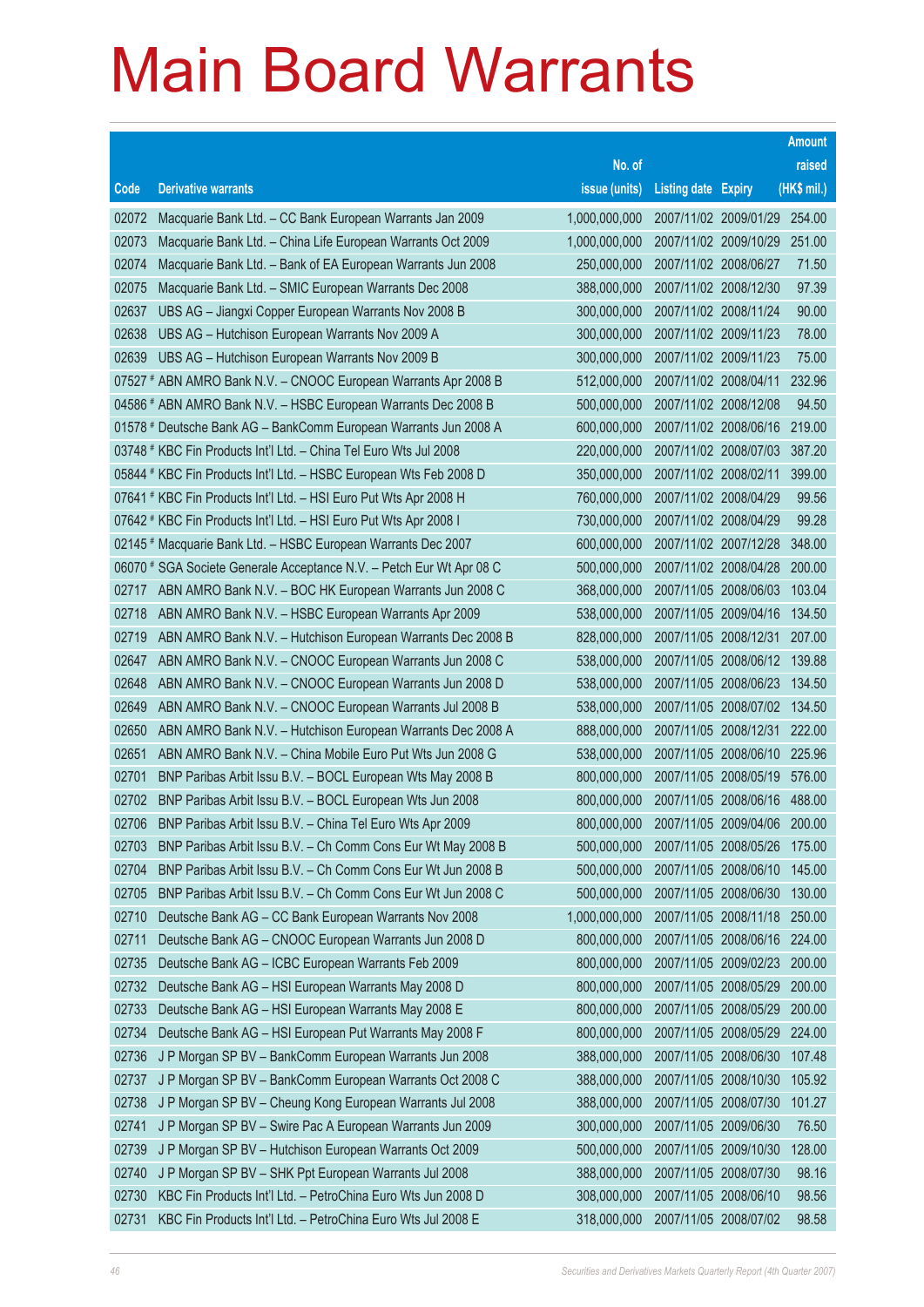# Main Board Warrants

| Code | Derivative warrants | No. of issue (units) | Listing date | Expiry | Amount raised (HK$ mil.) |
|---|---|---|---|---|---|
| 02072 | Macquarie Bank Ltd. – CC Bank European Warrants Jan 2009 | 1,000,000,000 | 2007/11/02 | 2009/01/29 | 254.00 |
| 02073 | Macquarie Bank Ltd. – China Life European Warrants Oct 2009 | 1,000,000,000 | 2007/11/02 | 2009/10/29 | 251.00 |
| 02074 | Macquarie Bank Ltd. – Bank of EA European Warrants Jun 2008 | 250,000,000 | 2007/11/02 | 2008/06/27 | 71.50 |
| 02075 | Macquarie Bank Ltd. – SMIC European Warrants Dec 2008 | 388,000,000 | 2007/11/02 | 2008/12/30 | 97.39 |
| 02637 | UBS AG – Jiangxi Copper European Warrants Nov 2008 B | 300,000,000 | 2007/11/02 | 2008/11/24 | 90.00 |
| 02638 | UBS AG – Hutchison European Warrants Nov 2009 A | 300,000,000 | 2007/11/02 | 2009/11/23 | 78.00 |
| 02639 | UBS AG – Hutchison European Warrants Nov 2009 B | 300,000,000 | 2007/11/02 | 2009/11/23 | 75.00 |
| 07527 # | ABN AMRO Bank N.V. – CNOOC European Warrants Apr 2008 B | 512,000,000 | 2007/11/02 | 2008/04/11 | 232.96 |
| 04586 # | ABN AMRO Bank N.V. – HSBC European Warrants Dec 2008 B | 500,000,000 | 2007/11/02 | 2008/12/08 | 94.50 |
| 01578 # | Deutsche Bank AG – BankComm European Warrants Jun 2008 A | 600,000,000 | 2007/11/02 | 2008/06/16 | 219.00 |
| 03748 # | KBC Fin Products Int'l Ltd. – China Tel Euro Wts Jul 2008 | 220,000,000 | 2007/11/02 | 2008/07/03 | 387.20 |
| 05844 # | KBC Fin Products Int'l Ltd. – HSBC European Wts Feb 2008 D | 350,000,000 | 2007/11/02 | 2008/02/11 | 399.00 |
| 07641 # | KBC Fin Products Int'l Ltd. – HSI Euro Put Wts Apr 2008 H | 760,000,000 | 2007/11/02 | 2008/04/29 | 99.56 |
| 07642 # | KBC Fin Products Int'l Ltd. – HSI Euro Put Wts Apr 2008 I | 730,000,000 | 2007/11/02 | 2008/04/29 | 99.28 |
| 02145 # | Macquarie Bank Ltd. – HSBC European Warrants Dec 2007 | 600,000,000 | 2007/11/02 | 2007/12/28 | 348.00 |
| 06070 # | SGA Societe Generale Acceptance N.V. – Petch Eur Wt Apr 08 C | 500,000,000 | 2007/11/02 | 2008/04/28 | 200.00 |
| 02717 | ABN AMRO Bank N.V. – BOC HK European Warrants Jun 2008 C | 368,000,000 | 2007/11/05 | 2008/06/03 | 103.04 |
| 02718 | ABN AMRO Bank N.V. – HSBC European Warrants Apr 2009 | 538,000,000 | 2007/11/05 | 2009/04/16 | 134.50 |
| 02719 | ABN AMRO Bank N.V. – Hutchison European Warrants Dec 2008 B | 828,000,000 | 2007/11/05 | 2008/12/31 | 207.00 |
| 02647 | ABN AMRO Bank N.V. – CNOOC European Warrants Jun 2008 C | 538,000,000 | 2007/11/05 | 2008/06/12 | 139.88 |
| 02648 | ABN AMRO Bank N.V. – CNOOC European Warrants Jun 2008 D | 538,000,000 | 2007/11/05 | 2008/06/23 | 134.50 |
| 02649 | ABN AMRO Bank N.V. – CNOOC European Warrants Jul 2008 B | 538,000,000 | 2007/11/05 | 2008/07/02 | 134.50 |
| 02650 | ABN AMRO Bank N.V. – Hutchison European Warrants Dec 2008 A | 888,000,000 | 2007/11/05 | 2008/12/31 | 222.00 |
| 02651 | ABN AMRO Bank N.V. – China Mobile Euro Put Wts Jun 2008 G | 538,000,000 | 2007/11/05 | 2008/06/10 | 225.96 |
| 02701 | BNP Paribas Arbit Issu B.V. – BOCL European Wts May 2008 B | 800,000,000 | 2007/11/05 | 2008/05/19 | 576.00 |
| 02702 | BNP Paribas Arbit Issu B.V. – BOCL European Wts Jun 2008 | 800,000,000 | 2007/11/05 | 2008/06/16 | 488.00 |
| 02706 | BNP Paribas Arbit Issu B.V. – China Tel Euro Wts Apr 2009 | 800,000,000 | 2007/11/05 | 2009/04/06 | 200.00 |
| 02703 | BNP Paribas Arbit Issu B.V. – Ch Comm Cons Eur Wt May 2008 B | 500,000,000 | 2007/11/05 | 2008/05/26 | 175.00 |
| 02704 | BNP Paribas Arbit Issu B.V. – Ch Comm Cons Eur Wt Jun 2008 B | 500,000,000 | 2007/11/05 | 2008/06/10 | 145.00 |
| 02705 | BNP Paribas Arbit Issu B.V. – Ch Comm Cons Eur Wt Jun 2008 C | 500,000,000 | 2007/11/05 | 2008/06/30 | 130.00 |
| 02710 | Deutsche Bank AG – CC Bank European Warrants Nov 2008 | 1,000,000,000 | 2007/11/05 | 2008/11/18 | 250.00 |
| 02711 | Deutsche Bank AG – CNOOC European Warrants Jun 2008 D | 800,000,000 | 2007/11/05 | 2008/06/16 | 224.00 |
| 02735 | Deutsche Bank AG – ICBC European Warrants Feb 2009 | 800,000,000 | 2007/11/05 | 2009/02/23 | 200.00 |
| 02732 | Deutsche Bank AG – HSI European Warrants May 2008 D | 800,000,000 | 2007/11/05 | 2008/05/29 | 200.00 |
| 02733 | Deutsche Bank AG – HSI European Warrants May 2008 E | 800,000,000 | 2007/11/05 | 2008/05/29 | 200.00 |
| 02734 | Deutsche Bank AG – HSI European Put Warrants May 2008 F | 800,000,000 | 2007/11/05 | 2008/05/29 | 224.00 |
| 02736 | J P Morgan SP BV – BankComm European Warrants Jun 2008 | 388,000,000 | 2007/11/05 | 2008/06/30 | 107.48 |
| 02737 | J P Morgan SP BV – BankComm European Warrants Oct 2008 C | 388,000,000 | 2007/11/05 | 2008/10/30 | 105.92 |
| 02738 | J P Morgan SP BV – Cheung Kong European Warrants Jul 2008 | 388,000,000 | 2007/11/05 | 2008/07/30 | 101.27 |
| 02741 | J P Morgan SP BV – Swire Pac A European Warrants Jun 2009 | 300,000,000 | 2007/11/05 | 2009/06/30 | 76.50 |
| 02739 | J P Morgan SP BV – Hutchison European Warrants Oct 2009 | 500,000,000 | 2007/11/05 | 2009/10/30 | 128.00 |
| 02740 | J P Morgan SP BV – SHK Ppt European Warrants Jul 2008 | 388,000,000 | 2007/11/05 | 2008/07/30 | 98.16 |
| 02730 | KBC Fin Products Int'l Ltd. – PetroChina Euro Wts Jun 2008 D | 308,000,000 | 2007/11/05 | 2008/06/10 | 98.56 |
| 02731 | KBC Fin Products Int'l Ltd. – PetroChina Euro Wts Jul 2008 E | 318,000,000 | 2007/11/05 | 2008/07/02 | 98.58 |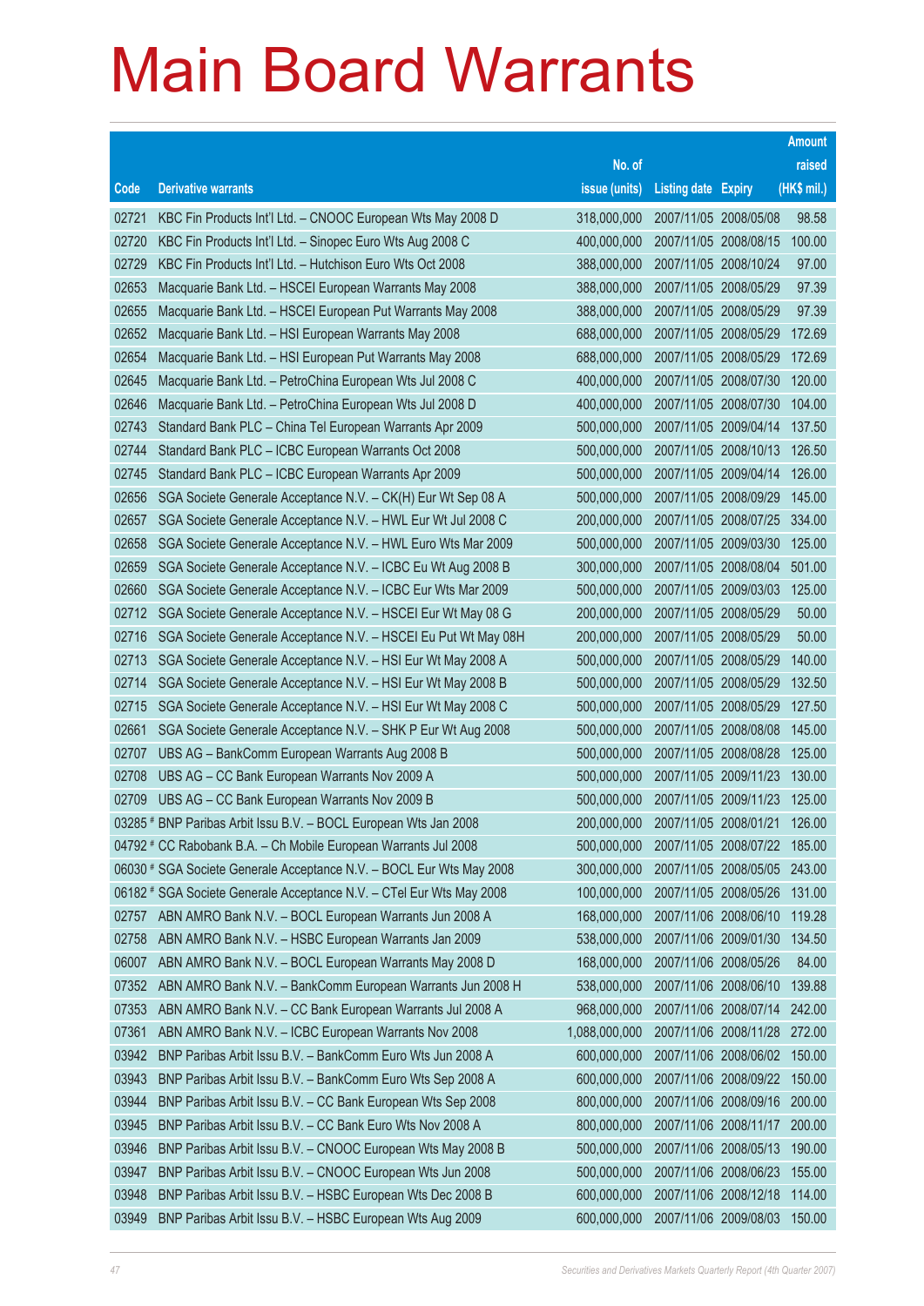# Main Board Warrants

| Code | Derivative warrants | No. of issue (units) | Listing date | Expiry | Amount raised (HK$ mil.) |
|---|---|---|---|---|---|
| 02721 | KBC Fin Products Int'l Ltd. – CNOOC European Wts May 2008 D | 318,000,000 | 2007/11/05 | 2008/05/08 | 98.58 |
| 02720 | KBC Fin Products Int'l Ltd. – Sinopec Euro Wts Aug 2008 C | 400,000,000 | 2007/11/05 | 2008/08/15 | 100.00 |
| 02729 | KBC Fin Products Int'l Ltd. – Hutchison Euro Wts Oct 2008 | 388,000,000 | 2007/11/05 | 2008/10/24 | 97.00 |
| 02653 | Macquarie Bank Ltd. – HSCEI European Warrants May 2008 | 388,000,000 | 2007/11/05 | 2008/05/29 | 97.39 |
| 02655 | Macquarie Bank Ltd. – HSCEI European Put Warrants May 2008 | 388,000,000 | 2007/11/05 | 2008/05/29 | 97.39 |
| 02652 | Macquarie Bank Ltd. – HSI European Warrants May 2008 | 688,000,000 | 2007/11/05 | 2008/05/29 | 172.69 |
| 02654 | Macquarie Bank Ltd. – HSI European Put Warrants May 2008 | 688,000,000 | 2007/11/05 | 2008/05/29 | 172.69 |
| 02645 | Macquarie Bank Ltd. – PetroChina European Wts Jul 2008 C | 400,000,000 | 2007/11/05 | 2008/07/30 | 120.00 |
| 02646 | Macquarie Bank Ltd. – PetroChina European Wts Jul 2008 D | 400,000,000 | 2007/11/05 | 2008/07/30 | 104.00 |
| 02743 | Standard Bank PLC – China Tel European Warrants Apr 2009 | 500,000,000 | 2007/11/05 | 2009/04/14 | 137.50 |
| 02744 | Standard Bank PLC – ICBC European Warrants Oct 2008 | 500,000,000 | 2007/11/05 | 2008/10/13 | 126.50 |
| 02745 | Standard Bank PLC – ICBC European Warrants Apr 2009 | 500,000,000 | 2007/11/05 | 2009/04/14 | 126.00 |
| 02656 | SGA Societe Generale Acceptance N.V. – CK(H) Eur Wt Sep 08 A | 500,000,000 | 2007/11/05 | 2008/09/29 | 145.00 |
| 02657 | SGA Societe Generale Acceptance N.V. – HWL Eur Wt Jul 2008 C | 200,000,000 | 2007/11/05 | 2008/07/25 | 334.00 |
| 02658 | SGA Societe Generale Acceptance N.V. – HWL Euro Wts Mar 2009 | 500,000,000 | 2007/11/05 | 2009/03/30 | 125.00 |
| 02659 | SGA Societe Generale Acceptance N.V. – ICBC Eu Wt Aug 2008 B | 300,000,000 | 2007/11/05 | 2008/08/04 | 501.00 |
| 02660 | SGA Societe Generale Acceptance N.V. – ICBC Eur Wts Mar 2009 | 500,000,000 | 2007/11/05 | 2009/03/03 | 125.00 |
| 02712 | SGA Societe Generale Acceptance N.V. – HSCEI Eur Wt May 08 G | 200,000,000 | 2007/11/05 | 2008/05/29 | 50.00 |
| 02716 | SGA Societe Generale Acceptance N.V. – HSCEI Eu Put Wt May 08H | 200,000,000 | 2007/11/05 | 2008/05/29 | 50.00 |
| 02713 | SGA Societe Generale Acceptance N.V. – HSI Eur Wt May 2008 A | 500,000,000 | 2007/11/05 | 2008/05/29 | 140.00 |
| 02714 | SGA Societe Generale Acceptance N.V. – HSI Eur Wt May 2008 B | 500,000,000 | 2007/11/05 | 2008/05/29 | 132.50 |
| 02715 | SGA Societe Generale Acceptance N.V. – HSI Eur Wt May 2008 C | 500,000,000 | 2007/11/05 | 2008/05/29 | 127.50 |
| 02661 | SGA Societe Generale Acceptance N.V. – SHK P Eur Wt Aug 2008 | 500,000,000 | 2007/11/05 | 2008/08/08 | 145.00 |
| 02707 | UBS AG – BankComm European Warrants Aug 2008 B | 500,000,000 | 2007/11/05 | 2008/08/28 | 125.00 |
| 02708 | UBS AG – CC Bank European Warrants Nov 2009 A | 500,000,000 | 2007/11/05 | 2009/11/23 | 130.00 |
| 02709 | UBS AG – CC Bank European Warrants Nov 2009 B | 500,000,000 | 2007/11/05 | 2009/11/23 | 125.00 |
| 03285 # | BNP Paribas Arbit Issu B.V. – BOCL European Wts Jan 2008 | 200,000,000 | 2007/11/05 | 2008/01/21 | 126.00 |
| 04792 # | CC Rabobank B.A. – Ch Mobile European Warrants Jul 2008 | 500,000,000 | 2007/11/05 | 2008/07/22 | 185.00 |
| 06030 # | SGA Societe Generale Acceptance N.V. – BOCL Eur Wts May 2008 | 300,000,000 | 2007/11/05 | 2008/05/05 | 243.00 |
| 06182 # | SGA Societe Generale Acceptance N.V. – CTel Eur Wts May 2008 | 100,000,000 | 2007/11/05 | 2008/05/26 | 131.00 |
| 02757 | ABN AMRO Bank N.V. – BOCL European Warrants Jun 2008 A | 168,000,000 | 2007/11/06 | 2008/06/10 | 119.28 |
| 02758 | ABN AMRO Bank N.V. – HSBC European Warrants Jan 2009 | 538,000,000 | 2007/11/06 | 2009/01/30 | 134.50 |
| 06007 | ABN AMRO Bank N.V. – BOCL European Warrants May 2008 D | 168,000,000 | 2007/11/06 | 2008/05/26 | 84.00 |
| 07352 | ABN AMRO Bank N.V. – BankComm European Warrants Jun 2008 H | 538,000,000 | 2007/11/06 | 2008/06/10 | 139.88 |
| 07353 | ABN AMRO Bank N.V. – CC Bank European Warrants Jul 2008 A | 968,000,000 | 2007/11/06 | 2008/07/14 | 242.00 |
| 07361 | ABN AMRO Bank N.V. – ICBC European Warrants Nov 2008 | 1,088,000,000 | 2007/11/06 | 2008/11/28 | 272.00 |
| 03942 | BNP Paribas Arbit Issu B.V. – BankComm Euro Wts Jun 2008 A | 600,000,000 | 2007/11/06 | 2008/06/02 | 150.00 |
| 03943 | BNP Paribas Arbit Issu B.V. – BankComm Euro Wts Sep 2008 A | 600,000,000 | 2007/11/06 | 2008/09/22 | 150.00 |
| 03944 | BNP Paribas Arbit Issu B.V. – CC Bank European Wts Sep 2008 | 800,000,000 | 2007/11/06 | 2008/09/16 | 200.00 |
| 03945 | BNP Paribas Arbit Issu B.V. – CC Bank Euro Wts Nov 2008 A | 800,000,000 | 2007/11/06 | 2008/11/17 | 200.00 |
| 03946 | BNP Paribas Arbit Issu B.V. – CNOOC European Wts May 2008 B | 500,000,000 | 2007/11/06 | 2008/05/13 | 190.00 |
| 03947 | BNP Paribas Arbit Issu B.V. – CNOOC European Wts Jun 2008 | 500,000,000 | 2007/11/06 | 2008/06/23 | 155.00 |
| 03948 | BNP Paribas Arbit Issu B.V. – HSBC European Wts Dec 2008 B | 600,000,000 | 2007/11/06 | 2008/12/18 | 114.00 |
| 03949 | BNP Paribas Arbit Issu B.V. – HSBC European Wts Aug 2009 | 600,000,000 | 2007/11/06 | 2009/08/03 | 150.00 |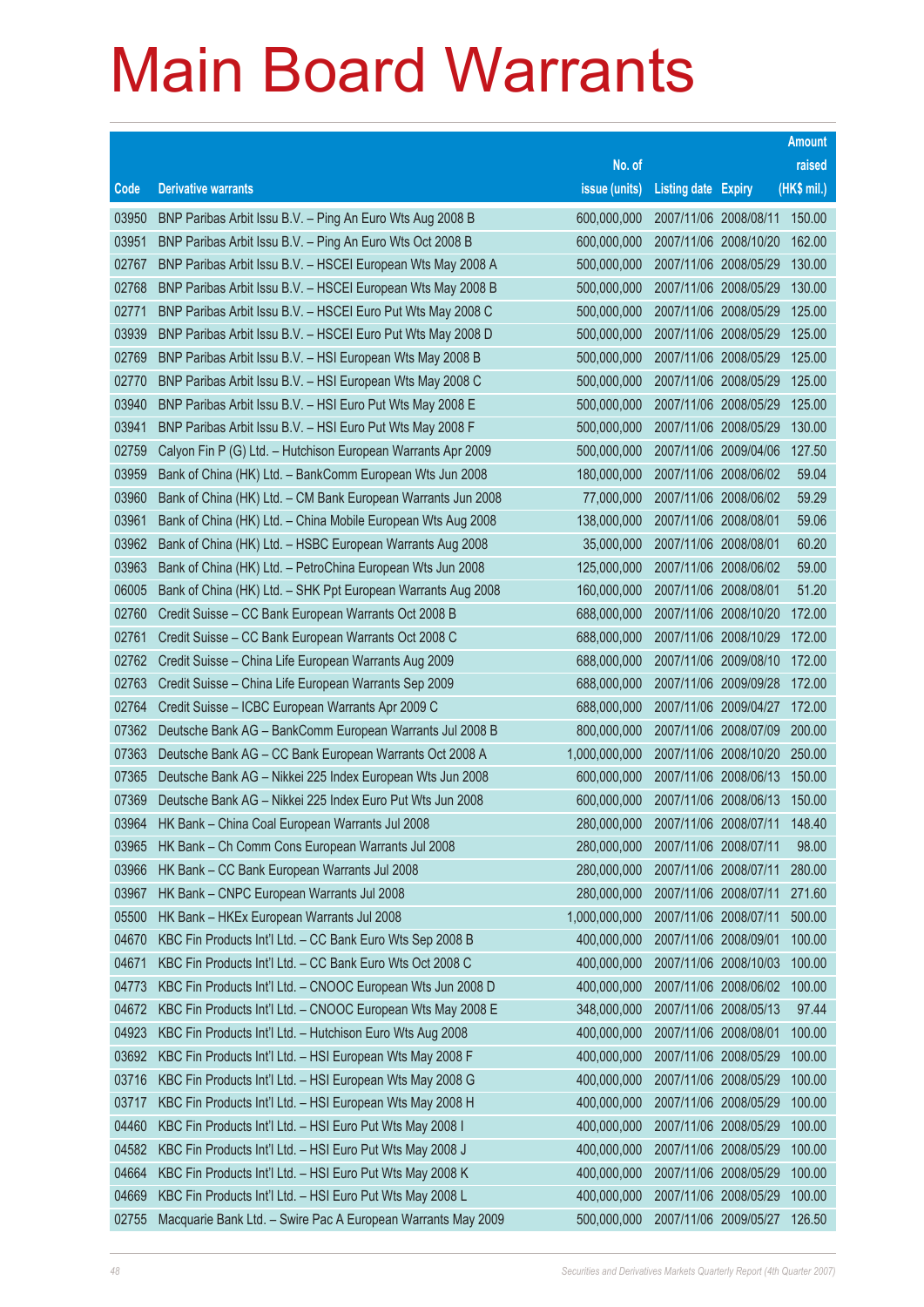# Main Board Warrants

| Code | Derivative warrants | No. of issue (units) | Listing date | Expiry | Amount raised (HK$ mil.) |
|---|---|---|---|---|---|
| 03950 | BNP Paribas Arbit Issu B.V. – Ping An Euro Wts Aug 2008 B | 600,000,000 | 2007/11/06 | 2008/08/11 | 150.00 |
| 03951 | BNP Paribas Arbit Issu B.V. – Ping An Euro Wts Oct 2008 B | 600,000,000 | 2007/11/06 | 2008/10/20 | 162.00 |
| 02767 | BNP Paribas Arbit Issu B.V. – HSCEI European Wts May 2008 A | 500,000,000 | 2007/11/06 | 2008/05/29 | 130.00 |
| 02768 | BNP Paribas Arbit Issu B.V. – HSCEI European Wts May 2008 B | 500,000,000 | 2007/11/06 | 2008/05/29 | 130.00 |
| 02771 | BNP Paribas Arbit Issu B.V. – HSCEI Euro Put Wts May 2008 C | 500,000,000 | 2007/11/06 | 2008/05/29 | 125.00 |
| 03939 | BNP Paribas Arbit Issu B.V. – HSCEI Euro Put Wts May 2008 D | 500,000,000 | 2007/11/06 | 2008/05/29 | 125.00 |
| 02769 | BNP Paribas Arbit Issu B.V. – HSI European Wts May 2008 B | 500,000,000 | 2007/11/06 | 2008/05/29 | 125.00 |
| 02770 | BNP Paribas Arbit Issu B.V. – HSI European Wts May 2008 C | 500,000,000 | 2007/11/06 | 2008/05/29 | 125.00 |
| 03940 | BNP Paribas Arbit Issu B.V. – HSI Euro Put Wts May 2008 E | 500,000,000 | 2007/11/06 | 2008/05/29 | 125.00 |
| 03941 | BNP Paribas Arbit Issu B.V. – HSI Euro Put Wts May 2008 F | 500,000,000 | 2007/11/06 | 2008/05/29 | 130.00 |
| 02759 | Calyon Fin P (G) Ltd. – Hutchison European Warrants Apr 2009 | 500,000,000 | 2007/11/06 | 2009/04/06 | 127.50 |
| 03959 | Bank of China (HK) Ltd. – BankComm European Wts Jun 2008 | 180,000,000 | 2007/11/06 | 2008/06/02 | 59.04 |
| 03960 | Bank of China (HK) Ltd. – CM Bank European Warrants Jun 2008 | 77,000,000 | 2007/11/06 | 2008/06/02 | 59.29 |
| 03961 | Bank of China (HK) Ltd. – China Mobile European Wts Aug 2008 | 138,000,000 | 2007/11/06 | 2008/08/01 | 59.06 |
| 03962 | Bank of China (HK) Ltd. – HSBC European Warrants Aug 2008 | 35,000,000 | 2007/11/06 | 2008/08/01 | 60.20 |
| 03963 | Bank of China (HK) Ltd. – PetroChina European Wts Jun 2008 | 125,000,000 | 2007/11/06 | 2008/06/02 | 59.00 |
| 06005 | Bank of China (HK) Ltd. – SHK Ppt European Warrants Aug 2008 | 160,000,000 | 2007/11/06 | 2008/08/01 | 51.20 |
| 02760 | Credit Suisse – CC Bank European Warrants Oct 2008 B | 688,000,000 | 2007/11/06 | 2008/10/20 | 172.00 |
| 02761 | Credit Suisse – CC Bank European Warrants Oct 2008 C | 688,000,000 | 2007/11/06 | 2008/10/29 | 172.00 |
| 02762 | Credit Suisse – China Life European Warrants Aug 2009 | 688,000,000 | 2007/11/06 | 2009/08/10 | 172.00 |
| 02763 | Credit Suisse – China Life European Warrants Sep 2009 | 688,000,000 | 2007/11/06 | 2009/09/28 | 172.00 |
| 02764 | Credit Suisse – ICBC European Warrants Apr 2009 C | 688,000,000 | 2007/11/06 | 2009/04/27 | 172.00 |
| 07362 | Deutsche Bank AG – BankComm European Warrants Jul 2008 B | 800,000,000 | 2007/11/06 | 2008/07/09 | 200.00 |
| 07363 | Deutsche Bank AG – CC Bank European Warrants Oct 2008 A | 1,000,000,000 | 2007/11/06 | 2008/10/20 | 250.00 |
| 07365 | Deutsche Bank AG – Nikkei 225 Index European Wts Jun 2008 | 600,000,000 | 2007/11/06 | 2008/06/13 | 150.00 |
| 07369 | Deutsche Bank AG – Nikkei 225 Index Euro Put Wts Jun 2008 | 600,000,000 | 2007/11/06 | 2008/06/13 | 150.00 |
| 03964 | HK Bank – China Coal European Warrants Jul 2008 | 280,000,000 | 2007/11/06 | 2008/07/11 | 148.40 |
| 03965 | HK Bank – Ch Comm Cons European Warrants Jul 2008 | 280,000,000 | 2007/11/06 | 2008/07/11 | 98.00 |
| 03966 | HK Bank – CC Bank European Warrants Jul 2008 | 280,000,000 | 2007/11/06 | 2008/07/11 | 280.00 |
| 03967 | HK Bank – CNPC European Warrants Jul 2008 | 280,000,000 | 2007/11/06 | 2008/07/11 | 271.60 |
| 05500 | HK Bank – HKEx European Warrants Jul 2008 | 1,000,000,000 | 2007/11/06 | 2008/07/11 | 500.00 |
| 04670 | KBC Fin Products Int'l Ltd. – CC Bank Euro Wts Sep 2008 B | 400,000,000 | 2007/11/06 | 2008/09/01 | 100.00 |
| 04671 | KBC Fin Products Int'l Ltd. – CC Bank Euro Wts Oct 2008 C | 400,000,000 | 2007/11/06 | 2008/10/03 | 100.00 |
| 04773 | KBC Fin Products Int'l Ltd. – CNOOC European Wts Jun 2008 D | 400,000,000 | 2007/11/06 | 2008/06/02 | 100.00 |
| 04672 | KBC Fin Products Int'l Ltd. – CNOOC European Wts May 2008 E | 348,000,000 | 2007/11/06 | 2008/05/13 | 97.44 |
| 04923 | KBC Fin Products Int'l Ltd. – Hutchison Euro Wts Aug 2008 | 400,000,000 | 2007/11/06 | 2008/08/01 | 100.00 |
| 03692 | KBC Fin Products Int'l Ltd. – HSI European Wts May 2008 F | 400,000,000 | 2007/11/06 | 2008/05/29 | 100.00 |
| 03716 | KBC Fin Products Int'l Ltd. – HSI European Wts May 2008 G | 400,000,000 | 2007/11/06 | 2008/05/29 | 100.00 |
| 03717 | KBC Fin Products Int'l Ltd. – HSI European Wts May 2008 H | 400,000,000 | 2007/11/06 | 2008/05/29 | 100.00 |
| 04460 | KBC Fin Products Int'l Ltd. – HSI Euro Put Wts May 2008 I | 400,000,000 | 2007/11/06 | 2008/05/29 | 100.00 |
| 04582 | KBC Fin Products Int'l Ltd. – HSI Euro Put Wts May 2008 J | 400,000,000 | 2007/11/06 | 2008/05/29 | 100.00 |
| 04664 | KBC Fin Products Int'l Ltd. – HSI Euro Put Wts May 2008 K | 400,000,000 | 2007/11/06 | 2008/05/29 | 100.00 |
| 04669 | KBC Fin Products Int'l Ltd. – HSI Euro Put Wts May 2008 L | 400,000,000 | 2007/11/06 | 2008/05/29 | 100.00 |
| 02755 | Macquarie Bank Ltd. – Swire Pac A European Warrants May 2009 | 500,000,000 | 2007/11/06 | 2009/05/27 | 126.50 |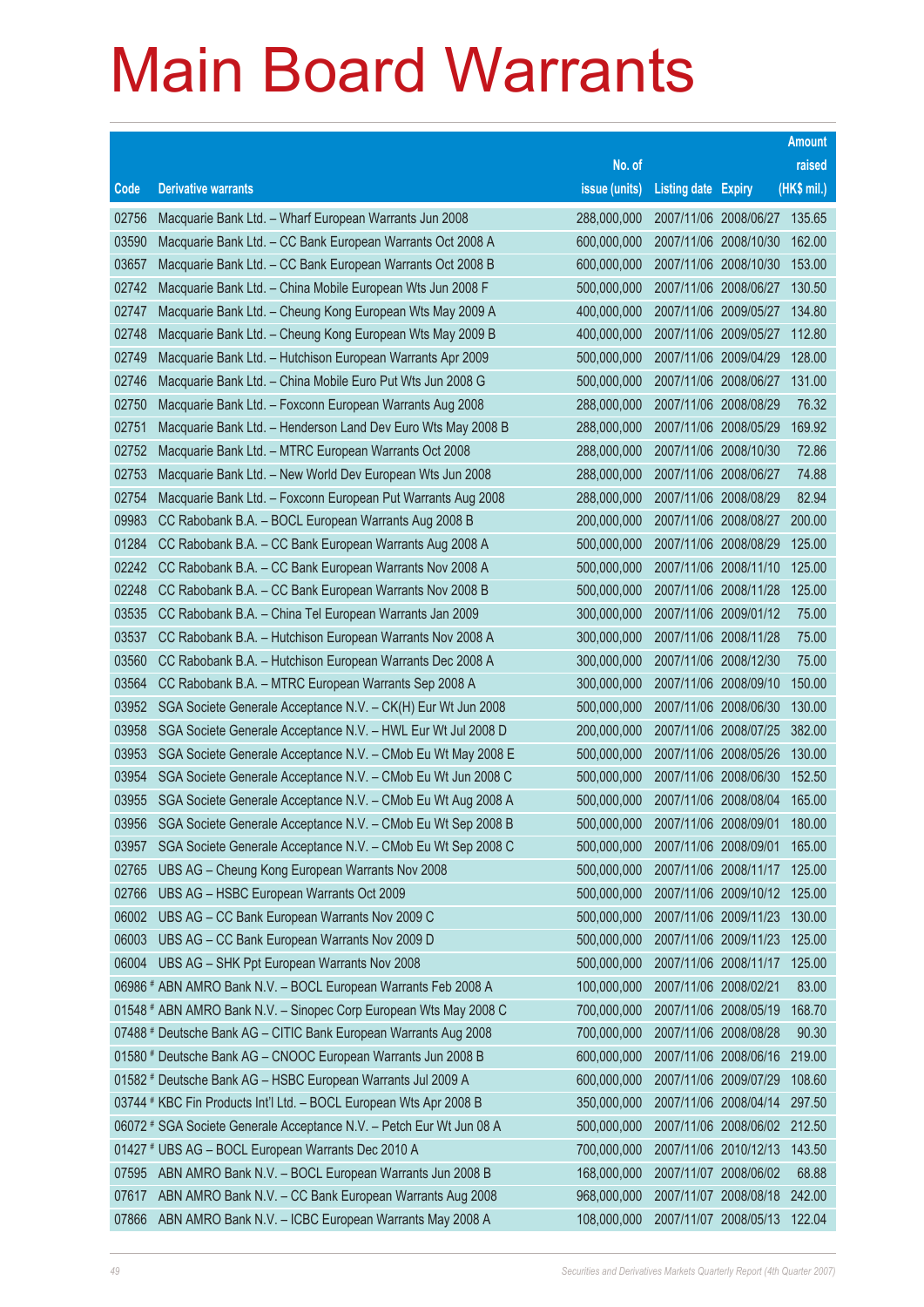# Main Board Warrants

| Code | Derivative warrants | No. of issue (units) | Listing date | Expiry | Amount raised (HK$ mil.) |
|---|---|---|---|---|---|
| 02756 | Macquarie Bank Ltd. – Wharf European Warrants Jun 2008 | 288,000,000 | 2007/11/06 | 2008/06/27 | 135.65 |
| 03590 | Macquarie Bank Ltd. – CC Bank European Warrants Oct 2008 A | 600,000,000 | 2007/11/06 | 2008/10/30 | 162.00 |
| 03657 | Macquarie Bank Ltd. – CC Bank European Warrants Oct 2008 B | 600,000,000 | 2007/11/06 | 2008/10/30 | 153.00 |
| 02742 | Macquarie Bank Ltd. – China Mobile European Wts Jun 2008 F | 500,000,000 | 2007/11/06 | 2008/06/27 | 130.50 |
| 02747 | Macquarie Bank Ltd. – Cheung Kong European Wts May 2009 A | 400,000,000 | 2007/11/06 | 2009/05/27 | 134.80 |
| 02748 | Macquarie Bank Ltd. – Cheung Kong European Wts May 2009 B | 400,000,000 | 2007/11/06 | 2009/05/27 | 112.80 |
| 02749 | Macquarie Bank Ltd. – Hutchison European Warrants Apr 2009 | 500,000,000 | 2007/11/06 | 2009/04/29 | 128.00 |
| 02746 | Macquarie Bank Ltd. – China Mobile Euro Put Wts Jun 2008 G | 500,000,000 | 2007/11/06 | 2008/06/27 | 131.00 |
| 02750 | Macquarie Bank Ltd. – Foxconn European Warrants Aug 2008 | 288,000,000 | 2007/11/06 | 2008/08/29 | 76.32 |
| 02751 | Macquarie Bank Ltd. – Henderson Land Dev Euro Wts May 2008 B | 288,000,000 | 2007/11/06 | 2008/05/29 | 169.92 |
| 02752 | Macquarie Bank Ltd. – MTRC European Warrants Oct 2008 | 288,000,000 | 2007/11/06 | 2008/10/30 | 72.86 |
| 02753 | Macquarie Bank Ltd. – New World Dev European Wts Jun 2008 | 288,000,000 | 2007/11/06 | 2008/06/27 | 74.88 |
| 02754 | Macquarie Bank Ltd. – Foxconn European Put Warrants Aug 2008 | 288,000,000 | 2007/11/06 | 2008/08/29 | 82.94 |
| 09983 | CC Rabobank B.A. – BOCL European Warrants Aug 2008 B | 200,000,000 | 2007/11/06 | 2008/08/27 | 200.00 |
| 01284 | CC Rabobank B.A. – CC Bank European Warrants Aug 2008 A | 500,000,000 | 2007/11/06 | 2008/08/29 | 125.00 |
| 02242 | CC Rabobank B.A. – CC Bank European Warrants Nov 2008 A | 500,000,000 | 2007/11/06 | 2008/11/10 | 125.00 |
| 02248 | CC Rabobank B.A. – CC Bank European Warrants Nov 2008 B | 500,000,000 | 2007/11/06 | 2008/11/28 | 125.00 |
| 03535 | CC Rabobank B.A. – China Tel European Warrants Jan 2009 | 300,000,000 | 2007/11/06 | 2009/01/12 | 75.00 |
| 03537 | CC Rabobank B.A. – Hutchison European Warrants Nov 2008 A | 300,000,000 | 2007/11/06 | 2008/11/28 | 75.00 |
| 03560 | CC Rabobank B.A. – Hutchison European Warrants Dec 2008 A | 300,000,000 | 2007/11/06 | 2008/12/30 | 75.00 |
| 03564 | CC Rabobank B.A. – MTRC European Warrants Sep 2008 A | 300,000,000 | 2007/11/06 | 2008/09/10 | 150.00 |
| 03952 | SGA Societe Generale Acceptance N.V. – CK(H) Eur Wt Jun 2008 | 500,000,000 | 2007/11/06 | 2008/06/30 | 130.00 |
| 03958 | SGA Societe Generale Acceptance N.V. – HWL Eur Wt Jul 2008 D | 200,000,000 | 2007/11/06 | 2008/07/25 | 382.00 |
| 03953 | SGA Societe Generale Acceptance N.V. – CMob Eu Wt May 2008 E | 500,000,000 | 2007/11/06 | 2008/05/26 | 130.00 |
| 03954 | SGA Societe Generale Acceptance N.V. – CMob Eu Wt Jun 2008 C | 500,000,000 | 2007/11/06 | 2008/06/30 | 152.50 |
| 03955 | SGA Societe Generale Acceptance N.V. – CMob Eu Wt Aug 2008 A | 500,000,000 | 2007/11/06 | 2008/08/04 | 165.00 |
| 03956 | SGA Societe Generale Acceptance N.V. – CMob Eu Wt Sep 2008 B | 500,000,000 | 2007/11/06 | 2008/09/01 | 180.00 |
| 03957 | SGA Societe Generale Acceptance N.V. – CMob Eu Wt Sep 2008 C | 500,000,000 | 2007/11/06 | 2008/09/01 | 165.00 |
| 02765 | UBS AG – Cheung Kong European Warrants Nov 2008 | 500,000,000 | 2007/11/06 | 2008/11/17 | 125.00 |
| 02766 | UBS AG – HSBC European Warrants Oct 2009 | 500,000,000 | 2007/11/06 | 2009/10/12 | 125.00 |
| 06002 | UBS AG – CC Bank European Warrants Nov 2009 C | 500,000,000 | 2007/11/06 | 2009/11/23 | 130.00 |
| 06003 | UBS AG – CC Bank European Warrants Nov 2009 D | 500,000,000 | 2007/11/06 | 2009/11/23 | 125.00 |
| 06004 | UBS AG – SHK Ppt European Warrants Nov 2008 | 500,000,000 | 2007/11/06 | 2008/11/17 | 125.00 |
| 06986 # | ABN AMRO Bank N.V. – BOCL European Warrants Feb 2008 A | 100,000,000 | 2007/11/06 | 2008/02/21 | 83.00 |
| 01548 # | ABN AMRO Bank N.V. – Sinopec Corp European Wts May 2008 C | 700,000,000 | 2007/11/06 | 2008/05/19 | 168.70 |
| 07488 # | Deutsche Bank AG – CITIC Bank European Warrants Aug 2008 | 700,000,000 | 2007/11/06 | 2008/08/28 | 90.30 |
| 01580 # | Deutsche Bank AG – CNOOC European Warrants Jun 2008 B | 600,000,000 | 2007/11/06 | 2008/06/16 | 219.00 |
| 01582 # | Deutsche Bank AG – HSBC European Warrants Jul 2009 A | 600,000,000 | 2007/11/06 | 2009/07/29 | 108.60 |
| 03744 # | KBC Fin Products Int'l Ltd. – BOCL European Wts Apr 2008 B | 350,000,000 | 2007/11/06 | 2008/04/14 | 297.50 |
| 06072 # | SGA Societe Generale Acceptance N.V. – Petch Eur Wt Jun 08 A | 500,000,000 | 2007/11/06 | 2008/06/02 | 212.50 |
| 01427 # | UBS AG – BOCL European Warrants Dec 2010 A | 700,000,000 | 2007/11/06 | 2010/12/13 | 143.50 |
| 07595 | ABN AMRO Bank N.V. – BOCL European Warrants Jun 2008 B | 168,000,000 | 2007/11/07 | 2008/06/02 | 68.88 |
| 07617 | ABN AMRO Bank N.V. – CC Bank European Warrants Aug 2008 | 968,000,000 | 2007/11/07 | 2008/08/18 | 242.00 |
| 07866 | ABN AMRO Bank N.V. – ICBC European Warrants May 2008 A | 108,000,000 | 2007/11/07 | 2008/05/13 | 122.04 |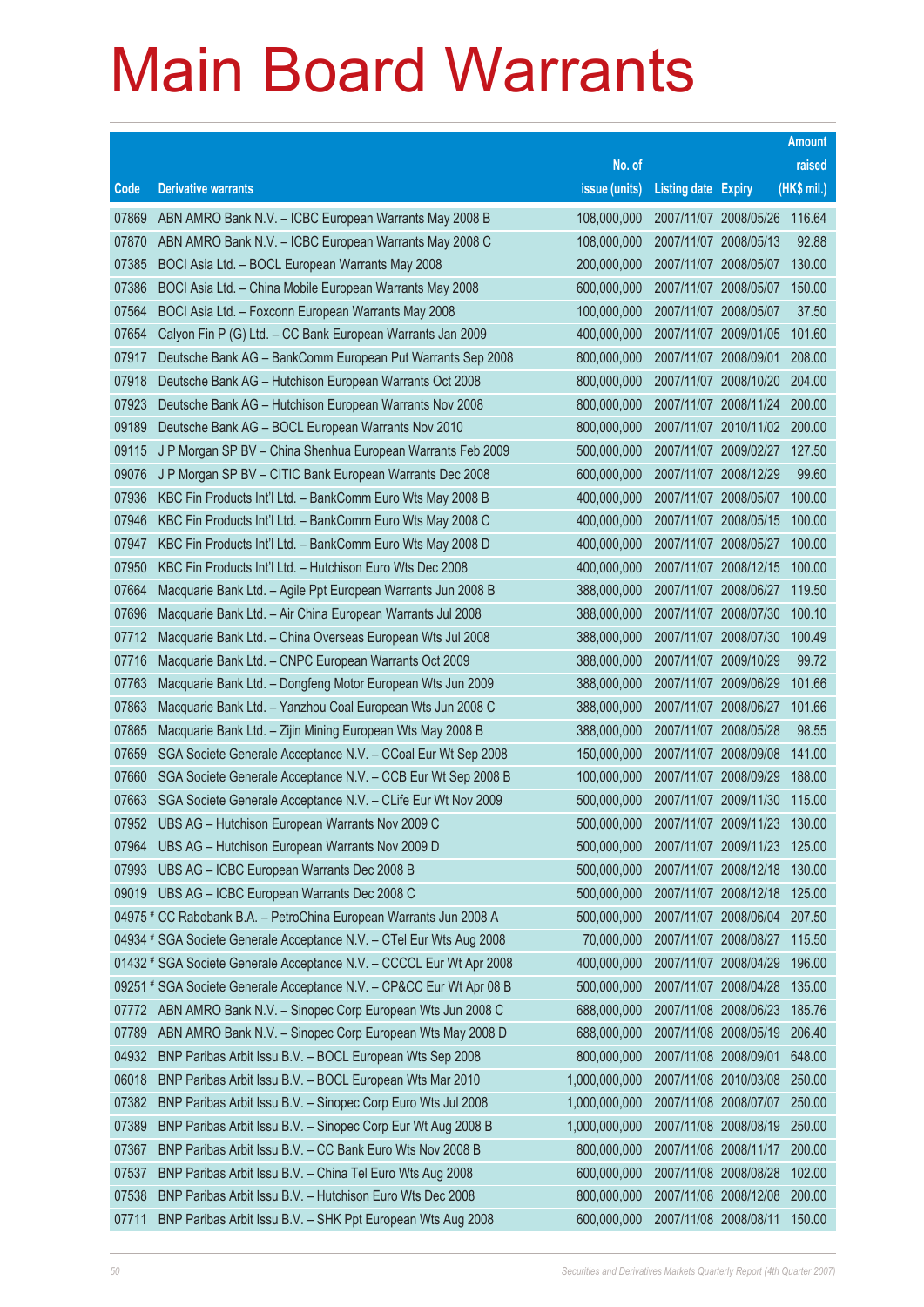# Main Board Warrants

| Code | Derivative warrants | No. of issue (units) | Listing date | Expiry | Amount raised (HK$ mil.) |
|---|---|---|---|---|---|
| 07869 | ABN AMRO Bank N.V. – ICBC European Warrants May 2008 B | 108,000,000 | 2007/11/07 | 2008/05/26 | 116.64 |
| 07870 | ABN AMRO Bank N.V. – ICBC European Warrants May 2008 C | 108,000,000 | 2007/11/07 | 2008/05/13 | 92.88 |
| 07385 | BOCI Asia Ltd. – BOCL European Warrants May 2008 | 200,000,000 | 2007/11/07 | 2008/05/07 | 130.00 |
| 07386 | BOCI Asia Ltd. – China Mobile European Warrants May 2008 | 600,000,000 | 2007/11/07 | 2008/05/07 | 150.00 |
| 07564 | BOCI Asia Ltd. – Foxconn European Warrants May 2008 | 100,000,000 | 2007/11/07 | 2008/05/07 | 37.50 |
| 07654 | Calyon Fin P (G) Ltd. – CC Bank European Warrants Jan 2009 | 400,000,000 | 2007/11/07 | 2009/01/05 | 101.60 |
| 07917 | Deutsche Bank AG – BankComm European Put Warrants Sep 2008 | 800,000,000 | 2007/11/07 | 2008/09/01 | 208.00 |
| 07918 | Deutsche Bank AG – Hutchison European Warrants Oct 2008 | 800,000,000 | 2007/11/07 | 2008/10/20 | 204.00 |
| 07923 | Deutsche Bank AG – Hutchison European Warrants Nov 2008 | 800,000,000 | 2007/11/07 | 2008/11/24 | 200.00 |
| 09189 | Deutsche Bank AG – BOCL European Warrants Nov 2010 | 800,000,000 | 2007/11/07 | 2010/11/02 | 200.00 |
| 09115 | J P Morgan SP BV – China Shenhua European Warrants Feb 2009 | 500,000,000 | 2007/11/07 | 2009/02/27 | 127.50 |
| 09076 | J P Morgan SP BV – CITIC Bank European Warrants Dec 2008 | 600,000,000 | 2007/11/07 | 2008/12/29 | 99.60 |
| 07936 | KBC Fin Products Int'l Ltd. – BankComm Euro Wts May 2008 B | 400,000,000 | 2007/11/07 | 2008/05/07 | 100.00 |
| 07946 | KBC Fin Products Int'l Ltd. – BankComm Euro Wts May 2008 C | 400,000,000 | 2007/11/07 | 2008/05/15 | 100.00 |
| 07947 | KBC Fin Products Int'l Ltd. – BankComm Euro Wts May 2008 D | 400,000,000 | 2007/11/07 | 2008/05/27 | 100.00 |
| 07950 | KBC Fin Products Int'l Ltd. – Hutchison Euro Wts Dec 2008 | 400,000,000 | 2007/11/07 | 2008/12/15 | 100.00 |
| 07664 | Macquarie Bank Ltd. – Agile Ppt European Warrants Jun 2008 B | 388,000,000 | 2007/11/07 | 2008/06/27 | 119.50 |
| 07696 | Macquarie Bank Ltd. – Air China European Warrants Jul 2008 | 388,000,000 | 2007/11/07 | 2008/07/30 | 100.10 |
| 07712 | Macquarie Bank Ltd. – China Overseas European Wts Jul 2008 | 388,000,000 | 2007/11/07 | 2008/07/30 | 100.49 |
| 07716 | Macquarie Bank Ltd. – CNPC European Warrants Oct 2009 | 388,000,000 | 2007/11/07 | 2009/10/29 | 99.72 |
| 07763 | Macquarie Bank Ltd. – Dongfeng Motor European Wts Jun 2009 | 388,000,000 | 2007/11/07 | 2009/06/29 | 101.66 |
| 07863 | Macquarie Bank Ltd. – Yanzhou Coal European Wts Jun 2008 C | 388,000,000 | 2007/11/07 | 2008/06/27 | 101.66 |
| 07865 | Macquarie Bank Ltd. – Zijin Mining European Wts May 2008 B | 388,000,000 | 2007/11/07 | 2008/05/28 | 98.55 |
| 07659 | SGA Societe Generale Acceptance N.V. – CCoal Eur Wt Sep 2008 | 150,000,000 | 2007/11/07 | 2008/09/08 | 141.00 |
| 07660 | SGA Societe Generale Acceptance N.V. – CCB Eur Wt Sep 2008 B | 100,000,000 | 2007/11/07 | 2008/09/29 | 188.00 |
| 07663 | SGA Societe Generale Acceptance N.V. – CLife Eur Wt Nov 2009 | 500,000,000 | 2007/11/07 | 2009/11/30 | 115.00 |
| 07952 | UBS AG – Hutchison European Warrants Nov 2009 C | 500,000,000 | 2007/11/07 | 2009/11/23 | 130.00 |
| 07964 | UBS AG – Hutchison European Warrants Nov 2009 D | 500,000,000 | 2007/11/07 | 2009/11/23 | 125.00 |
| 07993 | UBS AG – ICBC European Warrants Dec 2008 B | 500,000,000 | 2007/11/07 | 2008/12/18 | 130.00 |
| 09019 | UBS AG – ICBC European Warrants Dec 2008 C | 500,000,000 | 2007/11/07 | 2008/12/18 | 125.00 |
| 04975 # | CC Rabobank B.A. – PetroChina European Warrants Jun 2008 A | 500,000,000 | 2007/11/07 | 2008/06/04 | 207.50 |
| 04934 # | SGA Societe Generale Acceptance N.V. – CTel Eur Wts Aug 2008 | 70,000,000 | 2007/11/07 | 2008/08/27 | 115.50 |
| 01432 # | SGA Societe Generale Acceptance N.V. – CCCCL Eur Wt Apr 2008 | 400,000,000 | 2007/11/07 | 2008/04/29 | 196.00 |
| 09251 # | SGA Societe Generale Acceptance N.V. – CP&CC Eur Wt Apr 08 B | 500,000,000 | 2007/11/07 | 2008/04/28 | 135.00 |
| 07772 | ABN AMRO Bank N.V. – Sinopec Corp European Wts Jun 2008 C | 688,000,000 | 2007/11/08 | 2008/06/23 | 185.76 |
| 07789 | ABN AMRO Bank N.V. – Sinopec Corp European Wts May 2008 D | 688,000,000 | 2007/11/08 | 2008/05/19 | 206.40 |
| 04932 | BNP Paribas Arbit Issu B.V. – BOCL European Wts Sep 2008 | 800,000,000 | 2007/11/08 | 2008/09/01 | 648.00 |
| 06018 | BNP Paribas Arbit Issu B.V. – BOCL European Wts Mar 2010 | 1,000,000,000 | 2007/11/08 | 2010/03/08 | 250.00 |
| 07382 | BNP Paribas Arbit Issu B.V. – Sinopec Corp Euro Wts Jul 2008 | 1,000,000,000 | 2007/11/08 | 2008/07/07 | 250.00 |
| 07389 | BNP Paribas Arbit Issu B.V. – Sinopec Corp Eur Wt Aug 2008 B | 1,000,000,000 | 2007/11/08 | 2008/08/19 | 250.00 |
| 07367 | BNP Paribas Arbit Issu B.V. – CC Bank Euro Wts Nov 2008 B | 800,000,000 | 2007/11/08 | 2008/11/17 | 200.00 |
| 07537 | BNP Paribas Arbit Issu B.V. – China Tel Euro Wts Aug 2008 | 600,000,000 | 2007/11/08 | 2008/08/28 | 102.00 |
| 07538 | BNP Paribas Arbit Issu B.V. – Hutchison Euro Wts Dec 2008 | 800,000,000 | 2007/11/08 | 2008/12/08 | 200.00 |
| 07711 | BNP Paribas Arbit Issu B.V. – SHK Ppt European Wts Aug 2008 | 600,000,000 | 2007/11/08 | 2008/08/11 | 150.00 |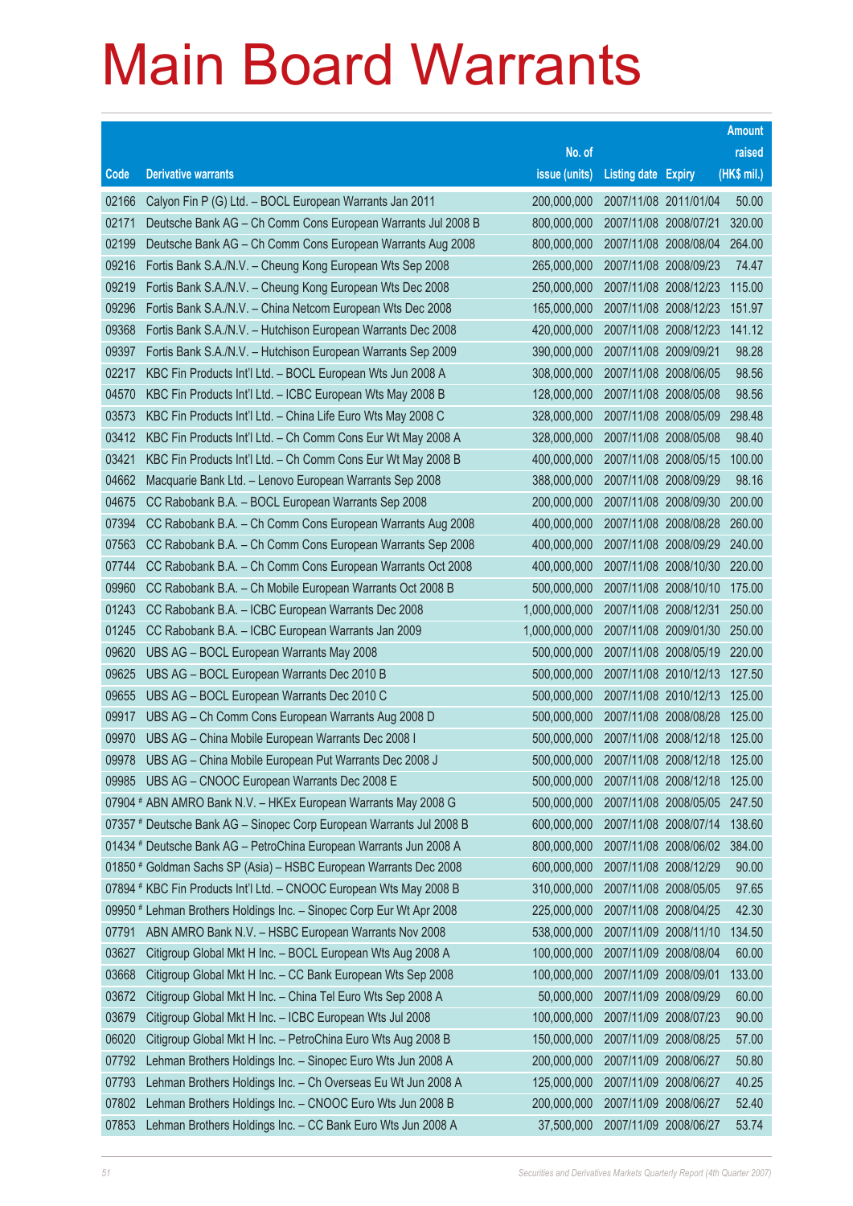# Main Board Warrants

| Code | Derivative warrants | No. of issue (units) | Listing date | Expiry | Amount raised (HK$ mil.) |
|---|---|---|---|---|---|
| 02166 | Calyon Fin P (G) Ltd. – BOCL European Warrants Jan 2011 | 200,000,000 | 2007/11/08 | 2011/01/04 | 50.00 |
| 02171 | Deutsche Bank AG – Ch Comm Cons European Warrants Jul 2008 B | 800,000,000 | 2007/11/08 | 2008/07/21 | 320.00 |
| 02199 | Deutsche Bank AG – Ch Comm Cons European Warrants Aug 2008 | 800,000,000 | 2007/11/08 | 2008/08/04 | 264.00 |
| 09216 | Fortis Bank S.A./N.V. – Cheung Kong European Wts Sep 2008 | 265,000,000 | 2007/11/08 | 2008/09/23 | 74.47 |
| 09219 | Fortis Bank S.A./N.V. – Cheung Kong European Wts Dec 2008 | 250,000,000 | 2007/11/08 | 2008/12/23 | 115.00 |
| 09296 | Fortis Bank S.A./N.V. – China Netcom European Wts Dec 2008 | 165,000,000 | 2007/11/08 | 2008/12/23 | 151.97 |
| 09368 | Fortis Bank S.A./N.V. – Hutchison European Warrants Dec 2008 | 420,000,000 | 2007/11/08 | 2008/12/23 | 141.12 |
| 09397 | Fortis Bank S.A./N.V. – Hutchison European Warrants Sep 2009 | 390,000,000 | 2007/11/08 | 2009/09/21 | 98.28 |
| 02217 | KBC Fin Products Int'l Ltd. – BOCL European Wts Jun 2008 A | 308,000,000 | 2007/11/08 | 2008/06/05 | 98.56 |
| 04570 | KBC Fin Products Int'l Ltd. – ICBC European Wts May 2008 B | 128,000,000 | 2007/11/08 | 2008/05/08 | 98.56 |
| 03573 | KBC Fin Products Int'l Ltd. – China Life Euro Wts May 2008 C | 328,000,000 | 2007/11/08 | 2008/05/09 | 298.48 |
| 03412 | KBC Fin Products Int'l Ltd. – Ch Comm Cons Eur Wt May 2008 A | 328,000,000 | 2007/11/08 | 2008/05/08 | 98.40 |
| 03421 | KBC Fin Products Int'l Ltd. – Ch Comm Cons Eur Wt May 2008 B | 400,000,000 | 2007/11/08 | 2008/05/15 | 100.00 |
| 04662 | Macquarie Bank Ltd. – Lenovo European Warrants Sep 2008 | 388,000,000 | 2007/11/08 | 2008/09/29 | 98.16 |
| 04675 | CC Rabobank B.A. – BOCL European Warrants Sep 2008 | 200,000,000 | 2007/11/08 | 2008/09/30 | 200.00 |
| 07394 | CC Rabobank B.A. – Ch Comm Cons European Warrants Aug 2008 | 400,000,000 | 2007/11/08 | 2008/08/28 | 260.00 |
| 07563 | CC Rabobank B.A. – Ch Comm Cons European Warrants Sep 2008 | 400,000,000 | 2007/11/08 | 2008/09/29 | 240.00 |
| 07744 | CC Rabobank B.A. – Ch Comm Cons European Warrants Oct 2008 | 400,000,000 | 2007/11/08 | 2008/10/30 | 220.00 |
| 09960 | CC Rabobank B.A. – Ch Mobile European Warrants Oct 2008 B | 500,000,000 | 2007/11/08 | 2008/10/10 | 175.00 |
| 01243 | CC Rabobank B.A. – ICBC European Warrants Dec 2008 | 1,000,000,000 | 2007/11/08 | 2008/12/31 | 250.00 |
| 01245 | CC Rabobank B.A. – ICBC European Warrants Jan 2009 | 1,000,000,000 | 2007/11/08 | 2009/01/30 | 250.00 |
| 09620 | UBS AG – BOCL European Warrants May 2008 | 500,000,000 | 2007/11/08 | 2008/05/19 | 220.00 |
| 09625 | UBS AG – BOCL European Warrants Dec 2010 B | 500,000,000 | 2007/11/08 | 2010/12/13 | 127.50 |
| 09655 | UBS AG – BOCL European Warrants Dec 2010 C | 500,000,000 | 2007/11/08 | 2010/12/13 | 125.00 |
| 09917 | UBS AG – Ch Comm Cons European Warrants Aug 2008 D | 500,000,000 | 2007/11/08 | 2008/08/28 | 125.00 |
| 09970 | UBS AG – China Mobile European Warrants Dec 2008 I | 500,000,000 | 2007/11/08 | 2008/12/18 | 125.00 |
| 09978 | UBS AG – China Mobile European Put Warrants Dec 2008 J | 500,000,000 | 2007/11/08 | 2008/12/18 | 125.00 |
| 09985 | UBS AG – CNOOC European Warrants Dec 2008 E | 500,000,000 | 2007/11/08 | 2008/12/18 | 125.00 |
| 07904 # | ABN AMRO Bank N.V. – HKEx European Warrants May 2008 G | 500,000,000 | 2007/11/08 | 2008/05/05 | 247.50 |
| 07357 # | Deutsche Bank AG – Sinopec Corp European Warrants Jul 2008 B | 600,000,000 | 2007/11/08 | 2008/07/14 | 138.60 |
| 01434 # | Deutsche Bank AG – PetroChina European Warrants Jun 2008 A | 800,000,000 | 2007/11/08 | 2008/06/02 | 384.00 |
| 01850 # | Goldman Sachs SP (Asia) – HSBC European Warrants Dec 2008 | 600,000,000 | 2007/11/08 | 2008/12/29 | 90.00 |
| 07894 # | KBC Fin Products Int'l Ltd. – CNOOC European Wts May 2008 B | 310,000,000 | 2007/11/08 | 2008/05/05 | 97.65 |
| 09950 # | Lehman Brothers Holdings Inc. – Sinopec Corp Eur Wt Apr 2008 | 225,000,000 | 2007/11/08 | 2008/04/25 | 42.30 |
| 07791 | ABN AMRO Bank N.V. – HSBC European Warrants Nov 2008 | 538,000,000 | 2007/11/09 | 2008/11/10 | 134.50 |
| 03627 | Citigroup Global Mkt H Inc. – BOCL European Wts Aug 2008 A | 100,000,000 | 2007/11/09 | 2008/08/04 | 60.00 |
| 03668 | Citigroup Global Mkt H Inc. – CC Bank European Wts Sep 2008 | 100,000,000 | 2007/11/09 | 2008/09/01 | 133.00 |
| 03672 | Citigroup Global Mkt H Inc. – China Tel Euro Wts Sep 2008 A | 50,000,000 | 2007/11/09 | 2008/09/29 | 60.00 |
| 03679 | Citigroup Global Mkt H Inc. – ICBC European Wts Jul 2008 | 100,000,000 | 2007/11/09 | 2008/07/23 | 90.00 |
| 06020 | Citigroup Global Mkt H Inc. – PetroChina Euro Wts Aug 2008 B | 150,000,000 | 2007/11/09 | 2008/08/25 | 57.00 |
| 07792 | Lehman Brothers Holdings Inc. – Sinopec Euro Wts Jun 2008 A | 200,000,000 | 2007/11/09 | 2008/06/27 | 50.80 |
| 07793 | Lehman Brothers Holdings Inc. – Ch Overseas Eu Wt Jun 2008 A | 125,000,000 | 2007/11/09 | 2008/06/27 | 40.25 |
| 07802 | Lehman Brothers Holdings Inc. – CNOOC Euro Wts Jun 2008 B | 200,000,000 | 2007/11/09 | 2008/06/27 | 52.40 |
| 07853 | Lehman Brothers Holdings Inc. – CC Bank Euro Wts Jun 2008 A | 37,500,000 | 2007/11/09 | 2008/06/27 | 53.74 |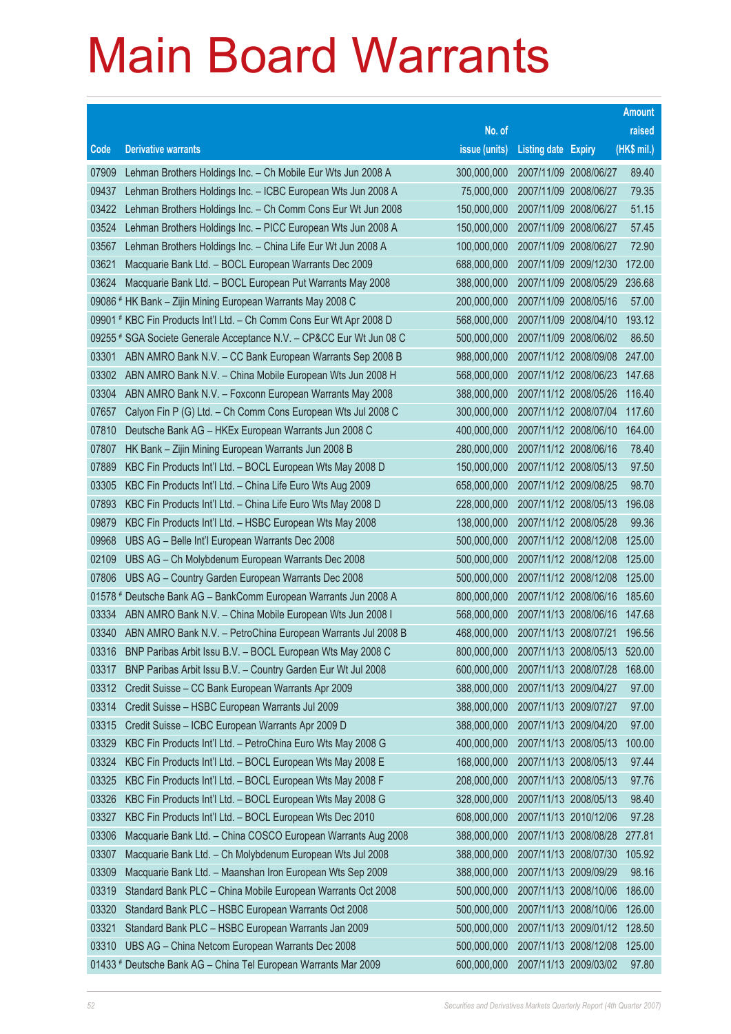# Main Board Warrants

| Code | Derivative warrants | No. of issue (units) | Listing date | Expiry | Amount raised (HK$ mil.) |
|---|---|---|---|---|---|
| 07909 | Lehman Brothers Holdings Inc. – Ch Mobile Eur Wts Jun 2008 A | 300,000,000 | 2007/11/09 | 2008/06/27 | 89.40 |
| 09437 | Lehman Brothers Holdings Inc. – ICBC European Wts Jun 2008 A | 75,000,000 | 2007/11/09 | 2008/06/27 | 79.35 |
| 03422 | Lehman Brothers Holdings Inc. – Ch Comm Cons Eur Wt Jun 2008 | 150,000,000 | 2007/11/09 | 2008/06/27 | 51.15 |
| 03524 | Lehman Brothers Holdings Inc. – PICC European Wts Jun 2008 A | 150,000,000 | 2007/11/09 | 2008/06/27 | 57.45 |
| 03567 | Lehman Brothers Holdings Inc. – China Life Eur Wt Jun 2008 A | 100,000,000 | 2007/11/09 | 2008/06/27 | 72.90 |
| 03621 | Macquarie Bank Ltd. – BOCL European Warrants Dec 2009 | 688,000,000 | 2007/11/09 | 2009/12/30 | 172.00 |
| 03624 | Macquarie Bank Ltd. – BOCL European Put Warrants May 2008 | 388,000,000 | 2007/11/09 | 2008/05/29 | 236.68 |
| 09086 # | HK Bank – Zijin Mining European Warrants May 2008 C | 200,000,000 | 2007/11/09 | 2008/05/16 | 57.00 |
| 09901 # | KBC Fin Products Int'l Ltd. – Ch Comm Cons Eur Wt Apr 2008 D | 568,000,000 | 2007/11/09 | 2008/04/10 | 193.12 |
| 09255 # | SGA Societe Generale Acceptance N.V. – CP&CC Eur Wt Jun 08 C | 500,000,000 | 2007/11/09 | 2008/06/02 | 86.50 |
| 03301 | ABN AMRO Bank N.V. – CC Bank European Warrants Sep 2008 B | 988,000,000 | 2007/11/12 | 2008/09/08 | 247.00 |
| 03302 | ABN AMRO Bank N.V. – China Mobile European Wts Jun 2008 H | 568,000,000 | 2007/11/12 | 2008/06/23 | 147.68 |
| 03304 | ABN AMRO Bank N.V. – Foxconn European Warrants May 2008 | 388,000,000 | 2007/11/12 | 2008/05/26 | 116.40 |
| 07657 | Calyon Fin P (G) Ltd. – Ch Comm Cons European Wts Jul 2008 C | 300,000,000 | 2007/11/12 | 2008/07/04 | 117.60 |
| 07810 | Deutsche Bank AG – HKEx European Warrants Jun 2008 C | 400,000,000 | 2007/11/12 | 2008/06/10 | 164.00 |
| 07807 | HK Bank – Zijin Mining European Warrants Jun 2008 B | 280,000,000 | 2007/11/12 | 2008/06/16 | 78.40 |
| 07889 | KBC Fin Products Int'l Ltd. – BOCL European Wts May 2008 D | 150,000,000 | 2007/11/12 | 2008/05/13 | 97.50 |
| 03305 | KBC Fin Products Int'l Ltd. – China Life Euro Wts Aug 2009 | 658,000,000 | 2007/11/12 | 2009/08/25 | 98.70 |
| 07893 | KBC Fin Products Int'l Ltd. – China Life Euro Wts May 2008 D | 228,000,000 | 2007/11/12 | 2008/05/13 | 196.08 |
| 09879 | KBC Fin Products Int'l Ltd. – HSBC European Wts May 2008 | 138,000,000 | 2007/11/12 | 2008/05/28 | 99.36 |
| 09968 | UBS AG – Belle Int'l European Warrants Dec 2008 | 500,000,000 | 2007/11/12 | 2008/12/08 | 125.00 |
| 02109 | UBS AG – Ch Molybdenum European Warrants Dec 2008 | 500,000,000 | 2007/11/12 | 2008/12/08 | 125.00 |
| 07806 | UBS AG – Country Garden European Warrants Dec 2008 | 500,000,000 | 2007/11/12 | 2008/12/08 | 125.00 |
| 01578 # | Deutsche Bank AG – BankComm European Warrants Jun 2008 A | 800,000,000 | 2007/11/12 | 2008/06/16 | 185.60 |
| 03334 | ABN AMRO Bank N.V. – China Mobile European Wts Jun 2008 I | 568,000,000 | 2007/11/13 | 2008/06/16 | 147.68 |
| 03340 | ABN AMRO Bank N.V. – PetroChina European Warrants Jul 2008 B | 468,000,000 | 2007/11/13 | 2008/07/21 | 196.56 |
| 03316 | BNP Paribas Arbit Issu B.V. – BOCL European Wts May 2008 C | 800,000,000 | 2007/11/13 | 2008/05/13 | 520.00 |
| 03317 | BNP Paribas Arbit Issu B.V. – Country Garden Eur Wt Jul 2008 | 600,000,000 | 2007/11/13 | 2008/07/28 | 168.00 |
| 03312 | Credit Suisse – CC Bank European Warrants Apr 2009 | 388,000,000 | 2007/11/13 | 2009/04/27 | 97.00 |
| 03314 | Credit Suisse – HSBC European Warrants Jul 2009 | 388,000,000 | 2007/11/13 | 2009/07/27 | 97.00 |
| 03315 | Credit Suisse – ICBC European Warrants Apr 2009 D | 388,000,000 | 2007/11/13 | 2009/04/20 | 97.00 |
| 03329 | KBC Fin Products Int'l Ltd. – PetroChina Euro Wts May 2008 G | 400,000,000 | 2007/11/13 | 2008/05/13 | 100.00 |
| 03324 | KBC Fin Products Int'l Ltd. – BOCL European Wts May 2008 E | 168,000,000 | 2007/11/13 | 2008/05/13 | 97.44 |
| 03325 | KBC Fin Products Int'l Ltd. – BOCL European Wts May 2008 F | 208,000,000 | 2007/11/13 | 2008/05/13 | 97.76 |
| 03326 | KBC Fin Products Int'l Ltd. – BOCL European Wts May 2008 G | 328,000,000 | 2007/11/13 | 2008/05/13 | 98.40 |
| 03327 | KBC Fin Products Int'l Ltd. – BOCL European Wts Dec 2010 | 608,000,000 | 2007/11/13 | 2010/12/06 | 97.28 |
| 03306 | Macquarie Bank Ltd. – China COSCO European Warrants Aug 2008 | 388,000,000 | 2007/11/13 | 2008/08/28 | 277.81 |
| 03307 | Macquarie Bank Ltd. – Ch Molybdenum European Wts Jul 2008 | 388,000,000 | 2007/11/13 | 2008/07/30 | 105.92 |
| 03309 | Macquarie Bank Ltd. – Maanshan Iron European Wts Sep 2009 | 388,000,000 | 2007/11/13 | 2009/09/29 | 98.16 |
| 03319 | Standard Bank PLC – China Mobile European Warrants Oct 2008 | 500,000,000 | 2007/11/13 | 2008/10/06 | 186.00 |
| 03320 | Standard Bank PLC – HSBC European Warrants Oct 2008 | 500,000,000 | 2007/11/13 | 2008/10/06 | 126.00 |
| 03321 | Standard Bank PLC – HSBC European Warrants Jan 2009 | 500,000,000 | 2007/11/13 | 2009/01/12 | 128.50 |
| 03310 | UBS AG – China Netcom European Warrants Dec 2008 | 500,000,000 | 2007/11/13 | 2008/12/08 | 125.00 |
| 01433 # | Deutsche Bank AG – China Tel European Warrants Mar 2009 | 600,000,000 | 2007/11/13 | 2009/03/02 | 97.80 |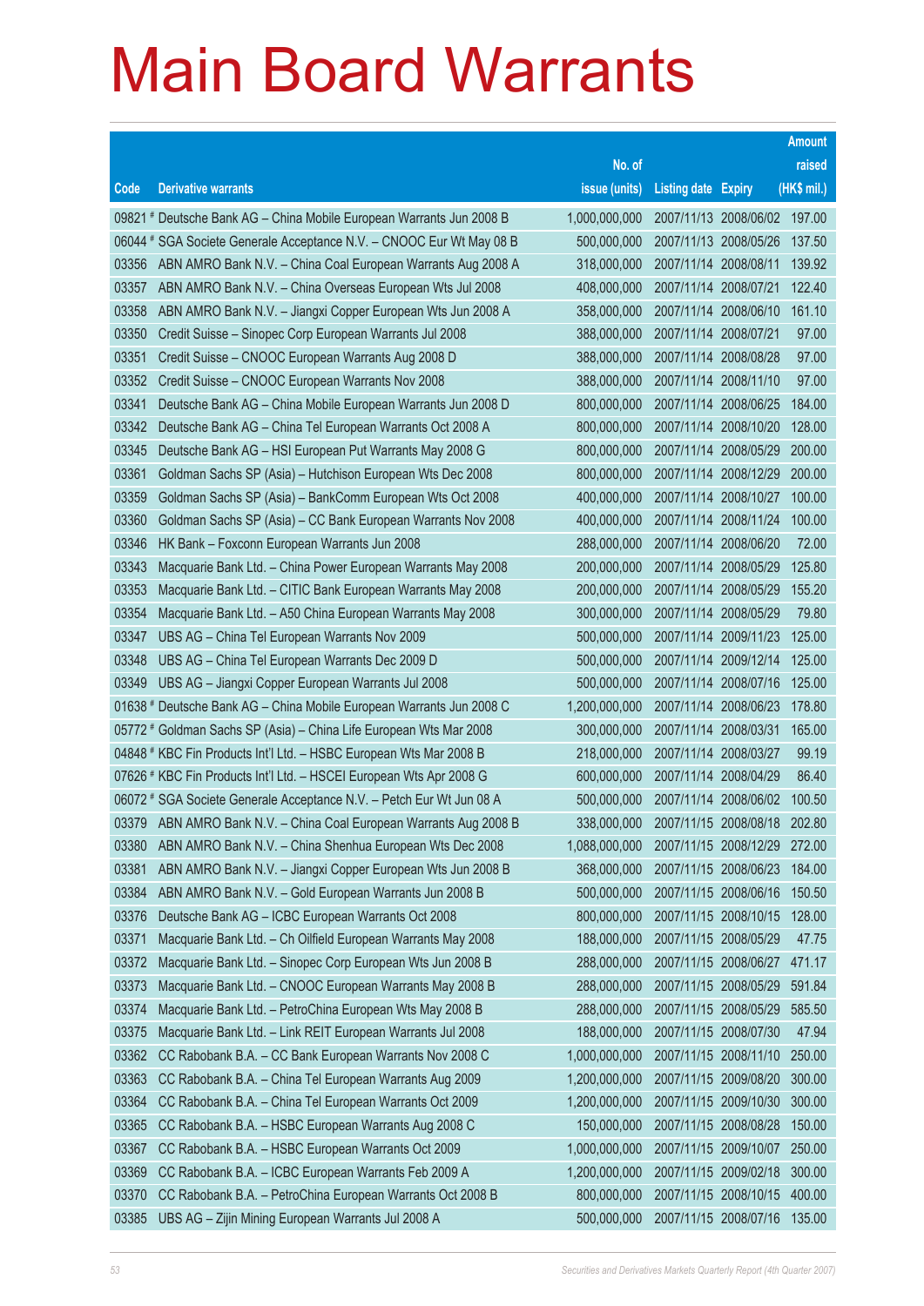# Main Board Warrants

| Code | Derivative warrants | No. of issue (units) | Listing date | Expiry | Amount raised (HK$ mil.) |
|---|---|---|---|---|---|
| 09821 # | Deutsche Bank AG – China Mobile European Warrants Jun 2008 B | 1,000,000,000 | 2007/11/13 | 2008/06/02 | 197.00 |
| 06044 # | SGA Societe Generale Acceptance N.V. – CNOOC Eur Wt May 08 B | 500,000,000 | 2007/11/13 | 2008/05/26 | 137.50 |
| 03356 | ABN AMRO Bank N.V. – China Coal European Warrants Aug 2008 A | 318,000,000 | 2007/11/14 | 2008/08/11 | 139.92 |
| 03357 | ABN AMRO Bank N.V. – China Overseas European Wts Jul 2008 | 408,000,000 | 2007/11/14 | 2008/07/21 | 122.40 |
| 03358 | ABN AMRO Bank N.V. – Jiangxi Copper European Wts Jun 2008 A | 358,000,000 | 2007/11/14 | 2008/06/10 | 161.10 |
| 03350 | Credit Suisse – Sinopec Corp European Warrants Jul 2008 | 388,000,000 | 2007/11/14 | 2008/07/21 | 97.00 |
| 03351 | Credit Suisse – CNOOC European Warrants Aug 2008 D | 388,000,000 | 2007/11/14 | 2008/08/28 | 97.00 |
| 03352 | Credit Suisse – CNOOC European Warrants Nov 2008 | 388,000,000 | 2007/11/14 | 2008/11/10 | 97.00 |
| 03341 | Deutsche Bank AG – China Mobile European Warrants Jun 2008 D | 800,000,000 | 2007/11/14 | 2008/06/25 | 184.00 |
| 03342 | Deutsche Bank AG – China Tel European Warrants Oct 2008 A | 800,000,000 | 2007/11/14 | 2008/10/20 | 128.00 |
| 03345 | Deutsche Bank AG – HSI European Put Warrants May 2008 G | 800,000,000 | 2007/11/14 | 2008/05/29 | 200.00 |
| 03361 | Goldman Sachs SP (Asia) – Hutchison European Wts Dec 2008 | 800,000,000 | 2007/11/14 | 2008/12/29 | 200.00 |
| 03359 | Goldman Sachs SP (Asia) – BankComm European Wts Oct 2008 | 400,000,000 | 2007/11/14 | 2008/10/27 | 100.00 |
| 03360 | Goldman Sachs SP (Asia) – CC Bank European Warrants Nov 2008 | 400,000,000 | 2007/11/14 | 2008/11/24 | 100.00 |
| 03346 | HK Bank – Foxconn European Warrants Jun 2008 | 288,000,000 | 2007/11/14 | 2008/06/20 | 72.00 |
| 03343 | Macquarie Bank Ltd. – China Power European Warrants May 2008 | 200,000,000 | 2007/11/14 | 2008/05/29 | 125.80 |
| 03353 | Macquarie Bank Ltd. – CITIC Bank European Warrants May 2008 | 200,000,000 | 2007/11/14 | 2008/05/29 | 155.20 |
| 03354 | Macquarie Bank Ltd. – A50 China European Warrants May 2008 | 300,000,000 | 2007/11/14 | 2008/05/29 | 79.80 |
| 03347 | UBS AG – China Tel European Warrants Nov 2009 | 500,000,000 | 2007/11/14 | 2009/11/23 | 125.00 |
| 03348 | UBS AG – China Tel European Warrants Dec 2009 D | 500,000,000 | 2007/11/14 | 2009/12/14 | 125.00 |
| 03349 | UBS AG – Jiangxi Copper European Warrants Jul 2008 | 500,000,000 | 2007/11/14 | 2008/07/16 | 125.00 |
| 01638 # | Deutsche Bank AG – China Mobile European Warrants Jun 2008 C | 1,200,000,000 | 2007/11/14 | 2008/06/23 | 178.80 |
| 05772 # | Goldman Sachs SP (Asia) – China Life European Wts Mar 2008 | 300,000,000 | 2007/11/14 | 2008/03/31 | 165.00 |
| 04848 # | KBC Fin Products Int'l Ltd. – HSBC European Wts Mar 2008 B | 218,000,000 | 2007/11/14 | 2008/03/27 | 99.19 |
| 07626 # | KBC Fin Products Int'l Ltd. – HSCEI European Wts Apr 2008 G | 600,000,000 | 2007/11/14 | 2008/04/29 | 86.40 |
| 06072 # | SGA Societe Generale Acceptance N.V. – Petch Eur Wt Jun 08 A | 500,000,000 | 2007/11/14 | 2008/06/02 | 100.50 |
| 03379 | ABN AMRO Bank N.V. – China Coal European Warrants Aug 2008 B | 338,000,000 | 2007/11/15 | 2008/08/18 | 202.80 |
| 03380 | ABN AMRO Bank N.V. – China Shenhua European Wts Dec 2008 | 1,088,000,000 | 2007/11/15 | 2008/12/29 | 272.00 |
| 03381 | ABN AMRO Bank N.V. – Jiangxi Copper European Wts Jun 2008 B | 368,000,000 | 2007/11/15 | 2008/06/23 | 184.00 |
| 03384 | ABN AMRO Bank N.V. – Gold European Warrants Jun 2008 B | 500,000,000 | 2007/11/15 | 2008/06/16 | 150.50 |
| 03376 | Deutsche Bank AG – ICBC European Warrants Oct 2008 | 800,000,000 | 2007/11/15 | 2008/10/15 | 128.00 |
| 03371 | Macquarie Bank Ltd. – Ch Oilfield European Warrants May 2008 | 188,000,000 | 2007/11/15 | 2008/05/29 | 47.75 |
| 03372 | Macquarie Bank Ltd. – Sinopec Corp European Wts Jun 2008 B | 288,000,000 | 2007/11/15 | 2008/06/27 | 471.17 |
| 03373 | Macquarie Bank Ltd. – CNOOC European Warrants May 2008 B | 288,000,000 | 2007/11/15 | 2008/05/29 | 591.84 |
| 03374 | Macquarie Bank Ltd. – PetroChina European Wts May 2008 B | 288,000,000 | 2007/11/15 | 2008/05/29 | 585.50 |
| 03375 | Macquarie Bank Ltd. – Link REIT European Warrants Jul 2008 | 188,000,000 | 2007/11/15 | 2008/07/30 | 47.94 |
| 03362 | CC Rabobank B.A. – CC Bank European Warrants Nov 2008 C | 1,000,000,000 | 2007/11/15 | 2008/11/10 | 250.00 |
| 03363 | CC Rabobank B.A. – China Tel European Warrants Aug 2009 | 1,200,000,000 | 2007/11/15 | 2009/08/20 | 300.00 |
| 03364 | CC Rabobank B.A. – China Tel European Warrants Oct 2009 | 1,200,000,000 | 2007/11/15 | 2009/10/30 | 300.00 |
| 03365 | CC Rabobank B.A. – HSBC European Warrants Aug 2008 C | 150,000,000 | 2007/11/15 | 2008/08/28 | 150.00 |
| 03367 | CC Rabobank B.A. – HSBC European Warrants Oct 2009 | 1,000,000,000 | 2007/11/15 | 2009/10/07 | 250.00 |
| 03369 | CC Rabobank B.A. – ICBC European Warrants Feb 2009 A | 1,200,000,000 | 2007/11/15 | 2009/02/18 | 300.00 |
| 03370 | CC Rabobank B.A. – PetroChina European Warrants Oct 2008 B | 800,000,000 | 2007/11/15 | 2008/10/15 | 400.00 |
| 03385 | UBS AG – Zijin Mining European Warrants Jul 2008 A | 500,000,000 | 2007/11/15 | 2008/07/16 | 135.00 |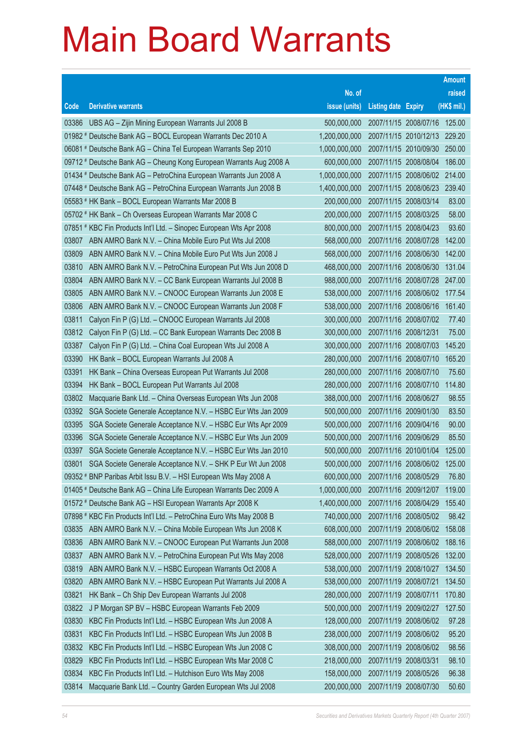# Main Board Warrants

| Code | Derivative warrants | No. of issue (units) | Listing date | Expiry | Amount raised (HK$ mil.) |
|---|---|---|---|---|---|
| 03386 | UBS AG – Zijin Mining European Warrants Jul 2008 B | 500,000,000 | 2007/11/15 | 2008/07/16 | 125.00 |
| 01982 # | Deutsche Bank AG – BOCL European Warrants Dec 2010 A | 1,200,000,000 | 2007/11/15 | 2010/12/13 | 229.20 |
| 06081 # | Deutsche Bank AG – China Tel European Warrants Sep 2010 | 1,000,000,000 | 2007/11/15 | 2010/09/30 | 250.00 |
| 09712 # | Deutsche Bank AG – Cheung Kong European Warrants Aug 2008 A | 600,000,000 | 2007/11/15 | 2008/08/04 | 186.00 |
| 01434 # | Deutsche Bank AG – PetroChina European Warrants Jun 2008 A | 1,000,000,000 | 2007/11/15 | 2008/06/02 | 214.00 |
| 07448 # | Deutsche Bank AG – PetroChina European Warrants Jun 2008 B | 1,400,000,000 | 2007/11/15 | 2008/06/23 | 239.40 |
| 05583 # | HK Bank – BOCL European Warrants Mar 2008 B | 200,000,000 | 2007/11/15 | 2008/03/14 | 83.00 |
| 05702 # | HK Bank – Ch Overseas European Warrants Mar 2008 C | 200,000,000 | 2007/11/15 | 2008/03/25 | 58.00 |
| 07851 # | KBC Fin Products Int'l Ltd. – Sinopec European Wts Apr 2008 | 800,000,000 | 2007/11/15 | 2008/04/23 | 93.60 |
| 03807 | ABN AMRO Bank N.V. – China Mobile Euro Put Wts Jul 2008 | 568,000,000 | 2007/11/16 | 2008/07/28 | 142.00 |
| 03809 | ABN AMRO Bank N.V. – China Mobile Euro Put Wts Jun 2008 J | 568,000,000 | 2007/11/16 | 2008/06/30 | 142.00 |
| 03810 | ABN AMRO Bank N.V. – PetroChina European Put Wts Jun 2008 D | 468,000,000 | 2007/11/16 | 2008/06/30 | 131.04 |
| 03804 | ABN AMRO Bank N.V. – CC Bank European Warrants Jul 2008 B | 988,000,000 | 2007/11/16 | 2008/07/28 | 247.00 |
| 03805 | ABN AMRO Bank N.V. – CNOOC European Warrants Jun 2008 E | 538,000,000 | 2007/11/16 | 2008/06/02 | 177.54 |
| 03806 | ABN AMRO Bank N.V. – CNOOC European Warrants Jun 2008 F | 538,000,000 | 2007/11/16 | 2008/06/16 | 161.40 |
| 03811 | Calyon Fin P (G) Ltd. – CNOOC European Warrants Jul 2008 | 300,000,000 | 2007/11/16 | 2008/07/02 | 77.40 |
| 03812 | Calyon Fin P (G) Ltd. – CC Bank European Warrants Dec 2008 B | 300,000,000 | 2007/11/16 | 2008/12/31 | 75.00 |
| 03387 | Calyon Fin P (G) Ltd. – China Coal European Wts Jul 2008 A | 300,000,000 | 2007/11/16 | 2008/07/03 | 145.20 |
| 03390 | HK Bank – BOCL European Warrants Jul 2008 A | 280,000,000 | 2007/11/16 | 2008/07/10 | 165.20 |
| 03391 | HK Bank – China Overseas European Put Warrants Jul 2008 | 280,000,000 | 2007/11/16 | 2008/07/10 | 75.60 |
| 03394 | HK Bank – BOCL European Put Warrants Jul 2008 | 280,000,000 | 2007/11/16 | 2008/07/10 | 114.80 |
| 03802 | Macquarie Bank Ltd. – China Overseas European Wts Jun 2008 | 388,000,000 | 2007/11/16 | 2008/06/27 | 98.55 |
| 03392 | SGA Societe Generale Acceptance N.V. – HSBC Eur Wts Jan 2009 | 500,000,000 | 2007/11/16 | 2009/01/30 | 83.50 |
| 03395 | SGA Societe Generale Acceptance N.V. – HSBC Eur Wts Apr 2009 | 500,000,000 | 2007/11/16 | 2009/04/16 | 90.00 |
| 03396 | SGA Societe Generale Acceptance N.V. – HSBC Eur Wts Jun 2009 | 500,000,000 | 2007/11/16 | 2009/06/29 | 85.50 |
| 03397 | SGA Societe Generale Acceptance N.V. – HSBC Eur Wts Jan 2010 | 500,000,000 | 2007/11/16 | 2010/01/04 | 125.00 |
| 03801 | SGA Societe Generale Acceptance N.V. – SHK P Eur Wt Jun 2008 | 500,000,000 | 2007/11/16 | 2008/06/02 | 125.00 |
| 09352 # | BNP Paribas Arbit Issu B.V. – HSI European Wts May 2008 A | 600,000,000 | 2007/11/16 | 2008/05/29 | 76.80 |
| 01405 # | Deutsche Bank AG – China Life European Warrants Dec 2009 A | 1,000,000,000 | 2007/11/16 | 2009/12/07 | 119.00 |
| 01572 # | Deutsche Bank AG – HSI European Warrants Apr 2008 K | 1,400,000,000 | 2007/11/16 | 2008/04/29 | 155.40 |
| 07898 # | KBC Fin Products Int'l Ltd. – PetroChina Euro Wts May 2008 B | 740,000,000 | 2007/11/16 | 2008/05/02 | 98.42 |
| 03835 | ABN AMRO Bank N.V. – China Mobile European Wts Jun 2008 K | 608,000,000 | 2007/11/19 | 2008/06/02 | 158.08 |
| 03836 | ABN AMRO Bank N.V. – CNOOC European Put Warrants Jun 2008 | 588,000,000 | 2007/11/19 | 2008/06/02 | 188.16 |
| 03837 | ABN AMRO Bank N.V. – PetroChina European Put Wts May 2008 | 528,000,000 | 2007/11/19 | 2008/05/26 | 132.00 |
| 03819 | ABN AMRO Bank N.V. – HSBC European Warrants Oct 2008 A | 538,000,000 | 2007/11/19 | 2008/10/27 | 134.50 |
| 03820 | ABN AMRO Bank N.V. – HSBC European Put Warrants Jul 2008 A | 538,000,000 | 2007/11/19 | 2008/07/21 | 134.50 |
| 03821 | HK Bank – Ch Ship Dev European Warrants Jul 2008 | 280,000,000 | 2007/11/19 | 2008/07/11 | 170.80 |
| 03822 | J P Morgan SP BV – HSBC European Warrants Feb 2009 | 500,000,000 | 2007/11/19 | 2009/02/27 | 127.50 |
| 03830 | KBC Fin Products Int'l Ltd. – HSBC European Wts Jun 2008 A | 128,000,000 | 2007/11/19 | 2008/06/02 | 97.28 |
| 03831 | KBC Fin Products Int'l Ltd. – HSBC European Wts Jun 2008 B | 238,000,000 | 2007/11/19 | 2008/06/02 | 95.20 |
| 03832 | KBC Fin Products Int'l Ltd. – HSBC European Wts Jun 2008 C | 308,000,000 | 2007/11/19 | 2008/06/02 | 98.56 |
| 03829 | KBC Fin Products Int'l Ltd. – HSBC European Wts Mar 2008 C | 218,000,000 | 2007/11/19 | 2008/03/31 | 98.10 |
| 03834 | KBC Fin Products Int'l Ltd. – Hutchison Euro Wts May 2008 | 158,000,000 | 2007/11/19 | 2008/05/26 | 96.38 |
| 03814 | Macquarie Bank Ltd. – Country Garden European Wts Jul 2008 | 200,000,000 | 2007/11/19 | 2008/07/30 | 50.60 |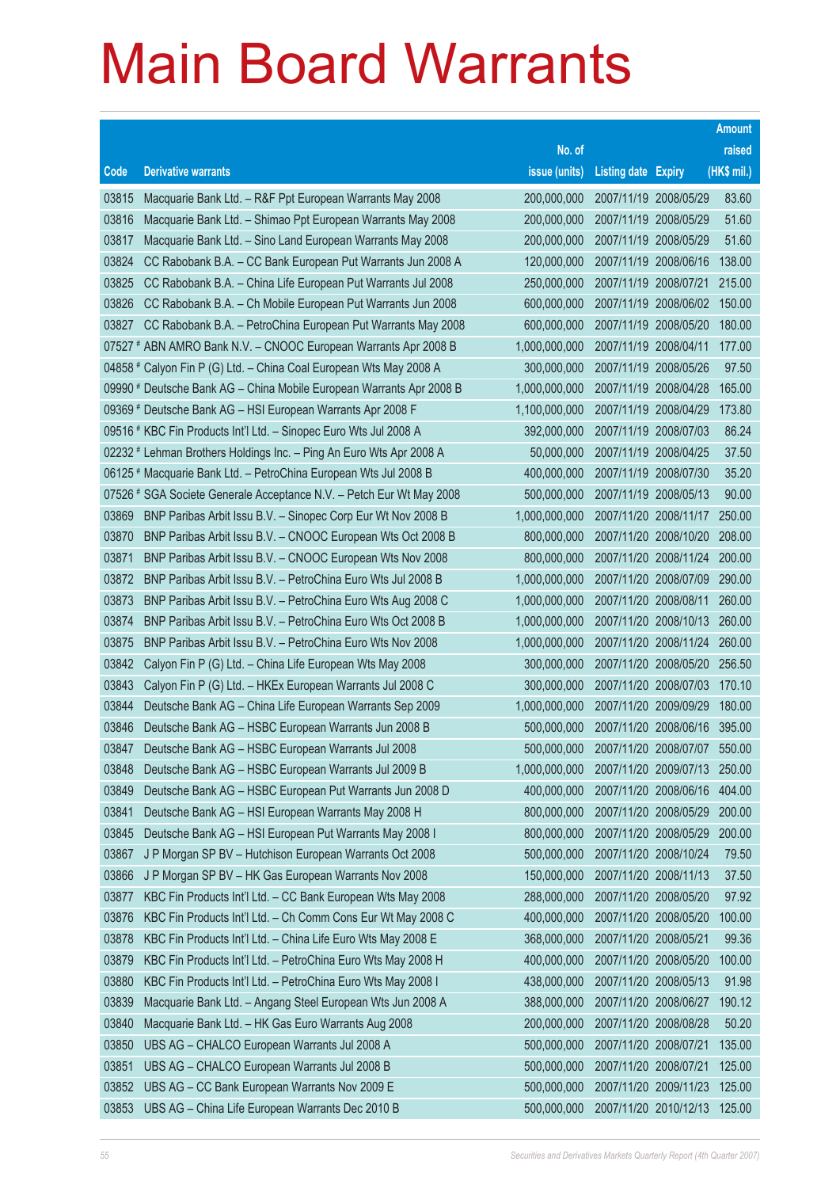# Main Board Warrants

| Code | Derivative warrants | No. of issue (units) | Listing date | Expiry | Amount raised (HK$ mil.) |
|---|---|---|---|---|---|
| 03815 | Macquarie Bank Ltd. – R&F Ppt European Warrants May 2008 | 200,000,000 | 2007/11/19 | 2008/05/29 | 83.60 |
| 03816 | Macquarie Bank Ltd. – Shimao Ppt European Warrants May 2008 | 200,000,000 | 2007/11/19 | 2008/05/29 | 51.60 |
| 03817 | Macquarie Bank Ltd. – Sino Land European Warrants May 2008 | 200,000,000 | 2007/11/19 | 2008/05/29 | 51.60 |
| 03824 | CC Rabobank B.A. – CC Bank European Put Warrants Jun 2008 A | 120,000,000 | 2007/11/19 | 2008/06/16 | 138.00 |
| 03825 | CC Rabobank B.A. – China Life European Put Warrants Jul 2008 | 250,000,000 | 2007/11/19 | 2008/07/21 | 215.00 |
| 03826 | CC Rabobank B.A. – Ch Mobile European Put Warrants Jun 2008 | 600,000,000 | 2007/11/19 | 2008/06/02 | 150.00 |
| 03827 | CC Rabobank B.A. – PetroChina European Put Warrants May 2008 | 600,000,000 | 2007/11/19 | 2008/05/20 | 180.00 |
| 07527 # | ABN AMRO Bank N.V. – CNOOC European Warrants Apr 2008 B | 1,000,000,000 | 2007/11/19 | 2008/04/11 | 177.00 |
| 04858 # | Calyon Fin P (G) Ltd. – China Coal European Wts May 2008 A | 300,000,000 | 2007/11/19 | 2008/05/26 | 97.50 |
| 09990 # | Deutsche Bank AG – China Mobile European Warrants Apr 2008 B | 1,000,000,000 | 2007/11/19 | 2008/04/28 | 165.00 |
| 09369 # | Deutsche Bank AG – HSI European Warrants Apr 2008 F | 1,100,000,000 | 2007/11/19 | 2008/04/29 | 173.80 |
| 09516 # | KBC Fin Products Int'l Ltd. – Sinopec Euro Wts Jul 2008 A | 392,000,000 | 2007/11/19 | 2008/07/03 | 86.24 |
| 02232 # | Lehman Brothers Holdings Inc. – Ping An Euro Wts Apr 2008 A | 50,000,000 | 2007/11/19 | 2008/04/25 | 37.50 |
| 06125 # | Macquarie Bank Ltd. – PetroChina European Wts Jul 2008 B | 400,000,000 | 2007/11/19 | 2008/07/30 | 35.20 |
| 07526 # | SGA Societe Generale Acceptance N.V. – Petch Eur Wt May 2008 | 500,000,000 | 2007/11/19 | 2008/05/13 | 90.00 |
| 03869 | BNP Paribas Arbit Issu B.V. – Sinopec Corp Eur Wt Nov 2008 B | 1,000,000,000 | 2007/11/20 | 2008/11/17 | 250.00 |
| 03870 | BNP Paribas Arbit Issu B.V. – CNOOC European Wts Oct 2008 B | 800,000,000 | 2007/11/20 | 2008/10/20 | 208.00 |
| 03871 | BNP Paribas Arbit Issu B.V. – CNOOC European Wts Nov 2008 | 800,000,000 | 2007/11/20 | 2008/11/24 | 200.00 |
| 03872 | BNP Paribas Arbit Issu B.V. – PetroChina Euro Wts Jul 2008 B | 1,000,000,000 | 2007/11/20 | 2008/07/09 | 290.00 |
| 03873 | BNP Paribas Arbit Issu B.V. – PetroChina Euro Wts Aug 2008 C | 1,000,000,000 | 2007/11/20 | 2008/08/11 | 260.00 |
| 03874 | BNP Paribas Arbit Issu B.V. – PetroChina Euro Wts Oct 2008 B | 1,000,000,000 | 2007/11/20 | 2008/10/13 | 260.00 |
| 03875 | BNP Paribas Arbit Issu B.V. – PetroChina Euro Wts Nov 2008 | 1,000,000,000 | 2007/11/20 | 2008/11/24 | 260.00 |
| 03842 | Calyon Fin P (G) Ltd. – China Life European Wts May 2008 | 300,000,000 | 2007/11/20 | 2008/05/20 | 256.50 |
| 03843 | Calyon Fin P (G) Ltd. – HKEx European Warrants Jul 2008 C | 300,000,000 | 2007/11/20 | 2008/07/03 | 170.10 |
| 03844 | Deutsche Bank AG – China Life European Warrants Sep 2009 | 1,000,000,000 | 2007/11/20 | 2009/09/29 | 180.00 |
| 03846 | Deutsche Bank AG – HSBC European Warrants Jun 2008 B | 500,000,000 | 2007/11/20 | 2008/06/16 | 395.00 |
| 03847 | Deutsche Bank AG – HSBC European Warrants Jul 2008 | 500,000,000 | 2007/11/20 | 2008/07/07 | 550.00 |
| 03848 | Deutsche Bank AG – HSBC European Warrants Jul 2009 B | 1,000,000,000 | 2007/11/20 | 2009/07/13 | 250.00 |
| 03849 | Deutsche Bank AG – HSBC European Put Warrants Jun 2008 D | 400,000,000 | 2007/11/20 | 2008/06/16 | 404.00 |
| 03841 | Deutsche Bank AG – HSI European Warrants May 2008 H | 800,000,000 | 2007/11/20 | 2008/05/29 | 200.00 |
| 03845 | Deutsche Bank AG – HSI European Put Warrants May 2008 I | 800,000,000 | 2007/11/20 | 2008/05/29 | 200.00 |
| 03867 | J P Morgan SP BV – Hutchison European Warrants Oct 2008 | 500,000,000 | 2007/11/20 | 2008/10/24 | 79.50 |
| 03866 | J P Morgan SP BV – HK Gas European Warrants Nov 2008 | 150,000,000 | 2007/11/20 | 2008/11/13 | 37.50 |
| 03877 | KBC Fin Products Int'l Ltd. – CC Bank European Wts May 2008 | 288,000,000 | 2007/11/20 | 2008/05/20 | 97.92 |
| 03876 | KBC Fin Products Int'l Ltd. – Ch Comm Cons Eur Wt May 2008 C | 400,000,000 | 2007/11/20 | 2008/05/20 | 100.00 |
| 03878 | KBC Fin Products Int'l Ltd. – China Life Euro Wts May 2008 E | 368,000,000 | 2007/11/20 | 2008/05/21 | 99.36 |
| 03879 | KBC Fin Products Int'l Ltd. – PetroChina Euro Wts May 2008 H | 400,000,000 | 2007/11/20 | 2008/05/20 | 100.00 |
| 03880 | KBC Fin Products Int'l Ltd. – PetroChina Euro Wts May 2008 I | 438,000,000 | 2007/11/20 | 2008/05/13 | 91.98 |
| 03839 | Macquarie Bank Ltd. – Angang Steel European Wts Jun 2008 A | 388,000,000 | 2007/11/20 | 2008/06/27 | 190.12 |
| 03840 | Macquarie Bank Ltd. – HK Gas Euro Warrants Aug 2008 | 200,000,000 | 2007/11/20 | 2008/08/28 | 50.20 |
| 03850 | UBS AG – CHALCO European Warrants Jul 2008 A | 500,000,000 | 2007/11/20 | 2008/07/21 | 135.00 |
| 03851 | UBS AG – CHALCO European Warrants Jul 2008 B | 500,000,000 | 2007/11/20 | 2008/07/21 | 125.00 |
| 03852 | UBS AG – CC Bank European Warrants Nov 2009 E | 500,000,000 | 2007/11/20 | 2009/11/23 | 125.00 |
| 03853 | UBS AG – China Life European Warrants Dec 2010 B | 500,000,000 | 2007/11/20 | 2010/12/13 | 125.00 |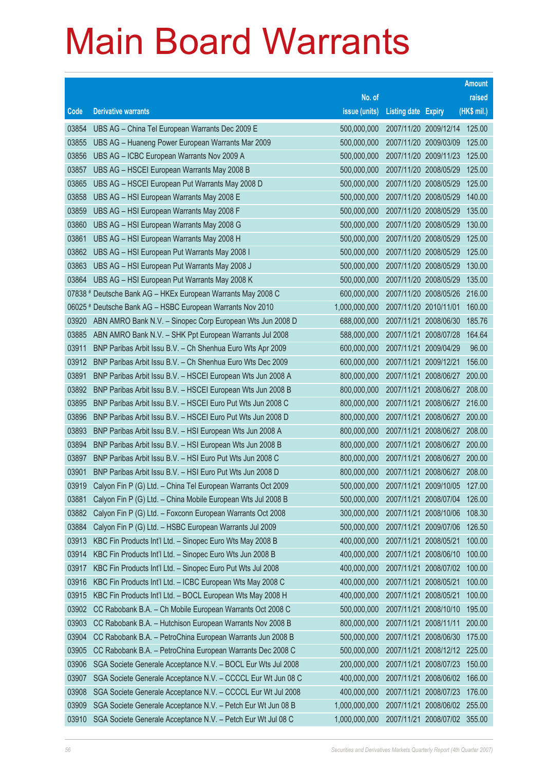# Main Board Warrants

| Code | Derivative warrants | No. of issue (units) | Listing date | Expiry | Amount raised (HK$ mil.) |
|---|---|---|---|---|---|
| 03854 | UBS AG – China Tel European Warrants Dec 2009 E | 500,000,000 | 2007/11/20 | 2009/12/14 | 125.00 |
| 03855 | UBS AG – Huaneng Power European Warrants Mar 2009 | 500,000,000 | 2007/11/20 | 2009/03/09 | 125.00 |
| 03856 | UBS AG – ICBC European Warrants Nov 2009 A | 500,000,000 | 2007/11/20 | 2009/11/23 | 125.00 |
| 03857 | UBS AG – HSCEI European Warrants May 2008 B | 500,000,000 | 2007/11/20 | 2008/05/29 | 125.00 |
| 03865 | UBS AG – HSCEI European Put Warrants May 2008 D | 500,000,000 | 2007/11/20 | 2008/05/29 | 125.00 |
| 03858 | UBS AG – HSI European Warrants May 2008 E | 500,000,000 | 2007/11/20 | 2008/05/29 | 140.00 |
| 03859 | UBS AG – HSI European Warrants May 2008 F | 500,000,000 | 2007/11/20 | 2008/05/29 | 135.00 |
| 03860 | UBS AG – HSI European Warrants May 2008 G | 500,000,000 | 2007/11/20 | 2008/05/29 | 130.00 |
| 03861 | UBS AG – HSI European Warrants May 2008 H | 500,000,000 | 2007/11/20 | 2008/05/29 | 125.00 |
| 03862 | UBS AG – HSI European Put Warrants May 2008 I | 500,000,000 | 2007/11/20 | 2008/05/29 | 125.00 |
| 03863 | UBS AG – HSI European Put Warrants May 2008 J | 500,000,000 | 2007/11/20 | 2008/05/29 | 130.00 |
| 03864 | UBS AG – HSI European Put Warrants May 2008 K | 500,000,000 | 2007/11/20 | 2008/05/29 | 135.00 |
| 07838 # | Deutsche Bank AG – HKEx European Warrants May 2008 C | 600,000,000 | 2007/11/20 | 2008/05/26 | 216.00 |
| 06025 # | Deutsche Bank AG – HSBC European Warrants Nov 2010 | 1,000,000,000 | 2007/11/20 | 2010/11/01 | 160.00 |
| 03920 | ABN AMRO Bank N.V. – Sinopec Corp European Wts Jun 2008 D | 688,000,000 | 2007/11/21 | 2008/06/30 | 185.76 |
| 03885 | ABN AMRO Bank N.V. – SHK Ppt European Warrants Jul 2008 | 588,000,000 | 2007/11/21 | 2008/07/28 | 164.64 |
| 03911 | BNP Paribas Arbit Issu B.V. – Ch Shenhua Euro Wts Apr 2009 | 600,000,000 | 2007/11/21 | 2009/04/29 | 96.00 |
| 03912 | BNP Paribas Arbit Issu B.V. – Ch Shenhua Euro Wts Dec 2009 | 600,000,000 | 2007/11/21 | 2009/12/21 | 156.00 |
| 03891 | BNP Paribas Arbit Issu B.V. – HSCEI European Wts Jun 2008 A | 800,000,000 | 2007/11/21 | 2008/06/27 | 200.00 |
| 03892 | BNP Paribas Arbit Issu B.V. – HSCEI European Wts Jun 2008 B | 800,000,000 | 2007/11/21 | 2008/06/27 | 208.00 |
| 03895 | BNP Paribas Arbit Issu B.V. – HSCEI Euro Put Wts Jun 2008 C | 800,000,000 | 2007/11/21 | 2008/06/27 | 216.00 |
| 03896 | BNP Paribas Arbit Issu B.V. – HSCEI Euro Put Wts Jun 2008 D | 800,000,000 | 2007/11/21 | 2008/06/27 | 200.00 |
| 03893 | BNP Paribas Arbit Issu B.V. – HSI European Wts Jun 2008 A | 800,000,000 | 2007/11/21 | 2008/06/27 | 208.00 |
| 03894 | BNP Paribas Arbit Issu B.V. – HSI European Wts Jun 2008 B | 800,000,000 | 2007/11/21 | 2008/06/27 | 200.00 |
| 03897 | BNP Paribas Arbit Issu B.V. – HSI Euro Put Wts Jun 2008 C | 800,000,000 | 2007/11/21 | 2008/06/27 | 200.00 |
| 03901 | BNP Paribas Arbit Issu B.V. – HSI Euro Put Wts Jun 2008 D | 800,000,000 | 2007/11/21 | 2008/06/27 | 208.00 |
| 03919 | Calyon Fin P (G) Ltd. – China Tel European Warrants Oct 2009 | 500,000,000 | 2007/11/21 | 2009/10/05 | 127.00 |
| 03881 | Calyon Fin P (G) Ltd. – China Mobile European Wts Jul 2008 B | 500,000,000 | 2007/11/21 | 2008/07/04 | 126.00 |
| 03882 | Calyon Fin P (G) Ltd. – Foxconn European Warrants Oct 2008 | 300,000,000 | 2007/11/21 | 2008/10/06 | 108.30 |
| 03884 | Calyon Fin P (G) Ltd. – HSBC European Warrants Jul 2009 | 500,000,000 | 2007/11/21 | 2009/07/06 | 126.50 |
| 03913 | KBC Fin Products Int'l Ltd. – Sinopec Euro Wts May 2008 B | 400,000,000 | 2007/11/21 | 2008/05/21 | 100.00 |
| 03914 | KBC Fin Products Int'l Ltd. – Sinopec Euro Wts Jun 2008 B | 400,000,000 | 2007/11/21 | 2008/06/10 | 100.00 |
| 03917 | KBC Fin Products Int'l Ltd. – Sinopec Euro Put Wts Jul 2008 | 400,000,000 | 2007/11/21 | 2008/07/02 | 100.00 |
| 03916 | KBC Fin Products Int'l Ltd. – ICBC European Wts May 2008 C | 400,000,000 | 2007/11/21 | 2008/05/21 | 100.00 |
| 03915 | KBC Fin Products Int'l Ltd. – BOCL European Wts May 2008 H | 400,000,000 | 2007/11/21 | 2008/05/21 | 100.00 |
| 03902 | CC Rabobank B.A. – Ch Mobile European Warrants Oct 2008 C | 500,000,000 | 2007/11/21 | 2008/10/10 | 195.00 |
| 03903 | CC Rabobank B.A. – Hutchison European Warrants Nov 2008 B | 800,000,000 | 2007/11/21 | 2008/11/11 | 200.00 |
| 03904 | CC Rabobank B.A. – PetroChina European Warrants Jun 2008 B | 500,000,000 | 2007/11/21 | 2008/06/30 | 175.00 |
| 03905 | CC Rabobank B.A. – PetroChina European Warrants Dec 2008 C | 500,000,000 | 2007/11/21 | 2008/12/12 | 225.00 |
| 03906 | SGA Societe Generale Acceptance N.V. – BOCL Eur Wts Jul 2008 | 200,000,000 | 2007/11/21 | 2008/07/23 | 150.00 |
| 03907 | SGA Societe Generale Acceptance N.V. – CCCCL Eur Wt Jun 08 C | 400,000,000 | 2007/11/21 | 2008/06/02 | 166.00 |
| 03908 | SGA Societe Generale Acceptance N.V. – CCCCL Eur Wt Jul 2008 | 400,000,000 | 2007/11/21 | 2008/07/23 | 176.00 |
| 03909 | SGA Societe Generale Acceptance N.V. – Petch Eur Wt Jun 08 B | 1,000,000,000 | 2007/11/21 | 2008/06/02 | 255.00 |
| 03910 | SGA Societe Generale Acceptance N.V. – Petch Eur Wt Jul 08 C | 1,000,000,000 | 2007/11/21 | 2008/07/02 | 355.00 |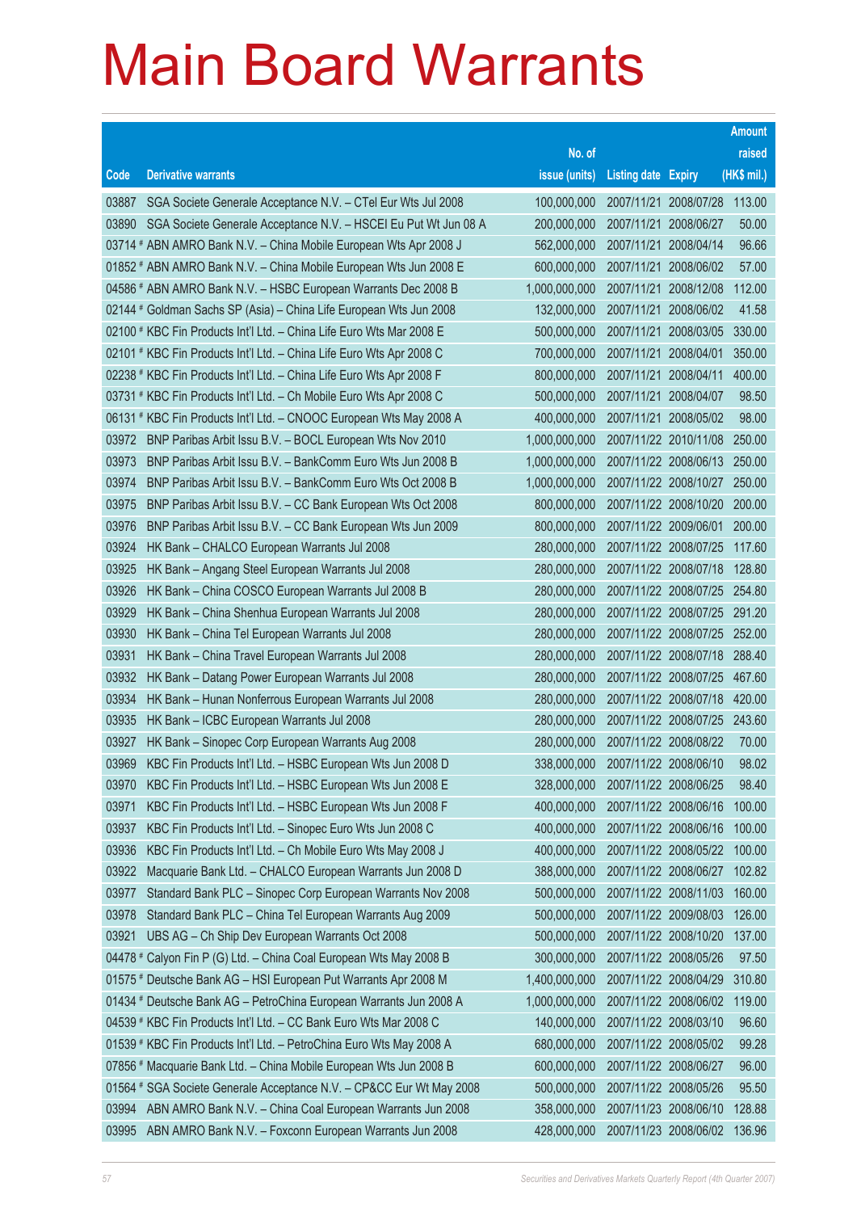# Main Board Warrants

| Code | Derivative warrants | No. of issue (units) | Listing date | Expiry | Amount raised (HK$ mil.) |
|---|---|---|---|---|---|
| 03887 | SGA Societe Generale Acceptance N.V. – CTel Eur Wts Jul 2008 | 100,000,000 | 2007/11/21 | 2008/07/28 | 113.00 |
| 03890 | SGA Societe Generale Acceptance N.V. – HSCEI Eu Put Wt Jun 08 A | 200,000,000 | 2007/11/21 | 2008/06/27 | 50.00 |
| 03714 # | ABN AMRO Bank N.V. – China Mobile European Wts Apr 2008 J | 562,000,000 | 2007/11/21 | 2008/04/14 | 96.66 |
| 01852 # | ABN AMRO Bank N.V. – China Mobile European Wts Jun 2008 E | 600,000,000 | 2007/11/21 | 2008/06/02 | 57.00 |
| 04586 # | ABN AMRO Bank N.V. – HSBC European Warrants Dec 2008 B | 1,000,000,000 | 2007/11/21 | 2008/12/08 | 112.00 |
| 02144 # | Goldman Sachs SP (Asia) – China Life European Wts Jun 2008 | 132,000,000 | 2007/11/21 | 2008/06/02 | 41.58 |
| 02100 # | KBC Fin Products Int'l Ltd. – China Life Euro Wts Mar 2008 E | 500,000,000 | 2007/11/21 | 2008/03/05 | 330.00 |
| 02101 # | KBC Fin Products Int'l Ltd. – China Life Euro Wts Apr 2008 C | 700,000,000 | 2007/11/21 | 2008/04/01 | 350.00 |
| 02238 # | KBC Fin Products Int'l Ltd. – China Life Euro Wts Apr 2008 F | 800,000,000 | 2007/11/21 | 2008/04/11 | 400.00 |
| 03731 # | KBC Fin Products Int'l Ltd. – Ch Mobile Euro Wts Apr 2008 C | 500,000,000 | 2007/11/21 | 2008/04/07 | 98.50 |
| 06131 # | KBC Fin Products Int'l Ltd. – CNOOC European Wts May 2008 A | 400,000,000 | 2007/11/21 | 2008/05/02 | 98.00 |
| 03972 | BNP Paribas Arbit Issu B.V. – BOCL European Wts Nov 2010 | 1,000,000,000 | 2007/11/22 | 2010/11/08 | 250.00 |
| 03973 | BNP Paribas Arbit Issu B.V. – BankComm Euro Wts Jun 2008 B | 1,000,000,000 | 2007/11/22 | 2008/06/13 | 250.00 |
| 03974 | BNP Paribas Arbit Issu B.V. – BankComm Euro Wts Oct 2008 B | 1,000,000,000 | 2007/11/22 | 2008/10/27 | 250.00 |
| 03975 | BNP Paribas Arbit Issu B.V. – CC Bank European Wts Oct 2008 | 800,000,000 | 2007/11/22 | 2008/10/20 | 200.00 |
| 03976 | BNP Paribas Arbit Issu B.V. – CC Bank European Wts Jun 2009 | 800,000,000 | 2007/11/22 | 2009/06/01 | 200.00 |
| 03924 | HK Bank – CHALCO European Warrants Jul 2008 | 280,000,000 | 2007/11/22 | 2008/07/25 | 117.60 |
| 03925 | HK Bank – Angang Steel European Warrants Jul 2008 | 280,000,000 | 2007/11/22 | 2008/07/18 | 128.80 |
| 03926 | HK Bank – China COSCO European Warrants Jul 2008 B | 280,000,000 | 2007/11/22 | 2008/07/25 | 254.80 |
| 03929 | HK Bank – China Shenhua European Warrants Jul 2008 | 280,000,000 | 2007/11/22 | 2008/07/25 | 291.20 |
| 03930 | HK Bank – China Tel European Warrants Jul 2008 | 280,000,000 | 2007/11/22 | 2008/07/25 | 252.00 |
| 03931 | HK Bank – China Travel European Warrants Jul 2008 | 280,000,000 | 2007/11/22 | 2008/07/18 | 288.40 |
| 03932 | HK Bank – Datang Power European Warrants Jul 2008 | 280,000,000 | 2007/11/22 | 2008/07/25 | 467.60 |
| 03934 | HK Bank – Hunan Nonferrous European Warrants Jul 2008 | 280,000,000 | 2007/11/22 | 2008/07/18 | 420.00 |
| 03935 | HK Bank – ICBC European Warrants Jul 2008 | 280,000,000 | 2007/11/22 | 2008/07/25 | 243.60 |
| 03927 | HK Bank – Sinopec Corp European Warrants Aug 2008 | 280,000,000 | 2007/11/22 | 2008/08/22 | 70.00 |
| 03969 | KBC Fin Products Int'l Ltd. – HSBC European Wts Jun 2008 D | 338,000,000 | 2007/11/22 | 2008/06/10 | 98.02 |
| 03970 | KBC Fin Products Int'l Ltd. – HSBC European Wts Jun 2008 E | 328,000,000 | 2007/11/22 | 2008/06/25 | 98.40 |
| 03971 | KBC Fin Products Int'l Ltd. – HSBC European Wts Jun 2008 F | 400,000,000 | 2007/11/22 | 2008/06/16 | 100.00 |
| 03937 | KBC Fin Products Int'l Ltd. – Sinopec Euro Wts Jun 2008 C | 400,000,000 | 2007/11/22 | 2008/06/16 | 100.00 |
| 03936 | KBC Fin Products Int'l Ltd. – Ch Mobile Euro Wts May 2008 J | 400,000,000 | 2007/11/22 | 2008/05/22 | 100.00 |
| 03922 | Macquarie Bank Ltd. – CHALCO European Warrants Jun 2008 D | 388,000,000 | 2007/11/22 | 2008/06/27 | 102.82 |
| 03977 | Standard Bank PLC – Sinopec Corp European Warrants Nov 2008 | 500,000,000 | 2007/11/22 | 2008/11/03 | 160.00 |
| 03978 | Standard Bank PLC – China Tel European Warrants Aug 2009 | 500,000,000 | 2007/11/22 | 2009/08/03 | 126.00 |
| 03921 | UBS AG – Ch Ship Dev European Warrants Oct 2008 | 500,000,000 | 2007/11/22 | 2008/10/20 | 137.00 |
| 04478 # | Calyon Fin P (G) Ltd. – China Coal European Wts May 2008 B | 300,000,000 | 2007/11/22 | 2008/05/26 | 97.50 |
| 01575 # | Deutsche Bank AG – HSI European Put Warrants Apr 2008 M | 1,400,000,000 | 2007/11/22 | 2008/04/29 | 310.80 |
| 01434 # | Deutsche Bank AG – PetroChina European Warrants Jun 2008 A | 1,000,000,000 | 2007/11/22 | 2008/06/02 | 119.00 |
| 04539 # | KBC Fin Products Int'l Ltd. – CC Bank Euro Wts Mar 2008 C | 140,000,000 | 2007/11/22 | 2008/03/10 | 96.60 |
| 01539 # | KBC Fin Products Int'l Ltd. – PetroChina Euro Wts May 2008 A | 680,000,000 | 2007/11/22 | 2008/05/02 | 99.28 |
| 07856 # | Macquarie Bank Ltd. – China Mobile European Wts Jun 2008 B | 600,000,000 | 2007/11/22 | 2008/06/27 | 96.00 |
| 01564 # | SGA Societe Generale Acceptance N.V. – CP&CC Eur Wt May 2008 | 500,000,000 | 2007/11/22 | 2008/05/26 | 95.50 |
| 03994 | ABN AMRO Bank N.V. – China Coal European Warrants Jun 2008 | 358,000,000 | 2007/11/23 | 2008/06/10 | 128.88 |
| 03995 | ABN AMRO Bank N.V. – Foxconn European Warrants Jun 2008 | 428,000,000 | 2007/11/23 | 2008/06/02 | 136.96 |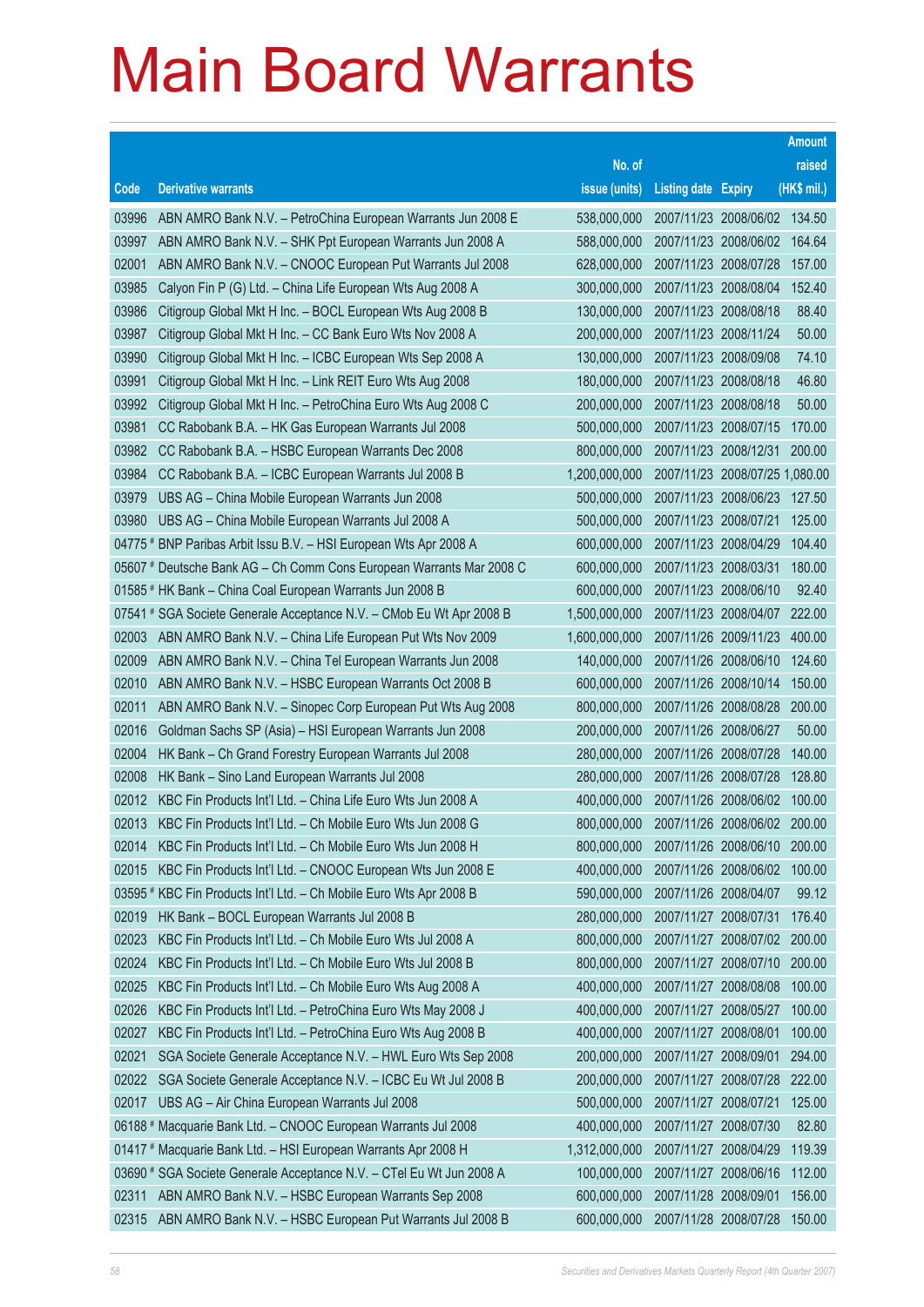# Main Board Warrants

| Code | Derivative warrants | No. of issue (units) | Listing date | Expiry | Amount raised (HK$ mil.) |
|---|---|---|---|---|---|
| 03996 | ABN AMRO Bank N.V. – PetroChina European Warrants Jun 2008 E | 538,000,000 | 2007/11/23 | 2008/06/02 | 134.50 |
| 03997 | ABN AMRO Bank N.V. – SHK Ppt European Warrants Jun 2008 A | 588,000,000 | 2007/11/23 | 2008/06/02 | 164.64 |
| 02001 | ABN AMRO Bank N.V. – CNOOC European Put Warrants Jul 2008 | 628,000,000 | 2007/11/23 | 2008/07/28 | 157.00 |
| 03985 | Calyon Fin P (G) Ltd. – China Life European Wts Aug 2008 A | 300,000,000 | 2007/11/23 | 2008/08/04 | 152.40 |
| 03986 | Citigroup Global Mkt H Inc. – BOCL European Wts Aug 2008 B | 130,000,000 | 2007/11/23 | 2008/08/18 | 88.40 |
| 03987 | Citigroup Global Mkt H Inc. – CC Bank Euro Wts Nov 2008 A | 200,000,000 | 2007/11/23 | 2008/11/24 | 50.00 |
| 03990 | Citigroup Global Mkt H Inc. – ICBC European Wts Sep 2008 A | 130,000,000 | 2007/11/23 | 2008/09/08 | 74.10 |
| 03991 | Citigroup Global Mkt H Inc. – Link REIT Euro Wts Aug 2008 | 180,000,000 | 2007/11/23 | 2008/08/18 | 46.80 |
| 03992 | Citigroup Global Mkt H Inc. – PetroChina Euro Wts Aug 2008 C | 200,000,000 | 2007/11/23 | 2008/08/18 | 50.00 |
| 03981 | CC Rabobank B.A. – HK Gas European Warrants Jul 2008 | 500,000,000 | 2007/11/23 | 2008/07/15 | 170.00 |
| 03982 | CC Rabobank B.A. – HSBC European Warrants Dec 2008 | 800,000,000 | 2007/11/23 | 2008/12/31 | 200.00 |
| 03984 | CC Rabobank B.A. – ICBC European Warrants Jul 2008 B | 1,200,000,000 | 2007/11/23 | 2008/07/25 | 1,080.00 |
| 03979 | UBS AG – China Mobile European Warrants Jun 2008 | 500,000,000 | 2007/11/23 | 2008/06/23 | 127.50 |
| 03980 | UBS AG – China Mobile European Warrants Jul 2008 A | 500,000,000 | 2007/11/23 | 2008/07/21 | 125.00 |
| 04775 # | BNP Paribas Arbit Issu B.V. – HSI European Wts Apr 2008 A | 600,000,000 | 2007/11/23 | 2008/04/29 | 104.40 |
| 05607 # | Deutsche Bank AG – Ch Comm Cons European Warrants Mar 2008 C | 600,000,000 | 2007/11/23 | 2008/03/31 | 180.00 |
| 01585 # | HK Bank – China Coal European Warrants Jun 2008 B | 600,000,000 | 2007/11/23 | 2008/06/10 | 92.40 |
| 07541 # | SGA Societe Generale Acceptance N.V. – CMob Eu Wt Apr 2008 B | 1,500,000,000 | 2007/11/23 | 2008/04/07 | 222.00 |
| 02003 | ABN AMRO Bank N.V. – China Life European Put Wts Nov 2009 | 1,600,000,000 | 2007/11/26 | 2009/11/23 | 400.00 |
| 02009 | ABN AMRO Bank N.V. – China Tel European Warrants Jun 2008 | 140,000,000 | 2007/11/26 | 2008/06/10 | 124.60 |
| 02010 | ABN AMRO Bank N.V. – HSBC European Warrants Oct 2008 B | 600,000,000 | 2007/11/26 | 2008/10/14 | 150.00 |
| 02011 | ABN AMRO Bank N.V. – Sinopec Corp European Put Wts Aug 2008 | 800,000,000 | 2007/11/26 | 2008/08/28 | 200.00 |
| 02016 | Goldman Sachs SP (Asia) – HSI European Warrants Jun 2008 | 200,000,000 | 2007/11/26 | 2008/06/27 | 50.00 |
| 02004 | HK Bank – Ch Grand Forestry European Warrants Jul 2008 | 280,000,000 | 2007/11/26 | 2008/07/28 | 140.00 |
| 02008 | HK Bank – Sino Land European Warrants Jul 2008 | 280,000,000 | 2007/11/26 | 2008/07/28 | 128.80 |
| 02012 | KBC Fin Products Int'l Ltd. – China Life Euro Wts Jun 2008 A | 400,000,000 | 2007/11/26 | 2008/06/02 | 100.00 |
| 02013 | KBC Fin Products Int'l Ltd. – Ch Mobile Euro Wts Jun 2008 G | 800,000,000 | 2007/11/26 | 2008/06/02 | 200.00 |
| 02014 | KBC Fin Products Int'l Ltd. – Ch Mobile Euro Wts Jun 2008 H | 800,000,000 | 2007/11/26 | 2008/06/10 | 200.00 |
| 02015 | KBC Fin Products Int'l Ltd. – CNOOC European Wts Jun 2008 E | 400,000,000 | 2007/11/26 | 2008/06/02 | 100.00 |
| 03595 # | KBC Fin Products Int'l Ltd. – Ch Mobile Euro Wts Apr 2008 B | 590,000,000 | 2007/11/26 | 2008/04/07 | 99.12 |
| 02019 | HK Bank – BOCL European Warrants Jul 2008 B | 280,000,000 | 2007/11/27 | 2008/07/31 | 176.40 |
| 02023 | KBC Fin Products Int'l Ltd. – Ch Mobile Euro Wts Jul 2008 A | 800,000,000 | 2007/11/27 | 2008/07/02 | 200.00 |
| 02024 | KBC Fin Products Int'l Ltd. – Ch Mobile Euro Wts Jul 2008 B | 800,000,000 | 2007/11/27 | 2008/07/10 | 200.00 |
| 02025 | KBC Fin Products Int'l Ltd. – Ch Mobile Euro Wts Aug 2008 A | 400,000,000 | 2007/11/27 | 2008/08/08 | 100.00 |
| 02026 | KBC Fin Products Int'l Ltd. – PetroChina Euro Wts May 2008 J | 400,000,000 | 2007/11/27 | 2008/05/27 | 100.00 |
| 02027 | KBC Fin Products Int'l Ltd. – PetroChina Euro Wts Aug 2008 B | 400,000,000 | 2007/11/27 | 2008/08/01 | 100.00 |
| 02021 | SGA Societe Generale Acceptance N.V. – HWL Euro Wts Sep 2008 | 200,000,000 | 2007/11/27 | 2008/09/01 | 294.00 |
| 02022 | SGA Societe Generale Acceptance N.V. – ICBC Eu Wt Jul 2008 B | 200,000,000 | 2007/11/27 | 2008/07/28 | 222.00 |
| 02017 | UBS AG – Air China European Warrants Jul 2008 | 500,000,000 | 2007/11/27 | 2008/07/21 | 125.00 |
| 06188 # | Macquarie Bank Ltd. – CNOOC European Warrants Jul 2008 | 400,000,000 | 2007/11/27 | 2008/07/30 | 82.80 |
| 01417 # | Macquarie Bank Ltd. – HSI European Warrants Apr 2008 H | 1,312,000,000 | 2007/11/27 | 2008/04/29 | 119.39 |
| 03690 # | SGA Societe Generale Acceptance N.V. – CTel Eu Wt Jun 2008 A | 100,000,000 | 2007/11/27 | 2008/06/16 | 112.00 |
| 02311 | ABN AMRO Bank N.V. – HSBC European Warrants Sep 2008 | 600,000,000 | 2007/11/28 | 2008/09/01 | 156.00 |
| 02315 | ABN AMRO Bank N.V. – HSBC European Put Warrants Jul 2008 B | 600,000,000 | 2007/11/28 | 2008/07/28 | 150.00 |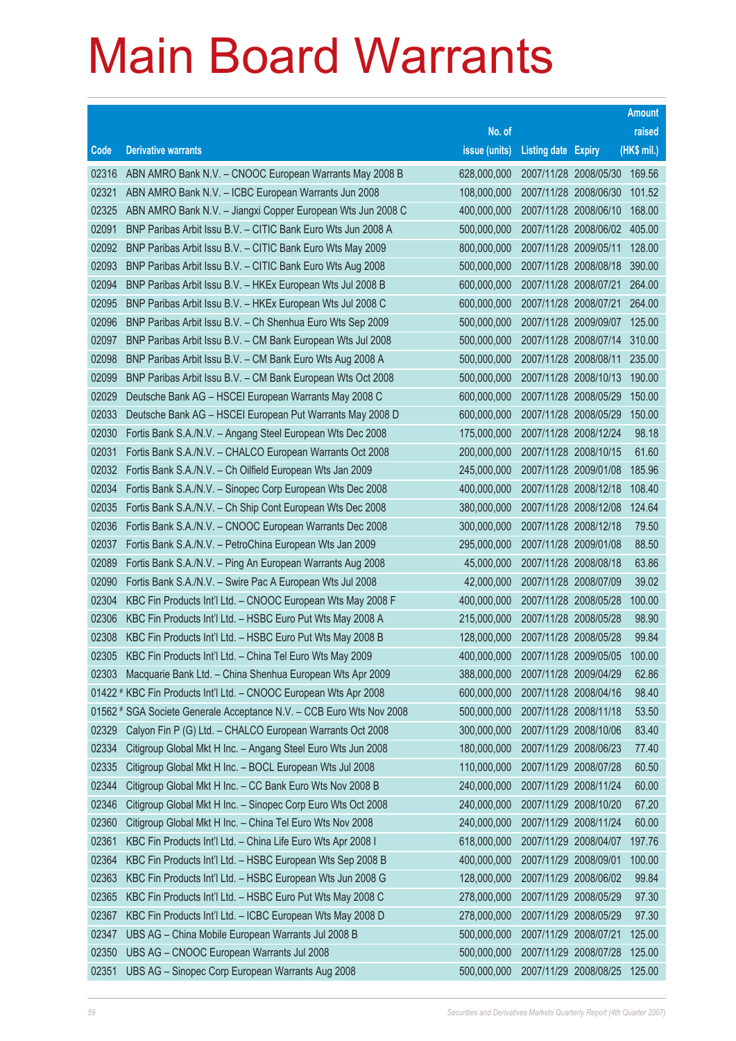# Main Board Warrants

| Code | Derivative warrants | No. of issue (units) | Listing date | Expiry | Amount raised (HK$ mil.) |
|---|---|---|---|---|---|
| 02316 | ABN AMRO Bank N.V. – CNOOC European Warrants May 2008 B | 628,000,000 | 2007/11/28 | 2008/05/30 | 169.56 |
| 02321 | ABN AMRO Bank N.V. – ICBC European Warrants Jun 2008 | 108,000,000 | 2007/11/28 | 2008/06/30 | 101.52 |
| 02325 | ABN AMRO Bank N.V. – Jiangxi Copper European Wts Jun 2008 C | 400,000,000 | 2007/11/28 | 2008/06/10 | 168.00 |
| 02091 | BNP Paribas Arbit Issu B.V. – CITIC Bank Euro Wts Jun 2008 A | 500,000,000 | 2007/11/28 | 2008/06/02 | 405.00 |
| 02092 | BNP Paribas Arbit Issu B.V. – CITIC Bank Euro Wts May 2009 | 800,000,000 | 2007/11/28 | 2009/05/11 | 128.00 |
| 02093 | BNP Paribas Arbit Issu B.V. – CITIC Bank Euro Wts Aug 2008 | 500,000,000 | 2007/11/28 | 2008/08/18 | 390.00 |
| 02094 | BNP Paribas Arbit Issu B.V. – HKEx European Wts Jul 2008 B | 600,000,000 | 2007/11/28 | 2008/07/21 | 264.00 |
| 02095 | BNP Paribas Arbit Issu B.V. – HKEx European Wts Jul 2008 C | 600,000,000 | 2007/11/28 | 2008/07/21 | 264.00 |
| 02096 | BNP Paribas Arbit Issu B.V. – Ch Shenhua Euro Wts Sep 2009 | 500,000,000 | 2007/11/28 | 2009/09/07 | 125.00 |
| 02097 | BNP Paribas Arbit Issu B.V. – CM Bank European Wts Jul 2008 | 500,000,000 | 2007/11/28 | 2008/07/14 | 310.00 |
| 02098 | BNP Paribas Arbit Issu B.V. – CM Bank Euro Wts Aug 2008 A | 500,000,000 | 2007/11/28 | 2008/08/11 | 235.00 |
| 02099 | BNP Paribas Arbit Issu B.V. – CM Bank European Wts Oct 2008 | 500,000,000 | 2007/11/28 | 2008/10/13 | 190.00 |
| 02029 | Deutsche Bank AG – HSCEI European Warrants May 2008 C | 600,000,000 | 2007/11/28 | 2008/05/29 | 150.00 |
| 02033 | Deutsche Bank AG – HSCEI European Put Warrants May 2008 D | 600,000,000 | 2007/11/28 | 2008/05/29 | 150.00 |
| 02030 | Fortis Bank S.A./N.V. – Angang Steel European Wts Dec 2008 | 175,000,000 | 2007/11/28 | 2008/12/24 | 98.18 |
| 02031 | Fortis Bank S.A./N.V. – CHALCO European Warrants Oct 2008 | 200,000,000 | 2007/11/28 | 2008/10/15 | 61.60 |
| 02032 | Fortis Bank S.A./N.V. – Ch Oilfield European Wts Jan 2009 | 245,000,000 | 2007/11/28 | 2009/01/08 | 185.96 |
| 02034 | Fortis Bank S.A./N.V. – Sinopec Corp European Wts Dec 2008 | 400,000,000 | 2007/11/28 | 2008/12/18 | 108.40 |
| 02035 | Fortis Bank S.A./N.V. – Ch Ship Cont European Wts Dec 2008 | 380,000,000 | 2007/11/28 | 2008/12/08 | 124.64 |
| 02036 | Fortis Bank S.A./N.V. – CNOOC European Warrants Dec 2008 | 300,000,000 | 2007/11/28 | 2008/12/18 | 79.50 |
| 02037 | Fortis Bank S.A./N.V. – PetroChina European Wts Jan 2009 | 295,000,000 | 2007/11/28 | 2009/01/08 | 88.50 |
| 02089 | Fortis Bank S.A./N.V. – Ping An European Warrants Aug 2008 | 45,000,000 | 2007/11/28 | 2008/08/18 | 63.86 |
| 02090 | Fortis Bank S.A./N.V. – Swire Pac A European Wts Jul 2008 | 42,000,000 | 2007/11/28 | 2008/07/09 | 39.02 |
| 02304 | KBC Fin Products Int'l Ltd. – CNOOC European Wts May 2008 F | 400,000,000 | 2007/11/28 | 2008/05/28 | 100.00 |
| 02306 | KBC Fin Products Int'l Ltd. – HSBC Euro Put Wts May 2008 A | 215,000,000 | 2007/11/28 | 2008/05/28 | 98.90 |
| 02308 | KBC Fin Products Int'l Ltd. – HSBC Euro Put Wts May 2008 B | 128,000,000 | 2007/11/28 | 2008/05/28 | 99.84 |
| 02305 | KBC Fin Products Int'l Ltd. – China Tel Euro Wts May 2009 | 400,000,000 | 2007/11/28 | 2009/05/05 | 100.00 |
| 02303 | Macquarie Bank Ltd. – China Shenhua European Wts Apr 2009 | 388,000,000 | 2007/11/28 | 2009/04/29 | 62.86 |
| 01422 # | KBC Fin Products Int'l Ltd. – CNOOC European Wts Apr 2008 | 600,000,000 | 2007/11/28 | 2008/04/16 | 98.40 |
| 01562 # | SGA Societe Generale Acceptance N.V. – CCB Euro Wts Nov 2008 | 500,000,000 | 2007/11/28 | 2008/11/18 | 53.50 |
| 02329 | Calyon Fin P (G) Ltd. – CHALCO European Warrants Oct 2008 | 300,000,000 | 2007/11/29 | 2008/10/06 | 83.40 |
| 02334 | Citigroup Global Mkt H Inc. – Angang Steel Euro Wts Jun 2008 | 180,000,000 | 2007/11/29 | 2008/06/23 | 77.40 |
| 02335 | Citigroup Global Mkt H Inc. – BOCL European Wts Jul 2008 | 110,000,000 | 2007/11/29 | 2008/07/28 | 60.50 |
| 02344 | Citigroup Global Mkt H Inc. – CC Bank Euro Wts Nov 2008 B | 240,000,000 | 2007/11/29 | 2008/11/24 | 60.00 |
| 02346 | Citigroup Global Mkt H Inc. – Sinopec Corp Euro Wts Oct 2008 | 240,000,000 | 2007/11/29 | 2008/10/20 | 67.20 |
| 02360 | Citigroup Global Mkt H Inc. – China Tel Euro Wts Nov 2008 | 240,000,000 | 2007/11/29 | 2008/11/24 | 60.00 |
| 02361 | KBC Fin Products Int'l Ltd. – China Life Euro Wts Apr 2008 I | 618,000,000 | 2007/11/29 | 2008/04/07 | 197.76 |
| 02364 | KBC Fin Products Int'l Ltd. – HSBC European Wts Sep 2008 B | 400,000,000 | 2007/11/29 | 2008/09/01 | 100.00 |
| 02363 | KBC Fin Products Int'l Ltd. – HSBC European Wts Jun 2008 G | 128,000,000 | 2007/11/29 | 2008/06/02 | 99.84 |
| 02365 | KBC Fin Products Int'l Ltd. – HSBC Euro Put Wts May 2008 C | 278,000,000 | 2007/11/29 | 2008/05/29 | 97.30 |
| 02367 | KBC Fin Products Int'l Ltd. – ICBC European Wts May 2008 D | 278,000,000 | 2007/11/29 | 2008/05/29 | 97.30 |
| 02347 | UBS AG – China Mobile European Warrants Jul 2008 B | 500,000,000 | 2007/11/29 | 2008/07/21 | 125.00 |
| 02350 | UBS AG – CNOOC European Warrants Jul 2008 | 500,000,000 | 2007/11/29 | 2008/07/28 | 125.00 |
| 02351 | UBS AG – Sinopec Corp European Warrants Aug 2008 | 500,000,000 | 2007/11/29 | 2008/08/25 | 125.00 |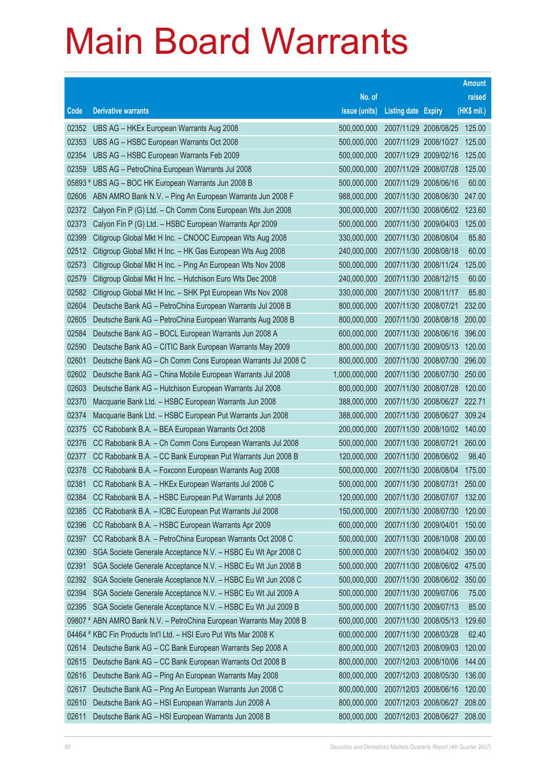# Main Board Warrants

| Code | Derivative warrants | No. of issue (units) | Listing date | Expiry | Amount raised (HK$ mil.) |
|---|---|---|---|---|---|
| 02352 | UBS AG – HKEx European Warrants Aug 2008 | 500,000,000 | 2007/11/29 | 2008/08/25 | 125.00 |
| 02353 | UBS AG – HSBC European Warrants Oct 2008 | 500,000,000 | 2007/11/29 | 2008/10/27 | 125.00 |
| 02354 | UBS AG – HSBC European Warrants Feb 2009 | 500,000,000 | 2007/11/29 | 2009/02/16 | 125.00 |
| 02359 | UBS AG – PetroChina European Warrants Jul 2008 | 500,000,000 | 2007/11/29 | 2008/07/28 | 125.00 |
| 05893 # | UBS AG – BOC HK European Warrants Jun 2008 B | 500,000,000 | 2007/11/29 | 2008/06/16 | 60.00 |
| 02606 | ABN AMRO Bank N.V. – Ping An European Warrants Jun 2008 F | 988,000,000 | 2007/11/30 | 2008/06/30 | 247.00 |
| 02372 | Calyon Fin P (G) Ltd. – Ch Comm Cons European Wts Jun 2008 | 300,000,000 | 2007/11/30 | 2008/06/02 | 123.60 |
| 02373 | Calyon Fin P (G) Ltd. – HSBC European Warrants Apr 2009 | 500,000,000 | 2007/11/30 | 2009/04/03 | 125.00 |
| 02399 | Citigroup Global Mkt H Inc. – CNOOC European Wts Aug 2008 | 330,000,000 | 2007/11/30 | 2008/08/04 | 85.80 |
| 02512 | Citigroup Global Mkt H Inc. – HK Gas European Wts Aug 2008 | 240,000,000 | 2007/11/30 | 2008/08/18 | 60.00 |
| 02573 | Citigroup Global Mkt H Inc. – Ping An European Wts Nov 2008 | 500,000,000 | 2007/11/30 | 2008/11/24 | 125.00 |
| 02579 | Citigroup Global Mkt H Inc. – Hutchison Euro Wts Dec 2008 | 240,000,000 | 2007/11/30 | 2008/12/15 | 60.00 |
| 02582 | Citigroup Global Mkt H Inc. – SHK Ppt European Wts Nov 2008 | 330,000,000 | 2007/11/30 | 2008/11/17 | 85.80 |
| 02604 | Deutsche Bank AG – PetroChina European Warrants Jul 2008 B | 800,000,000 | 2007/11/30 | 2008/07/21 | 232.00 |
| 02605 | Deutsche Bank AG – PetroChina European Warrants Aug 2008 B | 800,000,000 | 2007/11/30 | 2008/08/18 | 200.00 |
| 02584 | Deutsche Bank AG – BOCL European Warrants Jun 2008 A | 600,000,000 | 2007/11/30 | 2008/06/16 | 396.00 |
| 02590 | Deutsche Bank AG – CITIC Bank European Warrants May 2009 | 800,000,000 | 2007/11/30 | 2009/05/13 | 120.00 |
| 02601 | Deutsche Bank AG – Ch Comm Cons European Warrants Jul 2008 C | 800,000,000 | 2007/11/30 | 2008/07/30 | 296.00 |
| 02602 | Deutsche Bank AG – China Mobile European Warrants Jul 2008 | 1,000,000,000 | 2007/11/30 | 2008/07/30 | 250.00 |
| 02603 | Deutsche Bank AG – Hutchison European Warrants Jul 2008 | 800,000,000 | 2007/11/30 | 2008/07/28 | 120.00 |
| 02370 | Macquarie Bank Ltd. – HSBC European Warrants Jun 2008 | 388,000,000 | 2007/11/30 | 2008/06/27 | 222.71 |
| 02374 | Macquarie Bank Ltd. – HSBC European Put Warrants Jun 2008 | 388,000,000 | 2007/11/30 | 2008/06/27 | 309.24 |
| 02375 | CC Rabobank B.A. – BEA European Warrants Oct 2008 | 200,000,000 | 2007/11/30 | 2008/10/02 | 140.00 |
| 02376 | CC Rabobank B.A. – Ch Comm Cons European Warrants Jul 2008 | 500,000,000 | 2007/11/30 | 2008/07/21 | 260.00 |
| 02377 | CC Rabobank B.A. – CC Bank European Put Warrants Jun 2008 B | 120,000,000 | 2007/11/30 | 2008/06/02 | 98.40 |
| 02378 | CC Rabobank B.A. – Foxconn European Warrants Aug 2008 | 500,000,000 | 2007/11/30 | 2008/08/04 | 175.00 |
| 02381 | CC Rabobank B.A. – HKEx European Warrants Jul 2008 C | 500,000,000 | 2007/11/30 | 2008/07/31 | 250.00 |
| 02384 | CC Rabobank B.A. – HSBC European Put Warrants Jul 2008 | 120,000,000 | 2007/11/30 | 2008/07/07 | 132.00 |
| 02385 | CC Rabobank B.A. – ICBC European Put Warrants Jul 2008 | 150,000,000 | 2007/11/30 | 2008/07/30 | 120.00 |
| 02396 | CC Rabobank B.A. – HSBC European Warrants Apr 2009 | 600,000,000 | 2007/11/30 | 2009/04/01 | 150.00 |
| 02397 | CC Rabobank B.A. – PetroChina European Warrants Oct 2008 C | 500,000,000 | 2007/11/30 | 2008/10/08 | 200.00 |
| 02390 | SGA Societe Generale Acceptance N.V. – HSBC Eu Wt Apr 2008 C | 500,000,000 | 2007/11/30 | 2008/04/02 | 350.00 |
| 02391 | SGA Societe Generale Acceptance N.V. – HSBC Eu Wt Jun 2008 B | 500,000,000 | 2007/11/30 | 2008/06/02 | 475.00 |
| 02392 | SGA Societe Generale Acceptance N.V. – HSBC Eu Wt Jun 2008 C | 500,000,000 | 2007/11/30 | 2008/06/02 | 350.00 |
| 02394 | SGA Societe Generale Acceptance N.V. – HSBC Eu Wt Jul 2009 A | 500,000,000 | 2007/11/30 | 2009/07/06 | 75.00 |
| 02395 | SGA Societe Generale Acceptance N.V. – HSBC Eu Wt Jul 2009 B | 500,000,000 | 2007/11/30 | 2009/07/13 | 85.00 |
| 09807 # | ABN AMRO Bank N.V. – PetroChina European Warrants May 2008 B | 600,000,000 | 2007/11/30 | 2008/05/13 | 129.60 |
| 04464 # | KBC Fin Products Int'l Ltd. – HSI Euro Put Wts Mar 2008 K | 600,000,000 | 2007/11/30 | 2008/03/28 | 62.40 |
| 02614 | Deutsche Bank AG – CC Bank European Warrants Sep 2008 A | 800,000,000 | 2007/12/03 | 2008/09/03 | 120.00 |
| 02615 | Deutsche Bank AG – CC Bank European Warrants Oct 2008 B | 800,000,000 | 2007/12/03 | 2008/10/06 | 144.00 |
| 02616 | Deutsche Bank AG – Ping An European Warrants May 2008 | 800,000,000 | 2007/12/03 | 2008/05/30 | 136.00 |
| 02617 | Deutsche Bank AG – Ping An European Warrants Jun 2008 C | 800,000,000 | 2007/12/03 | 2008/06/16 | 120.00 |
| 02610 | Deutsche Bank AG – HSI European Warrants Jun 2008 A | 800,000,000 | 2007/12/03 | 2008/06/27 | 208.00 |
| 02611 | Deutsche Bank AG – HSI European Warrants Jun 2008 B | 800,000,000 | 2007/12/03 | 2008/06/27 | 208.00 |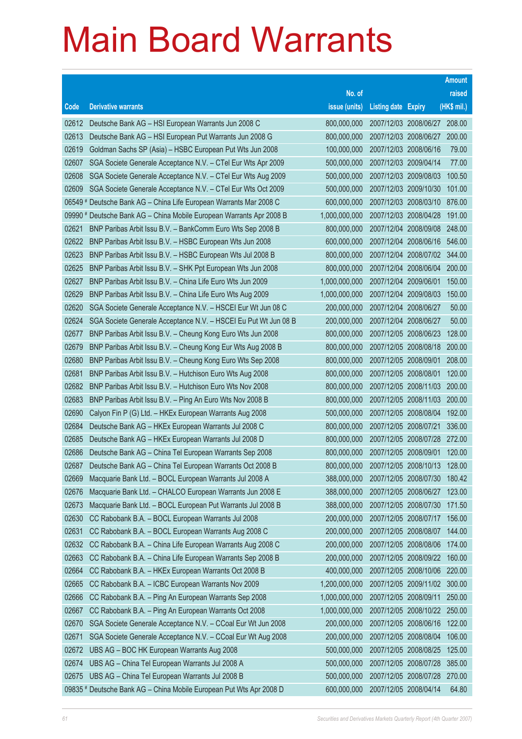# Main Board Warrants

| Code | Derivative warrants | No. of issue (units) | Listing date | Expiry | Amount raised (HK$ mil.) |
|---|---|---|---|---|---|
| 02612 | Deutsche Bank AG – HSI European Warrants Jun 2008 C | 800,000,000 | 2007/12/03 | 2008/06/27 | 208.00 |
| 02613 | Deutsche Bank AG – HSI European Put Warrants Jun 2008 G | 800,000,000 | 2007/12/03 | 2008/06/27 | 200.00 |
| 02619 | Goldman Sachs SP (Asia) – HSBC European Put Wts Jun 2008 | 100,000,000 | 2007/12/03 | 2008/06/16 | 79.00 |
| 02607 | SGA Societe Generale Acceptance N.V. – CTel Eur Wts Apr 2009 | 500,000,000 | 2007/12/03 | 2009/04/14 | 77.00 |
| 02608 | SGA Societe Generale Acceptance N.V. – CTel Eur Wts Aug 2009 | 500,000,000 | 2007/12/03 | 2009/08/03 | 100.50 |
| 02609 | SGA Societe Generale Acceptance N.V. – CTel Eur Wts Oct 2009 | 500,000,000 | 2007/12/03 | 2009/10/30 | 101.00 |
| 06549 # | Deutsche Bank AG – China Life European Warrants Mar 2008 C | 600,000,000 | 2007/12/03 | 2008/03/10 | 876.00 |
| 09990 # | Deutsche Bank AG – China Mobile European Warrants Apr 2008 B | 1,000,000,000 | 2007/12/03 | 2008/04/28 | 191.00 |
| 02621 | BNP Paribas Arbit Issu B.V. – BankComm Euro Wts Sep 2008 B | 800,000,000 | 2007/12/04 | 2008/09/08 | 248.00 |
| 02622 | BNP Paribas Arbit Issu B.V. – HSBC European Wts Jun 2008 | 600,000,000 | 2007/12/04 | 2008/06/16 | 546.00 |
| 02623 | BNP Paribas Arbit Issu B.V. – HSBC European Wts Jul 2008 B | 800,000,000 | 2007/12/04 | 2008/07/02 | 344.00 |
| 02625 | BNP Paribas Arbit Issu B.V. – SHK Ppt European Wts Jun 2008 | 800,000,000 | 2007/12/04 | 2008/06/04 | 200.00 |
| 02627 | BNP Paribas Arbit Issu B.V. – China Life Euro Wts Jun 2009 | 1,000,000,000 | 2007/12/04 | 2009/06/01 | 150.00 |
| 02629 | BNP Paribas Arbit Issu B.V. – China Life Euro Wts Aug 2009 | 1,000,000,000 | 2007/12/04 | 2009/08/03 | 150.00 |
| 02620 | SGA Societe Generale Acceptance N.V. – HSCEI Eur Wt Jun 08 C | 200,000,000 | 2007/12/04 | 2008/06/27 | 50.00 |
| 02624 | SGA Societe Generale Acceptance N.V. – HSCEI Eu Put Wt Jun 08 B | 200,000,000 | 2007/12/04 | 2008/06/27 | 50.00 |
| 02677 | BNP Paribas Arbit Issu B.V. – Cheung Kong Euro Wts Jun 2008 | 800,000,000 | 2007/12/05 | 2008/06/23 | 128.00 |
| 02679 | BNP Paribas Arbit Issu B.V. – Cheung Kong Eur Wts Aug 2008 B | 800,000,000 | 2007/12/05 | 2008/08/18 | 200.00 |
| 02680 | BNP Paribas Arbit Issu B.V. – Cheung Kong Euro Wts Sep 2008 | 800,000,000 | 2007/12/05 | 2008/09/01 | 208.00 |
| 02681 | BNP Paribas Arbit Issu B.V. – Hutchison Euro Wts Aug 2008 | 800,000,000 | 2007/12/05 | 2008/08/01 | 120.00 |
| 02682 | BNP Paribas Arbit Issu B.V. – Hutchison Euro Wts Nov 2008 | 800,000,000 | 2007/12/05 | 2008/11/03 | 200.00 |
| 02683 | BNP Paribas Arbit Issu B.V. – Ping An Euro Wts Nov 2008 B | 800,000,000 | 2007/12/05 | 2008/11/03 | 200.00 |
| 02690 | Calyon Fin P (G) Ltd. – HKEx European Warrants Aug 2008 | 500,000,000 | 2007/12/05 | 2008/08/04 | 192.00 |
| 02684 | Deutsche Bank AG – HKEx European Warrants Jul 2008 C | 800,000,000 | 2007/12/05 | 2008/07/21 | 336.00 |
| 02685 | Deutsche Bank AG – HKEx European Warrants Jul 2008 D | 800,000,000 | 2007/12/05 | 2008/07/28 | 272.00 |
| 02686 | Deutsche Bank AG – China Tel European Warrants Sep 2008 | 800,000,000 | 2007/12/05 | 2008/09/01 | 120.00 |
| 02687 | Deutsche Bank AG – China Tel European Warrants Oct 2008 B | 800,000,000 | 2007/12/05 | 2008/10/13 | 128.00 |
| 02669 | Macquarie Bank Ltd. – BOCL European Warrants Jul 2008 A | 388,000,000 | 2007/12/05 | 2008/07/30 | 180.42 |
| 02676 | Macquarie Bank Ltd. – CHALCO European Warrants Jun 2008 E | 388,000,000 | 2007/12/05 | 2008/06/27 | 123.00 |
| 02673 | Macquarie Bank Ltd. – BOCL European Put Warrants Jul 2008 B | 388,000,000 | 2007/12/05 | 2008/07/30 | 171.50 |
| 02630 | CC Rabobank B.A. – BOCL European Warrants Jul 2008 | 200,000,000 | 2007/12/05 | 2008/07/17 | 156.00 |
| 02631 | CC Rabobank B.A. – BOCL European Warrants Aug 2008 C | 200,000,000 | 2007/12/05 | 2008/08/07 | 144.00 |
| 02632 | CC Rabobank B.A. – China Life European Warrants Aug 2008 C | 200,000,000 | 2007/12/05 | 2008/08/06 | 174.00 |
| 02663 | CC Rabobank B.A. – China Life European Warrants Sep 2008 B | 200,000,000 | 2007/12/05 | 2008/09/22 | 160.00 |
| 02664 | CC Rabobank B.A. – HKEx European Warrants Oct 2008 B | 400,000,000 | 2007/12/05 | 2008/10/06 | 220.00 |
| 02665 | CC Rabobank B.A. – ICBC European Warrants Nov 2009 | 1,200,000,000 | 2007/12/05 | 2009/11/02 | 300.00 |
| 02666 | CC Rabobank B.A. – Ping An European Warrants Sep 2008 | 1,000,000,000 | 2007/12/05 | 2008/09/11 | 250.00 |
| 02667 | CC Rabobank B.A. – Ping An European Warrants Oct 2008 | 1,000,000,000 | 2007/12/05 | 2008/10/22 | 250.00 |
| 02670 | SGA Societe Generale Acceptance N.V. – CCoal Eur Wt Jun 2008 | 200,000,000 | 2007/12/05 | 2008/06/16 | 122.00 |
| 02671 | SGA Societe Generale Acceptance N.V. – CCoal Eur Wt Aug 2008 | 200,000,000 | 2007/12/05 | 2008/08/04 | 106.00 |
| 02672 | UBS AG – BOC HK European Warrants Aug 2008 | 500,000,000 | 2007/12/05 | 2008/08/25 | 125.00 |
| 02674 | UBS AG – China Tel European Warrants Jul 2008 A | 500,000,000 | 2007/12/05 | 2008/07/28 | 385.00 |
| 02675 | UBS AG – China Tel European Warrants Jul 2008 B | 500,000,000 | 2007/12/05 | 2008/07/28 | 270.00 |
| 09835 # | Deutsche Bank AG – China Mobile European Put Wts Apr 2008 D | 600,000,000 | 2007/12/05 | 2008/04/14 | 64.80 |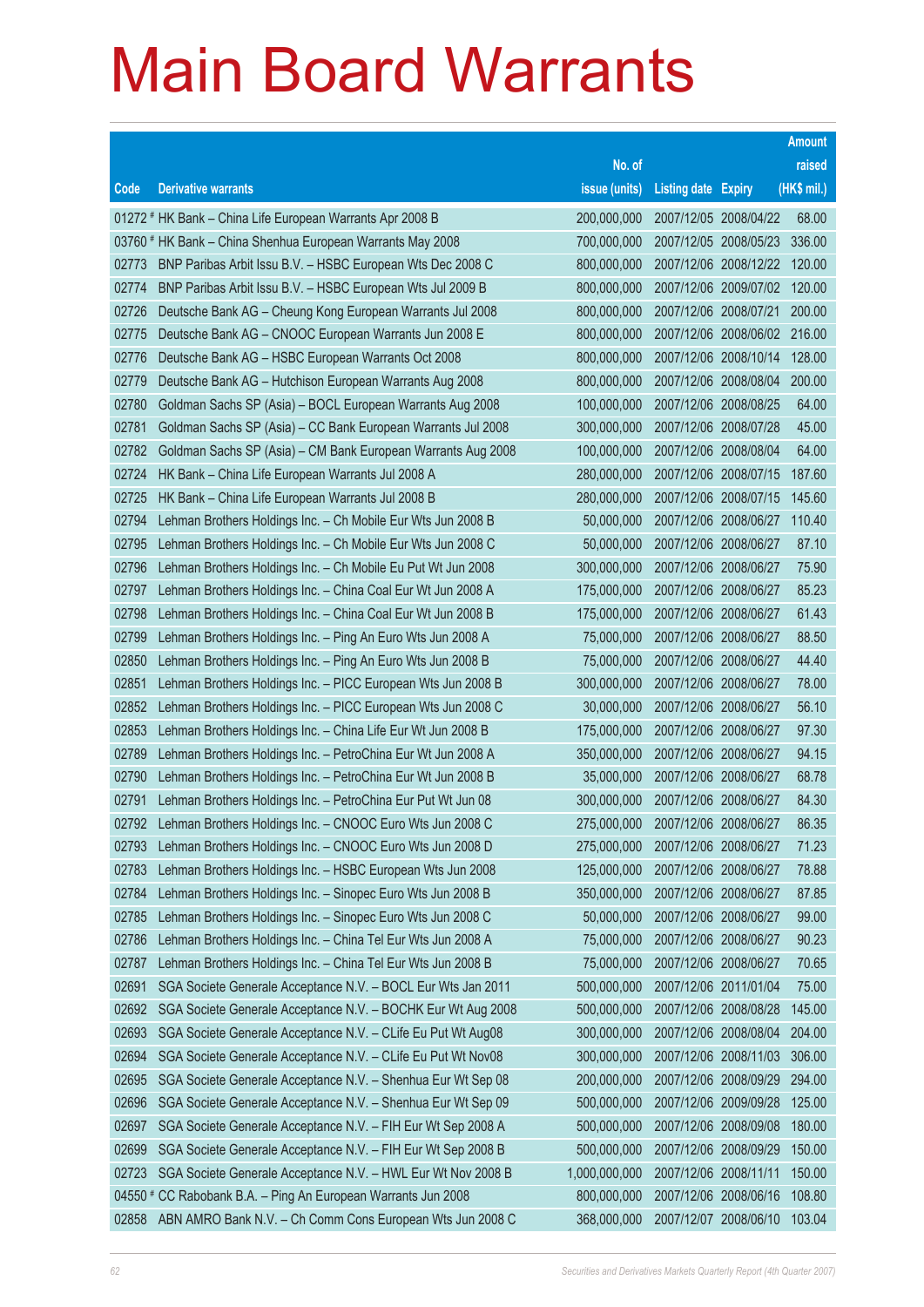# Main Board Warrants

| Code | Derivative warrants | No. of issue (units) | Listing date | Expiry | Amount raised (HK$ mil.) |
|---|---|---|---|---|---|
| 01272 # | HK Bank – China Life European Warrants Apr 2008 B | 200,000,000 | 2007/12/05 | 2008/04/22 | 68.00 |
| 03760 # | HK Bank – China Shenhua European Warrants May 2008 | 700,000,000 | 2007/12/05 | 2008/05/23 | 336.00 |
| 02773 | BNP Paribas Arbit Issu B.V. – HSBC European Wts Dec 2008 C | 800,000,000 | 2007/12/06 | 2008/12/22 | 120.00 |
| 02774 | BNP Paribas Arbit Issu B.V. – HSBC European Wts Jul 2009 B | 800,000,000 | 2007/12/06 | 2009/07/02 | 120.00 |
| 02726 | Deutsche Bank AG – Cheung Kong European Warrants Jul 2008 | 800,000,000 | 2007/12/06 | 2008/07/21 | 200.00 |
| 02775 | Deutsche Bank AG – CNOOC European Warrants Jun 2008 E | 800,000,000 | 2007/12/06 | 2008/06/02 | 216.00 |
| 02776 | Deutsche Bank AG – HSBC European Warrants Oct 2008 | 800,000,000 | 2007/12/06 | 2008/10/14 | 128.00 |
| 02779 | Deutsche Bank AG – Hutchison European Warrants Aug 2008 | 800,000,000 | 2007/12/06 | 2008/08/04 | 200.00 |
| 02780 | Goldman Sachs SP (Asia) – BOCL European Warrants Aug 2008 | 100,000,000 | 2007/12/06 | 2008/08/25 | 64.00 |
| 02781 | Goldman Sachs SP (Asia) – CC Bank European Warrants Jul 2008 | 300,000,000 | 2007/12/06 | 2008/07/28 | 45.00 |
| 02782 | Goldman Sachs SP (Asia) – CM Bank European Warrants Aug 2008 | 100,000,000 | 2007/12/06 | 2008/08/04 | 64.00 |
| 02724 | HK Bank – China Life European Warrants Jul 2008 A | 280,000,000 | 2007/12/06 | 2008/07/15 | 187.60 |
| 02725 | HK Bank – China Life European Warrants Jul 2008 B | 280,000,000 | 2007/12/06 | 2008/07/15 | 145.60 |
| 02794 | Lehman Brothers Holdings Inc. – Ch Mobile Eur Wts Jun 2008 B | 50,000,000 | 2007/12/06 | 2008/06/27 | 110.40 |
| 02795 | Lehman Brothers Holdings Inc. – Ch Mobile Eur Wts Jun 2008 C | 50,000,000 | 2007/12/06 | 2008/06/27 | 87.10 |
| 02796 | Lehman Brothers Holdings Inc. – Ch Mobile Eu Put Wt Jun 2008 | 300,000,000 | 2007/12/06 | 2008/06/27 | 75.90 |
| 02797 | Lehman Brothers Holdings Inc. – China Coal Eur Wt Jun 2008 A | 175,000,000 | 2007/12/06 | 2008/06/27 | 85.23 |
| 02798 | Lehman Brothers Holdings Inc. – China Coal Eur Wt Jun 2008 B | 175,000,000 | 2007/12/06 | 2008/06/27 | 61.43 |
| 02799 | Lehman Brothers Holdings Inc. – Ping An Euro Wts Jun 2008 A | 75,000,000 | 2007/12/06 | 2008/06/27 | 88.50 |
| 02850 | Lehman Brothers Holdings Inc. – Ping An Euro Wts Jun 2008 B | 75,000,000 | 2007/12/06 | 2008/06/27 | 44.40 |
| 02851 | Lehman Brothers Holdings Inc. – PICC European Wts Jun 2008 B | 300,000,000 | 2007/12/06 | 2008/06/27 | 78.00 |
| 02852 | Lehman Brothers Holdings Inc. – PICC European Wts Jun 2008 C | 30,000,000 | 2007/12/06 | 2008/06/27 | 56.10 |
| 02853 | Lehman Brothers Holdings Inc. – China Life Eur Wt Jun 2008 B | 175,000,000 | 2007/12/06 | 2008/06/27 | 97.30 |
| 02789 | Lehman Brothers Holdings Inc. – PetroChina Eur Wt Jun 2008 A | 350,000,000 | 2007/12/06 | 2008/06/27 | 94.15 |
| 02790 | Lehman Brothers Holdings Inc. – PetroChina Eur Wt Jun 2008 B | 35,000,000 | 2007/12/06 | 2008/06/27 | 68.78 |
| 02791 | Lehman Brothers Holdings Inc. – PetroChina Eur Put Wt Jun 08 | 300,000,000 | 2007/12/06 | 2008/06/27 | 84.30 |
| 02792 | Lehman Brothers Holdings Inc. – CNOOC Euro Wts Jun 2008 C | 275,000,000 | 2007/12/06 | 2008/06/27 | 86.35 |
| 02793 | Lehman Brothers Holdings Inc. – CNOOC Euro Wts Jun 2008 D | 275,000,000 | 2007/12/06 | 2008/06/27 | 71.23 |
| 02783 | Lehman Brothers Holdings Inc. – HSBC European Wts Jun 2008 | 125,000,000 | 2007/12/06 | 2008/06/27 | 78.88 |
| 02784 | Lehman Brothers Holdings Inc. – Sinopec Euro Wts Jun 2008 B | 350,000,000 | 2007/12/06 | 2008/06/27 | 87.85 |
| 02785 | Lehman Brothers Holdings Inc. – Sinopec Euro Wts Jun 2008 C | 50,000,000 | 2007/12/06 | 2008/06/27 | 99.00 |
| 02786 | Lehman Brothers Holdings Inc. – China Tel Eur Wts Jun 2008 A | 75,000,000 | 2007/12/06 | 2008/06/27 | 90.23 |
| 02787 | Lehman Brothers Holdings Inc. – China Tel Eur Wts Jun 2008 B | 75,000,000 | 2007/12/06 | 2008/06/27 | 70.65 |
| 02691 | SGA Societe Generale Acceptance N.V. – BOCL Eur Wts Jan 2011 | 500,000,000 | 2007/12/06 | 2011/01/04 | 75.00 |
| 02692 | SGA Societe Generale Acceptance N.V. – BOCHK Eur Wt Aug 2008 | 500,000,000 | 2007/12/06 | 2008/08/28 | 145.00 |
| 02693 | SGA Societe Generale Acceptance N.V. – CLife Eu Put Wt Aug08 | 300,000,000 | 2007/12/06 | 2008/08/04 | 204.00 |
| 02694 | SGA Societe Generale Acceptance N.V. – CLife Eu Put Wt Nov08 | 300,000,000 | 2007/12/06 | 2008/11/03 | 306.00 |
| 02695 | SGA Societe Generale Acceptance N.V. – Shenhua Eur Wt Sep 08 | 200,000,000 | 2007/12/06 | 2008/09/29 | 294.00 |
| 02696 | SGA Societe Generale Acceptance N.V. – Shenhua Eur Wt Sep 09 | 500,000,000 | 2007/12/06 | 2009/09/28 | 125.00 |
| 02697 | SGA Societe Generale Acceptance N.V. – FIH Eur Wt Sep 2008 A | 500,000,000 | 2007/12/06 | 2008/09/08 | 180.00 |
| 02699 | SGA Societe Generale Acceptance N.V. – FIH Eur Wt Sep 2008 B | 500,000,000 | 2007/12/06 | 2008/09/29 | 150.00 |
| 02723 | SGA Societe Generale Acceptance N.V. – HWL Eur Wt Nov 2008 B | 1,000,000,000 | 2007/12/06 | 2008/11/11 | 150.00 |
| 04550 # | CC Rabobank B.A. – Ping An European Warrants Jun 2008 | 800,000,000 | 2007/12/06 | 2008/06/16 | 108.80 |
| 02858 | ABN AMRO Bank N.V. – Ch Comm Cons European Wts Jun 2008 C | 368,000,000 | 2007/12/07 | 2008/06/10 | 103.04 |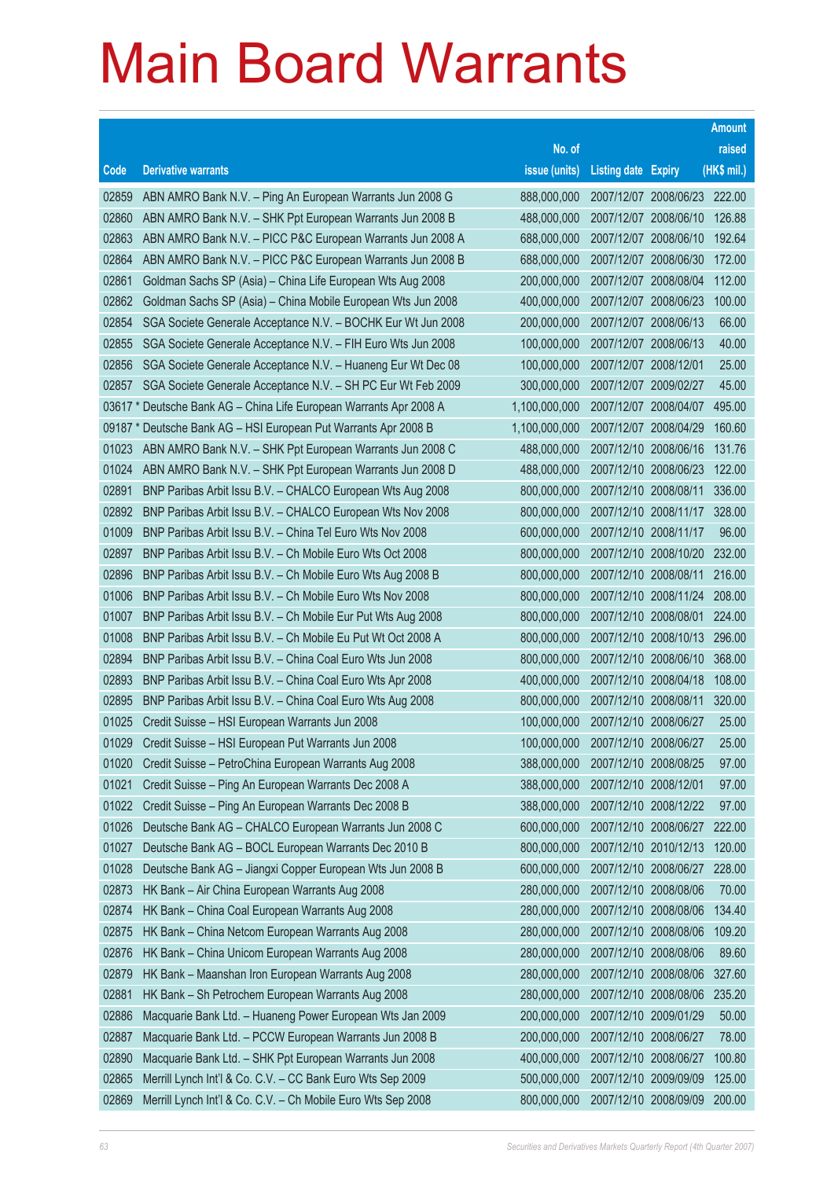# Main Board Warrants

| Code | Derivative warrants | No. of issue (units) | Listing date | Expiry | Amount raised (HK$ mil.) |
|---|---|---|---|---|---|
| 02859 | ABN AMRO Bank N.V. – Ping An European Warrants Jun 2008 G | 888,000,000 | 2007/12/07 | 2008/06/23 | 222.00 |
| 02860 | ABN AMRO Bank N.V. – SHK Ppt European Warrants Jun 2008 B | 488,000,000 | 2007/12/07 | 2008/06/10 | 126.88 |
| 02863 | ABN AMRO Bank N.V. – PICC P&C European Warrants Jun 2008 A | 688,000,000 | 2007/12/07 | 2008/06/10 | 192.64 |
| 02864 | ABN AMRO Bank N.V. – PICC P&C European Warrants Jun 2008 B | 688,000,000 | 2007/12/07 | 2008/06/30 | 172.00 |
| 02861 | Goldman Sachs SP (Asia) – China Life European Wts Aug 2008 | 200,000,000 | 2007/12/07 | 2008/08/04 | 112.00 |
| 02862 | Goldman Sachs SP (Asia) – China Mobile European Wts Jun 2008 | 400,000,000 | 2007/12/07 | 2008/06/23 | 100.00 |
| 02854 | SGA Societe Generale Acceptance N.V. – BOCHK Eur Wt Jun 2008 | 200,000,000 | 2007/12/07 | 2008/06/13 | 66.00 |
| 02855 | SGA Societe Generale Acceptance N.V. – FIH Euro Wts Jun 2008 | 100,000,000 | 2007/12/07 | 2008/06/13 | 40.00 |
| 02856 | SGA Societe Generale Acceptance N.V. – Huaneng Eur Wt Dec 08 | 100,000,000 | 2007/12/07 | 2008/12/01 | 25.00 |
| 02857 | SGA Societe Generale Acceptance N.V. – SH PC Eur Wt Feb 2009 | 300,000,000 | 2007/12/07 | 2009/02/27 | 45.00 |
| 03617 * | Deutsche Bank AG – China Life European Warrants Apr 2008 A | 1,100,000,000 | 2007/12/07 | 2008/04/07 | 495.00 |
| 09187 * | Deutsche Bank AG – HSI European Put Warrants Apr 2008 B | 1,100,000,000 | 2007/12/07 | 2008/04/29 | 160.60 |
| 01023 | ABN AMRO Bank N.V. – SHK Ppt European Warrants Jun 2008 C | 488,000,000 | 2007/12/10 | 2008/06/16 | 131.76 |
| 01024 | ABN AMRO Bank N.V. – SHK Ppt European Warrants Jun 2008 D | 488,000,000 | 2007/12/10 | 2008/06/23 | 122.00 |
| 02891 | BNP Paribas Arbit Issu B.V. – CHALCO European Wts Aug 2008 | 800,000,000 | 2007/12/10 | 2008/08/11 | 336.00 |
| 02892 | BNP Paribas Arbit Issu B.V. – CHALCO European Wts Nov 2008 | 800,000,000 | 2007/12/10 | 2008/11/17 | 328.00 |
| 01009 | BNP Paribas Arbit Issu B.V. – China Tel Euro Wts Nov 2008 | 600,000,000 | 2007/12/10 | 2008/11/17 | 96.00 |
| 02897 | BNP Paribas Arbit Issu B.V. – Ch Mobile Euro Wts Oct 2008 | 800,000,000 | 2007/12/10 | 2008/10/20 | 232.00 |
| 02896 | BNP Paribas Arbit Issu B.V. – Ch Mobile Euro Wts Aug 2008 B | 800,000,000 | 2007/12/10 | 2008/08/11 | 216.00 |
| 01006 | BNP Paribas Arbit Issu B.V. – Ch Mobile Euro Wts Nov 2008 | 800,000,000 | 2007/12/10 | 2008/11/24 | 208.00 |
| 01007 | BNP Paribas Arbit Issu B.V. – Ch Mobile Eur Put Wts Aug 2008 | 800,000,000 | 2007/12/10 | 2008/08/01 | 224.00 |
| 01008 | BNP Paribas Arbit Issu B.V. – Ch Mobile Eu Put Wt Oct 2008 A | 800,000,000 | 2007/12/10 | 2008/10/13 | 296.00 |
| 02894 | BNP Paribas Arbit Issu B.V. – China Coal Euro Wts Jun 2008 | 800,000,000 | 2007/12/10 | 2008/06/10 | 368.00 |
| 02893 | BNP Paribas Arbit Issu B.V. – China Coal Euro Wts Apr 2008 | 400,000,000 | 2007/12/10 | 2008/04/18 | 108.00 |
| 02895 | BNP Paribas Arbit Issu B.V. – China Coal Euro Wts Aug 2008 | 800,000,000 | 2007/12/10 | 2008/08/11 | 320.00 |
| 01025 | Credit Suisse – HSI European Warrants Jun 2008 | 100,000,000 | 2007/12/10 | 2008/06/27 | 25.00 |
| 01029 | Credit Suisse – HSI European Put Warrants Jun 2008 | 100,000,000 | 2007/12/10 | 2008/06/27 | 25.00 |
| 01020 | Credit Suisse – PetroChina European Warrants Aug 2008 | 388,000,000 | 2007/12/10 | 2008/08/25 | 97.00 |
| 01021 | Credit Suisse – Ping An European Warrants Dec 2008 A | 388,000,000 | 2007/12/10 | 2008/12/01 | 97.00 |
| 01022 | Credit Suisse – Ping An European Warrants Dec 2008 B | 388,000,000 | 2007/12/10 | 2008/12/22 | 97.00 |
| 01026 | Deutsche Bank AG – CHALCO European Warrants Jun 2008 C | 600,000,000 | 2007/12/10 | 2008/06/27 | 222.00 |
| 01027 | Deutsche Bank AG – BOCL European Warrants Dec 2010 B | 800,000,000 | 2007/12/10 | 2010/12/13 | 120.00 |
| 01028 | Deutsche Bank AG – Jiangxi Copper European Wts Jun 2008 B | 600,000,000 | 2007/12/10 | 2008/06/27 | 228.00 |
| 02873 | HK Bank – Air China European Warrants Aug 2008 | 280,000,000 | 2007/12/10 | 2008/08/06 | 70.00 |
| 02874 | HK Bank – China Coal European Warrants Aug 2008 | 280,000,000 | 2007/12/10 | 2008/08/06 | 134.40 |
| 02875 | HK Bank – China Netcom European Warrants Aug 2008 | 280,000,000 | 2007/12/10 | 2008/08/06 | 109.20 |
| 02876 | HK Bank – China Unicom European Warrants Aug 2008 | 280,000,000 | 2007/12/10 | 2008/08/06 | 89.60 |
| 02879 | HK Bank – Maanshan Iron European Warrants Aug 2008 | 280,000,000 | 2007/12/10 | 2008/08/06 | 327.60 |
| 02881 | HK Bank – Sh Petrochem European Warrants Aug 2008 | 280,000,000 | 2007/12/10 | 2008/08/06 | 235.20 |
| 02886 | Macquarie Bank Ltd. – Huaneng Power European Wts Jan 2009 | 200,000,000 | 2007/12/10 | 2009/01/29 | 50.00 |
| 02887 | Macquarie Bank Ltd. – PCCW European Warrants Jun 2008 B | 200,000,000 | 2007/12/10 | 2008/06/27 | 78.00 |
| 02890 | Macquarie Bank Ltd. – SHK Ppt European Warrants Jun 2008 | 400,000,000 | 2007/12/10 | 2008/06/27 | 100.80 |
| 02865 | Merrill Lynch Int'l & Co. C.V. – CC Bank Euro Wts Sep 2009 | 500,000,000 | 2007/12/10 | 2009/09/09 | 125.00 |
| 02869 | Merrill Lynch Int'l & Co. C.V. – Ch Mobile Euro Wts Sep 2008 | 800,000,000 | 2007/12/10 | 2008/09/09 | 200.00 |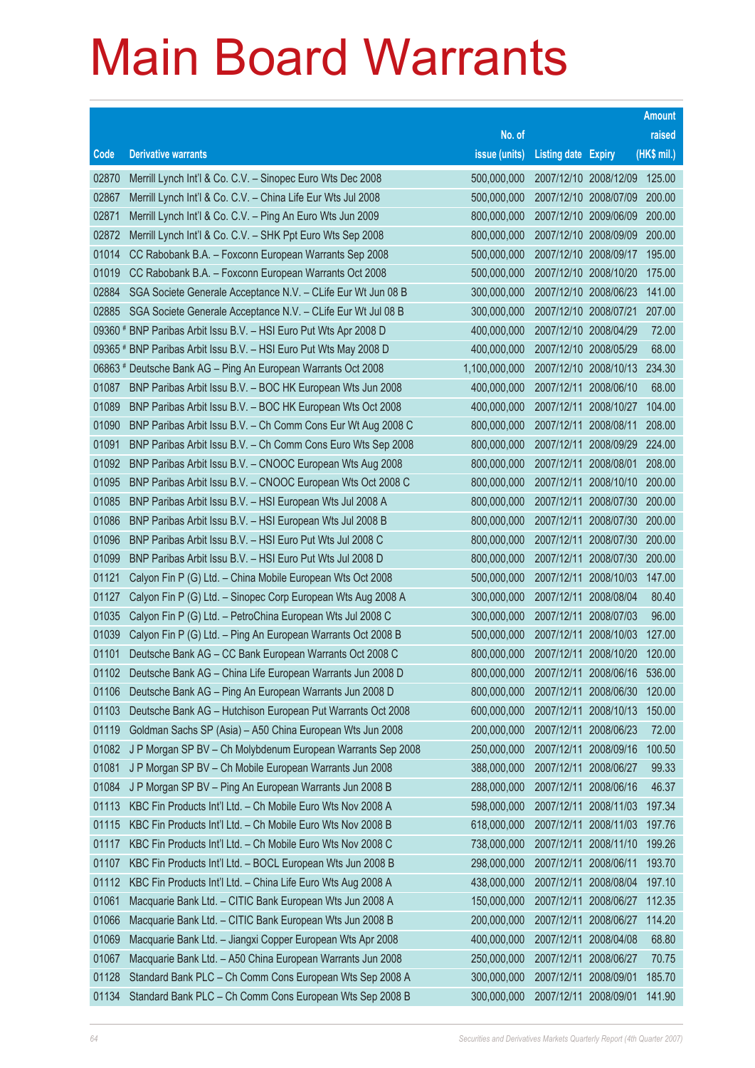# Main Board Warrants

| Code | Derivative warrants | No. of issue (units) | Listing date | Expiry | Amount raised (HK$ mil.) |
|---|---|---|---|---|---|
| 02870 | Merrill Lynch Int'l & Co. C.V. – Sinopec Euro Wts Dec 2008 | 500,000,000 | 2007/12/10 | 2008/12/09 | 125.00 |
| 02867 | Merrill Lynch Int'l & Co. C.V. – China Life Eur Wts Jul 2008 | 500,000,000 | 2007/12/10 | 2008/07/09 | 200.00 |
| 02871 | Merrill Lynch Int'l & Co. C.V. – Ping An Euro Wts Jun 2009 | 800,000,000 | 2007/12/10 | 2009/06/09 | 200.00 |
| 02872 | Merrill Lynch Int'l & Co. C.V. – SHK Ppt Euro Wts Sep 2008 | 800,000,000 | 2007/12/10 | 2008/09/09 | 200.00 |
| 01014 | CC Rabobank B.A. – Foxconn European Warrants Sep 2008 | 500,000,000 | 2007/12/10 | 2008/09/17 | 195.00 |
| 01019 | CC Rabobank B.A. – Foxconn European Warrants Oct 2008 | 500,000,000 | 2007/12/10 | 2008/10/20 | 175.00 |
| 02884 | SGA Societe Generale Acceptance N.V. – CLife Eur Wt Jun 08 B | 300,000,000 | 2007/12/10 | 2008/06/23 | 141.00 |
| 02885 | SGA Societe Generale Acceptance N.V. – CLife Eur Wt Jul 08 B | 300,000,000 | 2007/12/10 | 2008/07/21 | 207.00 |
| 09360 # | BNP Paribas Arbit Issu B.V. – HSI Euro Put Wts Apr 2008 D | 400,000,000 | 2007/12/10 | 2008/04/29 | 72.00 |
| 09365 # | BNP Paribas Arbit Issu B.V. – HSI Euro Put Wts May 2008 D | 400,000,000 | 2007/12/10 | 2008/05/29 | 68.00 |
| 06863 # | Deutsche Bank AG – Ping An European Warrants Oct 2008 | 1,100,000,000 | 2007/12/10 | 2008/10/13 | 234.30 |
| 01087 | BNP Paribas Arbit Issu B.V. – BOC HK European Wts Jun 2008 | 400,000,000 | 2007/12/11 | 2008/06/10 | 68.00 |
| 01089 | BNP Paribas Arbit Issu B.V. – BOC HK European Wts Oct 2008 | 400,000,000 | 2007/12/11 | 2008/10/27 | 104.00 |
| 01090 | BNP Paribas Arbit Issu B.V. – Ch Comm Cons Eur Wt Aug 2008 C | 800,000,000 | 2007/12/11 | 2008/08/11 | 208.00 |
| 01091 | BNP Paribas Arbit Issu B.V. – Ch Comm Cons Euro Wts Sep 2008 | 800,000,000 | 2007/12/11 | 2008/09/29 | 224.00 |
| 01092 | BNP Paribas Arbit Issu B.V. – CNOOC European Wts Aug 2008 | 800,000,000 | 2007/12/11 | 2008/08/01 | 208.00 |
| 01095 | BNP Paribas Arbit Issu B.V. – CNOOC European Wts Oct 2008 C | 800,000,000 | 2007/12/11 | 2008/10/10 | 200.00 |
| 01085 | BNP Paribas Arbit Issu B.V. – HSI European Wts Jul 2008 A | 800,000,000 | 2007/12/11 | 2008/07/30 | 200.00 |
| 01086 | BNP Paribas Arbit Issu B.V. – HSI European Wts Jul 2008 B | 800,000,000 | 2007/12/11 | 2008/07/30 | 200.00 |
| 01096 | BNP Paribas Arbit Issu B.V. – HSI Euro Put Wts Jul 2008 C | 800,000,000 | 2007/12/11 | 2008/07/30 | 200.00 |
| 01099 | BNP Paribas Arbit Issu B.V. – HSI Euro Put Wts Jul 2008 D | 800,000,000 | 2007/12/11 | 2008/07/30 | 200.00 |
| 01121 | Calyon Fin P (G) Ltd. – China Mobile European Wts Oct 2008 | 500,000,000 | 2007/12/11 | 2008/10/03 | 147.00 |
| 01127 | Calyon Fin P (G) Ltd. – Sinopec Corp European Wts Aug 2008 A | 300,000,000 | 2007/12/11 | 2008/08/04 | 80.40 |
| 01035 | Calyon Fin P (G) Ltd. – PetroChina European Wts Jul 2008 C | 300,000,000 | 2007/12/11 | 2008/07/03 | 96.00 |
| 01039 | Calyon Fin P (G) Ltd. – Ping An European Warrants Oct 2008 B | 500,000,000 | 2007/12/11 | 2008/10/03 | 127.00 |
| 01101 | Deutsche Bank AG – CC Bank European Warrants Oct 2008 C | 800,000,000 | 2007/12/11 | 2008/10/20 | 120.00 |
| 01102 | Deutsche Bank AG – China Life European Warrants Jun 2008 D | 800,000,000 | 2007/12/11 | 2008/06/16 | 536.00 |
| 01106 | Deutsche Bank AG – Ping An European Warrants Jun 2008 D | 800,000,000 | 2007/12/11 | 2008/06/30 | 120.00 |
| 01103 | Deutsche Bank AG – Hutchison European Put Warrants Oct 2008 | 600,000,000 | 2007/12/11 | 2008/10/13 | 150.00 |
| 01119 | Goldman Sachs SP (Asia) – A50 China European Wts Jun 2008 | 200,000,000 | 2007/12/11 | 2008/06/23 | 72.00 |
| 01082 | J P Morgan SP BV – Ch Molybdenum European Warrants Sep 2008 | 250,000,000 | 2007/12/11 | 2008/09/16 | 100.50 |
| 01081 | J P Morgan SP BV – Ch Mobile European Warrants Jun 2008 | 388,000,000 | 2007/12/11 | 2008/06/27 | 99.33 |
| 01084 | J P Morgan SP BV – Ping An European Wts Jun 2008 B | 288,000,000 | 2007/12/11 | 2008/06/16 | 46.37 |
| 01113 | KBC Fin Products Int'l Ltd. – Ch Mobile Euro Wts Nov 2008 A | 598,000,000 | 2007/12/11 | 2008/11/03 | 197.34 |
| 01115 | KBC Fin Products Int'l Ltd. – Ch Mobile Euro Wts Nov 2008 B | 618,000,000 | 2007/12/11 | 2008/11/03 | 197.76 |
| 01117 | KBC Fin Products Int'l Ltd. – Ch Mobile Euro Wts Nov 2008 C | 738,000,000 | 2007/12/11 | 2008/11/10 | 199.26 |
| 01107 | KBC Fin Products Int'l Ltd. – BOCL European Wts Jun 2008 B | 298,000,000 | 2007/12/11 | 2008/06/11 | 193.70 |
| 01112 | KBC Fin Products Int'l Ltd. – China Life Euro Wts Aug 2008 A | 438,000,000 | 2007/12/11 | 2008/08/04 | 197.10 |
| 01061 | Macquarie Bank Ltd. – CITIC Bank European Wts Jun 2008 A | 150,000,000 | 2007/12/11 | 2008/06/27 | 112.35 |
| 01066 | Macquarie Bank Ltd. – CITIC Bank European Wts Jun 2008 B | 200,000,000 | 2007/12/11 | 2008/06/27 | 114.20 |
| 01069 | Macquarie Bank Ltd. – Jiangxi Copper European Wts Apr 2008 | 400,000,000 | 2007/12/11 | 2008/04/08 | 68.80 |
| 01067 | Macquarie Bank Ltd. – A50 China European Warrants Jun 2008 | 250,000,000 | 2007/12/11 | 2008/06/27 | 70.75 |
| 01128 | Standard Bank PLC – Ch Comm Cons European Wts Sep 2008 A | 300,000,000 | 2007/12/11 | 2008/09/01 | 185.70 |
| 01134 | Standard Bank PLC – Ch Comm Cons European Wts Sep 2008 B | 300,000,000 | 2007/12/11 | 2008/09/01 | 141.90 |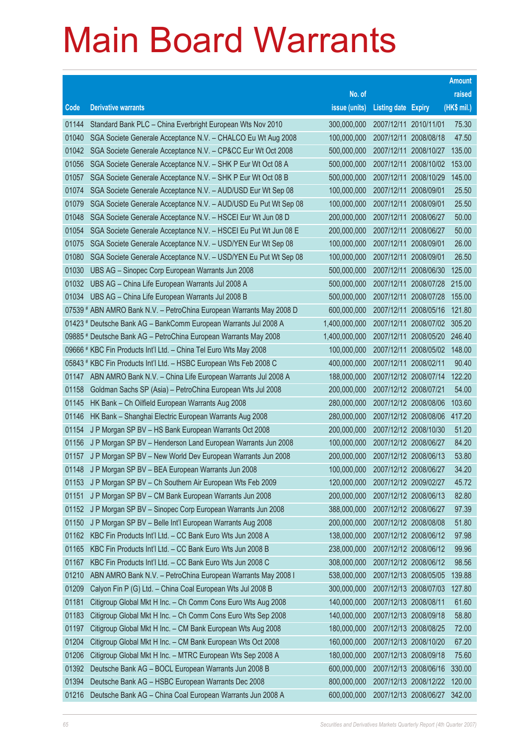# Main Board Warrants

| Code | Derivative warrants | No. of issue (units) | Listing date | Expiry | Amount raised (HK$ mil.) |
|---|---|---|---|---|---|
| 01144 | Standard Bank PLC – China Everbright European Wts Nov 2010 | 300,000,000 | 2007/12/11 | 2010/11/01 | 75.30 |
| 01040 | SGA Societe Generale Acceptance N.V. – CHALCO Eu Wt Aug 2008 | 100,000,000 | 2007/12/11 | 2008/08/18 | 47.50 |
| 01042 | SGA Societe Generale Acceptance N.V. – CP&CC Eur Wt Oct 2008 | 500,000,000 | 2007/12/11 | 2008/10/27 | 135.00 |
| 01056 | SGA Societe Generale Acceptance N.V. – SHK P Eur Wt Oct 08 A | 500,000,000 | 2007/12/11 | 2008/10/02 | 153.00 |
| 01057 | SGA Societe Generale Acceptance N.V. – SHK P Eur Wt Oct 08 B | 500,000,000 | 2007/12/11 | 2008/10/29 | 145.00 |
| 01074 | SGA Societe Generale Acceptance N.V. – AUD/USD Eur Wt Sep 08 | 100,000,000 | 2007/12/11 | 2008/09/01 | 25.50 |
| 01079 | SGA Societe Generale Acceptance N.V. – AUD/USD Eu Put Wt Sep 08 | 100,000,000 | 2007/12/11 | 2008/09/01 | 25.50 |
| 01048 | SGA Societe Generale Acceptance N.V. – HSCEI Eur Wt Jun 08 D | 200,000,000 | 2007/12/11 | 2008/06/27 | 50.00 |
| 01054 | SGA Societe Generale Acceptance N.V. – HSCEI Eu Put Wt Jun 08 E | 200,000,000 | 2007/12/11 | 2008/06/27 | 50.00 |
| 01075 | SGA Societe Generale Acceptance N.V. – USD/YEN Eur Wt Sep 08 | 100,000,000 | 2007/12/11 | 2008/09/01 | 26.00 |
| 01080 | SGA Societe Generale Acceptance N.V. – USD/YEN Eu Put Wt Sep 08 | 100,000,000 | 2007/12/11 | 2008/09/01 | 26.50 |
| 01030 | UBS AG – Sinopec Corp European Warrants Jun 2008 | 500,000,000 | 2007/12/11 | 2008/06/30 | 125.00 |
| 01032 | UBS AG – China Life European Warrants Jul 2008 A | 500,000,000 | 2007/12/11 | 2008/07/28 | 215.00 |
| 01034 | UBS AG – China Life European Warrants Jul 2008 B | 500,000,000 | 2007/12/11 | 2008/07/28 | 155.00 |
| 07539 # | ABN AMRO Bank N.V. – PetroChina European Warrants May 2008 D | 600,000,000 | 2007/12/11 | 2008/05/16 | 121.80 |
| 01423 # | Deutsche Bank AG – BankComm European Warrants Jul 2008 A | 1,400,000,000 | 2007/12/11 | 2008/07/02 | 305.20 |
| 09885 # | Deutsche Bank AG – PetroChina European Warrants May 2008 | 1,400,000,000 | 2007/12/11 | 2008/05/20 | 246.40 |
| 09666 # | KBC Fin Products Int'l Ltd. – China Tel Euro Wts May 2008 | 100,000,000 | 2007/12/11 | 2008/05/02 | 148.00 |
| 05843 # | KBC Fin Products Int'l Ltd. – HSBC European Wts Feb 2008 C | 400,000,000 | 2007/12/11 | 2008/02/11 | 90.40 |
| 01147 | ABN AMRO Bank N.V. – China Life European Warrants Jul 2008 A | 188,000,000 | 2007/12/12 | 2008/07/14 | 122.20 |
| 01158 | Goldman Sachs SP (Asia) – PetroChina European Wts Jul 2008 | 200,000,000 | 2007/12/12 | 2008/07/21 | 54.00 |
| 01145 | HK Bank – Ch Oilfield European Warrants Aug 2008 | 280,000,000 | 2007/12/12 | 2008/08/06 | 103.60 |
| 01146 | HK Bank – Shanghai Electric European Warrants Aug 2008 | 280,000,000 | 2007/12/12 | 2008/08/06 | 417.20 |
| 01154 | J P Morgan SP BV – HS Bank European Warrants Oct 2008 | 200,000,000 | 2007/12/12 | 2008/10/30 | 51.20 |
| 01156 | J P Morgan SP BV – Henderson Land European Warrants Jun 2008 | 100,000,000 | 2007/12/12 | 2008/06/27 | 84.20 |
| 01157 | J P Morgan SP BV – New World Dev European Warrants Jun 2008 | 200,000,000 | 2007/12/12 | 2008/06/13 | 53.80 |
| 01148 | J P Morgan SP BV – BEA European Warrants Jun 2008 | 100,000,000 | 2007/12/12 | 2008/06/27 | 34.20 |
| 01153 | J P Morgan SP BV – Ch Southern Air European Wts Feb 2009 | 120,000,000 | 2007/12/12 | 2009/02/27 | 45.72 |
| 01151 | J P Morgan SP BV – CM Bank European Warrants Jun 2008 | 200,000,000 | 2007/12/12 | 2008/06/13 | 82.80 |
| 01152 | J P Morgan SP BV – Sinopec Corp European Warrants Jun 2008 | 388,000,000 | 2007/12/12 | 2008/06/27 | 97.39 |
| 01150 | J P Morgan SP BV – Belle Int'l European Warrants Aug 2008 | 200,000,000 | 2007/12/12 | 2008/08/08 | 51.80 |
| 01162 | KBC Fin Products Int'l Ltd. – CC Bank Euro Wts Jun 2008 A | 138,000,000 | 2007/12/12 | 2008/06/12 | 97.98 |
| 01165 | KBC Fin Products Int'l Ltd. – CC Bank Euro Wts Jun 2008 B | 238,000,000 | 2007/12/12 | 2008/06/12 | 99.96 |
| 01167 | KBC Fin Products Int'l Ltd. – CC Bank Euro Wts Jun 2008 C | 308,000,000 | 2007/12/12 | 2008/06/12 | 98.56 |
| 01210 | ABN AMRO Bank N.V. – PetroChina European Warrants May 2008 I | 538,000,000 | 2007/12/13 | 2008/05/05 | 139.88 |
| 01209 | Calyon Fin P (G) Ltd. – China Coal European Wts Jul 2008 B | 300,000,000 | 2007/12/13 | 2008/07/03 | 127.80 |
| 01181 | Citigroup Global Mkt H Inc. – Ch Comm Cons Euro Wts Aug 2008 | 140,000,000 | 2007/12/13 | 2008/08/11 | 61.60 |
| 01183 | Citigroup Global Mkt H Inc. – Ch Comm Cons Euro Wts Sep 2008 | 140,000,000 | 2007/12/13 | 2008/09/18 | 58.80 |
| 01197 | Citigroup Global Mkt H Inc. – CM Bank European Wts Aug 2008 | 180,000,000 | 2007/12/13 | 2008/08/25 | 72.00 |
| 01204 | Citigroup Global Mkt H Inc. – CM Bank European Wts Oct 2008 | 160,000,000 | 2007/12/13 | 2008/10/20 | 67.20 |
| 01206 | Citigroup Global Mkt H Inc. – MTRC European Wts Sep 2008 A | 180,000,000 | 2007/12/13 | 2008/09/18 | 75.60 |
| 01392 | Deutsche Bank AG – BOCL European Warrants Jun 2008 B | 600,000,000 | 2007/12/13 | 2008/06/16 | 330.00 |
| 01394 | Deutsche Bank AG – HSBC European Warrants Dec 2008 | 800,000,000 | 2007/12/13 | 2008/12/22 | 120.00 |
| 01216 | Deutsche Bank AG – China Coal European Warrants Jun 2008 A | 600,000,000 | 2007/12/13 | 2008/06/27 | 342.00 |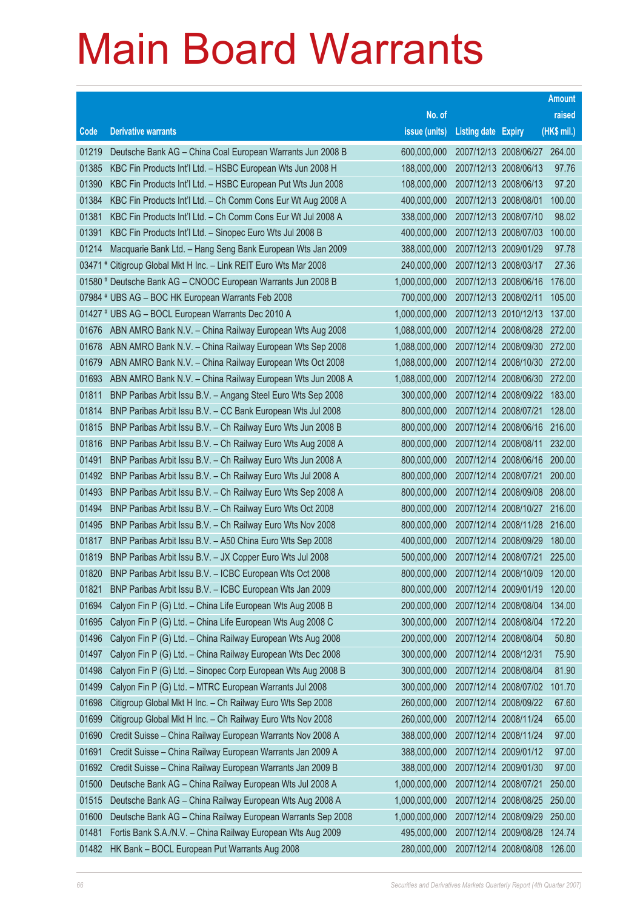# Main Board Warrants

| Code | Derivative warrants | No. of issue (units) | Listing date | Expiry | Amount raised (HK$ mil.) |
|---|---|---|---|---|---|
| 01219 | Deutsche Bank AG – China Coal European Warrants Jun 2008 B | 600,000,000 | 2007/12/13 | 2008/06/27 | 264.00 |
| 01385 | KBC Fin Products Int'l Ltd. – HSBC European Wts Jun 2008 H | 188,000,000 | 2007/12/13 | 2008/06/13 | 97.76 |
| 01390 | KBC Fin Products Int'l Ltd. – HSBC European Put Wts Jun 2008 | 108,000,000 | 2007/12/13 | 2008/06/13 | 97.20 |
| 01384 | KBC Fin Products Int'l Ltd. – Ch Comm Cons Eur Wt Aug 2008 A | 400,000,000 | 2007/12/13 | 2008/08/01 | 100.00 |
| 01381 | KBC Fin Products Int'l Ltd. – Ch Comm Cons Eur Wt Jul 2008 A | 338,000,000 | 2007/12/13 | 2008/07/10 | 98.02 |
| 01391 | KBC Fin Products Int'l Ltd. – Sinopec Euro Wts Jul 2008 B | 400,000,000 | 2007/12/13 | 2008/07/03 | 100.00 |
| 01214 | Macquarie Bank Ltd. – Hang Seng Bank European Wts Jan 2009 | 388,000,000 | 2007/12/13 | 2009/01/29 | 97.78 |
| 03471 # | Citigroup Global Mkt H Inc. – Link REIT Euro Wts Mar 2008 | 240,000,000 | 2007/12/13 | 2008/03/17 | 27.36 |
| 01580 # | Deutsche Bank AG – CNOOC European Warrants Jun 2008 B | 1,000,000,000 | 2007/12/13 | 2008/06/16 | 176.00 |
| 07984 # | UBS AG – BOC HK European Warrants Feb 2008 | 700,000,000 | 2007/12/13 | 2008/02/11 | 105.00 |
| 01427 # | UBS AG – BOCL European Warrants Dec 2010 A | 1,000,000,000 | 2007/12/13 | 2010/12/13 | 137.00 |
| 01676 | ABN AMRO Bank N.V. – China Railway European Wts Aug 2008 | 1,088,000,000 | 2007/12/14 | 2008/08/28 | 272.00 |
| 01678 | ABN AMRO Bank N.V. – China Railway European Wts Sep 2008 | 1,088,000,000 | 2007/12/14 | 2008/09/30 | 272.00 |
| 01679 | ABN AMRO Bank N.V. – China Railway European Wts Oct 2008 | 1,088,000,000 | 2007/12/14 | 2008/10/30 | 272.00 |
| 01693 | ABN AMRO Bank N.V. – China Railway European Wts Jun 2008 A | 1,088,000,000 | 2007/12/14 | 2008/06/30 | 272.00 |
| 01811 | BNP Paribas Arbit Issu B.V. – Angang Steel Euro Wts Sep 2008 | 300,000,000 | 2007/12/14 | 2008/09/22 | 183.00 |
| 01814 | BNP Paribas Arbit Issu B.V. – CC Bank European Wts Jul 2008 | 800,000,000 | 2007/12/14 | 2008/07/21 | 128.00 |
| 01815 | BNP Paribas Arbit Issu B.V. – Ch Railway Euro Wts Jun 2008 B | 800,000,000 | 2007/12/14 | 2008/06/16 | 216.00 |
| 01816 | BNP Paribas Arbit Issu B.V. – Ch Railway Euro Wts Aug 2008 A | 800,000,000 | 2007/12/14 | 2008/08/11 | 232.00 |
| 01491 | BNP Paribas Arbit Issu B.V. – Ch Railway Euro Wts Jun 2008 A | 800,000,000 | 2007/12/14 | 2008/06/16 | 200.00 |
| 01492 | BNP Paribas Arbit Issu B.V. – Ch Railway Euro Wts Jul 2008 A | 800,000,000 | 2007/12/14 | 2008/07/21 | 200.00 |
| 01493 | BNP Paribas Arbit Issu B.V. – Ch Railway Euro Wts Sep 2008 A | 800,000,000 | 2007/12/14 | 2008/09/08 | 208.00 |
| 01494 | BNP Paribas Arbit Issu B.V. – Ch Railway Euro Wts Oct 2008 | 800,000,000 | 2007/12/14 | 2008/10/27 | 216.00 |
| 01495 | BNP Paribas Arbit Issu B.V. – Ch Railway Euro Wts Nov 2008 | 800,000,000 | 2007/12/14 | 2008/11/28 | 216.00 |
| 01817 | BNP Paribas Arbit Issu B.V. – A50 China Euro Wts Sep 2008 | 400,000,000 | 2007/12/14 | 2008/09/29 | 180.00 |
| 01819 | BNP Paribas Arbit Issu B.V. – JX Copper Euro Wts Jul 2008 | 500,000,000 | 2007/12/14 | 2008/07/21 | 225.00 |
| 01820 | BNP Paribas Arbit Issu B.V. – ICBC European Wts Oct 2008 | 800,000,000 | 2007/12/14 | 2008/10/09 | 120.00 |
| 01821 | BNP Paribas Arbit Issu B.V. – ICBC European Wts Jan 2009 | 800,000,000 | 2007/12/14 | 2009/01/19 | 120.00 |
| 01694 | Calyon Fin P (G) Ltd. – China Life European Wts Aug 2008 B | 200,000,000 | 2007/12/14 | 2008/08/04 | 134.00 |
| 01695 | Calyon Fin P (G) Ltd. – China Life European Wts Aug 2008 C | 300,000,000 | 2007/12/14 | 2008/08/04 | 172.20 |
| 01496 | Calyon Fin P (G) Ltd. – China Railway European Wts Aug 2008 | 200,000,000 | 2007/12/14 | 2008/08/04 | 50.80 |
| 01497 | Calyon Fin P (G) Ltd. – China Railway European Wts Dec 2008 | 300,000,000 | 2007/12/14 | 2008/12/31 | 75.90 |
| 01498 | Calyon Fin P (G) Ltd. – Sinopec Corp European Wts Aug 2008 B | 300,000,000 | 2007/12/14 | 2008/08/04 | 81.90 |
| 01499 | Calyon Fin P (G) Ltd. – MTRC European Warrants Jul 2008 | 300,000,000 | 2007/12/14 | 2008/07/02 | 101.70 |
| 01698 | Citigroup Global Mkt H Inc. – Ch Railway Euro Wts Sep 2008 | 260,000,000 | 2007/12/14 | 2008/09/22 | 67.60 |
| 01699 | Citigroup Global Mkt H Inc. – Ch Railway Euro Wts Nov 2008 | 260,000,000 | 2007/12/14 | 2008/11/24 | 65.00 |
| 01690 | Credit Suisse – China Railway European Warrants Nov 2008 A | 388,000,000 | 2007/12/14 | 2008/11/24 | 97.00 |
| 01691 | Credit Suisse – China Railway European Warrants Jan 2009 A | 388,000,000 | 2007/12/14 | 2009/01/12 | 97.00 |
| 01692 | Credit Suisse – China Railway European Warrants Jan 2009 B | 388,000,000 | 2007/12/14 | 2009/01/30 | 97.00 |
| 01500 | Deutsche Bank AG – China Railway European Wts Jul 2008 A | 1,000,000,000 | 2007/12/14 | 2008/07/21 | 250.00 |
| 01515 | Deutsche Bank AG – China Railway European Wts Aug 2008 A | 1,000,000,000 | 2007/12/14 | 2008/08/25 | 250.00 |
| 01600 | Deutsche Bank AG – China Railway European Warrants Sep 2008 | 1,000,000,000 | 2007/12/14 | 2008/09/29 | 250.00 |
| 01481 | Fortis Bank S.A./N.V. – China Railway European Wts Aug 2009 | 495,000,000 | 2007/12/14 | 2009/08/28 | 124.74 |
| 01482 | HK Bank – BOCL European Put Warrants Aug 2008 | 280,000,000 | 2007/12/14 | 2008/08/08 | 126.00 |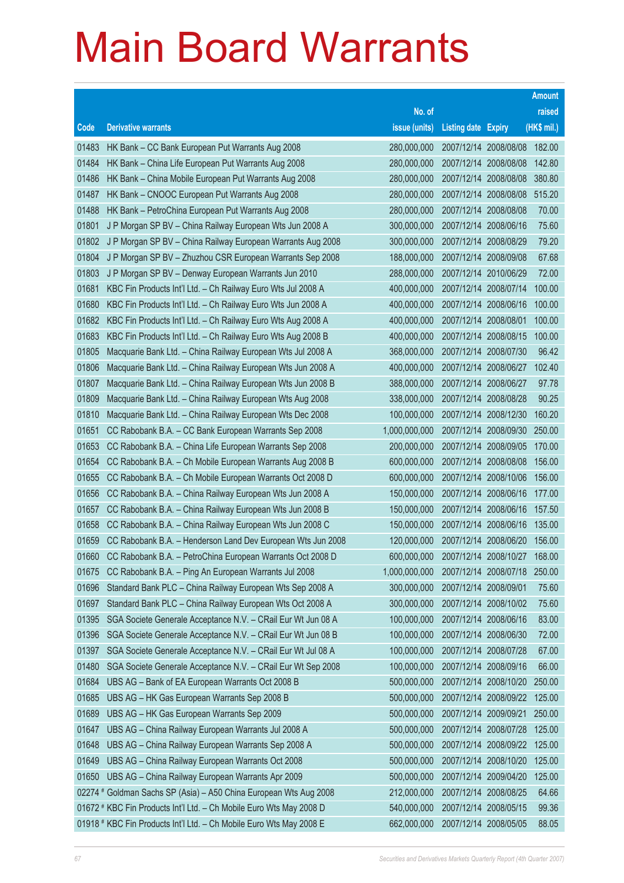# Main Board Warrants

| Code | Derivative warrants | No. of issue (units) | Listing date | Expiry | Amount raised (HK$ mil.) |
|---|---|---|---|---|---|
| 01483 | HK Bank – CC Bank European Put Warrants Aug 2008 | 280,000,000 | 2007/12/14 | 2008/08/08 | 182.00 |
| 01484 | HK Bank – China Life European Put Warrants Aug 2008 | 280,000,000 | 2007/12/14 | 2008/08/08 | 142.80 |
| 01486 | HK Bank – China Mobile European Put Warrants Aug 2008 | 280,000,000 | 2007/12/14 | 2008/08/08 | 380.80 |
| 01487 | HK Bank – CNOOC European Put Warrants Aug 2008 | 280,000,000 | 2007/12/14 | 2008/08/08 | 515.20 |
| 01488 | HK Bank – PetroChina European Put Warrants Aug 2008 | 280,000,000 | 2007/12/14 | 2008/08/08 | 70.00 |
| 01801 | J P Morgan SP BV – China Railway European Wts Jun 2008 A | 300,000,000 | 2007/12/14 | 2008/06/16 | 75.60 |
| 01802 | J P Morgan SP BV – China Railway European Warrants Aug 2008 | 300,000,000 | 2007/12/14 | 2008/08/29 | 79.20 |
| 01804 | J P Morgan SP BV – Zhuzhou CSR European Warrants Sep 2008 | 188,000,000 | 2007/12/14 | 2008/09/08 | 67.68 |
| 01803 | J P Morgan SP BV – Denway European Warrants Jun 2010 | 288,000,000 | 2007/12/14 | 2010/06/29 | 72.00 |
| 01681 | KBC Fin Products Int'l Ltd. – Ch Railway Euro Wts Jul 2008 A | 400,000,000 | 2007/12/14 | 2008/07/14 | 100.00 |
| 01680 | KBC Fin Products Int'l Ltd. – Ch Railway Euro Wts Jun 2008 A | 400,000,000 | 2007/12/14 | 2008/06/16 | 100.00 |
| 01682 | KBC Fin Products Int'l Ltd. – Ch Railway Euro Wts Aug 2008 A | 400,000,000 | 2007/12/14 | 2008/08/01 | 100.00 |
| 01683 | KBC Fin Products Int'l Ltd. – Ch Railway Euro Wts Aug 2008 B | 400,000,000 | 2007/12/14 | 2008/08/15 | 100.00 |
| 01805 | Macquarie Bank Ltd. – China Railway European Wts Jul 2008 A | 368,000,000 | 2007/12/14 | 2008/07/30 | 96.42 |
| 01806 | Macquarie Bank Ltd. – China Railway European Wts Jun 2008 A | 400,000,000 | 2007/12/14 | 2008/06/27 | 102.40 |
| 01807 | Macquarie Bank Ltd. – China Railway European Wts Jun 2008 B | 388,000,000 | 2007/12/14 | 2008/06/27 | 97.78 |
| 01809 | Macquarie Bank Ltd. – China Railway European Wts Aug 2008 | 338,000,000 | 2007/12/14 | 2008/08/28 | 90.25 |
| 01810 | Macquarie Bank Ltd. – China Railway European Wts Dec 2008 | 100,000,000 | 2007/12/14 | 2008/12/30 | 160.20 |
| 01651 | CC Rabobank B.A. – CC Bank European Warrants Sep 2008 | 1,000,000,000 | 2007/12/14 | 2008/09/30 | 250.00 |
| 01653 | CC Rabobank B.A. – China Life European Warrants Sep 2008 | 200,000,000 | 2007/12/14 | 2008/09/05 | 170.00 |
| 01654 | CC Rabobank B.A. – Ch Mobile European Warrants Aug 2008 B | 600,000,000 | 2007/12/14 | 2008/08/08 | 156.00 |
| 01655 | CC Rabobank B.A. – Ch Mobile European Warrants Oct 2008 D | 600,000,000 | 2007/12/14 | 2008/10/06 | 156.00 |
| 01656 | CC Rabobank B.A. – China Railway European Wts Jun 2008 A | 150,000,000 | 2007/12/14 | 2008/06/16 | 177.00 |
| 01657 | CC Rabobank B.A. – China Railway European Wts Jun 2008 B | 150,000,000 | 2007/12/14 | 2008/06/16 | 157.50 |
| 01658 | CC Rabobank B.A. – China Railway European Wts Jun 2008 C | 150,000,000 | 2007/12/14 | 2008/06/16 | 135.00 |
| 01659 | CC Rabobank B.A. – Henderson Land Dev European Wts Jun 2008 | 120,000,000 | 2007/12/14 | 2008/06/20 | 156.00 |
| 01660 | CC Rabobank B.A. – PetroChina European Warrants Oct 2008 D | 600,000,000 | 2007/12/14 | 2008/10/27 | 168.00 |
| 01675 | CC Rabobank B.A. – Ping An European Warrants Jul 2008 | 1,000,000,000 | 2007/12/14 | 2008/07/18 | 250.00 |
| 01696 | Standard Bank PLC – China Railway European Wts Sep 2008 A | 300,000,000 | 2007/12/14 | 2008/09/01 | 75.60 |
| 01697 | Standard Bank PLC – China Railway European Wts Oct 2008 A | 300,000,000 | 2007/12/14 | 2008/10/02 | 75.60 |
| 01395 | SGA Societe Generale Acceptance N.V. – CRail Eur Wt Jun 08 A | 100,000,000 | 2007/12/14 | 2008/06/16 | 83.00 |
| 01396 | SGA Societe Generale Acceptance N.V. – CRail Eur Wt Jun 08 B | 100,000,000 | 2007/12/14 | 2008/06/30 | 72.00 |
| 01397 | SGA Societe Generale Acceptance N.V. – CRail Eur Wt Jul 08 A | 100,000,000 | 2007/12/14 | 2008/07/28 | 67.00 |
| 01480 | SGA Societe Generale Acceptance N.V. – CRail Eur Wt Sep 2008 | 100,000,000 | 2007/12/14 | 2008/09/16 | 66.00 |
| 01684 | UBS AG – Bank of EA European Warrants Oct 2008 B | 500,000,000 | 2007/12/14 | 2008/10/20 | 250.00 |
| 01685 | UBS AG – HK Gas European Warrants Sep 2008 B | 500,000,000 | 2007/12/14 | 2008/09/22 | 125.00 |
| 01689 | UBS AG – HK Gas European Warrants Sep 2009 | 500,000,000 | 2007/12/14 | 2009/09/21 | 250.00 |
| 01647 | UBS AG – China Railway European Warrants Jul 2008 A | 500,000,000 | 2007/12/14 | 2008/07/28 | 125.00 |
| 01648 | UBS AG – China Railway European Warrants Sep 2008 A | 500,000,000 | 2007/12/14 | 2008/09/22 | 125.00 |
| 01649 | UBS AG – China Railway European Warrants Oct 2008 | 500,000,000 | 2007/12/14 | 2008/10/20 | 125.00 |
| 01650 | UBS AG – China Railway European Warrants Apr 2009 | 500,000,000 | 2007/12/14 | 2009/04/20 | 125.00 |
| 02274 # | Goldman Sachs SP (Asia) – A50 China European Wts Aug 2008 | 212,000,000 | 2007/12/14 | 2008/08/25 | 64.66 |
| 01672 # | KBC Fin Products Int'l Ltd. – Ch Mobile Euro Wts May 2008 D | 540,000,000 | 2007/12/14 | 2008/05/15 | 99.36 |
| 01918 # | KBC Fin Products Int'l Ltd. – Ch Mobile Euro Wts May 2008 E | 662,000,000 | 2007/12/14 | 2008/05/05 | 88.05 |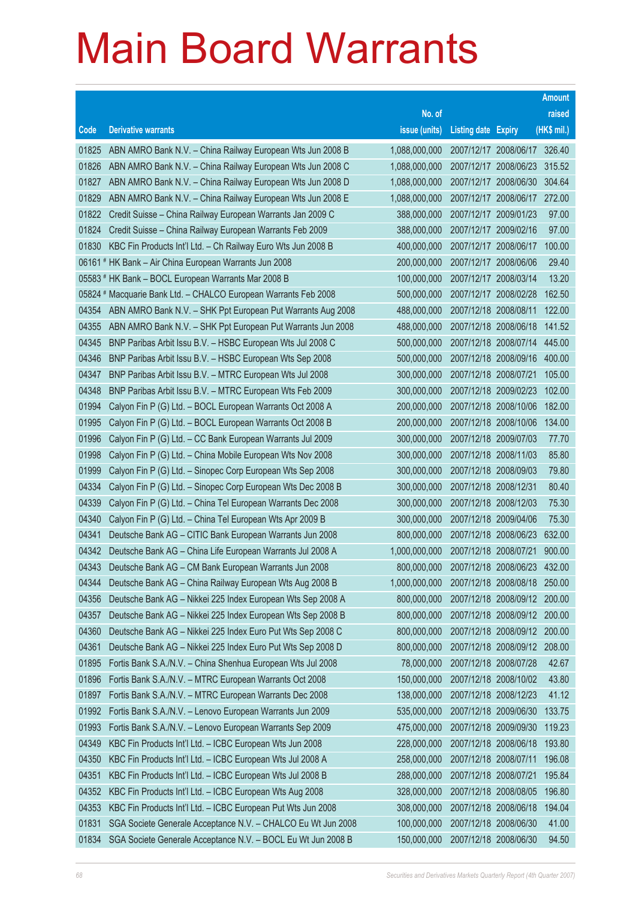# Main Board Warrants

| Code | Derivative warrants | No. of issue (units) | Listing date | Expiry | Amount raised (HK$ mil.) |
|---|---|---|---|---|---|
| 01825 | ABN AMRO Bank N.V. – China Railway European Wts Jun 2008 B | 1,088,000,000 | 2007/12/17 | 2008/06/17 | 326.40 |
| 01826 | ABN AMRO Bank N.V. – China Railway European Wts Jun 2008 C | 1,088,000,000 | 2007/12/17 | 2008/06/23 | 315.52 |
| 01827 | ABN AMRO Bank N.V. – China Railway European Wts Jun 2008 D | 1,088,000,000 | 2007/12/17 | 2008/06/30 | 304.64 |
| 01829 | ABN AMRO Bank N.V. – China Railway European Wts Jun 2008 E | 1,088,000,000 | 2007/12/17 | 2008/06/17 | 272.00 |
| 01822 | Credit Suisse – China Railway European Warrants Jan 2009 C | 388,000,000 | 2007/12/17 | 2009/01/23 | 97.00 |
| 01824 | Credit Suisse – China Railway European Warrants Feb 2009 | 388,000,000 | 2007/12/17 | 2009/02/16 | 97.00 |
| 01830 | KBC Fin Products Int'l Ltd. – Ch Railway Euro Wts Jun 2008 B | 400,000,000 | 2007/12/17 | 2008/06/17 | 100.00 |
| 06161 # | HK Bank – Air China European Warrants Jun 2008 | 200,000,000 | 2007/12/17 | 2008/06/06 | 29.40 |
| 05583 # | HK Bank – BOCL European Warrants Mar 2008 B | 100,000,000 | 2007/12/17 | 2008/03/14 | 13.20 |
| 05824 # | Macquarie Bank Ltd. – CHALCO European Warrants Feb 2008 | 500,000,000 | 2007/12/17 | 2008/02/28 | 162.50 |
| 04354 | ABN AMRO Bank N.V. – SHK Ppt European Put Warrants Aug 2008 | 488,000,000 | 2007/12/18 | 2008/08/11 | 122.00 |
| 04355 | ABN AMRO Bank N.V. – SHK Ppt European Put Warrants Jun 2008 | 488,000,000 | 2007/12/18 | 2008/06/18 | 141.52 |
| 04345 | BNP Paribas Arbit Issu B.V. – HSBC European Wts Jul 2008 C | 500,000,000 | 2007/12/18 | 2008/07/14 | 445.00 |
| 04346 | BNP Paribas Arbit Issu B.V. – HSBC European Wts Sep 2008 | 500,000,000 | 2007/12/18 | 2008/09/16 | 400.00 |
| 04347 | BNP Paribas Arbit Issu B.V. – MTRC European Wts Jul 2008 | 300,000,000 | 2007/12/18 | 2008/07/21 | 105.00 |
| 04348 | BNP Paribas Arbit Issu B.V. – MTRC European Wts Feb 2009 | 300,000,000 | 2007/12/18 | 2009/02/23 | 102.00 |
| 01994 | Calyon Fin P (G) Ltd. – BOCL European Warrants Oct 2008 A | 200,000,000 | 2007/12/18 | 2008/10/06 | 182.00 |
| 01995 | Calyon Fin P (G) Ltd. – BOCL European Warrants Oct 2008 B | 200,000,000 | 2007/12/18 | 2008/10/06 | 134.00 |
| 01996 | Calyon Fin P (G) Ltd. – CC Bank European Warrants Jul 2009 | 300,000,000 | 2007/12/18 | 2009/07/03 | 77.70 |
| 01998 | Calyon Fin P (G) Ltd. – China Mobile European Wts Nov 2008 | 300,000,000 | 2007/12/18 | 2008/11/03 | 85.80 |
| 01999 | Calyon Fin P (G) Ltd. – Sinopec Corp European Wts Sep 2008 | 300,000,000 | 2007/12/18 | 2008/09/03 | 79.80 |
| 04334 | Calyon Fin P (G) Ltd. – Sinopec Corp European Wts Dec 2008 B | 300,000,000 | 2007/12/18 | 2008/12/31 | 80.40 |
| 04339 | Calyon Fin P (G) Ltd. – China Tel European Warrants Dec 2008 | 300,000,000 | 2007/12/18 | 2008/12/03 | 75.30 |
| 04340 | Calyon Fin P (G) Ltd. – China Tel European Wts Apr 2009 B | 300,000,000 | 2007/12/18 | 2009/04/06 | 75.30 |
| 04341 | Deutsche Bank AG – CITIC Bank European Warrants Jun 2008 | 800,000,000 | 2007/12/18 | 2008/06/23 | 632.00 |
| 04342 | Deutsche Bank AG – China Life European Warrants Jul 2008 A | 1,000,000,000 | 2007/12/18 | 2008/07/21 | 900.00 |
| 04343 | Deutsche Bank AG – CM Bank European Warrants Jun 2008 | 800,000,000 | 2007/12/18 | 2008/06/23 | 432.00 |
| 04344 | Deutsche Bank AG – China Railway European Wts Aug 2008 B | 1,000,000,000 | 2007/12/18 | 2008/08/18 | 250.00 |
| 04356 | Deutsche Bank AG – Nikkei 225 Index European Wts Sep 2008 A | 800,000,000 | 2007/12/18 | 2008/09/12 | 200.00 |
| 04357 | Deutsche Bank AG – Nikkei 225 Index European Wts Sep 2008 B | 800,000,000 | 2007/12/18 | 2008/09/12 | 200.00 |
| 04360 | Deutsche Bank AG – Nikkei 225 Index Euro Put Wts Sep 2008 C | 800,000,000 | 2007/12/18 | 2008/09/12 | 200.00 |
| 04361 | Deutsche Bank AG – Nikkei 225 Index Euro Put Wts Sep 2008 D | 800,000,000 | 2007/12/18 | 2008/09/12 | 208.00 |
| 01895 | Fortis Bank S.A./N.V. – China Shenhua European Wts Jul 2008 | 78,000,000 | 2007/12/18 | 2008/07/28 | 42.67 |
| 01896 | Fortis Bank S.A./N.V. – MTRC European Warrants Oct 2008 | 150,000,000 | 2007/12/18 | 2008/10/02 | 43.80 |
| 01897 | Fortis Bank S.A./N.V. – MTRC European Warrants Dec 2008 | 138,000,000 | 2007/12/18 | 2008/12/23 | 41.12 |
| 01992 | Fortis Bank S.A./N.V. – Lenovo European Warrants Jun 2009 | 535,000,000 | 2007/12/18 | 2009/06/30 | 133.75 |
| 01993 | Fortis Bank S.A./N.V. – Lenovo European Warrants Sep 2009 | 475,000,000 | 2007/12/18 | 2009/09/30 | 119.23 |
| 04349 | KBC Fin Products Int'l Ltd. – ICBC European Wts Jun 2008 | 228,000,000 | 2007/12/18 | 2008/06/18 | 193.80 |
| 04350 | KBC Fin Products Int'l Ltd. – ICBC European Wts Jul 2008 A | 258,000,000 | 2007/12/18 | 2008/07/11 | 196.08 |
| 04351 | KBC Fin Products Int'l Ltd. – ICBC European Wts Jul 2008 B | 288,000,000 | 2007/12/18 | 2008/07/21 | 195.84 |
| 04352 | KBC Fin Products Int'l Ltd. – ICBC European Wts Aug 2008 | 328,000,000 | 2007/12/18 | 2008/08/05 | 196.80 |
| 04353 | KBC Fin Products Int'l Ltd. – ICBC European Put Wts Jun 2008 | 308,000,000 | 2007/12/18 | 2008/06/18 | 194.04 |
| 01831 | SGA Societe Generale Acceptance N.V. – CHALCO Eu Wt Jun 2008 | 100,000,000 | 2007/12/18 | 2008/06/30 | 41.00 |
| 01834 | SGA Societe Generale Acceptance N.V. – BOCL Eu Wt Jun 2008 B | 150,000,000 | 2007/12/18 | 2008/06/30 | 94.50 |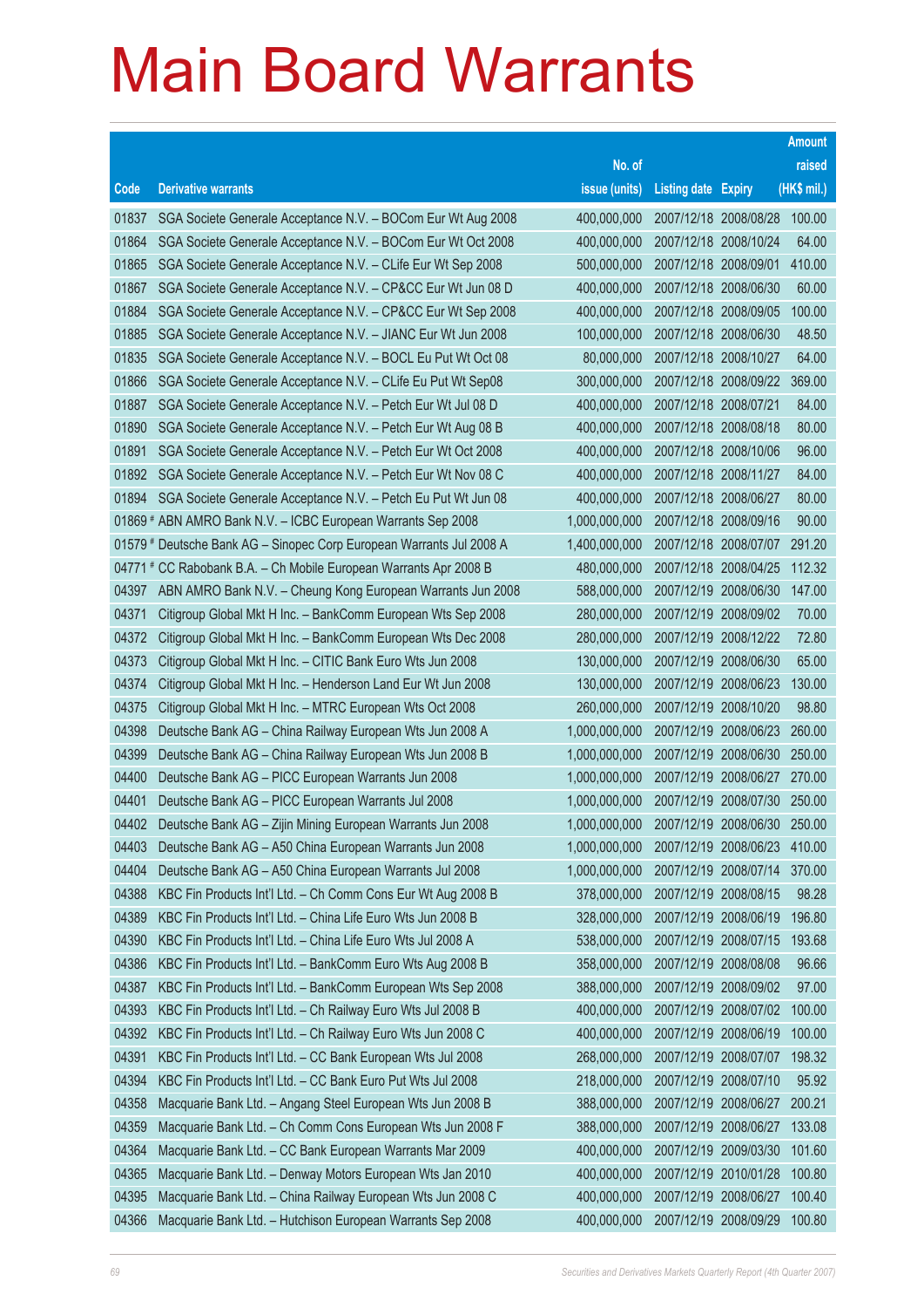# Main Board Warrants

| Code | Derivative warrants | No. of issue (units) | Listing date | Expiry | Amount raised (HK$ mil.) |
|---|---|---|---|---|---|
| 01837 | SGA Societe Generale Acceptance N.V. – BOCom Eur Wt Aug 2008 | 400,000,000 | 2007/12/18 | 2008/08/28 | 100.00 |
| 01864 | SGA Societe Generale Acceptance N.V. – BOCom Eur Wt Oct 2008 | 400,000,000 | 2007/12/18 | 2008/10/24 | 64.00 |
| 01865 | SGA Societe Generale Acceptance N.V. – CLife Eur Wt Sep 2008 | 500,000,000 | 2007/12/18 | 2008/09/01 | 410.00 |
| 01867 | SGA Societe Generale Acceptance N.V. – CP&CC Eur Wt Jun 08 D | 400,000,000 | 2007/12/18 | 2008/06/30 | 60.00 |
| 01884 | SGA Societe Generale Acceptance N.V. – CP&CC Eur Wt Sep 2008 | 400,000,000 | 2007/12/18 | 2008/09/05 | 100.00 |
| 01885 | SGA Societe Generale Acceptance N.V. – JIANC Eur Wt Jun 2008 | 100,000,000 | 2007/12/18 | 2008/06/30 | 48.50 |
| 01835 | SGA Societe Generale Acceptance N.V. – BOCL Eu Put Wt Oct 08 | 80,000,000 | 2007/12/18 | 2008/10/27 | 64.00 |
| 01866 | SGA Societe Generale Acceptance N.V. – CLife Eu Put Wt Sep08 | 300,000,000 | 2007/12/18 | 2008/09/22 | 369.00 |
| 01887 | SGA Societe Generale Acceptance N.V. – Petch Eur Wt Jul 08 D | 400,000,000 | 2007/12/18 | 2008/07/21 | 84.00 |
| 01890 | SGA Societe Generale Acceptance N.V. – Petch Eur Wt Aug 08 B | 400,000,000 | 2007/12/18 | 2008/08/18 | 80.00 |
| 01891 | SGA Societe Generale Acceptance N.V. – Petch Eur Wt Oct 2008 | 400,000,000 | 2007/12/18 | 2008/10/06 | 96.00 |
| 01892 | SGA Societe Generale Acceptance N.V. – Petch Eur Wt Nov 08 C | 400,000,000 | 2007/12/18 | 2008/11/27 | 84.00 |
| 01894 | SGA Societe Generale Acceptance N.V. – Petch Eu Put Wt Jun 08 | 400,000,000 | 2007/12/18 | 2008/06/27 | 80.00 |
| 01869 # | ABN AMRO Bank N.V. – ICBC European Warrants Sep 2008 | 1,000,000,000 | 2007/12/18 | 2008/09/16 | 90.00 |
| 01579 # | Deutsche Bank AG – Sinopec Corp European Warrants Jul 2008 A | 1,400,000,000 | 2007/12/18 | 2008/07/07 | 291.20 |
| 04771 # | CC Rabobank B.A. – Ch Mobile European Warrants Apr 2008 B | 480,000,000 | 2007/12/18 | 2008/04/25 | 112.32 |
| 04397 | ABN AMRO Bank N.V. – Cheung Kong European Warrants Jun 2008 | 588,000,000 | 2007/12/19 | 2008/06/30 | 147.00 |
| 04371 | Citigroup Global Mkt H Inc. – BankComm European Wts Sep 2008 | 280,000,000 | 2007/12/19 | 2008/09/02 | 70.00 |
| 04372 | Citigroup Global Mkt H Inc. – BankComm European Wts Dec 2008 | 280,000,000 | 2007/12/19 | 2008/12/22 | 72.80 |
| 04373 | Citigroup Global Mkt H Inc. – CITIC Bank Euro Wts Jun 2008 | 130,000,000 | 2007/12/19 | 2008/06/30 | 65.00 |
| 04374 | Citigroup Global Mkt H Inc. – Henderson Land Eur Wt Jun 2008 | 130,000,000 | 2007/12/19 | 2008/06/23 | 130.00 |
| 04375 | Citigroup Global Mkt H Inc. – MTRC European Wts Oct 2008 | 260,000,000 | 2007/12/19 | 2008/10/20 | 98.80 |
| 04398 | Deutsche Bank AG – China Railway European Wts Jun 2008 A | 1,000,000,000 | 2007/12/19 | 2008/06/23 | 260.00 |
| 04399 | Deutsche Bank AG – China Railway European Wts Jun 2008 B | 1,000,000,000 | 2007/12/19 | 2008/06/30 | 250.00 |
| 04400 | Deutsche Bank AG – PICC European Warrants Jun 2008 | 1,000,000,000 | 2007/12/19 | 2008/06/27 | 270.00 |
| 04401 | Deutsche Bank AG – PICC European Warrants Jul 2008 | 1,000,000,000 | 2007/12/19 | 2008/07/30 | 250.00 |
| 04402 | Deutsche Bank AG – Zijin Mining European Warrants Jun 2008 | 1,000,000,000 | 2007/12/19 | 2008/06/30 | 250.00 |
| 04403 | Deutsche Bank AG – A50 China European Warrants Jun 2008 | 1,000,000,000 | 2007/12/19 | 2008/06/23 | 410.00 |
| 04404 | Deutsche Bank AG – A50 China European Warrants Jul 2008 | 1,000,000,000 | 2007/12/19 | 2008/07/14 | 370.00 |
| 04388 | KBC Fin Products Int'l Ltd. – Ch Comm Cons Eur Wt Aug 2008 B | 378,000,000 | 2007/12/19 | 2008/08/15 | 98.28 |
| 04389 | KBC Fin Products Int'l Ltd. – China Life Euro Wts Jun 2008 B | 328,000,000 | 2007/12/19 | 2008/06/19 | 196.80 |
| 04390 | KBC Fin Products Int'l Ltd. – China Life Euro Wts Jul 2008 A | 538,000,000 | 2007/12/19 | 2008/07/15 | 193.68 |
| 04386 | KBC Fin Products Int'l Ltd. – BankComm Euro Wts Aug 2008 B | 358,000,000 | 2007/12/19 | 2008/08/08 | 96.66 |
| 04387 | KBC Fin Products Int'l Ltd. – BankComm European Wts Sep 2008 | 388,000,000 | 2007/12/19 | 2008/09/02 | 97.00 |
| 04393 | KBC Fin Products Int'l Ltd. – Ch Railway Euro Wts Jul 2008 B | 400,000,000 | 2007/12/19 | 2008/07/02 | 100.00 |
| 04392 | KBC Fin Products Int'l Ltd. – Ch Railway Euro Wts Jun 2008 C | 400,000,000 | 2007/12/19 | 2008/06/19 | 100.00 |
| 04391 | KBC Fin Products Int'l Ltd. – CC Bank European Wts Jul 2008 | 268,000,000 | 2007/12/19 | 2008/07/07 | 198.32 |
| 04394 | KBC Fin Products Int'l Ltd. – CC Bank Euro Put Wts Jul 2008 | 218,000,000 | 2007/12/19 | 2008/07/10 | 95.92 |
| 04358 | Macquarie Bank Ltd. – Angang Steel European Wts Jun 2008 B | 388,000,000 | 2007/12/19 | 2008/06/27 | 200.21 |
| 04359 | Macquarie Bank Ltd. – Ch Comm Cons European Wts Jun 2008 F | 388,000,000 | 2007/12/19 | 2008/06/27 | 133.08 |
| 04364 | Macquarie Bank Ltd. – CC Bank European Warrants Mar 2009 | 400,000,000 | 2007/12/19 | 2009/03/30 | 101.60 |
| 04365 | Macquarie Bank Ltd. – Denway Motors European Wts Jan 2010 | 400,000,000 | 2007/12/19 | 2010/01/28 | 100.80 |
| 04395 | Macquarie Bank Ltd. – China Railway European Wts Jun 2008 C | 400,000,000 | 2007/12/19 | 2008/06/27 | 100.40 |
| 04366 | Macquarie Bank Ltd. – Hutchison European Warrants Sep 2008 | 400,000,000 | 2007/12/19 | 2008/09/29 | 100.80 |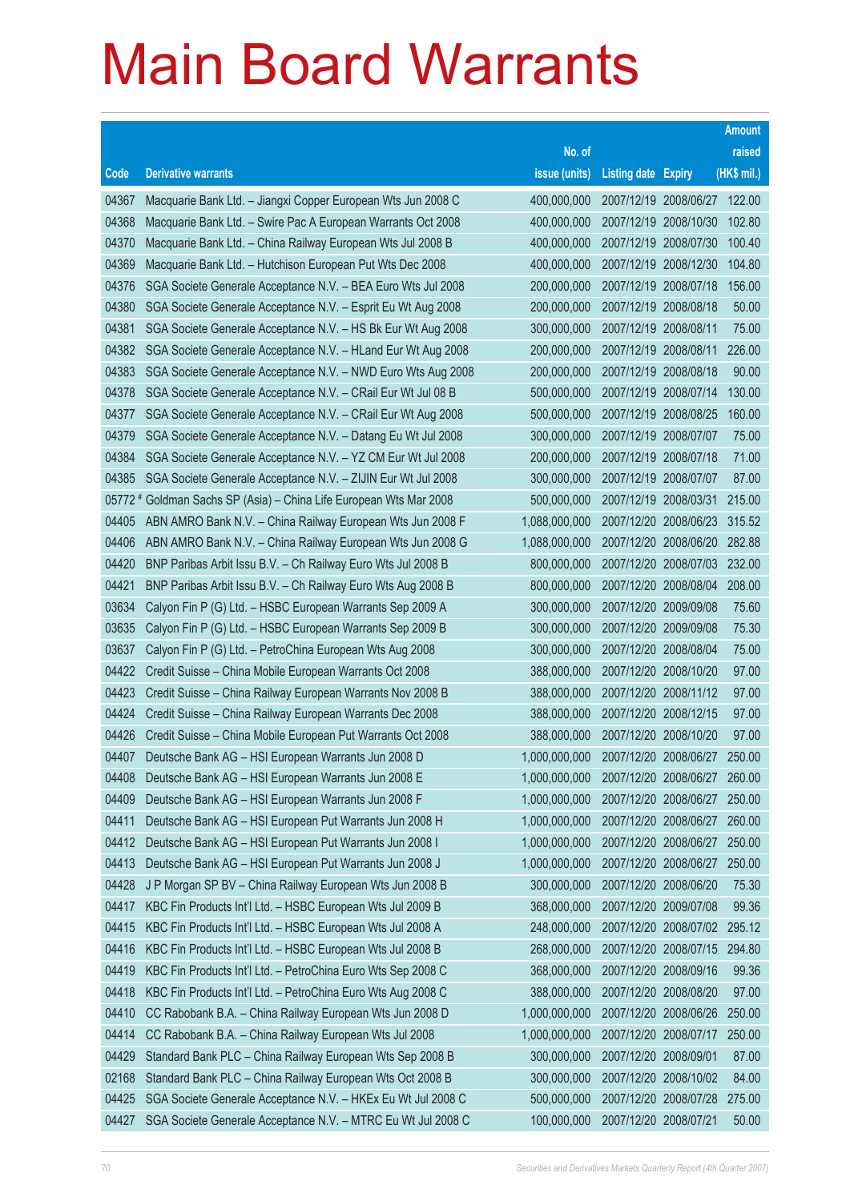# Main Board Warrants

| Code | Derivative warrants | No. of issue (units) | Listing date | Expiry | Amount raised (HK$ mil.) |
|---|---|---|---|---|---|
| 04367 | Macquarie Bank Ltd. – Jiangxi Copper European Wts Jun 2008 C | 400,000,000 | 2007/12/19 | 2008/06/27 | 122.00 |
| 04368 | Macquarie Bank Ltd. – Swire Pac A European Warrants Oct 2008 | 400,000,000 | 2007/12/19 | 2008/10/30 | 102.80 |
| 04370 | Macquarie Bank Ltd. – China Railway European Wts Jul 2008 B | 400,000,000 | 2007/12/19 | 2008/07/30 | 100.40 |
| 04369 | Macquarie Bank Ltd. – Hutchison European Put Wts Dec 2008 | 400,000,000 | 2007/12/19 | 2008/12/30 | 104.80 |
| 04376 | SGA Societe Generale Acceptance N.V. – BEA Euro Wts Jul 2008 | 200,000,000 | 2007/12/19 | 2008/07/18 | 156.00 |
| 04380 | SGA Societe Generale Acceptance N.V. – Esprit Eu Wt Aug 2008 | 200,000,000 | 2007/12/19 | 2008/08/18 | 50.00 |
| 04381 | SGA Societe Generale Acceptance N.V. – HS Bk Eur Wt Aug 2008 | 300,000,000 | 2007/12/19 | 2008/08/11 | 75.00 |
| 04382 | SGA Societe Generale Acceptance N.V. – HLand Eur Wt Aug 2008 | 200,000,000 | 2007/12/19 | 2008/08/11 | 226.00 |
| 04383 | SGA Societe Generale Acceptance N.V. – NWD Euro Wts Aug 2008 | 200,000,000 | 2007/12/19 | 2008/08/18 | 90.00 |
| 04378 | SGA Societe Generale Acceptance N.V. – CRail Eur Wt Jul 08 B | 500,000,000 | 2007/12/19 | 2008/07/14 | 130.00 |
| 04377 | SGA Societe Generale Acceptance N.V. – CRail Eur Wt Aug 2008 | 500,000,000 | 2007/12/19 | 2008/08/25 | 160.00 |
| 04379 | SGA Societe Generale Acceptance N.V. – Datang Eu Wt Jul 2008 | 300,000,000 | 2007/12/19 | 2008/07/07 | 75.00 |
| 04384 | SGA Societe Generale Acceptance N.V. – YZ CM Eur Wt Jul 2008 | 200,000,000 | 2007/12/19 | 2008/07/18 | 71.00 |
| 04385 | SGA Societe Generale Acceptance N.V. – ZIJIN Eur Wt Jul 2008 | 300,000,000 | 2007/12/19 | 2008/07/07 | 87.00 |
| 05772 # | Goldman Sachs SP (Asia) – China Life European Wts Mar 2008 | 500,000,000 | 2007/12/19 | 2008/03/31 | 215.00 |
| 04405 | ABN AMRO Bank N.V. – China Railway European Wts Jun 2008 F | 1,088,000,000 | 2007/12/20 | 2008/06/23 | 315.52 |
| 04406 | ABN AMRO Bank N.V. – China Railway European Wts Jun 2008 G | 1,088,000,000 | 2007/12/20 | 2008/06/20 | 282.88 |
| 04420 | BNP Paribas Arbit Issu B.V. – Ch Railway Euro Wts Jul 2008 B | 800,000,000 | 2007/12/20 | 2008/07/03 | 232.00 |
| 04421 | BNP Paribas Arbit Issu B.V. – Ch Railway Euro Wts Aug 2008 B | 800,000,000 | 2007/12/20 | 2008/08/04 | 208.00 |
| 03634 | Calyon Fin P (G) Ltd. – HSBC European Warrants Sep 2009 A | 300,000,000 | 2007/12/20 | 2009/09/08 | 75.60 |
| 03635 | Calyon Fin P (G) Ltd. – HSBC European Warrants Sep 2009 B | 300,000,000 | 2007/12/20 | 2009/09/08 | 75.30 |
| 03637 | Calyon Fin P (G) Ltd. – PetroChina European Wts Aug 2008 | 300,000,000 | 2007/12/20 | 2008/08/04 | 75.00 |
| 04422 | Credit Suisse – China Mobile European Warrants Oct 2008 | 388,000,000 | 2007/12/20 | 2008/10/20 | 97.00 |
| 04423 | Credit Suisse – China Railway European Warrants Nov 2008 B | 388,000,000 | 2007/12/20 | 2008/11/12 | 97.00 |
| 04424 | Credit Suisse – China Railway European Warrants Dec 2008 | 388,000,000 | 2007/12/20 | 2008/12/15 | 97.00 |
| 04426 | Credit Suisse – China Mobile European Put Warrants Oct 2008 | 388,000,000 | 2007/12/20 | 2008/10/20 | 97.00 |
| 04407 | Deutsche Bank AG – HSI European Warrants Jun 2008 D | 1,000,000,000 | 2007/12/20 | 2008/06/27 | 250.00 |
| 04408 | Deutsche Bank AG – HSI European Warrants Jun 2008 E | 1,000,000,000 | 2007/12/20 | 2008/06/27 | 260.00 |
| 04409 | Deutsche Bank AG – HSI European Warrants Jun 2008 F | 1,000,000,000 | 2007/12/20 | 2008/06/27 | 250.00 |
| 04411 | Deutsche Bank AG – HSI European Put Warrants Jun 2008 H | 1,000,000,000 | 2007/12/20 | 2008/06/27 | 260.00 |
| 04412 | Deutsche Bank AG – HSI European Put Warrants Jun 2008 I | 1,000,000,000 | 2007/12/20 | 2008/06/27 | 250.00 |
| 04413 | Deutsche Bank AG – HSI European Put Warrants Jun 2008 J | 1,000,000,000 | 2007/12/20 | 2008/06/27 | 250.00 |
| 04428 | J P Morgan SP BV – China Railway European Wts Jun 2008 B | 300,000,000 | 2007/12/20 | 2008/06/20 | 75.30 |
| 04417 | KBC Fin Products Int'l Ltd. – HSBC European Wts Jul 2009 B | 368,000,000 | 2007/12/20 | 2009/07/08 | 99.36 |
| 04415 | KBC Fin Products Int'l Ltd. – HSBC European Wts Jul 2008 A | 248,000,000 | 2007/12/20 | 2008/07/02 | 295.12 |
| 04416 | KBC Fin Products Int'l Ltd. – HSBC European Wts Jul 2008 B | 268,000,000 | 2007/12/20 | 2008/07/15 | 294.80 |
| 04419 | KBC Fin Products Int'l Ltd. – PetroChina Euro Wts Sep 2008 C | 368,000,000 | 2007/12/20 | 2008/09/16 | 99.36 |
| 04418 | KBC Fin Products Int'l Ltd. – PetroChina Euro Wts Aug 2008 C | 388,000,000 | 2007/12/20 | 2008/08/20 | 97.00 |
| 04410 | CC Rabobank B.A. – China Railway European Wts Jun 2008 D | 1,000,000,000 | 2007/12/20 | 2008/06/26 | 250.00 |
| 04414 | CC Rabobank B.A. – China Railway European Wts Jul 2008 | 1,000,000,000 | 2007/12/20 | 2008/07/17 | 250.00 |
| 04429 | Standard Bank PLC – China Railway European Wts Sep 2008 B | 300,000,000 | 2007/12/20 | 2008/09/01 | 87.00 |
| 02168 | Standard Bank PLC – China Railway European Wts Oct 2008 B | 300,000,000 | 2007/12/20 | 2008/10/02 | 84.00 |
| 04425 | SGA Societe Generale Acceptance N.V. – HKEx Eu Wt Jul 2008 C | 500,000,000 | 2007/12/20 | 2008/07/28 | 275.00 |
| 04427 | SGA Societe Generale Acceptance N.V. – MTRC Eu Wt Jul 2008 C | 100,000,000 | 2007/12/20 | 2008/07/21 | 50.00 |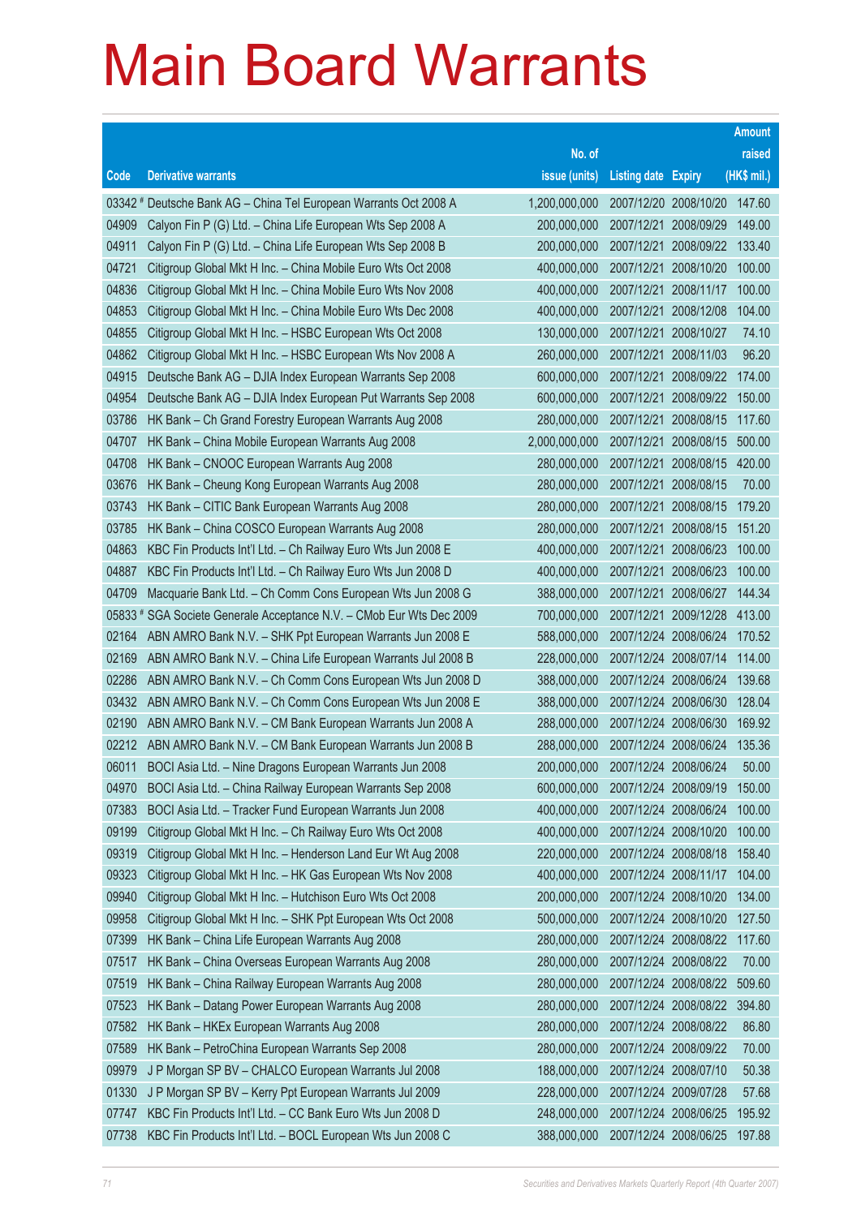# Main Board Warrants

| Code | Derivative warrants | No. of issue (units) | Listing date | Expiry | Amount raised (HK$ mil.) |
|---|---|---|---|---|---|
| 03342 # | Deutsche Bank AG – China Tel European Warrants Oct 2008 A | 1,200,000,000 | 2007/12/20 | 2008/10/20 | 147.60 |
| 04909 | Calyon Fin P (G) Ltd. – China Life European Wts Sep 2008 A | 200,000,000 | 2007/12/21 | 2008/09/29 | 149.00 |
| 04911 | Calyon Fin P (G) Ltd. – China Life European Wts Sep 2008 B | 200,000,000 | 2007/12/21 | 2008/09/22 | 133.40 |
| 04721 | Citigroup Global Mkt H Inc. – China Mobile Euro Wts Oct 2008 | 400,000,000 | 2007/12/21 | 2008/10/20 | 100.00 |
| 04836 | Citigroup Global Mkt H Inc. – China Mobile Euro Wts Nov 2008 | 400,000,000 | 2007/12/21 | 2008/11/17 | 100.00 |
| 04853 | Citigroup Global Mkt H Inc. – China Mobile Euro Wts Dec 2008 | 400,000,000 | 2007/12/21 | 2008/12/08 | 104.00 |
| 04855 | Citigroup Global Mkt H Inc. – HSBC European Wts Oct 2008 | 130,000,000 | 2007/12/21 | 2008/10/27 | 74.10 |
| 04862 | Citigroup Global Mkt H Inc. – HSBC European Wts Nov 2008 A | 260,000,000 | 2007/12/21 | 2008/11/03 | 96.20 |
| 04915 | Deutsche Bank AG – DJIA Index European Warrants Sep 2008 | 600,000,000 | 2007/12/21 | 2008/09/22 | 174.00 |
| 04954 | Deutsche Bank AG – DJIA Index European Put Warrants Sep 2008 | 600,000,000 | 2007/12/21 | 2008/09/22 | 150.00 |
| 03786 | HK Bank – Ch Grand Forestry European Warrants Aug 2008 | 280,000,000 | 2007/12/21 | 2008/08/15 | 117.60 |
| 04707 | HK Bank – China Mobile European Warrants Aug 2008 | 2,000,000,000 | 2007/12/21 | 2008/08/15 | 500.00 |
| 04708 | HK Bank – CNOOC European Warrants Aug 2008 | 280,000,000 | 2007/12/21 | 2008/08/15 | 420.00 |
| 03676 | HK Bank – Cheung Kong European Warrants Aug 2008 | 280,000,000 | 2007/12/21 | 2008/08/15 | 70.00 |
| 03743 | HK Bank – CITIC Bank European Warrants Aug 2008 | 280,000,000 | 2007/12/21 | 2008/08/15 | 179.20 |
| 03785 | HK Bank – China COSCO European Warrants Aug 2008 | 280,000,000 | 2007/12/21 | 2008/08/15 | 151.20 |
| 04863 | KBC Fin Products Int'l Ltd. – Ch Railway Euro Wts Jun 2008 E | 400,000,000 | 2007/12/21 | 2008/06/23 | 100.00 |
| 04887 | KBC Fin Products Int'l Ltd. – Ch Railway Euro Wts Jun 2008 D | 400,000,000 | 2007/12/21 | 2008/06/23 | 100.00 |
| 04709 | Macquarie Bank Ltd. – Ch Comm Cons European Wts Jun 2008 G | 388,000,000 | 2007/12/21 | 2008/06/27 | 144.34 |
| 05833 # | SGA Societe Generale Acceptance N.V. – CMob Eur Wts Dec 2009 | 700,000,000 | 2007/12/21 | 2009/12/28 | 413.00 |
| 02164 | ABN AMRO Bank N.V. – SHK Ppt European Warrants Jun 2008 E | 588,000,000 | 2007/12/24 | 2008/06/24 | 170.52 |
| 02169 | ABN AMRO Bank N.V. – China Life European Warrants Jul 2008 B | 228,000,000 | 2007/12/24 | 2008/07/14 | 114.00 |
| 02286 | ABN AMRO Bank N.V. – Ch Comm Cons European Wts Jun 2008 D | 388,000,000 | 2007/12/24 | 2008/06/24 | 139.68 |
| 03432 | ABN AMRO Bank N.V. – Ch Comm Cons European Wts Jun 2008 E | 388,000,000 | 2007/12/24 | 2008/06/30 | 128.04 |
| 02190 | ABN AMRO Bank N.V. – CM Bank European Warrants Jun 2008 A | 288,000,000 | 2007/12/24 | 2008/06/30 | 169.92 |
| 02212 | ABN AMRO Bank N.V. – CM Bank European Warrants Jun 2008 B | 288,000,000 | 2007/12/24 | 2008/06/24 | 135.36 |
| 06011 | BOCI Asia Ltd. – Nine Dragons European Warrants Jun 2008 | 200,000,000 | 2007/12/24 | 2008/06/24 | 50.00 |
| 04970 | BOCI Asia Ltd. – China Railway European Warrants Sep 2008 | 600,000,000 | 2007/12/24 | 2008/09/19 | 150.00 |
| 07383 | BOCI Asia Ltd. – Tracker Fund European Warrants Jun 2008 | 400,000,000 | 2007/12/24 | 2008/06/24 | 100.00 |
| 09199 | Citigroup Global Mkt H Inc. – Ch Railway Euro Wts Oct 2008 | 400,000,000 | 2007/12/24 | 2008/10/20 | 100.00 |
| 09319 | Citigroup Global Mkt H Inc. – Henderson Land Eur Wt Aug 2008 | 220,000,000 | 2007/12/24 | 2008/08/18 | 158.40 |
| 09323 | Citigroup Global Mkt H Inc. – HK Gas European Wts Nov 2008 | 400,000,000 | 2007/12/24 | 2008/11/17 | 104.00 |
| 09940 | Citigroup Global Mkt H Inc. – Hutchison Euro Wts Oct 2008 | 200,000,000 | 2007/12/24 | 2008/10/20 | 134.00 |
| 09958 | Citigroup Global Mkt H Inc. – SHK Ppt European Wts Oct 2008 | 500,000,000 | 2007/12/24 | 2008/10/20 | 127.50 |
| 07399 | HK Bank – China Life European Warrants Aug 2008 | 280,000,000 | 2007/12/24 | 2008/08/22 | 117.60 |
| 07517 | HK Bank – China Overseas European Warrants Aug 2008 | 280,000,000 | 2007/12/24 | 2008/08/22 | 70.00 |
| 07519 | HK Bank – China Railway European Warrants Aug 2008 | 280,000,000 | 2007/12/24 | 2008/08/22 | 509.60 |
| 07523 | HK Bank – Datang Power European Warrants Aug 2008 | 280,000,000 | 2007/12/24 | 2008/08/22 | 394.80 |
| 07582 | HK Bank – HKEx European Warrants Aug 2008 | 280,000,000 | 2007/12/24 | 2008/08/22 | 86.80 |
| 07589 | HK Bank – PetroChina European Warrants Sep 2008 | 280,000,000 | 2007/12/24 | 2008/09/22 | 70.00 |
| 09979 | J P Morgan SP BV – CHALCO European Warrants Jul 2008 | 188,000,000 | 2007/12/24 | 2008/07/10 | 50.38 |
| 01330 | J P Morgan SP BV – Kerry Ppt European Warrants Jul 2009 | 228,000,000 | 2007/12/24 | 2009/07/28 | 57.68 |
| 07747 | KBC Fin Products Int'l Ltd. – CC Bank Euro Wts Jun 2008 D | 248,000,000 | 2007/12/24 | 2008/06/25 | 195.92 |
| 07738 | KBC Fin Products Int'l Ltd. – BOCL European Wts Jun 2008 C | 388,000,000 | 2007/12/24 | 2008/06/25 | 197.88 |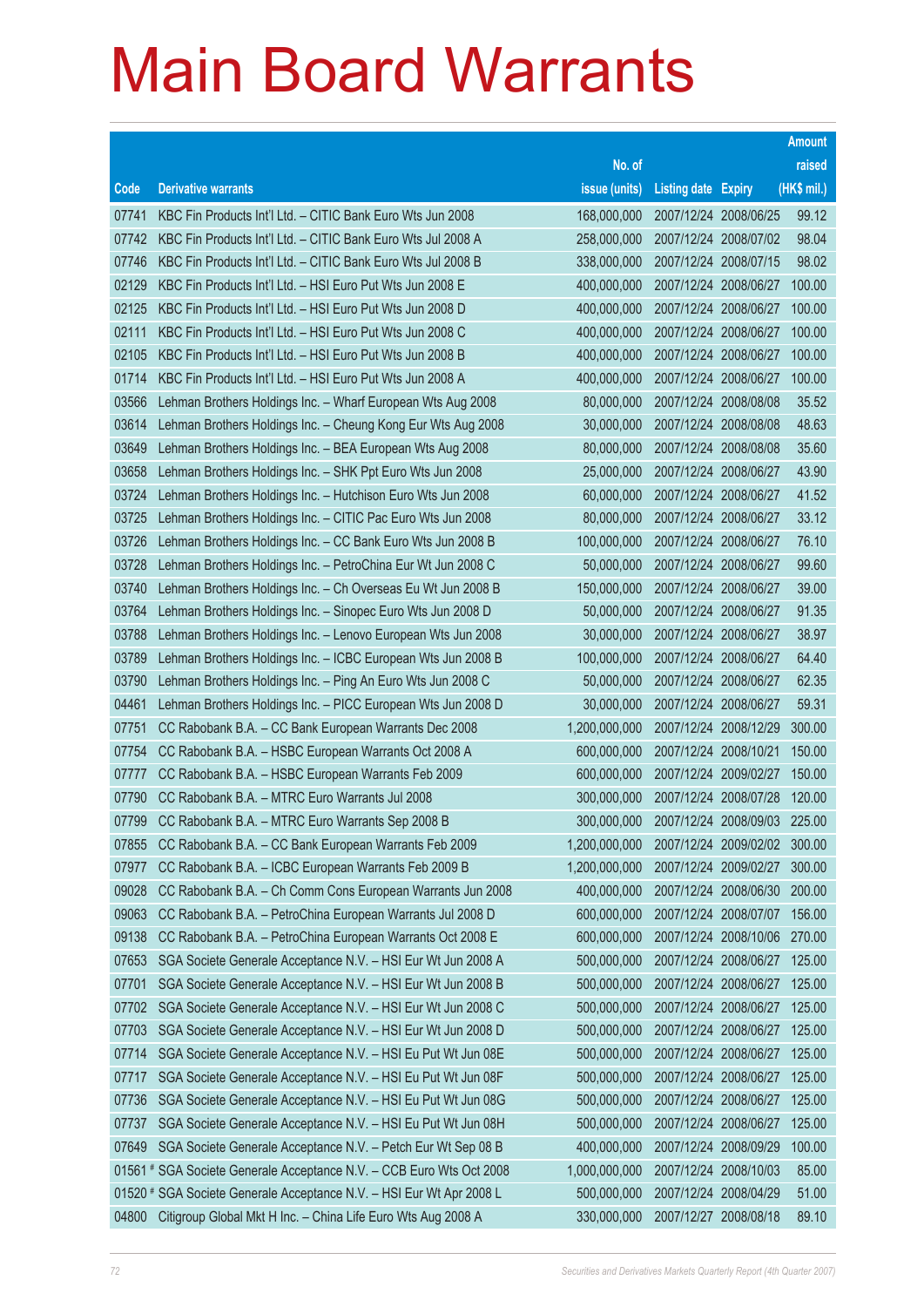# Main Board Warrants

| Code | Derivative warrants | No. of issue (units) | Listing date | Expiry | Amount raised (HK$ mil.) |
|---|---|---|---|---|---|
| 07741 | KBC Fin Products Int'l Ltd. – CITIC Bank Euro Wts Jun 2008 | 168,000,000 | 2007/12/24 | 2008/06/25 | 99.12 |
| 07742 | KBC Fin Products Int'l Ltd. – CITIC Bank Euro Wts Jul 2008 A | 258,000,000 | 2007/12/24 | 2008/07/02 | 98.04 |
| 07746 | KBC Fin Products Int'l Ltd. – CITIC Bank Euro Wts Jul 2008 B | 338,000,000 | 2007/12/24 | 2008/07/15 | 98.02 |
| 02129 | KBC Fin Products Int'l Ltd. – HSI Euro Put Wts Jun 2008 E | 400,000,000 | 2007/12/24 | 2008/06/27 | 100.00 |
| 02125 | KBC Fin Products Int'l Ltd. – HSI Euro Put Wts Jun 2008 D | 400,000,000 | 2007/12/24 | 2008/06/27 | 100.00 |
| 02111 | KBC Fin Products Int'l Ltd. – HSI Euro Put Wts Jun 2008 C | 400,000,000 | 2007/12/24 | 2008/06/27 | 100.00 |
| 02105 | KBC Fin Products Int'l Ltd. – HSI Euro Put Wts Jun 2008 B | 400,000,000 | 2007/12/24 | 2008/06/27 | 100.00 |
| 01714 | KBC Fin Products Int'l Ltd. – HSI Euro Put Wts Jun 2008 A | 400,000,000 | 2007/12/24 | 2008/06/27 | 100.00 |
| 03566 | Lehman Brothers Holdings Inc. – Wharf European Wts Aug 2008 | 80,000,000 | 2007/12/24 | 2008/08/08 | 35.52 |
| 03614 | Lehman Brothers Holdings Inc. – Cheung Kong Eur Wts Aug 2008 | 30,000,000 | 2007/12/24 | 2008/08/08 | 48.63 |
| 03649 | Lehman Brothers Holdings Inc. – BEA European Wts Aug 2008 | 80,000,000 | 2007/12/24 | 2008/08/08 | 35.60 |
| 03658 | Lehman Brothers Holdings Inc. – SHK Ppt Euro Wts Jun 2008 | 25,000,000 | 2007/12/24 | 2008/06/27 | 43.90 |
| 03724 | Lehman Brothers Holdings Inc. – Hutchison Euro Wts Jun 2008 | 60,000,000 | 2007/12/24 | 2008/06/27 | 41.52 |
| 03725 | Lehman Brothers Holdings Inc. – CITIC Pac Euro Wts Jun 2008 | 80,000,000 | 2007/12/24 | 2008/06/27 | 33.12 |
| 03726 | Lehman Brothers Holdings Inc. – CC Bank Euro Wts Jun 2008 B | 100,000,000 | 2007/12/24 | 2008/06/27 | 76.10 |
| 03728 | Lehman Brothers Holdings Inc. – PetroChina Eur Wt Jun 2008 C | 50,000,000 | 2007/12/24 | 2008/06/27 | 99.60 |
| 03740 | Lehman Brothers Holdings Inc. – Ch Overseas Eu Wt Jun 2008 B | 150,000,000 | 2007/12/24 | 2008/06/27 | 39.00 |
| 03764 | Lehman Brothers Holdings Inc. – Sinopec Euro Wts Jun 2008 D | 50,000,000 | 2007/12/24 | 2008/06/27 | 91.35 |
| 03788 | Lehman Brothers Holdings Inc. – Lenovo European Wts Jun 2008 | 30,000,000 | 2007/12/24 | 2008/06/27 | 38.97 |
| 03789 | Lehman Brothers Holdings Inc. – ICBC European Wts Jun 2008 B | 100,000,000 | 2007/12/24 | 2008/06/27 | 64.40 |
| 03790 | Lehman Brothers Holdings Inc. – Ping An Euro Wts Jun 2008 C | 50,000,000 | 2007/12/24 | 2008/06/27 | 62.35 |
| 04461 | Lehman Brothers Holdings Inc. – PICC European Wts Jun 2008 D | 30,000,000 | 2007/12/24 | 2008/06/27 | 59.31 |
| 07751 | CC Rabobank B.A. – CC Bank European Warrants Dec 2008 | 1,200,000,000 | 2007/12/24 | 2008/12/29 | 300.00 |
| 07754 | CC Rabobank B.A. – HSBC European Warrants Oct 2008 A | 600,000,000 | 2007/12/24 | 2008/10/21 | 150.00 |
| 07777 | CC Rabobank B.A. – HSBC European Warrants Feb 2009 | 600,000,000 | 2007/12/24 | 2009/02/27 | 150.00 |
| 07790 | CC Rabobank B.A. – MTRC Euro Warrants Jul 2008 | 300,000,000 | 2007/12/24 | 2008/07/28 | 120.00 |
| 07799 | CC Rabobank B.A. – MTRC Euro Warrants Sep 2008 B | 300,000,000 | 2007/12/24 | 2008/09/03 | 225.00 |
| 07855 | CC Rabobank B.A. – CC Bank European Warrants Feb 2009 | 1,200,000,000 | 2007/12/24 | 2009/02/02 | 300.00 |
| 07977 | CC Rabobank B.A. – ICBC European Warrants Feb 2009 B | 1,200,000,000 | 2007/12/24 | 2009/02/27 | 300.00 |
| 09028 | CC Rabobank B.A. – Ch Comm Cons European Warrants Jun 2008 | 400,000,000 | 2007/12/24 | 2008/06/30 | 200.00 |
| 09063 | CC Rabobank B.A. – PetroChina European Warrants Jul 2008 D | 600,000,000 | 2007/12/24 | 2008/07/07 | 156.00 |
| 09138 | CC Rabobank B.A. – PetroChina European Warrants Oct 2008 E | 600,000,000 | 2007/12/24 | 2008/10/06 | 270.00 |
| 07653 | SGA Societe Generale Acceptance N.V. – HSI Eur Wt Jun 2008 A | 500,000,000 | 2007/12/24 | 2008/06/27 | 125.00 |
| 07701 | SGA Societe Generale Acceptance N.V. – HSI Eur Wt Jun 2008 B | 500,000,000 | 2007/12/24 | 2008/06/27 | 125.00 |
| 07702 | SGA Societe Generale Acceptance N.V. – HSI Eur Wt Jun 2008 C | 500,000,000 | 2007/12/24 | 2008/06/27 | 125.00 |
| 07703 | SGA Societe Generale Acceptance N.V. – HSI Eur Wt Jun 2008 D | 500,000,000 | 2007/12/24 | 2008/06/27 | 125.00 |
| 07714 | SGA Societe Generale Acceptance N.V. – HSI Eu Put Wt Jun 08E | 500,000,000 | 2007/12/24 | 2008/06/27 | 125.00 |
| 07717 | SGA Societe Generale Acceptance N.V. – HSI Eu Put Wt Jun 08F | 500,000,000 | 2007/12/24 | 2008/06/27 | 125.00 |
| 07736 | SGA Societe Generale Acceptance N.V. – HSI Eu Put Wt Jun 08G | 500,000,000 | 2007/12/24 | 2008/06/27 | 125.00 |
| 07737 | SGA Societe Generale Acceptance N.V. – HSI Eu Put Wt Jun 08H | 500,000,000 | 2007/12/24 | 2008/06/27 | 125.00 |
| 07649 | SGA Societe Generale Acceptance N.V. – Petch Eur Wt Sep 08 B | 400,000,000 | 2007/12/24 | 2008/09/29 | 100.00 |
| 01561 # | SGA Societe Generale Acceptance N.V. – CCB Euro Wts Oct 2008 | 1,000,000,000 | 2007/12/24 | 2008/10/03 | 85.00 |
| 01520 # | SGA Societe Generale Acceptance N.V. – HSI Eur Wt Apr 2008 L | 500,000,000 | 2007/12/24 | 2008/04/29 | 51.00 |
| 04800 | Citigroup Global Mkt H Inc. – China Life Euro Wts Aug 2008 A | 330,000,000 | 2007/12/27 | 2008/08/18 | 89.10 |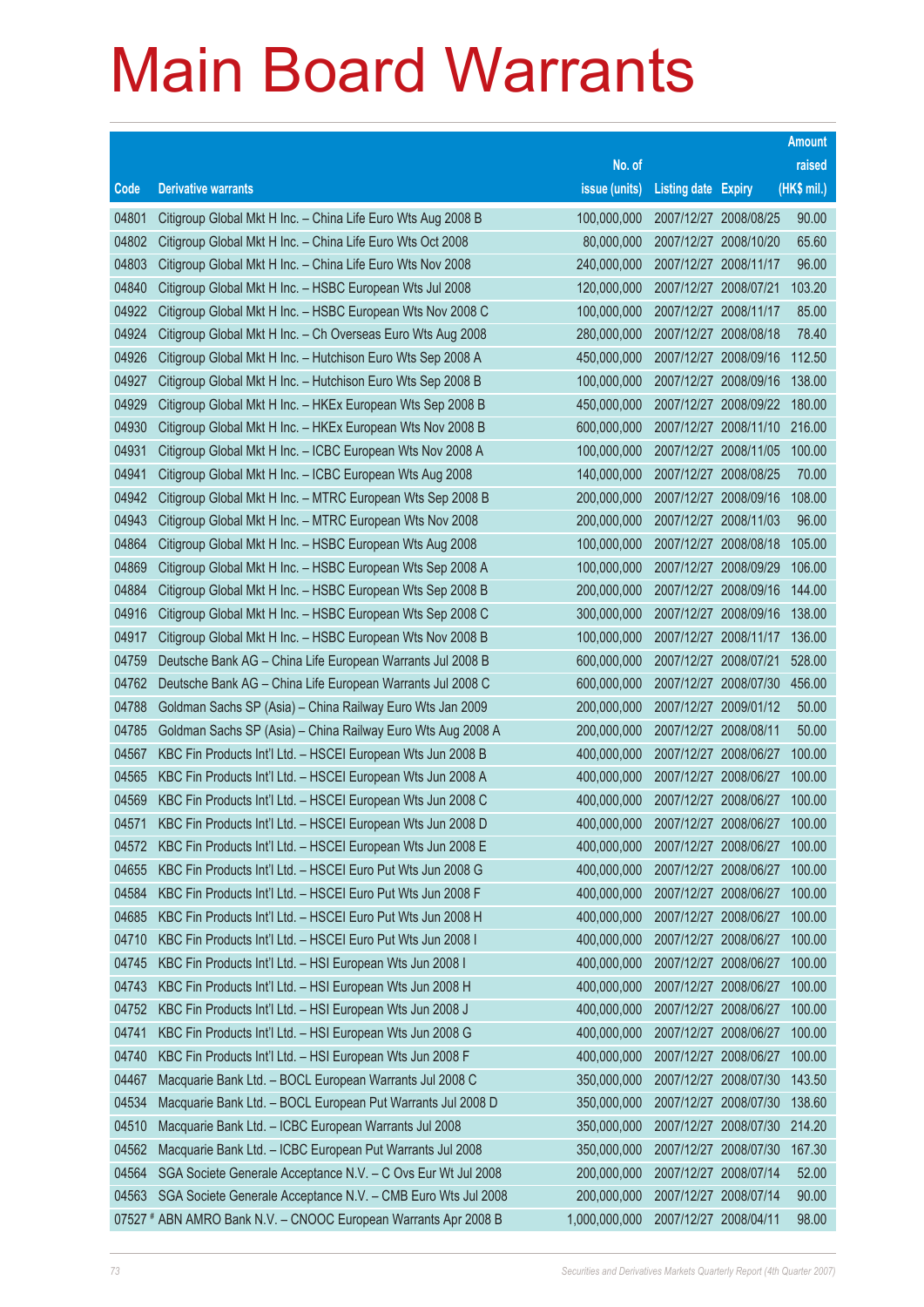# Main Board Warrants

| Code | Derivative warrants | No. of issue (units) | Listing date | Expiry | Amount raised (HK$ mil.) |
|---|---|---|---|---|---|
| 04801 | Citigroup Global Mkt H Inc. – China Life Euro Wts Aug 2008 B | 100,000,000 | 2007/12/27 | 2008/08/25 | 90.00 |
| 04802 | Citigroup Global Mkt H Inc. – China Life Euro Wts Oct 2008 | 80,000,000 | 2007/12/27 | 2008/10/20 | 65.60 |
| 04803 | Citigroup Global Mkt H Inc. – China Life Euro Wts Nov 2008 | 240,000,000 | 2007/12/27 | 2008/11/17 | 96.00 |
| 04840 | Citigroup Global Mkt H Inc. – HSBC European Wts Jul 2008 | 120,000,000 | 2007/12/27 | 2008/07/21 | 103.20 |
| 04922 | Citigroup Global Mkt H Inc. – HSBC European Wts Nov 2008 C | 100,000,000 | 2007/12/27 | 2008/11/17 | 85.00 |
| 04924 | Citigroup Global Mkt H Inc. – Ch Overseas Euro Wts Aug 2008 | 280,000,000 | 2007/12/27 | 2008/08/18 | 78.40 |
| 04926 | Citigroup Global Mkt H Inc. – Hutchison Euro Wts Sep 2008 A | 450,000,000 | 2007/12/27 | 2008/09/16 | 112.50 |
| 04927 | Citigroup Global Mkt H Inc. – Hutchison Euro Wts Sep 2008 B | 100,000,000 | 2007/12/27 | 2008/09/16 | 138.00 |
| 04929 | Citigroup Global Mkt H Inc. – HKEx European Wts Sep 2008 B | 450,000,000 | 2007/12/27 | 2008/09/22 | 180.00 |
| 04930 | Citigroup Global Mkt H Inc. – HKEx European Wts Nov 2008 B | 600,000,000 | 2007/12/27 | 2008/11/10 | 216.00 |
| 04931 | Citigroup Global Mkt H Inc. – ICBC European Wts Nov 2008 A | 100,000,000 | 2007/12/27 | 2008/11/05 | 100.00 |
| 04941 | Citigroup Global Mkt H Inc. – ICBC European Wts Aug 2008 | 140,000,000 | 2007/12/27 | 2008/08/25 | 70.00 |
| 04942 | Citigroup Global Mkt H Inc. – MTRC European Wts Sep 2008 B | 200,000,000 | 2007/12/27 | 2008/09/16 | 108.00 |
| 04943 | Citigroup Global Mkt H Inc. – MTRC European Wts Nov 2008 | 200,000,000 | 2007/12/27 | 2008/11/03 | 96.00 |
| 04864 | Citigroup Global Mkt H Inc. – HSBC European Wts Aug 2008 | 100,000,000 | 2007/12/27 | 2008/08/18 | 105.00 |
| 04869 | Citigroup Global Mkt H Inc. – HSBC European Wts Sep 2008 A | 100,000,000 | 2007/12/27 | 2008/09/29 | 106.00 |
| 04884 | Citigroup Global Mkt H Inc. – HSBC European Wts Sep 2008 B | 200,000,000 | 2007/12/27 | 2008/09/16 | 144.00 |
| 04916 | Citigroup Global Mkt H Inc. – HSBC European Wts Sep 2008 C | 300,000,000 | 2007/12/27 | 2008/09/16 | 138.00 |
| 04917 | Citigroup Global Mkt H Inc. – HSBC European Wts Nov 2008 B | 100,000,000 | 2007/12/27 | 2008/11/17 | 136.00 |
| 04759 | Deutsche Bank AG – China Life European Warrants Jul 2008 B | 600,000,000 | 2007/12/27 | 2008/07/21 | 528.00 |
| 04762 | Deutsche Bank AG – China Life European Warrants Jul 2008 C | 600,000,000 | 2007/12/27 | 2008/07/30 | 456.00 |
| 04788 | Goldman Sachs SP (Asia) – China Railway Euro Wts Jan 2009 | 200,000,000 | 2007/12/27 | 2009/01/12 | 50.00 |
| 04785 | Goldman Sachs SP (Asia) – China Railway Euro Wts Aug 2008 A | 200,000,000 | 2007/12/27 | 2008/08/11 | 50.00 |
| 04567 | KBC Fin Products Int'l Ltd. – HSCEI European Wts Jun 2008 B | 400,000,000 | 2007/12/27 | 2008/06/27 | 100.00 |
| 04565 | KBC Fin Products Int'l Ltd. – HSCEI European Wts Jun 2008 A | 400,000,000 | 2007/12/27 | 2008/06/27 | 100.00 |
| 04569 | KBC Fin Products Int'l Ltd. – HSCEI European Wts Jun 2008 C | 400,000,000 | 2007/12/27 | 2008/06/27 | 100.00 |
| 04571 | KBC Fin Products Int'l Ltd. – HSCEI European Wts Jun 2008 D | 400,000,000 | 2007/12/27 | 2008/06/27 | 100.00 |
| 04572 | KBC Fin Products Int'l Ltd. – HSCEI European Wts Jun 2008 E | 400,000,000 | 2007/12/27 | 2008/06/27 | 100.00 |
| 04655 | KBC Fin Products Int'l Ltd. – HSCEI Euro Put Wts Jun 2008 G | 400,000,000 | 2007/12/27 | 2008/06/27 | 100.00 |
| 04584 | KBC Fin Products Int'l Ltd. – HSCEI Euro Put Wts Jun 2008 F | 400,000,000 | 2007/12/27 | 2008/06/27 | 100.00 |
| 04685 | KBC Fin Products Int'l Ltd. – HSCEI Euro Put Wts Jun 2008 H | 400,000,000 | 2007/12/27 | 2008/06/27 | 100.00 |
| 04710 | KBC Fin Products Int'l Ltd. – HSCEI Euro Put Wts Jun 2008 I | 400,000,000 | 2007/12/27 | 2008/06/27 | 100.00 |
| 04745 | KBC Fin Products Int'l Ltd. – HSI European Wts Jun 2008 I | 400,000,000 | 2007/12/27 | 2008/06/27 | 100.00 |
| 04743 | KBC Fin Products Int'l Ltd. – HSI European Wts Jun 2008 H | 400,000,000 | 2007/12/27 | 2008/06/27 | 100.00 |
| 04752 | KBC Fin Products Int'l Ltd. – HSI European Wts Jun 2008 J | 400,000,000 | 2007/12/27 | 2008/06/27 | 100.00 |
| 04741 | KBC Fin Products Int'l Ltd. – HSI European Wts Jun 2008 G | 400,000,000 | 2007/12/27 | 2008/06/27 | 100.00 |
| 04740 | KBC Fin Products Int'l Ltd. – HSI European Wts Jun 2008 F | 400,000,000 | 2007/12/27 | 2008/06/27 | 100.00 |
| 04467 | Macquarie Bank Ltd. – BOCL European Warrants Jul 2008 C | 350,000,000 | 2007/12/27 | 2008/07/30 | 143.50 |
| 04534 | Macquarie Bank Ltd. – BOCL European Put Warrants Jul 2008 D | 350,000,000 | 2007/12/27 | 2008/07/30 | 138.60 |
| 04510 | Macquarie Bank Ltd. – ICBC European Warrants Jul 2008 | 350,000,000 | 2007/12/27 | 2008/07/30 | 214.20 |
| 04562 | Macquarie Bank Ltd. – ICBC European Put Warrants Jul 2008 | 350,000,000 | 2007/12/27 | 2008/07/30 | 167.30 |
| 04564 | SGA Societe Generale Acceptance N.V. – C Ovs Eur Wt Jul 2008 | 200,000,000 | 2007/12/27 | 2008/07/14 | 52.00 |
| 04563 | SGA Societe Generale Acceptance N.V. – CMB Euro Wts Jul 2008 | 200,000,000 | 2007/12/27 | 2008/07/14 | 90.00 |
| 07527 # | ABN AMRO Bank N.V. – CNOOC European Warrants Apr 2008 B | 1,000,000,000 | 2007/12/27 | 2008/04/11 | 98.00 |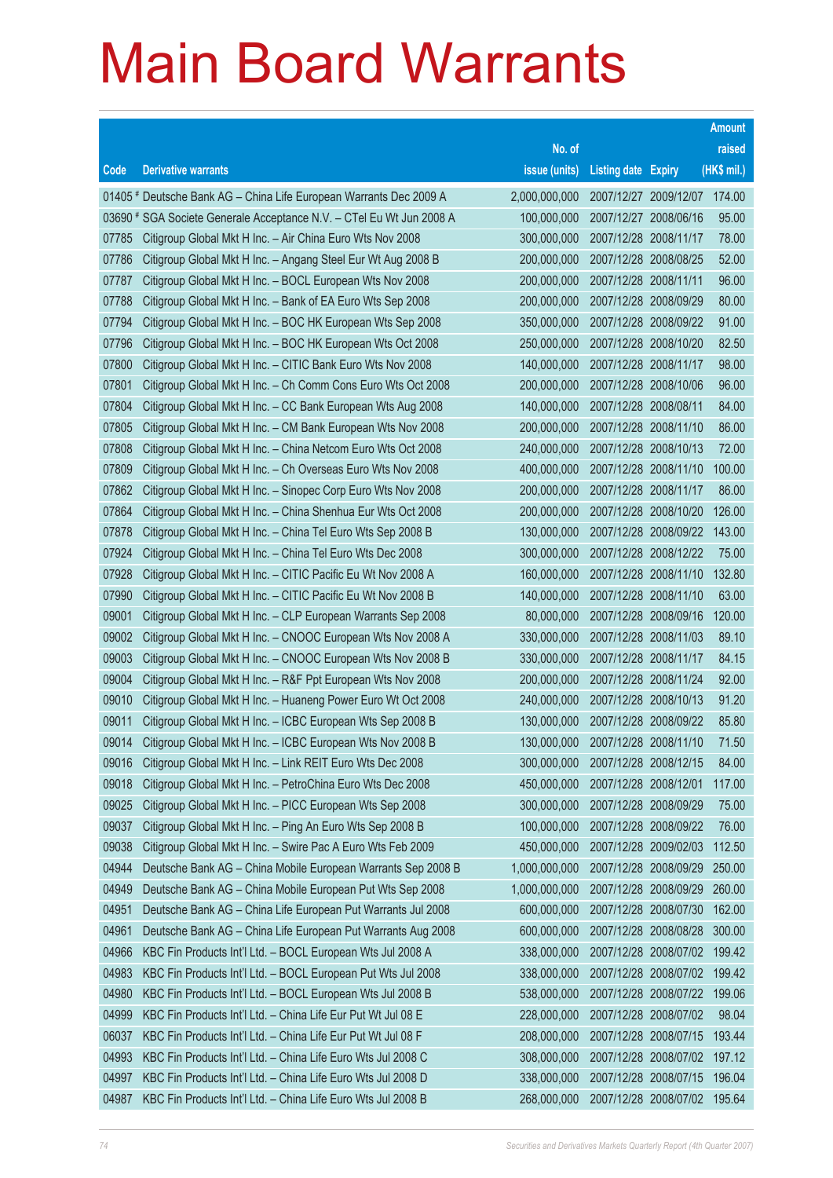# Main Board Warrants

| Code | Derivative warrants | No. of issue (units) | Listing date | Expiry | Amount raised (HK$ mil.) |
|---|---|---|---|---|---|
| 01405 # | Deutsche Bank AG – China Life European Warrants Dec 2009 A | 2,000,000,000 | 2007/12/27 | 2009/12/07 | 174.00 |
| 03690 # | SGA Societe Generale Acceptance N.V. – CTel Eu Wt Jun 2008 A | 100,000,000 | 2007/12/27 | 2008/06/16 | 95.00 |
| 07785 | Citigroup Global Mkt H Inc. – Air China Euro Wts Nov 2008 | 300,000,000 | 2007/12/28 | 2008/11/17 | 78.00 |
| 07786 | Citigroup Global Mkt H Inc. – Angang Steel Eur Wt Aug 2008 B | 200,000,000 | 2007/12/28 | 2008/08/25 | 52.00 |
| 07787 | Citigroup Global Mkt H Inc. – BOCL European Wts Nov 2008 | 200,000,000 | 2007/12/28 | 2008/11/11 | 96.00 |
| 07788 | Citigroup Global Mkt H Inc. – Bank of EA Euro Wts Sep 2008 | 200,000,000 | 2007/12/28 | 2008/09/29 | 80.00 |
| 07794 | Citigroup Global Mkt H Inc. – BOC HK European Wts Sep 2008 | 350,000,000 | 2007/12/28 | 2008/09/22 | 91.00 |
| 07796 | Citigroup Global Mkt H Inc. – BOC HK European Wts Oct 2008 | 250,000,000 | 2007/12/28 | 2008/10/20 | 82.50 |
| 07800 | Citigroup Global Mkt H Inc. – CITIC Bank Euro Wts Nov 2008 | 140,000,000 | 2007/12/28 | 2008/11/17 | 98.00 |
| 07801 | Citigroup Global Mkt H Inc. – Ch Comm Cons Euro Wts Oct 2008 | 200,000,000 | 2007/12/28 | 2008/10/06 | 96.00 |
| 07804 | Citigroup Global Mkt H Inc. – CC Bank European Wts Aug 2008 | 140,000,000 | 2007/12/28 | 2008/08/11 | 84.00 |
| 07805 | Citigroup Global Mkt H Inc. – CM Bank European Wts Nov 2008 | 200,000,000 | 2007/12/28 | 2008/11/10 | 86.00 |
| 07808 | Citigroup Global Mkt H Inc. – China Netcom Euro Wts Oct 2008 | 240,000,000 | 2007/12/28 | 2008/10/13 | 72.00 |
| 07809 | Citigroup Global Mkt H Inc. – Ch Overseas Euro Wts Nov 2008 | 400,000,000 | 2007/12/28 | 2008/11/10 | 100.00 |
| 07862 | Citigroup Global Mkt H Inc. – Sinopec Corp Euro Wts Nov 2008 | 200,000,000 | 2007/12/28 | 2008/11/17 | 86.00 |
| 07864 | Citigroup Global Mkt H Inc. – China Shenhua Eur Wts Oct 2008 | 200,000,000 | 2007/12/28 | 2008/10/20 | 126.00 |
| 07878 | Citigroup Global Mkt H Inc. – China Tel Euro Wts Sep 2008 B | 130,000,000 | 2007/12/28 | 2008/09/22 | 143.00 |
| 07924 | Citigroup Global Mkt H Inc. – China Tel Euro Wts Dec 2008 | 300,000,000 | 2007/12/28 | 2008/12/22 | 75.00 |
| 07928 | Citigroup Global Mkt H Inc. – CITIC Pacific Eu Wt Nov 2008 A | 160,000,000 | 2007/12/28 | 2008/11/10 | 132.80 |
| 07990 | Citigroup Global Mkt H Inc. – CITIC Pacific Eu Wt Nov 2008 B | 140,000,000 | 2007/12/28 | 2008/11/10 | 63.00 |
| 09001 | Citigroup Global Mkt H Inc. – CLP European Warrants Sep 2008 | 80,000,000 | 2007/12/28 | 2008/09/16 | 120.00 |
| 09002 | Citigroup Global Mkt H Inc. – CNOOC European Wts Nov 2008 A | 330,000,000 | 2007/12/28 | 2008/11/03 | 89.10 |
| 09003 | Citigroup Global Mkt H Inc. – CNOOC European Wts Nov 2008 B | 330,000,000 | 2007/12/28 | 2008/11/17 | 84.15 |
| 09004 | Citigroup Global Mkt H Inc. – R&F Ppt European Wts Nov 2008 | 200,000,000 | 2007/12/28 | 2008/11/24 | 92.00 |
| 09010 | Citigroup Global Mkt H Inc. – Huaneng Power Euro Wt Oct 2008 | 240,000,000 | 2007/12/28 | 2008/10/13 | 91.20 |
| 09011 | Citigroup Global Mkt H Inc. – ICBC European Wts Sep 2008 B | 130,000,000 | 2007/12/28 | 2008/09/22 | 85.80 |
| 09014 | Citigroup Global Mkt H Inc. – ICBC European Wts Nov 2008 B | 130,000,000 | 2007/12/28 | 2008/11/10 | 71.50 |
| 09016 | Citigroup Global Mkt H Inc. – Link REIT Euro Wts Dec 2008 | 300,000,000 | 2007/12/28 | 2008/12/15 | 84.00 |
| 09018 | Citigroup Global Mkt H Inc. – PetroChina Euro Wts Dec 2008 | 450,000,000 | 2007/12/28 | 2008/12/01 | 117.00 |
| 09025 | Citigroup Global Mkt H Inc. – PICC European Wts Sep 2008 | 300,000,000 | 2007/12/28 | 2008/09/29 | 75.00 |
| 09037 | Citigroup Global Mkt H Inc. – Ping An Euro Wts Sep 2008 B | 100,000,000 | 2007/12/28 | 2008/09/22 | 76.00 |
| 09038 | Citigroup Global Mkt H Inc. – Swire Pac A Euro Wts Feb 2009 | 450,000,000 | 2007/12/28 | 2009/02/03 | 112.50 |
| 04944 | Deutsche Bank AG – China Mobile European Warrants Sep 2008 B | 1,000,000,000 | 2007/12/28 | 2008/09/29 | 250.00 |
| 04949 | Deutsche Bank AG – China Mobile European Put Wts Sep 2008 | 1,000,000,000 | 2007/12/28 | 2008/09/29 | 260.00 |
| 04951 | Deutsche Bank AG – China Life European Put Warrants Jul 2008 | 600,000,000 | 2007/12/28 | 2008/07/30 | 162.00 |
| 04961 | Deutsche Bank AG – China Life European Put Warrants Aug 2008 | 600,000,000 | 2007/12/28 | 2008/08/28 | 300.00 |
| 04966 | KBC Fin Products Int'l Ltd. – BOCL European Wts Jul 2008 A | 338,000,000 | 2007/12/28 | 2008/07/02 | 199.42 |
| 04983 | KBC Fin Products Int'l Ltd. – BOCL European Put Wts Jul 2008 | 338,000,000 | 2007/12/28 | 2008/07/02 | 199.42 |
| 04980 | KBC Fin Products Int'l Ltd. – BOCL European Wts Jul 2008 B | 538,000,000 | 2007/12/28 | 2008/07/22 | 199.06 |
| 04999 | KBC Fin Products Int'l Ltd. – China Life Eur Put Wt Jul 08 E | 228,000,000 | 2007/12/28 | 2008/07/02 | 98.04 |
| 06037 | KBC Fin Products Int'l Ltd. – China Life Eur Put Wt Jul 08 F | 208,000,000 | 2007/12/28 | 2008/07/15 | 193.44 |
| 04993 | KBC Fin Products Int'l Ltd. – China Life Euro Wts Jul 2008 C | 308,000,000 | 2007/12/28 | 2008/07/02 | 197.12 |
| 04997 | KBC Fin Products Int'l Ltd. – China Life Euro Wts Jul 2008 D | 338,000,000 | 2007/12/28 | 2008/07/15 | 196.04 |
| 04987 | KBC Fin Products Int'l Ltd. – China Life Euro Wts Jul 2008 B | 268,000,000 | 2007/12/28 | 2008/07/02 | 195.64 |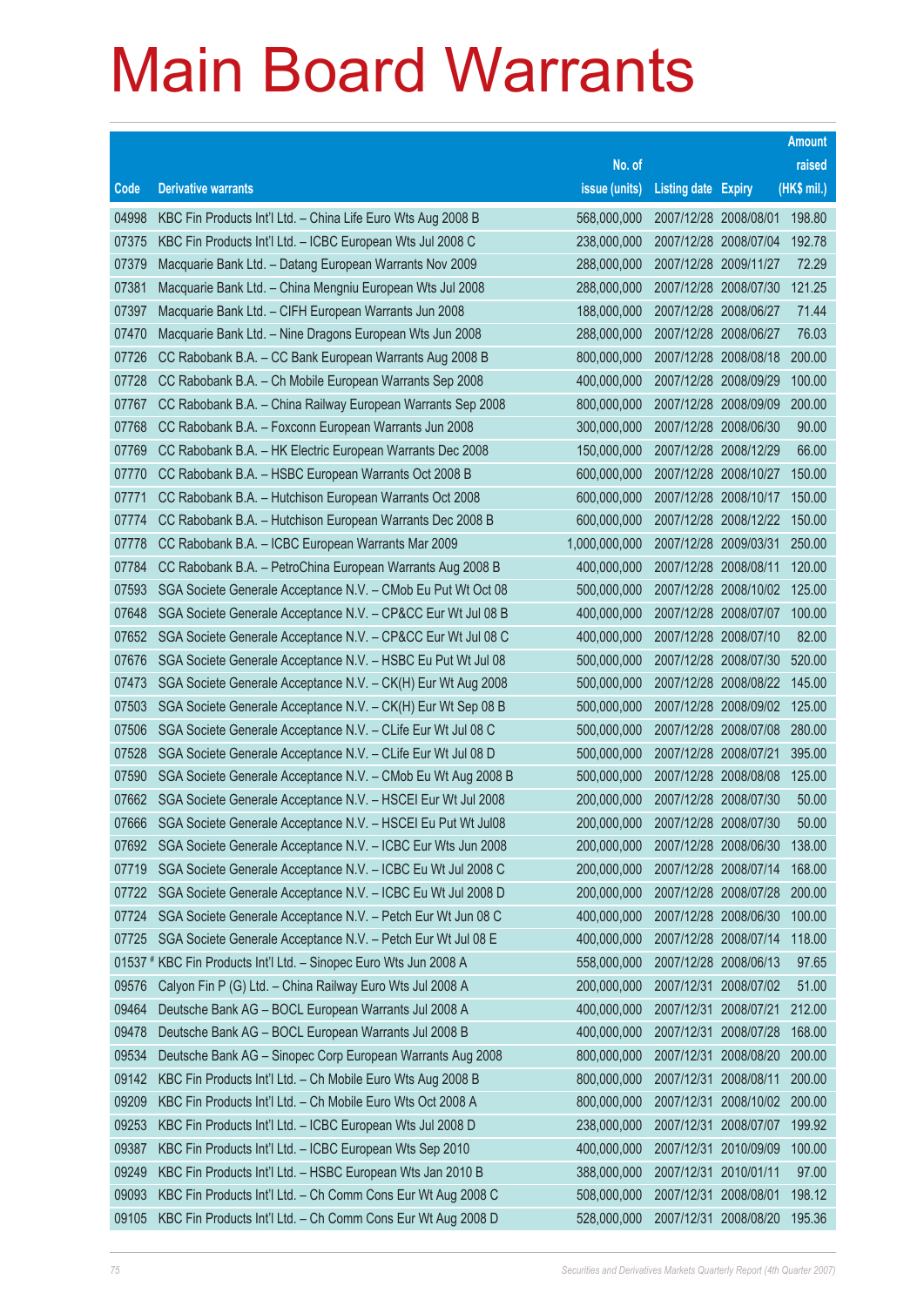# Main Board Warrants

| Code | Derivative warrants | No. of issue (units) | Listing date | Expiry | Amount raised (HK$ mil.) |
|---|---|---|---|---|---|
| 04998 | KBC Fin Products Int'l Ltd. – China Life Euro Wts Aug 2008 B | 568,000,000 | 2007/12/28 | 2008/08/01 | 198.80 |
| 07375 | KBC Fin Products Int'l Ltd. – ICBC European Wts Jul 2008 C | 238,000,000 | 2007/12/28 | 2008/07/04 | 192.78 |
| 07379 | Macquarie Bank Ltd. – Datang European Warrants Nov 2009 | 288,000,000 | 2007/12/28 | 2009/11/27 | 72.29 |
| 07381 | Macquarie Bank Ltd. – China Mengniu European Wts Jul 2008 | 288,000,000 | 2007/12/28 | 2008/07/30 | 121.25 |
| 07397 | Macquarie Bank Ltd. – CIFH European Warrants Jun 2008 | 188,000,000 | 2007/12/28 | 2008/06/27 | 71.44 |
| 07470 | Macquarie Bank Ltd. – Nine Dragons European Wts Jun 2008 | 288,000,000 | 2007/12/28 | 2008/06/27 | 76.03 |
| 07726 | CC Rabobank B.A. – CC Bank European Warrants Aug 2008 B | 800,000,000 | 2007/12/28 | 2008/08/18 | 200.00 |
| 07728 | CC Rabobank B.A. – Ch Mobile European Warrants Sep 2008 | 400,000,000 | 2007/12/28 | 2008/09/29 | 100.00 |
| 07767 | CC Rabobank B.A. – China Railway European Warrants Sep 2008 | 800,000,000 | 2007/12/28 | 2008/09/09 | 200.00 |
| 07768 | CC Rabobank B.A. – Foxconn European Warrants Jun 2008 | 300,000,000 | 2007/12/28 | 2008/06/30 | 90.00 |
| 07769 | CC Rabobank B.A. – HK Electric European Warrants Dec 2008 | 150,000,000 | 2007/12/28 | 2008/12/29 | 66.00 |
| 07770 | CC Rabobank B.A. – HSBC European Warrants Oct 2008 B | 600,000,000 | 2007/12/28 | 2008/10/27 | 150.00 |
| 07771 | CC Rabobank B.A. – Hutchison European Warrants Oct 2008 | 600,000,000 | 2007/12/28 | 2008/10/17 | 150.00 |
| 07774 | CC Rabobank B.A. – Hutchison European Warrants Dec 2008 B | 600,000,000 | 2007/12/28 | 2008/12/22 | 150.00 |
| 07778 | CC Rabobank B.A. – ICBC European Warrants Mar 2009 | 1,000,000,000 | 2007/12/28 | 2009/03/31 | 250.00 |
| 07784 | CC Rabobank B.A. – PetroChina European Warrants Aug 2008 B | 400,000,000 | 2007/12/28 | 2008/08/11 | 120.00 |
| 07593 | SGA Societe Generale Acceptance N.V. – CMob Eu Put Wt Oct 08 | 500,000,000 | 2007/12/28 | 2008/10/02 | 125.00 |
| 07648 | SGA Societe Generale Acceptance N.V. – CP&CC Eur Wt Jul 08 B | 400,000,000 | 2007/12/28 | 2008/07/07 | 100.00 |
| 07652 | SGA Societe Generale Acceptance N.V. – CP&CC Eur Wt Jul 08 C | 400,000,000 | 2007/12/28 | 2008/07/10 | 82.00 |
| 07676 | SGA Societe Generale Acceptance N.V. – HSBC Eu Put Wt Jul 08 | 500,000,000 | 2007/12/28 | 2008/07/30 | 520.00 |
| 07473 | SGA Societe Generale Acceptance N.V. – CK(H) Eur Wt Aug 2008 | 500,000,000 | 2007/12/28 | 2008/08/22 | 145.00 |
| 07503 | SGA Societe Generale Acceptance N.V. – CK(H) Eur Wt Sep 08 B | 500,000,000 | 2007/12/28 | 2008/09/02 | 125.00 |
| 07506 | SGA Societe Generale Acceptance N.V. – CLife Eur Wt Jul 08 C | 500,000,000 | 2007/12/28 | 2008/07/08 | 280.00 |
| 07528 | SGA Societe Generale Acceptance N.V. – CLife Eur Wt Jul 08 D | 500,000,000 | 2007/12/28 | 2008/07/21 | 395.00 |
| 07590 | SGA Societe Generale Acceptance N.V. – CMob Eu Wt Aug 2008 B | 500,000,000 | 2007/12/28 | 2008/08/08 | 125.00 |
| 07662 | SGA Societe Generale Acceptance N.V. – HSCEI Eur Wt Jul 2008 | 200,000,000 | 2007/12/28 | 2008/07/30 | 50.00 |
| 07666 | SGA Societe Generale Acceptance N.V. – HSCEI Eu Put Wt Jul08 | 200,000,000 | 2007/12/28 | 2008/07/30 | 50.00 |
| 07692 | SGA Societe Generale Acceptance N.V. – ICBC Eur Wts Jun 2008 | 200,000,000 | 2007/12/28 | 2008/06/30 | 138.00 |
| 07719 | SGA Societe Generale Acceptance N.V. – ICBC Eu Wt Jul 2008 C | 200,000,000 | 2007/12/28 | 2008/07/14 | 168.00 |
| 07722 | SGA Societe Generale Acceptance N.V. – ICBC Eu Wt Jul 2008 D | 200,000,000 | 2007/12/28 | 2008/07/28 | 200.00 |
| 07724 | SGA Societe Generale Acceptance N.V. – Petch Eur Wt Jun 08 C | 400,000,000 | 2007/12/28 | 2008/06/30 | 100.00 |
| 07725 | SGA Societe Generale Acceptance N.V. – Petch Eur Wt Jul 08 E | 400,000,000 | 2007/12/28 | 2008/07/14 | 118.00 |
| 01537 # | KBC Fin Products Int'l Ltd. – Sinopec Euro Wts Jun 2008 A | 558,000,000 | 2007/12/28 | 2008/06/13 | 97.65 |
| 09576 | Calyon Fin P (G) Ltd. – China Railway Euro Wts Jul 2008 A | 200,000,000 | 2007/12/31 | 2008/07/02 | 51.00 |
| 09464 | Deutsche Bank AG – BOCL European Warrants Jul 2008 A | 400,000,000 | 2007/12/31 | 2008/07/21 | 212.00 |
| 09478 | Deutsche Bank AG – BOCL European Warrants Jul 2008 B | 400,000,000 | 2007/12/31 | 2008/07/28 | 168.00 |
| 09534 | Deutsche Bank AG – Sinopec Corp European Warrants Aug 2008 | 800,000,000 | 2007/12/31 | 2008/08/20 | 200.00 |
| 09142 | KBC Fin Products Int'l Ltd. – Ch Mobile Euro Wts Aug 2008 B | 800,000,000 | 2007/12/31 | 2008/08/11 | 200.00 |
| 09209 | KBC Fin Products Int'l Ltd. – Ch Mobile Euro Wts Oct 2008 A | 800,000,000 | 2007/12/31 | 2008/10/02 | 200.00 |
| 09253 | KBC Fin Products Int'l Ltd. – ICBC European Wts Jul 2008 D | 238,000,000 | 2007/12/31 | 2008/07/07 | 199.92 |
| 09387 | KBC Fin Products Int'l Ltd. – ICBC European Wts Sep 2010 | 400,000,000 | 2007/12/31 | 2010/09/09 | 100.00 |
| 09249 | KBC Fin Products Int'l Ltd. – HSBC European Wts Jan 2010 B | 388,000,000 | 2007/12/31 | 2010/01/11 | 97.00 |
| 09093 | KBC Fin Products Int'l Ltd. – Ch Comm Cons Eur Wt Aug 2008 C | 508,000,000 | 2007/12/31 | 2008/08/01 | 198.12 |
| 09105 | KBC Fin Products Int'l Ltd. – Ch Comm Cons Eur Wt Aug 2008 D | 528,000,000 | 2007/12/31 | 2008/08/20 | 195.36 |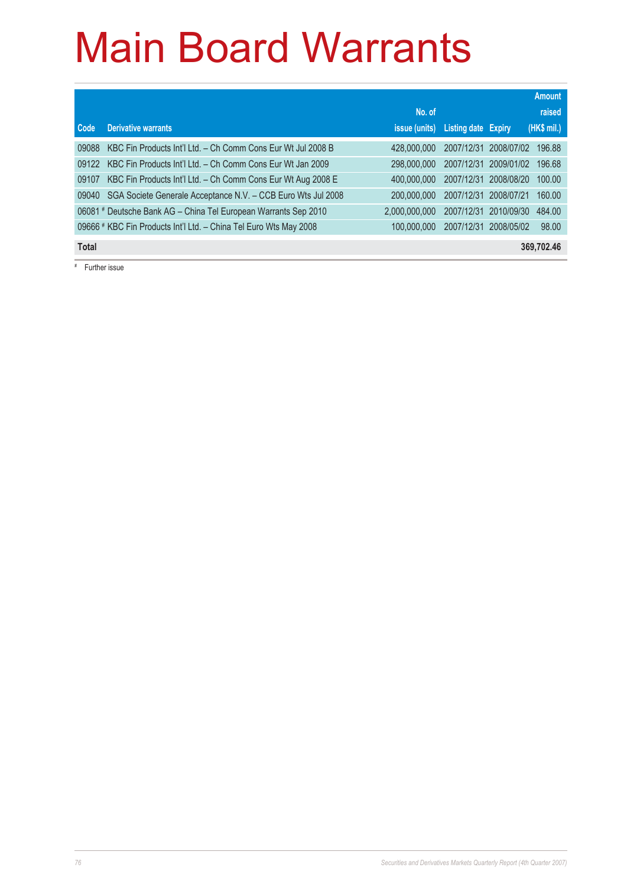# Main Board Warrants

| Code | Derivative warrants | No. of issue (units) | Listing date | Expiry | Amount raised (HK$ mil.) |
|---|---|---|---|---|---|
| 09088 | KBC Fin Products Int'l Ltd. – Ch Comm Cons Eur Wt Jul 2008 B | 428,000,000 | 2007/12/31 | 2008/07/02 | 196.88 |
| 09122 | KBC Fin Products Int'l Ltd. – Ch Comm Cons Eur Wt Jan 2009 | 298,000,000 | 2007/12/31 | 2009/01/02 | 196.68 |
| 09107 | KBC Fin Products Int'l Ltd. – Ch Comm Cons Eur Wt Aug 2008 E | 400,000,000 | 2007/12/31 | 2008/08/20 | 100.00 |
| 09040 | SGA Societe Generale Acceptance N.V. – CCB Euro Wts Jul 2008 | 200,000,000 | 2007/12/31 | 2008/07/21 | 160.00 |
| 06081 # | Deutsche Bank AG – China Tel European Warrants Sep 2010 | 2,000,000,000 | 2007/12/31 | 2010/09/30 | 484.00 |
| 09666 # | KBC Fin Products Int'l Ltd. – China Tel Euro Wts May 2008 | 100,000,000 | 2007/12/31 | 2008/05/02 | 98.00 |
| **Total** | | | | | **369,702.46** |

# Further issue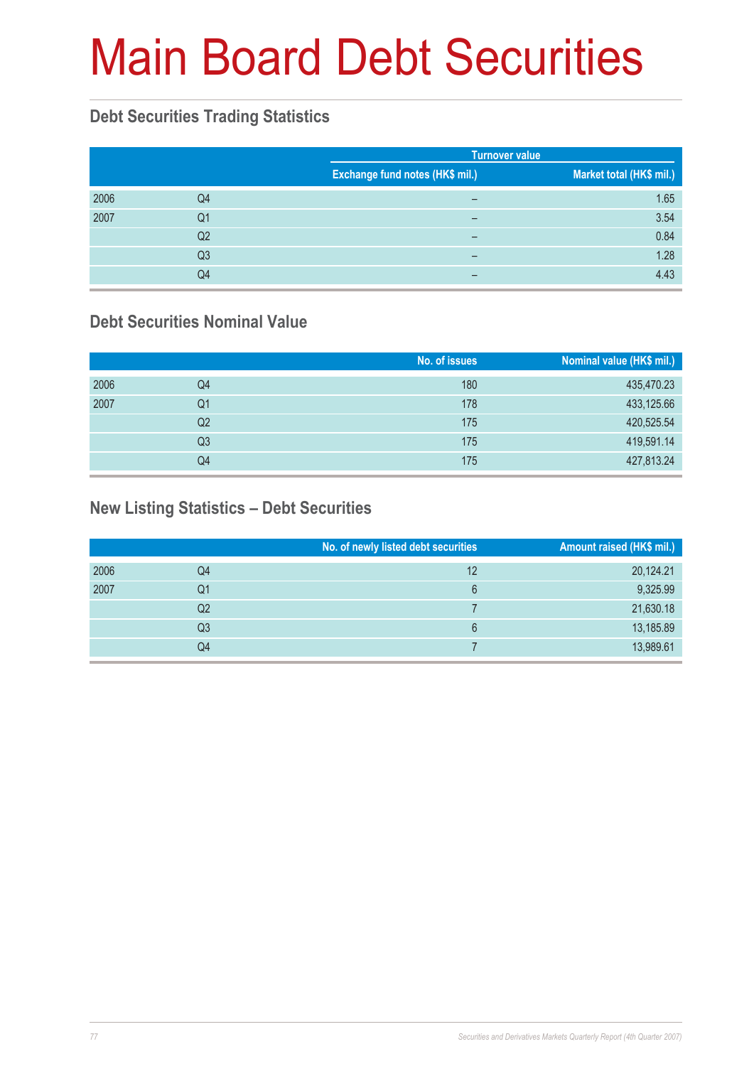# Main Board Debt Securities

## Debt Securities Trading Statistics

| | | Turnover value | |
|---|---|---|---|
| | | Exchange fund notes (HK$ mil.) | Market total (HK$ mil.) |
| 2006 | Q4 | – | 1.65 |
| 2007 | Q1 | – | 3.54 |
| | Q2 | – | 0.84 |
| | Q3 | – | 1.28 |
| | Q4 | – | 4.43 |

## Debt Securities Nominal Value

| | | No. of issues | Nominal value (HK$ mil.) |
|---|---|---|---|
| 2006 | Q4 | 180 | 435,470.23 |
| 2007 | Q1 | 178 | 433,125.66 |
| | Q2 | 175 | 420,525.54 |
| | Q3 | 175 | 419,591.14 |
| | Q4 | 175 | 427,813.24 |

## New Listing Statistics – Debt Securities

| | | No. of newly listed debt securities | Amount raised (HK$ mil.) |
|---|---|---|---|
| 2006 | Q4 | 12 | 20,124.21 |
| 2007 | Q1 | 6 | 9,325.99 |
| | Q2 | 7 | 21,630.18 |
| | Q3 | 6 | 13,185.89 |
| | Q4 | 7 | 13,989.61 |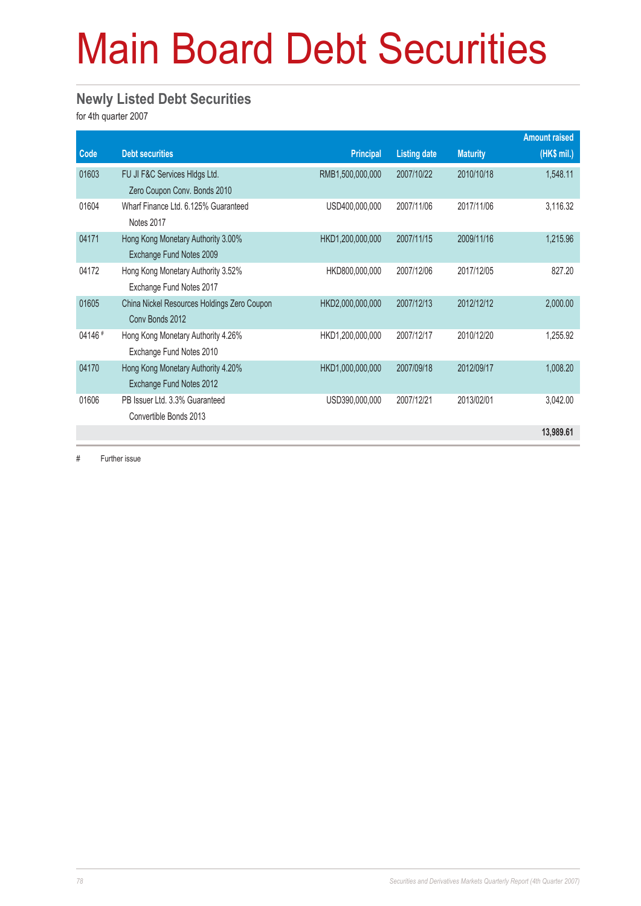# Main Board Debt Securities

## Newly Listed Debt Securities

for 4th quarter 2007

| Code | Debt securities | Principal | Listing date | Maturity | Amount raised (HK$ mil.) |
|---|---|---|---|---|---|
| 01603 | FU JI F&C Services Hldgs Ltd. Zero Coupon Conv. Bonds 2010 | RMB1,500,000,000 | 2007/10/22 | 2010/10/18 | 1,548.11 |
| 01604 | Wharf Finance Ltd. 6.125% Guaranteed Notes 2017 | USD400,000,000 | 2007/11/06 | 2017/11/06 | 3,116.32 |
| 04171 | Hong Kong Monetary Authority 3.00% Exchange Fund Notes 2009 | HKD1,200,000,000 | 2007/11/15 | 2009/11/16 | 1,215.96 |
| 04172 | Hong Kong Monetary Authority 3.52% Exchange Fund Notes 2017 | HKD800,000,000 | 2007/12/06 | 2017/12/05 | 827.20 |
| 01605 | China Nickel Resources Holdings Zero Coupon Conv Bonds 2012 | HKD2,000,000,000 | 2007/12/13 | 2012/12/12 | 2,000.00 |
| 04146 # | Hong Kong Monetary Authority 4.26% Exchange Fund Notes 2010 | HKD1,200,000,000 | 2007/12/17 | 2010/12/20 | 1,255.92 |
| 04170 | Hong Kong Monetary Authority 4.20% Exchange Fund Notes 2012 | HKD1,000,000,000 | 2007/09/18 | 2012/09/17 | 1,008.20 |
| 01606 | PB Issuer Ltd. 3.3% Guaranteed Convertible Bonds 2013 | USD390,000,000 | 2007/12/21 | 2013/02/01 | 3,042.00 |
| | | | | | **13,989.61** |

# Further issue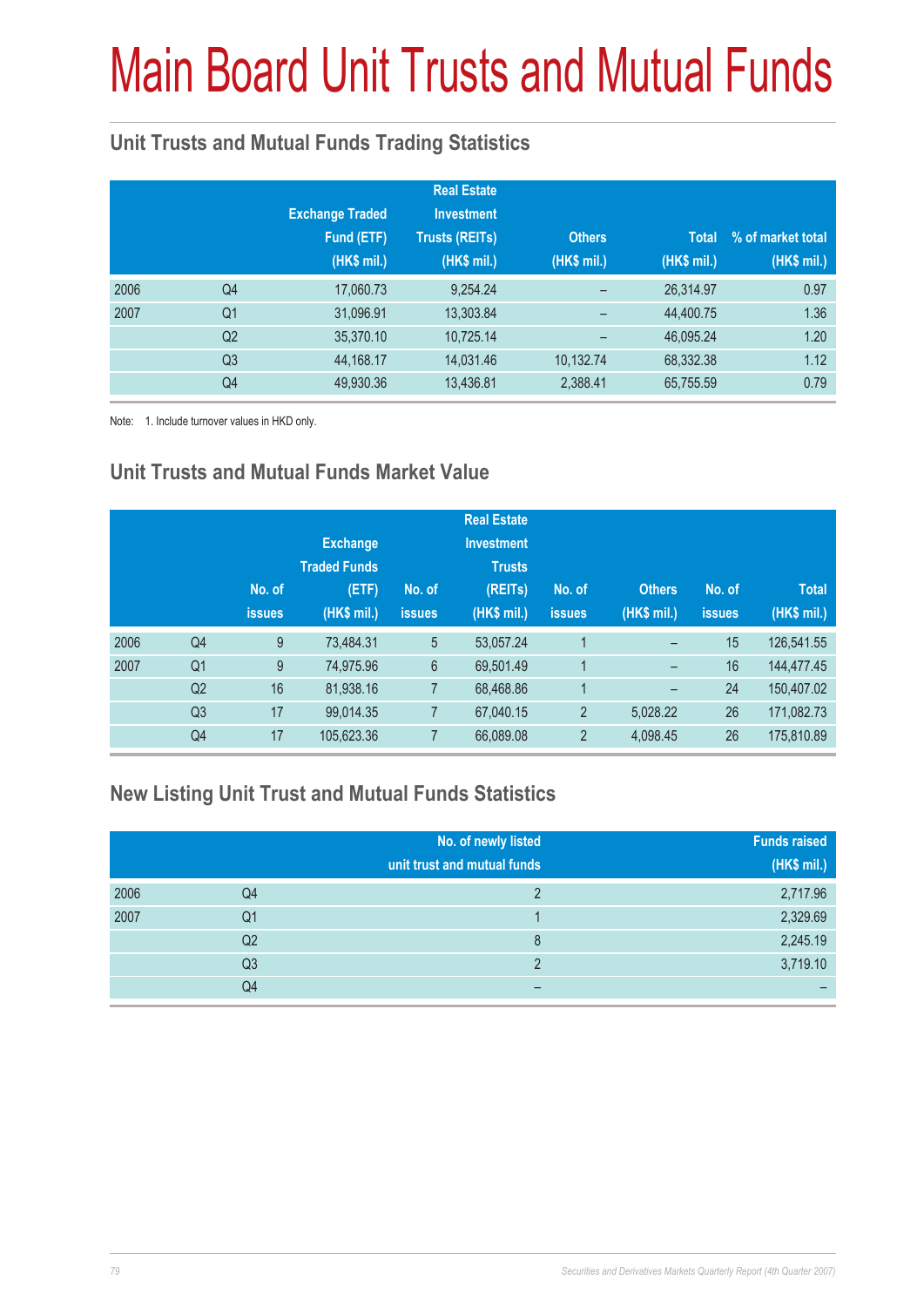# Main Board Unit Trusts and Mutual Funds

## Unit Trusts and Mutual Funds Trading Statistics

| | | Exchange Traded Fund (ETF) (HK$ mil.) | Real Estate Investment Trusts (REITs) (HK$ mil.) | Others (HK$ mil.) | Total (HK$ mil.) | % of market total (HK$ mil.) |
|---|---|---|---|---|---|---|
| 2006 | Q4 | 17,060.73 | 9,254.24 | – | 26,314.97 | 0.97 |
| 2007 | Q1 | 31,096.91 | 13,303.84 | – | 44,400.75 | 1.36 |
| | Q2 | 35,370.10 | 10,725.14 | – | 46,095.24 | 1.20 |
| | Q3 | 44,168.17 | 14,031.46 | 10,132.74 | 68,332.38 | 1.12 |
| | Q4 | 49,930.36 | 13,436.81 | 2,388.41 | 65,755.59 | 0.79 |

Note: 1. Include turnover values in HKD only.

## Unit Trusts and Mutual Funds Market Value

| | | No. of issues | Exchange Traded Funds (ETF) (HK$ mil.) | No. of issues | Real Estate Investment Trusts (REITs) (HK$ mil.) | No. of issues | Others (HK$ mil.) | No. of issues | Total (HK$ mil.) |
|---|---|---|---|---|---|---|---|---|---|
| 2006 | Q4 | 9 | 73,484.31 | 5 | 53,057.24 | 1 | – | 15 | 126,541.55 |
| 2007 | Q1 | 9 | 74,975.96 | 6 | 69,501.49 | 1 | – | 16 | 144,477.45 |
| | Q2 | 16 | 81,938.16 | 7 | 68,468.86 | 1 | – | 24 | 150,407.02 |
| | Q3 | 17 | 99,014.35 | 7 | 67,040.15 | 2 | 5,028.22 | 26 | 171,082.73 |
| | Q4 | 17 | 105,623.36 | 7 | 66,089.08 | 2 | 4,098.45 | 26 | 175,810.89 |

## New Listing Unit Trust and Mutual Funds Statistics

| | | No. of newly listed unit trust and mutual funds | Funds raised (HK$ mil.) |
|---|---|---|---|
| 2006 | Q4 | 2 | 2,717.96 |
| 2007 | Q1 | 1 | 2,329.69 |
| | Q2 | 8 | 2,245.19 |
| | Q3 | 2 | 3,719.10 |
| | Q4 | – | – |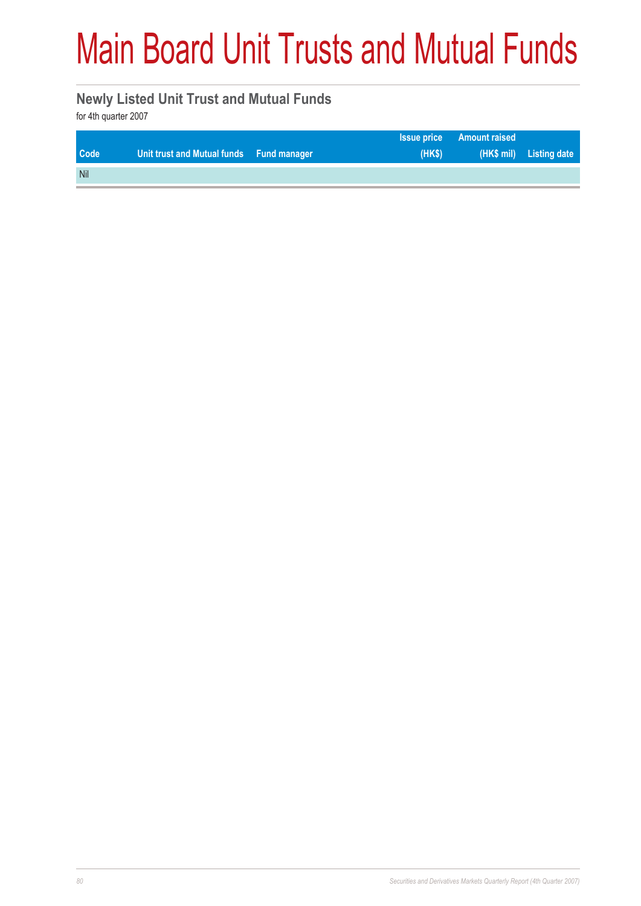# Main Board Unit Trusts and Mutual Funds

## Newly Listed Unit Trust and Mutual Funds

for 4th quarter 2007

| Code | Unit trust and Mutual funds | Fund manager | Issue price (HK$) | Amount raised (HK$ mil) | Listing date |
|---|---|---|---|---|---|
| Nil | | | | | |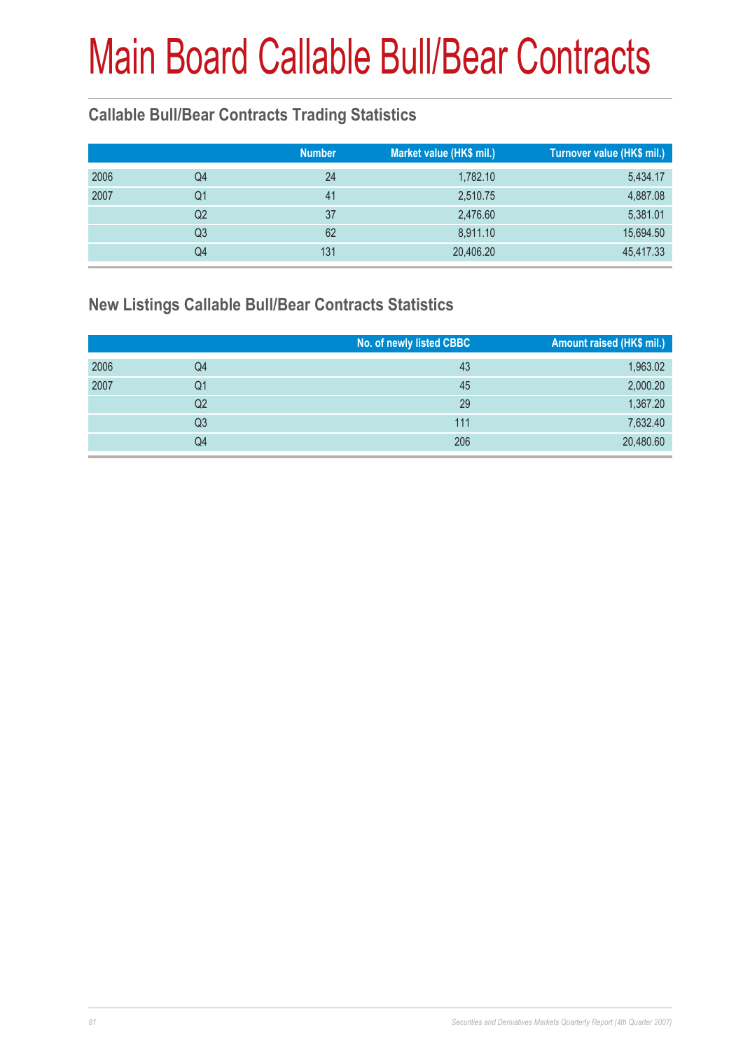# Main Board Callable Bull/Bear Contracts

## Callable Bull/Bear Contracts Trading Statistics

| | | Number | Market value (HK$ mil.) | Turnover value (HK$ mil.) |
|---|---|---|---|---|
| 2006 | Q4 | 24 | 1,782.10 | 5,434.17 |
| 2007 | Q1 | 41 | 2,510.75 | 4,887.08 |
| | Q2 | 37 | 2,476.60 | 5,381.01 |
| | Q3 | 62 | 8,911.10 | 15,694.50 |
| | Q4 | 131 | 20,406.20 | 45,417.33 |

## New Listings Callable Bull/Bear Contracts Statistics

| | | No. of newly listed CBBC | Amount raised (HK$ mil.) |
|---|---|---|---|
| 2006 | Q4 | 43 | 1,963.02 |
| 2007 | Q1 | 45 | 2,000.20 |
| | Q2 | 29 | 1,367.20 |
| | Q3 | 111 | 7,632.40 |
| | Q4 | 206 | 20,480.60 |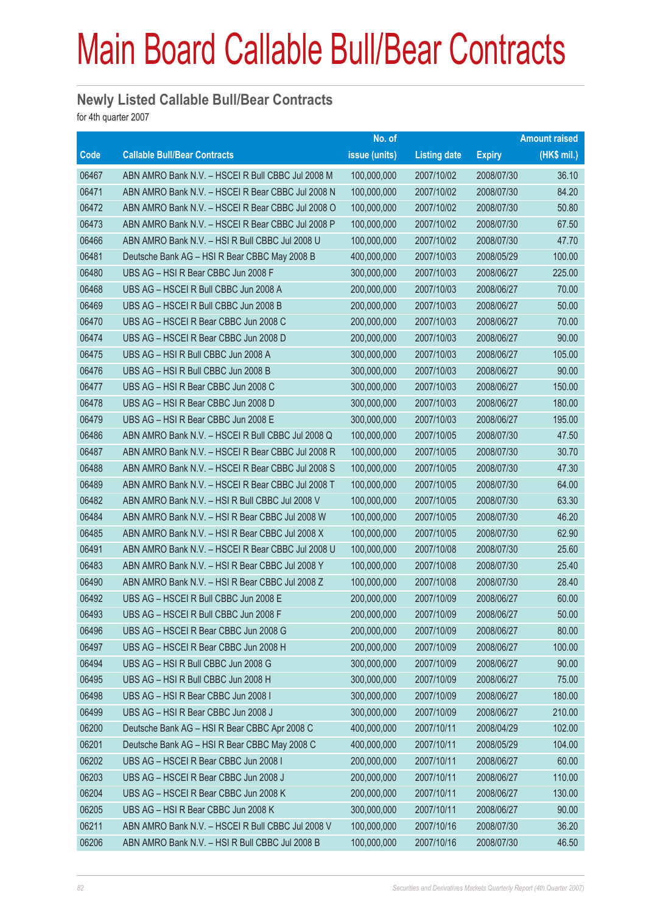# Main Board Callable Bull/Bear Contracts

## Newly Listed Callable Bull/Bear Contracts

for 4th quarter 2007

| Code | Callable Bull/Bear Contracts | No. of issue (units) | Listing date | Expiry | Amount raised (HK$ mil.) |
|---|---|---|---|---|---|
| 06467 | ABN AMRO Bank N.V. – HSCEI R Bull CBBC Jul 2008 M | 100,000,000 | 2007/10/02 | 2008/07/30 | 36.10 |
| 06471 | ABN AMRO Bank N.V. – HSCEI R Bear CBBC Jul 2008 N | 100,000,000 | 2007/10/02 | 2008/07/30 | 84.20 |
| 06472 | ABN AMRO Bank N.V. – HSCEI R Bear CBBC Jul 2008 O | 100,000,000 | 2007/10/02 | 2008/07/30 | 50.80 |
| 06473 | ABN AMRO Bank N.V. – HSCEI R Bear CBBC Jul 2008 P | 100,000,000 | 2007/10/02 | 2008/07/30 | 67.50 |
| 06466 | ABN AMRO Bank N.V. – HSI R Bull CBBC Jul 2008 U | 100,000,000 | 2007/10/02 | 2008/07/30 | 47.70 |
| 06481 | Deutsche Bank AG – HSI R Bear CBBC May 2008 B | 400,000,000 | 2007/10/03 | 2008/05/29 | 100.00 |
| 06480 | UBS AG – HSI R Bear CBBC Jun 2008 F | 300,000,000 | 2007/10/03 | 2008/06/27 | 225.00 |
| 06468 | UBS AG – HSCEI R Bull CBBC Jun 2008 A | 200,000,000 | 2007/10/03 | 2008/06/27 | 70.00 |
| 06469 | UBS AG – HSCEI R Bull CBBC Jun 2008 B | 200,000,000 | 2007/10/03 | 2008/06/27 | 50.00 |
| 06470 | UBS AG – HSCEI R Bear CBBC Jun 2008 C | 200,000,000 | 2007/10/03 | 2008/06/27 | 70.00 |
| 06474 | UBS AG – HSCEI R Bear CBBC Jun 2008 D | 200,000,000 | 2007/10/03 | 2008/06/27 | 90.00 |
| 06475 | UBS AG – HSI R Bull CBBC Jun 2008 A | 300,000,000 | 2007/10/03 | 2008/06/27 | 105.00 |
| 06476 | UBS AG – HSI R Bull CBBC Jun 2008 B | 300,000,000 | 2007/10/03 | 2008/06/27 | 90.00 |
| 06477 | UBS AG – HSI R Bear CBBC Jun 2008 C | 300,000,000 | 2007/10/03 | 2008/06/27 | 150.00 |
| 06478 | UBS AG – HSI R Bear CBBC Jun 2008 D | 300,000,000 | 2007/10/03 | 2008/06/27 | 180.00 |
| 06479 | UBS AG – HSI R Bear CBBC Jun 2008 E | 300,000,000 | 2007/10/03 | 2008/06/27 | 195.00 |
| 06486 | ABN AMRO Bank N.V. – HSCEI R Bull CBBC Jul 2008 Q | 100,000,000 | 2007/10/05 | 2008/07/30 | 47.50 |
| 06487 | ABN AMRO Bank N.V. – HSCEI R Bear CBBC Jul 2008 R | 100,000,000 | 2007/10/05 | 2008/07/30 | 30.70 |
| 06488 | ABN AMRO Bank N.V. – HSCEI R Bear CBBC Jul 2008 S | 100,000,000 | 2007/10/05 | 2008/07/30 | 47.30 |
| 06489 | ABN AMRO Bank N.V. – HSCEI R Bear CBBC Jul 2008 T | 100,000,000 | 2007/10/05 | 2008/07/30 | 64.00 |
| 06482 | ABN AMRO Bank N.V. – HSI R Bull CBBC Jul 2008 V | 100,000,000 | 2007/10/05 | 2008/07/30 | 63.30 |
| 06484 | ABN AMRO Bank N.V. – HSI R Bear CBBC Jul 2008 W | 100,000,000 | 2007/10/05 | 2008/07/30 | 46.20 |
| 06485 | ABN AMRO Bank N.V. – HSI R Bear CBBC Jul 2008 X | 100,000,000 | 2007/10/05 | 2008/07/30 | 62.90 |
| 06491 | ABN AMRO Bank N.V. – HSCEI R Bear CBBC Jul 2008 U | 100,000,000 | 2007/10/08 | 2008/07/30 | 25.60 |
| 06483 | ABN AMRO Bank N.V. – HSI R Bear CBBC Jul 2008 Y | 100,000,000 | 2007/10/08 | 2008/07/30 | 25.40 |
| 06490 | ABN AMRO Bank N.V. – HSI R Bear CBBC Jul 2008 Z | 100,000,000 | 2007/10/08 | 2008/07/30 | 28.40 |
| 06492 | UBS AG – HSCEI R Bull CBBC Jun 2008 E | 200,000,000 | 2007/10/09 | 2008/06/27 | 60.00 |
| 06493 | UBS AG – HSCEI R Bull CBBC Jun 2008 F | 200,000,000 | 2007/10/09 | 2008/06/27 | 50.00 |
| 06496 | UBS AG – HSCEI R Bear CBBC Jun 2008 G | 200,000,000 | 2007/10/09 | 2008/06/27 | 80.00 |
| 06497 | UBS AG – HSCEI R Bear CBBC Jun 2008 H | 200,000,000 | 2007/10/09 | 2008/06/27 | 100.00 |
| 06494 | UBS AG – HSI R Bull CBBC Jun 2008 G | 300,000,000 | 2007/10/09 | 2008/06/27 | 90.00 |
| 06495 | UBS AG – HSI R Bull CBBC Jun 2008 H | 300,000,000 | 2007/10/09 | 2008/06/27 | 75.00 |
| 06498 | UBS AG – HSI R Bear CBBC Jun 2008 I | 300,000,000 | 2007/10/09 | 2008/06/27 | 180.00 |
| 06499 | UBS AG – HSI R Bear CBBC Jun 2008 J | 300,000,000 | 2007/10/09 | 2008/06/27 | 210.00 |
| 06200 | Deutsche Bank AG – HSI R Bear CBBC Apr 2008 C | 400,000,000 | 2007/10/11 | 2008/04/29 | 102.00 |
| 06201 | Deutsche Bank AG – HSI R Bear CBBC May 2008 C | 400,000,000 | 2007/10/11 | 2008/05/29 | 104.00 |
| 06202 | UBS AG – HSCEI R Bear CBBC Jun 2008 I | 200,000,000 | 2007/10/11 | 2008/06/27 | 60.00 |
| 06203 | UBS AG – HSCEI R Bear CBBC Jun 2008 J | 200,000,000 | 2007/10/11 | 2008/06/27 | 110.00 |
| 06204 | UBS AG – HSCEI R Bear CBBC Jun 2008 K | 200,000,000 | 2007/10/11 | 2008/06/27 | 130.00 |
| 06205 | UBS AG – HSI R Bear CBBC Jun 2008 K | 300,000,000 | 2007/10/11 | 2008/06/27 | 90.00 |
| 06211 | ABN AMRO Bank N.V. – HSCEI R Bull CBBC Jul 2008 V | 100,000,000 | 2007/10/16 | 2008/07/30 | 36.20 |
| 06206 | ABN AMRO Bank N.V. – HSI R Bull CBBC Jul 2008 B | 100,000,000 | 2007/10/16 | 2008/07/30 | 46.50 |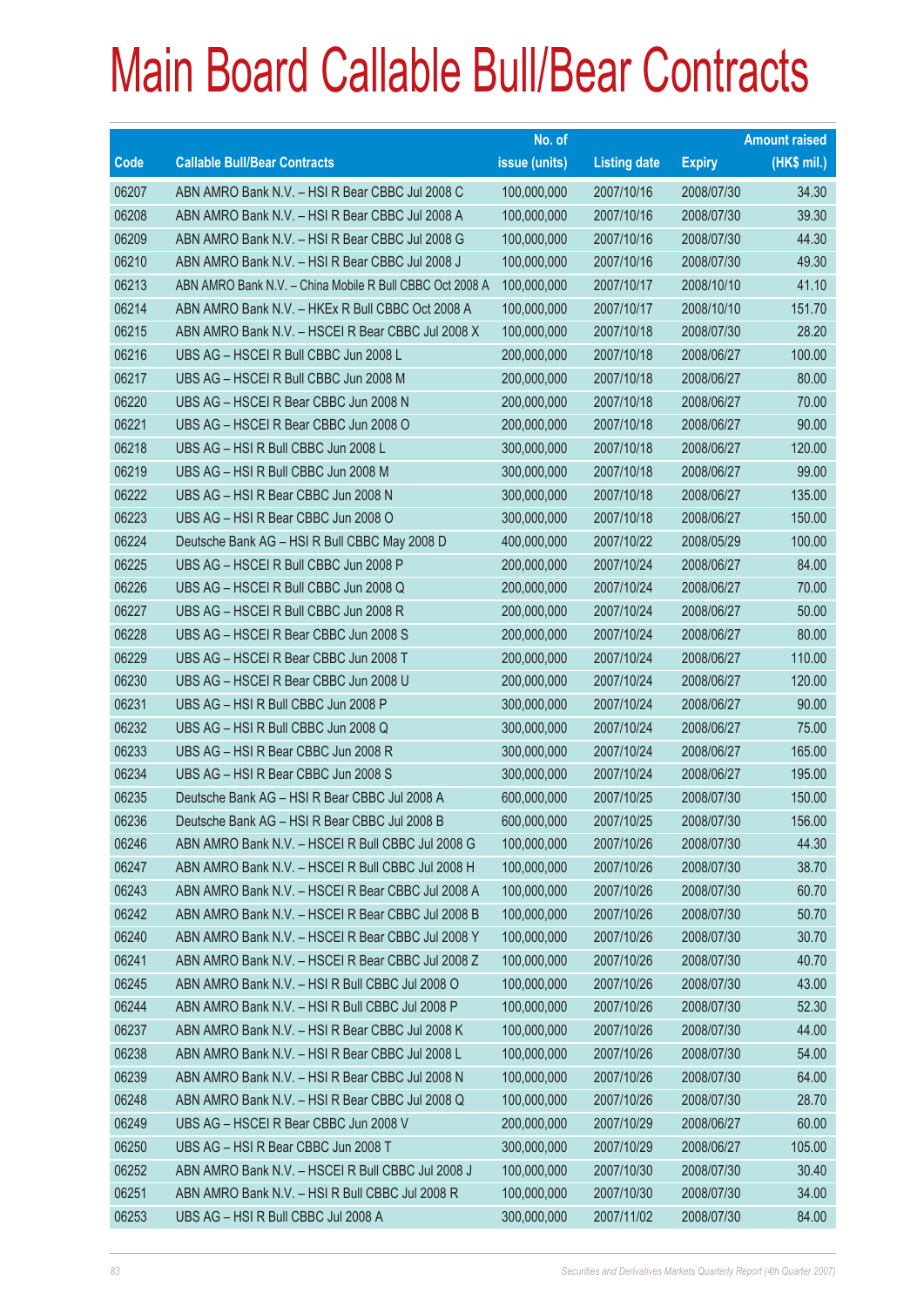# Main Board Callable Bull/Bear Contracts

| Code | Callable Bull/Bear Contracts | No. of issue (units) | Listing date | Expiry | Amount raised (HK$ mil.) |
|---|---|---|---|---|---|
| 06207 | ABN AMRO Bank N.V. – HSI R Bear CBBC Jul 2008 C | 100,000,000 | 2007/10/16 | 2008/07/30 | 34.30 |
| 06208 | ABN AMRO Bank N.V. – HSI R Bear CBBC Jul 2008 A | 100,000,000 | 2007/10/16 | 2008/07/30 | 39.30 |
| 06209 | ABN AMRO Bank N.V. – HSI R Bear CBBC Jul 2008 G | 100,000,000 | 2007/10/16 | 2008/07/30 | 44.30 |
| 06210 | ABN AMRO Bank N.V. – HSI R Bear CBBC Jul 2008 J | 100,000,000 | 2007/10/16 | 2008/07/30 | 49.30 |
| 06213 | ABN AMRO Bank N.V. – China Mobile R Bull CBBC Oct 2008 A | 100,000,000 | 2007/10/17 | 2008/10/10 | 41.10 |
| 06214 | ABN AMRO Bank N.V. – HKEx R Bull CBBC Oct 2008 A | 100,000,000 | 2007/10/17 | 2008/10/10 | 151.70 |
| 06215 | ABN AMRO Bank N.V. – HSCEI R Bear CBBC Jul 2008 X | 100,000,000 | 2007/10/18 | 2008/07/30 | 28.20 |
| 06216 | UBS AG – HSCEI R Bull CBBC Jun 2008 L | 200,000,000 | 2007/10/18 | 2008/06/27 | 100.00 |
| 06217 | UBS AG – HSCEI R Bull CBBC Jun 2008 M | 200,000,000 | 2007/10/18 | 2008/06/27 | 80.00 |
| 06220 | UBS AG – HSCEI R Bear CBBC Jun 2008 N | 200,000,000 | 2007/10/18 | 2008/06/27 | 70.00 |
| 06221 | UBS AG – HSCEI R Bear CBBC Jun 2008 O | 200,000,000 | 2007/10/18 | 2008/06/27 | 90.00 |
| 06218 | UBS AG – HSI R Bull CBBC Jun 2008 L | 300,000,000 | 2007/10/18 | 2008/06/27 | 120.00 |
| 06219 | UBS AG – HSI R Bull CBBC Jun 2008 M | 300,000,000 | 2007/10/18 | 2008/06/27 | 99.00 |
| 06222 | UBS AG – HSI R Bear CBBC Jun 2008 N | 300,000,000 | 2007/10/18 | 2008/06/27 | 135.00 |
| 06223 | UBS AG – HSI R Bear CBBC Jun 2008 O | 300,000,000 | 2007/10/18 | 2008/06/27 | 150.00 |
| 06224 | Deutsche Bank AG – HSI R Bull CBBC May 2008 D | 400,000,000 | 2007/10/22 | 2008/05/29 | 100.00 |
| 06225 | UBS AG – HSCEI R Bull CBBC Jun 2008 P | 200,000,000 | 2007/10/24 | 2008/06/27 | 84.00 |
| 06226 | UBS AG – HSCEI R Bull CBBC Jun 2008 Q | 200,000,000 | 2007/10/24 | 2008/06/27 | 70.00 |
| 06227 | UBS AG – HSCEI R Bull CBBC Jun 2008 R | 200,000,000 | 2007/10/24 | 2008/06/27 | 50.00 |
| 06228 | UBS AG – HSCEI R Bear CBBC Jun 2008 S | 200,000,000 | 2007/10/24 | 2008/06/27 | 80.00 |
| 06229 | UBS AG – HSCEI R Bear CBBC Jun 2008 T | 200,000,000 | 2007/10/24 | 2008/06/27 | 110.00 |
| 06230 | UBS AG – HSCEI R Bear CBBC Jun 2008 U | 200,000,000 | 2007/10/24 | 2008/06/27 | 120.00 |
| 06231 | UBS AG – HSI R Bull CBBC Jun 2008 P | 300,000,000 | 2007/10/24 | 2008/06/27 | 90.00 |
| 06232 | UBS AG – HSI R Bull CBBC Jun 2008 Q | 300,000,000 | 2007/10/24 | 2008/06/27 | 75.00 |
| 06233 | UBS AG – HSI R Bear CBBC Jun 2008 R | 300,000,000 | 2007/10/24 | 2008/06/27 | 165.00 |
| 06234 | UBS AG – HSI R Bear CBBC Jun 2008 S | 300,000,000 | 2007/10/24 | 2008/06/27 | 195.00 |
| 06235 | Deutsche Bank AG – HSI R Bear CBBC Jul 2008 A | 600,000,000 | 2007/10/25 | 2008/07/30 | 150.00 |
| 06236 | Deutsche Bank AG – HSI R Bear CBBC Jul 2008 B | 600,000,000 | 2007/10/25 | 2008/07/30 | 156.00 |
| 06246 | ABN AMRO Bank N.V. – HSCEI R Bull CBBC Jul 2008 G | 100,000,000 | 2007/10/26 | 2008/07/30 | 44.30 |
| 06247 | ABN AMRO Bank N.V. – HSCEI R Bull CBBC Jul 2008 H | 100,000,000 | 2007/10/26 | 2008/07/30 | 38.70 |
| 06243 | ABN AMRO Bank N.V. – HSCEI R Bear CBBC Jul 2008 A | 100,000,000 | 2007/10/26 | 2008/07/30 | 60.70 |
| 06242 | ABN AMRO Bank N.V. – HSCEI R Bear CBBC Jul 2008 B | 100,000,000 | 2007/10/26 | 2008/07/30 | 50.70 |
| 06240 | ABN AMRO Bank N.V. – HSCEI R Bear CBBC Jul 2008 Y | 100,000,000 | 2007/10/26 | 2008/07/30 | 30.70 |
| 06241 | ABN AMRO Bank N.V. – HSCEI R Bear CBBC Jul 2008 Z | 100,000,000 | 2007/10/26 | 2008/07/30 | 40.70 |
| 06245 | ABN AMRO Bank N.V. – HSI R Bull CBBC Jul 2008 O | 100,000,000 | 2007/10/26 | 2008/07/30 | 43.00 |
| 06244 | ABN AMRO Bank N.V. – HSI R Bull CBBC Jul 2008 P | 100,000,000 | 2007/10/26 | 2008/07/30 | 52.30 |
| 06237 | ABN AMRO Bank N.V. – HSI R Bear CBBC Jul 2008 K | 100,000,000 | 2007/10/26 | 2008/07/30 | 44.00 |
| 06238 | ABN AMRO Bank N.V. – HSI R Bear CBBC Jul 2008 L | 100,000,000 | 2007/10/26 | 2008/07/30 | 54.00 |
| 06239 | ABN AMRO Bank N.V. – HSI R Bear CBBC Jul 2008 N | 100,000,000 | 2007/10/26 | 2008/07/30 | 64.00 |
| 06248 | ABN AMRO Bank N.V. – HSI R Bear CBBC Jul 2008 Q | 100,000,000 | 2007/10/26 | 2008/07/30 | 28.70 |
| 06249 | UBS AG – HSCEI R Bear CBBC Jun 2008 V | 200,000,000 | 2007/10/29 | 2008/06/27 | 60.00 |
| 06250 | UBS AG – HSI R Bear CBBC Jun 2008 T | 300,000,000 | 2007/10/29 | 2008/06/27 | 105.00 |
| 06252 | ABN AMRO Bank N.V. – HSCEI R Bull CBBC Jul 2008 J | 100,000,000 | 2007/10/30 | 2008/07/30 | 30.40 |
| 06251 | ABN AMRO Bank N.V. – HSI R Bull CBBC Jul 2008 R | 100,000,000 | 2007/10/30 | 2008/07/30 | 34.00 |
| 06253 | UBS AG – HSI R Bull CBBC Jul 2008 A | 300,000,000 | 2007/11/02 | 2008/07/30 | 84.00 |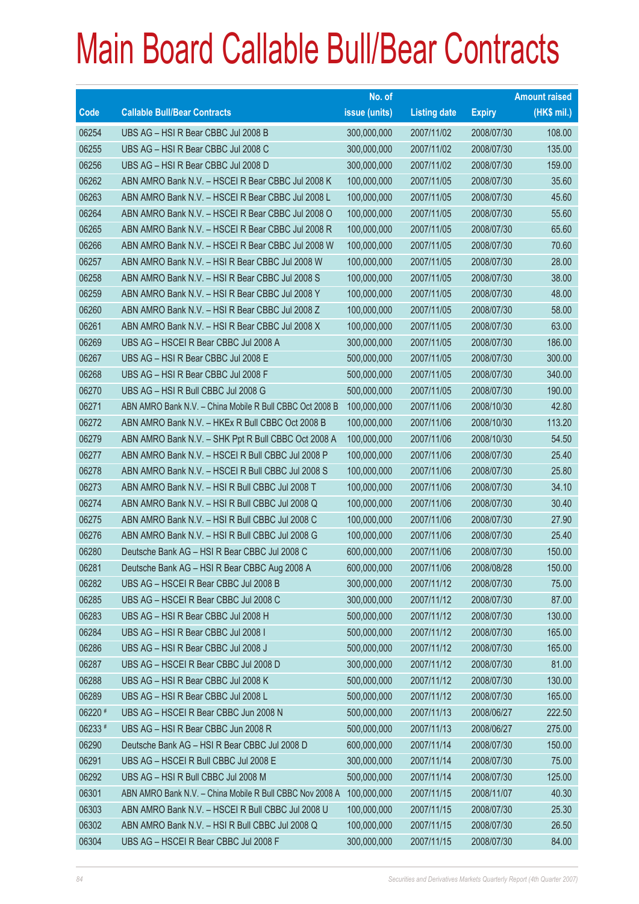# Main Board Callable Bull/Bear Contracts

| Code | Callable Bull/Bear Contracts | No. of issue (units) | Listing date | Expiry | Amount raised (HK$ mil.) |
|---|---|---|---|---|---|
| 06254 | UBS AG – HSI R Bear CBBC Jul 2008 B | 300,000,000 | 2007/11/02 | 2008/07/30 | 108.00 |
| 06255 | UBS AG – HSI R Bear CBBC Jul 2008 C | 300,000,000 | 2007/11/02 | 2008/07/30 | 135.00 |
| 06256 | UBS AG – HSI R Bear CBBC Jul 2008 D | 300,000,000 | 2007/11/02 | 2008/07/30 | 159.00 |
| 06262 | ABN AMRO Bank N.V. – HSCEI R Bear CBBC Jul 2008 K | 100,000,000 | 2007/11/05 | 2008/07/30 | 35.60 |
| 06263 | ABN AMRO Bank N.V. – HSCEI R Bear CBBC Jul 2008 L | 100,000,000 | 2007/11/05 | 2008/07/30 | 45.60 |
| 06264 | ABN AMRO Bank N.V. – HSCEI R Bear CBBC Jul 2008 O | 100,000,000 | 2007/11/05 | 2008/07/30 | 55.60 |
| 06265 | ABN AMRO Bank N.V. – HSCEI R Bear CBBC Jul 2008 R | 100,000,000 | 2007/11/05 | 2008/07/30 | 65.60 |
| 06266 | ABN AMRO Bank N.V. – HSCEI R Bear CBBC Jul 2008 W | 100,000,000 | 2007/11/05 | 2008/07/30 | 70.60 |
| 06257 | ABN AMRO Bank N.V. – HSI R Bear CBBC Jul 2008 W | 100,000,000 | 2007/11/05 | 2008/07/30 | 28.00 |
| 06258 | ABN AMRO Bank N.V. – HSI R Bear CBBC Jul 2008 S | 100,000,000 | 2007/11/05 | 2008/07/30 | 38.00 |
| 06259 | ABN AMRO Bank N.V. – HSI R Bear CBBC Jul 2008 Y | 100,000,000 | 2007/11/05 | 2008/07/30 | 48.00 |
| 06260 | ABN AMRO Bank N.V. – HSI R Bear CBBC Jul 2008 Z | 100,000,000 | 2007/11/05 | 2008/07/30 | 58.00 |
| 06261 | ABN AMRO Bank N.V. – HSI R Bear CBBC Jul 2008 X | 100,000,000 | 2007/11/05 | 2008/07/30 | 63.00 |
| 06269 | UBS AG – HSCEI R Bear CBBC Jul 2008 A | 300,000,000 | 2007/11/05 | 2008/07/30 | 186.00 |
| 06267 | UBS AG – HSI R Bear CBBC Jul 2008 E | 500,000,000 | 2007/11/05 | 2008/07/30 | 300.00 |
| 06268 | UBS AG – HSI R Bear CBBC Jul 2008 F | 500,000,000 | 2007/11/05 | 2008/07/30 | 340.00 |
| 06270 | UBS AG – HSI R Bull CBBC Jul 2008 G | 500,000,000 | 2007/11/05 | 2008/07/30 | 190.00 |
| 06271 | ABN AMRO Bank N.V. – China Mobile R Bull CBBC Oct 2008 B | 100,000,000 | 2007/11/06 | 2008/10/30 | 42.80 |
| 06272 | ABN AMRO Bank N.V. – HKEx R Bull CBBC Oct 2008 B | 100,000,000 | 2007/11/06 | 2008/10/30 | 113.20 |
| 06279 | ABN AMRO Bank N.V. – SHK Ppt R Bull CBBC Oct 2008 A | 100,000,000 | 2007/11/06 | 2008/10/30 | 54.50 |
| 06277 | ABN AMRO Bank N.V. – HSCEI R Bull CBBC Jul 2008 P | 100,000,000 | 2007/11/06 | 2008/07/30 | 25.40 |
| 06278 | ABN AMRO Bank N.V. – HSCEI R Bull CBBC Jul 2008 S | 100,000,000 | 2007/11/06 | 2008/07/30 | 25.80 |
| 06273 | ABN AMRO Bank N.V. – HSI R Bull CBBC Jul 2008 T | 100,000,000 | 2007/11/06 | 2008/07/30 | 34.10 |
| 06274 | ABN AMRO Bank N.V. – HSI R Bull CBBC Jul 2008 Q | 100,000,000 | 2007/11/06 | 2008/07/30 | 30.40 |
| 06275 | ABN AMRO Bank N.V. – HSI R Bull CBBC Jul 2008 C | 100,000,000 | 2007/11/06 | 2008/07/30 | 27.90 |
| 06276 | ABN AMRO Bank N.V. – HSI R Bull CBBC Jul 2008 G | 100,000,000 | 2007/11/06 | 2008/07/30 | 25.40 |
| 06280 | Deutsche Bank AG – HSI R Bear CBBC Jul 2008 C | 600,000,000 | 2007/11/06 | 2008/07/30 | 150.00 |
| 06281 | Deutsche Bank AG – HSI R Bear CBBC Aug 2008 A | 600,000,000 | 2007/11/06 | 2008/08/28 | 150.00 |
| 06282 | UBS AG – HSCEI R Bear CBBC Jul 2008 B | 300,000,000 | 2007/11/12 | 2008/07/30 | 75.00 |
| 06285 | UBS AG – HSCEI R Bear CBBC Jul 2008 C | 300,000,000 | 2007/11/12 | 2008/07/30 | 87.00 |
| 06283 | UBS AG – HSI R Bear CBBC Jul 2008 H | 500,000,000 | 2007/11/12 | 2008/07/30 | 130.00 |
| 06284 | UBS AG – HSI R Bear CBBC Jul 2008 I | 500,000,000 | 2007/11/12 | 2008/07/30 | 165.00 |
| 06286 | UBS AG – HSI R Bear CBBC Jul 2008 J | 500,000,000 | 2007/11/12 | 2008/07/30 | 165.00 |
| 06287 | UBS AG – HSCEI R Bear CBBC Jul 2008 D | 300,000,000 | 2007/11/12 | 2008/07/30 | 81.00 |
| 06288 | UBS AG – HSI R Bear CBBC Jul 2008 K | 500,000,000 | 2007/11/12 | 2008/07/30 | 130.00 |
| 06289 | UBS AG – HSI R Bear CBBC Jul 2008 L | 500,000,000 | 2007/11/12 | 2008/07/30 | 165.00 |
| 06220 # | UBS AG – HSCEI R Bear CBBC Jun 2008 N | 500,000,000 | 2007/11/13 | 2008/06/27 | 222.50 |
| 06233 # | UBS AG – HSI R Bear CBBC Jun 2008 R | 500,000,000 | 2007/11/13 | 2008/06/27 | 275.00 |
| 06290 | Deutsche Bank AG – HSI R Bear CBBC Jul 2008 D | 600,000,000 | 2007/11/14 | 2008/07/30 | 150.00 |
| 06291 | UBS AG – HSCEI R Bull CBBC Jul 2008 E | 300,000,000 | 2007/11/14 | 2008/07/30 | 75.00 |
| 06292 | UBS AG – HSI R Bull CBBC Jul 2008 M | 500,000,000 | 2007/11/14 | 2008/07/30 | 125.00 |
| 06301 | ABN AMRO Bank N.V. – China Mobile R Bull CBBC Nov 2008 A | 100,000,000 | 2007/11/15 | 2008/11/07 | 40.30 |
| 06303 | ABN AMRO Bank N.V. – HSCEI R Bull CBBC Jul 2008 U | 100,000,000 | 2007/11/15 | 2008/07/30 | 25.30 |
| 06302 | ABN AMRO Bank N.V. – HSI R Bull CBBC Jul 2008 Q | 100,000,000 | 2007/11/15 | 2008/07/30 | 26.50 |
| 06304 | UBS AG – HSCEI R Bear CBBC Jul 2008 F | 300,000,000 | 2007/11/15 | 2008/07/30 | 84.00 |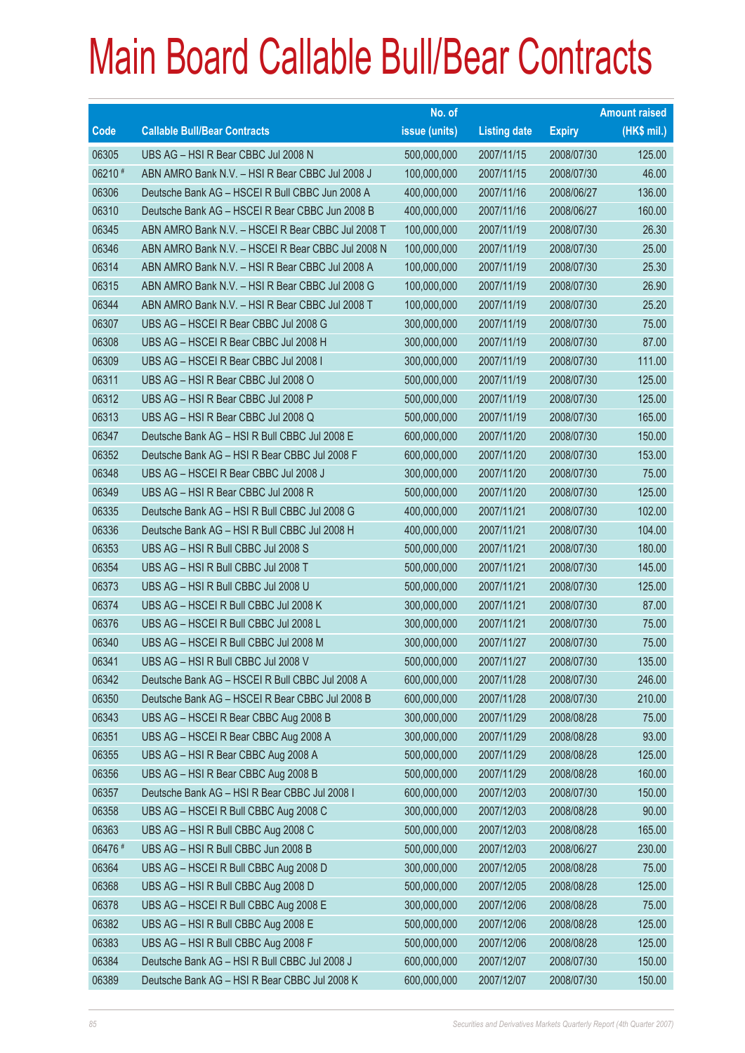# Main Board Callable Bull/Bear Contracts

| Code | Callable Bull/Bear Contracts | No. of issue (units) | Listing date | Expiry | Amount raised (HK$ mil.) |
|---|---|---|---|---|---|
| 06305 | UBS AG – HSI R Bear CBBC Jul 2008 N | 500,000,000 | 2007/11/15 | 2008/07/30 | 125.00 |
| 06210 # | ABN AMRO Bank N.V. – HSI R Bear CBBC Jul 2008 J | 100,000,000 | 2007/11/15 | 2008/07/30 | 46.00 |
| 06306 | Deutsche Bank AG – HSCEI R Bull CBBC Jun 2008 A | 400,000,000 | 2007/11/16 | 2008/06/27 | 136.00 |
| 06310 | Deutsche Bank AG – HSCEI R Bear CBBC Jun 2008 B | 400,000,000 | 2007/11/16 | 2008/06/27 | 160.00 |
| 06345 | ABN AMRO Bank N.V. – HSCEI R Bear CBBC Jul 2008 T | 100,000,000 | 2007/11/19 | 2008/07/30 | 26.30 |
| 06346 | ABN AMRO Bank N.V. – HSCEI R Bear CBBC Jul 2008 N | 100,000,000 | 2007/11/19 | 2008/07/30 | 25.00 |
| 06314 | ABN AMRO Bank N.V. – HSI R Bear CBBC Jul 2008 A | 100,000,000 | 2007/11/19 | 2008/07/30 | 25.30 |
| 06315 | ABN AMRO Bank N.V. – HSI R Bear CBBC Jul 2008 G | 100,000,000 | 2007/11/19 | 2008/07/30 | 26.90 |
| 06344 | ABN AMRO Bank N.V. – HSI R Bear CBBC Jul 2008 T | 100,000,000 | 2007/11/19 | 2008/07/30 | 25.20 |
| 06307 | UBS AG – HSCEI R Bear CBBC Jul 2008 G | 300,000,000 | 2007/11/19 | 2008/07/30 | 75.00 |
| 06308 | UBS AG – HSCEI R Bear CBBC Jul 2008 H | 300,000,000 | 2007/11/19 | 2008/07/30 | 87.00 |
| 06309 | UBS AG – HSCEI R Bear CBBC Jul 2008 I | 300,000,000 | 2007/11/19 | 2008/07/30 | 111.00 |
| 06311 | UBS AG – HSI R Bear CBBC Jul 2008 O | 500,000,000 | 2007/11/19 | 2008/07/30 | 125.00 |
| 06312 | UBS AG – HSI R Bear CBBC Jul 2008 P | 500,000,000 | 2007/11/19 | 2008/07/30 | 125.00 |
| 06313 | UBS AG – HSI R Bear CBBC Jul 2008 Q | 500,000,000 | 2007/11/19 | 2008/07/30 | 165.00 |
| 06347 | Deutsche Bank AG – HSI R Bull CBBC Jul 2008 E | 600,000,000 | 2007/11/20 | 2008/07/30 | 150.00 |
| 06352 | Deutsche Bank AG – HSI R Bear CBBC Jul 2008 F | 600,000,000 | 2007/11/20 | 2008/07/30 | 153.00 |
| 06348 | UBS AG – HSCEI R Bear CBBC Jul 2008 J | 300,000,000 | 2007/11/20 | 2008/07/30 | 75.00 |
| 06349 | UBS AG – HSI R Bear CBBC Jul 2008 R | 500,000,000 | 2007/11/20 | 2008/07/30 | 125.00 |
| 06335 | Deutsche Bank AG – HSI R Bull CBBC Jul 2008 G | 400,000,000 | 2007/11/21 | 2008/07/30 | 102.00 |
| 06336 | Deutsche Bank AG – HSI R Bull CBBC Jul 2008 H | 400,000,000 | 2007/11/21 | 2008/07/30 | 104.00 |
| 06353 | UBS AG – HSI R Bull CBBC Jul 2008 S | 500,000,000 | 2007/11/21 | 2008/07/30 | 180.00 |
| 06354 | UBS AG – HSI R Bull CBBC Jul 2008 T | 500,000,000 | 2007/11/21 | 2008/07/30 | 145.00 |
| 06373 | UBS AG – HSI R Bull CBBC Jul 2008 U | 500,000,000 | 2007/11/21 | 2008/07/30 | 125.00 |
| 06374 | UBS AG – HSCEI R Bull CBBC Jul 2008 K | 300,000,000 | 2007/11/21 | 2008/07/30 | 87.00 |
| 06376 | UBS AG – HSCEI R Bull CBBC Jul 2008 L | 300,000,000 | 2007/11/21 | 2008/07/30 | 75.00 |
| 06340 | UBS AG – HSCEI R Bull CBBC Jul 2008 M | 300,000,000 | 2007/11/27 | 2008/07/30 | 75.00 |
| 06341 | UBS AG – HSI R Bull CBBC Jul 2008 V | 500,000,000 | 2007/11/27 | 2008/07/30 | 135.00 |
| 06342 | Deutsche Bank AG – HSCEI R Bull CBBC Jul 2008 A | 600,000,000 | 2007/11/28 | 2008/07/30 | 246.00 |
| 06350 | Deutsche Bank AG – HSCEI R Bear CBBC Jul 2008 B | 600,000,000 | 2007/11/28 | 2008/07/30 | 210.00 |
| 06343 | UBS AG – HSCEI R Bear CBBC Aug 2008 B | 300,000,000 | 2007/11/29 | 2008/08/28 | 75.00 |
| 06351 | UBS AG – HSCEI R Bear CBBC Aug 2008 A | 300,000,000 | 2007/11/29 | 2008/08/28 | 93.00 |
| 06355 | UBS AG – HSI R Bear CBBC Aug 2008 A | 500,000,000 | 2007/11/29 | 2008/08/28 | 125.00 |
| 06356 | UBS AG – HSI R Bear CBBC Aug 2008 B | 500,000,000 | 2007/11/29 | 2008/08/28 | 160.00 |
| 06357 | Deutsche Bank AG – HSI R Bear CBBC Jul 2008 I | 600,000,000 | 2007/12/03 | 2008/07/30 | 150.00 |
| 06358 | UBS AG – HSCEI R Bull CBBC Aug 2008 C | 300,000,000 | 2007/12/03 | 2008/08/28 | 90.00 |
| 06363 | UBS AG – HSI R Bull CBBC Aug 2008 C | 500,000,000 | 2007/12/03 | 2008/08/28 | 165.00 |
| 06476 # | UBS AG – HSI R Bull CBBC Jun 2008 B | 500,000,000 | 2007/12/03 | 2008/06/27 | 230.00 |
| 06364 | UBS AG – HSCEI R Bull CBBC Aug 2008 D | 300,000,000 | 2007/12/05 | 2008/08/28 | 75.00 |
| 06368 | UBS AG – HSI R Bull CBBC Aug 2008 D | 500,000,000 | 2007/12/05 | 2008/08/28 | 125.00 |
| 06378 | UBS AG – HSCEI R Bull CBBC Aug 2008 E | 300,000,000 | 2007/12/06 | 2008/08/28 | 75.00 |
| 06382 | UBS AG – HSI R Bull CBBC Aug 2008 E | 500,000,000 | 2007/12/06 | 2008/08/28 | 125.00 |
| 06383 | UBS AG – HSI R Bull CBBC Aug 2008 F | 500,000,000 | 2007/12/06 | 2008/08/28 | 125.00 |
| 06384 | Deutsche Bank AG – HSI R Bull CBBC Jul 2008 J | 600,000,000 | 2007/12/07 | 2008/07/30 | 150.00 |
| 06389 | Deutsche Bank AG – HSI R Bear CBBC Jul 2008 K | 600,000,000 | 2007/12/07 | 2008/07/30 | 150.00 |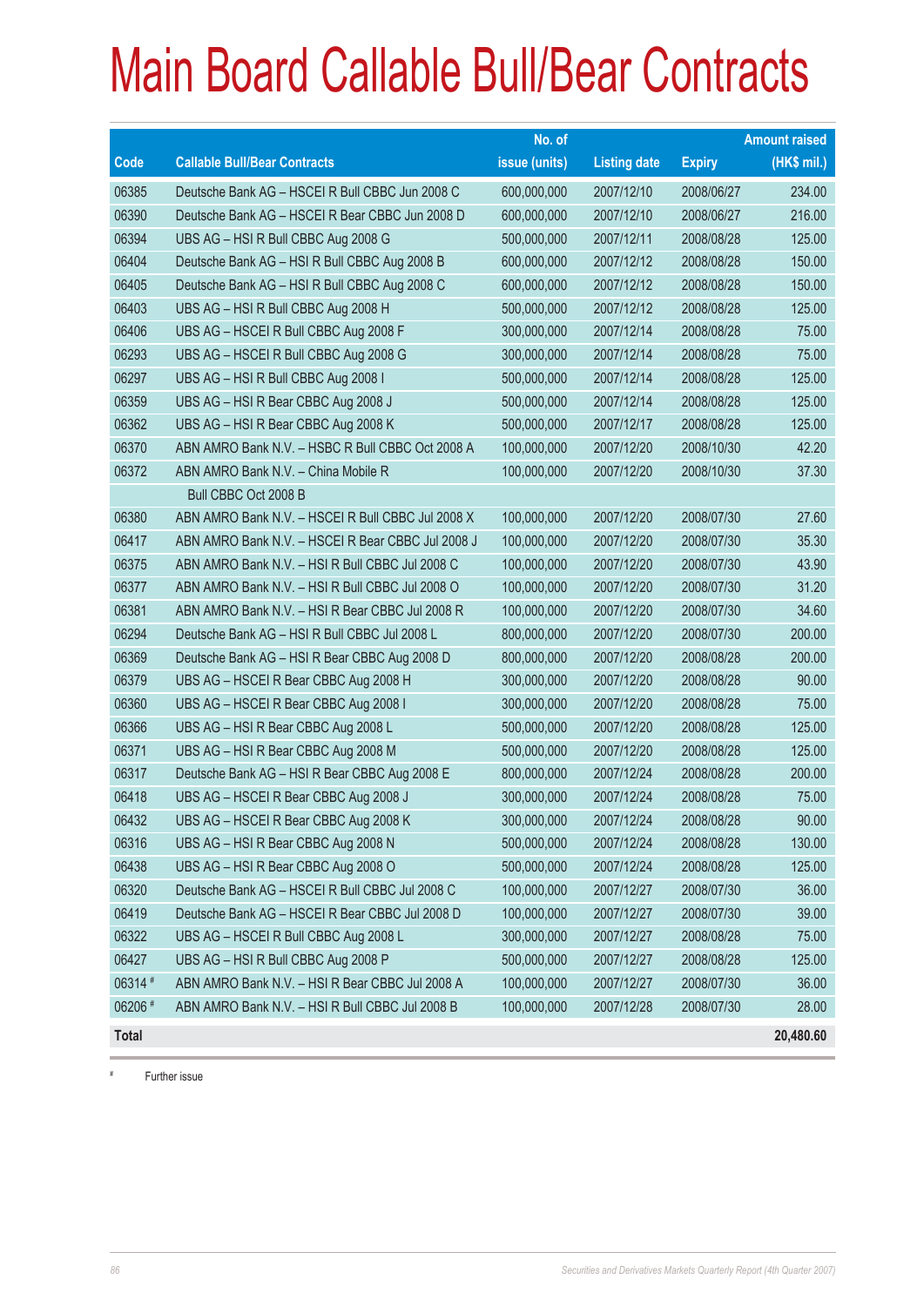# Main Board Callable Bull/Bear Contracts

| Code | Callable Bull/Bear Contracts | No. of issue (units) | Listing date | Expiry | Amount raised (HK$ mil.) |
|---|---|---|---|---|---|
| 06385 | Deutsche Bank AG – HSCEI R Bull CBBC Jun 2008 C | 600,000,000 | 2007/12/10 | 2008/06/27 | 234.00 |
| 06390 | Deutsche Bank AG – HSCEI R Bear CBBC Jun 2008 D | 600,000,000 | 2007/12/10 | 2008/06/27 | 216.00 |
| 06394 | UBS AG – HSI R Bull CBBC Aug 2008 G | 500,000,000 | 2007/12/11 | 2008/08/28 | 125.00 |
| 06404 | Deutsche Bank AG – HSI R Bull CBBC Aug 2008 B | 600,000,000 | 2007/12/12 | 2008/08/28 | 150.00 |
| 06405 | Deutsche Bank AG – HSI R Bull CBBC Aug 2008 C | 600,000,000 | 2007/12/12 | 2008/08/28 | 150.00 |
| 06403 | UBS AG – HSI R Bull CBBC Aug 2008 H | 500,000,000 | 2007/12/12 | 2008/08/28 | 125.00 |
| 06406 | UBS AG – HSCEI R Bull CBBC Aug 2008 F | 300,000,000 | 2007/12/14 | 2008/08/28 | 75.00 |
| 06293 | UBS AG – HSCEI R Bull CBBC Aug 2008 G | 300,000,000 | 2007/12/14 | 2008/08/28 | 75.00 |
| 06297 | UBS AG – HSI R Bull CBBC Aug 2008 I | 500,000,000 | 2007/12/14 | 2008/08/28 | 125.00 |
| 06359 | UBS AG – HSI R Bear CBBC Aug 2008 J | 500,000,000 | 2007/12/14 | 2008/08/28 | 125.00 |
| 06362 | UBS AG – HSI R Bear CBBC Aug 2008 K | 500,000,000 | 2007/12/17 | 2008/08/28 | 125.00 |
| 06370 | ABN AMRO Bank N.V. – HSBC R Bull CBBC Oct 2008 A | 100,000,000 | 2007/12/20 | 2008/10/30 | 42.20 |
| 06372 | ABN AMRO Bank N.V. – China Mobile R Bull CBBC Oct 2008 B | 100,000,000 | 2007/12/20 | 2008/10/30 | 37.30 |
| 06380 | ABN AMRO Bank N.V. – HSCEI R Bull CBBC Jul 2008 X | 100,000,000 | 2007/12/20 | 2008/07/30 | 27.60 |
| 06417 | ABN AMRO Bank N.V. – HSCEI R Bear CBBC Jul 2008 J | 100,000,000 | 2007/12/20 | 2008/07/30 | 35.30 |
| 06375 | ABN AMRO Bank N.V. – HSI R Bull CBBC Jul 2008 C | 100,000,000 | 2007/12/20 | 2008/07/30 | 43.90 |
| 06377 | ABN AMRO Bank N.V. – HSI R Bull CBBC Jul 2008 O | 100,000,000 | 2007/12/20 | 2008/07/30 | 31.20 |
| 06381 | ABN AMRO Bank N.V. – HSI R Bear CBBC Jul 2008 R | 100,000,000 | 2007/12/20 | 2008/07/30 | 34.60 |
| 06294 | Deutsche Bank AG – HSI R Bull CBBC Jul 2008 L | 800,000,000 | 2007/12/20 | 2008/07/30 | 200.00 |
| 06369 | Deutsche Bank AG – HSI R Bear CBBC Aug 2008 D | 800,000,000 | 2007/12/20 | 2008/08/28 | 200.00 |
| 06379 | UBS AG – HSCEI R Bear CBBC Aug 2008 H | 300,000,000 | 2007/12/20 | 2008/08/28 | 90.00 |
| 06360 | UBS AG – HSCEI R Bear CBBC Aug 2008 I | 300,000,000 | 2007/12/20 | 2008/08/28 | 75.00 |
| 06366 | UBS AG – HSI R Bear CBBC Aug 2008 L | 500,000,000 | 2007/12/20 | 2008/08/28 | 125.00 |
| 06371 | UBS AG – HSI R Bear CBBC Aug 2008 M | 500,000,000 | 2007/12/20 | 2008/08/28 | 125.00 |
| 06317 | Deutsche Bank AG – HSI R Bear CBBC Aug 2008 E | 800,000,000 | 2007/12/24 | 2008/08/28 | 200.00 |
| 06418 | UBS AG – HSCEI R Bear CBBC Aug 2008 J | 300,000,000 | 2007/12/24 | 2008/08/28 | 75.00 |
| 06432 | UBS AG – HSCEI R Bear CBBC Aug 2008 K | 300,000,000 | 2007/12/24 | 2008/08/28 | 90.00 |
| 06316 | UBS AG – HSI R Bear CBBC Aug 2008 N | 500,000,000 | 2007/12/24 | 2008/08/28 | 130.00 |
| 06438 | UBS AG – HSI R Bear CBBC Aug 2008 O | 500,000,000 | 2007/12/24 | 2008/08/28 | 125.00 |
| 06320 | Deutsche Bank AG – HSCEI R Bull CBBC Jul 2008 C | 100,000,000 | 2007/12/27 | 2008/07/30 | 36.00 |
| 06419 | Deutsche Bank AG – HSCEI R Bear CBBC Jul 2008 D | 100,000,000 | 2007/12/27 | 2008/07/30 | 39.00 |
| 06322 | UBS AG – HSCEI R Bull CBBC Aug 2008 L | 300,000,000 | 2007/12/27 | 2008/08/28 | 75.00 |
| 06427 | UBS AG – HSI R Bull CBBC Aug 2008 P | 500,000,000 | 2007/12/27 | 2008/08/28 | 125.00 |
| 06314 # | ABN AMRO Bank N.V. – HSI R Bear CBBC Jul 2008 A | 100,000,000 | 2007/12/27 | 2008/07/30 | 36.00 |
| 06206 # | ABN AMRO Bank N.V. – HSI R Bull CBBC Jul 2008 B | 100,000,000 | 2007/12/28 | 2008/07/30 | 28.00 |
| **Total** | | | | | **20,480.60** |

# Further issue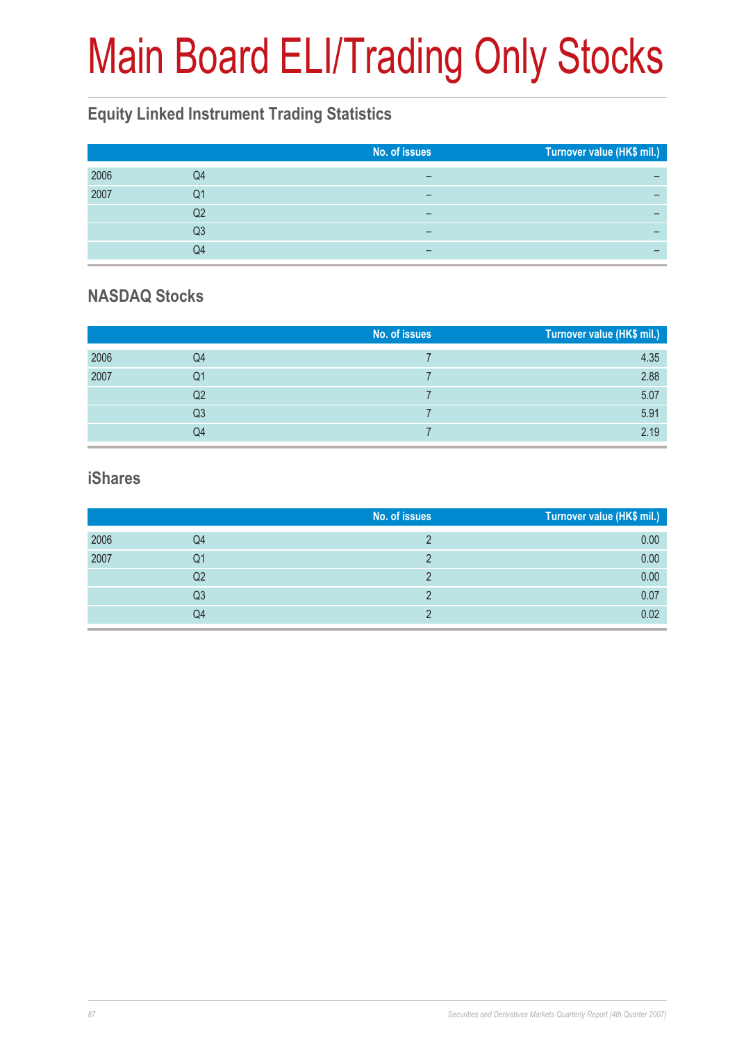# Main Board ELI/Trading Only Stocks

## Equity Linked Instrument Trading Statistics

| | | No. of issues | Turnover value (HK$ mil.) |
|---|---|---|---|
| 2006 | Q4 | – | – |
| 2007 | Q1 | – | – |
| | Q2 | – | – |
| | Q3 | – | – |
| | Q4 | – | – |

## NASDAQ Stocks

| | | No. of issues | Turnover value (HK$ mil.) |
|---|---|---|---|
| 2006 | Q4 | 7 | 4.35 |
| 2007 | Q1 | 7 | 2.88 |
| | Q2 | 7 | 5.07 |
| | Q3 | 7 | 5.91 |
| | Q4 | 7 | 2.19 |

## iShares

| | | No. of issues | Turnover value (HK$ mil.) |
|---|---|---|---|
| 2006 | Q4 | 2 | 0.00 |
| 2007 | Q1 | 2 | 0.00 |
| | Q2 | 2 | 0.00 |
| | Q3 | 2 | 0.07 |
| | Q4 | 2 | 0.02 |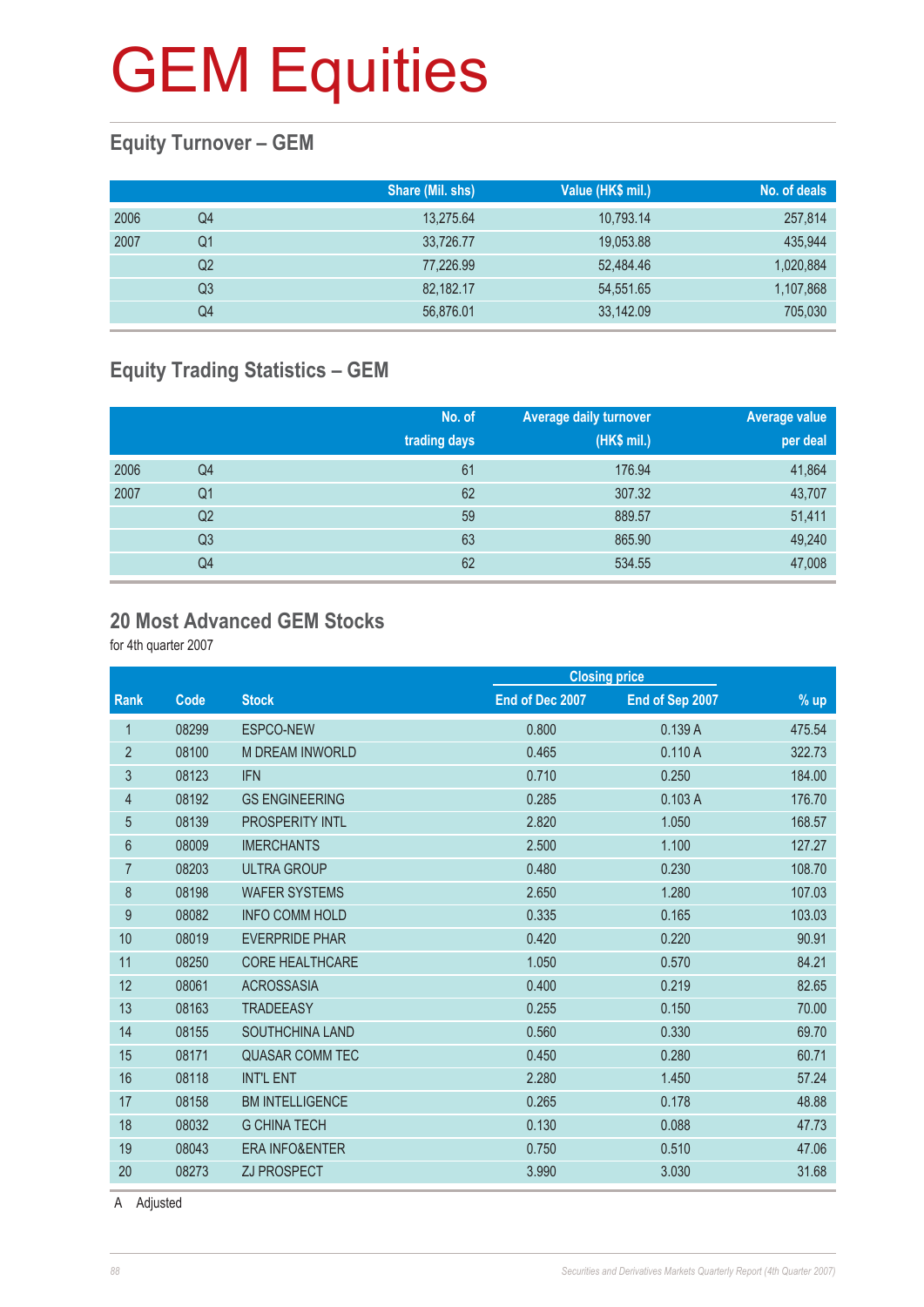# GEM Equities

## Equity Turnover – GEM

| | | Share (Mil. shs) | Value (HK$ mil.) | No. of deals |
|---|---|---|---|---|
| 2006 | Q4 | 13,275.64 | 10,793.14 | 257,814 |
| 2007 | Q1 | 33,726.77 | 19,053.88 | 435,944 |
| | Q2 | 77,226.99 | 52,484.46 | 1,020,884 |
| | Q3 | 82,182.17 | 54,551.65 | 1,107,868 |
| | Q4 | 56,876.01 | 33,142.09 | 705,030 |

## Equity Trading Statistics – GEM

| | | No. of trading days | Average daily turnover (HK$ mil.) | Average value per deal |
|---|---|---|---|---|
| 2006 | Q4 | 61 | 176.94 | 41,864 |
| 2007 | Q1 | 62 | 307.32 | 43,707 |
| | Q2 | 59 | 889.57 | 51,411 |
| | Q3 | 63 | 865.90 | 49,240 |
| | Q4 | 62 | 534.55 | 47,008 |

## 20 Most Advanced GEM Stocks

for 4th quarter 2007

| | | | Closing price | | |
|---|---|---|---|---|---|
| Rank | Code | Stock | End of Dec 2007 | End of Sep 2007 | % up |
| 1 | 08299 | ESPCO-NEW | 0.800 | 0.139 A | 475.54 |
| 2 | 08100 | M DREAM INWORLD | 0.465 | 0.110 A | 322.73 |
| 3 | 08123 | IFN | 0.710 | 0.250 | 184.00 |
| 4 | 08192 | GS ENGINEERING | 0.285 | 0.103 A | 176.70 |
| 5 | 08139 | PROSPERITY INTL | 2.820 | 1.050 | 168.57 |
| 6 | 08009 | IMERCHANTS | 2.500 | 1.100 | 127.27 |
| 7 | 08203 | ULTRA GROUP | 0.480 | 0.230 | 108.70 |
| 8 | 08198 | WAFER SYSTEMS | 2.650 | 1.280 | 107.03 |
| 9 | 08082 | INFO COMM HOLD | 0.335 | 0.165 | 103.03 |
| 10 | 08019 | EVERPRIDE PHAR | 0.420 | 0.220 | 90.91 |
| 11 | 08250 | CORE HEALTHCARE | 1.050 | 0.570 | 84.21 |
| 12 | 08061 | ACROSSASIA | 0.400 | 0.219 | 82.65 |
| 13 | 08163 | TRADEEASY | 0.255 | 0.150 | 70.00 |
| 14 | 08155 | SOUTHCHINA LAND | 0.560 | 0.330 | 69.70 |
| 15 | 08171 | QUASAR COMM TEC | 0.450 | 0.280 | 60.71 |
| 16 | 08118 | INT'L ENT | 2.280 | 1.450 | 57.24 |
| 17 | 08158 | BM INTELLIGENCE | 0.265 | 0.178 | 48.88 |
| 18 | 08032 | G CHINA TECH | 0.130 | 0.088 | 47.73 |
| 19 | 08043 | ERA INFO&ENTER | 0.750 | 0.510 | 47.06 |
| 20 | 08273 | ZJ PROSPECT | 3.990 | 3.030 | 31.68 |

A Adjusted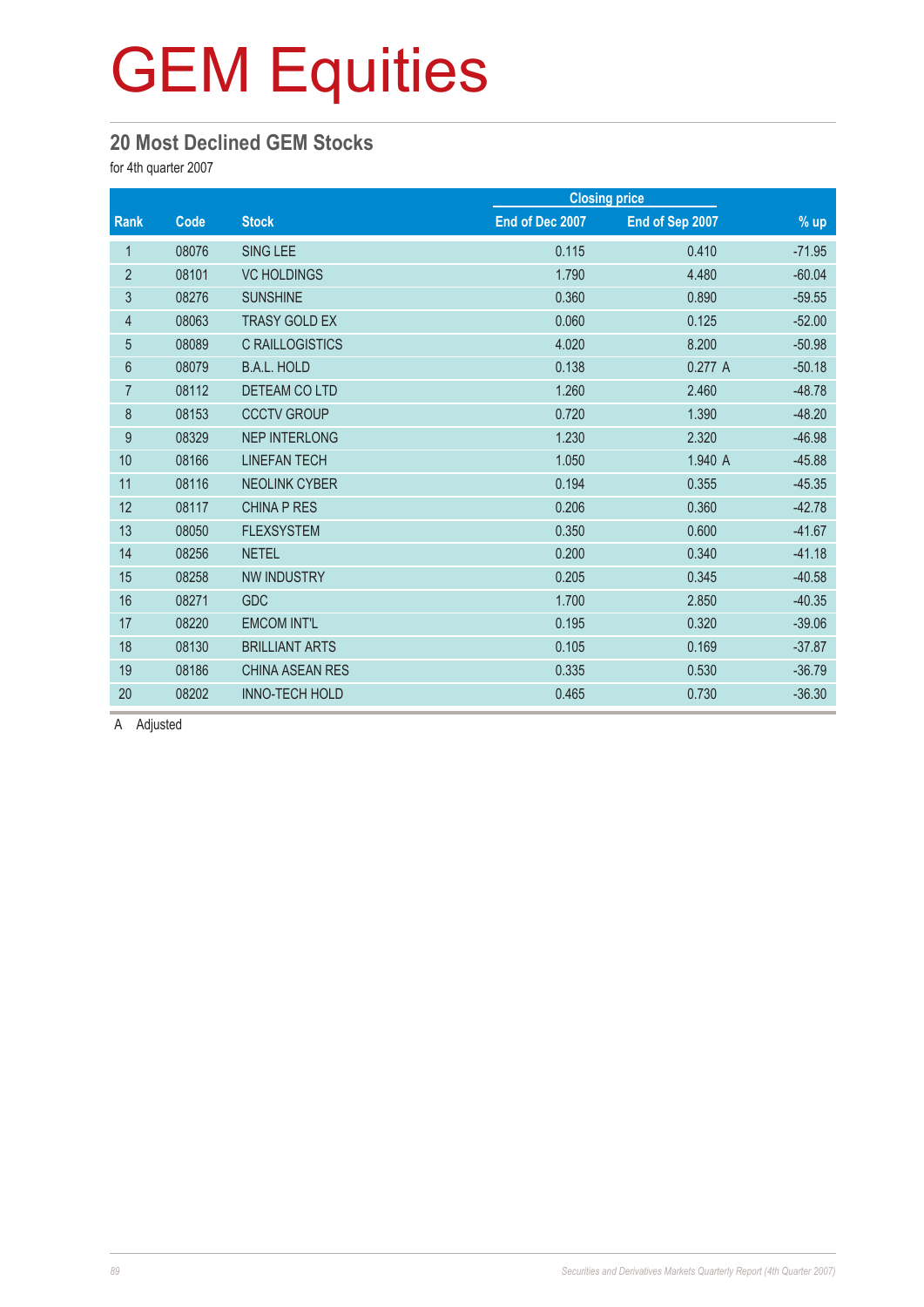# GEM Equities

## 20 Most Declined GEM Stocks

for 4th quarter 2007

| Rank | Code | Stock | Closing price | | % up |
|---|---|---|---|---|---|
| | | | End of Dec 2007 | End of Sep 2007 | |
| 1 | 08076 | SING LEE | 0.115 | 0.410 | -71.95 |
| 2 | 08101 | VC HOLDINGS | 1.790 | 4.480 | -60.04 |
| 3 | 08276 | SUNSHINE | 0.360 | 0.890 | -59.55 |
| 4 | 08063 | TRASY GOLD EX | 0.060 | 0.125 | -52.00 |
| 5 | 08089 | C RAILLOGISTICS | 4.020 | 8.200 | -50.98 |
| 6 | 08079 | B.A.L. HOLD | 0.138 | 0.277 A | -50.18 |
| 7 | 08112 | DETEAM CO LTD | 1.260 | 2.460 | -48.78 |
| 8 | 08153 | CCCTV GROUP | 0.720 | 1.390 | -48.20 |
| 9 | 08329 | NEP INTERLONG | 1.230 | 2.320 | -46.98 |
| 10 | 08166 | LINEFAN TECH | 1.050 | 1.940 A | -45.88 |
| 11 | 08116 | NEOLINK CYBER | 0.194 | 0.355 | -45.35 |
| 12 | 08117 | CHINA P RES | 0.206 | 0.360 | -42.78 |
| 13 | 08050 | FLEXSYSTEM | 0.350 | 0.600 | -41.67 |
| 14 | 08256 | NETEL | 0.200 | 0.340 | -41.18 |
| 15 | 08258 | NW INDUSTRY | 0.205 | 0.345 | -40.58 |
| 16 | 08271 | GDC | 1.700 | 2.850 | -40.35 |
| 17 | 08220 | EMCOM INT'L | 0.195 | 0.320 | -39.06 |
| 18 | 08130 | BRILLIANT ARTS | 0.105 | 0.169 | -37.87 |
| 19 | 08186 | CHINA ASEAN RES | 0.335 | 0.530 | -36.79 |
| 20 | 08202 | INNO-TECH HOLD | 0.465 | 0.730 | -36.30 |

A Adjusted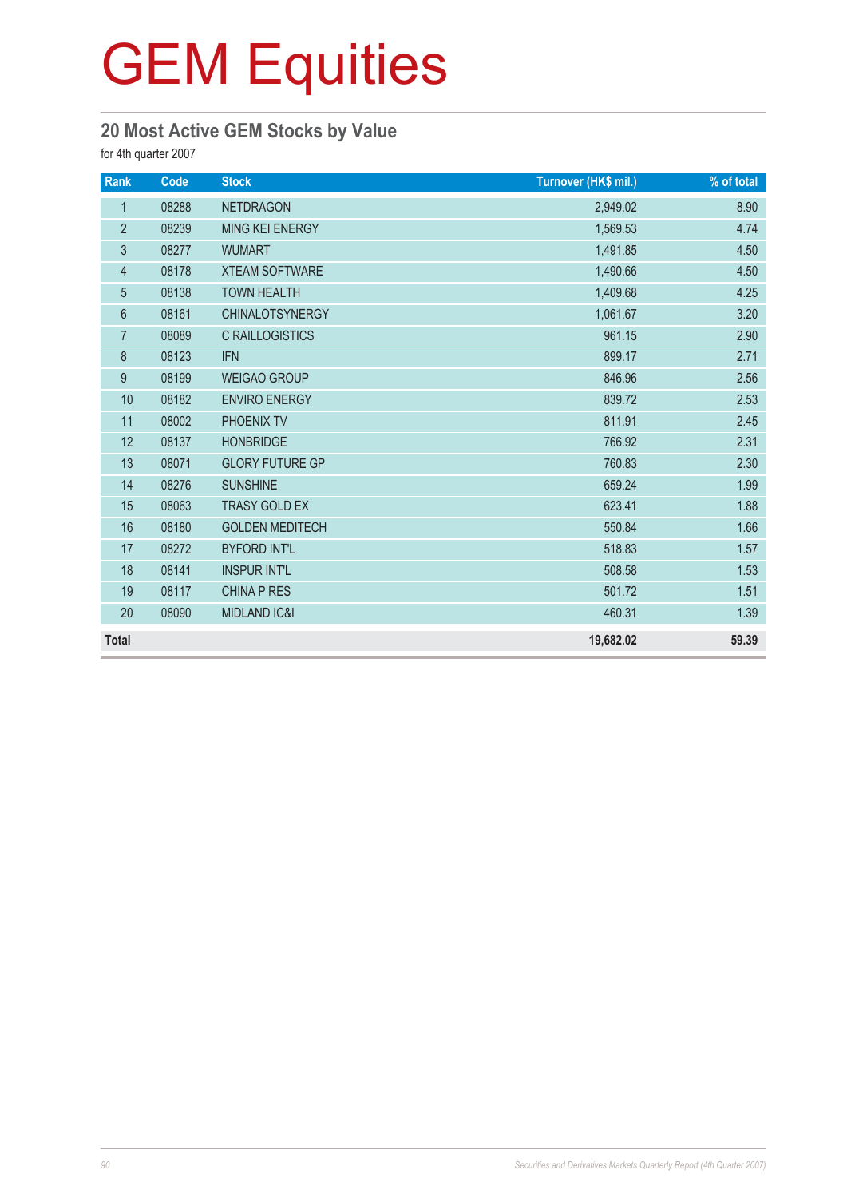# GEM Equities

## 20 Most Active GEM Stocks by Value

for 4th quarter 2007

| Rank | Code | Stock | Turnover (HK$ mil.) | % of total |
|---|---|---|---|---|
| 1 | 08288 | NETDRAGON | 2,949.02 | 8.90 |
| 2 | 08239 | MING KEI ENERGY | 1,569.53 | 4.74 |
| 3 | 08277 | WUMART | 1,491.85 | 4.50 |
| 4 | 08178 | XTEAM SOFTWARE | 1,490.66 | 4.50 |
| 5 | 08138 | TOWN HEALTH | 1,409.68 | 4.25 |
| 6 | 08161 | CHINALOTSYNERGY | 1,061.67 | 3.20 |
| 7 | 08089 | C RAILLOGISTICS | 961.15 | 2.90 |
| 8 | 08123 | IFN | 899.17 | 2.71 |
| 9 | 08199 | WEIGAO GROUP | 846.96 | 2.56 |
| 10 | 08182 | ENVIRO ENERGY | 839.72 | 2.53 |
| 11 | 08002 | PHOENIX TV | 811.91 | 2.45 |
| 12 | 08137 | HONBRIDGE | 766.92 | 2.31 |
| 13 | 08071 | GLORY FUTURE GP | 760.83 | 2.30 |
| 14 | 08276 | SUNSHINE | 659.24 | 1.99 |
| 15 | 08063 | TRASY GOLD EX | 623.41 | 1.88 |
| 16 | 08180 | GOLDEN MEDITECH | 550.84 | 1.66 |
| 17 | 08272 | BYFORD INT'L | 518.83 | 1.57 |
| 18 | 08141 | INSPUR INT'L | 508.58 | 1.53 |
| 19 | 08117 | CHINA P RES | 501.72 | 1.51 |
| 20 | 08090 | MIDLAND IC&I | 460.31 | 1.39 |
| **Total** | | | **19,682.02** | **59.39** |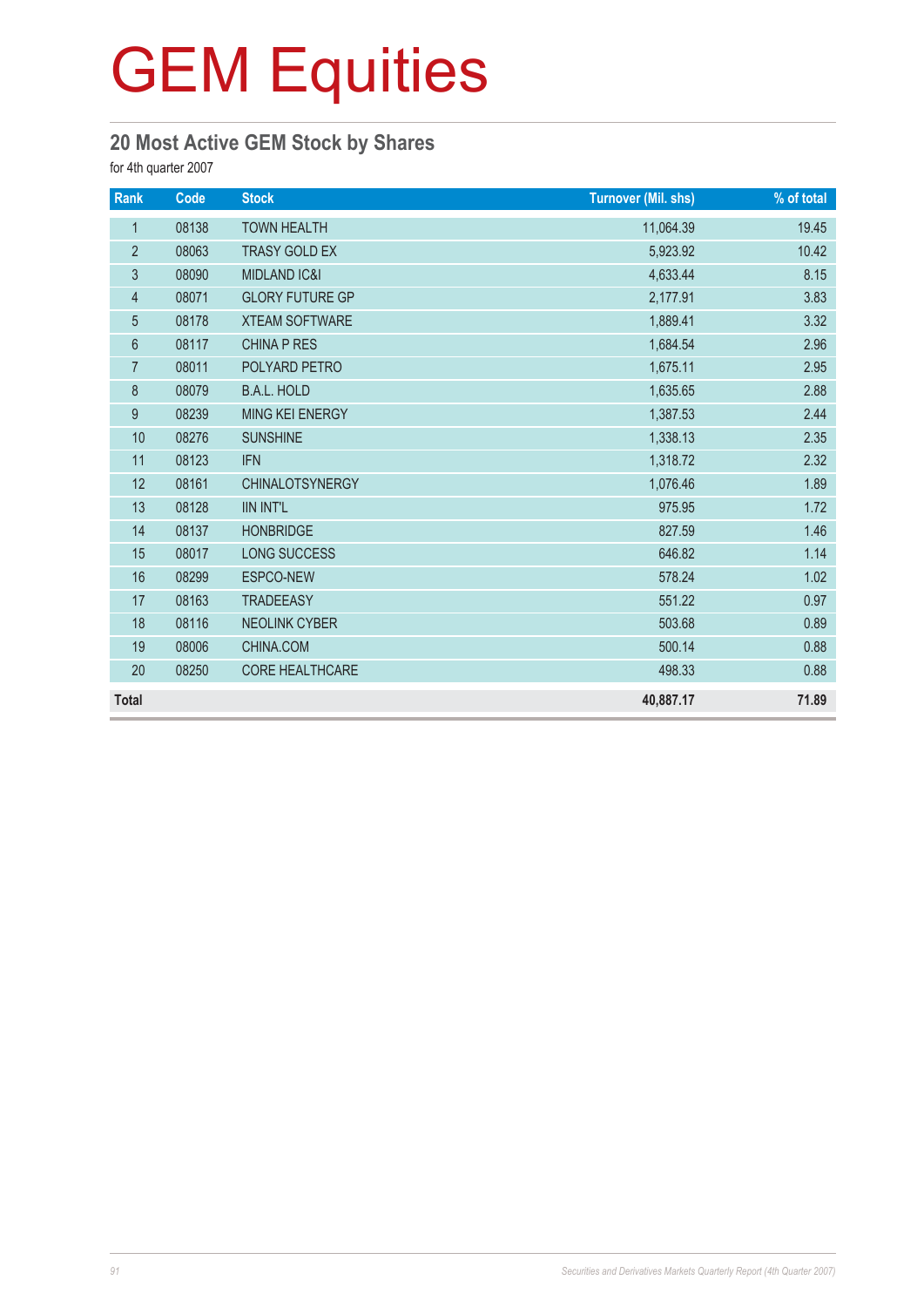# GEM Equities

## 20 Most Active GEM Stock by Shares

for 4th quarter 2007

| Rank | Code | Stock | Turnover (Mil. shs) | % of total |
|---|---|---|---|---|
| 1 | 08138 | TOWN HEALTH | 11,064.39 | 19.45 |
| 2 | 08063 | TRASY GOLD EX | 5,923.92 | 10.42 |
| 3 | 08090 | MIDLAND IC&I | 4,633.44 | 8.15 |
| 4 | 08071 | GLORY FUTURE GP | 2,177.91 | 3.83 |
| 5 | 08178 | XTEAM SOFTWARE | 1,889.41 | 3.32 |
| 6 | 08117 | CHINA P RES | 1,684.54 | 2.96 |
| 7 | 08011 | POLYARD PETRO | 1,675.11 | 2.95 |
| 8 | 08079 | B.A.L. HOLD | 1,635.65 | 2.88 |
| 9 | 08239 | MING KEI ENERGY | 1,387.53 | 2.44 |
| 10 | 08276 | SUNSHINE | 1,338.13 | 2.35 |
| 11 | 08123 | IFN | 1,318.72 | 2.32 |
| 12 | 08161 | CHINALOTSYNERGY | 1,076.46 | 1.89 |
| 13 | 08128 | IIN INT'L | 975.95 | 1.72 |
| 14 | 08137 | HONBRIDGE | 827.59 | 1.46 |
| 15 | 08017 | LONG SUCCESS | 646.82 | 1.14 |
| 16 | 08299 | ESPCO-NEW | 578.24 | 1.02 |
| 17 | 08163 | TRADEEASY | 551.22 | 0.97 |
| 18 | 08116 | NEOLINK CYBER | 503.68 | 0.89 |
| 19 | 08006 | CHINA.COM | 500.14 | 0.88 |
| 20 | 08250 | CORE HEALTHCARE | 498.33 | 0.88 |
| **Total** | | | **40,887.17** | **71.89** |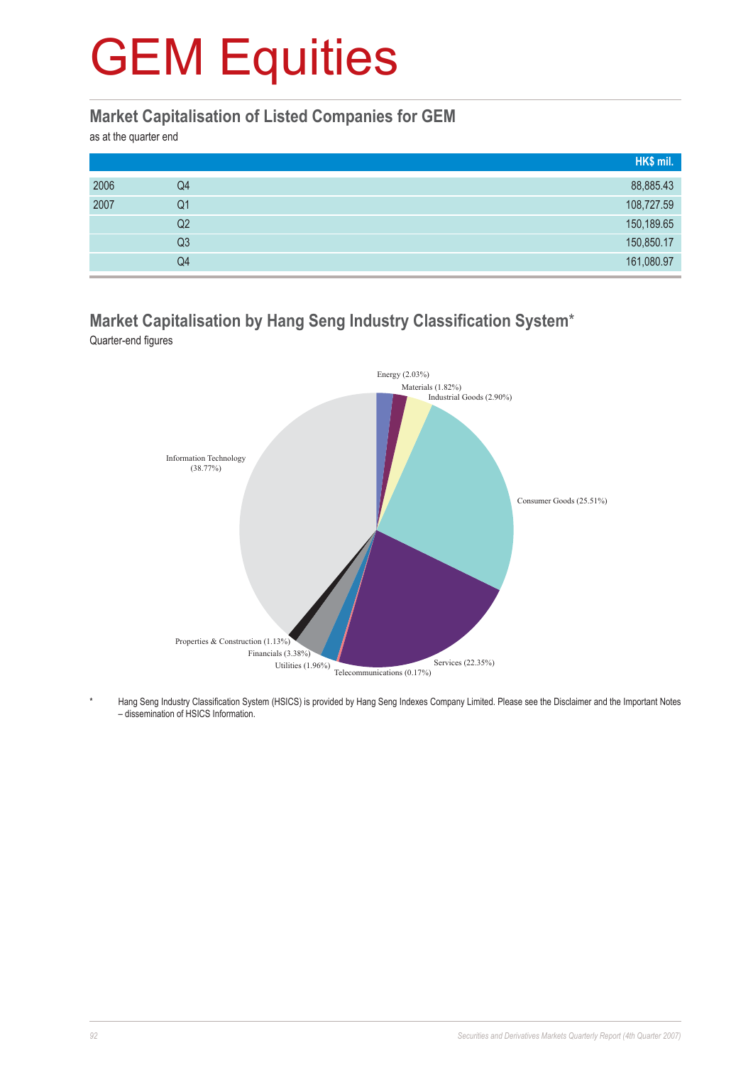# GEM Equities

## Market Capitalisation of Listed Companies for GEM

as at the quarter end

| | | HK$ mil. |
|---|---|---|
| 2006 | Q4 | 88,885.43 |
| 2007 | Q1 | 108,727.59 |
| | Q2 | 150,189.65 |
| | Q3 | 150,850.17 |
| | Q4 | 161,080.97 |

## Market Capitalisation by Hang Seng Industry Classification System*

Quarter-end figures

Energy (2.03%)
Materials (1.82%)
Industrial Goods (2.90%)
Consumer Goods (25.51%)
Services (22.35%)
Telecommunications (0.17%)
Utilities (1.96%)
Financials (3.38%)
Properties & Construction (1.13%)
Information Technology (38.77%)

\* Hang Seng Industry Classification System (HSICS) is provided by Hang Seng Indexes Company Limited. Please see the Disclaimer and the Important Notes – dissemination of HSICS Information.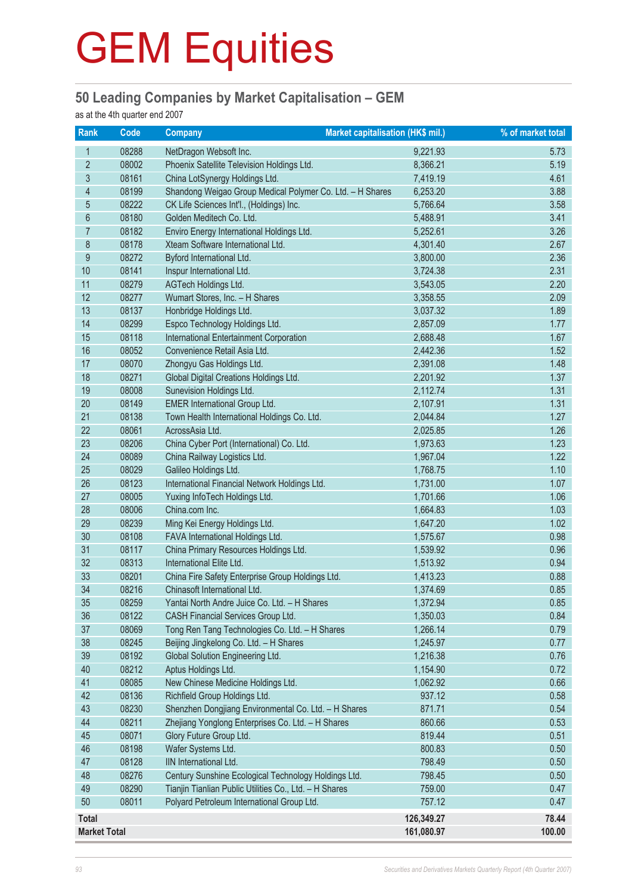# GEM Equities

## 50 Leading Companies by Market Capitalisation – GEM

as at the 4th quarter end 2007

| Rank | Code | Company | Market capitalisation (HK$ mil.) | % of market total |
|---|---|---|---|---|
| 1 | 08288 | NetDragon Websoft Inc. | 9,221.93 | 5.73 |
| 2 | 08002 | Phoenix Satellite Television Holdings Ltd. | 8,366.21 | 5.19 |
| 3 | 08161 | China LotSynergy Holdings Ltd. | 7,419.19 | 4.61 |
| 4 | 08199 | Shandong Weigao Group Medical Polymer Co. Ltd. – H Shares | 6,253.20 | 3.88 |
| 5 | 08222 | CK Life Sciences Int'l., (Holdings) Inc. | 5,766.64 | 3.58 |
| 6 | 08180 | Golden Meditech Co. Ltd. | 5,488.91 | 3.41 |
| 7 | 08182 | Enviro Energy International Holdings Ltd. | 5,252.61 | 3.26 |
| 8 | 08178 | Xteam Software International Ltd. | 4,301.40 | 2.67 |
| 9 | 08272 | Byford International Ltd. | 3,800.00 | 2.36 |
| 10 | 08141 | Inspur International Ltd. | 3,724.38 | 2.31 |
| 11 | 08279 | AGTech Holdings Ltd. | 3,543.05 | 2.20 |
| 12 | 08277 | Wumart Stores, Inc. – H Shares | 3,358.55 | 2.09 |
| 13 | 08137 | Honbridge Holdings Ltd. | 3,037.32 | 1.89 |
| 14 | 08299 | Espco Technology Holdings Ltd. | 2,857.09 | 1.77 |
| 15 | 08118 | International Entertainment Corporation | 2,688.48 | 1.67 |
| 16 | 08052 | Convenience Retail Asia Ltd. | 2,442.36 | 1.52 |
| 17 | 08070 | Zhongyu Gas Holdings Ltd. | 2,391.08 | 1.48 |
| 18 | 08271 | Global Digital Creations Holdings Ltd. | 2,201.92 | 1.37 |
| 19 | 08008 | Sunevision Holdings Ltd. | 2,112.74 | 1.31 |
| 20 | 08149 | EMER International Group Ltd. | 2,107.91 | 1.31 |
| 21 | 08138 | Town Health International Holdings Co. Ltd. | 2,044.84 | 1.27 |
| 22 | 08061 | AcrossAsia Ltd. | 2,025.85 | 1.26 |
| 23 | 08206 | China Cyber Port (International) Co. Ltd. | 1,973.63 | 1.23 |
| 24 | 08089 | China Railway Logistics Ltd. | 1,967.04 | 1.22 |
| 25 | 08029 | Galileo Holdings Ltd. | 1,768.75 | 1.10 |
| 26 | 08123 | International Financial Network Holdings Ltd. | 1,731.00 | 1.07 |
| 27 | 08005 | Yuxing InfoTech Holdings Ltd. | 1,701.66 | 1.06 |
| 28 | 08006 | China.com Inc. | 1,664.83 | 1.03 |
| 29 | 08239 | Ming Kei Energy Holdings Ltd. | 1,647.20 | 1.02 |
| 30 | 08108 | FAVA International Holdings Ltd. | 1,575.67 | 0.98 |
| 31 | 08117 | China Primary Resources Holdings Ltd. | 1,539.92 | 0.96 |
| 32 | 08313 | International Elite Ltd. | 1,513.92 | 0.94 |
| 33 | 08201 | China Fire Safety Enterprise Group Holdings Ltd. | 1,413.23 | 0.88 |
| 34 | 08216 | Chinasoft International Ltd. | 1,374.69 | 0.85 |
| 35 | 08259 | Yantai North Andre Juice Co. Ltd. – H Shares | 1,372.94 | 0.85 |
| 36 | 08122 | CASH Financial Services Group Ltd. | 1,350.03 | 0.84 |
| 37 | 08069 | Tong Ren Tang Technologies Co. Ltd. – H Shares | 1,266.14 | 0.79 |
| 38 | 08245 | Beijing Jingkelong Co. Ltd. – H Shares | 1,245.97 | 0.77 |
| 39 | 08192 | Global Solution Engineering Ltd. | 1,216.38 | 0.76 |
| 40 | 08212 | Aptus Holdings Ltd. | 1,154.90 | 0.72 |
| 41 | 08085 | New Chinese Medicine Holdings Ltd. | 1,062.92 | 0.66 |
| 42 | 08136 | Richfield Group Holdings Ltd. | 937.12 | 0.58 |
| 43 | 08230 | Shenzhen Dongjiang Environmental Co. Ltd. – H Shares | 871.71 | 0.54 |
| 44 | 08211 | Zhejiang Yonglong Enterprises Co. Ltd. – H Shares | 860.66 | 0.53 |
| 45 | 08071 | Glory Future Group Ltd. | 819.44 | 0.51 |
| 46 | 08198 | Wafer Systems Ltd. | 800.83 | 0.50 |
| 47 | 08128 | IIN International Ltd. | 798.49 | 0.50 |
| 48 | 08276 | Century Sunshine Ecological Technology Holdings Ltd. | 798.45 | 0.50 |
| 49 | 08290 | Tianjin Tianlian Public Utilities Co., Ltd. – H Shares | 759.00 | 0.47 |
| 50 | 08011 | Polyard Petroleum International Group Ltd. | 757.12 | 0.47 |
| **Total** | | | **126,349.27** | **78.44** |
| **Market Total** | | | **161,080.97** | **100.00** |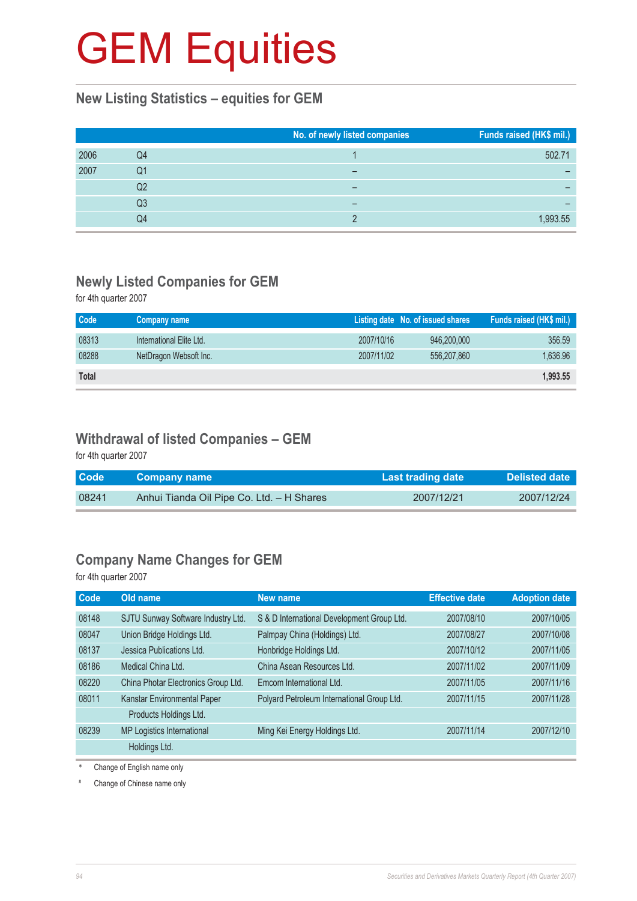# GEM Equities

## New Listing Statistics – equities for GEM

| | | No. of newly listed companies | Funds raised (HK$ mil.) |
|---|---|---|---|
| 2006 | Q4 | 1 | 502.71 |
| 2007 | Q1 | – | – |
| | Q2 | – | – |
| | Q3 | – | – |
| | Q4 | 2 | 1,993.55 |

## Newly Listed Companies for GEM

for 4th quarter 2007

| Code | Company name | Listing date | No. of issued shares | Funds raised (HK$ mil.) |
|---|---|---|---|---|
| 08313 | International Elite Ltd. | 2007/10/16 | 946,200,000 | 356.59 |
| 08288 | NetDragon Websoft Inc. | 2007/11/02 | 556,207,860 | 1,636.96 |
| **Total** | | | | **1,993.55** |

## Withdrawal of listed Companies – GEM

for 4th quarter 2007

| Code | Company name | Last trading date | Delisted date |
|---|---|---|---|
| 08241 | Anhui Tianda Oil Pipe Co. Ltd. – H Shares | 2007/12/21 | 2007/12/24 |

## Company Name Changes for GEM

for 4th quarter 2007

| Code | Old name | New name | Effective date | Adoption date |
|---|---|---|---|---|
| 08148 | SJTU Sunway Software Industry Ltd. | S & D International Development Group Ltd. | 2007/08/10 | 2007/10/05 |
| 08047 | Union Bridge Holdings Ltd. | Palmpay China (Holdings) Ltd. | 2007/08/27 | 2007/10/08 |
| 08137 | Jessica Publications Ltd. | Honbridge Holdings Ltd. | 2007/10/12 | 2007/11/05 |
| 08186 | Medical China Ltd. | China Asean Resources Ltd. | 2007/11/02 | 2007/11/09 |
| 08220 | China Photar Electronics Group Ltd. | Emcom International Ltd. | 2007/11/05 | 2007/11/16 |
| 08011 | Kanstar Environmental Paper Products Holdings Ltd. | Polyard Petroleum International Group Ltd. | 2007/11/15 | 2007/11/28 |
| 08239 | MP Logistics International Holdings Ltd. | Ming Kei Energy Holdings Ltd. | 2007/11/14 | 2007/12/10 |

\* Change of English name only

\# Change of Chinese name only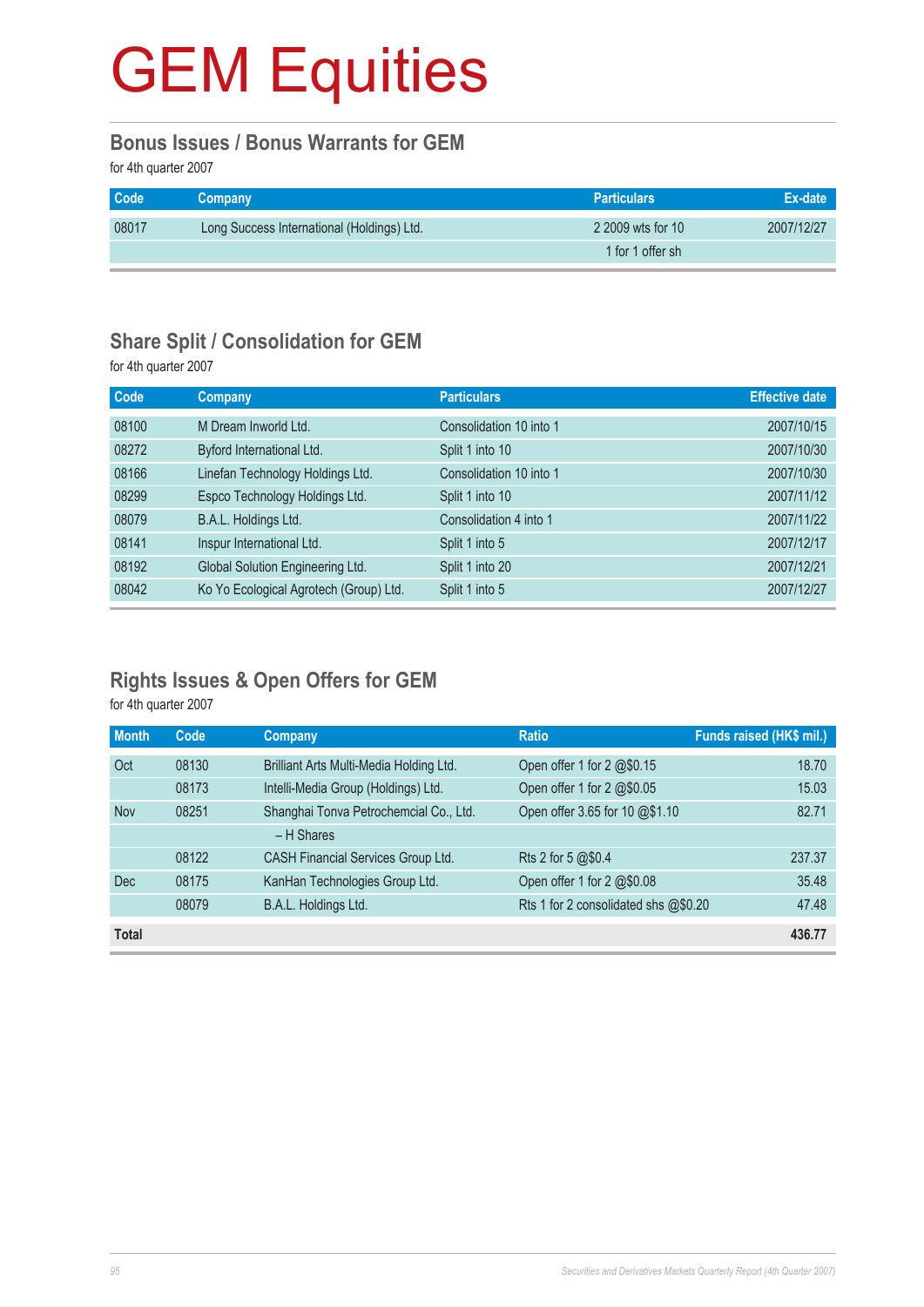# GEM Equities

## Bonus Issues / Bonus Warrants for GEM

for 4th quarter 2007

| Code | Company | Particulars | Ex-date |
|---|---|---|---|
| 08017 | Long Success International (Holdings) Ltd. | 2 2009 wts for 10 | 2007/12/27 |
| | | 1 for 1 offer sh | |

## Share Split / Consolidation for GEM

for 4th quarter 2007

| Code | Company | Particulars | Effective date |
|---|---|---|---|
| 08100 | M Dream Inworld Ltd. | Consolidation 10 into 1 | 2007/10/15 |
| 08272 | Byford International Ltd. | Split 1 into 10 | 2007/10/30 |
| 08166 | Linefan Technology Holdings Ltd. | Consolidation 10 into 1 | 2007/10/30 |
| 08299 | Espco Technology Holdings Ltd. | Split 1 into 10 | 2007/11/12 |
| 08079 | B.A.L. Holdings Ltd. | Consolidation 4 into 1 | 2007/11/22 |
| 08141 | Inspur International Ltd. | Split 1 into 5 | 2007/12/17 |
| 08192 | Global Solution Engineering Ltd. | Split 1 into 20 | 2007/12/21 |
| 08042 | Ko Yo Ecological Agrotech (Group) Ltd. | Split 1 into 5 | 2007/12/27 |

## Rights Issues & Open Offers for GEM

for 4th quarter 2007

| Month | Code | Company | Ratio | Funds raised (HK$ mil.) |
|---|---|---|---|---|
| Oct | 08130 | Brilliant Arts Multi-Media Holding Ltd. | Open offer 1 for 2 @$0.15 | 18.70 |
| | 08173 | Intelli-Media Group (Holdings) Ltd. | Open offer 1 for 2 @$0.05 | 15.03 |
| Nov | 08251 | Shanghai Tonva Petrochemcial Co., Ltd. | Open offer 3.65 for 10 @$1.10 | 82.71 |
| | | – H Shares | | |
| | 08122 | CASH Financial Services Group Ltd. | Rts 2 for 5 @$0.4 | 237.37 |
| Dec | 08175 | KanHan Technologies Group Ltd. | Open offer 1 for 2 @$0.08 | 35.48 |
| | 08079 | B.A.L. Holdings Ltd. | Rts 1 for 2 consolidated shs @$0.20 | 47.48 |
| **Total** | | | | **436.77** |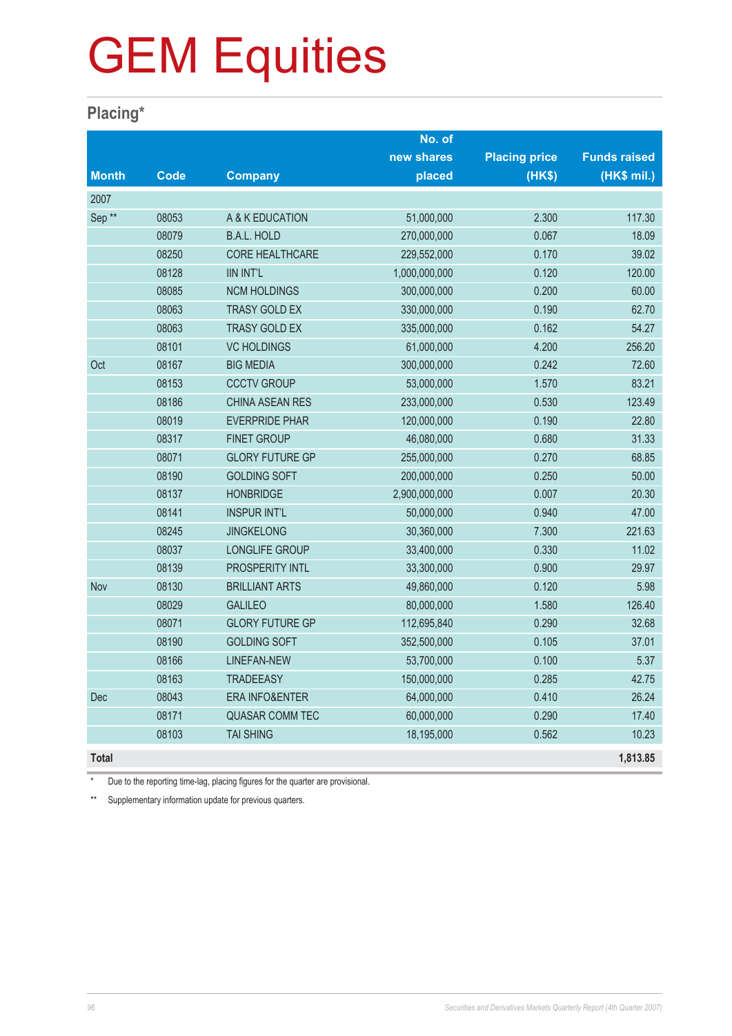# GEM Equities

## Placing*

| Month | Code | Company | No. of new shares placed | Placing price (HK$) | Funds raised (HK$ mil.) |
|---|---|---|---|---|---|
| 2007 | | | | | |
| Sep ** | 08053 | A & K EDUCATION | 51,000,000 | 2.300 | 117.30 |
| | 08079 | B.A.L. HOLD | 270,000,000 | 0.067 | 18.09 |
| | 08250 | CORE HEALTHCARE | 229,552,000 | 0.170 | 39.02 |
| | 08128 | IIN INT'L | 1,000,000,000 | 0.120 | 120.00 |
| | 08085 | NCM HOLDINGS | 300,000,000 | 0.200 | 60.00 |
| | 08063 | TRASY GOLD EX | 330,000,000 | 0.190 | 62.70 |
| | 08063 | TRASY GOLD EX | 335,000,000 | 0.162 | 54.27 |
| | 08101 | VC HOLDINGS | 61,000,000 | 4.200 | 256.20 |
| Oct | 08167 | BIG MEDIA | 300,000,000 | 0.242 | 72.60 |
| | 08153 | CCCTV GROUP | 53,000,000 | 1.570 | 83.21 |
| | 08186 | CHINA ASEAN RES | 233,000,000 | 0.530 | 123.49 |
| | 08019 | EVERPRIDE PHAR | 120,000,000 | 0.190 | 22.80 |
| | 08317 | FINET GROUP | 46,080,000 | 0.680 | 31.33 |
| | 08071 | GLORY FUTURE GP | 255,000,000 | 0.270 | 68.85 |
| | 08190 | GOLDING SOFT | 200,000,000 | 0.250 | 50.00 |
| | 08137 | HONBRIDGE | 2,900,000,000 | 0.007 | 20.30 |
| | 08141 | INSPUR INT'L | 50,000,000 | 0.940 | 47.00 |
| | 08245 | JINGKELONG | 30,360,000 | 7.300 | 221.63 |
| | 08037 | LONGLIFE GROUP | 33,400,000 | 0.330 | 11.02 |
| | 08139 | PROSPERITY INTL | 33,300,000 | 0.900 | 29.97 |
| Nov | 08130 | BRILLIANT ARTS | 49,860,000 | 0.120 | 5.98 |
| | 08029 | GALILEO | 80,000,000 | 1.580 | 126.40 |
| | 08071 | GLORY FUTURE GP | 112,695,840 | 0.290 | 32.68 |
| | 08190 | GOLDING SOFT | 352,500,000 | 0.105 | 37.01 |
| | 08166 | LINEFAN-NEW | 53,700,000 | 0.100 | 5.37 |
| | 08163 | TRADEEASY | 150,000,000 | 0.285 | 42.75 |
| Dec | 08043 | ERA INFO&ENTER | 64,000,000 | 0.410 | 26.24 |
| | 08171 | QUASAR COMM TEC | 60,000,000 | 0.290 | 17.40 |
| | 08103 | TAI SHING | 18,195,000 | 0.562 | 10.23 |
| **Total** | | | | | **1,813.85** |

\* Due to the reporting time-lag, placing figures for the quarter are provisional.

** Supplementary information update for previous quarters.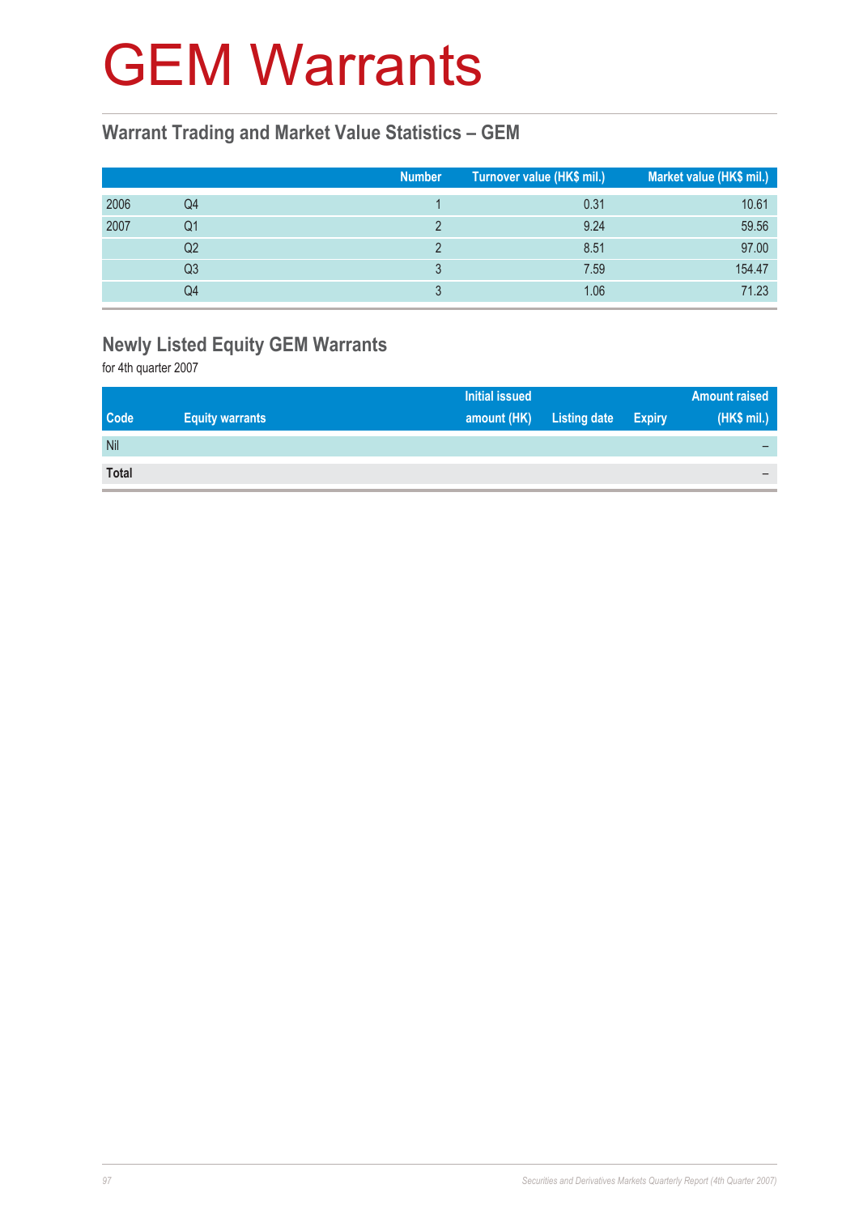# GEM Warrants

## Warrant Trading and Market Value Statistics – GEM

| | | Number | Turnover value (HK$ mil.) | Market value (HK$ mil.) |
|---|---|---|---|---|
| 2006 | Q4 | 1 | 0.31 | 10.61 |
| 2007 | Q1 | 2 | 9.24 | 59.56 |
| | Q2 | 2 | 8.51 | 97.00 |
| | Q3 | 3 | 7.59 | 154.47 |
| | Q4 | 3 | 1.06 | 71.23 |

## Newly Listed Equity GEM Warrants

for 4th quarter 2007

| Code | Equity warrants | Initial issued amount (HK) | Listing date | Expiry | Amount raised (HK$ mil.) |
|---|---|---|---|---|---|
| Nil | | | | | – |
| **Total** | | | | | – |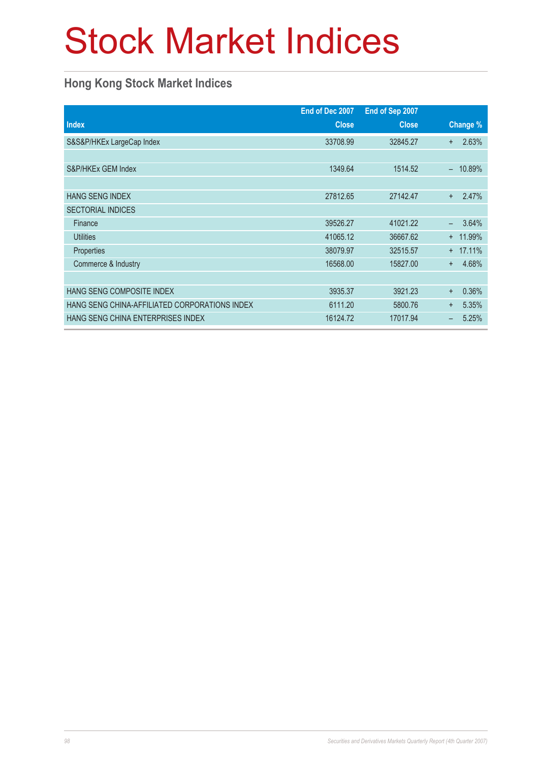# Stock Market Indices

## Hong Kong Stock Market Indices

| Index | End of Dec 2007 Close | End of Sep 2007 Close | Change % |
|---|---|---|---|
| S&S&P/HKEx LargeCap Index | 33708.99 | 32845.27 | + 2.63% |
| | | | |
| S&P/HKEx GEM Index | 1349.64 | 1514.52 | – 10.89% |
| | | | |
| HANG SENG INDEX | 27812.65 | 27142.47 | + 2.47% |
| SECTORIAL INDICES | | | |
| Finance | 39526.27 | 41021.22 | – 3.64% |
| Utilities | 41065.12 | 36667.62 | + 11.99% |
| Properties | 38079.97 | 32515.57 | + 17.11% |
| Commerce & Industry | 16568.00 | 15827.00 | + 4.68% |
| | | | |
| HANG SENG COMPOSITE INDEX | 3935.37 | 3921.23 | + 0.36% |
| HANG SENG CHINA-AFFILIATED CORPORATIONS INDEX | 6111.20 | 5800.76 | + 5.35% |
| HANG SENG CHINA ENTERPRISES INDEX | 16124.72 | 17017.94 | – 5.25% |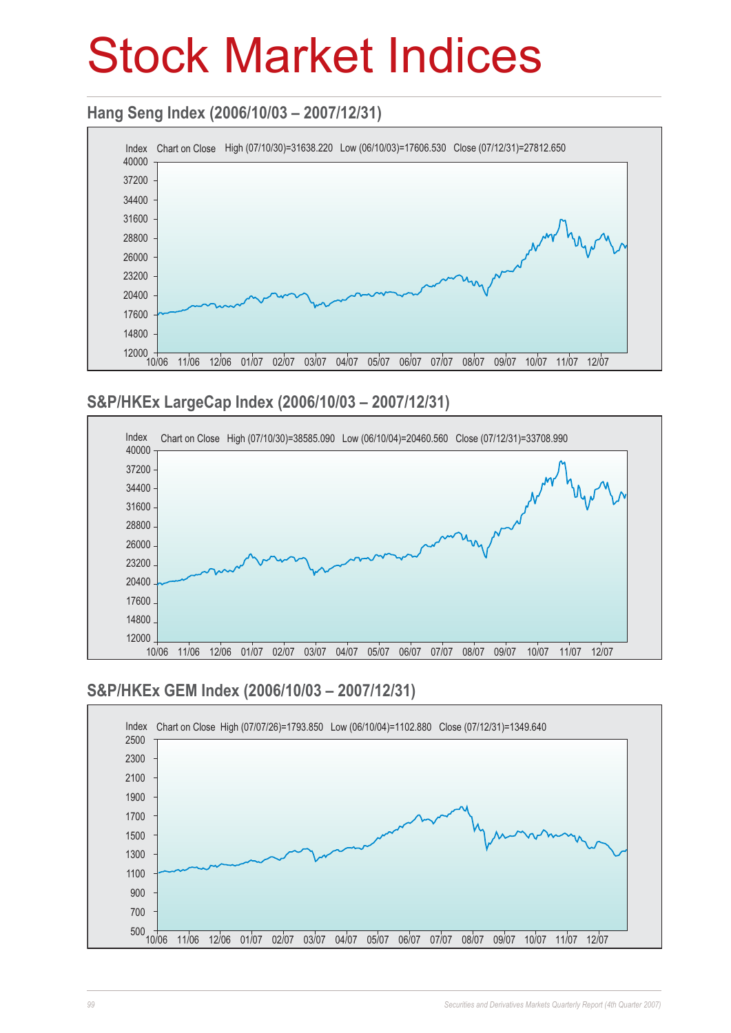# Stock Market Indices

## Hang Seng Index (2006/10/03 – 2007/12/31)

Index Chart on Close High (07/10/30)=31638.220 Low (06/10/03)=17606.530 Close (07/12/31)=27812.650

## S&P/HKEx LargeCap Index (2006/10/03 – 2007/12/31)

Index Chart on Close High (07/10/30)=38585.090 Low (06/10/04)=20460.560 Close (07/12/31)=33708.990

## S&P/HKEx GEM Index (2006/10/03 – 2007/12/31)

Index Chart on Close High (07/07/26)=1793.850 Low (06/10/04)=1102.880 Close (07/12/31)=1349.640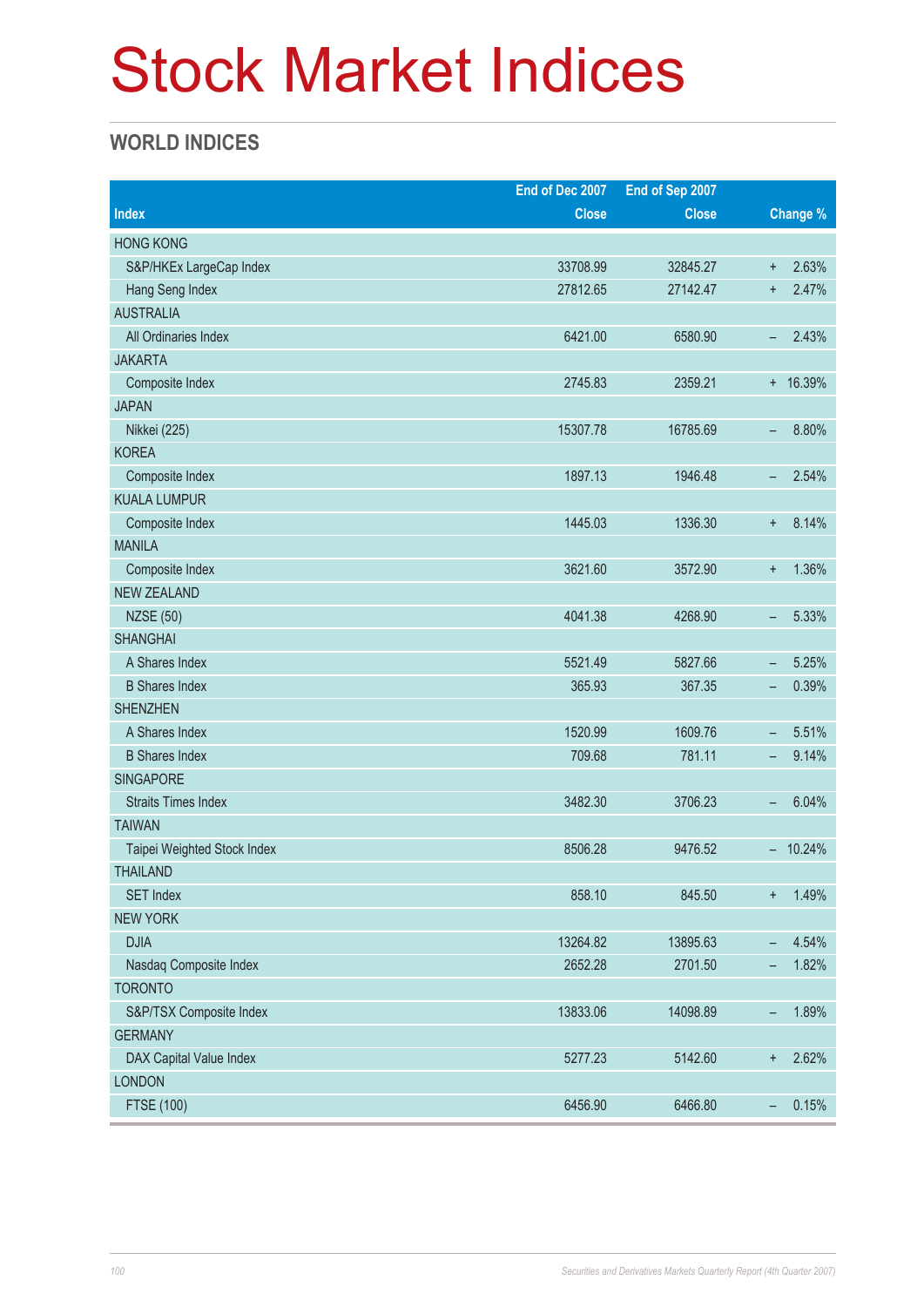# Stock Market Indices

## WORLD INDICES

| Index | End of Dec 2007 Close | End of Sep 2007 Close | Change % |
|---|---|---|---|
| HONG KONG | | | |
| S&P/HKEx LargeCap Index | 33708.99 | 32845.27 | + 2.63% |
| Hang Seng Index | 27812.65 | 27142.47 | + 2.47% |
| AUSTRALIA | | | |
| All Ordinaries Index | 6421.00 | 6580.90 | – 2.43% |
| JAKARTA | | | |
| Composite Index | 2745.83 | 2359.21 | + 16.39% |
| JAPAN | | | |
| Nikkei (225) | 15307.78 | 16785.69 | – 8.80% |
| KOREA | | | |
| Composite Index | 1897.13 | 1946.48 | – 2.54% |
| KUALA LUMPUR | | | |
| Composite Index | 1445.03 | 1336.30 | + 8.14% |
| MANILA | | | |
| Composite Index | 3621.60 | 3572.90 | + 1.36% |
| NEW ZEALAND | | | |
| NZSE (50) | 4041.38 | 4268.90 | – 5.33% |
| SHANGHAI | | | |
| A Shares Index | 5521.49 | 5827.66 | – 5.25% |
| B Shares Index | 365.93 | 367.35 | – 0.39% |
| SHENZHEN | | | |
| A Shares Index | 1520.99 | 1609.76 | – 5.51% |
| B Shares Index | 709.68 | 781.11 | – 9.14% |
| SINGAPORE | | | |
| Straits Times Index | 3482.30 | 3706.23 | – 6.04% |
| TAIWAN | | | |
| Taipei Weighted Stock Index | 8506.28 | 9476.52 | – 10.24% |
| THAILAND | | | |
| SET Index | 858.10 | 845.50 | + 1.49% |
| NEW YORK | | | |
| DJIA | 13264.82 | 13895.63 | – 4.54% |
| Nasdaq Composite Index | 2652.28 | 2701.50 | – 1.82% |
| TORONTO | | | |
| S&P/TSX Composite Index | 13833.06 | 14098.89 | – 1.89% |
| GERMANY | | | |
| DAX Capital Value Index | 5277.23 | 5142.60 | + 2.62% |
| LONDON | | | |
| FTSE (100) | 6456.90 | 6466.80 | – 0.15% |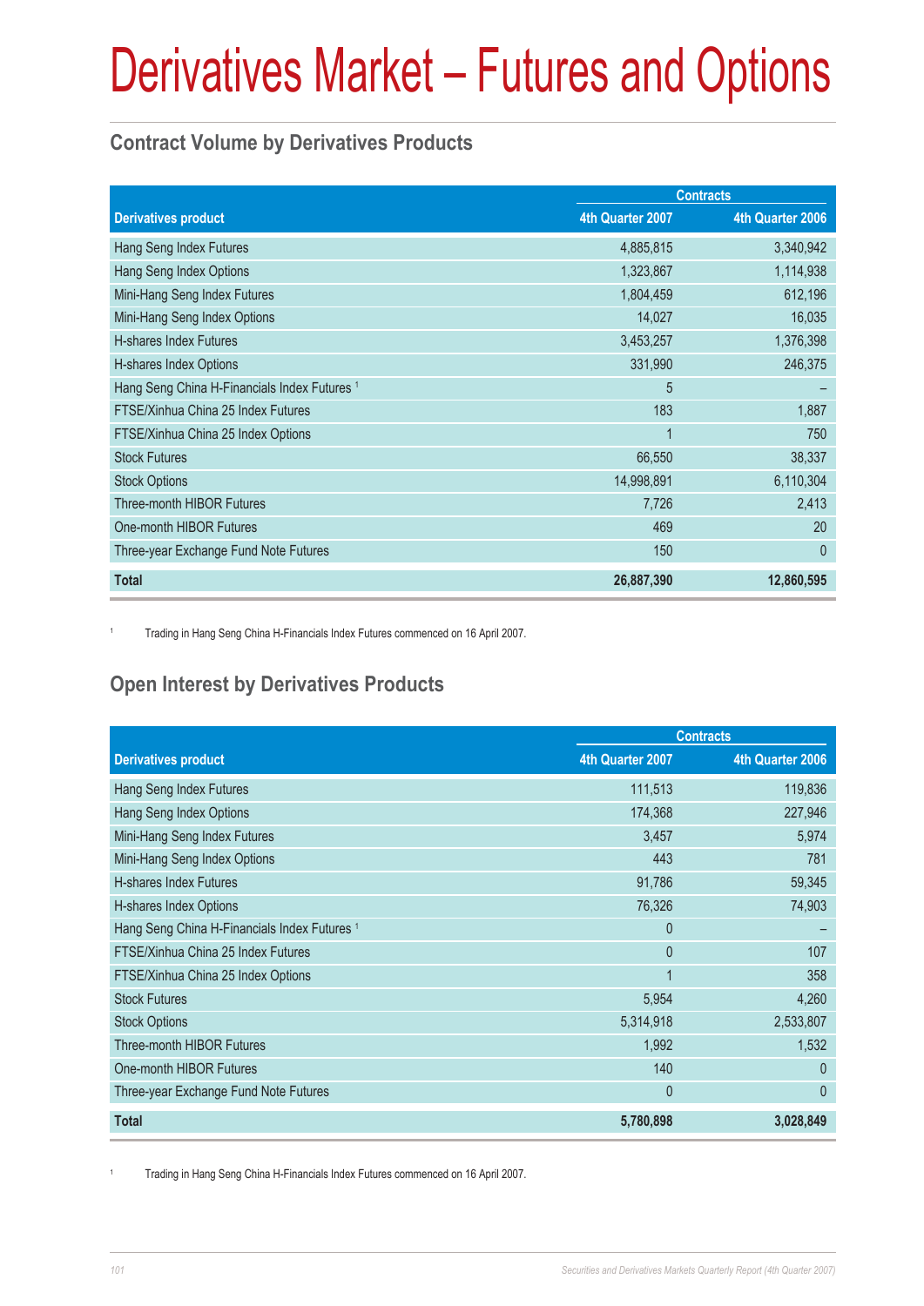# Derivatives Market – Futures and Options

## Contract Volume by Derivatives Products

| Derivatives product | Contracts | |
|---|---|---|
| | 4th Quarter 2007 | 4th Quarter 2006 |
| Hang Seng Index Futures | 4,885,815 | 3,340,942 |
| Hang Seng Index Options | 1,323,867 | 1,114,938 |
| Mini-Hang Seng Index Futures | 1,804,459 | 612,196 |
| Mini-Hang Seng Index Options | 14,027 | 16,035 |
| H-shares Index Futures | 3,453,257 | 1,376,398 |
| H-shares Index Options | 331,990 | 246,375 |
| Hang Seng China H-Financials Index Futures [1] | 5 | – |
| FTSE/Xinhua China 25 Index Futures | 183 | 1,887 |
| FTSE/Xinhua China 25 Index Options | 1 | 750 |
| Stock Futures | 66,550 | 38,337 |
| Stock Options | 14,998,891 | 6,110,304 |
| Three-month HIBOR Futures | 7,726 | 2,413 |
| One-month HIBOR Futures | 469 | 20 |
| Three-year Exchange Fund Note Futures | 150 | 0 |
| **Total** | **26,887,390** | **12,860,595** |

[1] Trading in Hang Seng China H-Financials Index Futures commenced on 16 April 2007.

## Open Interest by Derivatives Products

| Derivatives product | Contracts | |
|---|---|---|
| | 4th Quarter 2007 | 4th Quarter 2006 |
| Hang Seng Index Futures | 111,513 | 119,836 |
| Hang Seng Index Options | 174,368 | 227,946 |
| Mini-Hang Seng Index Futures | 3,457 | 5,974 |
| Mini-Hang Seng Index Options | 443 | 781 |
| H-shares Index Futures | 91,786 | 59,345 |
| H-shares Index Options | 76,326 | 74,903 |
| Hang Seng China H-Financials Index Futures [1] | 0 | – |
| FTSE/Xinhua China 25 Index Futures | 0 | 107 |
| FTSE/Xinhua China 25 Index Options | 1 | 358 |
| Stock Futures | 5,954 | 4,260 |
| Stock Options | 5,314,918 | 2,533,807 |
| Three-month HIBOR Futures | 1,992 | 1,532 |
| One-month HIBOR Futures | 140 | 0 |
| Three-year Exchange Fund Note Futures | 0 | 0 |
| **Total** | **5,780,898** | **3,028,849** |

[1] Trading in Hang Seng China H-Financials Index Futures commenced on 16 April 2007.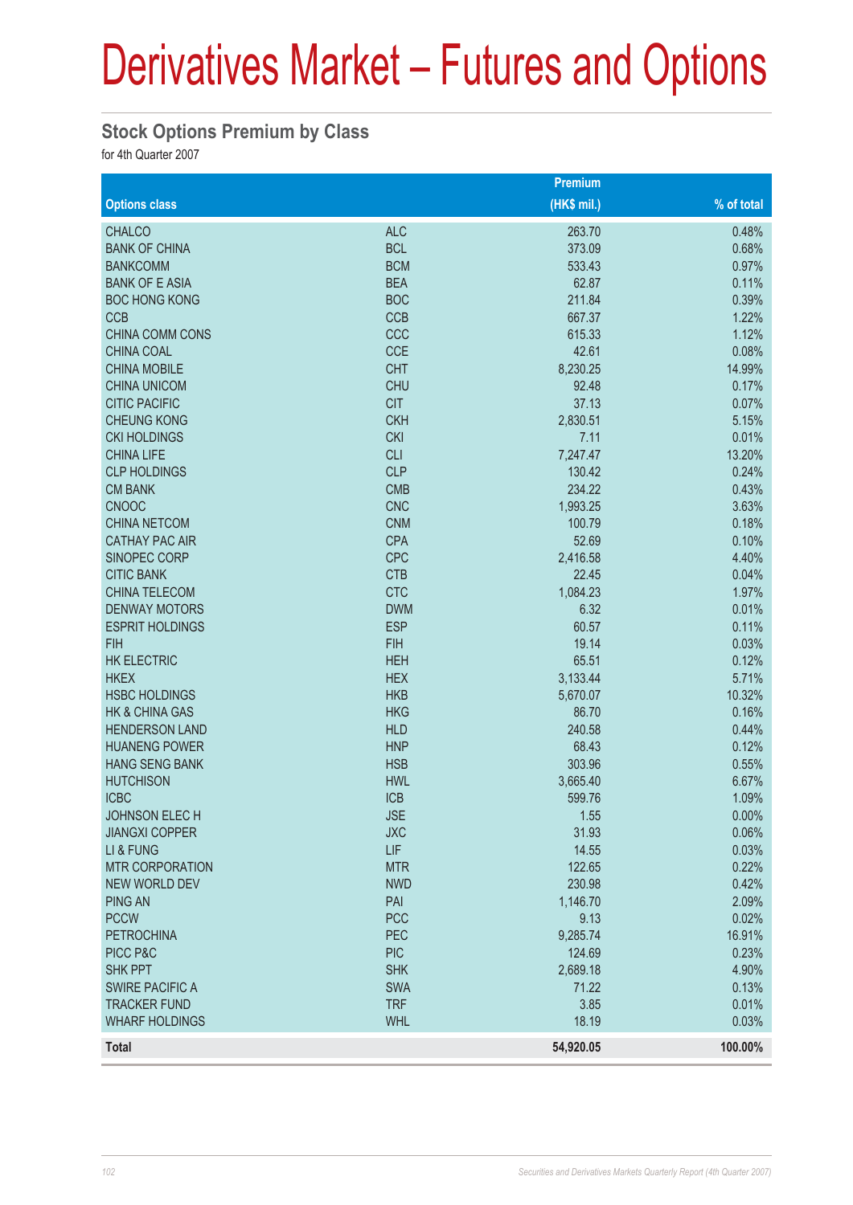# Derivatives Market – Futures and Options

## Stock Options Premium by Class

for 4th Quarter 2007

| Options class | | Premium (HK$ mil.) | % of total |
|---|---|---|---|
| CHALCO | ALC | 263.70 | 0.48% |
| BANK OF CHINA | BCL | 373.09 | 0.68% |
| BANKCOMM | BCM | 533.43 | 0.97% |
| BANK OF E ASIA | BEA | 62.87 | 0.11% |
| BOC HONG KONG | BOC | 211.84 | 0.39% |
| CCB | CCB | 667.37 | 1.22% |
| CHINA COMM CONS | CCC | 615.33 | 1.12% |
| CHINA COAL | CCE | 42.61 | 0.08% |
| CHINA MOBILE | CHT | 8,230.25 | 14.99% |
| CHINA UNICOM | CHU | 92.48 | 0.17% |
| CITIC PACIFIC | CIT | 37.13 | 0.07% |
| CHEUNG KONG | CKH | 2,830.51 | 5.15% |
| CKI HOLDINGS | CKI | 7.11 | 0.01% |
| CHINA LIFE | CLI | 7,247.47 | 13.20% |
| CLP HOLDINGS | CLP | 130.42 | 0.24% |
| CM BANK | CMB | 234.22 | 0.43% |
| CNOOC | CNC | 1,993.25 | 3.63% |
| CHINA NETCOM | CNM | 100.79 | 0.18% |
| CATHAY PAC AIR | CPA | 52.69 | 0.10% |
| SINOPEC CORP | CPC | 2,416.58 | 4.40% |
| CITIC BANK | CTB | 22.45 | 0.04% |
| CHINA TELECOM | CTC | 1,084.23 | 1.97% |
| DENWAY MOTORS | DWM | 6.32 | 0.01% |
| ESPRIT HOLDINGS | ESP | 60.57 | 0.11% |
| FIH | FIH | 19.14 | 0.03% |
| HK ELECTRIC | HEH | 65.51 | 0.12% |
| HKEX | HEX | 3,133.44 | 5.71% |
| HSBC HOLDINGS | HKB | 5,670.07 | 10.32% |
| HK & CHINA GAS | HKG | 86.70 | 0.16% |
| HENDERSON LAND | HLD | 240.58 | 0.44% |
| HUANENG POWER | HNP | 68.43 | 0.12% |
| HANG SENG BANK | HSB | 303.96 | 0.55% |
| HUTCHISON | HWL | 3,665.40 | 6.67% |
| ICBC | ICB | 599.76 | 1.09% |
| JOHNSON ELEC H | JSE | 1.55 | 0.00% |
| JIANGXI COPPER | JXC | 31.93 | 0.06% |
| LI & FUNG | LIF | 14.55 | 0.03% |
| MTR CORPORATION | MTR | 122.65 | 0.22% |
| NEW WORLD DEV | NWD | 230.98 | 0.42% |
| PING AN | PAI | 1,146.70 | 2.09% |
| PCCW | PCC | 9.13 | 0.02% |
| PETROCHINA | PEC | 9,285.74 | 16.91% |
| PICC P&C | PIC | 124.69 | 0.23% |
| SHK PPT | SHK | 2,689.18 | 4.90% |
| SWIRE PACIFIC A | SWA | 71.22 | 0.13% |
| TRACKER FUND | TRF | 3.85 | 0.01% |
| WHARF HOLDINGS | WHL | 18.19 | 0.03% |
| **Total** | | **54,920.05** | **100.00%** |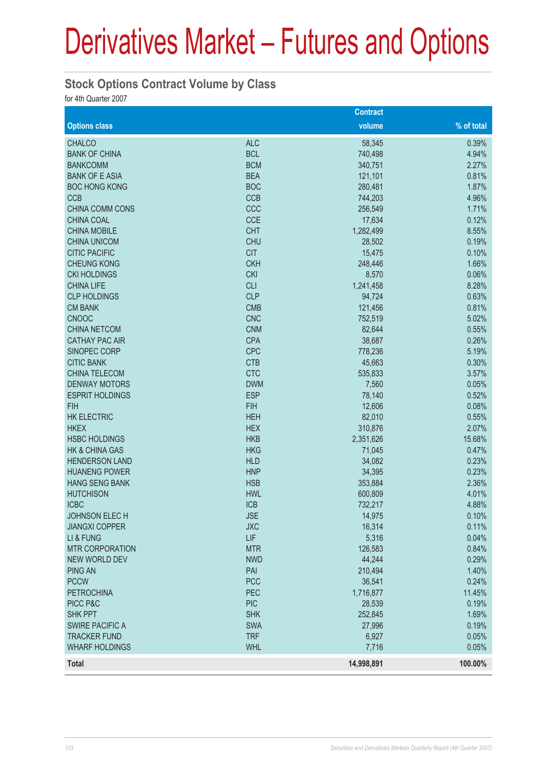# Derivatives Market – Futures and Options

## Stock Options Contract Volume by Class

for 4th Quarter 2007

| Options class | | Contract volume | % of total |
|---|---|---|---|
| CHALCO | ALC | 58,345 | 0.39% |
| BANK OF CHINA | BCL | 740,498 | 4.94% |
| BANKCOMM | BCM | 340,751 | 2.27% |
| BANK OF E ASIA | BEA | 121,101 | 0.81% |
| BOC HONG KONG | BOC | 280,481 | 1.87% |
| CCB | CCB | 744,203 | 4.96% |
| CHINA COMM CONS | CCC | 256,549 | 1.71% |
| CHINA COAL | CCE | 17,634 | 0.12% |
| CHINA MOBILE | CHT | 1,282,499 | 8.55% |
| CHINA UNICOM | CHU | 28,502 | 0.19% |
| CITIC PACIFIC | CIT | 15,475 | 0.10% |
| CHEUNG KONG | CKH | 248,446 | 1.66% |
| CKI HOLDINGS | CKI | 8,570 | 0.06% |
| CHINA LIFE | CLI | 1,241,458 | 8.28% |
| CLP HOLDINGS | CLP | 94,724 | 0.63% |
| CM BANK | CMB | 121,456 | 0.81% |
| CNOOC | CNC | 752,519 | 5.02% |
| CHINA NETCOM | CNM | 82,644 | 0.55% |
| CATHAY PAC AIR | CPA | 38,687 | 0.26% |
| SINOPEC CORP | CPC | 778,236 | 5.19% |
| CITIC BANK | CTB | 45,663 | 0.30% |
| CHINA TELECOM | CTC | 535,833 | 3.57% |
| DENWAY MOTORS | DWM | 7,560 | 0.05% |
| ESPRIT HOLDINGS | ESP | 78,140 | 0.52% |
| FIH | FIH | 12,606 | 0.08% |
| HK ELECTRIC | HEH | 82,010 | 0.55% |
| HKEX | HEX | 310,876 | 2.07% |
| HSBC HOLDINGS | HKB | 2,351,626 | 15.68% |
| HK & CHINA GAS | HKG | 71,045 | 0.47% |
| HENDERSON LAND | HLD | 34,082 | 0.23% |
| HUANENG POWER | HNP | 34,395 | 0.23% |
| HANG SENG BANK | HSB | 353,884 | 2.36% |
| HUTCHISON | HWL | 600,809 | 4.01% |
| ICBC | ICB | 732,217 | 4.88% |
| JOHNSON ELEC H | JSE | 14,975 | 0.10% |
| JIANGXI COPPER | JXC | 16,314 | 0.11% |
| LI & FUNG | LIF | 5,316 | 0.04% |
| MTR CORPORATION | MTR | 126,583 | 0.84% |
| NEW WORLD DEV | NWD | 44,244 | 0.29% |
| PING AN | PAI | 210,494 | 1.40% |
| PCCW | PCC | 36,541 | 0.24% |
| PETROCHINA | PEC | 1,716,877 | 11.45% |
| PICC P&C | PIC | 28,539 | 0.19% |
| SHK PPT | SHK | 252,845 | 1.69% |
| SWIRE PACIFIC A | SWA | 27,996 | 0.19% |
| TRACKER FUND | TRF | 6,927 | 0.05% |
| WHARF HOLDINGS | WHL | 7,716 | 0.05% |
| **Total** | | **14,998,891** | **100.00%** |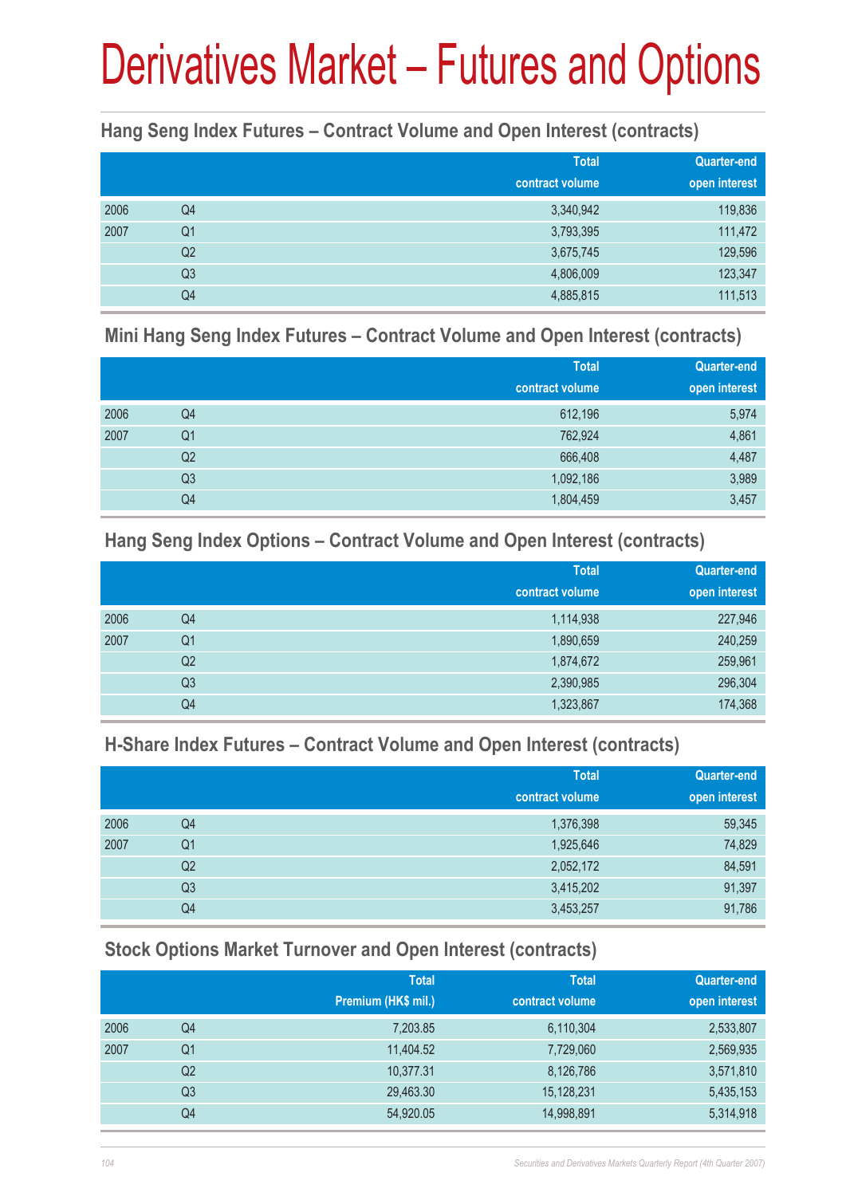# Derivatives Market – Futures and Options

## Hang Seng Index Futures – Contract Volume and Open Interest (contracts)

| | | Total contract volume | Quarter-end open interest |
|---|---|---|---|
| 2006 | Q4 | 3,340,942 | 119,836 |
| 2007 | Q1 | 3,793,395 | 111,472 |
| | Q2 | 3,675,745 | 129,596 |
| | Q3 | 4,806,009 | 123,347 |
| | Q4 | 4,885,815 | 111,513 |

## Mini Hang Seng Index Futures – Contract Volume and Open Interest (contracts)

| | | Total contract volume | Quarter-end open interest |
|---|---|---|---|
| 2006 | Q4 | 612,196 | 5,974 |
| 2007 | Q1 | 762,924 | 4,861 |
| | Q2 | 666,408 | 4,487 |
| | Q3 | 1,092,186 | 3,989 |
| | Q4 | 1,804,459 | 3,457 |

## Hang Seng Index Options – Contract Volume and Open Interest (contracts)

| | | Total contract volume | Quarter-end open interest |
|---|---|---|---|
| 2006 | Q4 | 1,114,938 | 227,946 |
| 2007 | Q1 | 1,890,659 | 240,259 |
| | Q2 | 1,874,672 | 259,961 |
| | Q3 | 2,390,985 | 296,304 |
| | Q4 | 1,323,867 | 174,368 |

## H-Share Index Futures – Contract Volume and Open Interest (contracts)

| | | Total contract volume | Quarter-end open interest |
|---|---|---|---|
| 2006 | Q4 | 1,376,398 | 59,345 |
| 2007 | Q1 | 1,925,646 | 74,829 |
| | Q2 | 2,052,172 | 84,591 |
| | Q3 | 3,415,202 | 91,397 |
| | Q4 | 3,453,257 | 91,786 |

## Stock Options Market Turnover and Open Interest (contracts)

| | | Total Premium (HK$ mil.) | Total contract volume | Quarter-end open interest |
|---|---|---|---|---|
| 2006 | Q4 | 7,203.85 | 6,110,304 | 2,533,807 |
| 2007 | Q1 | 11,404.52 | 7,729,060 | 2,569,935 |
| | Q2 | 10,377.31 | 8,126,786 | 3,571,810 |
| | Q3 | 29,463.30 | 15,128,231 | 5,435,153 |
| | Q4 | 54,920.05 | 14,998,891 | 5,314,918 |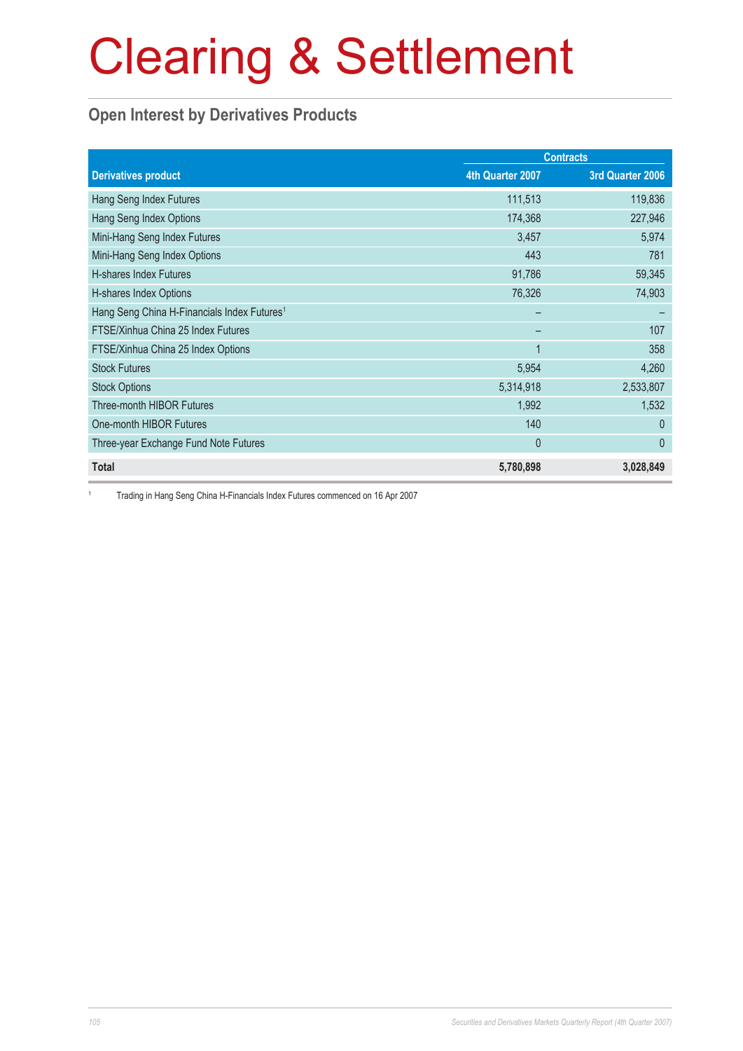# Clearing & Settlement

## Open Interest by Derivatives Products

| Derivatives product | Contracts | |
|---|---|---|
| | 4th Quarter 2007 | 3rd Quarter 2006 |
| Hang Seng Index Futures | 111,513 | 119,836 |
| Hang Seng Index Options | 174,368 | 227,946 |
| Mini-Hang Seng Index Futures | 3,457 | 5,974 |
| Mini-Hang Seng Index Options | 443 | 781 |
| H-shares Index Futures | 91,786 | 59,345 |
| H-shares Index Options | 76,326 | 74,903 |
| Hang Seng China H-Financials Index Futures[1] | – | – |
| FTSE/Xinhua China 25 Index Futures | – | 107 |
| FTSE/Xinhua China 25 Index Options | 1 | 358 |
| Stock Futures | 5,954 | 4,260 |
| Stock Options | 5,314,918 | 2,533,807 |
| Three-month HIBOR Futures | 1,992 | 1,532 |
| One-month HIBOR Futures | 140 | 0 |
| Three-year Exchange Fund Note Futures | 0 | 0 |
| **Total** | **5,780,898** | **3,028,849** |

[1] Trading in Hang Seng China H-Financials Index Futures commenced on 16 Apr 2007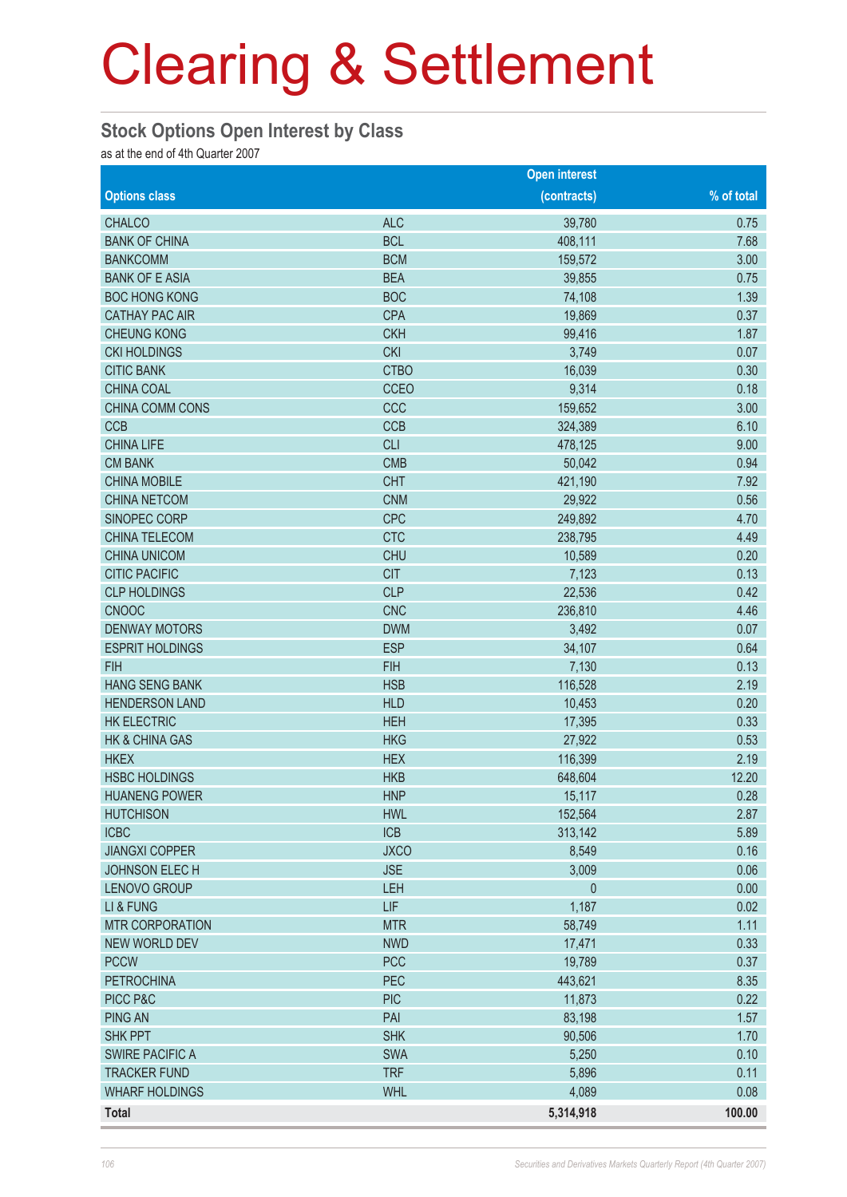# Clearing & Settlement

## Stock Options Open Interest by Class

as at the end of 4th Quarter 2007

| Options class | | Open interest (contracts) | % of total |
|---|---|---|---|
| CHALCO | ALC | 39,780 | 0.75 |
| BANK OF CHINA | BCL | 408,111 | 7.68 |
| BANKCOMM | BCM | 159,572 | 3.00 |
| BANK OF E ASIA | BEA | 39,855 | 0.75 |
| BOC HONG KONG | BOC | 74,108 | 1.39 |
| CATHAY PAC AIR | CPA | 19,869 | 0.37 |
| CHEUNG KONG | CKH | 99,416 | 1.87 |
| CKI HOLDINGS | CKI | 3,749 | 0.07 |
| CITIC BANK | CTBO | 16,039 | 0.30 |
| CHINA COAL | CCEO | 9,314 | 0.18 |
| CHINA COMM CONS | CCC | 159,652 | 3.00 |
| CCB | CCB | 324,389 | 6.10 |
| CHINA LIFE | CLI | 478,125 | 9.00 |
| CM BANK | CMB | 50,042 | 0.94 |
| CHINA MOBILE | CHT | 421,190 | 7.92 |
| CHINA NETCOM | CNM | 29,922 | 0.56 |
| SINOPEC CORP | CPC | 249,892 | 4.70 |
| CHINA TELECOM | CTC | 238,795 | 4.49 |
| CHINA UNICOM | CHU | 10,589 | 0.20 |
| CITIC PACIFIC | CIT | 7,123 | 0.13 |
| CLP HOLDINGS | CLP | 22,536 | 0.42 |
| CNOOC | CNC | 236,810 | 4.46 |
| DENWAY MOTORS | DWM | 3,492 | 0.07 |
| ESPRIT HOLDINGS | ESP | 34,107 | 0.64 |
| FIH | FIH | 7,130 | 0.13 |
| HANG SENG BANK | HSB | 116,528 | 2.19 |
| HENDERSON LAND | HLD | 10,453 | 0.20 |
| HK ELECTRIC | HEH | 17,395 | 0.33 |
| HK & CHINA GAS | HKG | 27,922 | 0.53 |
| HKEX | HEX | 116,399 | 2.19 |
| HSBC HOLDINGS | HKB | 648,604 | 12.20 |
| HUANENG POWER | HNP | 15,117 | 0.28 |
| HUTCHISON | HWL | 152,564 | 2.87 |
| ICBC | ICB | 313,142 | 5.89 |
| JIANGXI COPPER | JXCO | 8,549 | 0.16 |
| JOHNSON ELEC H | JSE | 3,009 | 0.06 |
| LENOVO GROUP | LEH | 0 | 0.00 |
| LI & FUNG | LIF | 1,187 | 0.02 |
| MTR CORPORATION | MTR | 58,749 | 1.11 |
| NEW WORLD DEV | NWD | 17,471 | 0.33 |
| PCCW | PCC | 19,789 | 0.37 |
| PETROCHINA | PEC | 443,621 | 8.35 |
| PICC P&C | PIC | 11,873 | 0.22 |
| PING AN | PAI | 83,198 | 1.57 |
| SHK PPT | SHK | 90,506 | 1.70 |
| SWIRE PACIFIC A | SWA | 5,250 | 0.10 |
| TRACKER FUND | TRF | 5,896 | 0.11 |
| WHARF HOLDINGS | WHL | 4,089 | 0.08 |
| **Total** | | **5,314,918** | **100.00** |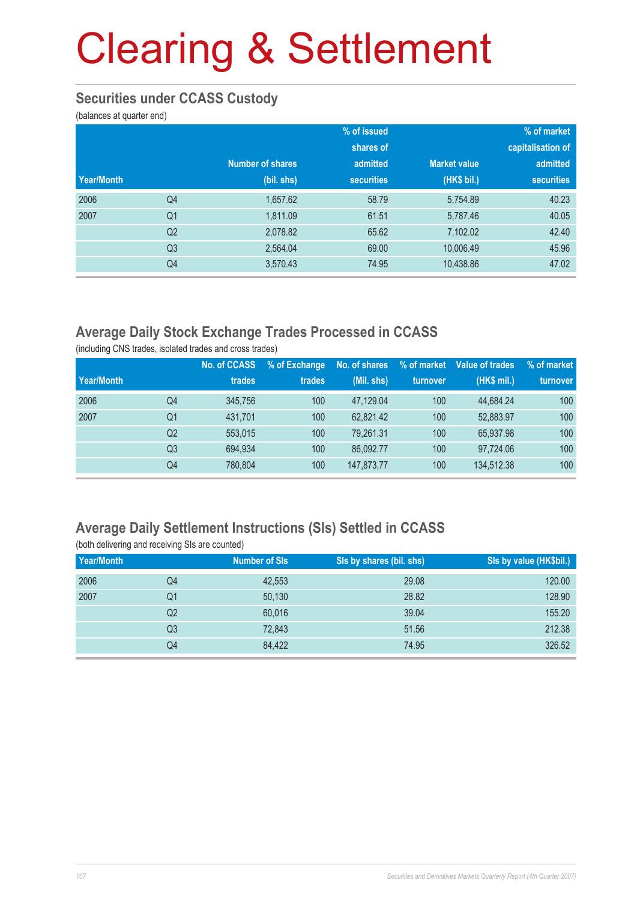# Clearing & Settlement

## Securities under CCASS Custody

(balances at quarter end)

| Year/Month | | Number of shares (bil. shs) | % of issued shares of admitted securities | Market value (HK$ bil.) | % of market capitalisation of admitted securities |
|---|---|---|---|---|---|
| 2006 | Q4 | 1,657.62 | 58.79 | 5,754.89 | 40.23 |
| 2007 | Q1 | 1,811.09 | 61.51 | 5,787.46 | 40.05 |
| | Q2 | 2,078.82 | 65.62 | 7,102.02 | 42.40 |
| | Q3 | 2,564.04 | 69.00 | 10,006.49 | 45.96 |
| | Q4 | 3,570.43 | 74.95 | 10,438.86 | 47.02 |

## Average Daily Stock Exchange Trades Processed in CCASS

(including CNS trades, isolated trades and cross trades)

| Year/Month | | No. of CCASS trades | % of Exchange trades | No. of shares (Mil. shs) | % of market turnover | Value of trades (HK$ mil.) | % of market turnover |
|---|---|---|---|---|---|---|---|
| 2006 | Q4 | 345,756 | 100 | 47,129.04 | 100 | 44,684.24 | 100 |
| 2007 | Q1 | 431,701 | 100 | 62,821.42 | 100 | 52,883.97 | 100 |
| | Q2 | 553,015 | 100 | 79,261.31 | 100 | 65,937.98 | 100 |
| | Q3 | 694,934 | 100 | 86,092.77 | 100 | 97,724.06 | 100 |
| | Q4 | 780,804 | 100 | 147,873.77 | 100 | 134,512.38 | 100 |

## Average Daily Settlement Instructions (SIs) Settled in CCASS

(both delivering and receiving SIs are counted)

| Year/Month | | Number of SIs | SIs by shares (bil. shs) | SIs by value (HK$bil.) |
|---|---|---|---|---|
| 2006 | Q4 | 42,553 | 29.08 | 120.00 |
| 2007 | Q1 | 50,130 | 28.82 | 128.90 |
| | Q2 | 60,016 | 39.04 | 155.20 |
| | Q3 | 72,843 | 51.56 | 212.38 |
| | Q4 | 84,422 | 74.95 | 326.52 |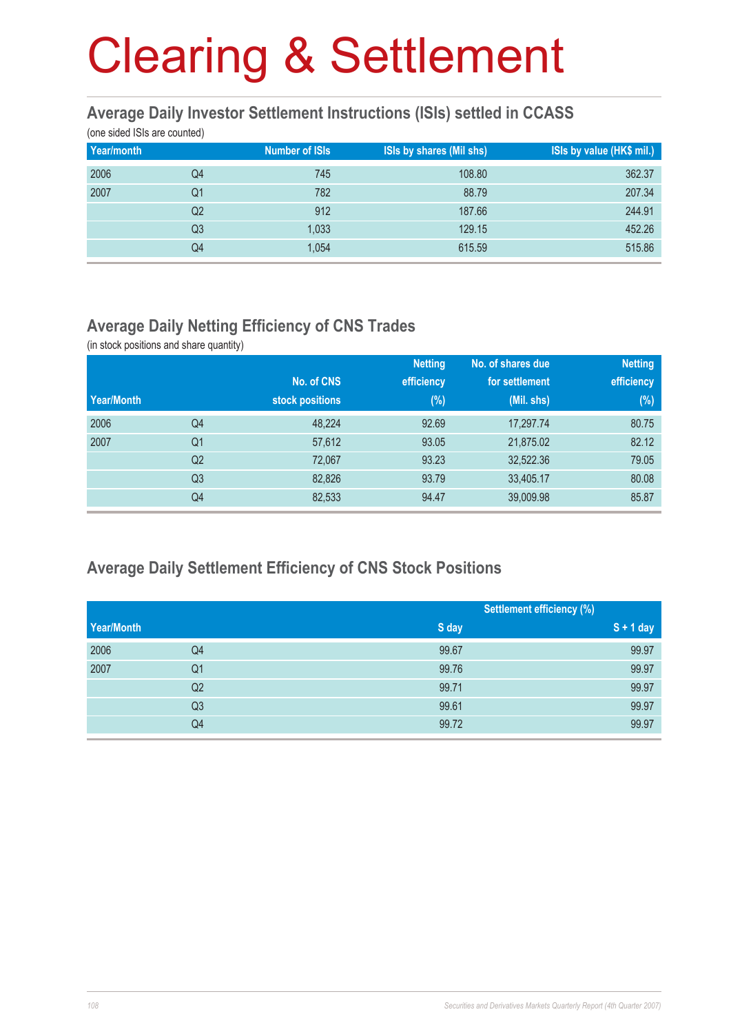# Clearing & Settlement

## Average Daily Investor Settlement Instructions (ISIs) settled in CCASS

(one sided ISIs are counted)

| Year/month | | Number of ISIs | ISIs by shares (Mil shs) | ISIs by value (HK$ mil.) |
|---|---|---|---|---|
| 2006 | Q4 | 745 | 108.80 | 362.37 |
| 2007 | Q1 | 782 | 88.79 | 207.34 |
| | Q2 | 912 | 187.66 | 244.91 |
| | Q3 | 1,033 | 129.15 | 452.26 |
| | Q4 | 1,054 | 615.59 | 515.86 |

## Average Daily Netting Efficiency of CNS Trades

(in stock positions and share quantity)

| Year/Month | | No. of CNS stock positions | Netting efficiency (%) | No. of shares due for settlement (Mil. shs) | Netting efficiency (%) |
|---|---|---|---|---|---|
| 2006 | Q4 | 48,224 | 92.69 | 17,297.74 | 80.75 |
| 2007 | Q1 | 57,612 | 93.05 | 21,875.02 | 82.12 |
| | Q2 | 72,067 | 93.23 | 32,522.36 | 79.05 |
| | Q3 | 82,826 | 93.79 | 33,405.17 | 80.08 |
| | Q4 | 82,533 | 94.47 | 39,009.98 | 85.87 |

## Average Daily Settlement Efficiency of CNS Stock Positions

| | | Settlement efficiency (%) | |
|---|---|---|---|
| Year/Month | | S day | S + 1 day |
| 2006 | Q4 | 99.67 | 99.97 |
| 2007 | Q1 | 99.76 | 99.97 |
| | Q2 | 99.71 | 99.97 |
| | Q3 | 99.61 | 99.97 |
| | Q4 | 99.72 | 99.97 |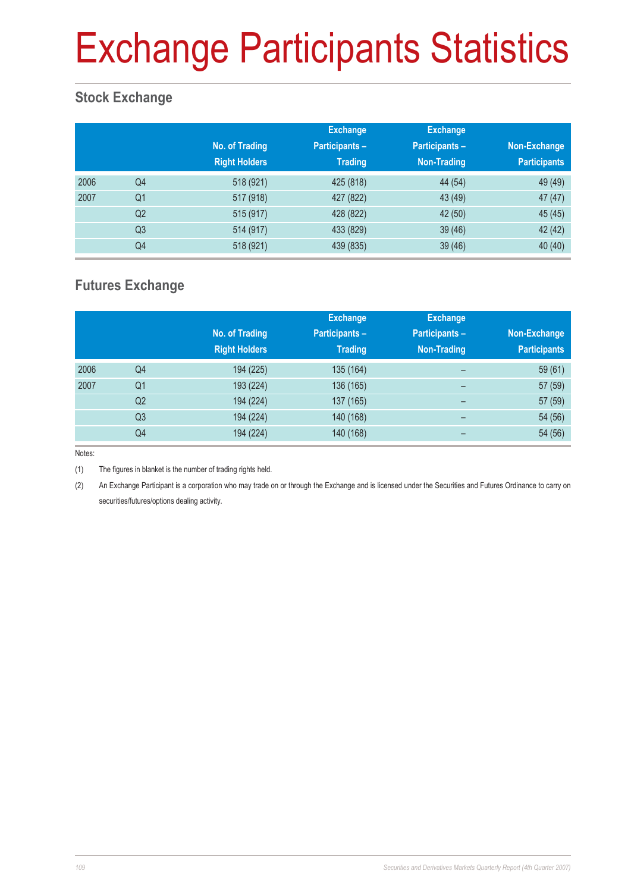# Exchange Participants Statistics

## Stock Exchange

| | | No. of Trading Right Holders | Exchange Participants – Trading | Exchange Participants – Non-Trading | Non-Exchange Participants |
|---|---|---|---|---|---|
| 2006 | Q4 | 518 (921) | 425 (818) | 44 (54) | 49 (49) |
| 2007 | Q1 | 517 (918) | 427 (822) | 43 (49) | 47 (47) |
| | Q2 | 515 (917) | 428 (822) | 42 (50) | 45 (45) |
| | Q3 | 514 (917) | 433 (829) | 39 (46) | 42 (42) |
| | Q4 | 518 (921) | 439 (835) | 39 (46) | 40 (40) |

## Futures Exchange

| | | No. of Trading Right Holders | Exchange Participants – Trading | Exchange Participants – Non-Trading | Non-Exchange Participants |
|---|---|---|---|---|---|
| 2006 | Q4 | 194 (225) | 135 (164) | – | 59 (61) |
| 2007 | Q1 | 193 (224) | 136 (165) | – | 57 (59) |
| | Q2 | 194 (224) | 137 (165) | – | 57 (59) |
| | Q3 | 194 (224) | 140 (168) | – | 54 (56) |
| | Q4 | 194 (224) | 140 (168) | – | 54 (56) |

Notes:

(1) The figures in blanket is the number of trading rights held.

(2) An Exchange Participant is a corporation who may trade on or through the Exchange and is licensed under the Securities and Futures Ordinance to carry on securities/futures/options dealing activity.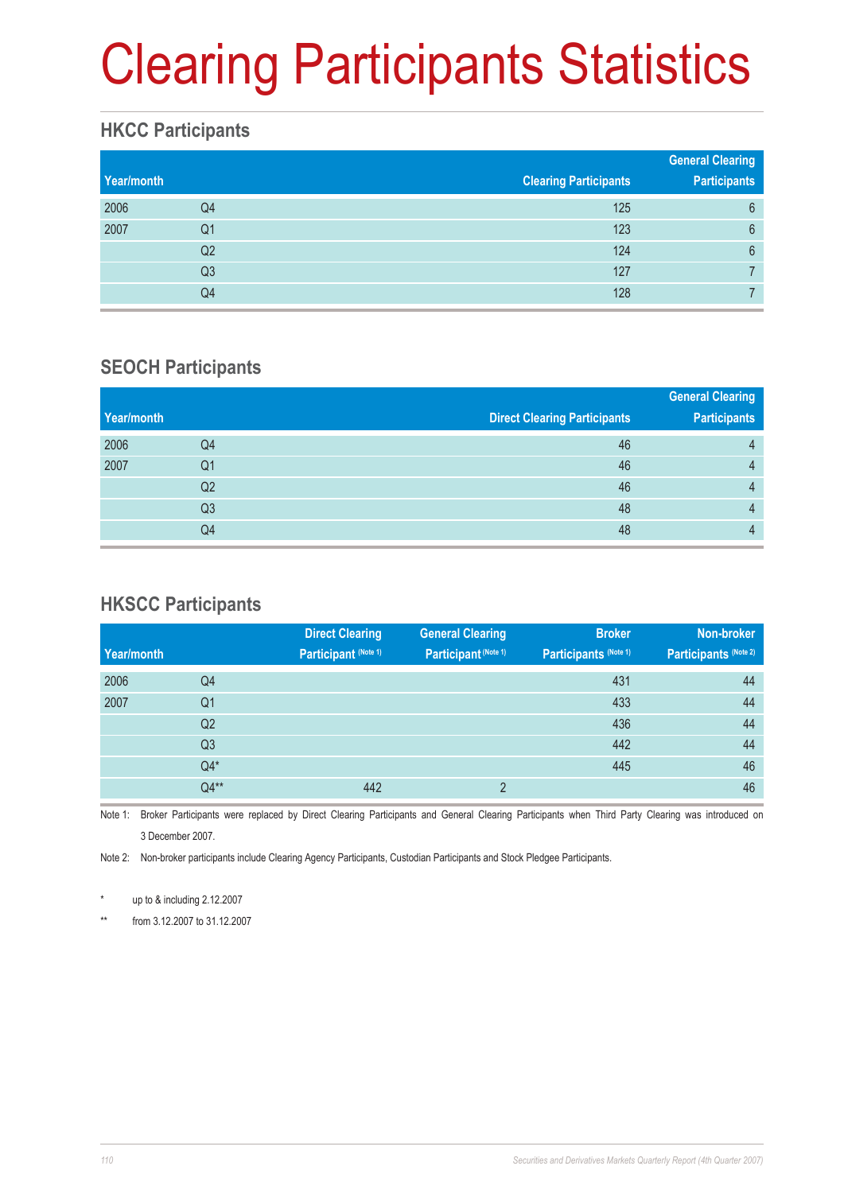# Clearing Participants Statistics

## HKCC Participants

| Year/month | | Clearing Participants | General Clearing Participants |
|---|---|---|---|
| 2006 | Q4 | 125 | 6 |
| 2007 | Q1 | 123 | 6 |
| | Q2 | 124 | 6 |
| | Q3 | 127 | 7 |
| | Q4 | 128 | 7 |

## SEOCH Participants

| Year/month | | Direct Clearing Participants | General Clearing Participants |
|---|---|---|---|
| 2006 | Q4 | 46 | 4 |
| 2007 | Q1 | 46 | 4 |
| | Q2 | 46 | 4 |
| | Q3 | 48 | 4 |
| | Q4 | 48 | 4 |

## HKSCC Participants

| Year/month | | Direct Clearing Participant (Note 1) | General Clearing Participant (Note 1) | Broker Participants (Note 1) | Non-broker Participants (Note 2) |
|---|---|---|---|---|---|
| 2006 | Q4 | | | 431 | 44 |
| 2007 | Q1 | | | 433 | 44 |
| | Q2 | | | 436 | 44 |
| | Q3 | | | 442 | 44 |
| | Q4* | | | 445 | 46 |
| | Q4** | 442 | 2 | | 46 |

Note 1: Broker Participants were replaced by Direct Clearing Participants and General Clearing Participants when Third Party Clearing was introduced on 3 December 2007.

Note 2: Non-broker participants include Clearing Agency Participants, Custodian Participants and Stock Pledgee Participants.

\* up to & including 2.12.2007

\*\* from 3.12.2007 to 31.12.2007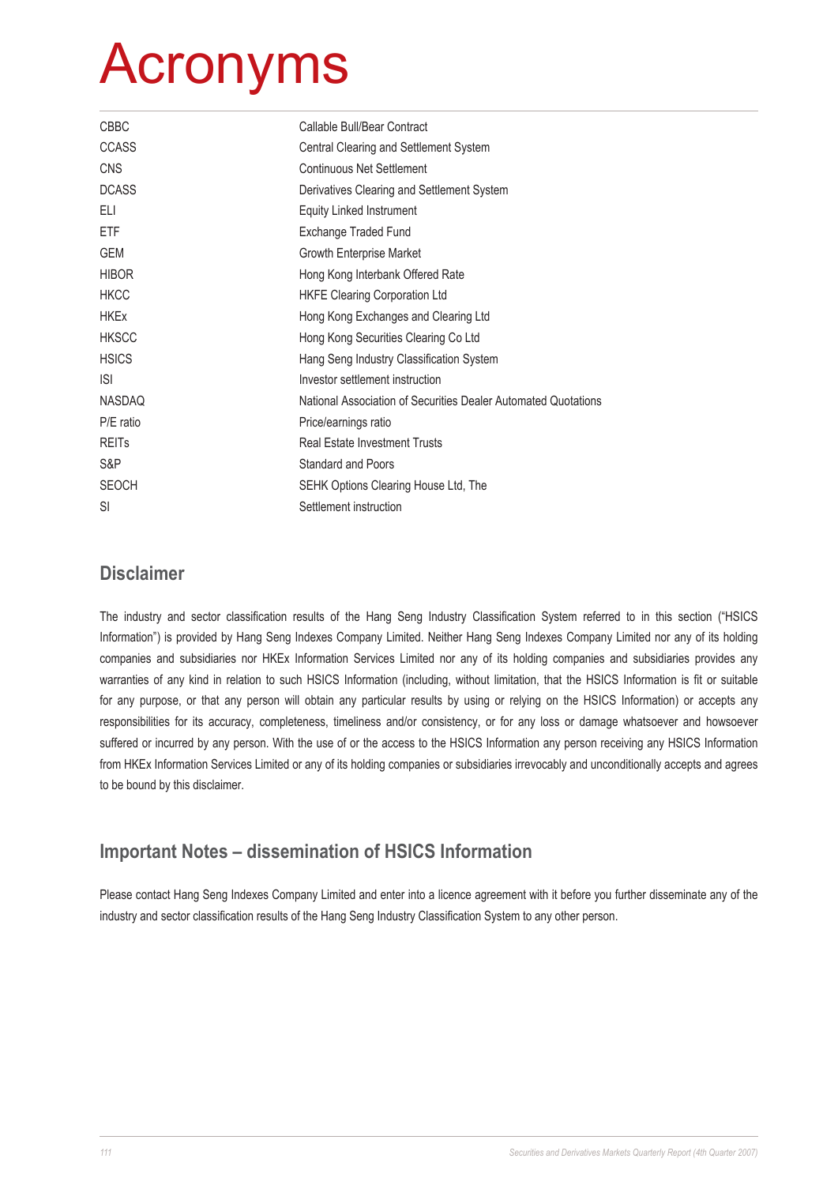# Acronyms

| | |
|---|---|
| CBBC | Callable Bull/Bear Contract |
| CCASS | Central Clearing and Settlement System |
| CNS | Continuous Net Settlement |
| DCASS | Derivatives Clearing and Settlement System |
| ELI | Equity Linked Instrument |
| ETF | Exchange Traded Fund |
| GEM | Growth Enterprise Market |
| HIBOR | Hong Kong Interbank Offered Rate |
| HKCC | HKFE Clearing Corporation Ltd |
| HKEx | Hong Kong Exchanges and Clearing Ltd |
| HKSCC | Hong Kong Securities Clearing Co Ltd |
| HSICS | Hang Seng Industry Classification System |
| ISI | Investor settlement instruction |
| NASDAQ | National Association of Securities Dealer Automated Quotations |
| P/E ratio | Price/earnings ratio |
| REITs | Real Estate Investment Trusts |
| S&P | Standard and Poors |
| SEOCH | SEHK Options Clearing House Ltd, The |
| SI | Settlement instruction |

## Disclaimer

The industry and sector classification results of the Hang Seng Industry Classification System referred to in this section ("HSICS Information") is provided by Hang Seng Indexes Company Limited. Neither Hang Seng Indexes Company Limited nor any of its holding companies and subsidiaries nor HKEx Information Services Limited nor any of its holding companies and subsidiaries provides any warranties of any kind in relation to such HSICS Information (including, without limitation, that the HSICS Information is fit or suitable for any purpose, or that any person will obtain any particular results by using or relying on the HSICS Information) or accepts any responsibilities for its accuracy, completeness, timeliness and/or consistency, or for any loss or damage whatsoever and howsoever suffered or incurred by any person. With the use of or the access to the HSICS Information any person receiving any HSICS Information from HKEx Information Services Limited or any of its holding companies or subsidiaries irrevocably and unconditionally accepts and agrees to be bound by this disclaimer.

## Important Notes – dissemination of HSICS Information

Please contact Hang Seng Indexes Company Limited and enter into a licence agreement with it before you further disseminate any of the industry and sector classification results of the Hang Seng Industry Classification System to any other person.